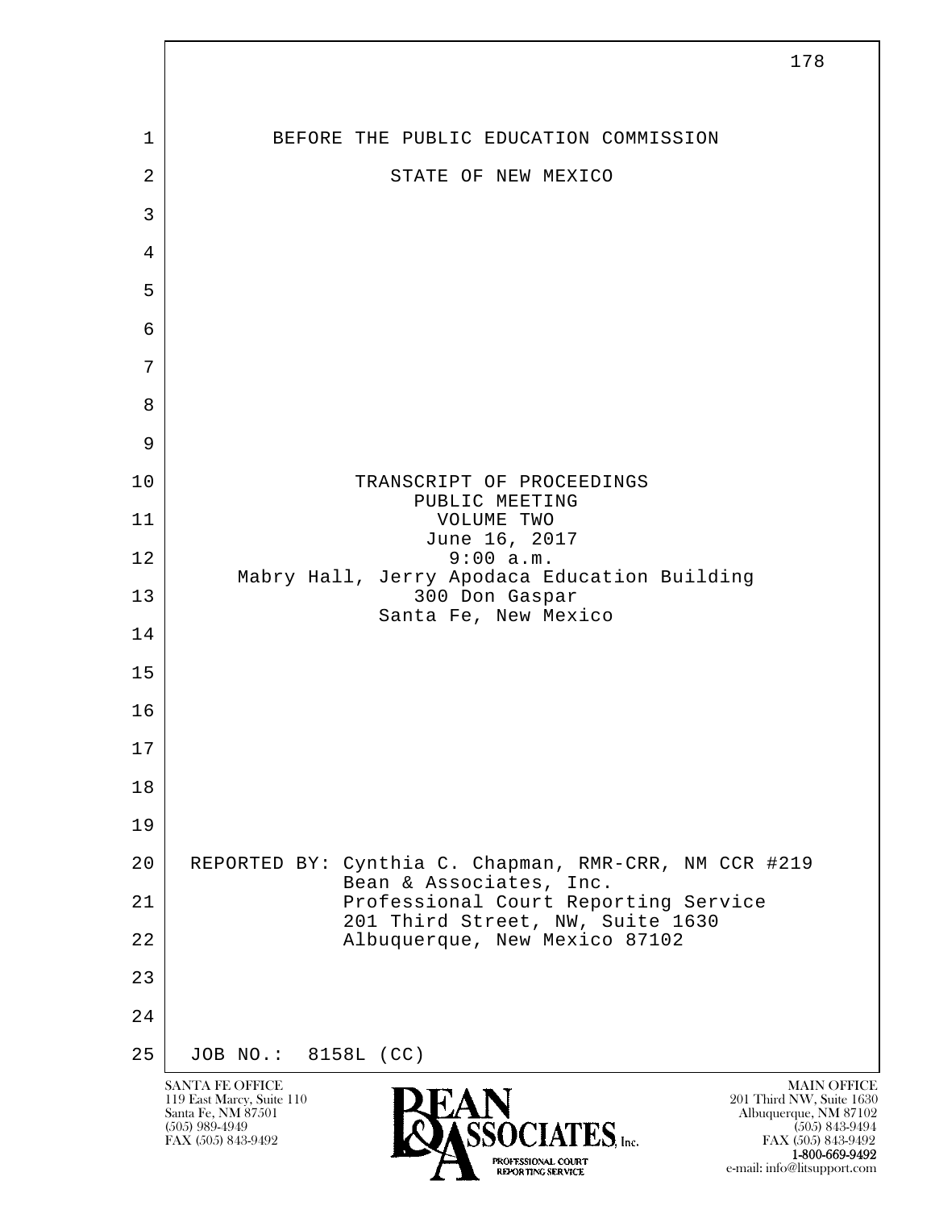BEFORE THE PUBLIC EDUCATION COMMISSION

STATE OF NEW MEXICO

TRANSCRIPT OF PROCEEDINGS
PUBLIC MEETING
VOLUME TWO
June 16, 2017
9:00 a.m.
Mabry Hall, Jerry Apodaca Education Building
300 Don Gaspar
Santa Fe, New Mexico

REPORTED BY: Cynthia C. Chapman, RMR-CRR, NM CCR #219
Bean & Associates, Inc.
Professional Court Reporting Service
201 Third Street, NW, Suite 1630
Albuquerque, New Mexico 87102

JOB NO.: 8158L (CC)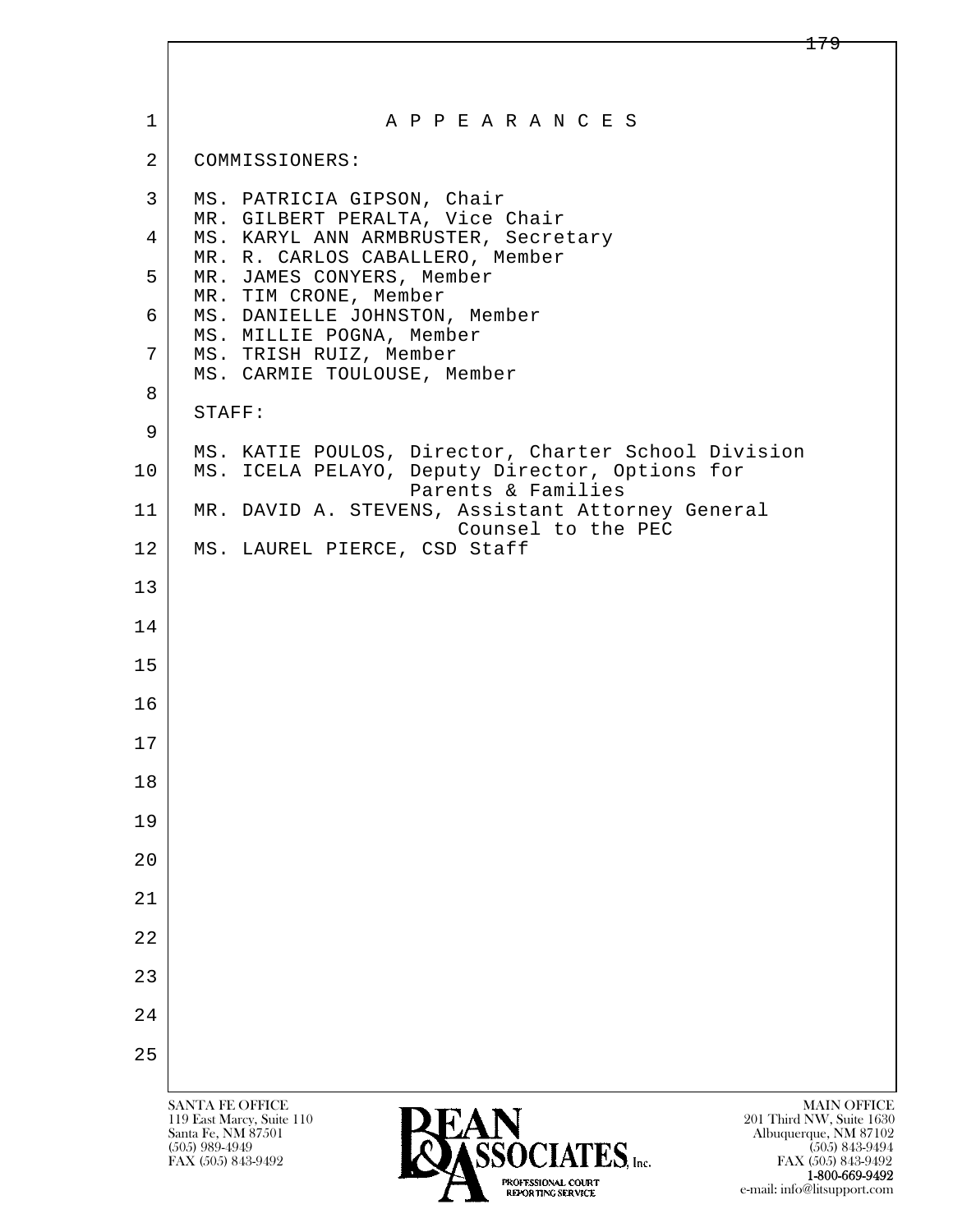# A P P E A R A N C E S

COMMISSIONERS:

MS. PATRICIA GIPSON, Chair
MR. GILBERT PERALTA, Vice Chair
MS. KARYL ANN ARMBRUSTER, Secretary
MR. R. CARLOS CABALLERO, Member
MR. JAMES CONYERS, Member
MR. TIM CRONE, Member
MS. DANIELLE JOHNSTON, Member
MS. MILLIE POGNA, Member
MS. TRISH RUIZ, Member
MS. CARMIE TOULOUSE, Member

STAFF:

MS. KATIE POULOS, Director, Charter School Division
MS. ICELA PELAYO, Deputy Director, Options for Parents & Families
MR. DAVID A. STEVENS, Assistant Attorney General Counsel to the PEC
MS. LAUREL PIERCE, CSD Staff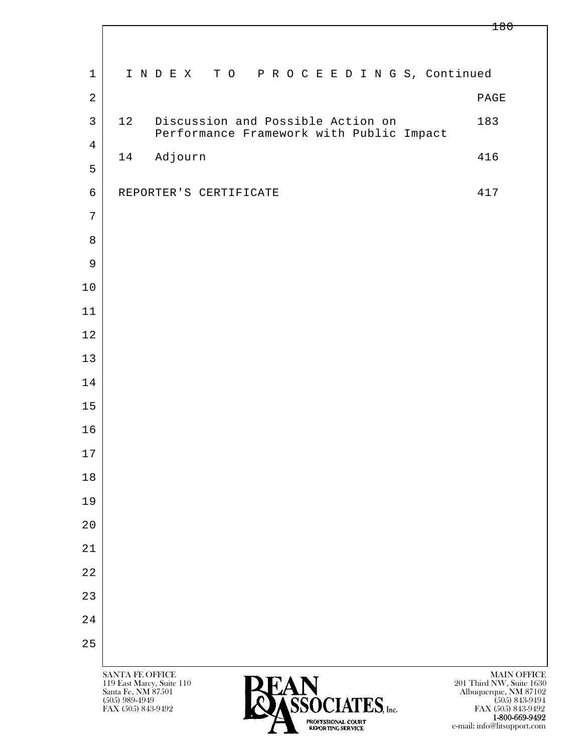# I N D E X   T O   P R O C E E D I N G S, Continued

| | | PAGE |
|---|---|---|
| 12 | Discussion and Possible Action on Performance Framework with Public Impact | 183 |
| 14 | Adjourn | 416 |
| REPORTER'S CERTIFICATE | | 417 |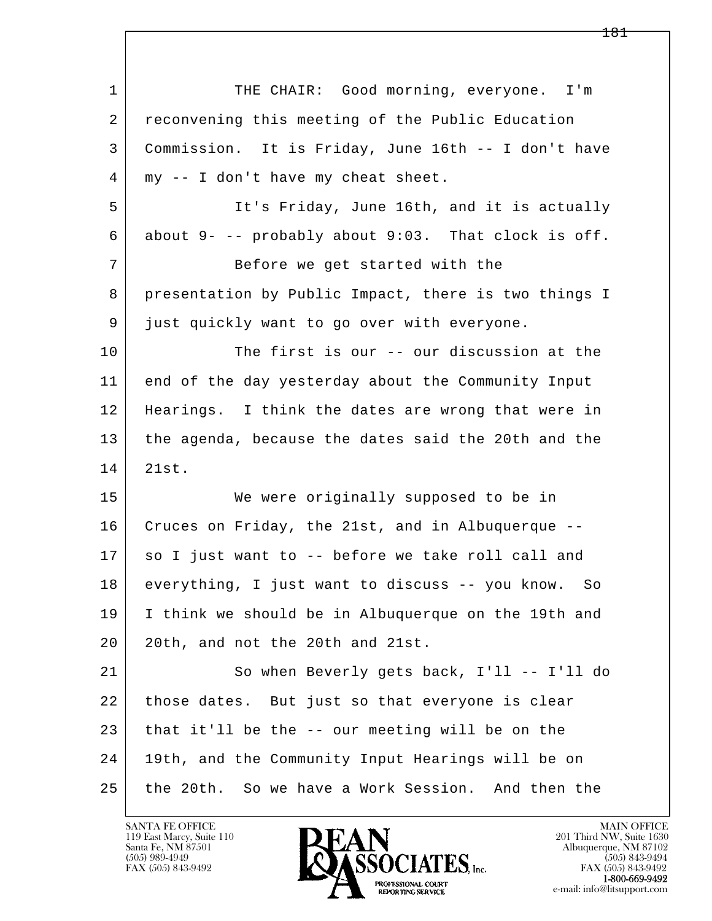1 THE CHAIR: Good morning, everyone. I'm
2 reconvening this meeting of the Public Education
3 Commission. It is Friday, June 16th -- I don't have
4 my -- I don't have my cheat sheet.
5 It's Friday, June 16th, and it is actually
6 about 9- -- probably about 9:03. That clock is off.
7 Before we get started with the
8 presentation by Public Impact, there is two things I
9 just quickly want to go over with everyone.
10 The first is our -- our discussion at the
11 end of the day yesterday about the Community Input
12 Hearings. I think the dates are wrong that were in
13 the agenda, because the dates said the 20th and the
14 21st.
15 We were originally supposed to be in
16 Cruces on Friday, the 21st, and in Albuquerque --
17 so I just want to -- before we take roll call and
18 everything, I just want to discuss -- you know. So
19 I think we should be in Albuquerque on the 19th and
20 20th, and not the 20th and 21st.
21 So when Beverly gets back, I'll -- I'll do
22 those dates. But just so that everyone is clear
23 that it'll be the -- our meeting will be on the
24 19th, and the Community Input Hearings will be on
25 the 20th. So we have a Work Session. And then the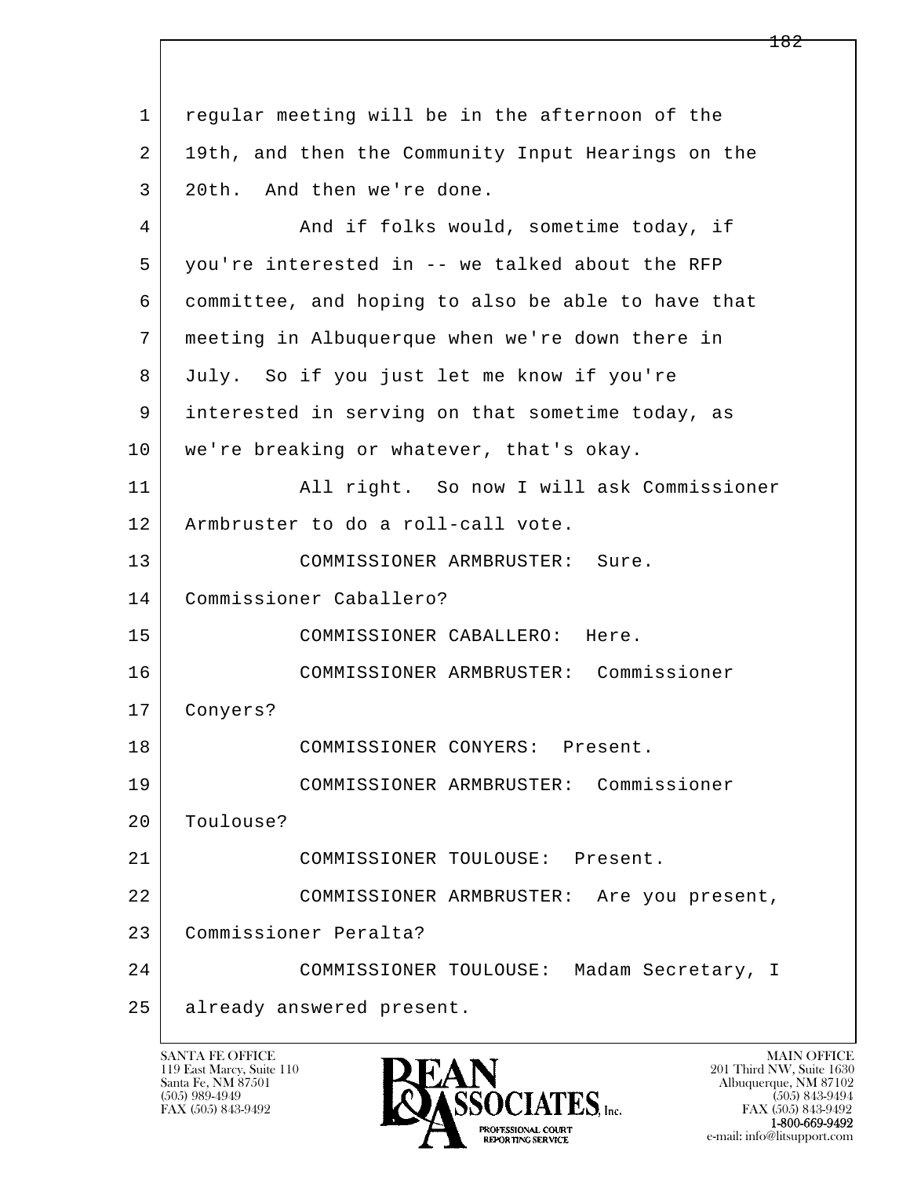regular meeting will be in the afternoon of the 19th, and then the Community Input Hearings on the 20th. And then we're done.

And if folks would, sometime today, if you're interested in -- we talked about the RFP committee, and hoping to also be able to have that meeting in Albuquerque when we're down there in July. So if you just let me know if you're interested in serving on that sometime today, as we're breaking or whatever, that's okay.

All right. So now I will ask Commissioner Armbruster to do a roll-call vote.

COMMISSIONER ARMBRUSTER: Sure. Commissioner Caballero?

COMMISSIONER CABALLERO: Here.

COMMISSIONER ARMBRUSTER: Commissioner Conyers?

COMMISSIONER CONYERS: Present.

COMMISSIONER ARMBRUSTER: Commissioner Toulouse?

COMMISSIONER TOULOUSE: Present.

COMMISSIONER ARMBRUSTER: Are you present, Commissioner Peralta?

COMMISSIONER TOULOUSE: Madam Secretary, I already answered present.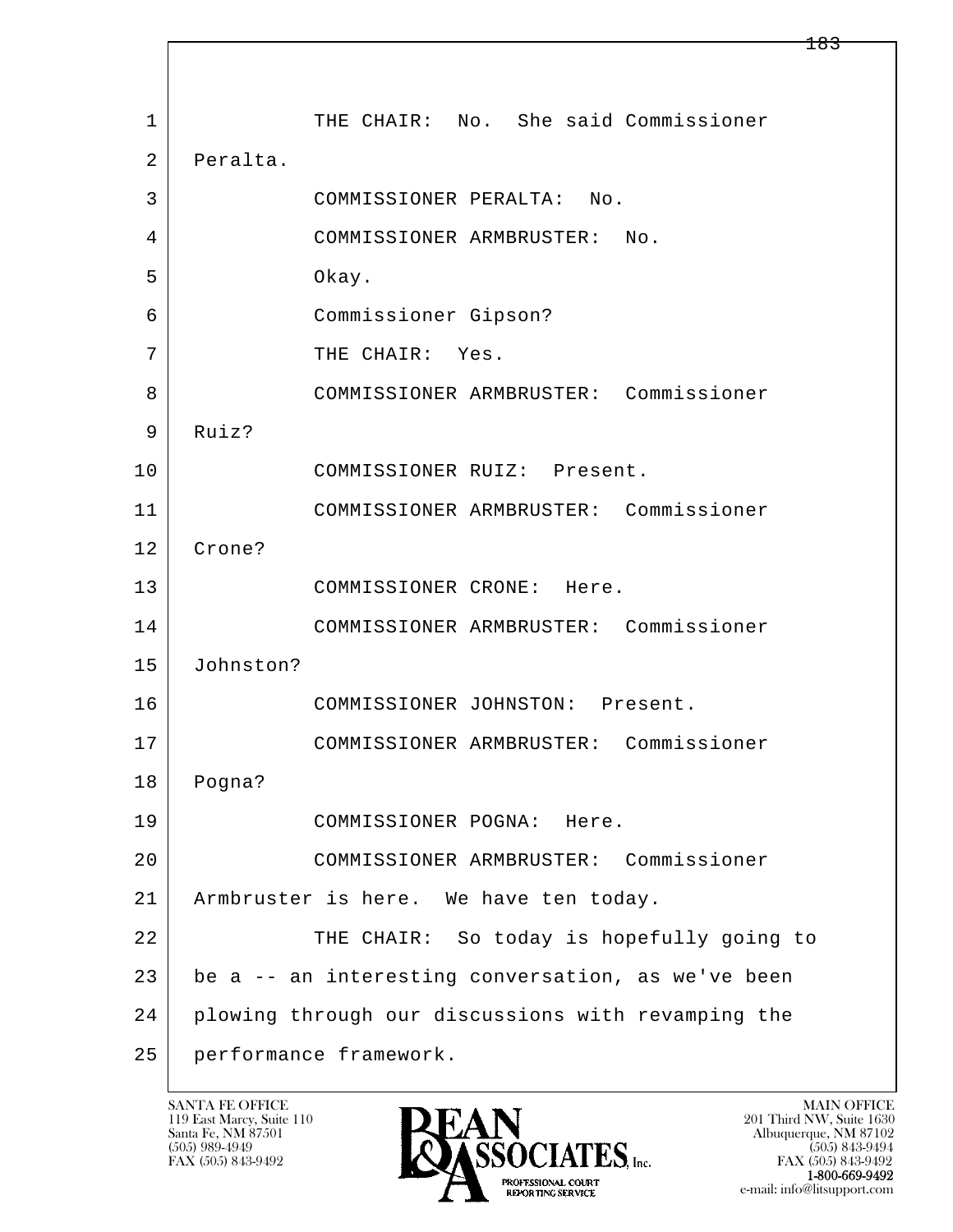THE CHAIR: No. She said Commissioner Peralta.

COMMISSIONER PERALTA: No.

COMMISSIONER ARMBRUSTER: No.

Okay.

Commissioner Gipson?

THE CHAIR: Yes.

COMMISSIONER ARMBRUSTER: Commissioner Ruiz?

COMMISSIONER RUIZ: Present.

COMMISSIONER ARMBRUSTER: Commissioner Crone?

COMMISSIONER CRONE: Here.

COMMISSIONER ARMBRUSTER: Commissioner Johnston?

COMMISSIONER JOHNSTON: Present.

COMMISSIONER ARMBRUSTER: Commissioner Pogna?

COMMISSIONER POGNA: Here.

COMMISSIONER ARMBRUSTER: Commissioner Armbruster is here. We have ten today.

THE CHAIR: So today is hopefully going to be a -- an interesting conversation, as we've been plowing through our discussions with revamping the performance framework.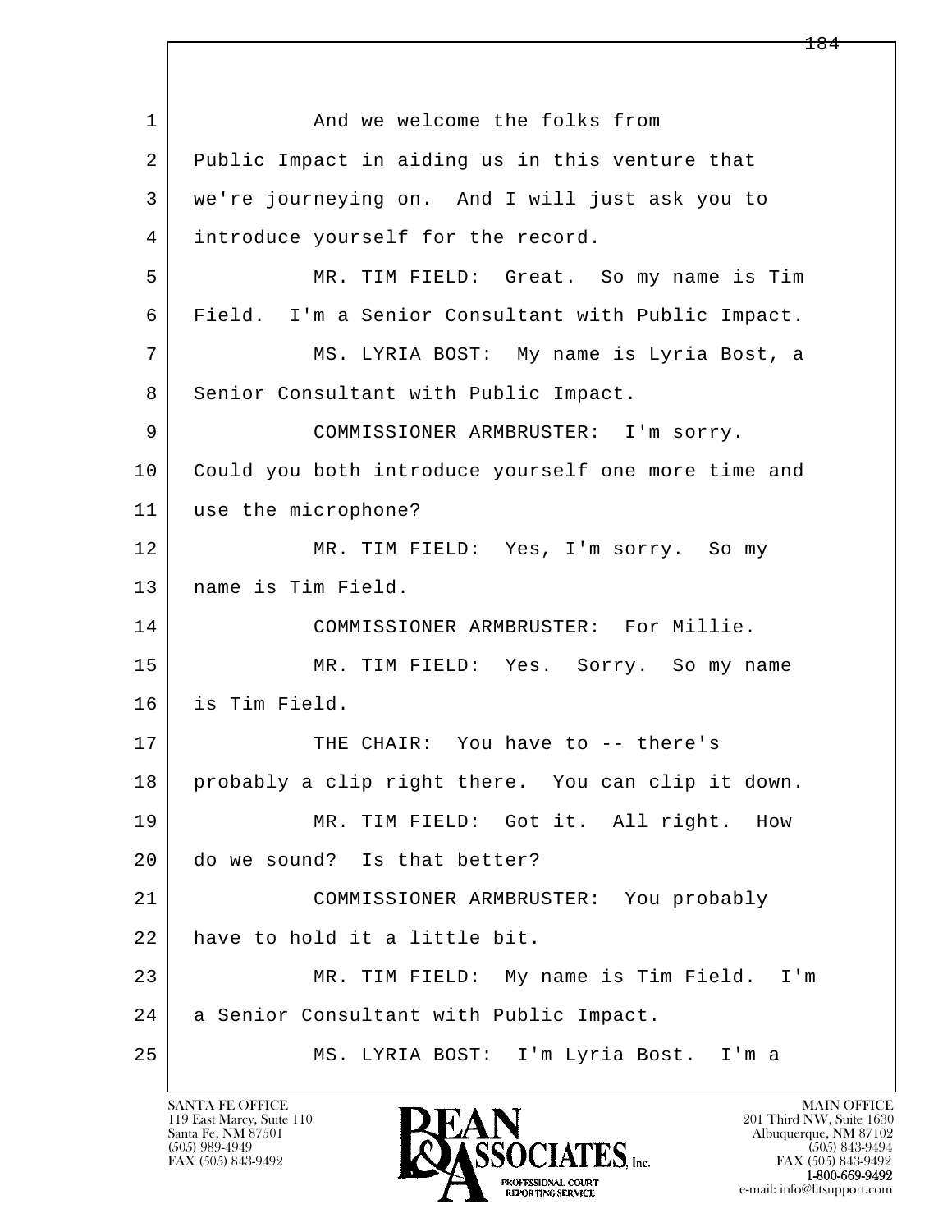1 And we welcome the folks from
2 Public Impact in aiding us in this venture that
3 we're journeying on. And I will just ask you to
4 introduce yourself for the record.
5 MR. TIM FIELD: Great. So my name is Tim
6 Field. I'm a Senior Consultant with Public Impact.
7 MS. LYRIA BOST: My name is Lyria Bost, a
8 Senior Consultant with Public Impact.
9 COMMISSIONER ARMBRUSTER: I'm sorry.
10 Could you both introduce yourself one more time and
11 use the microphone?
12 MR. TIM FIELD: Yes, I'm sorry. So my
13 name is Tim Field.
14 COMMISSIONER ARMBRUSTER: For Millie.
15 MR. TIM FIELD: Yes. Sorry. So my name
16 is Tim Field.
17 THE CHAIR: You have to -- there's
18 probably a clip right there. You can clip it down.
19 MR. TIM FIELD: Got it. All right. How
20 do we sound? Is that better?
21 COMMISSIONER ARMBRUSTER: You probably
22 have to hold it a little bit.
23 MR. TIM FIELD: My name is Tim Field. I'm
24 a Senior Consultant with Public Impact.
25 MS. LYRIA BOST: I'm Lyria Bost. I'm a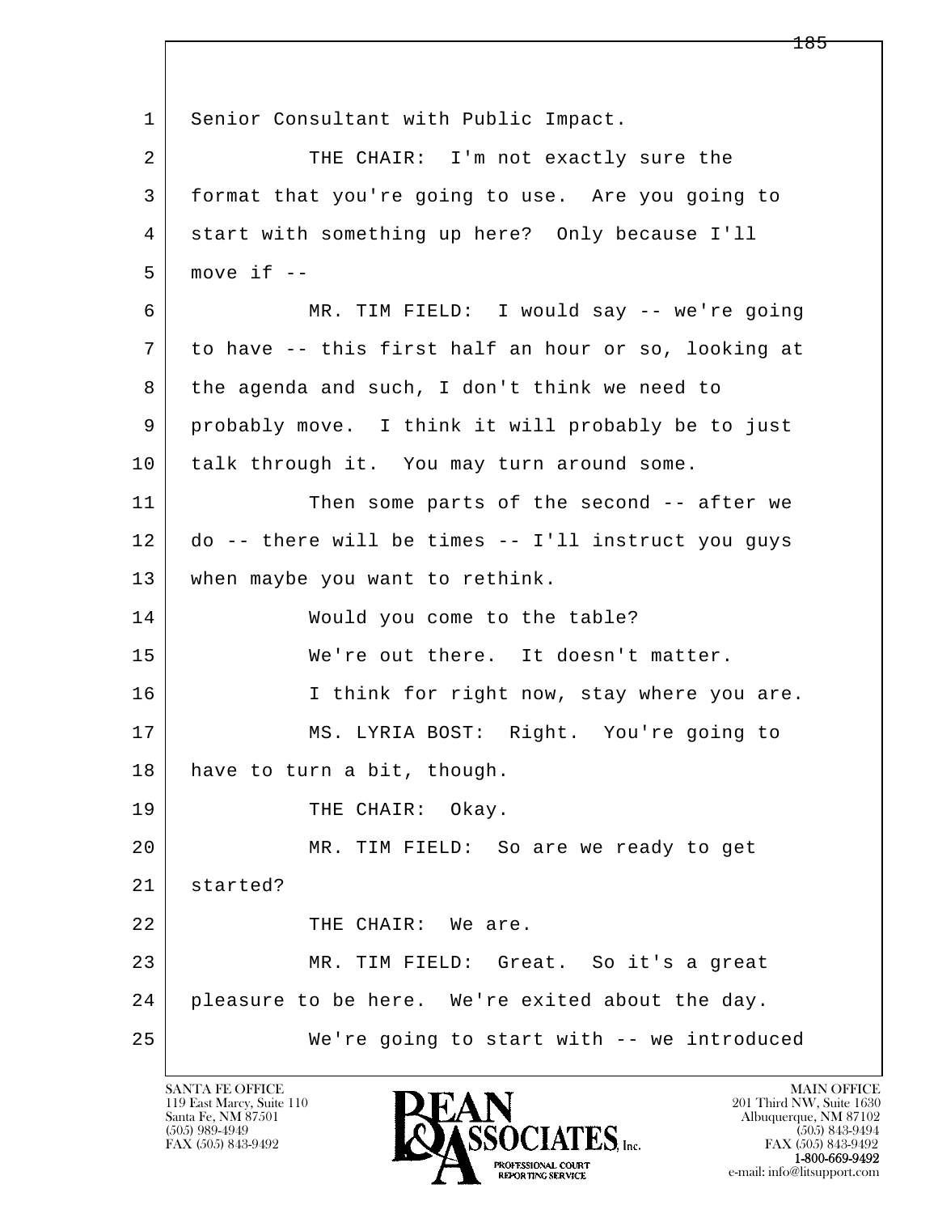Senior Consultant with Public Impact.

THE CHAIR: I'm not exactly sure the format that you're going to use. Are you going to start with something up here? Only because I'll move if --

MR. TIM FIELD: I would say -- we're going to have -- this first half an hour or so, looking at the agenda and such, I don't think we need to probably move. I think it will probably be to just talk through it. You may turn around some.

Then some parts of the second -- after we do -- there will be times -- I'll instruct you guys when maybe you want to rethink.

Would you come to the table?

We're out there. It doesn't matter.

I think for right now, stay where you are.

MS. LYRIA BOST: Right. You're going to have to turn a bit, though.

THE CHAIR: Okay.

MR. TIM FIELD: So are we ready to get started?

THE CHAIR: We are.

MR. TIM FIELD: Great. So it's a great pleasure to be here. We're exited about the day.

We're going to start with -- we introduced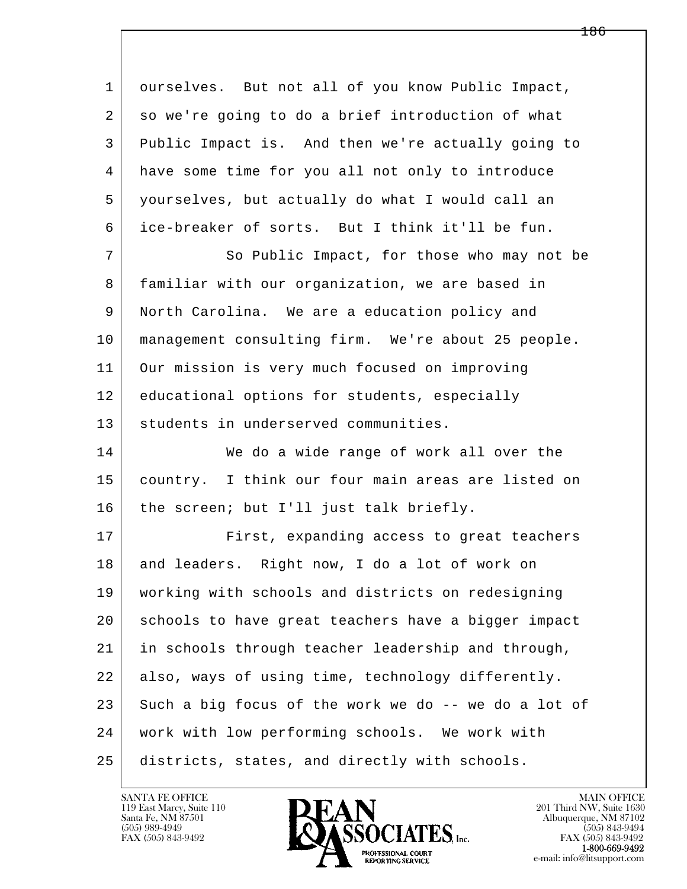ourselves. But not all of you know Public Impact, so we're going to do a brief introduction of what Public Impact is. And then we're actually going to have some time for you all not only to introduce yourselves, but actually do what I would call an ice-breaker of sorts. But I think it'll be fun.

So Public Impact, for those who may not be familiar with our organization, we are based in North Carolina. We are a education policy and management consulting firm. We're about 25 people. Our mission is very much focused on improving educational options for students, especially students in underserved communities.

We do a wide range of work all over the country. I think our four main areas are listed on the screen; but I'll just talk briefly.

First, expanding access to great teachers and leaders. Right now, I do a lot of work on working with schools and districts on redesigning schools to have great teachers have a bigger impact in schools through teacher leadership and through, also, ways of using time, technology differently. Such a big focus of the work we do -- we do a lot of work with low performing schools. We work with districts, states, and directly with schools.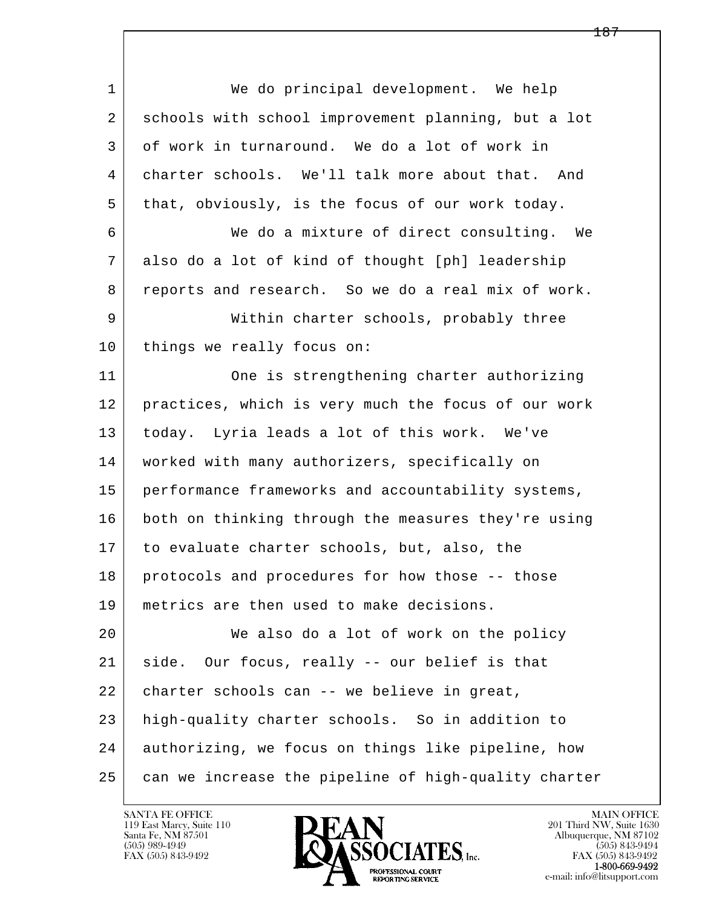We do principal development. We help schools with school improvement planning, but a lot of work in turnaround. We do a lot of work in charter schools. We'll talk more about that. And that, obviously, is the focus of our work today.

We do a mixture of direct consulting. We also do a lot of kind of thought [ph] leadership reports and research. So we do a real mix of work.

Within charter schools, probably three things we really focus on:

One is strengthening charter authorizing practices, which is very much the focus of our work today. Lyria leads a lot of this work. We've worked with many authorizers, specifically on performance frameworks and accountability systems, both on thinking through the measures they're using to evaluate charter schools, but, also, the protocols and procedures for how those -- those metrics are then used to make decisions.

We also do a lot of work on the policy side. Our focus, really -- our belief is that charter schools can -- we believe in great, high-quality charter schools. So in addition to authorizing, we focus on things like pipeline, how can we increase the pipeline of high-quality charter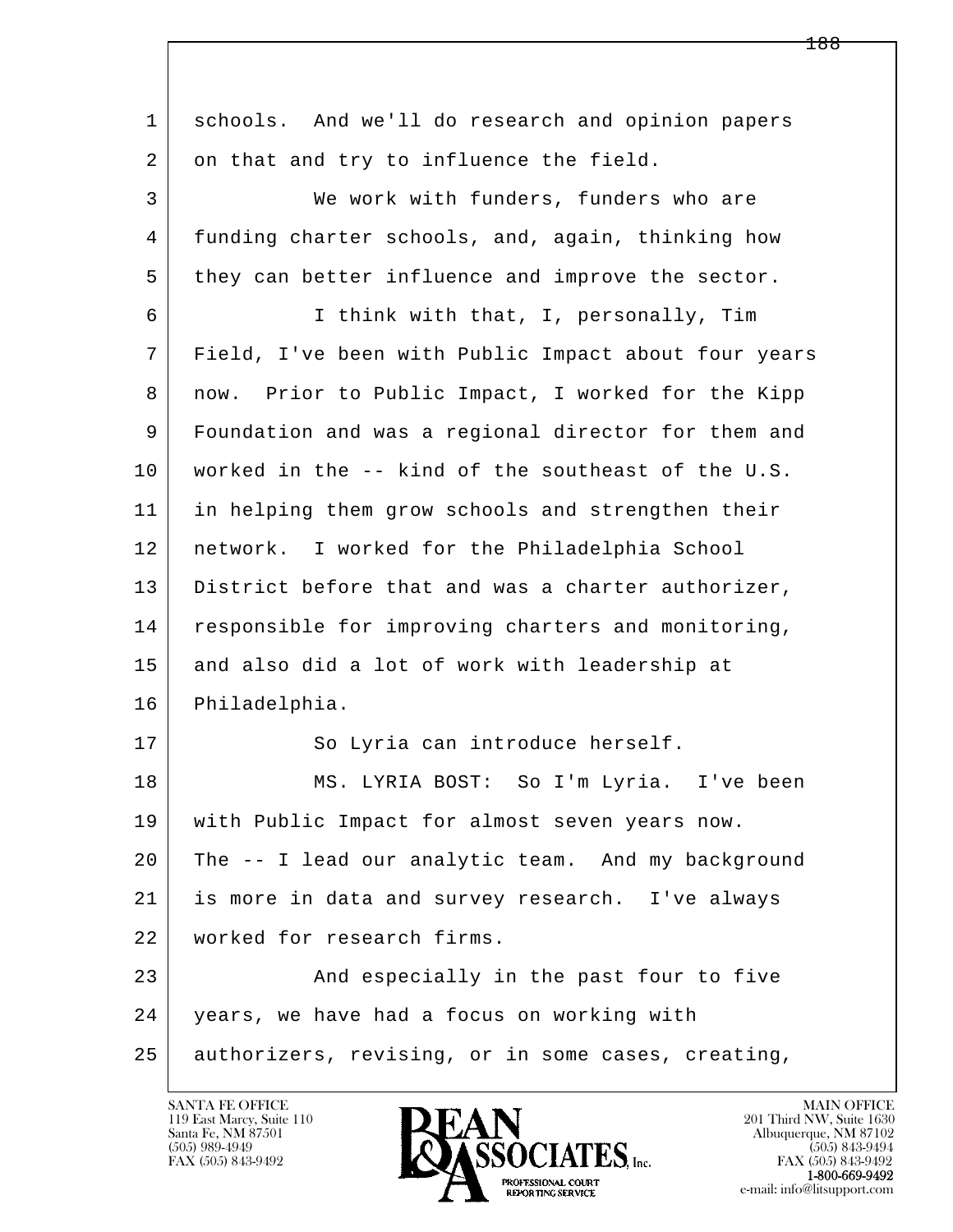1 schools. And we'll do research and opinion papers
2 on that and try to influence the field.
3 We work with funders, funders who are
4 funding charter schools, and, again, thinking how
5 they can better influence and improve the sector.
6 I think with that, I, personally, Tim
7 Field, I've been with Public Impact about four years
8 now. Prior to Public Impact, I worked for the Kipp
9 Foundation and was a regional director for them and
10 worked in the -- kind of the southeast of the U.S.
11 in helping them grow schools and strengthen their
12 network. I worked for the Philadelphia School
13 District before that and was a charter authorizer,
14 responsible for improving charters and monitoring,
15 and also did a lot of work with leadership at
16 Philadelphia.
17 So Lyria can introduce herself.
18 MS. LYRIA BOST: So I'm Lyria. I've been
19 with Public Impact for almost seven years now.
20 The -- I lead our analytic team. And my background
21 is more in data and survey research. I've always
22 worked for research firms.
23 And especially in the past four to five
24 years, we have had a focus on working with
25 authorizers, revising, or in some cases, creating,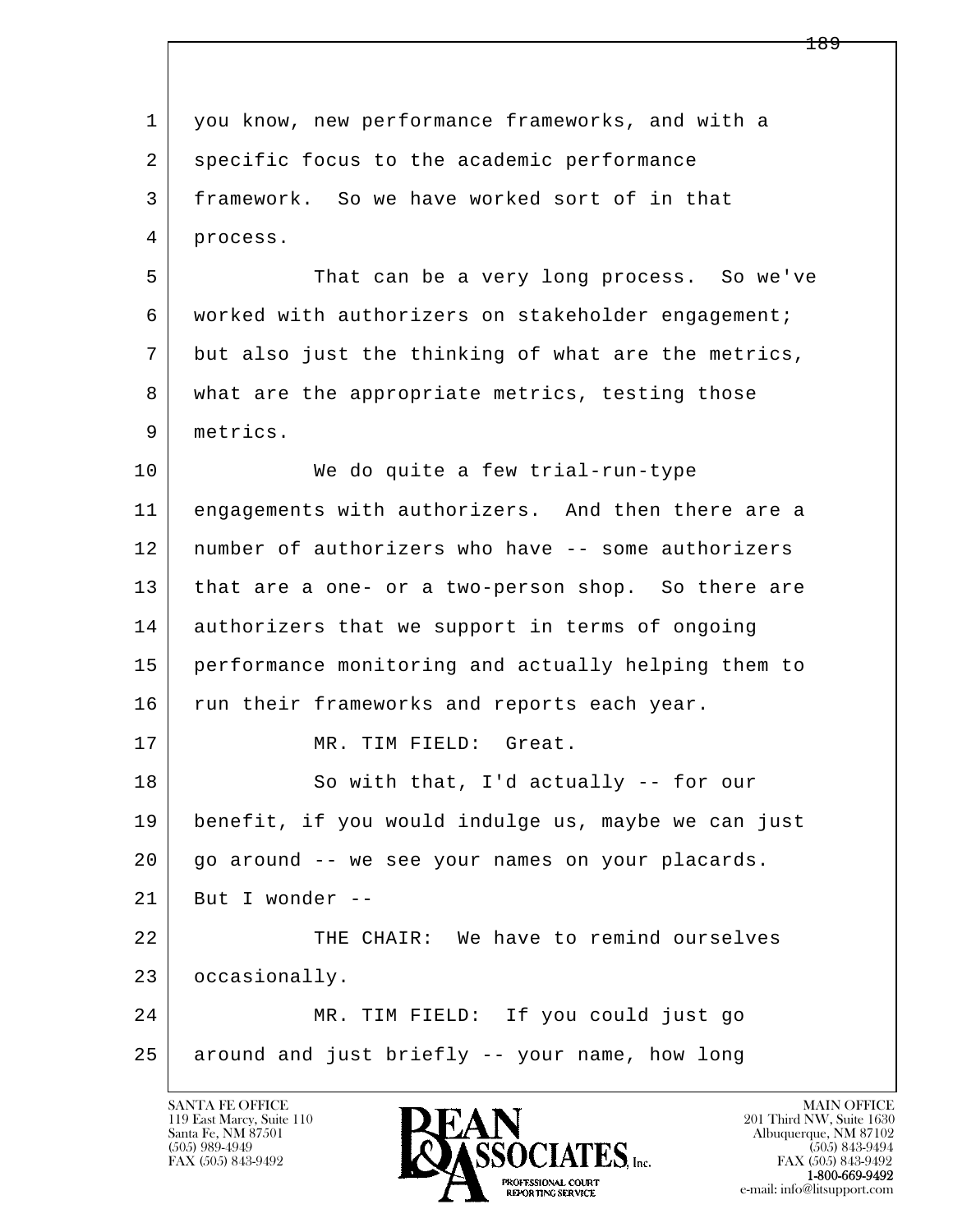you know, new performance frameworks, and with a specific focus to the academic performance framework. So we have worked sort of in that process.

That can be a very long process. So we've worked with authorizers on stakeholder engagement; but also just the thinking of what are the metrics, what are the appropriate metrics, testing those metrics.

We do quite a few trial-run-type engagements with authorizers. And then there are a number of authorizers who have -- some authorizers that are a one- or a two-person shop. So there are authorizers that we support in terms of ongoing performance monitoring and actually helping them to run their frameworks and reports each year.

MR. TIM FIELD: Great.

So with that, I'd actually -- for our benefit, if you would indulge us, maybe we can just go around -- we see your names on your placards. But I wonder --

THE CHAIR: We have to remind ourselves occasionally.

MR. TIM FIELD: If you could just go around and just briefly -- your name, how long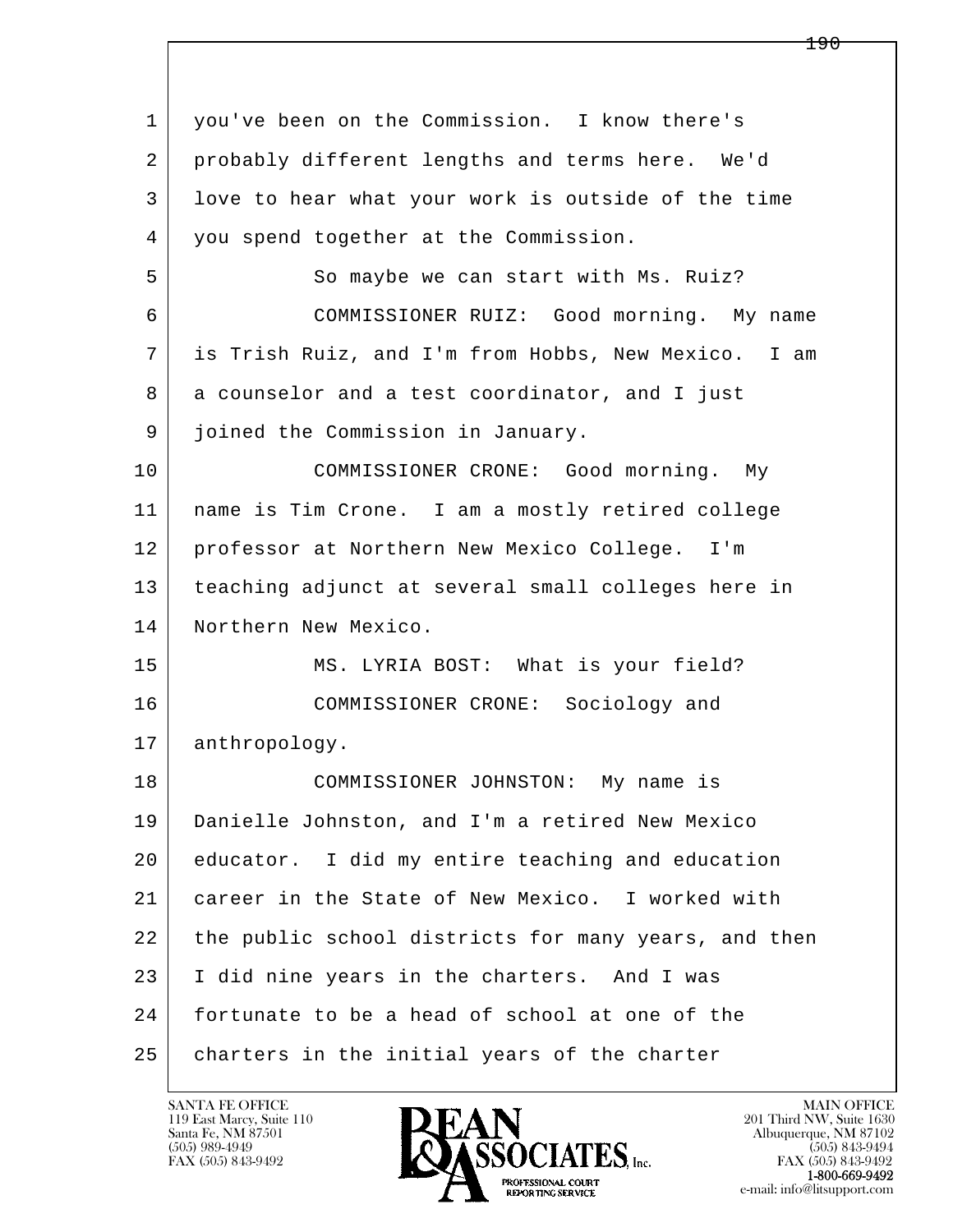1 you've been on the Commission. I know there's
2 probably different lengths and terms here. We'd
3 love to hear what your work is outside of the time
4 you spend together at the Commission.

5 So maybe we can start with Ms. Ruiz?

6 COMMISSIONER RUIZ: Good morning. My name
7 is Trish Ruiz, and I'm from Hobbs, New Mexico. I am
8 a counselor and a test coordinator, and I just
9 joined the Commission in January.

10 COMMISSIONER CRONE: Good morning. My
11 name is Tim Crone. I am a mostly retired college
12 professor at Northern New Mexico College. I'm
13 teaching adjunct at several small colleges here in
14 Northern New Mexico.

15 MS. LYRIA BOST: What is your field?

16 COMMISSIONER CRONE: Sociology and
17 anthropology.

18 COMMISSIONER JOHNSTON: My name is
19 Danielle Johnston, and I'm a retired New Mexico
20 educator. I did my entire teaching and education
21 career in the State of New Mexico. I worked with
22 the public school districts for many years, and then
23 I did nine years in the charters. And I was
24 fortunate to be a head of school at one of the
25 charters in the initial years of the charter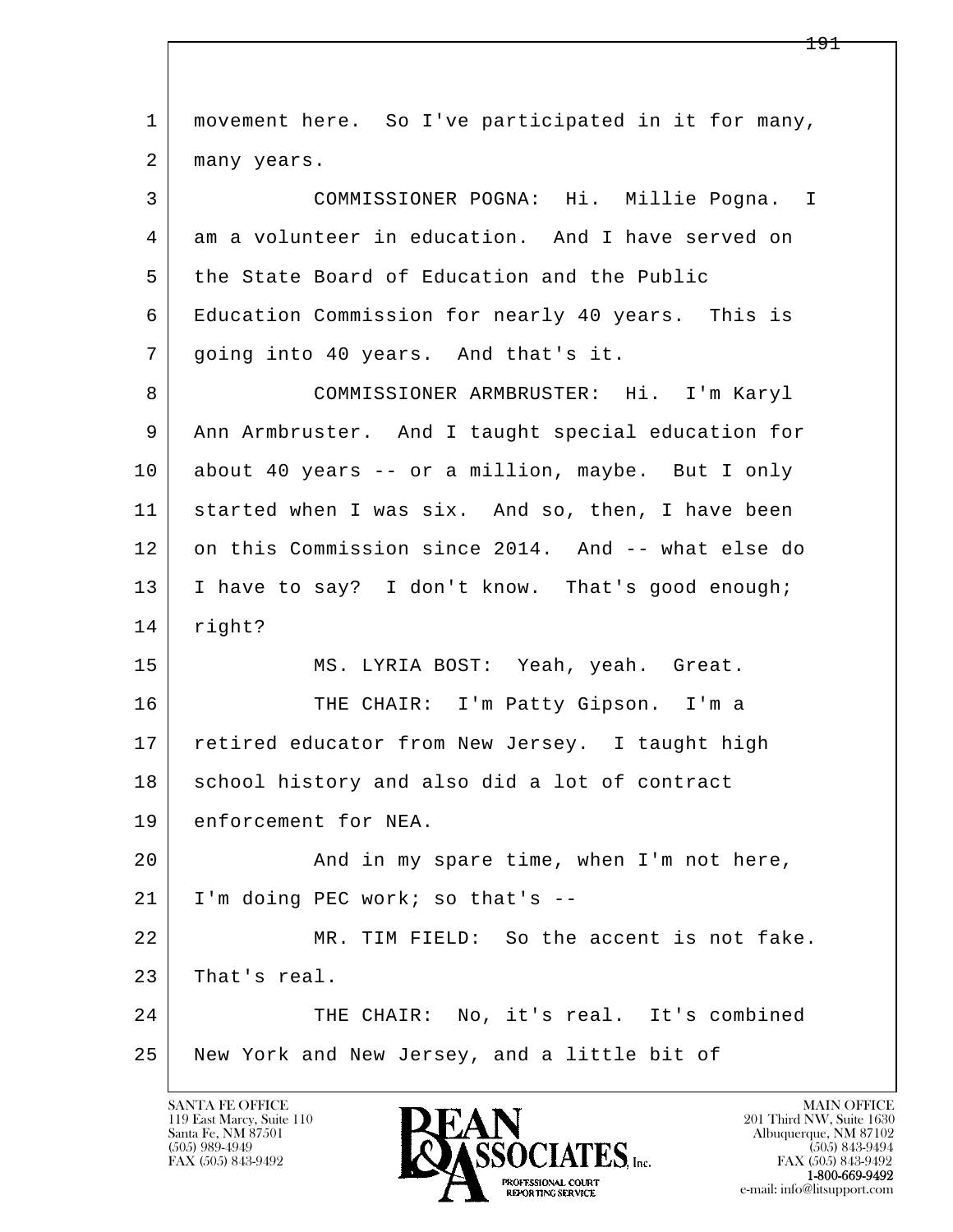movement here. So I've participated in it for many, many years.

COMMISSIONER POGNA: Hi. Millie Pogna. I am a volunteer in education. And I have served on the State Board of Education and the Public Education Commission for nearly 40 years. This is going into 40 years. And that's it.

COMMISSIONER ARMBRUSTER: Hi. I'm Karyl Ann Armbruster. And I taught special education for about 40 years -- or a million, maybe. But I only started when I was six. And so, then, I have been on this Commission since 2014. And -- what else do I have to say? I don't know. That's good enough; right?

MS. LYRIA BOST: Yeah, yeah. Great.

THE CHAIR: I'm Patty Gipson. I'm a retired educator from New Jersey. I taught high school history and also did a lot of contract enforcement for NEA.

And in my spare time, when I'm not here, I'm doing PEC work; so that's --

MR. TIM FIELD: So the accent is not fake. That's real.

THE CHAIR: No, it's real. It's combined New York and New Jersey, and a little bit of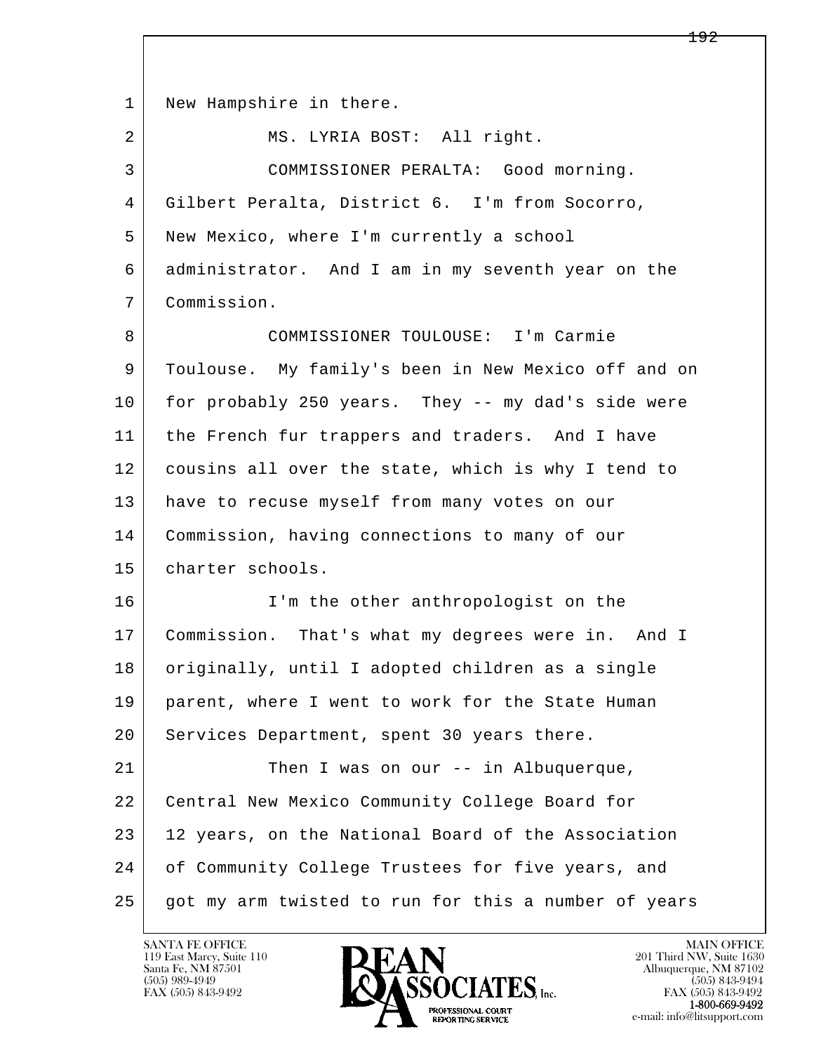New Hampshire in there.

MS. LYRIA BOST: All right.

COMMISSIONER PERALTA: Good morning. Gilbert Peralta, District 6. I'm from Socorro, New Mexico, where I'm currently a school administrator. And I am in my seventh year on the Commission.

COMMISSIONER TOULOUSE: I'm Carmie Toulouse. My family's been in New Mexico off and on for probably 250 years. They -- my dad's side were the French fur trappers and traders. And I have cousins all over the state, which is why I tend to have to recuse myself from many votes on our Commission, having connections to many of our charter schools.

I'm the other anthropologist on the Commission. That's what my degrees were in. And I originally, until I adopted children as a single parent, where I went to work for the State Human Services Department, spent 30 years there.

Then I was on our -- in Albuquerque, Central New Mexico Community College Board for 12 years, on the National Board of the Association of Community College Trustees for five years, and got my arm twisted to run for this a number of years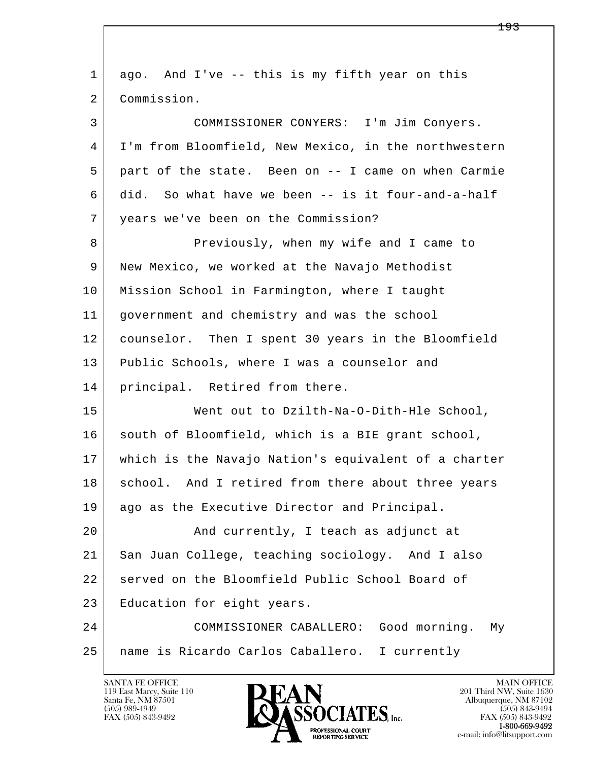1 ago. And I've -- this is my fifth year on this
2 Commission.
3 COMMISSIONER CONYERS: I'm Jim Conyers.
4 I'm from Bloomfield, New Mexico, in the northwestern
5 part of the state. Been on -- I came on when Carmie
6 did. So what have we been -- is it four-and-a-half
7 years we've been on the Commission?
8 Previously, when my wife and I came to
9 New Mexico, we worked at the Navajo Methodist
10 Mission School in Farmington, where I taught
11 government and chemistry and was the school
12 counselor. Then I spent 30 years in the Bloomfield
13 Public Schools, where I was a counselor and
14 principal. Retired from there.
15 Went out to Dzilth-Na-O-Dith-Hle School,
16 south of Bloomfield, which is a BIE grant school,
17 which is the Navajo Nation's equivalent of a charter
18 school. And I retired from there about three years
19 ago as the Executive Director and Principal.
20 And currently, I teach as adjunct at
21 San Juan College, teaching sociology. And I also
22 served on the Bloomfield Public School Board of
23 Education for eight years.
24 COMMISSIONER CABALLERO: Good morning. My
25 name is Ricardo Carlos Caballero. I currently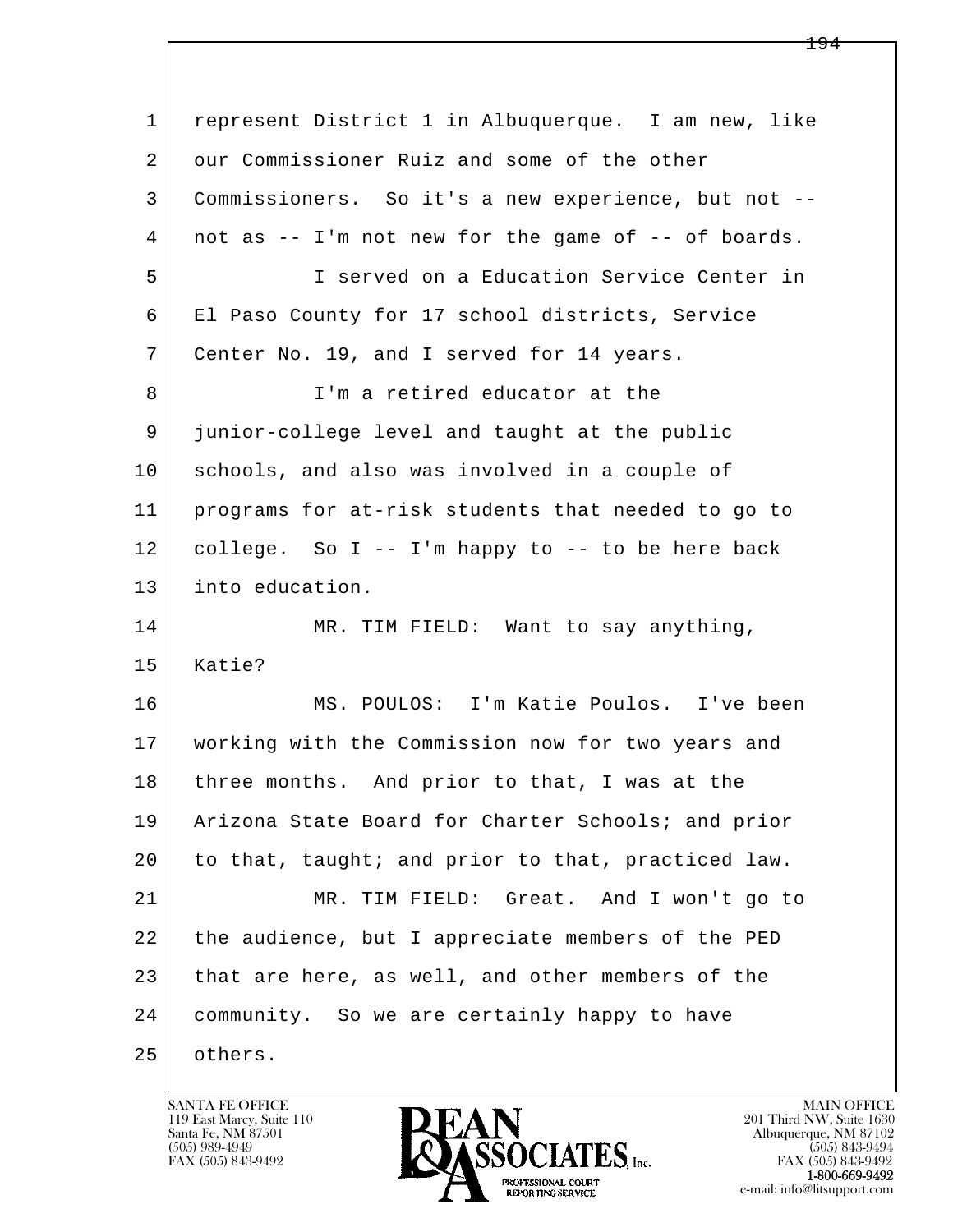1 represent District 1 in Albuquerque. I am new, like
2 our Commissioner Ruiz and some of the other
3 Commissioners. So it's a new experience, but not --
4 not as -- I'm not new for the game of -- of boards.
5 I served on a Education Service Center in
6 El Paso County for 17 school districts, Service
7 Center No. 19, and I served for 14 years.
8 I'm a retired educator at the
9 junior-college level and taught at the public
10 schools, and also was involved in a couple of
11 programs for at-risk students that needed to go to
12 college. So I -- I'm happy to -- to be here back
13 into education.
14 MR. TIM FIELD: Want to say anything,
15 Katie?
16 MS. POULOS: I'm Katie Poulos. I've been
17 working with the Commission now for two years and
18 three months. And prior to that, I was at the
19 Arizona State Board for Charter Schools; and prior
20 to that, taught; and prior to that, practiced law.
21 MR. TIM FIELD: Great. And I won't go to
22 the audience, but I appreciate members of the PED
23 that are here, as well, and other members of the
24 community. So we are certainly happy to have
25 others.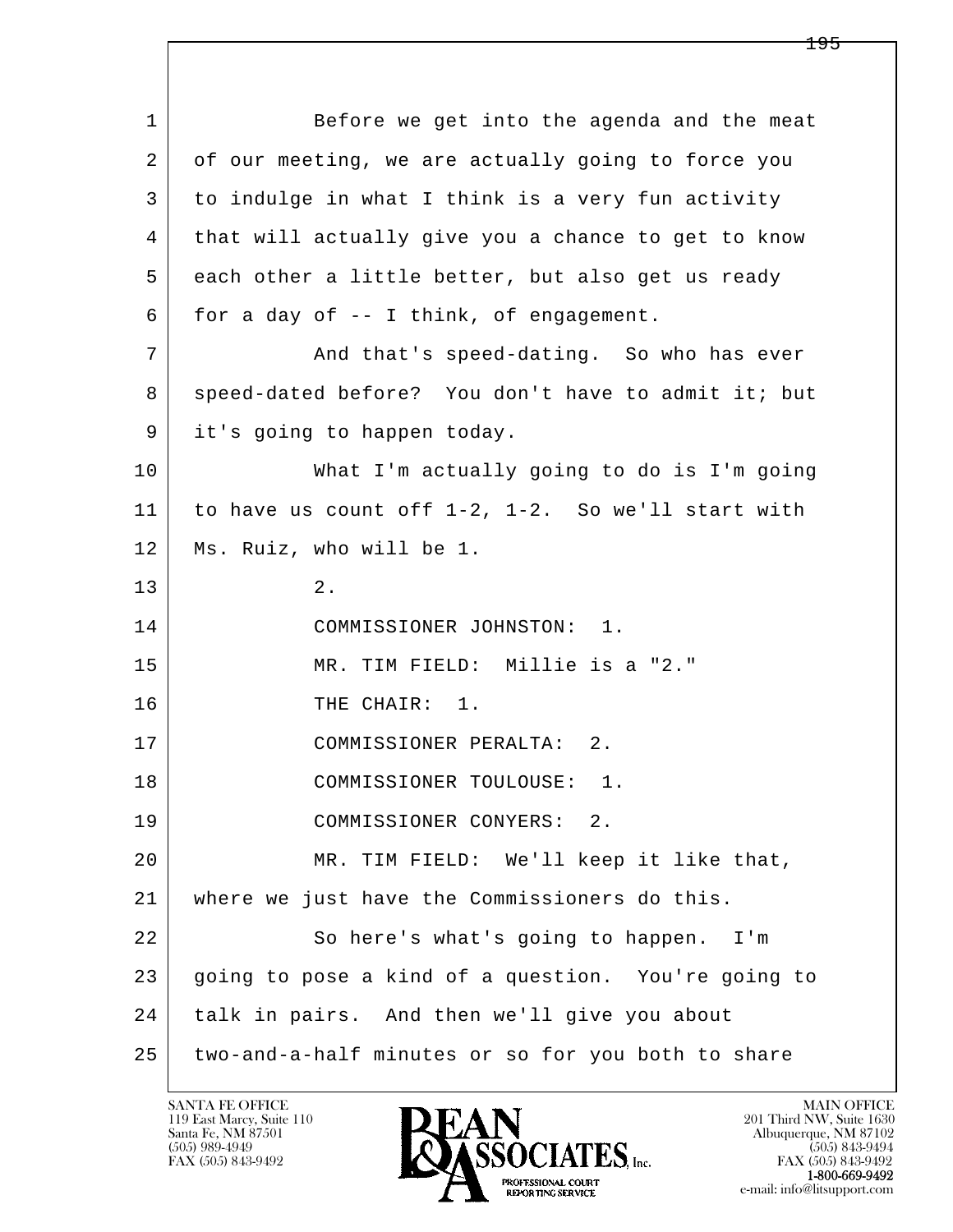Before we get into the agenda and the meat of our meeting, we are actually going to force you to indulge in what I think is a very fun activity that will actually give you a chance to get to know each other a little better, but also get us ready for a day of -- I think, of engagement.

And that's speed-dating. So who has ever speed-dated before? You don't have to admit it; but it's going to happen today.

What I'm actually going to do is I'm going to have us count off 1-2, 1-2. So we'll start with Ms. Ruiz, who will be 1.

2.

COMMISSIONER JOHNSTON: 1.

MR. TIM FIELD: Millie is a "2."

THE CHAIR: 1.

COMMISSIONER PERALTA: 2.

COMMISSIONER TOULOUSE: 1.

COMMISSIONER CONYERS: 2.

MR. TIM FIELD: We'll keep it like that, where we just have the Commissioners do this.

So here's what's going to happen. I'm going to pose a kind of a question. You're going to talk in pairs. And then we'll give you about two-and-a-half minutes or so for you both to share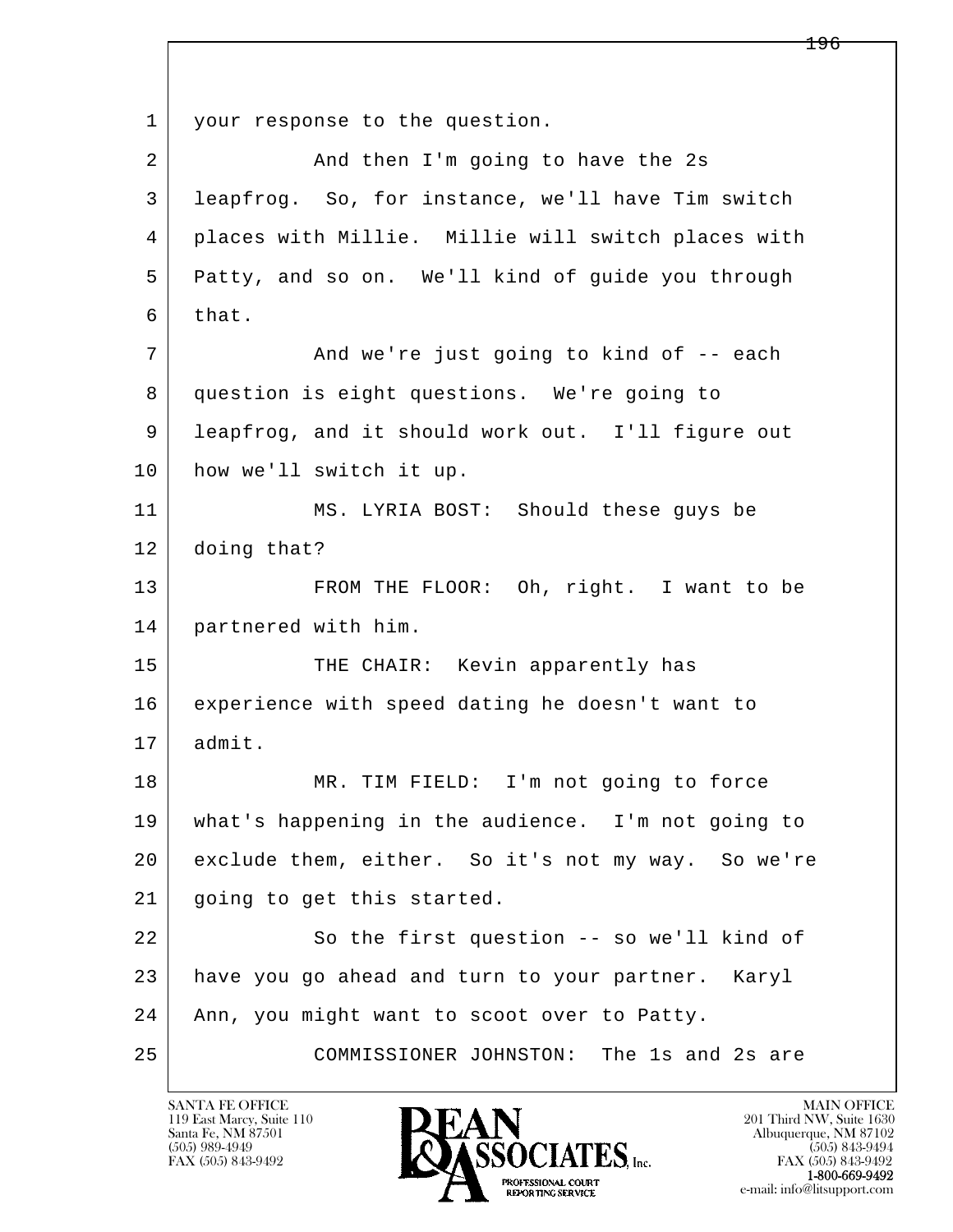1 your response to the question.

2 And then I'm going to have the 2s

3 leapfrog. So, for instance, we'll have Tim switch

4 places with Millie. Millie will switch places with

5 Patty, and so on. We'll kind of guide you through

6 that.

7 And we're just going to kind of -- each

8 question is eight questions. We're going to

9 leapfrog, and it should work out. I'll figure out

10 how we'll switch it up.

11 MS. LYRIA BOST: Should these guys be

12 doing that?

13 FROM THE FLOOR: Oh, right. I want to be

14 partnered with him.

15 THE CHAIR: Kevin apparently has

16 experience with speed dating he doesn't want to

17 admit.

18 MR. TIM FIELD: I'm not going to force

19 what's happening in the audience. I'm not going to

20 exclude them, either. So it's not my way. So we're

21 going to get this started.

22 So the first question -- so we'll kind of

23 have you go ahead and turn to your partner. Karyl

24 Ann, you might want to scoot over to Patty.

25 COMMISSIONER JOHNSTON: The 1s and 2s are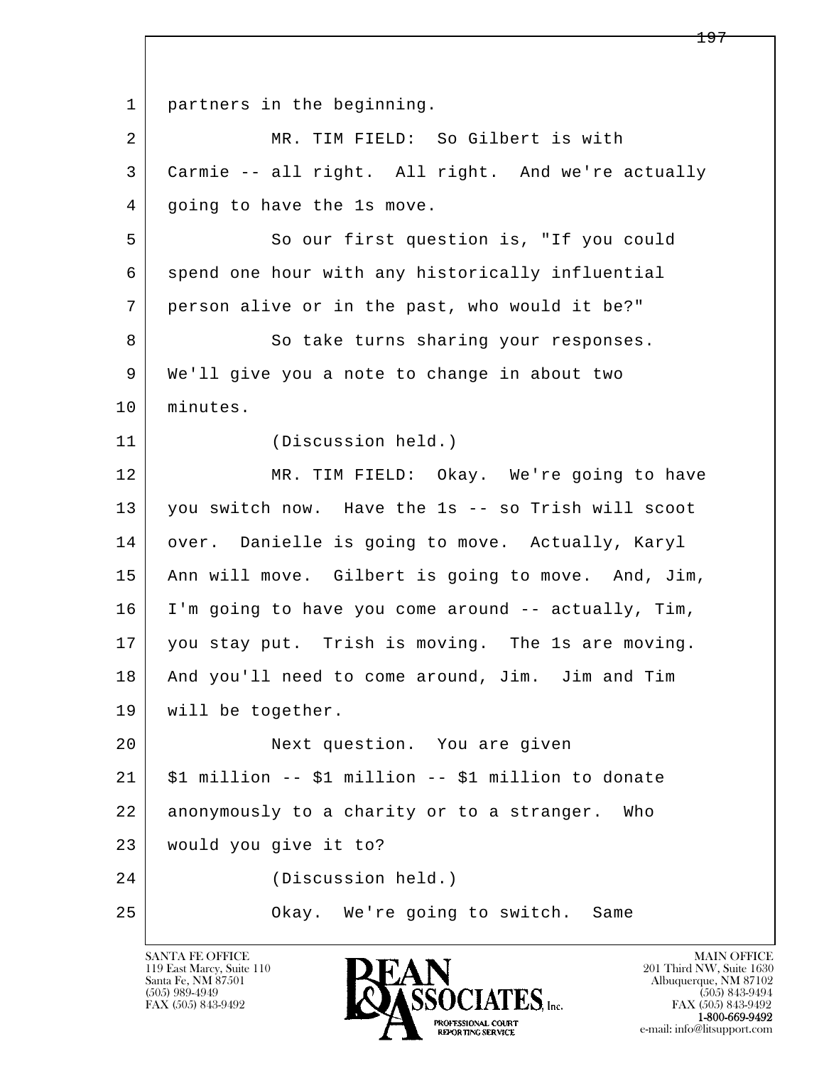1 partners in the beginning.

2 MR. TIM FIELD: So Gilbert is with

3 Carmie -- all right. All right. And we're actually

4 going to have the 1s move.

5 So our first question is, "If you could

6 spend one hour with any historically influential

7 person alive or in the past, who would it be?"

8 So take turns sharing your responses.

9 We'll give you a note to change in about two

10 minutes.

11 (Discussion held.)

12 MR. TIM FIELD: Okay. We're going to have

13 you switch now. Have the 1s -- so Trish will scoot

14 over. Danielle is going to move. Actually, Karyl

15 Ann will move. Gilbert is going to move. And, Jim,

16 I'm going to have you come around -- actually, Tim,

17 you stay put. Trish is moving. The 1s are moving.

18 And you'll need to come around, Jim. Jim and Tim

19 will be together.

20 Next question. You are given

21 $1 million -- $1 million -- $1 million to donate

22 anonymously to a charity or to a stranger. Who

23 would you give it to?

24 (Discussion held.)

25 Okay. We're going to switch. Same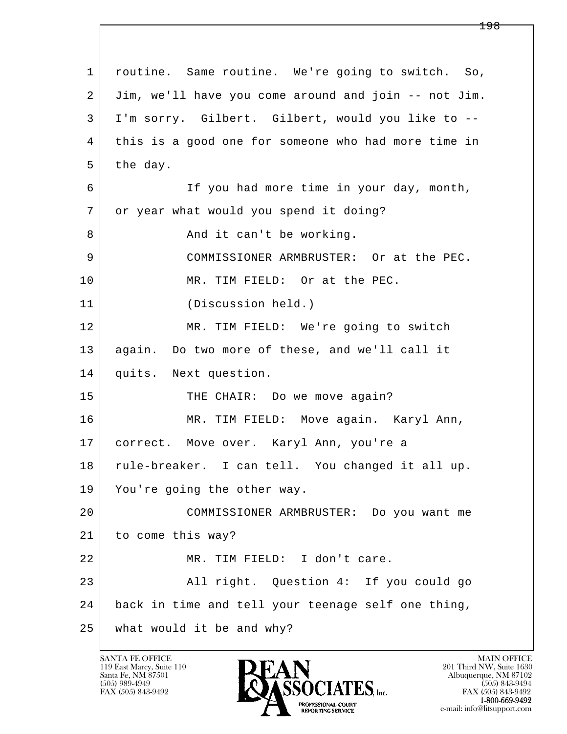routine. Same routine. We're going to switch. So, Jim, we'll have you come around and join -- not Jim. I'm sorry. Gilbert. Gilbert, would you like to -- this is a good one for someone who had more time in the day.

If you had more time in your day, month, or year what would you spend it doing?

And it can't be working.

COMMISSIONER ARMBRUSTER: Or at the PEC.

MR. TIM FIELD: Or at the PEC.

(Discussion held.)

MR. TIM FIELD: We're going to switch again. Do two more of these, and we'll call it quits. Next question.

THE CHAIR: Do we move again?

MR. TIM FIELD: Move again. Karyl Ann, correct. Move over. Karyl Ann, you're a rule-breaker. I can tell. You changed it all up. You're going the other way.

COMMISSIONER ARMBRUSTER: Do you want me to come this way?

MR. TIM FIELD: I don't care.

All right. Question 4: If you could go back in time and tell your teenage self one thing, what would it be and why?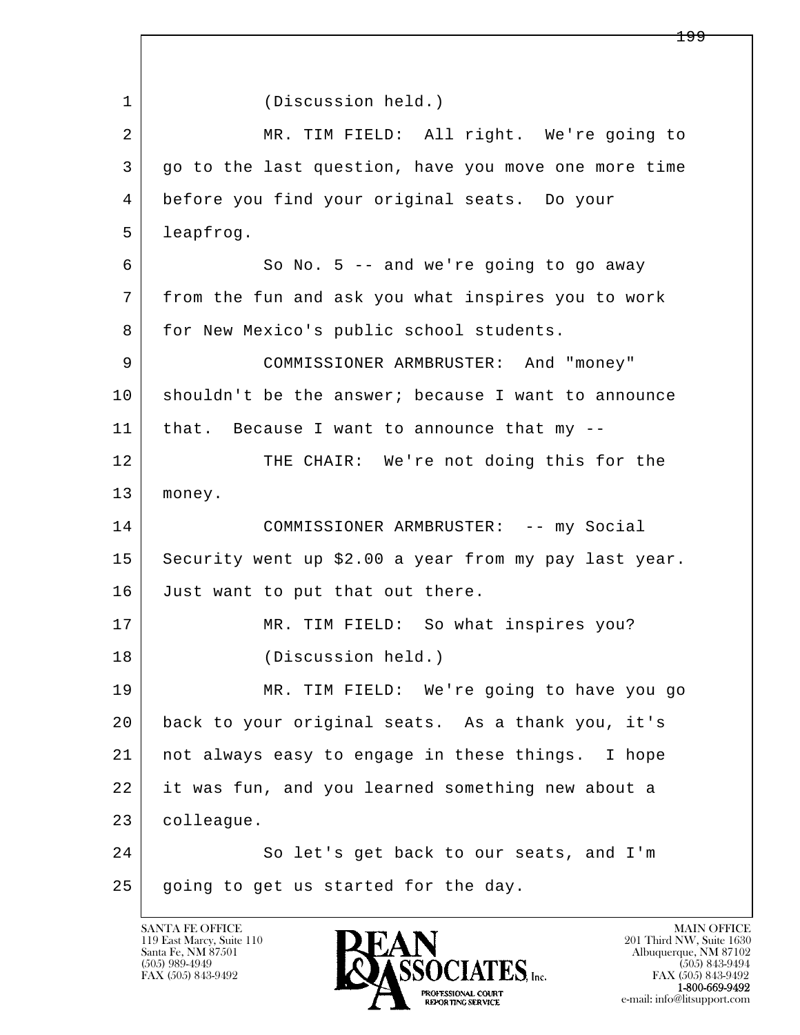1 (Discussion held.)

2 MR. TIM FIELD: All right. We're going to
3 go to the last question, have you move one more time
4 before you find your original seats. Do your
5 leapfrog.

6 So No. 5 -- and we're going to go away
7 from the fun and ask you what inspires you to work
8 for New Mexico's public school students.

9 COMMISSIONER ARMBRUSTER: And "money"
10 shouldn't be the answer; because I want to announce
11 that. Because I want to announce that my --

12 THE CHAIR: We're not doing this for the
13 money.

14 COMMISSIONER ARMBRUSTER: -- my Social
15 Security went up $2.00 a year from my pay last year.
16 Just want to put that out there.

17 MR. TIM FIELD: So what inspires you?

18 (Discussion held.)

19 MR. TIM FIELD: We're going to have you go
20 back to your original seats. As a thank you, it's
21 not always easy to engage in these things. I hope
22 it was fun, and you learned something new about a
23 colleague.

24 So let's get back to our seats, and I'm
25 going to get us started for the day.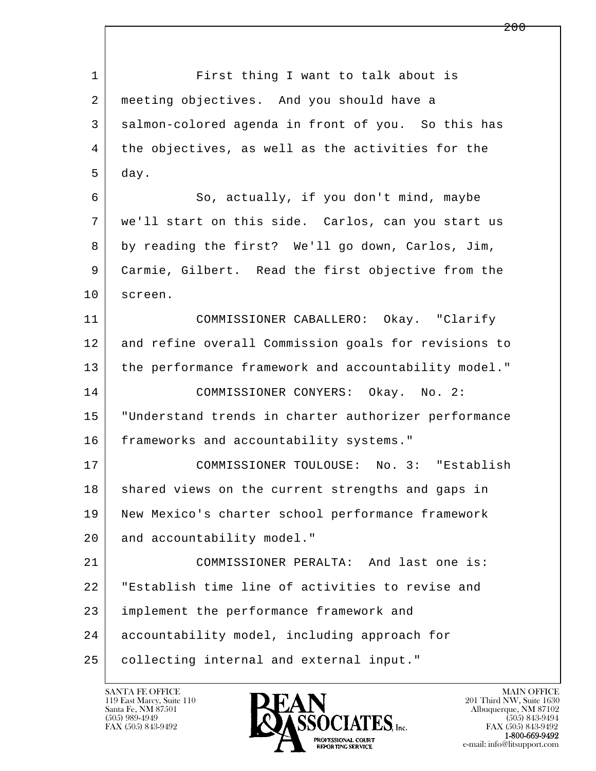First thing I want to talk about is meeting objectives. And you should have a salmon-colored agenda in front of you. So this has the objectives, as well as the activities for the day.

So, actually, if you don't mind, maybe we'll start on this side. Carlos, can you start us by reading the first? We'll go down, Carlos, Jim, Carmie, Gilbert. Read the first objective from the screen.

COMMISSIONER CABALLERO: Okay. "Clarify and refine overall Commission goals for revisions to the performance framework and accountability model."

COMMISSIONER CONYERS: Okay. No. 2: "Understand trends in charter authorizer performance frameworks and accountability systems."

COMMISSIONER TOULOUSE: No. 3: "Establish shared views on the current strengths and gaps in New Mexico's charter school performance framework and accountability model."

COMMISSIONER PERALTA: And last one is: "Establish time line of activities to revise and implement the performance framework and accountability model, including approach for collecting internal and external input."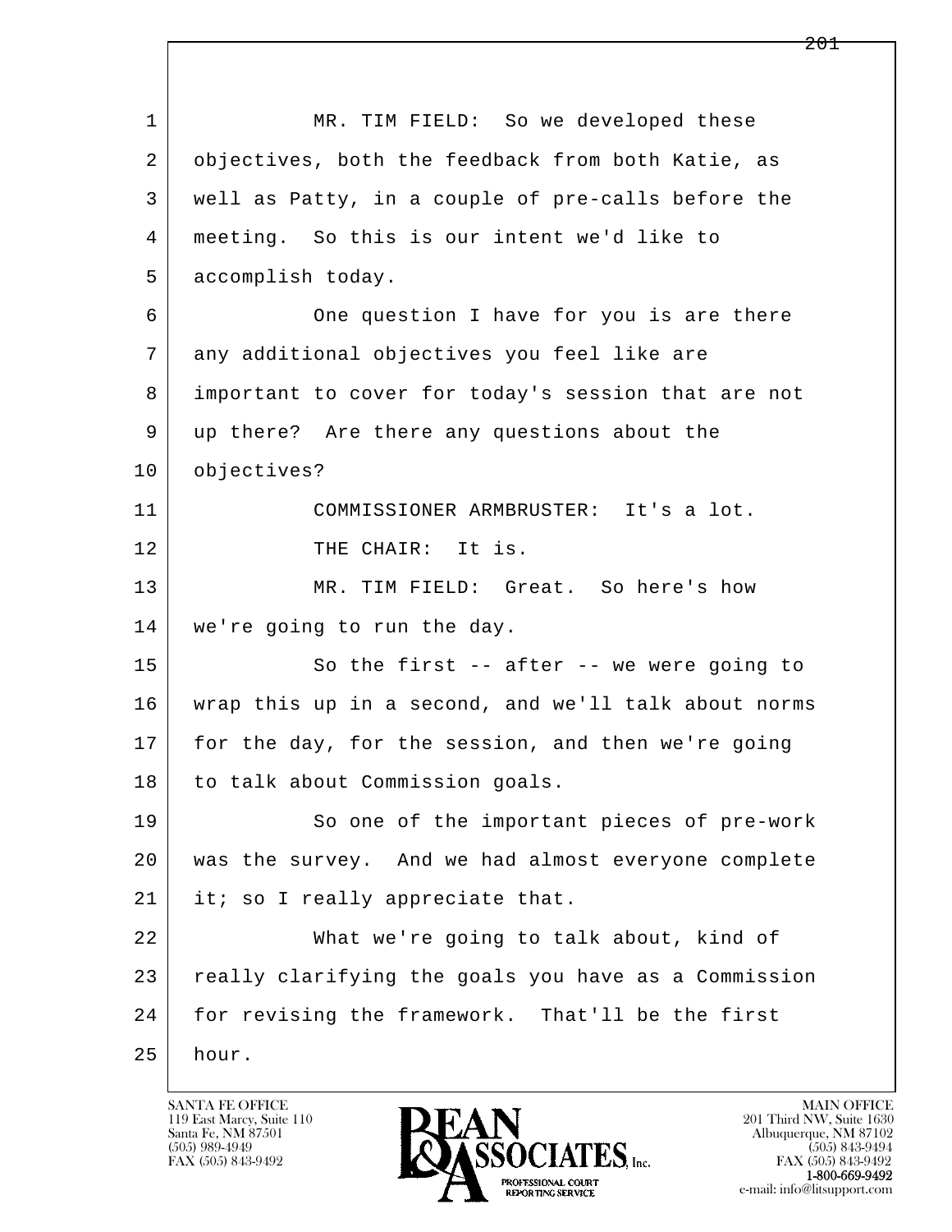MR. TIM FIELD: So we developed these objectives, both the feedback from both Katie, as well as Patty, in a couple of pre-calls before the meeting. So this is our intent we'd like to accomplish today.

One question I have for you is are there any additional objectives you feel like are important to cover for today's session that are not up there? Are there any questions about the objectives?

COMMISSIONER ARMBRUSTER: It's a lot.

THE CHAIR: It is.

MR. TIM FIELD: Great. So here's how we're going to run the day.

So the first -- after -- we were going to wrap this up in a second, and we'll talk about norms for the day, for the session, and then we're going to talk about Commission goals.

So one of the important pieces of pre-work was the survey. And we had almost everyone complete it; so I really appreciate that.

What we're going to talk about, kind of really clarifying the goals you have as a Commission for revising the framework. That'll be the first hour.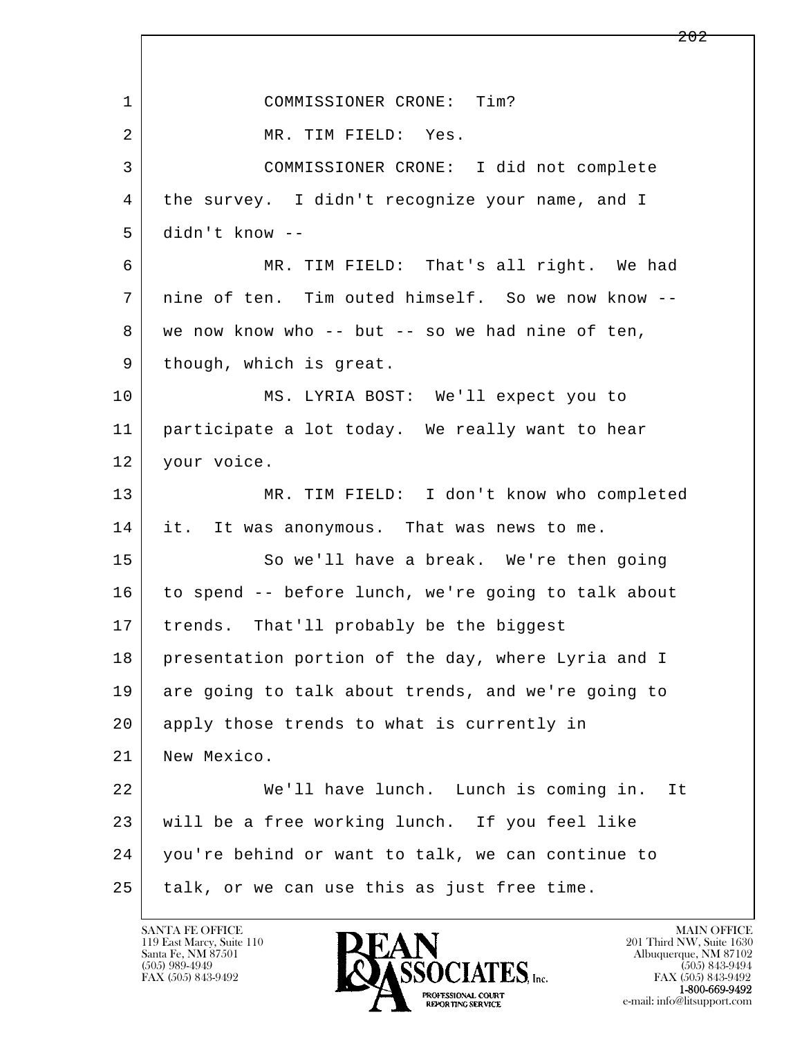1 COMMISSIONER CRONE: Tim?

2 MR. TIM FIELD: Yes.

3 COMMISSIONER CRONE: I did not complete
4 the survey. I didn't recognize your name, and I
5 didn't know --

6 MR. TIM FIELD: That's all right. We had
7 nine of ten. Tim outed himself. So we now know --
8 we now know who -- but -- so we had nine of ten,
9 though, which is great.

10 MS. LYRIA BOST: We'll expect you to
11 participate a lot today. We really want to hear
12 your voice.

13 MR. TIM FIELD: I don't know who completed
14 it. It was anonymous. That was news to me.

15 So we'll have a break. We're then going
16 to spend -- before lunch, we're going to talk about
17 trends. That'll probably be the biggest
18 presentation portion of the day, where Lyria and I
19 are going to talk about trends, and we're going to
20 apply those trends to what is currently in
21 New Mexico.

22 We'll have lunch. Lunch is coming in. It
23 will be a free working lunch. If you feel like
24 you're behind or want to talk, we can continue to
25 talk, or we can use this as just free time.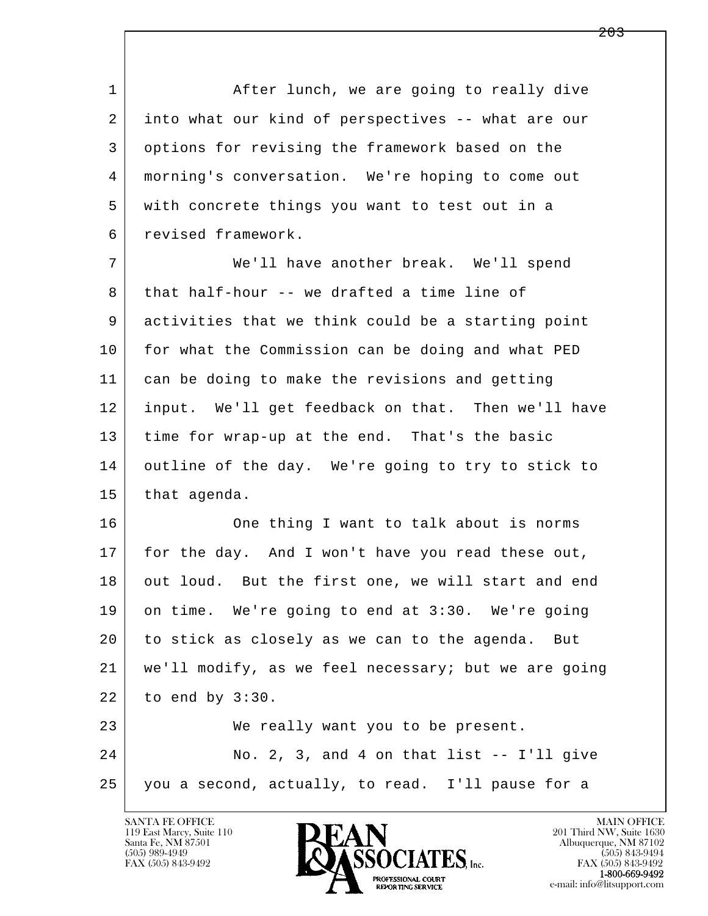1 After lunch, we are going to really dive
2 into what our kind of perspectives -- what are our
3 options for revising the framework based on the
4 morning's conversation. We're hoping to come out
5 with concrete things you want to test out in a
6 revised framework.
7 We'll have another break. We'll spend
8 that half-hour -- we drafted a time line of
9 activities that we think could be a starting point
10 for what the Commission can be doing and what PED
11 can be doing to make the revisions and getting
12 input. We'll get feedback on that. Then we'll have
13 time for wrap-up at the end. That's the basic
14 outline of the day. We're going to try to stick to
15 that agenda.
16 One thing I want to talk about is norms
17 for the day. And I won't have you read these out,
18 out loud. But the first one, we will start and end
19 on time. We're going to end at 3:30. We're going
20 to stick as closely as we can to the agenda. But
21 we'll modify, as we feel necessary; but we are going
22 to end by 3:30.
23 We really want you to be present.
24 No. 2, 3, and 4 on that list -- I'll give
25 you a second, actually, to read. I'll pause for a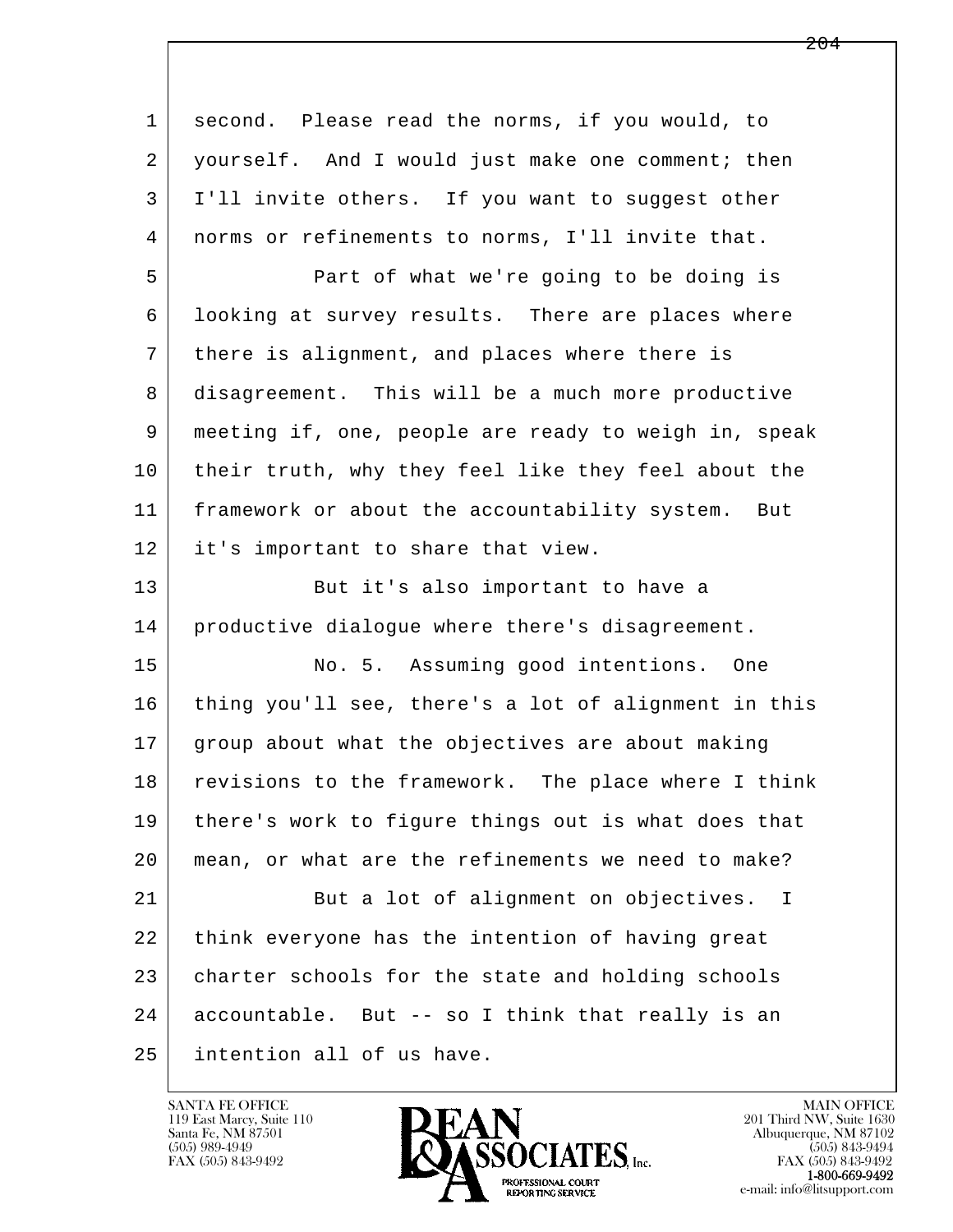second. Please read the norms, if you would, to yourself. And I would just make one comment; then I'll invite others. If you want to suggest other norms or refinements to norms, I'll invite that.

Part of what we're going to be doing is looking at survey results. There are places where there is alignment, and places where there is disagreement. This will be a much more productive meeting if, one, people are ready to weigh in, speak their truth, why they feel like they feel about the framework or about the accountability system. But it's important to share that view.

But it's also important to have a productive dialogue where there's disagreement.

No. 5. Assuming good intentions. One thing you'll see, there's a lot of alignment in this group about what the objectives are about making revisions to the framework. The place where I think there's work to figure things out is what does that mean, or what are the refinements we need to make?

But a lot of alignment on objectives. I think everyone has the intention of having great charter schools for the state and holding schools accountable. But -- so I think that really is an intention all of us have.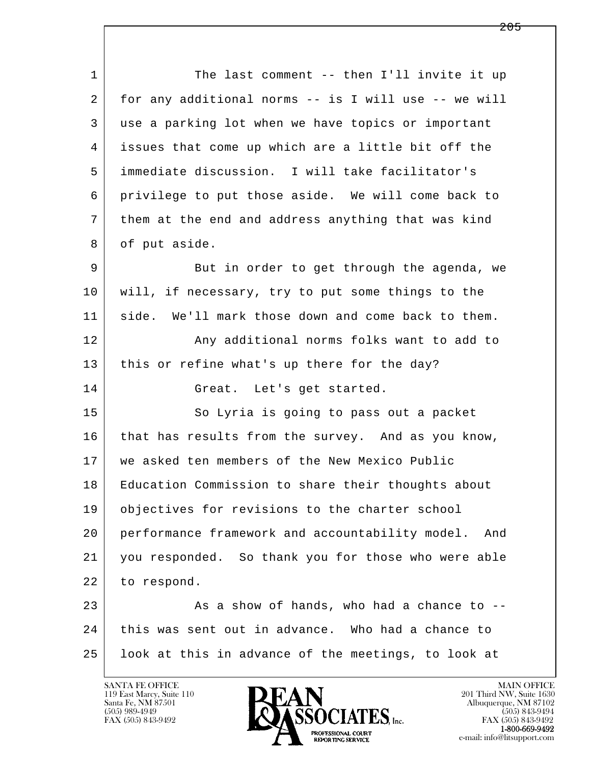The last comment -- then I'll invite it up for any additional norms -- is I will use -- we will use a parking lot when we have topics or important issues that come up which are a little bit off the immediate discussion. I will take facilitator's privilege to put those aside. We will come back to them at the end and address anything that was kind of put aside.

But in order to get through the agenda, we will, if necessary, try to put some things to the side. We'll mark those down and come back to them.

Any additional norms folks want to add to this or refine what's up there for the day?

Great. Let's get started.

So Lyria is going to pass out a packet that has results from the survey. And as you know, we asked ten members of the New Mexico Public Education Commission to share their thoughts about objectives for revisions to the charter school performance framework and accountability model. And you responded. So thank you for those who were able to respond.

As a show of hands, who had a chance to -- this was sent out in advance. Who had a chance to look at this in advance of the meetings, to look at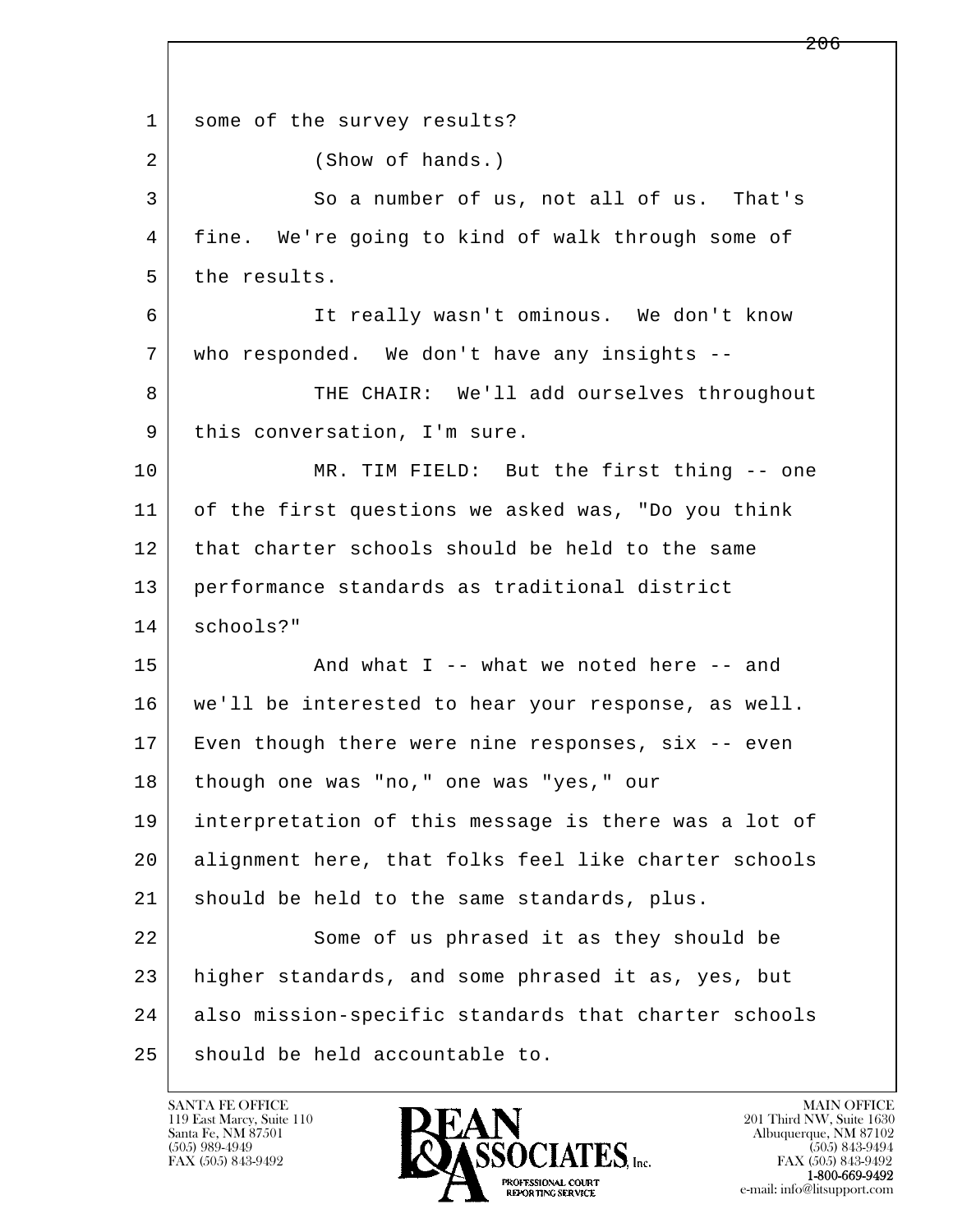some of the survey results?

(Show of hands.)

So a number of us, not all of us. That's fine. We're going to kind of walk through some of the results.

It really wasn't ominous. We don't know who responded. We don't have any insights --

THE CHAIR: We'll add ourselves throughout this conversation, I'm sure.

MR. TIM FIELD: But the first thing -- one of the first questions we asked was, "Do you think that charter schools should be held to the same performance standards as traditional district schools?"

And what I -- what we noted here -- and we'll be interested to hear your response, as well. Even though there were nine responses, six -- even though one was "no," one was "yes," our interpretation of this message is there was a lot of alignment here, that folks feel like charter schools should be held to the same standards, plus.

Some of us phrased it as they should be higher standards, and some phrased it as, yes, but also mission-specific standards that charter schools should be held accountable to.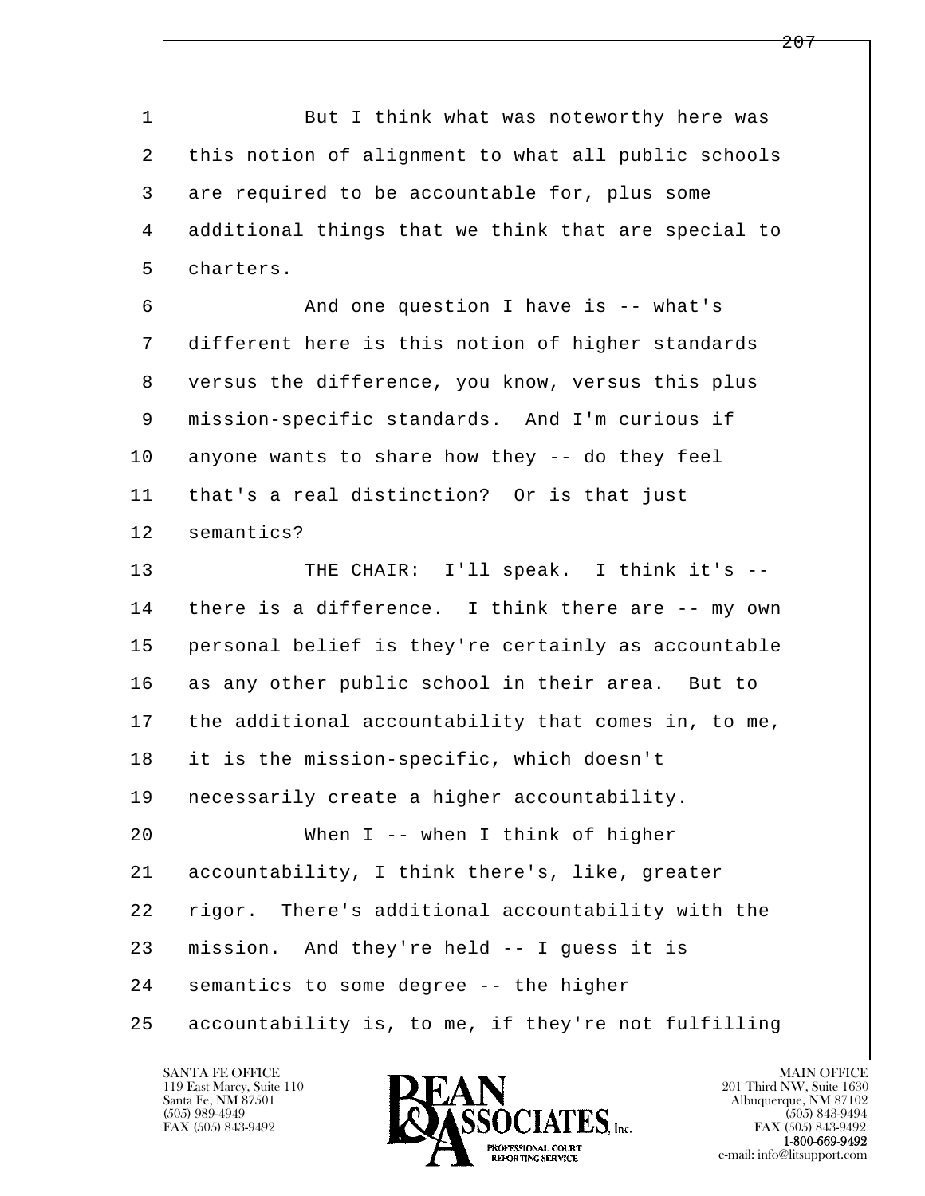But I think what was noteworthy here was this notion of alignment to what all public schools are required to be accountable for, plus some additional things that we think that are special to charters.

And one question I have is -- what's different here is this notion of higher standards versus the difference, you know, versus this plus mission-specific standards. And I'm curious if anyone wants to share how they -- do they feel that's a real distinction? Or is that just semantics?

THE CHAIR: I'll speak. I think it's -- there is a difference. I think there are -- my own personal belief is they're certainly as accountable as any other public school in their area. But to the additional accountability that comes in, to me, it is the mission-specific, which doesn't necessarily create a higher accountability.

When I -- when I think of higher accountability, I think there's, like, greater rigor. There's additional accountability with the mission. And they're held -- I guess it is semantics to some degree -- the higher accountability is, to me, if they're not fulfilling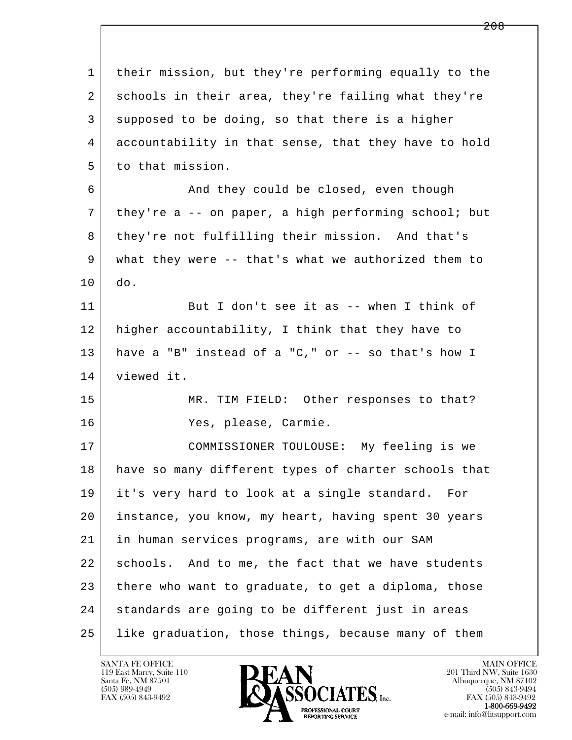their mission, but they're performing equally to the schools in their area, they're failing what they're supposed to be doing, so that there is a higher accountability in that sense, that they have to hold to that mission.

And they could be closed, even though they're a -- on paper, a high performing school; but they're not fulfilling their mission. And that's what they were -- that's what we authorized them to do.

But I don't see it as -- when I think of higher accountability, I think that they have to have a "B" instead of a "C," or -- so that's how I viewed it.

MR. TIM FIELD: Other responses to that? Yes, please, Carmie.

COMMISSIONER TOULOUSE: My feeling is we have so many different types of charter schools that it's very hard to look at a single standard. For instance, you know, my heart, having spent 30 years in human services programs, are with our SAM schools. And to me, the fact that we have students there who want to graduate, to get a diploma, those standards are going to be different just in areas like graduation, those things, because many of them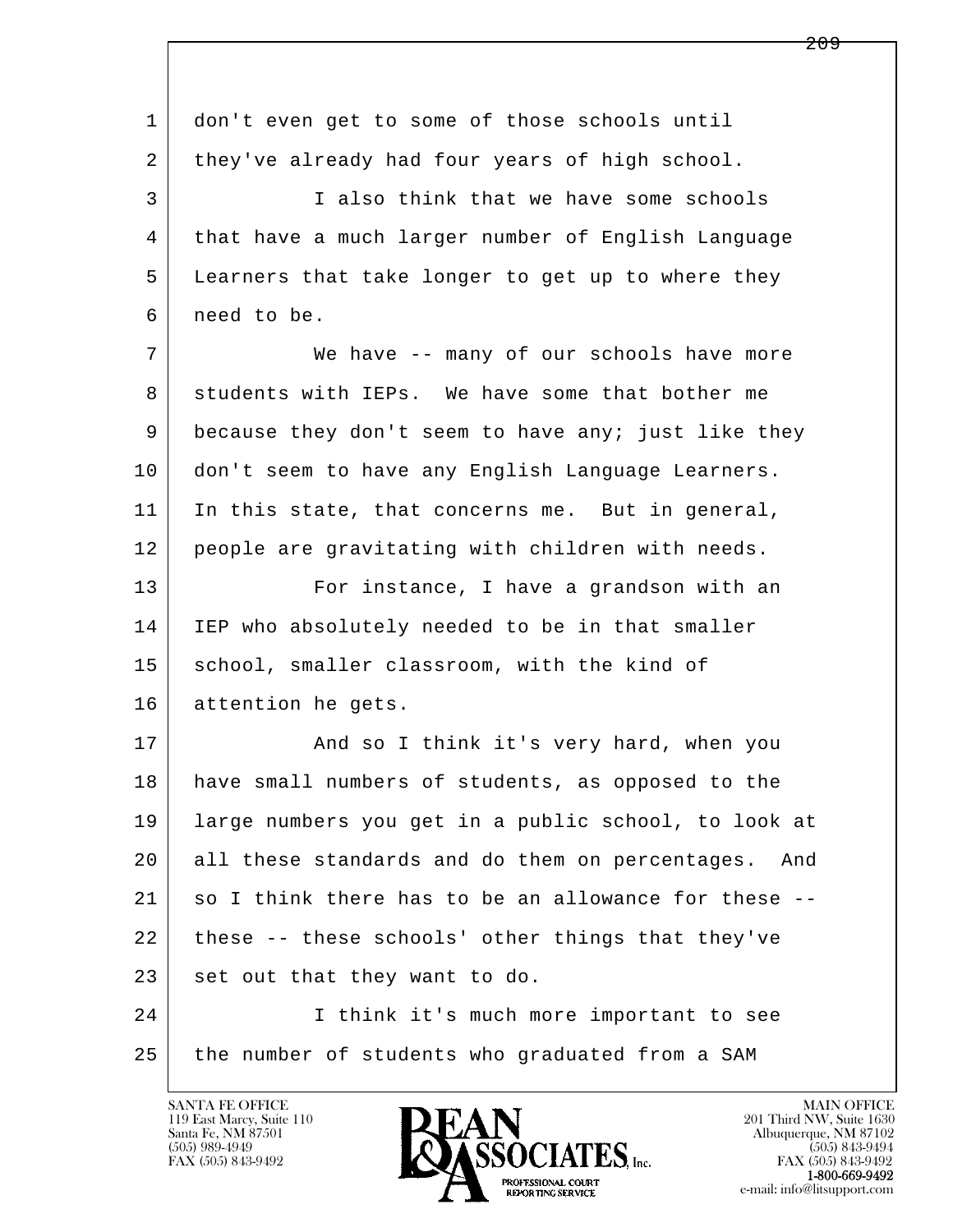1 don't even get to some of those schools until
2 they've already had four years of high school.
3 I also think that we have some schools
4 that have a much larger number of English Language
5 Learners that take longer to get up to where they
6 need to be.
7 We have -- many of our schools have more
8 students with IEPs. We have some that bother me
9 because they don't seem to have any; just like they
10 don't seem to have any English Language Learners.
11 In this state, that concerns me. But in general,
12 people are gravitating with children with needs.
13 For instance, I have a grandson with an
14 IEP who absolutely needed to be in that smaller
15 school, smaller classroom, with the kind of
16 attention he gets.
17 And so I think it's very hard, when you
18 have small numbers of students, as opposed to the
19 large numbers you get in a public school, to look at
20 all these standards and do them on percentages. And
21 so I think there has to be an allowance for these --
22 these -- these schools' other things that they've
23 set out that they want to do.
24 I think it's much more important to see
25 the number of students who graduated from a SAM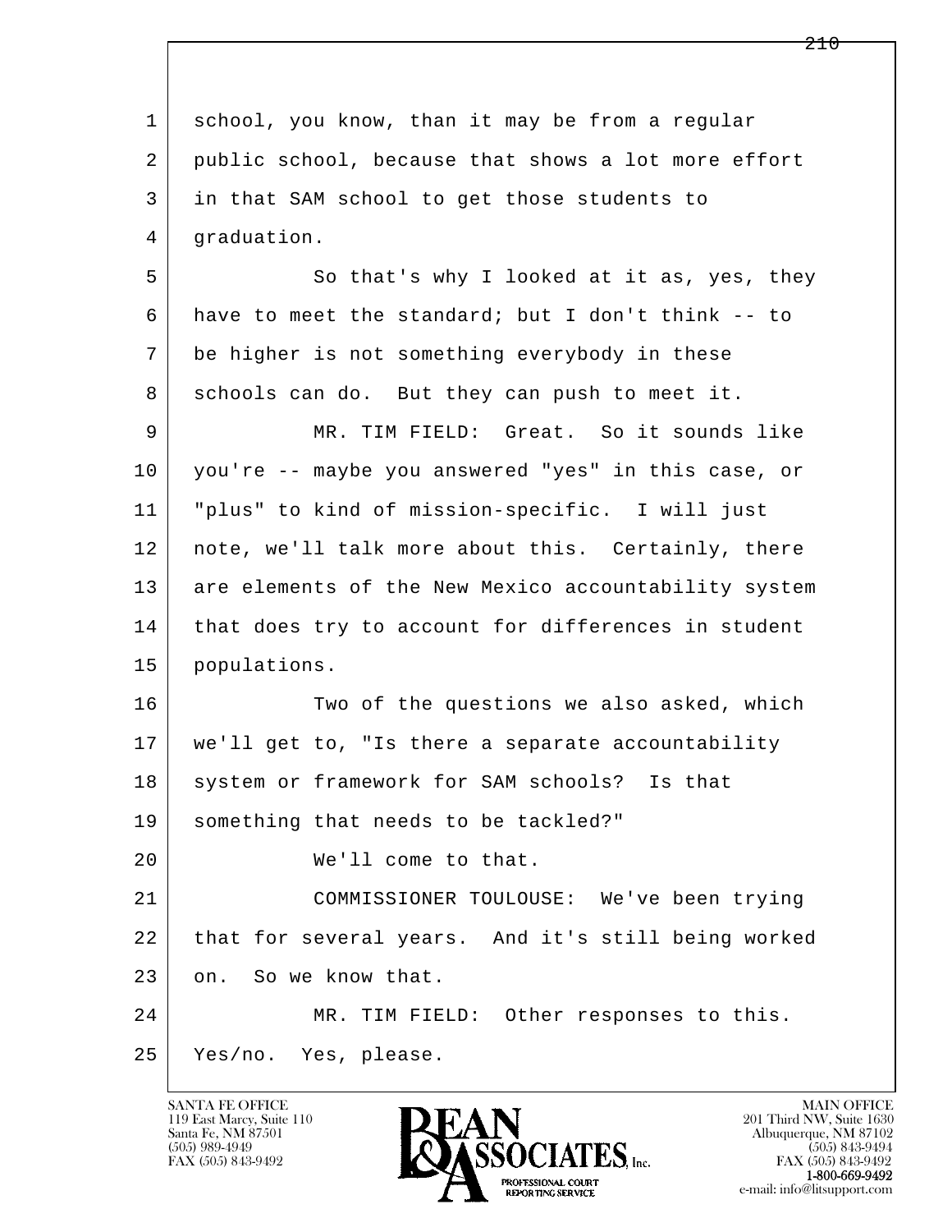school, you know, than it may be from a regular public school, because that shows a lot more effort in that SAM school to get those students to graduation.

So that's why I looked at it as, yes, they have to meet the standard; but I don't think -- to be higher is not something everybody in these schools can do. But they can push to meet it.

MR. TIM FIELD: Great. So it sounds like you're -- maybe you answered "yes" in this case, or "plus" to kind of mission-specific. I will just note, we'll talk more about this. Certainly, there are elements of the New Mexico accountability system that does try to account for differences in student populations.

Two of the questions we also asked, which we'll get to, "Is there a separate accountability system or framework for SAM schools? Is that something that needs to be tackled?"

We'll come to that.

COMMISSIONER TOULOUSE: We've been trying that for several years. And it's still being worked on. So we know that.

MR. TIM FIELD: Other responses to this. Yes/no. Yes, please.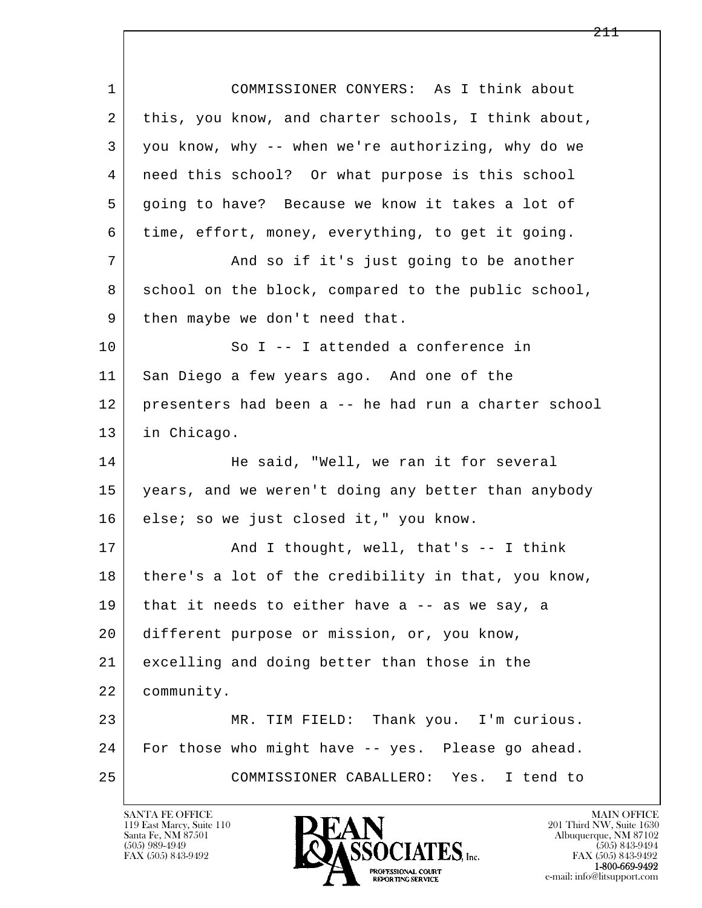COMMISSIONER CONYERS: As I think about this, you know, and charter schools, I think about, you know, why -- when we're authorizing, why do we need this school? Or what purpose is this school going to have? Because we know it takes a lot of time, effort, money, everything, to get it going.

And so if it's just going to be another school on the block, compared to the public school, then maybe we don't need that.

So I -- I attended a conference in San Diego a few years ago. And one of the presenters had been a -- he had run a charter school in Chicago.

He said, "Well, we ran it for several years, and we weren't doing any better than anybody else; so we just closed it," you know.

And I thought, well, that's -- I think there's a lot of the credibility in that, you know, that it needs to either have a -- as we say, a different purpose or mission, or, you know, excelling and doing better than those in the community.

MR. TIM FIELD: Thank you. I'm curious. For those who might have -- yes. Please go ahead.

COMMISSIONER CABALLERO: Yes. I tend to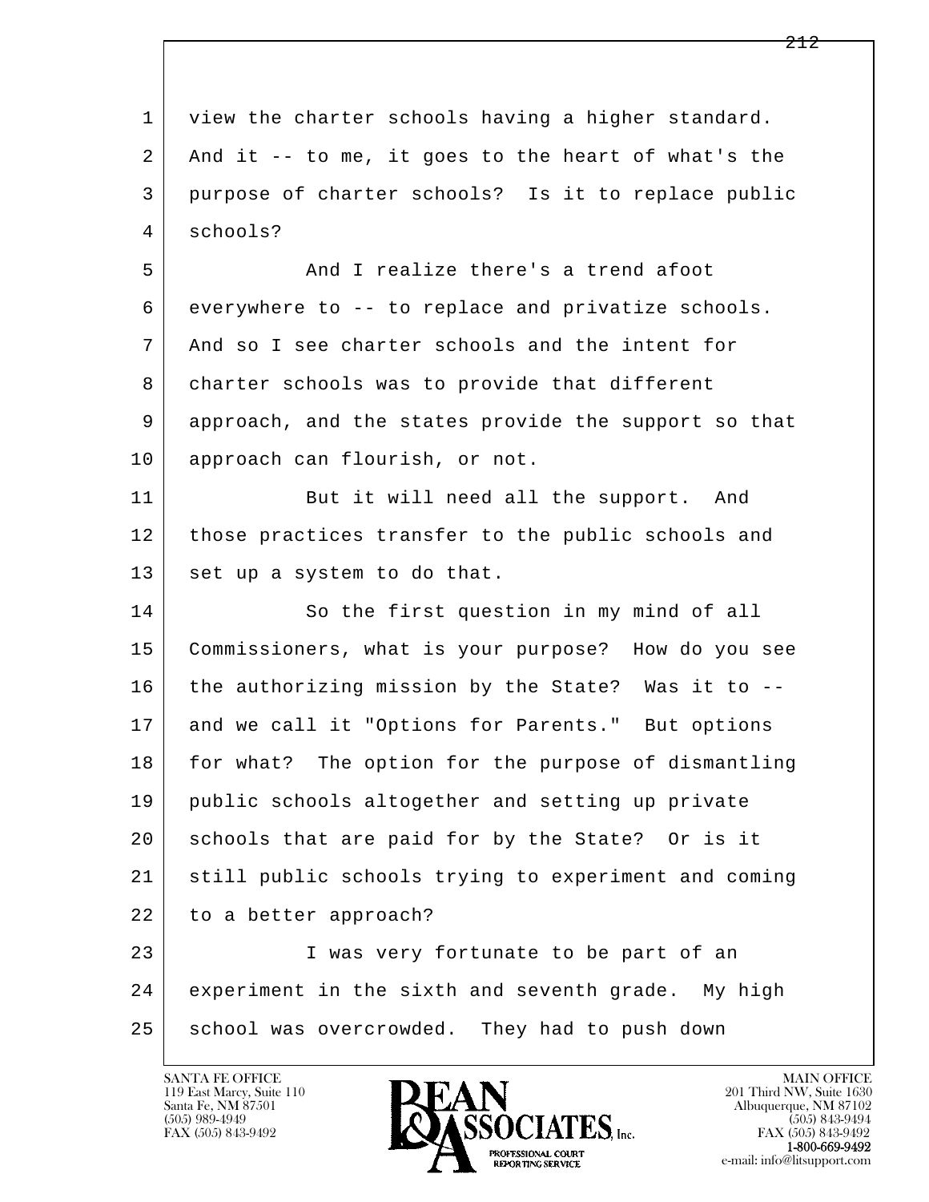view the charter schools having a higher standard. And it -- to me, it goes to the heart of what's the purpose of charter schools? Is it to replace public schools?

And I realize there's a trend afoot everywhere to -- to replace and privatize schools. And so I see charter schools and the intent for charter schools was to provide that different approach, and the states provide the support so that approach can flourish, or not.

But it will need all the support. And those practices transfer to the public schools and set up a system to do that.

So the first question in my mind of all Commissioners, what is your purpose? How do you see the authorizing mission by the State? Was it to -- and we call it "Options for Parents." But options for what? The option for the purpose of dismantling public schools altogether and setting up private schools that are paid for by the State? Or is it still public schools trying to experiment and coming to a better approach?

I was very fortunate to be part of an experiment in the sixth and seventh grade. My high school was overcrowded. They had to push down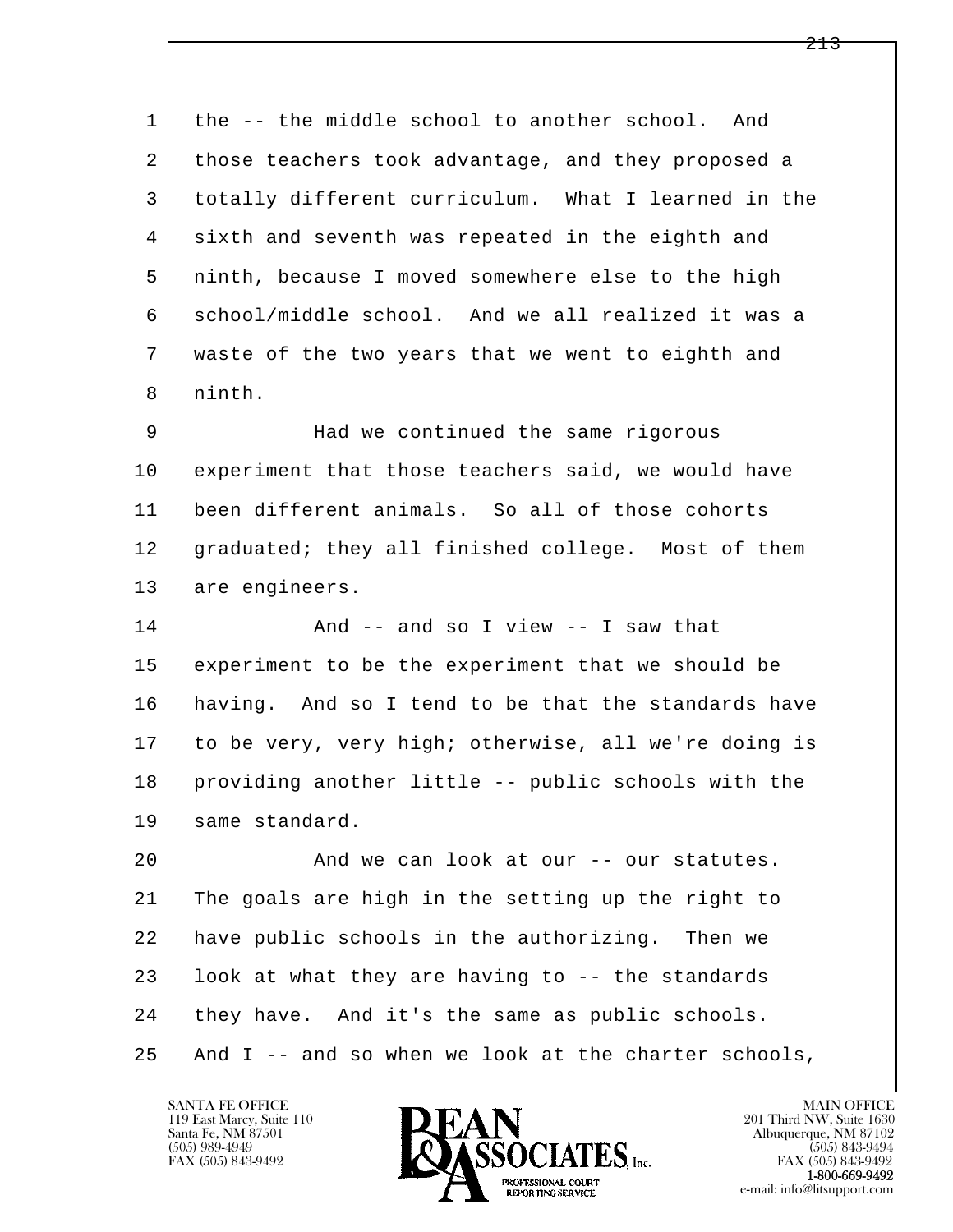the -- the middle school to another school. And those teachers took advantage, and they proposed a totally different curriculum. What I learned in the sixth and seventh was repeated in the eighth and ninth, because I moved somewhere else to the high school/middle school. And we all realized it was a waste of the two years that we went to eighth and ninth.

Had we continued the same rigorous experiment that those teachers said, we would have been different animals. So all of those cohorts graduated; they all finished college. Most of them are engineers.

And -- and so I view -- I saw that experiment to be the experiment that we should be having. And so I tend to be that the standards have to be very, very high; otherwise, all we're doing is providing another little -- public schools with the same standard.

And we can look at our -- our statutes. The goals are high in the setting up the right to have public schools in the authorizing. Then we look at what they are having to -- the standards they have. And it's the same as public schools. And I -- and so when we look at the charter schools,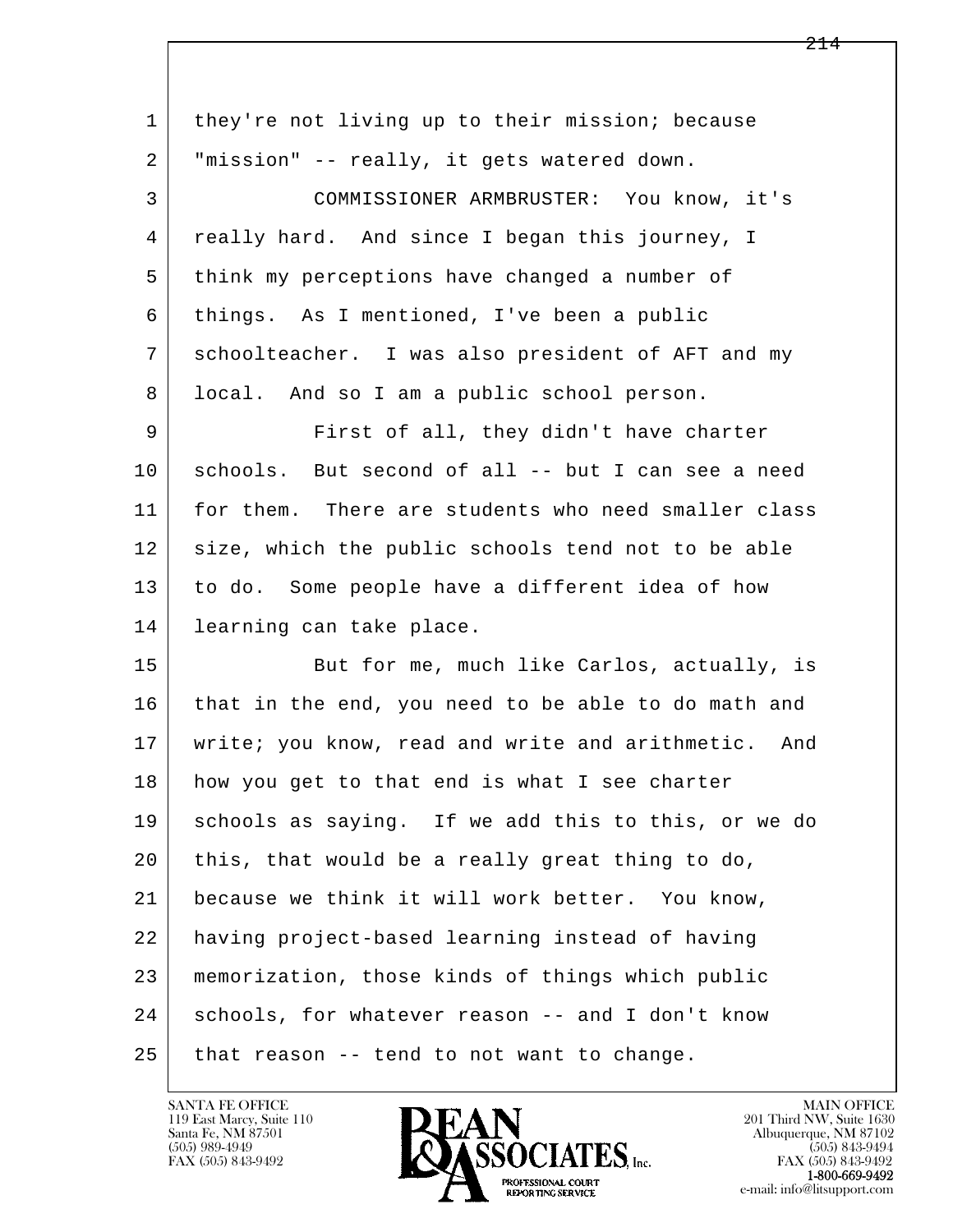they're not living up to their mission; because "mission" -- really, it gets watered down.

COMMISSIONER ARMBRUSTER: You know, it's really hard. And since I began this journey, I think my perceptions have changed a number of things. As I mentioned, I've been a public schoolteacher. I was also president of AFT and my local. And so I am a public school person.

First of all, they didn't have charter schools. But second of all -- but I can see a need for them. There are students who need smaller class size, which the public schools tend not to be able to do. Some people have a different idea of how learning can take place.

But for me, much like Carlos, actually, is that in the end, you need to be able to do math and write; you know, read and write and arithmetic. And how you get to that end is what I see charter schools as saying. If we add this to this, or we do this, that would be a really great thing to do, because we think it will work better. You know, having project-based learning instead of having memorization, those kinds of things which public schools, for whatever reason -- and I don't know that reason -- tend to not want to change.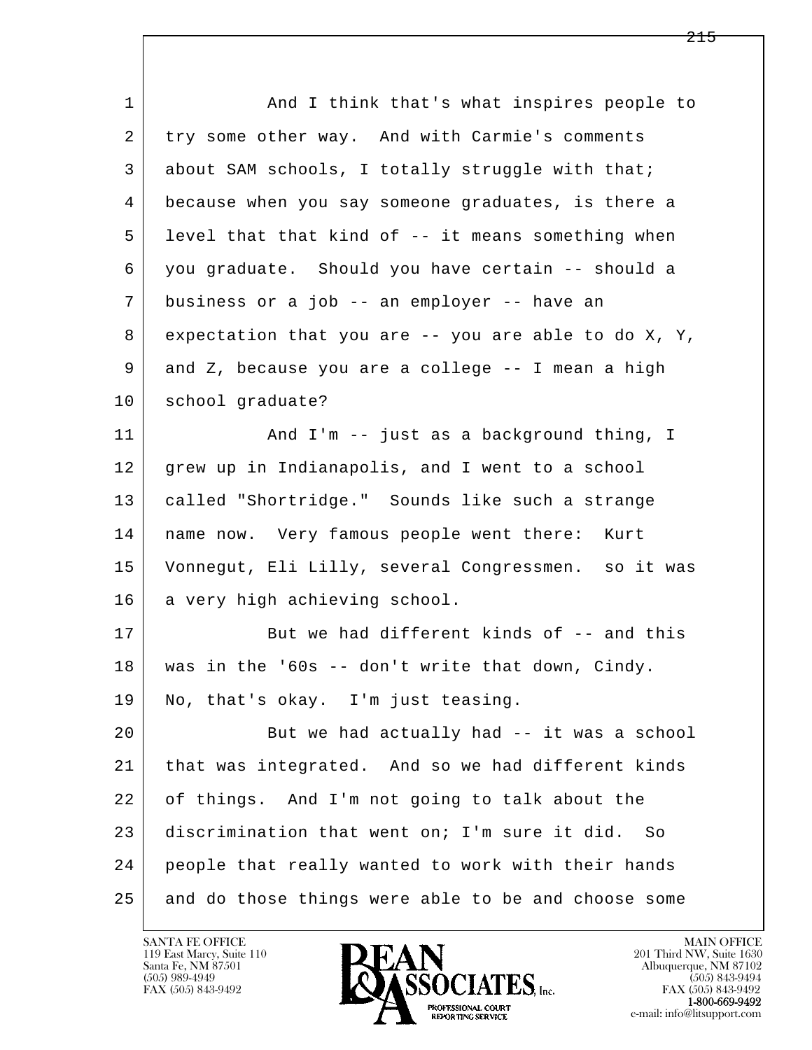1 And I think that's what inspires people to
2 try some other way. And with Carmie's comments
3 about SAM schools, I totally struggle with that;
4 because when you say someone graduates, is there a
5 level that that kind of -- it means something when
6 you graduate. Should you have certain -- should a
7 business or a job -- an employer -- have an
8 expectation that you are -- you are able to do X, Y,
9 and Z, because you are a college -- I mean a high
10 school graduate?
11 And I'm -- just as a background thing, I
12 grew up in Indianapolis, and I went to a school
13 called "Shortridge." Sounds like such a strange
14 name now. Very famous people went there: Kurt
15 Vonnegut, Eli Lilly, several Congressmen. so it was
16 a very high achieving school.
17 But we had different kinds of -- and this
18 was in the '60s -- don't write that down, Cindy.
19 No, that's okay. I'm just teasing.
20 But we had actually had -- it was a school
21 that was integrated. And so we had different kinds
22 of things. And I'm not going to talk about the
23 discrimination that went on; I'm sure it did. So
24 people that really wanted to work with their hands
25 and do those things were able to be and choose some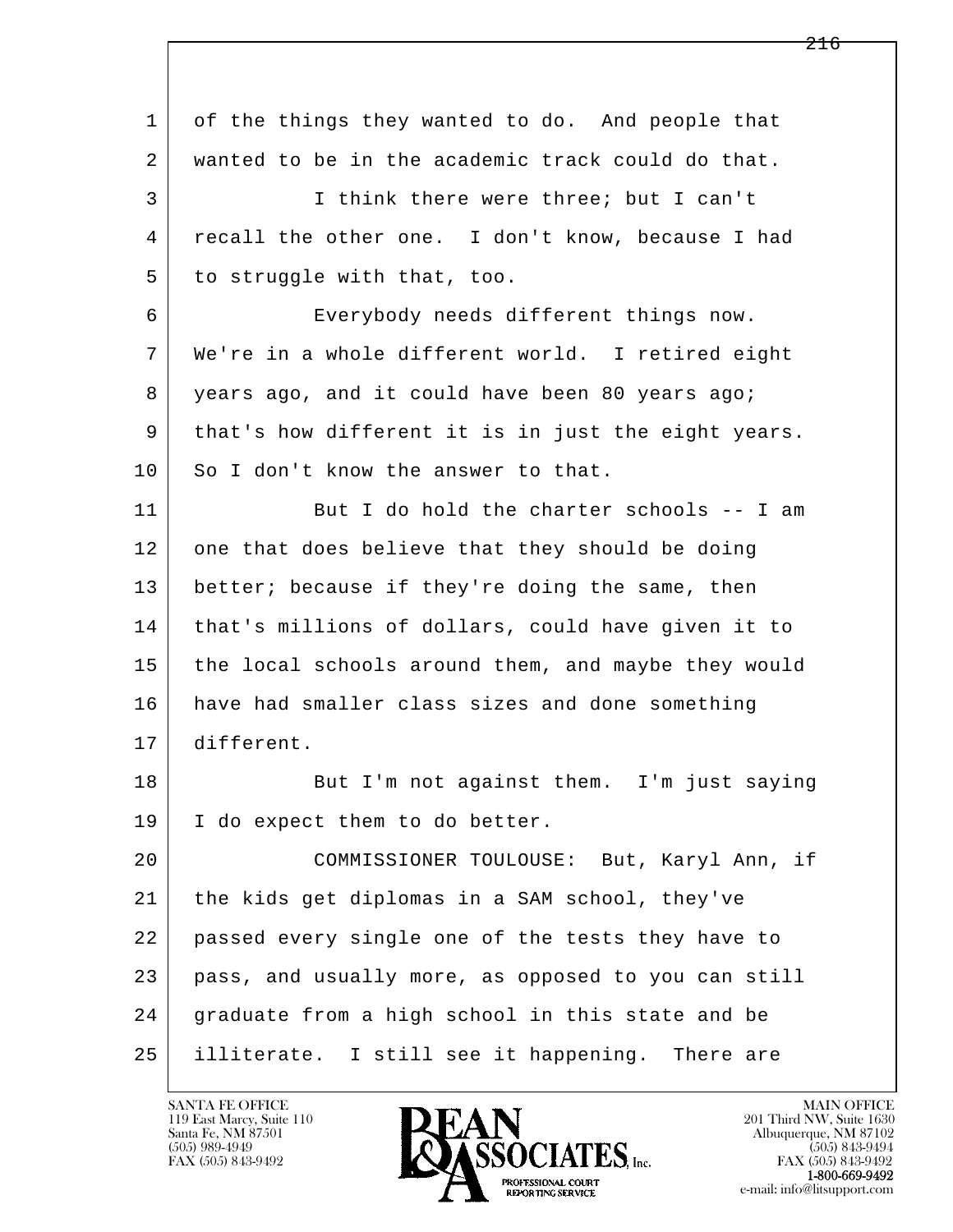of the things they wanted to do. And people that wanted to be in the academic track could do that.

I think there were three; but I can't recall the other one. I don't know, because I had to struggle with that, too.

Everybody needs different things now. We're in a whole different world. I retired eight years ago, and it could have been 80 years ago; that's how different it is in just the eight years. So I don't know the answer to that.

But I do hold the charter schools -- I am one that does believe that they should be doing better; because if they're doing the same, then that's millions of dollars, could have given it to the local schools around them, and maybe they would have had smaller class sizes and done something different.

But I'm not against them. I'm just saying I do expect them to do better.

COMMISSIONER TOULOUSE: But, Karyl Ann, if the kids get diplomas in a SAM school, they've passed every single one of the tests they have to pass, and usually more, as opposed to you can still graduate from a high school in this state and be illiterate. I still see it happening. There are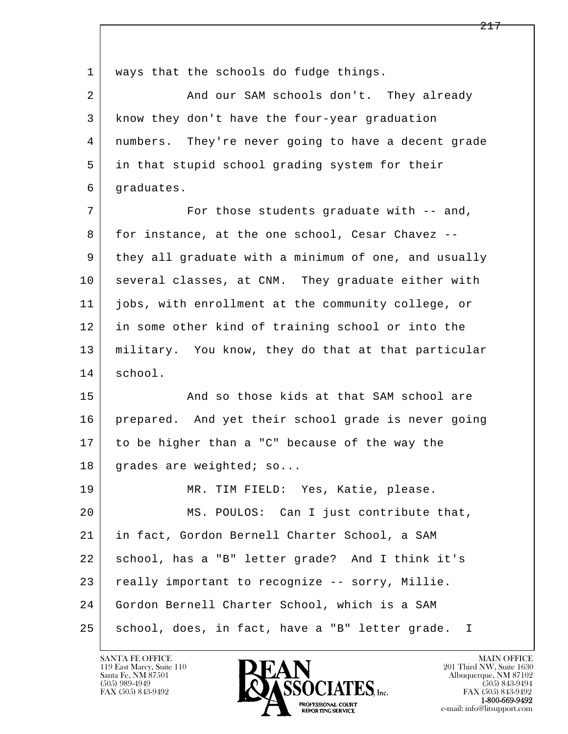1 ways that the schools do fudge things.

2 And our SAM schools don't. They already

3 know they don't have the four-year graduation

4 numbers. They're never going to have a decent grade

5 in that stupid school grading system for their

6 graduates.

7 For those students graduate with -- and,

8 for instance, at the one school, Cesar Chavez --

9 they all graduate with a minimum of one, and usually

10 several classes, at CNM. They graduate either with

11 jobs, with enrollment at the community college, or

12 in some other kind of training school or into the

13 military. You know, they do that at that particular

14 school.

15 And so those kids at that SAM school are

16 prepared. And yet their school grade is never going

17 to be higher than a "C" because of the way the

18 grades are weighted; so...

19 MR. TIM FIELD: Yes, Katie, please.

20 MS. POULOS: Can I just contribute that,

21 in fact, Gordon Bernell Charter School, a SAM

22 school, has a "B" letter grade? And I think it's

23 really important to recognize -- sorry, Millie.

24 Gordon Bernell Charter School, which is a SAM

25 school, does, in fact, have a "B" letter grade. I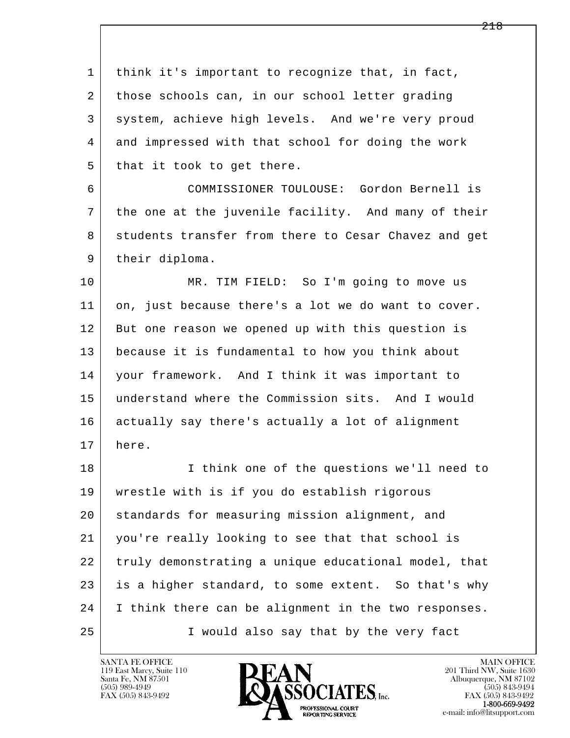think it's important to recognize that, in fact, those schools can, in our school letter grading system, achieve high levels. And we're very proud and impressed with that school for doing the work that it took to get there.

COMMISSIONER TOULOUSE: Gordon Bernell is the one at the juvenile facility. And many of their students transfer from there to Cesar Chavez and get their diploma.

MR. TIM FIELD: So I'm going to move us on, just because there's a lot we do want to cover. But one reason we opened up with this question is because it is fundamental to how you think about your framework. And I think it was important to understand where the Commission sits. And I would actually say there's actually a lot of alignment here.

I think one of the questions we'll need to wrestle with is if you do establish rigorous standards for measuring mission alignment, and you're really looking to see that that school is truly demonstrating a unique educational model, that is a higher standard, to some extent. So that's why I think there can be alignment in the two responses.

I would also say that by the very fact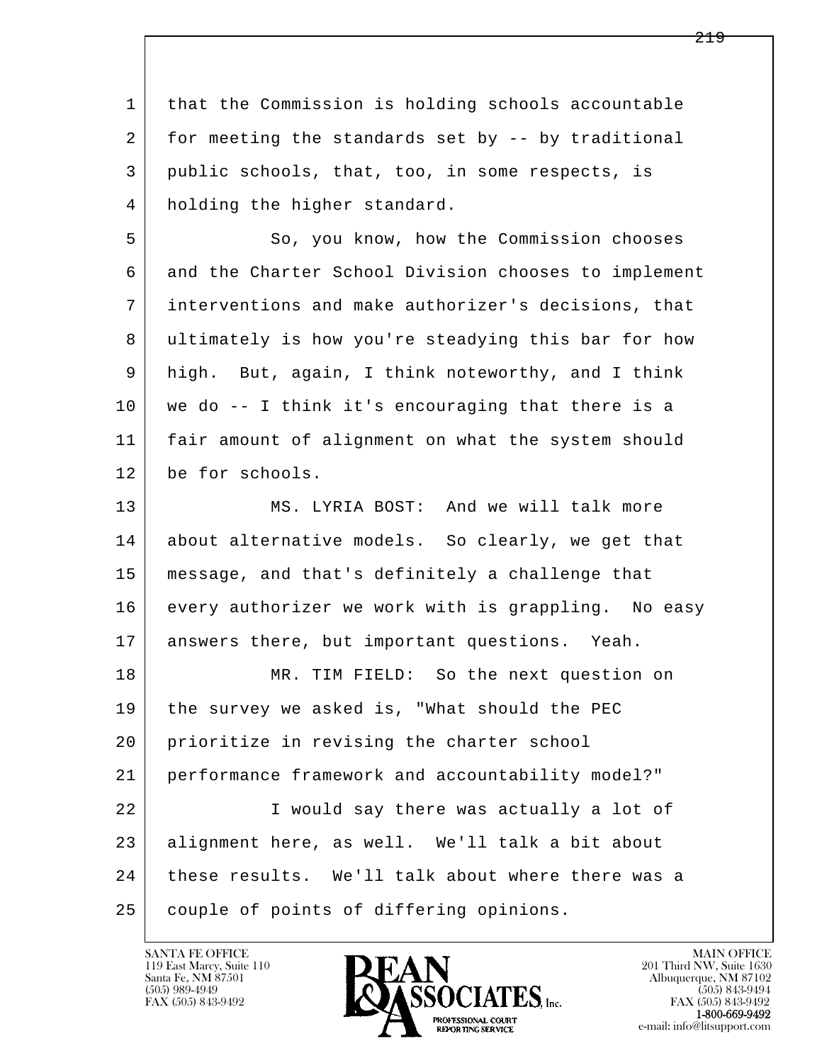that the Commission is holding schools accountable for meeting the standards set by -- by traditional public schools, that, too, in some respects, is holding the higher standard.

So, you know, how the Commission chooses and the Charter School Division chooses to implement interventions and make authorizer's decisions, that ultimately is how you're steadying this bar for how high. But, again, I think noteworthy, and I think we do -- I think it's encouraging that there is a fair amount of alignment on what the system should be for schools.

MS. LYRIA BOST: And we will talk more about alternative models. So clearly, we get that message, and that's definitely a challenge that every authorizer we work with is grappling. No easy answers there, but important questions. Yeah.

MR. TIM FIELD: So the next question on the survey we asked is, "What should the PEC prioritize in revising the charter school performance framework and accountability model?"

I would say there was actually a lot of alignment here, as well. We'll talk a bit about these results. We'll talk about where there was a couple of points of differing opinions.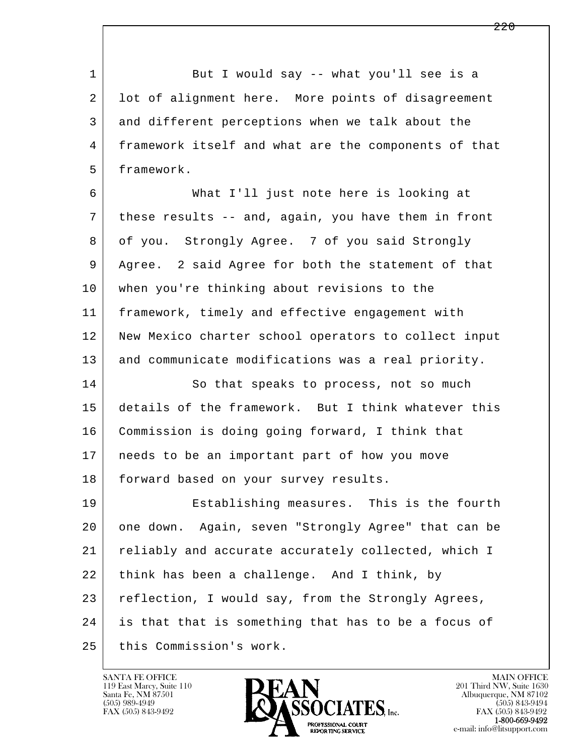But I would say -- what you'll see is a lot of alignment here. More points of disagreement and different perceptions when we talk about the framework itself and what are the components of that framework.

What I'll just note here is looking at these results -- and, again, you have them in front of you. Strongly Agree. 7 of you said Strongly Agree. 2 said Agree for both the statement of that when you're thinking about revisions to the framework, timely and effective engagement with New Mexico charter school operators to collect input and communicate modifications was a real priority.

So that speaks to process, not so much details of the framework. But I think whatever this Commission is doing going forward, I think that needs to be an important part of how you move forward based on your survey results.

Establishing measures. This is the fourth one down. Again, seven "Strongly Agree" that can be reliably and accurate accurately collected, which I think has been a challenge. And I think, by reflection, I would say, from the Strongly Agrees, is that that is something that has to be a focus of this Commission's work.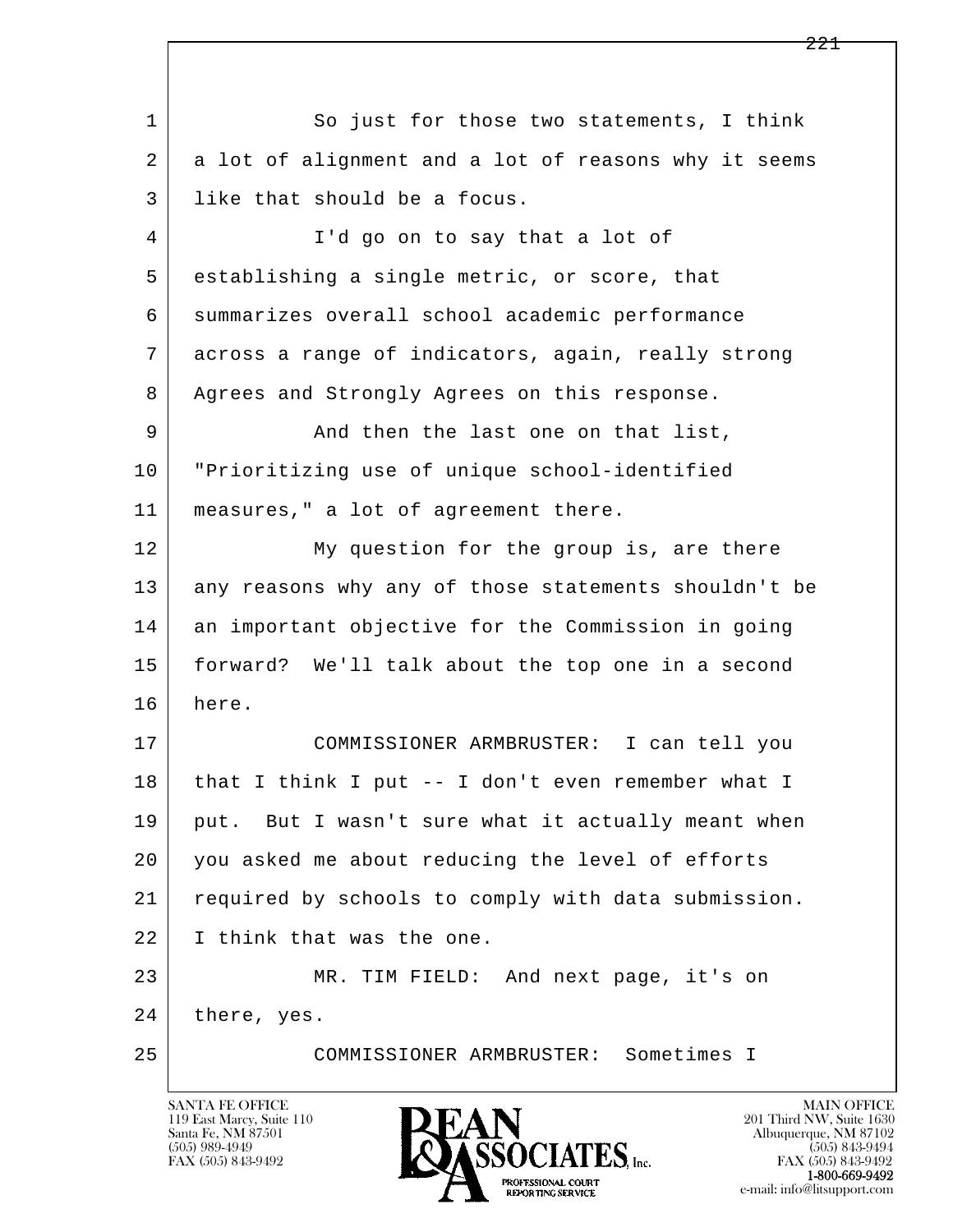1 So just for those two statements, I think
2 a lot of alignment and a lot of reasons why it seems
3 like that should be a focus.
4 I'd go on to say that a lot of
5 establishing a single metric, or score, that
6 summarizes overall school academic performance
7 across a range of indicators, again, really strong
8 Agrees and Strongly Agrees on this response.
9 And then the last one on that list,
10 "Prioritizing use of unique school-identified
11 measures," a lot of agreement there.
12 My question for the group is, are there
13 any reasons why any of those statements shouldn't be
14 an important objective for the Commission in going
15 forward? We'll talk about the top one in a second
16 here.
17 COMMISSIONER ARMBRUSTER: I can tell you
18 that I think I put -- I don't even remember what I
19 put. But I wasn't sure what it actually meant when
20 you asked me about reducing the level of efforts
21 required by schools to comply with data submission.
22 I think that was the one.
23 MR. TIM FIELD: And next page, it's on
24 there, yes.
25 COMMISSIONER ARMBRUSTER: Sometimes I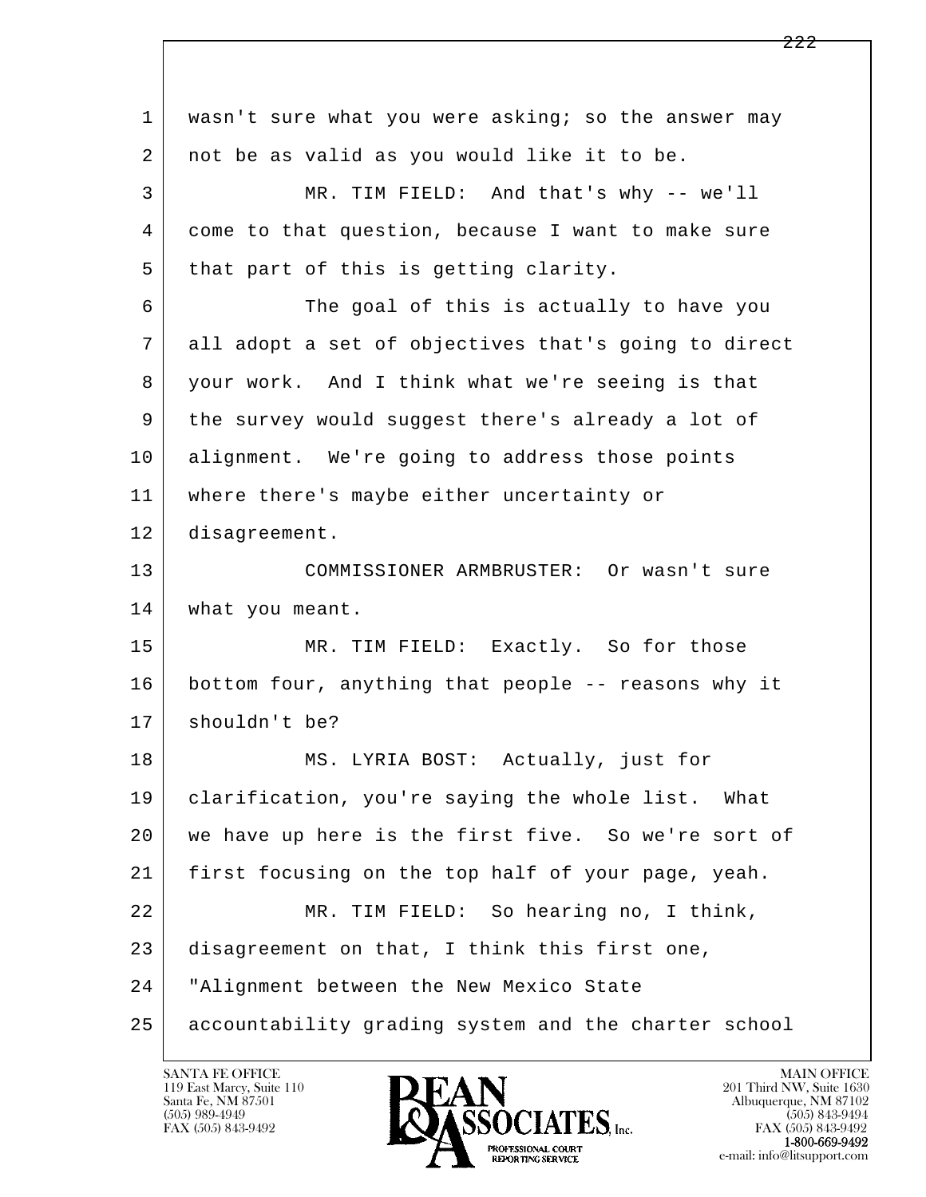1 wasn't sure what you were asking; so the answer may
2 not be as valid as you would like it to be.
3 MR. TIM FIELD: And that's why -- we'll
4 come to that question, because I want to make sure
5 that part of this is getting clarity.
6 The goal of this is actually to have you
7 all adopt a set of objectives that's going to direct
8 your work. And I think what we're seeing is that
9 the survey would suggest there's already a lot of
10 alignment. We're going to address those points
11 where there's maybe either uncertainty or
12 disagreement.
13 COMMISSIONER ARMBRUSTER: Or wasn't sure
14 what you meant.
15 MR. TIM FIELD: Exactly. So for those
16 bottom four, anything that people -- reasons why it
17 shouldn't be?
18 MS. LYRIA BOST: Actually, just for
19 clarification, you're saying the whole list. What
20 we have up here is the first five. So we're sort of
21 first focusing on the top half of your page, yeah.
22 MR. TIM FIELD: So hearing no, I think,
23 disagreement on that, I think this first one,
24 "Alignment between the New Mexico State
25 accountability grading system and the charter school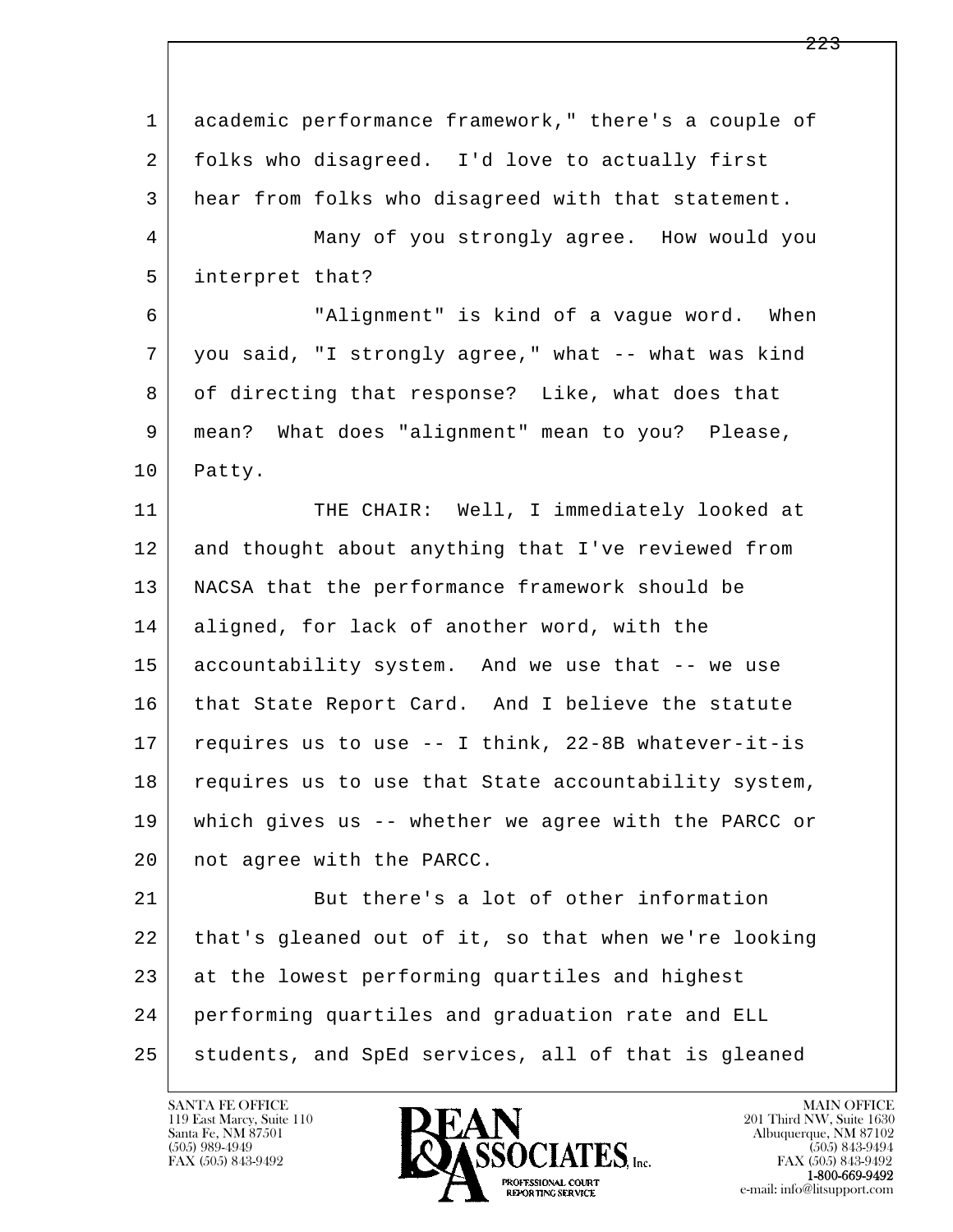academic performance framework," there's a couple of folks who disagreed. I'd love to actually first hear from folks who disagreed with that statement.

Many of you strongly agree. How would you interpret that?

"Alignment" is kind of a vague word. When you said, "I strongly agree," what -- what was kind of directing that response? Like, what does that mean? What does "alignment" mean to you? Please, Patty.

THE CHAIR: Well, I immediately looked at and thought about anything that I've reviewed from NACSA that the performance framework should be aligned, for lack of another word, with the accountability system. And we use that -- we use that State Report Card. And I believe the statute requires us to use -- I think, 22-8B whatever-it-is requires us to use that State accountability system, which gives us -- whether we agree with the PARCC or not agree with the PARCC.

But there's a lot of other information that's gleaned out of it, so that when we're looking at the lowest performing quartiles and highest performing quartiles and graduation rate and ELL students, and SpEd services, all of that is gleaned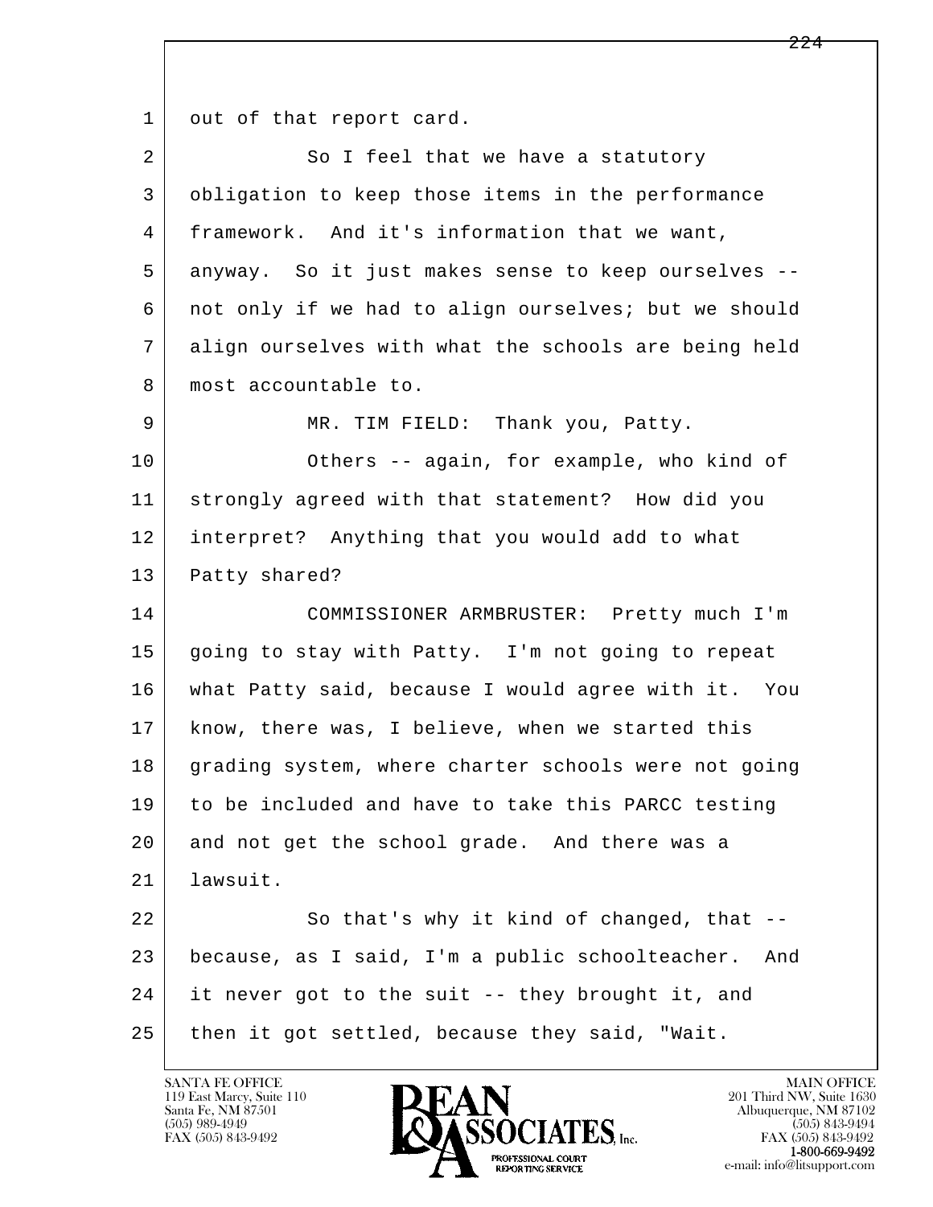1 out of that report card.

2 So I feel that we have a statutory

3 obligation to keep those items in the performance

4 framework. And it's information that we want,

5 anyway. So it just makes sense to keep ourselves --

6 not only if we had to align ourselves; but we should

7 align ourselves with what the schools are being held

8 most accountable to.

9 MR. TIM FIELD: Thank you, Patty.

10 Others -- again, for example, who kind of

11 strongly agreed with that statement? How did you

12 interpret? Anything that you would add to what

13 Patty shared?

14 COMMISSIONER ARMBRUSTER: Pretty much I'm

15 going to stay with Patty. I'm not going to repeat

16 what Patty said, because I would agree with it. You

17 know, there was, I believe, when we started this

18 grading system, where charter schools were not going

19 to be included and have to take this PARCC testing

20 and not get the school grade. And there was a

21 lawsuit.

22 So that's why it kind of changed, that --

23 because, as I said, I'm a public schoolteacher. And

24 it never got to the suit -- they brought it, and

25 then it got settled, because they said, "Wait.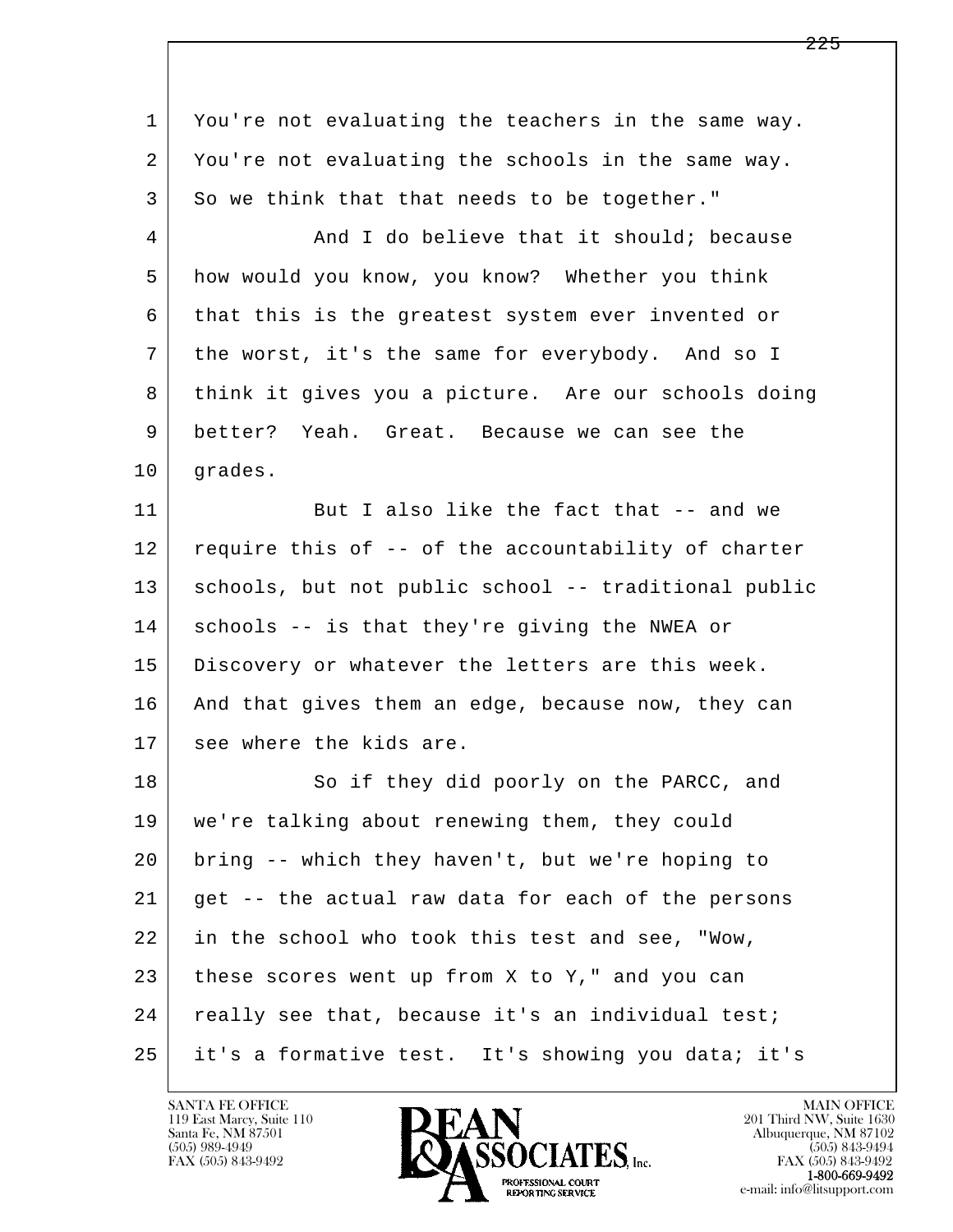1 You're not evaluating the teachers in the same way.
2 You're not evaluating the schools in the same way.
3 So we think that that needs to be together."
4 And I do believe that it should; because
5 how would you know, you know? Whether you think
6 that this is the greatest system ever invented or
7 the worst, it's the same for everybody. And so I
8 think it gives you a picture. Are our schools doing
9 better? Yeah. Great. Because we can see the
10 grades.
11 But I also like the fact that -- and we
12 require this of -- of the accountability of charter
13 schools, but not public school -- traditional public
14 schools -- is that they're giving the NWEA or
15 Discovery or whatever the letters are this week.
16 And that gives them an edge, because now, they can
17 see where the kids are.
18 So if they did poorly on the PARCC, and
19 we're talking about renewing them, they could
20 bring -- which they haven't, but we're hoping to
21 get -- the actual raw data for each of the persons
22 in the school who took this test and see, "Wow,
23 these scores went up from X to Y," and you can
24 really see that, because it's an individual test;
25 it's a formative test. It's showing you data; it's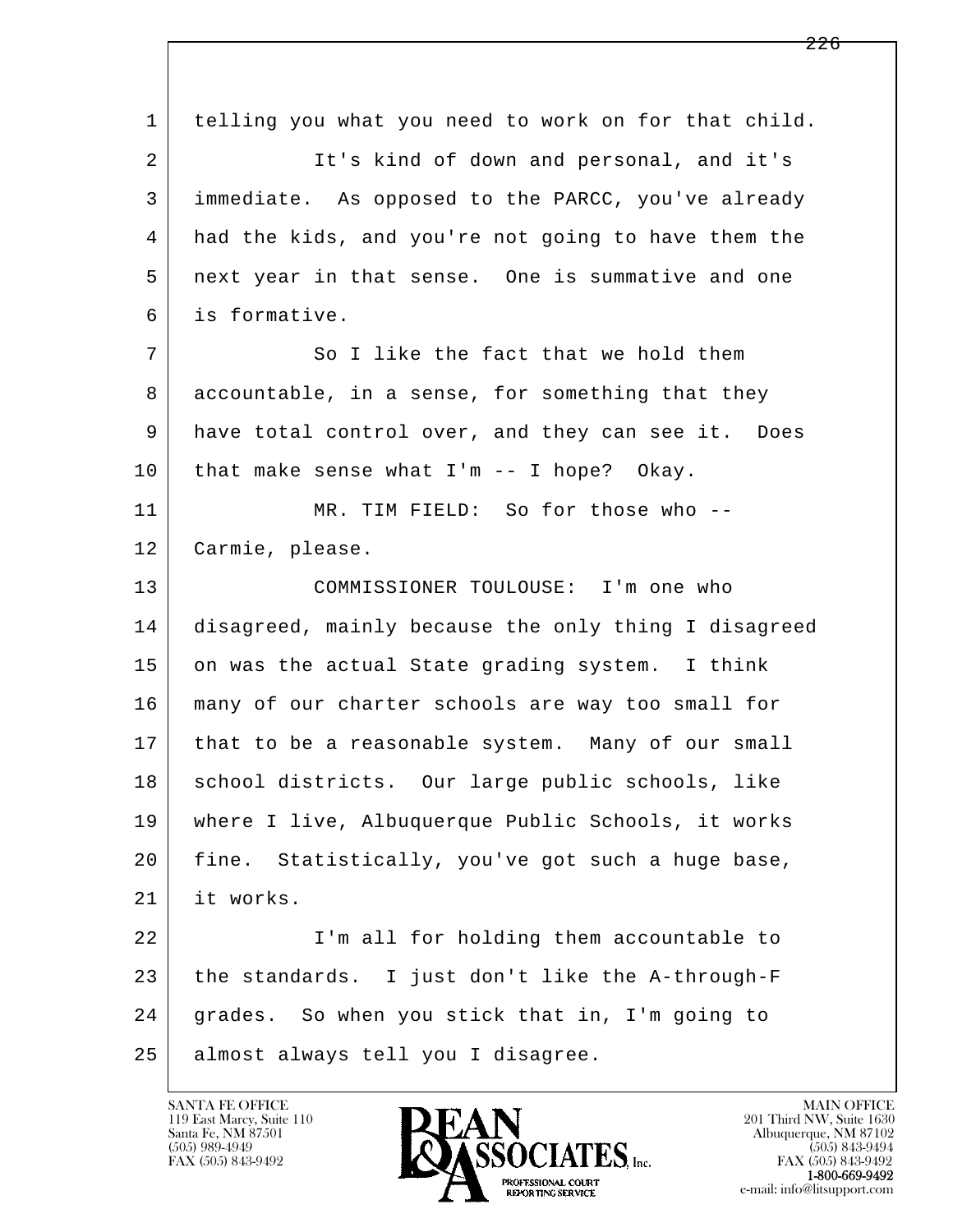telling you what you need to work on for that child.

It's kind of down and personal, and it's immediate. As opposed to the PARCC, you've already had the kids, and you're not going to have them the next year in that sense. One is summative and one is formative.

So I like the fact that we hold them accountable, in a sense, for something that they have total control over, and they can see it. Does that make sense what I'm -- I hope? Okay.

MR. TIM FIELD: So for those who -- Carmie, please.

COMMISSIONER TOULOUSE: I'm one who disagreed, mainly because the only thing I disagreed on was the actual State grading system. I think many of our charter schools are way too small for that to be a reasonable system. Many of our small school districts. Our large public schools, like where I live, Albuquerque Public Schools, it works fine. Statistically, you've got such a huge base, it works.

I'm all for holding them accountable to the standards. I just don't like the A-through-F grades. So when you stick that in, I'm going to almost always tell you I disagree.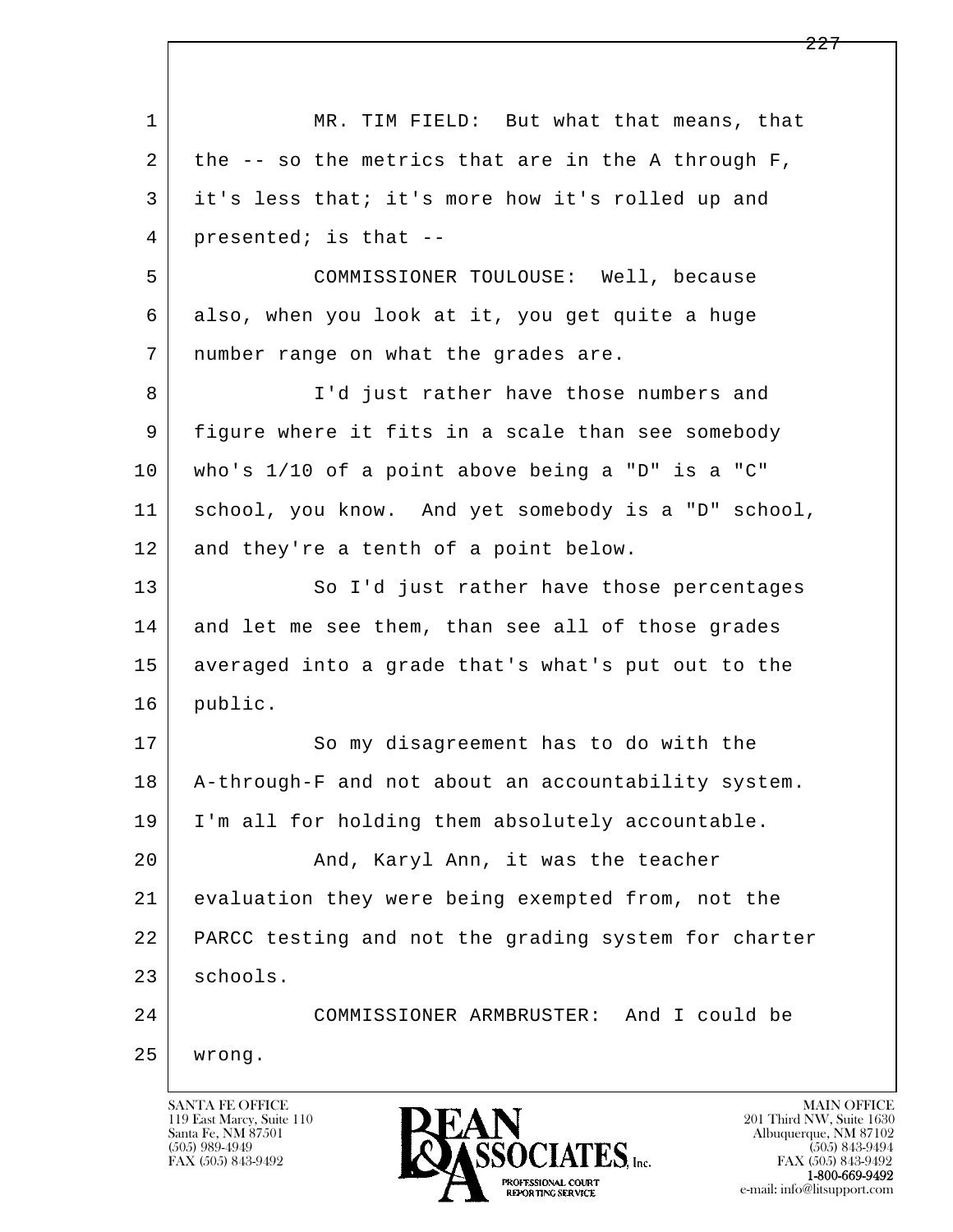MR. TIM FIELD: But what that means, that the -- so the metrics that are in the A through F, it's less that; it's more how it's rolled up and presented; is that --

COMMISSIONER TOULOUSE: Well, because also, when you look at it, you get quite a huge number range on what the grades are.

I'd just rather have those numbers and figure where it fits in a scale than see somebody who's 1/10 of a point above being a "D" is a "C" school, you know. And yet somebody is a "D" school, and they're a tenth of a point below.

So I'd just rather have those percentages and let me see them, than see all of those grades averaged into a grade that's what's put out to the public.

So my disagreement has to do with the A-through-F and not about an accountability system. I'm all for holding them absolutely accountable.

And, Karyl Ann, it was the teacher evaluation they were being exempted from, not the PARCC testing and not the grading system for charter schools.

COMMISSIONER ARMBRUSTER: And I could be wrong.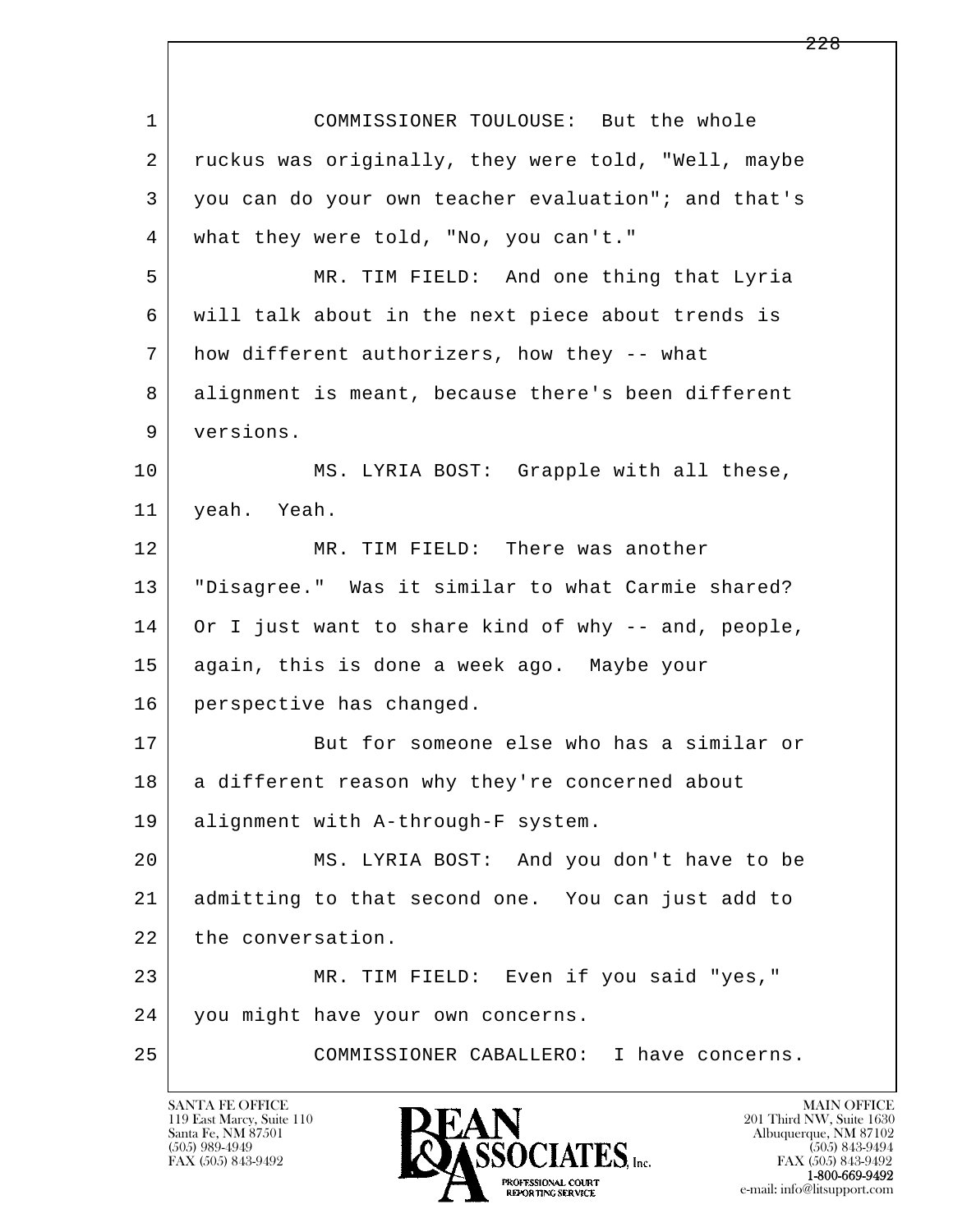1 COMMISSIONER TOULOUSE: But the whole
2 ruckus was originally, they were told, "Well, maybe
3 you can do your own teacher evaluation"; and that's
4 what they were told, "No, you can't."
5 MR. TIM FIELD: And one thing that Lyria
6 will talk about in the next piece about trends is
7 how different authorizers, how they -- what
8 alignment is meant, because there's been different
9 versions.
10 MS. LYRIA BOST: Grapple with all these,
11 yeah. Yeah.
12 MR. TIM FIELD: There was another
13 "Disagree." Was it similar to what Carmie shared?
14 Or I just want to share kind of why -- and, people,
15 again, this is done a week ago. Maybe your
16 perspective has changed.
17 But for someone else who has a similar or
18 a different reason why they're concerned about
19 alignment with A-through-F system.
20 MS. LYRIA BOST: And you don't have to be
21 admitting to that second one. You can just add to
22 the conversation.
23 MR. TIM FIELD: Even if you said "yes,"
24 you might have your own concerns.
25 COMMISSIONER CABALLERO: I have concerns.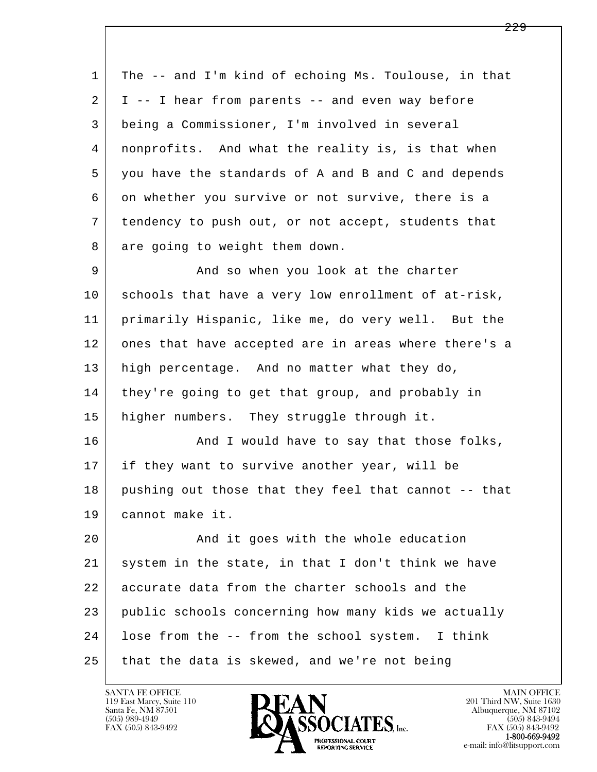The -- and I'm kind of echoing Ms. Toulouse, in that I -- I hear from parents -- and even way before being a Commissioner, I'm involved in several nonprofits. And what the reality is, is that when you have the standards of A and B and C and depends on whether you survive or not survive, there is a tendency to push out, or not accept, students that are going to weight them down.

And so when you look at the charter schools that have a very low enrollment of at-risk, primarily Hispanic, like me, do very well. But the ones that have accepted are in areas where there's a high percentage. And no matter what they do, they're going to get that group, and probably in higher numbers. They struggle through it.

And I would have to say that those folks, if they want to survive another year, will be pushing out those that they feel that cannot -- that cannot make it.

And it goes with the whole education system in the state, in that I don't think we have accurate data from the charter schools and the public schools concerning how many kids we actually lose from the -- from the school system. I think that the data is skewed, and we're not being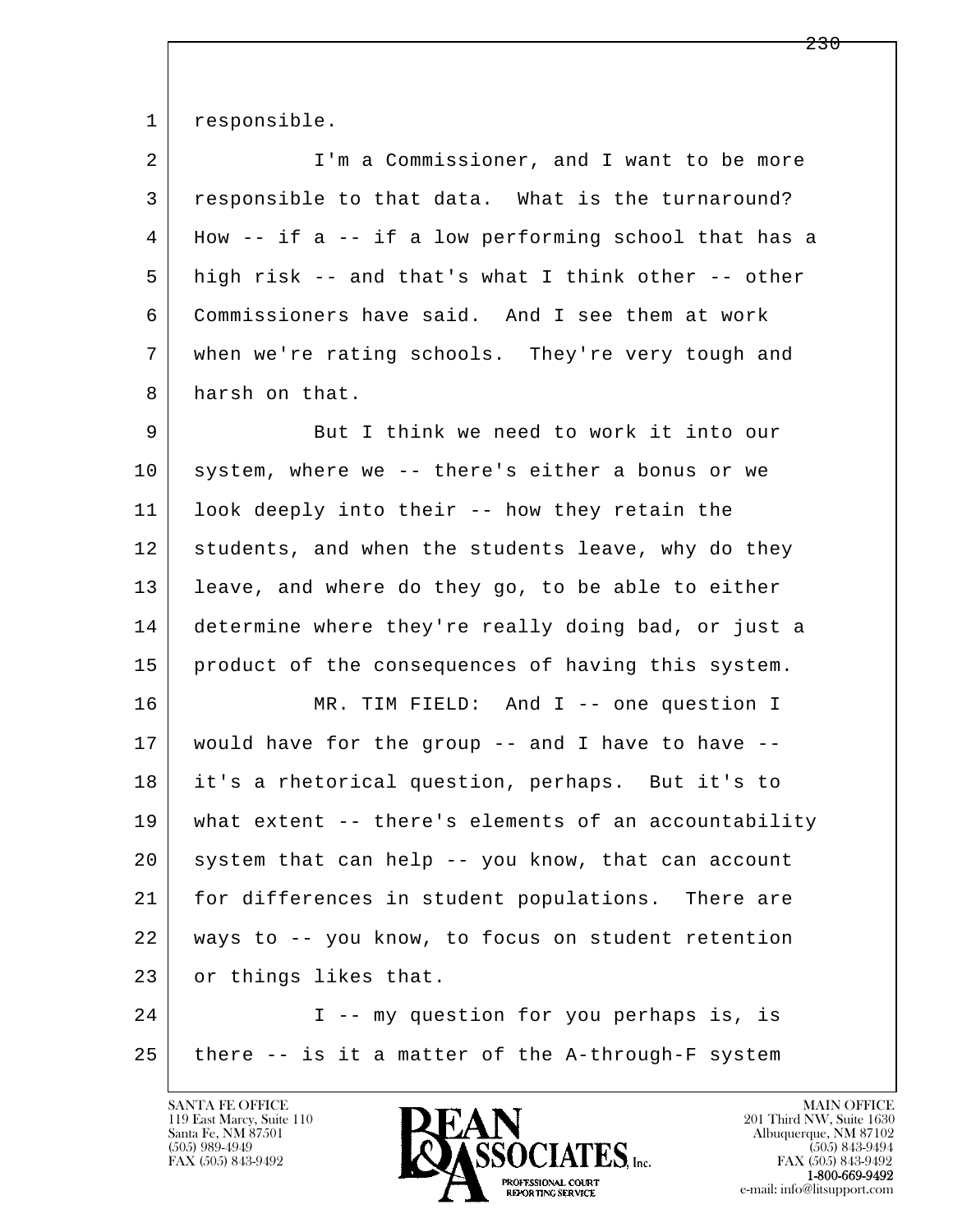1 responsible.

2 I'm a Commissioner, and I want to be more
3 responsible to that data. What is the turnaround?
4 How -- if a -- if a low performing school that has a
5 high risk -- and that's what I think other -- other
6 Commissioners have said. And I see them at work
7 when we're rating schools. They're very tough and
8 harsh on that.

9 But I think we need to work it into our
10 system, where we -- there's either a bonus or we
11 look deeply into their -- how they retain the
12 students, and when the students leave, why do they
13 leave, and where do they go, to be able to either
14 determine where they're really doing bad, or just a
15 product of the consequences of having this system.

16 MR. TIM FIELD: And I -- one question I
17 would have for the group -- and I have to have --
18 it's a rhetorical question, perhaps. But it's to
19 what extent -- there's elements of an accountability
20 system that can help -- you know, that can account
21 for differences in student populations. There are
22 ways to -- you know, to focus on student retention
23 or things likes that.

24 I -- my question for you perhaps is, is
25 there -- is it a matter of the A-through-F system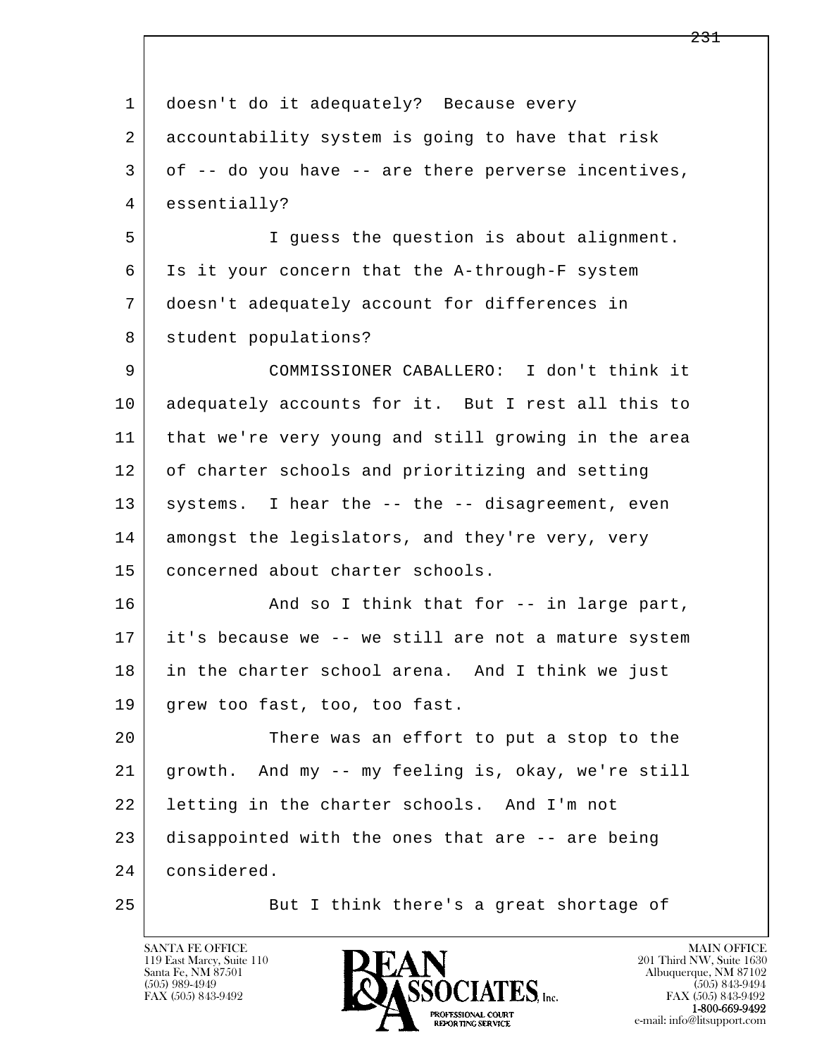doesn't do it adequately? Because every accountability system is going to have that risk of -- do you have -- are there perverse incentives, essentially?

I guess the question is about alignment. Is it your concern that the A-through-F system doesn't adequately account for differences in student populations?

COMMISSIONER CABALLERO: I don't think it adequately accounts for it. But I rest all this to that we're very young and still growing in the area of charter schools and prioritizing and setting systems. I hear the -- the -- disagreement, even amongst the legislators, and they're very, very concerned about charter schools.

And so I think that for -- in large part, it's because we -- we still are not a mature system in the charter school arena. And I think we just grew too fast, too, too fast.

There was an effort to put a stop to the growth. And my -- my feeling is, okay, we're still letting in the charter schools. And I'm not disappointed with the ones that are -- are being considered.

But I think there's a great shortage of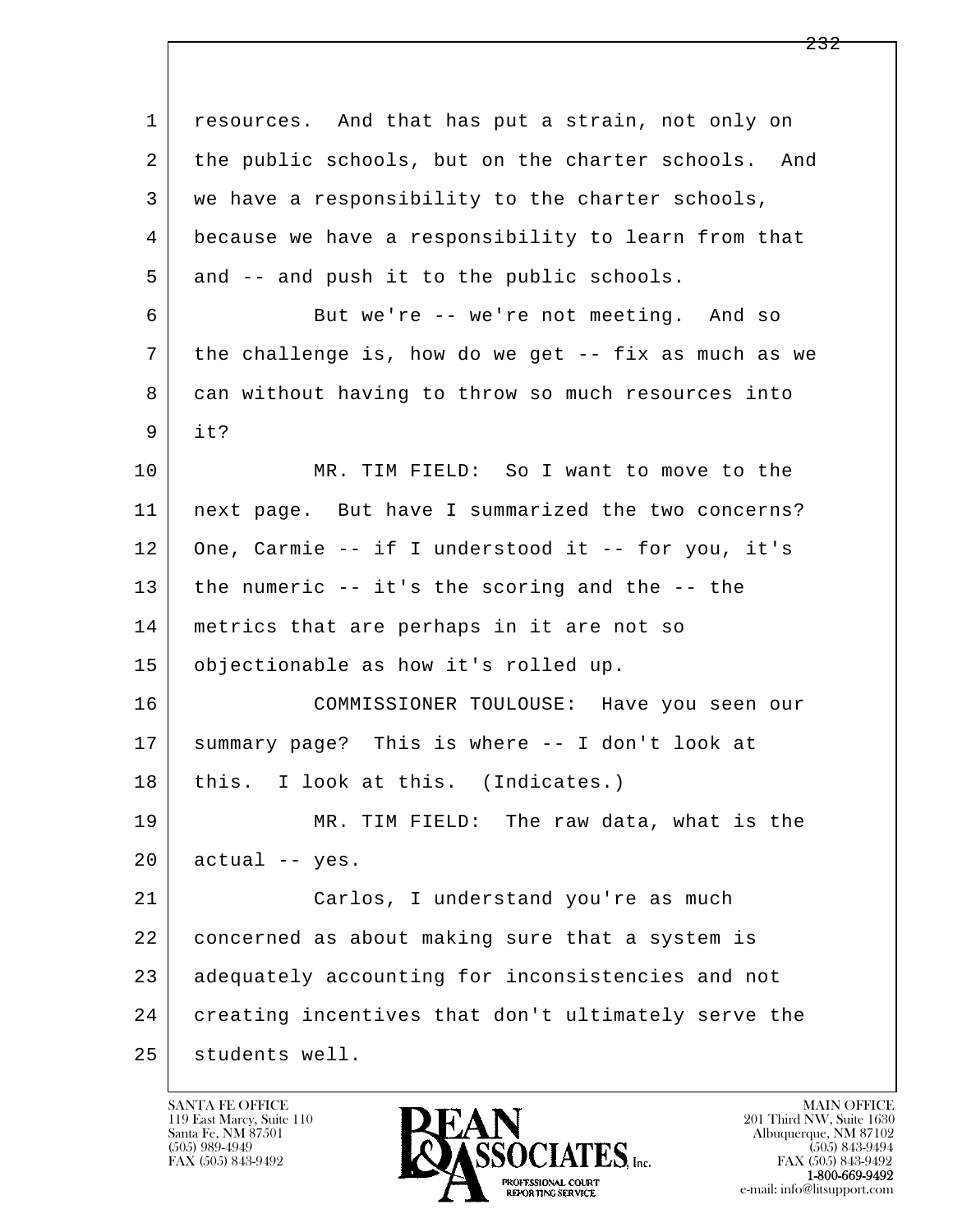1 resources. And that has put a strain, not only on
2 the public schools, but on the charter schools. And
3 we have a responsibility to the charter schools,
4 because we have a responsibility to learn from that
5 and -- and push it to the public schools.

6 But we're -- we're not meeting. And so
7 the challenge is, how do we get -- fix as much as we
8 can without having to throw so much resources into
9 it?

10 MR. TIM FIELD: So I want to move to the
11 next page. But have I summarized the two concerns?
12 One, Carmie -- if I understood it -- for you, it's
13 the numeric -- it's the scoring and the -- the
14 metrics that are perhaps in it are not so
15 objectionable as how it's rolled up.

16 COMMISSIONER TOULOUSE: Have you seen our
17 summary page? This is where -- I don't look at
18 this. I look at this. (Indicates.)

19 MR. TIM FIELD: The raw data, what is the
20 actual -- yes.

21 Carlos, I understand you're as much
22 concerned as about making sure that a system is
23 adequately accounting for inconsistencies and not
24 creating incentives that don't ultimately serve the
25 students well.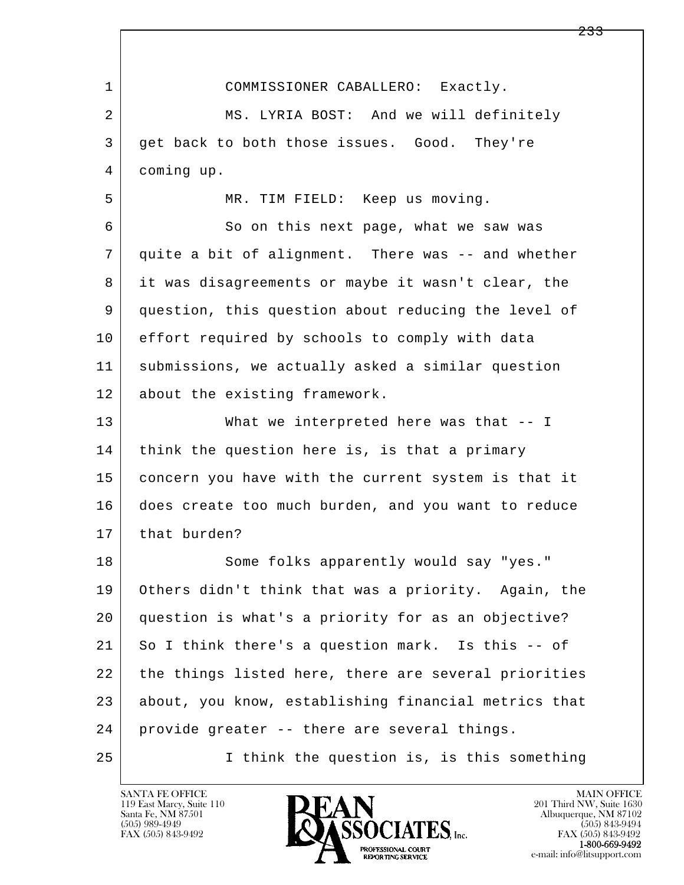COMMISSIONER CABALLERO: Exactly.

MS. LYRIA BOST: And we will definitely get back to both those issues. Good. They're coming up.

MR. TIM FIELD: Keep us moving.

So on this next page, what we saw was quite a bit of alignment. There was -- and whether it was disagreements or maybe it wasn't clear, the question, this question about reducing the level of effort required by schools to comply with data submissions, we actually asked a similar question about the existing framework.

What we interpreted here was that -- I think the question here is, is that a primary concern you have with the current system is that it does create too much burden, and you want to reduce that burden?

Some folks apparently would say "yes." Others didn't think that was a priority. Again, the question is what's a priority for as an objective? So I think there's a question mark. Is this -- of the things listed here, there are several priorities about, you know, establishing financial metrics that provide greater -- there are several things.

I think the question is, is this something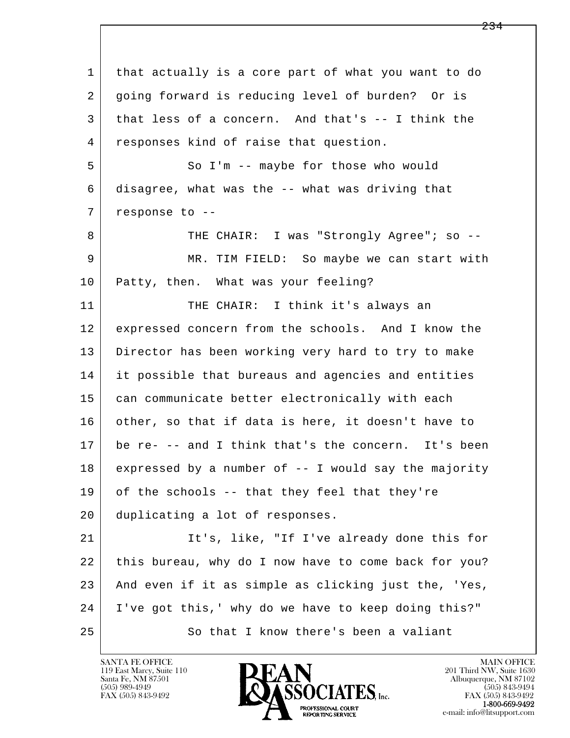1 that actually is a core part of what you want to do
2 going forward is reducing level of burden? Or is
3 that less of a concern. And that's -- I think the
4 responses kind of raise that question.

5 So I'm -- maybe for those who would
6 disagree, what was the -- what was driving that
7 response to --

8 THE CHAIR: I was "Strongly Agree"; so --

9 MR. TIM FIELD: So maybe we can start with
10 Patty, then. What was your feeling?

11 THE CHAIR: I think it's always an
12 expressed concern from the schools. And I know the
13 Director has been working very hard to try to make
14 it possible that bureaus and agencies and entities
15 can communicate better electronically with each
16 other, so that if data is here, it doesn't have to
17 be re- -- and I think that's the concern. It's been
18 expressed by a number of -- I would say the majority
19 of the schools -- that they feel that they're
20 duplicating a lot of responses.

21 It's, like, "If I've already done this for
22 this bureau, why do I now have to come back for you?
23 And even if it as simple as clicking just the, 'Yes,
24 I've got this,' why do we have to keep doing this?"

25 So that I know there's been a valiant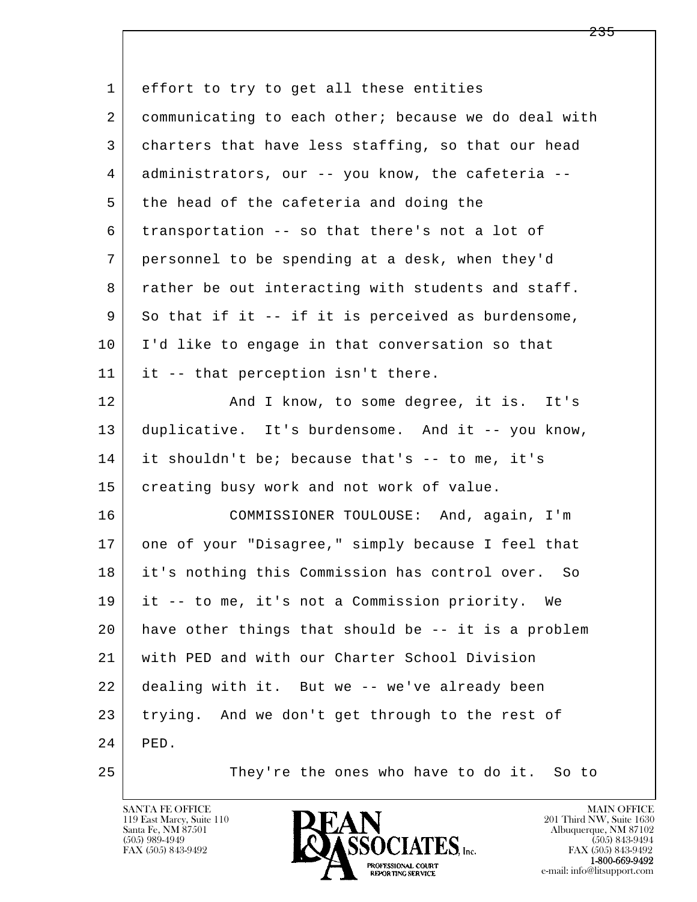effort to try to get all these entities communicating to each other; because we do deal with charters that have less staffing, so that our head administrators, our -- you know, the cafeteria -- the head of the cafeteria and doing the transportation -- so that there's not a lot of personnel to be spending at a desk, when they'd rather be out interacting with students and staff. So that if it -- if it is perceived as burdensome, I'd like to engage in that conversation so that it -- that perception isn't there.

And I know, to some degree, it is. It's duplicative. It's burdensome. And it -- you know, it shouldn't be; because that's -- to me, it's creating busy work and not work of value.

COMMISSIONER TOULOUSE: And, again, I'm one of your "Disagree," simply because I feel that it's nothing this Commission has control over. So it -- to me, it's not a Commission priority. We have other things that should be -- it is a problem with PED and with our Charter School Division dealing with it. But we -- we've already been trying. And we don't get through to the rest of PED.

They're the ones who have to do it. So to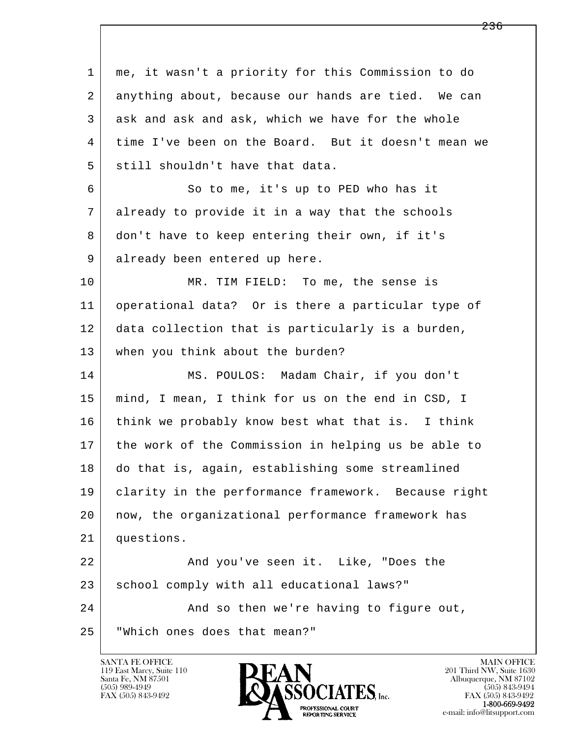me, it wasn't a priority for this Commission to do anything about, because our hands are tied. We can ask and ask and ask, which we have for the whole time I've been on the Board. But it doesn't mean we still shouldn't have that data.

So to me, it's up to PED who has it already to provide it in a way that the schools don't have to keep entering their own, if it's already been entered up here.

MR. TIM FIELD: To me, the sense is operational data? Or is there a particular type of data collection that is particularly is a burden, when you think about the burden?

MS. POULOS: Madam Chair, if you don't mind, I mean, I think for us on the end in CSD, I think we probably know best what that is. I think the work of the Commission in helping us be able to do that is, again, establishing some streamlined clarity in the performance framework. Because right now, the organizational performance framework has questions.

And you've seen it. Like, "Does the school comply with all educational laws?"

And so then we're having to figure out, "Which ones does that mean?"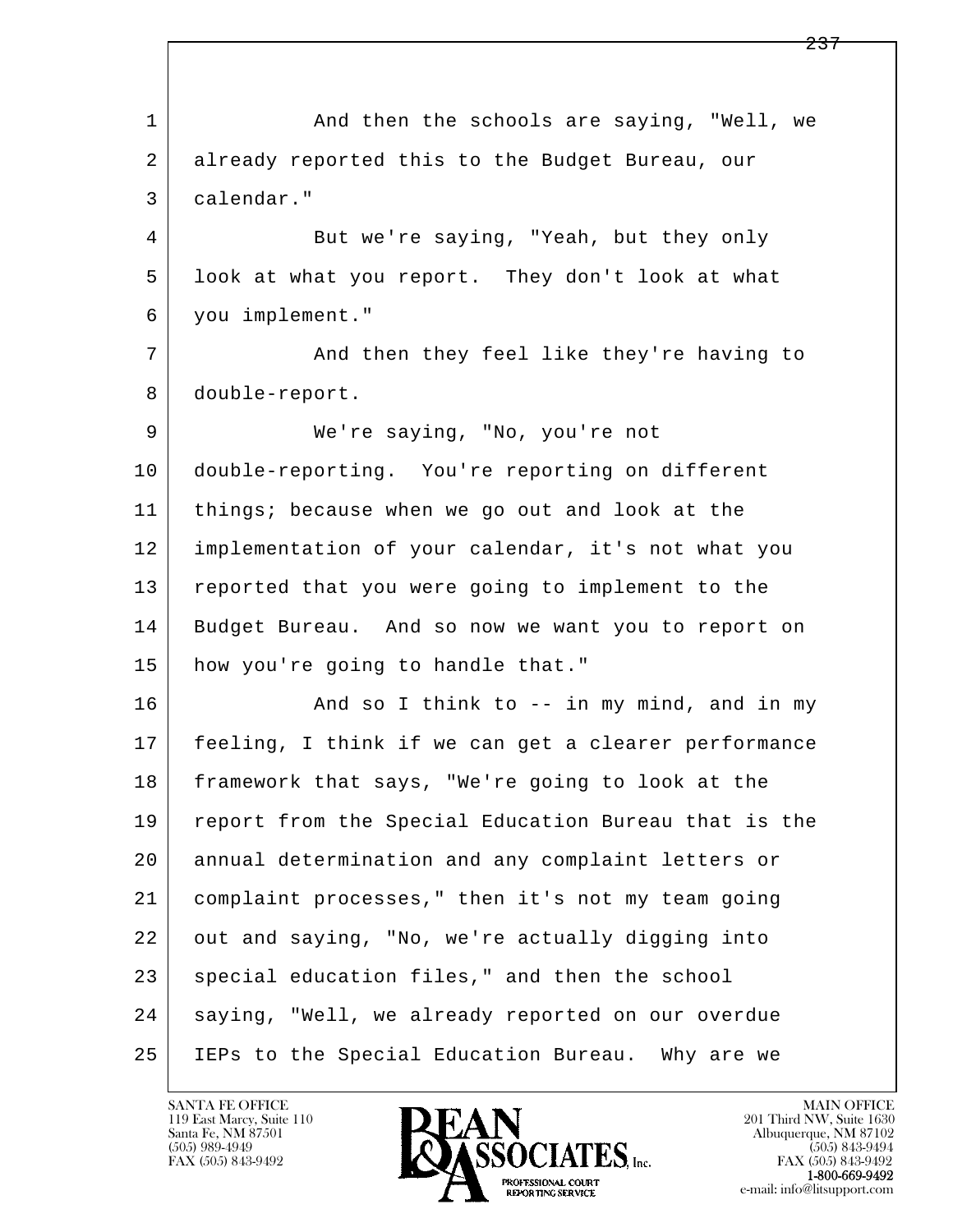1 And then the schools are saying, "Well, we
2 already reported this to the Budget Bureau, our
3 calendar."
4 But we're saying, "Yeah, but they only
5 look at what you report. They don't look at what
6 you implement."
7 And then they feel like they're having to
8 double-report.
9 We're saying, "No, you're not
10 double-reporting. You're reporting on different
11 things; because when we go out and look at the
12 implementation of your calendar, it's not what you
13 reported that you were going to implement to the
14 Budget Bureau. And so now we want you to report on
15 how you're going to handle that."
16 And so I think to -- in my mind, and in my
17 feeling, I think if we can get a clearer performance
18 framework that says, "We're going to look at the
19 report from the Special Education Bureau that is the
20 annual determination and any complaint letters or
21 complaint processes," then it's not my team going
22 out and saying, "No, we're actually digging into
23 special education files," and then the school
24 saying, "Well, we already reported on our overdue
25 IEPs to the Special Education Bureau. Why are we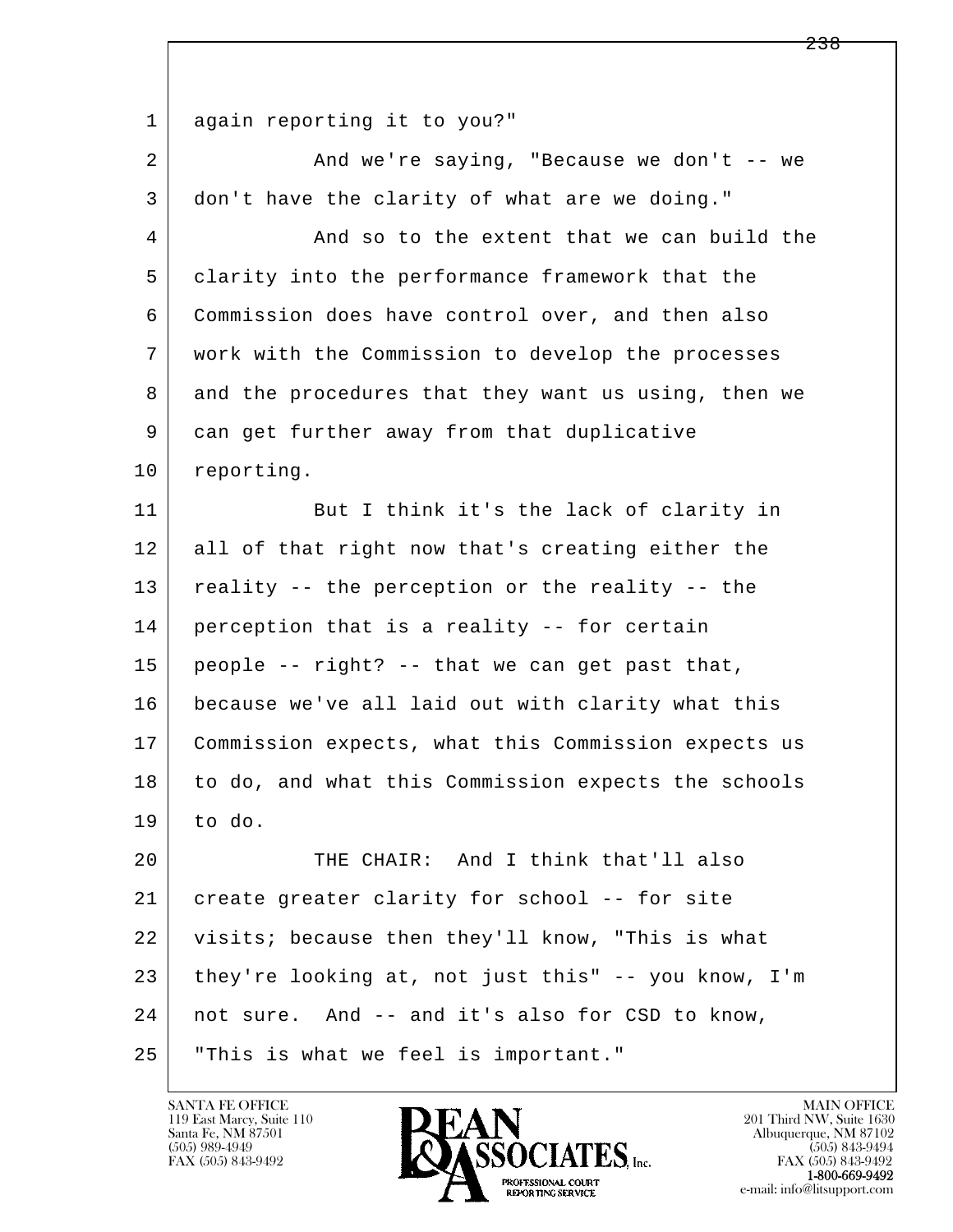again reporting it to you?"

And we're saying, "Because we don't -- we don't have the clarity of what are we doing."

And so to the extent that we can build the clarity into the performance framework that the Commission does have control over, and then also work with the Commission to develop the processes and the procedures that they want us using, then we can get further away from that duplicative reporting.

But I think it's the lack of clarity in all of that right now that's creating either the reality -- the perception or the reality -- the perception that is a reality -- for certain people -- right? -- that we can get past that, because we've all laid out with clarity what this Commission expects, what this Commission expects us to do, and what this Commission expects the schools to do.

THE CHAIR: And I think that'll also create greater clarity for school -- for site visits; because then they'll know, "This is what they're looking at, not just this" -- you know, I'm not sure. And -- and it's also for CSD to know, "This is what we feel is important."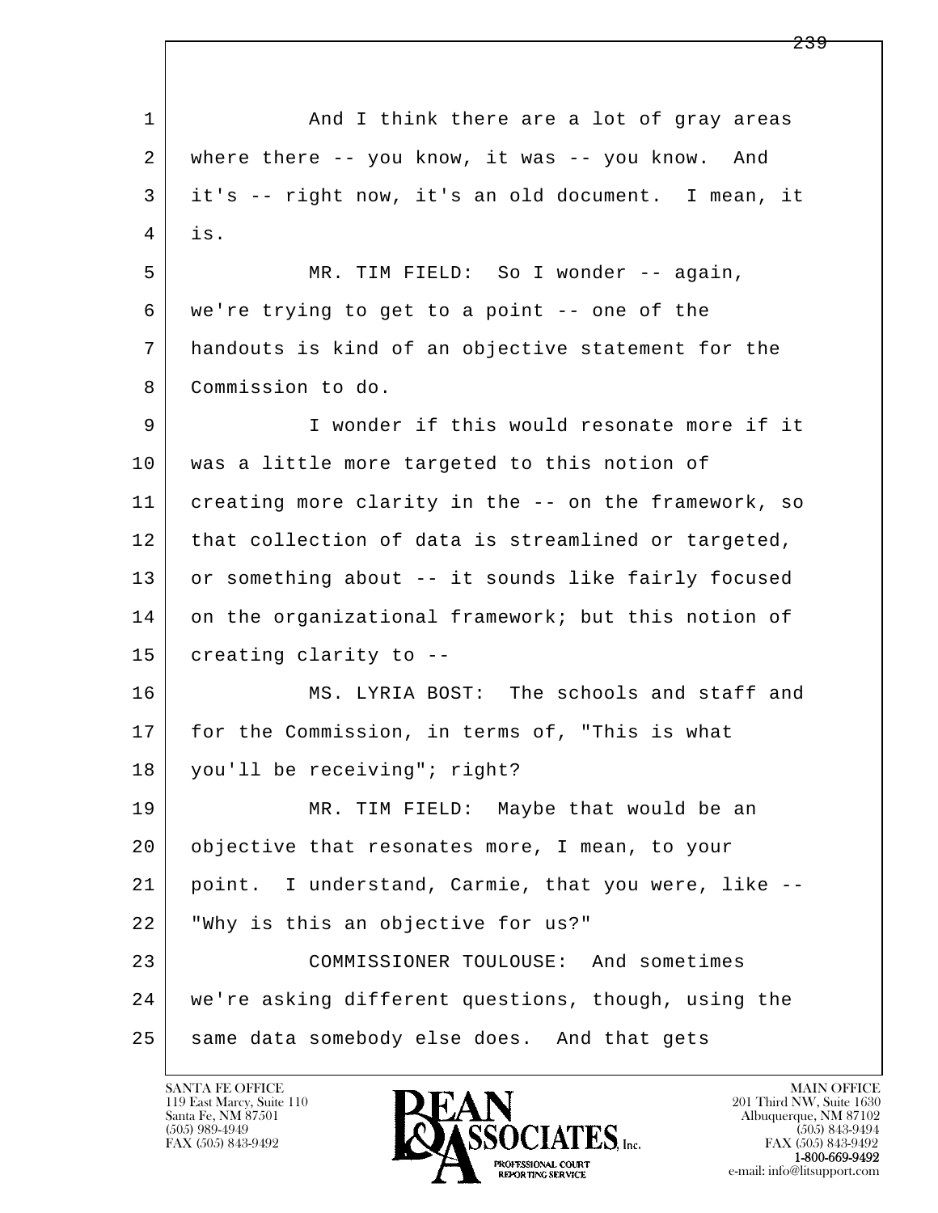1 And I think there are a lot of gray areas
2 where there -- you know, it was -- you know. And
3 it's -- right now, it's an old document. I mean, it
4 is.

5 MR. TIM FIELD: So I wonder -- again,
6 we're trying to get to a point -- one of the
7 handouts is kind of an objective statement for the
8 Commission to do.

9 I wonder if this would resonate more if it
10 was a little more targeted to this notion of
11 creating more clarity in the -- on the framework, so
12 that collection of data is streamlined or targeted,
13 or something about -- it sounds like fairly focused
14 on the organizational framework; but this notion of
15 creating clarity to --

16 MS. LYRIA BOST: The schools and staff and
17 for the Commission, in terms of, "This is what
18 you'll be receiving"; right?

19 MR. TIM FIELD: Maybe that would be an
20 objective that resonates more, I mean, to your
21 point. I understand, Carmie, that you were, like --
22 "Why is this an objective for us?"

23 COMMISSIONER TOULOUSE: And sometimes
24 we're asking different questions, though, using the
25 same data somebody else does. And that gets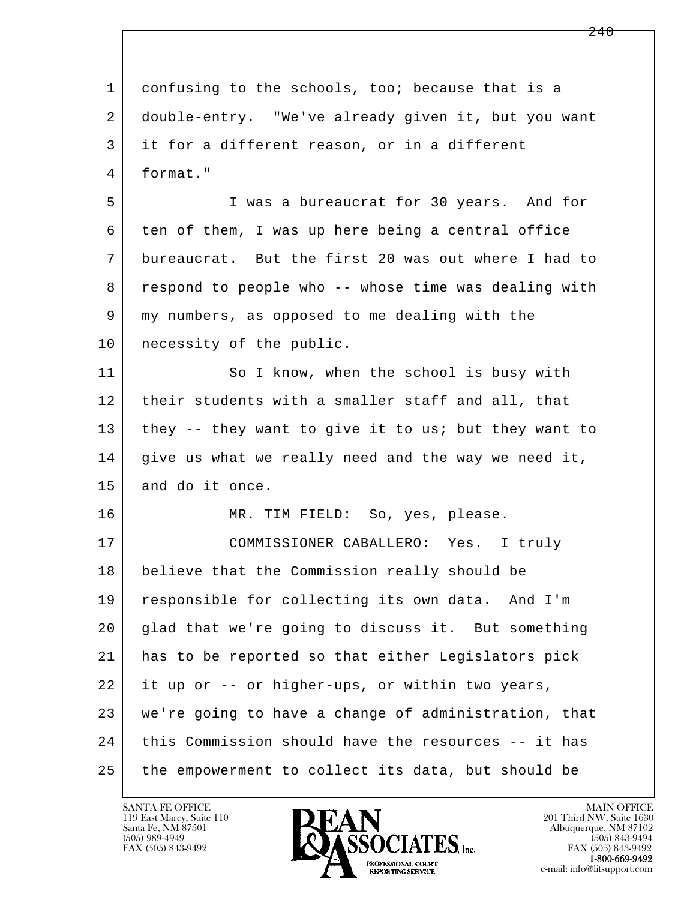confusing to the schools, too; because that is a double-entry. "We've already given it, but you want it for a different reason, or in a different format."

I was a bureaucrat for 30 years. And for ten of them, I was up here being a central office bureaucrat. But the first 20 was out where I had to respond to people who -- whose time was dealing with my numbers, as opposed to me dealing with the necessity of the public.

So I know, when the school is busy with their students with a smaller staff and all, that they -- they want to give it to us; but they want to give us what we really need and the way we need it, and do it once.

MR. TIM FIELD: So, yes, please.

COMMISSIONER CABALLERO: Yes. I truly believe that the Commission really should be responsible for collecting its own data. And I'm glad that we're going to discuss it. But something has to be reported so that either Legislators pick it up or -- or higher-ups, or within two years, we're going to have a change of administration, that this Commission should have the resources -- it has the empowerment to collect its data, but should be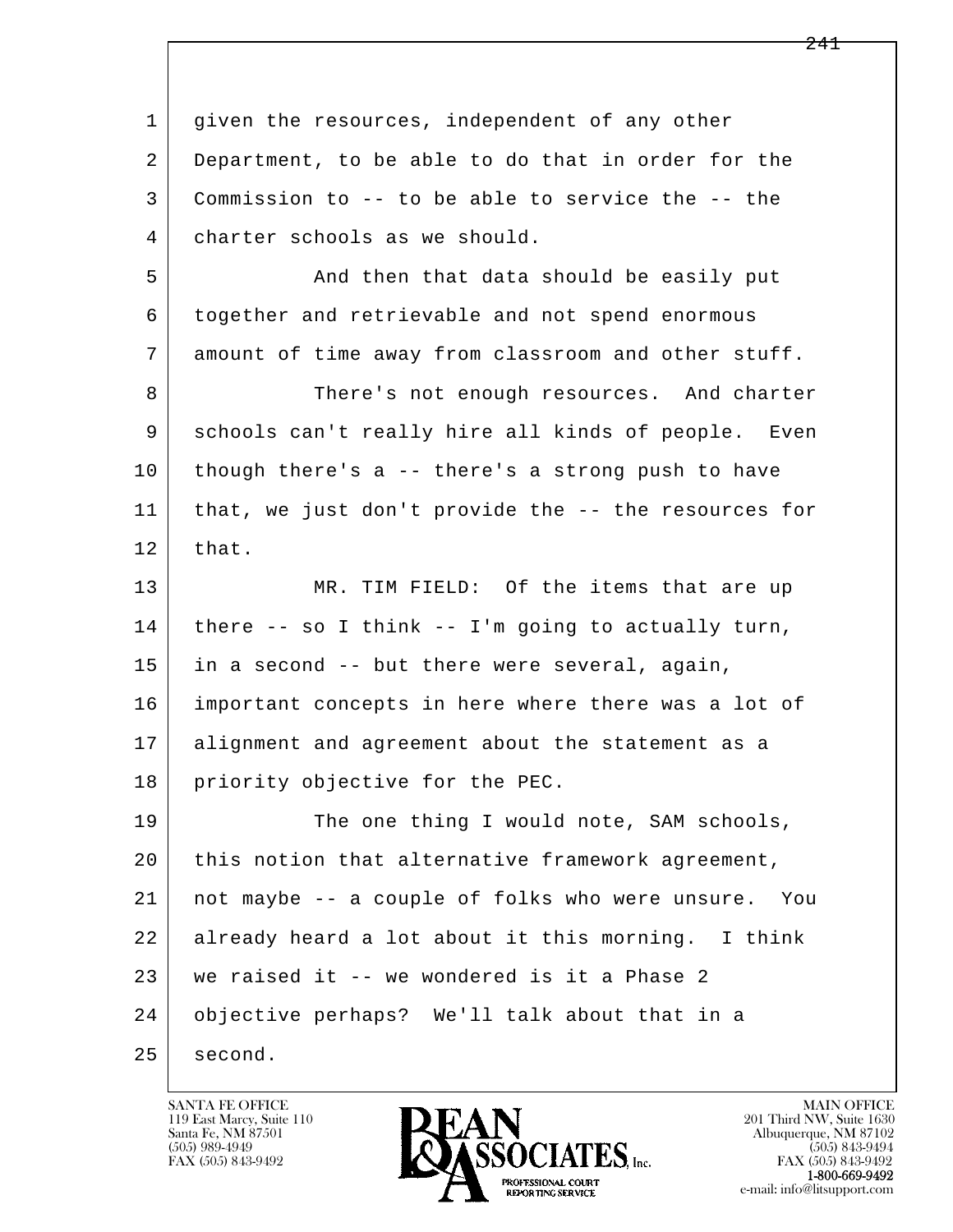given the resources, independent of any other Department, to be able to do that in order for the Commission to -- to be able to service the -- the charter schools as we should.

And then that data should be easily put together and retrievable and not spend enormous amount of time away from classroom and other stuff.

There's not enough resources. And charter schools can't really hire all kinds of people. Even though there's a -- there's a strong push to have that, we just don't provide the -- the resources for that.

MR. TIM FIELD: Of the items that are up there -- so I think -- I'm going to actually turn, in a second -- but there were several, again, important concepts in here where there was a lot of alignment and agreement about the statement as a priority objective for the PEC.

The one thing I would note, SAM schools, this notion that alternative framework agreement, not maybe -- a couple of folks who were unsure. You already heard a lot about it this morning. I think we raised it -- we wondered is it a Phase 2 objective perhaps? We'll talk about that in a second.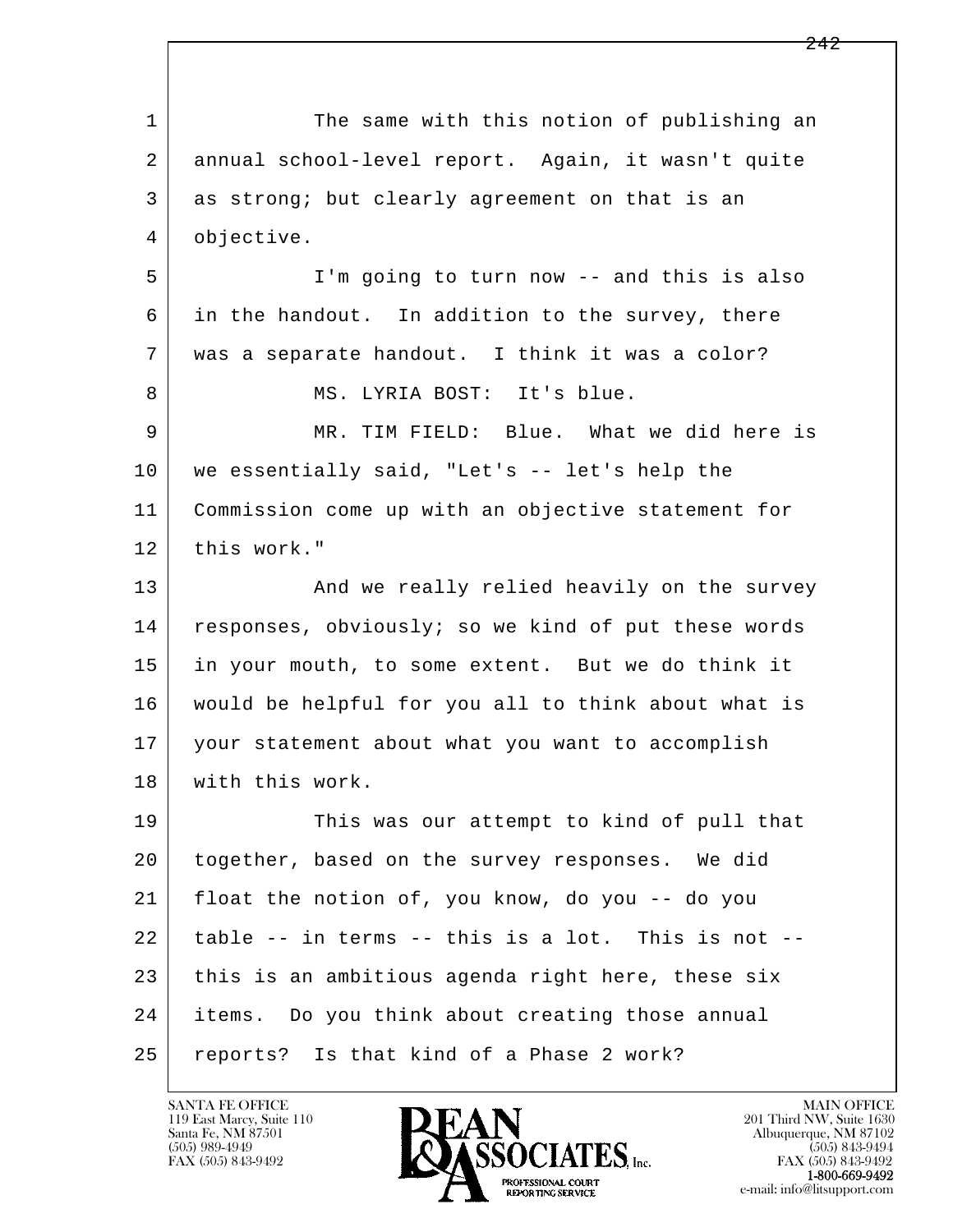The same with this notion of publishing an annual school-level report. Again, it wasn't quite as strong; but clearly agreement on that is an objective.

I'm going to turn now -- and this is also in the handout. In addition to the survey, there was a separate handout. I think it was a color?

MS. LYRIA BOST: It's blue.

MR. TIM FIELD: Blue. What we did here is we essentially said, "Let's -- let's help the Commission come up with an objective statement for this work."

And we really relied heavily on the survey responses, obviously; so we kind of put these words in your mouth, to some extent. But we do think it would be helpful for you all to think about what is your statement about what you want to accomplish with this work.

This was our attempt to kind of pull that together, based on the survey responses. We did float the notion of, you know, do you -- do you table -- in terms -- this is a lot. This is not -- this is an ambitious agenda right here, these six items. Do you think about creating those annual reports? Is that kind of a Phase 2 work?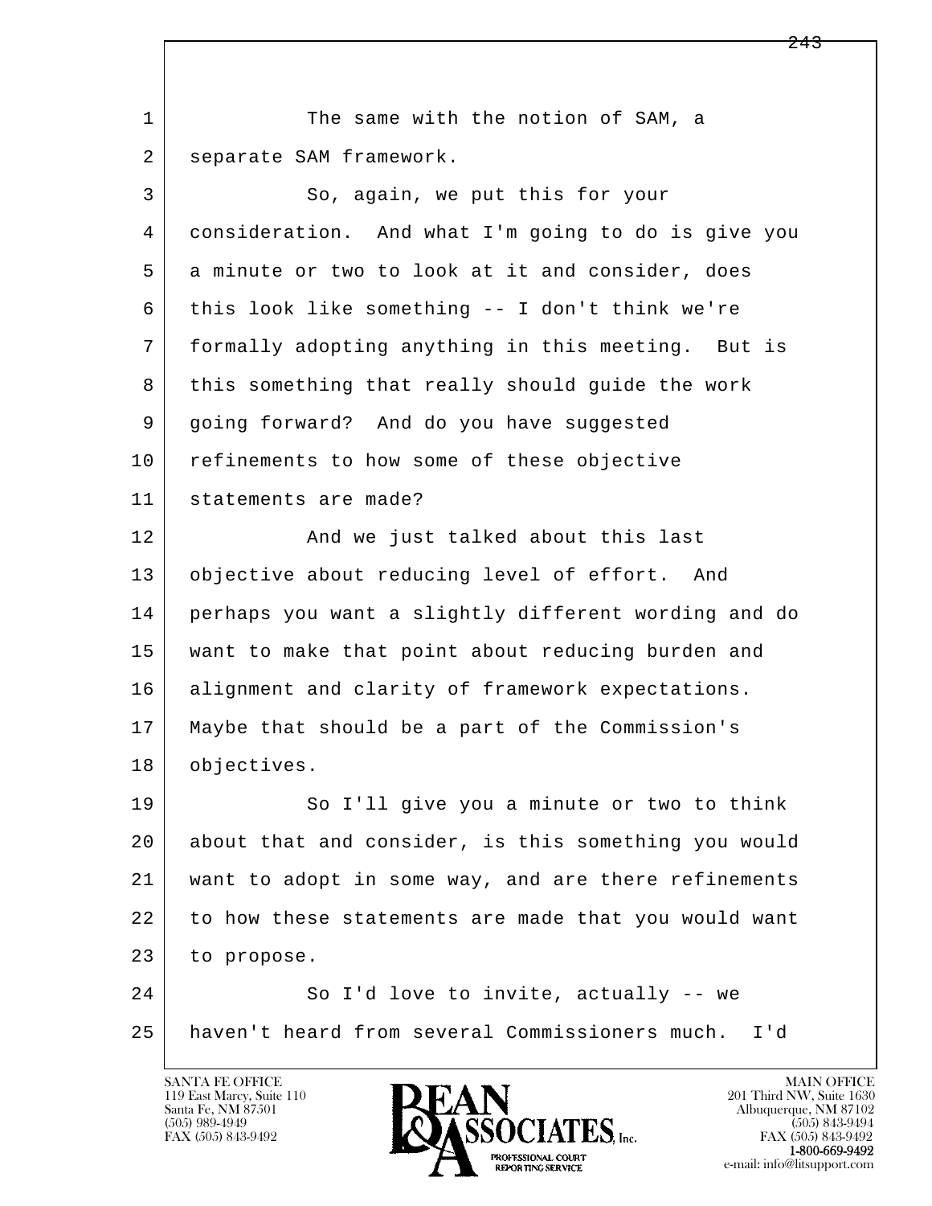The same with the notion of SAM, a separate SAM framework.

So, again, we put this for your consideration. And what I'm going to do is give you a minute or two to look at it and consider, does this look like something -- I don't think we're formally adopting anything in this meeting. But is this something that really should guide the work going forward? And do you have suggested refinements to how some of these objective statements are made?

And we just talked about this last objective about reducing level of effort. And perhaps you want a slightly different wording and do want to make that point about reducing burden and alignment and clarity of framework expectations. Maybe that should be a part of the Commission's objectives.

So I'll give you a minute or two to think about that and consider, is this something you would want to adopt in some way, and are there refinements to how these statements are made that you would want to propose.

So I'd love to invite, actually -- we haven't heard from several Commissioners much. I'd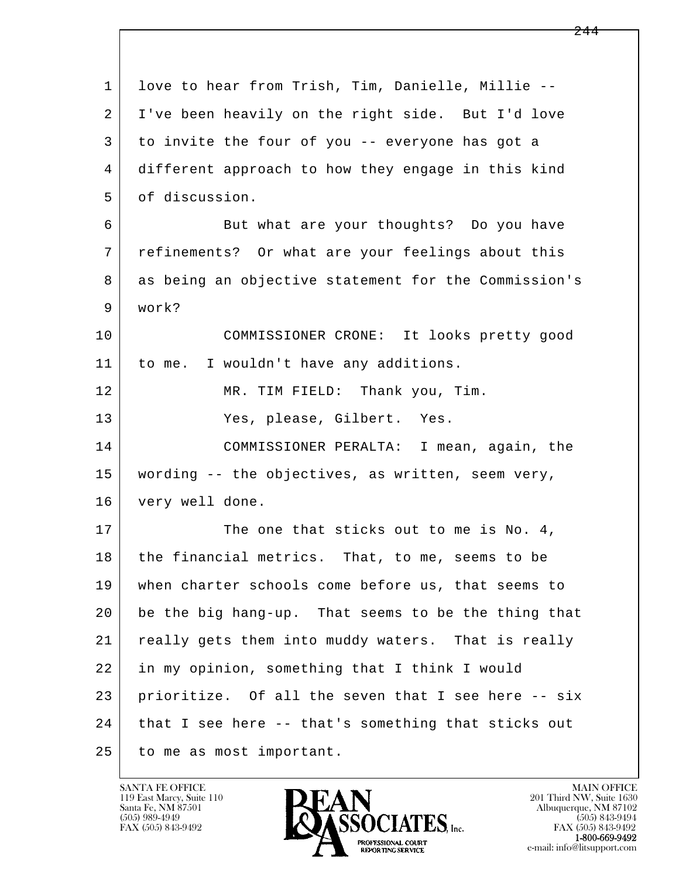1 love to hear from Trish, Tim, Danielle, Millie --
2 I've been heavily on the right side. But I'd love
3 to invite the four of you -- everyone has got a
4 different approach to how they engage in this kind
5 of discussion.

6 But what are your thoughts? Do you have
7 refinements? Or what are your feelings about this
8 as being an objective statement for the Commission's
9 work?

10 COMMISSIONER CRONE: It looks pretty good
11 to me. I wouldn't have any additions.

12 MR. TIM FIELD: Thank you, Tim.

13 Yes, please, Gilbert. Yes.

14 COMMISSIONER PERALTA: I mean, again, the
15 wording -- the objectives, as written, seem very,
16 very well done.

17 The one that sticks out to me is No. 4,
18 the financial metrics. That, to me, seems to be
19 when charter schools come before us, that seems to
20 be the big hang-up. That seems to be the thing that
21 really gets them into muddy waters. That is really
22 in my opinion, something that I think I would
23 prioritize. Of all the seven that I see here -- six
24 that I see here -- that's something that sticks out
25 to me as most important.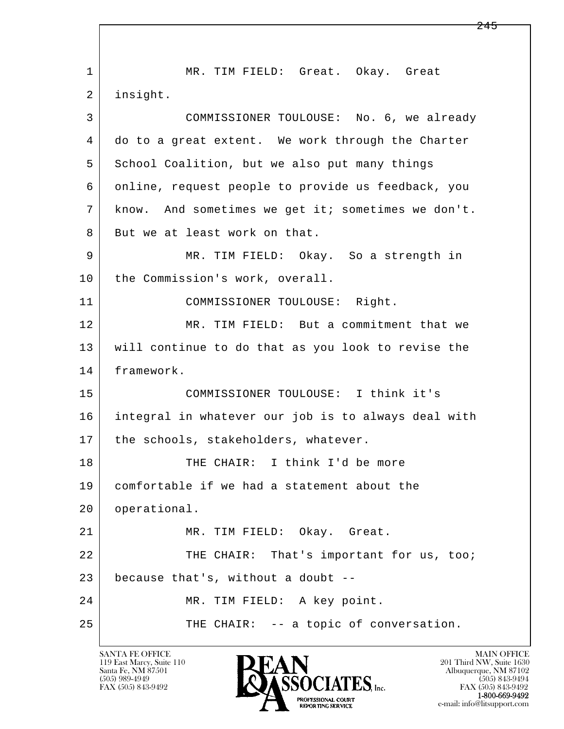1 MR. TIM FIELD: Great. Okay. Great
2 insight.
3 COMMISSIONER TOULOUSE: No. 6, we already
4 do to a great extent. We work through the Charter
5 School Coalition, but we also put many things
6 online, request people to provide us feedback, you
7 know. And sometimes we get it; sometimes we don't.
8 But we at least work on that.
9 MR. TIM FIELD: Okay. So a strength in
10 the Commission's work, overall.
11 COMMISSIONER TOULOUSE: Right.
12 MR. TIM FIELD: But a commitment that we
13 will continue to do that as you look to revise the
14 framework.
15 COMMISSIONER TOULOUSE: I think it's
16 integral in whatever our job is to always deal with
17 the schools, stakeholders, whatever.
18 THE CHAIR: I think I'd be more
19 comfortable if we had a statement about the
20 operational.
21 MR. TIM FIELD: Okay. Great.
22 THE CHAIR: That's important for us, too;
23 because that's, without a doubt --
24 MR. TIM FIELD: A key point.
25 THE CHAIR: -- a topic of conversation.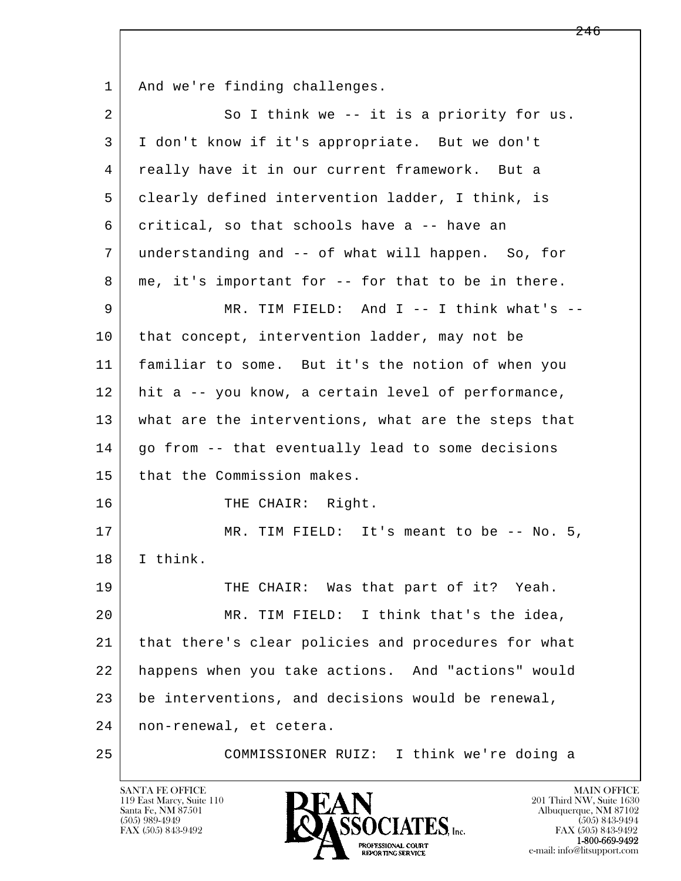1 And we're finding challenges.

2 So I think we -- it is a priority for us.

3 I don't know if it's appropriate. But we don't

4 really have it in our current framework. But a

5 clearly defined intervention ladder, I think, is

6 critical, so that schools have a -- have an

7 understanding and -- of what will happen. So, for

8 me, it's important for -- for that to be in there.

9 MR. TIM FIELD: And I -- I think what's --

10 that concept, intervention ladder, may not be

11 familiar to some. But it's the notion of when you

12 hit a -- you know, a certain level of performance,

13 what are the interventions, what are the steps that

14 go from -- that eventually lead to some decisions

15 that the Commission makes.

16 THE CHAIR: Right.

17 MR. TIM FIELD: It's meant to be -- No. 5,

18 I think.

19 THE CHAIR: Was that part of it? Yeah.

20 MR. TIM FIELD: I think that's the idea,

21 that there's clear policies and procedures for what

22 happens when you take actions. And "actions" would

23 be interventions, and decisions would be renewal,

24 non-renewal, et cetera.

25 COMMISSIONER RUIZ: I think we're doing a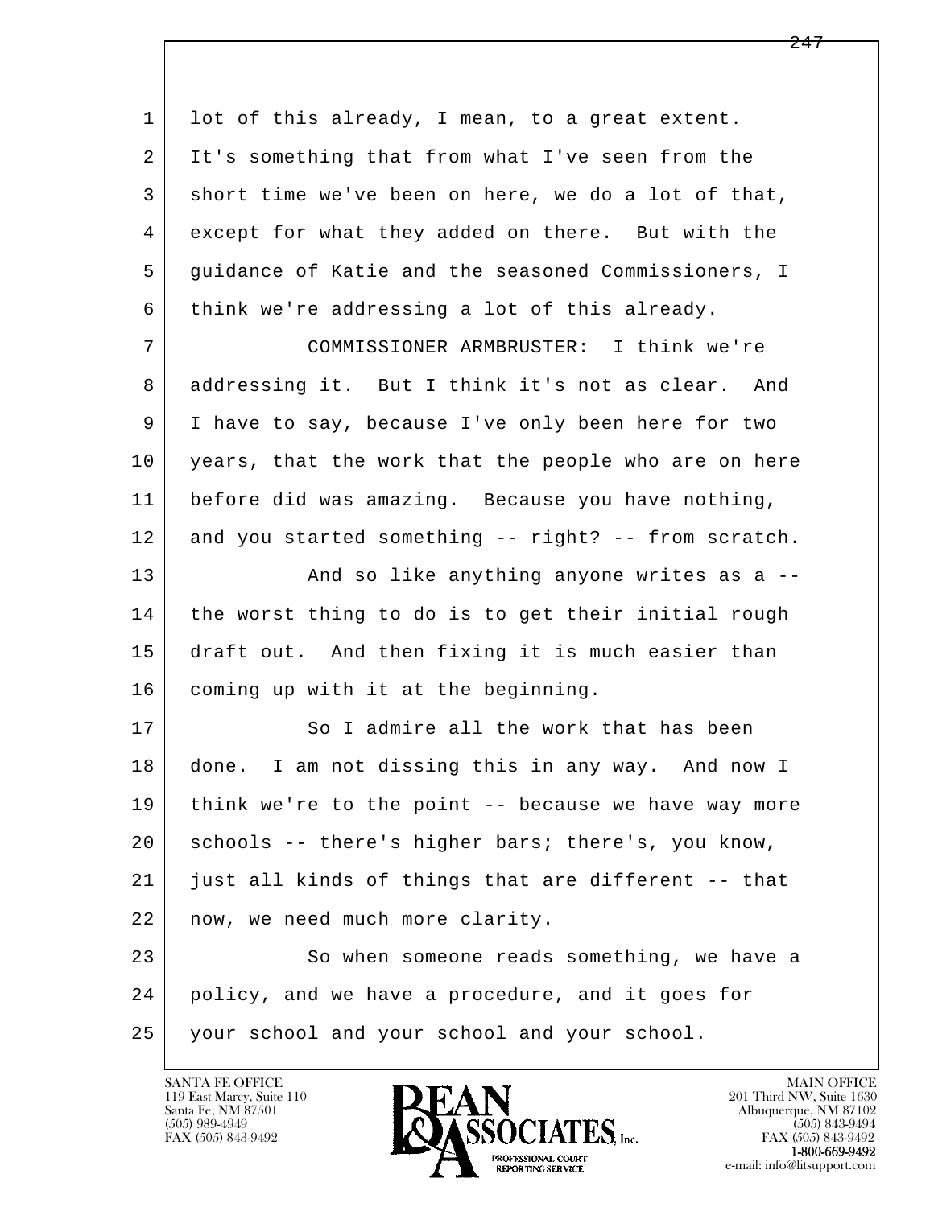lot of this already, I mean, to a great extent. It's something that from what I've seen from the short time we've been on here, we do a lot of that, except for what they added on there. But with the guidance of Katie and the seasoned Commissioners, I think we're addressing a lot of this already.

COMMISSIONER ARMBRUSTER: I think we're addressing it. But I think it's not as clear. And I have to say, because I've only been here for two years, that the work that the people who are on here before did was amazing. Because you have nothing, and you started something -- right? -- from scratch.

And so like anything anyone writes as a -- the worst thing to do is to get their initial rough draft out. And then fixing it is much easier than coming up with it at the beginning.

So I admire all the work that has been done. I am not dissing this in any way. And now I think we're to the point -- because we have way more schools -- there's higher bars; there's, you know, just all kinds of things that are different -- that now, we need much more clarity.

So when someone reads something, we have a policy, and we have a procedure, and it goes for your school and your school and your school.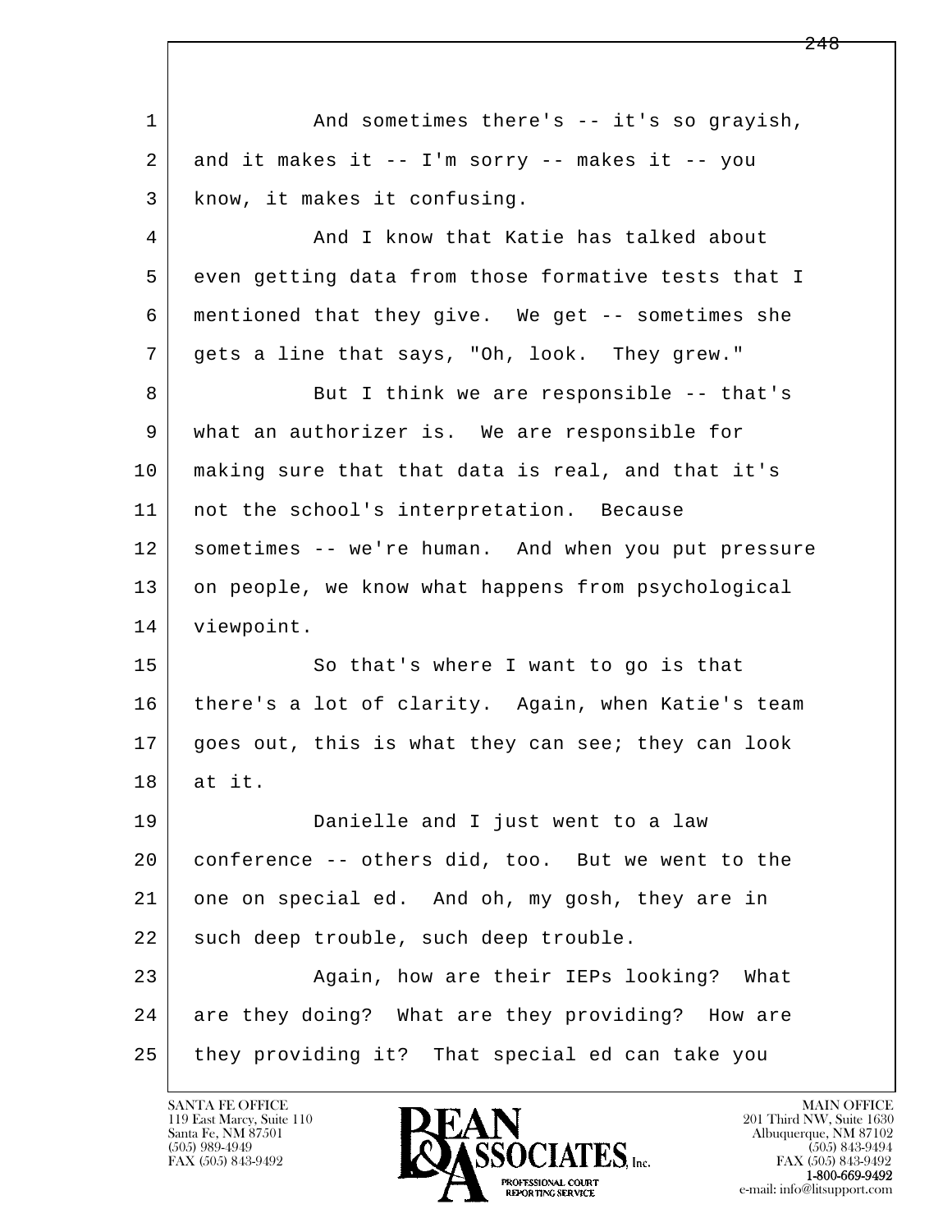1 And sometimes there's -- it's so grayish,
2 and it makes it -- I'm sorry -- makes it -- you
3 know, it makes it confusing.
4 And I know that Katie has talked about
5 even getting data from those formative tests that I
6 mentioned that they give. We get -- sometimes she
7 gets a line that says, "Oh, look. They grew."
8 But I think we are responsible -- that's
9 what an authorizer is. We are responsible for
10 making sure that that data is real, and that it's
11 not the school's interpretation. Because
12 sometimes -- we're human. And when you put pressure
13 on people, we know what happens from psychological
14 viewpoint.
15 So that's where I want to go is that
16 there's a lot of clarity. Again, when Katie's team
17 goes out, this is what they can see; they can look
18 at it.
19 Danielle and I just went to a law
20 conference -- others did, too. But we went to the
21 one on special ed. And oh, my gosh, they are in
22 such deep trouble, such deep trouble.
23 Again, how are their IEPs looking? What
24 are they doing? What are they providing? How are
25 they providing it? That special ed can take you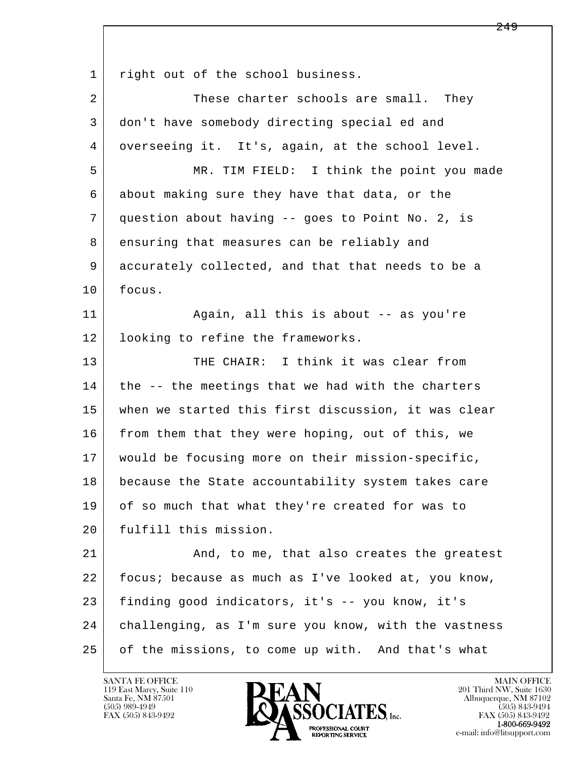right out of the school business.

These charter schools are small. They don't have somebody directing special ed and overseeing it. It's, again, at the school level.

MR. TIM FIELD: I think the point you made about making sure they have that data, or the question about having -- goes to Point No. 2, is ensuring that measures can be reliably and accurately collected, and that that needs to be a focus.

Again, all this is about -- as you're looking to refine the frameworks.

THE CHAIR: I think it was clear from the -- the meetings that we had with the charters when we started this first discussion, it was clear from them that they were hoping, out of this, we would be focusing more on their mission-specific, because the State accountability system takes care of so much that what they're created for was to fulfill this mission.

And, to me, that also creates the greatest focus; because as much as I've looked at, you know, finding good indicators, it's -- you know, it's challenging, as I'm sure you know, with the vastness of the missions, to come up with. And that's what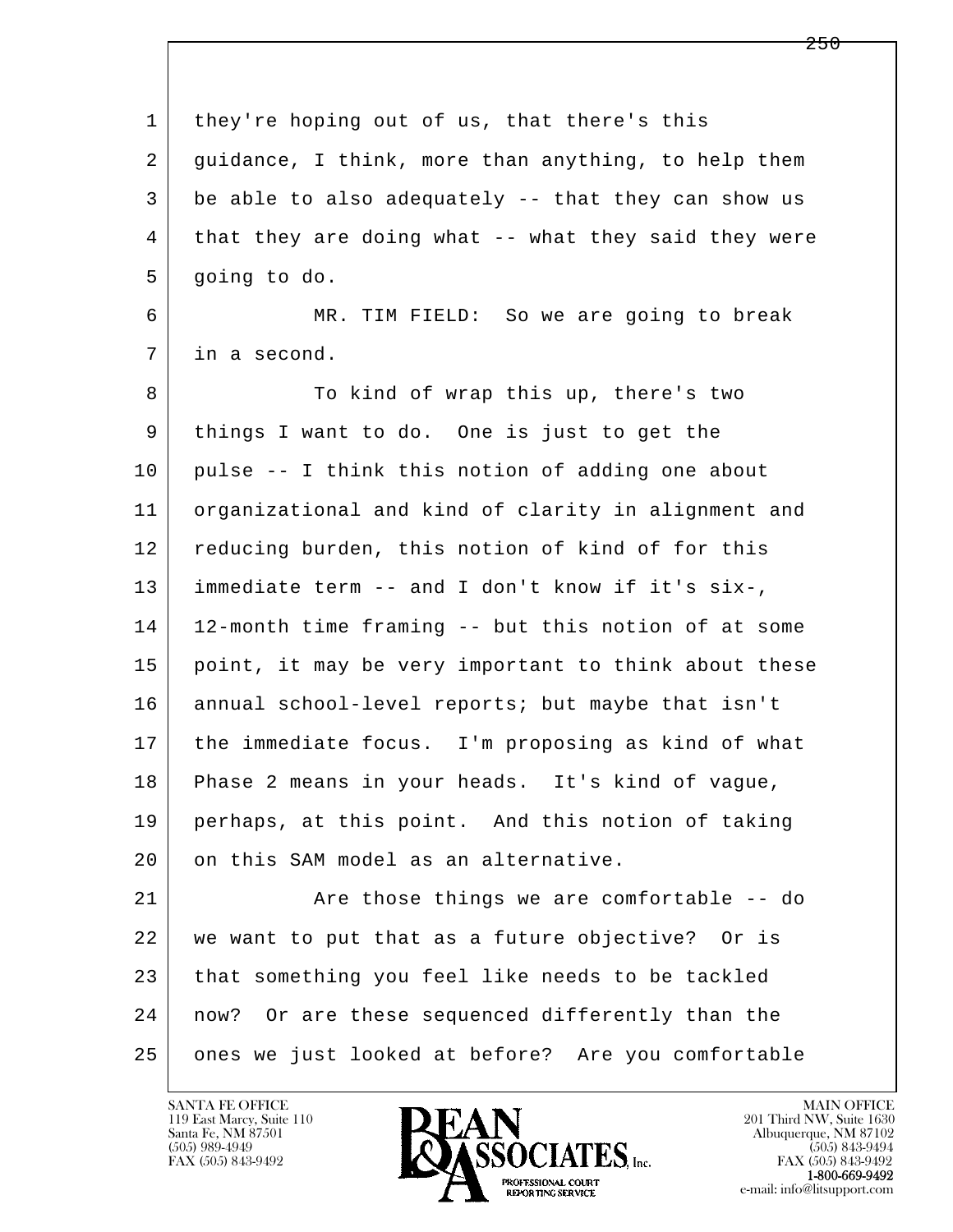they're hoping out of us, that there's this guidance, I think, more than anything, to help them be able to also adequately -- that they can show us that they are doing what -- what they said they were going to do.

MR. TIM FIELD: So we are going to break in a second.

To kind of wrap this up, there's two things I want to do. One is just to get the pulse -- I think this notion of adding one about organizational and kind of clarity in alignment and reducing burden, this notion of kind of for this immediate term -- and I don't know if it's six-, 12-month time framing -- but this notion of at some point, it may be very important to think about these annual school-level reports; but maybe that isn't the immediate focus. I'm proposing as kind of what Phase 2 means in your heads. It's kind of vague, perhaps, at this point. And this notion of taking on this SAM model as an alternative.

Are those things we are comfortable -- do we want to put that as a future objective? Or is that something you feel like needs to be tackled now? Or are these sequenced differently than the ones we just looked at before? Are you comfortable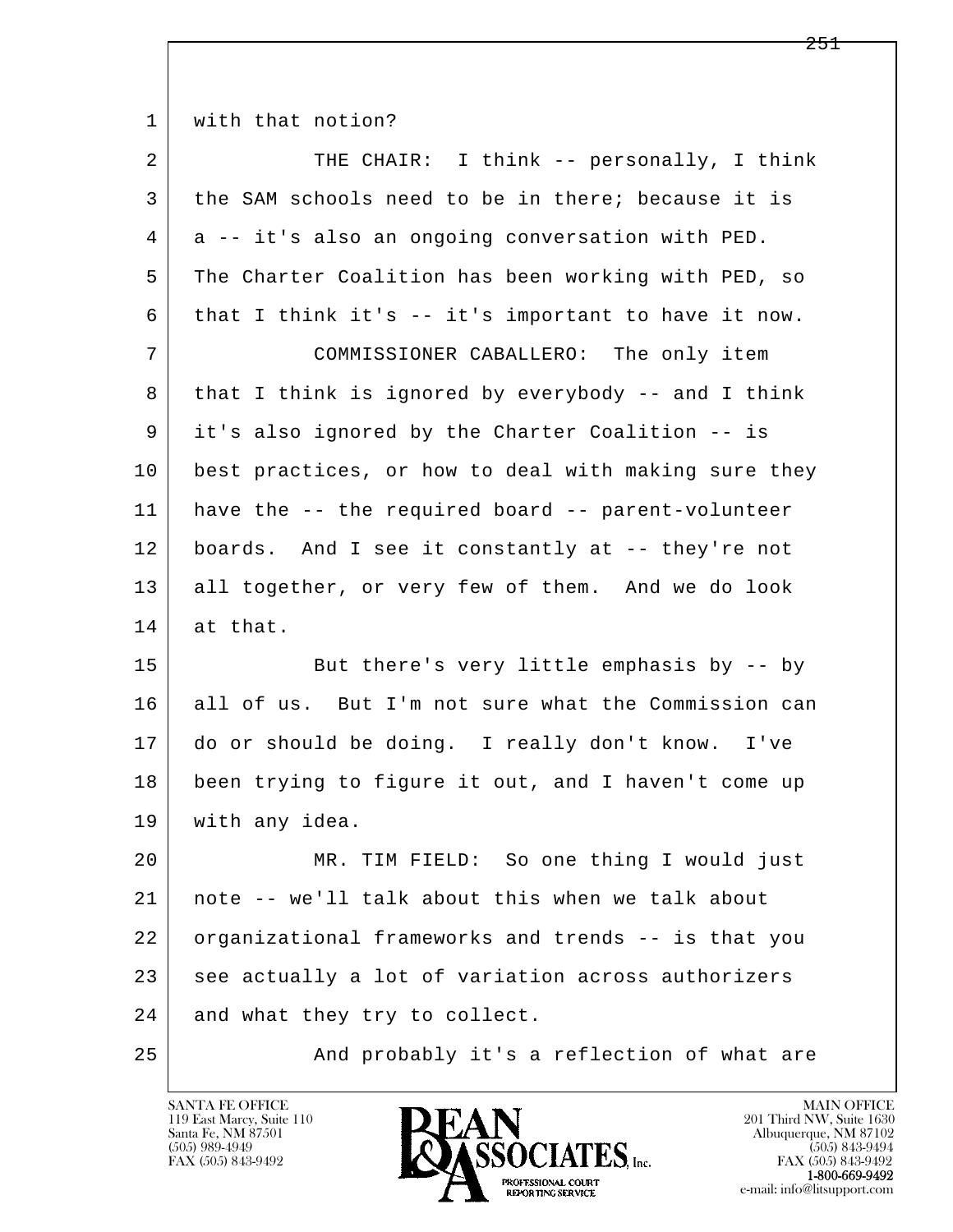1 with that notion?

2 THE CHAIR: I think -- personally, I think
3 the SAM schools need to be in there; because it is
4 a -- it's also an ongoing conversation with PED.
5 The Charter Coalition has been working with PED, so
6 that I think it's -- it's important to have it now.

7 COMMISSIONER CABALLERO: The only item
8 that I think is ignored by everybody -- and I think
9 it's also ignored by the Charter Coalition -- is
10 best practices, or how to deal with making sure they
11 have the -- the required board -- parent-volunteer
12 boards. And I see it constantly at -- they're not
13 all together, or very few of them. And we do look
14 at that.

15 But there's very little emphasis by -- by
16 all of us. But I'm not sure what the Commission can
17 do or should be doing. I really don't know. I've
18 been trying to figure it out, and I haven't come up
19 with any idea.

20 MR. TIM FIELD: So one thing I would just
21 note -- we'll talk about this when we talk about
22 organizational frameworks and trends -- is that you
23 see actually a lot of variation across authorizers
24 and what they try to collect.

25 And probably it's a reflection of what are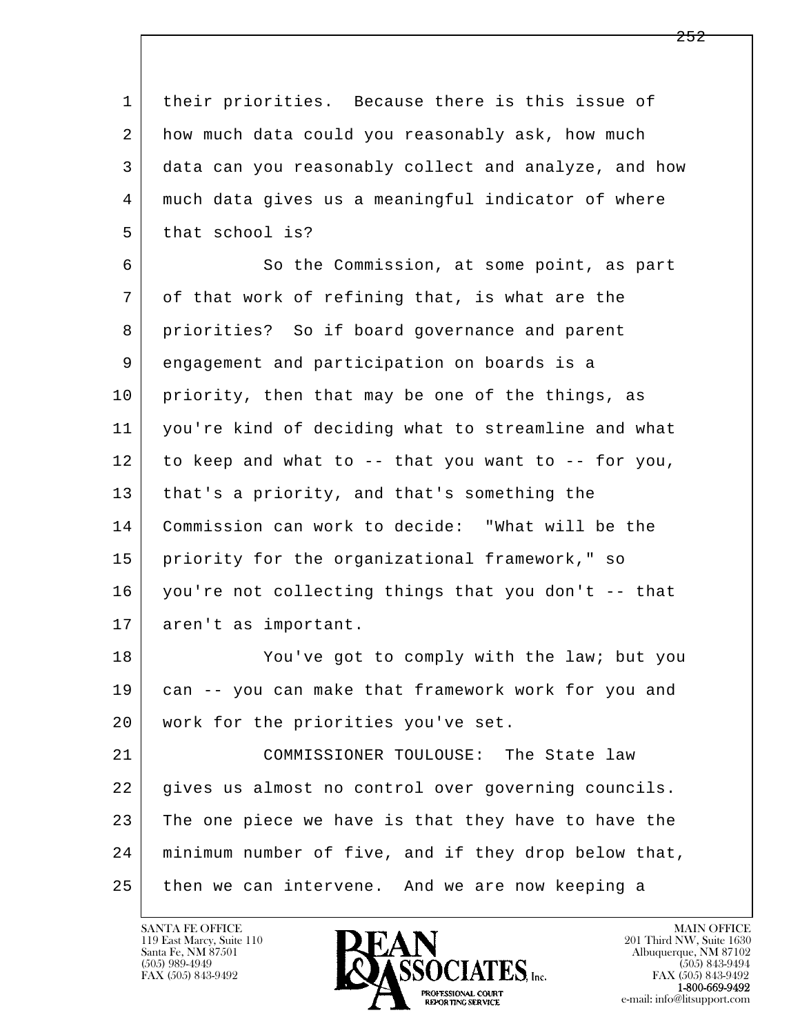their priorities. Because there is this issue of how much data could you reasonably ask, how much data can you reasonably collect and analyze, and how much data gives us a meaningful indicator of where that school is?

So the Commission, at some point, as part of that work of refining that, is what are the priorities? So if board governance and parent engagement and participation on boards is a priority, then that may be one of the things, as you're kind of deciding what to streamline and what to keep and what to -- that you want to -- for you, that's a priority, and that's something the Commission can work to decide: "What will be the priority for the organizational framework," so you're not collecting things that you don't -- that aren't as important.

You've got to comply with the law; but you can -- you can make that framework work for you and work for the priorities you've set.

COMMISSIONER TOULOUSE: The State law gives us almost no control over governing councils. The one piece we have is that they have to have the minimum number of five, and if they drop below that, then we can intervene. And we are now keeping a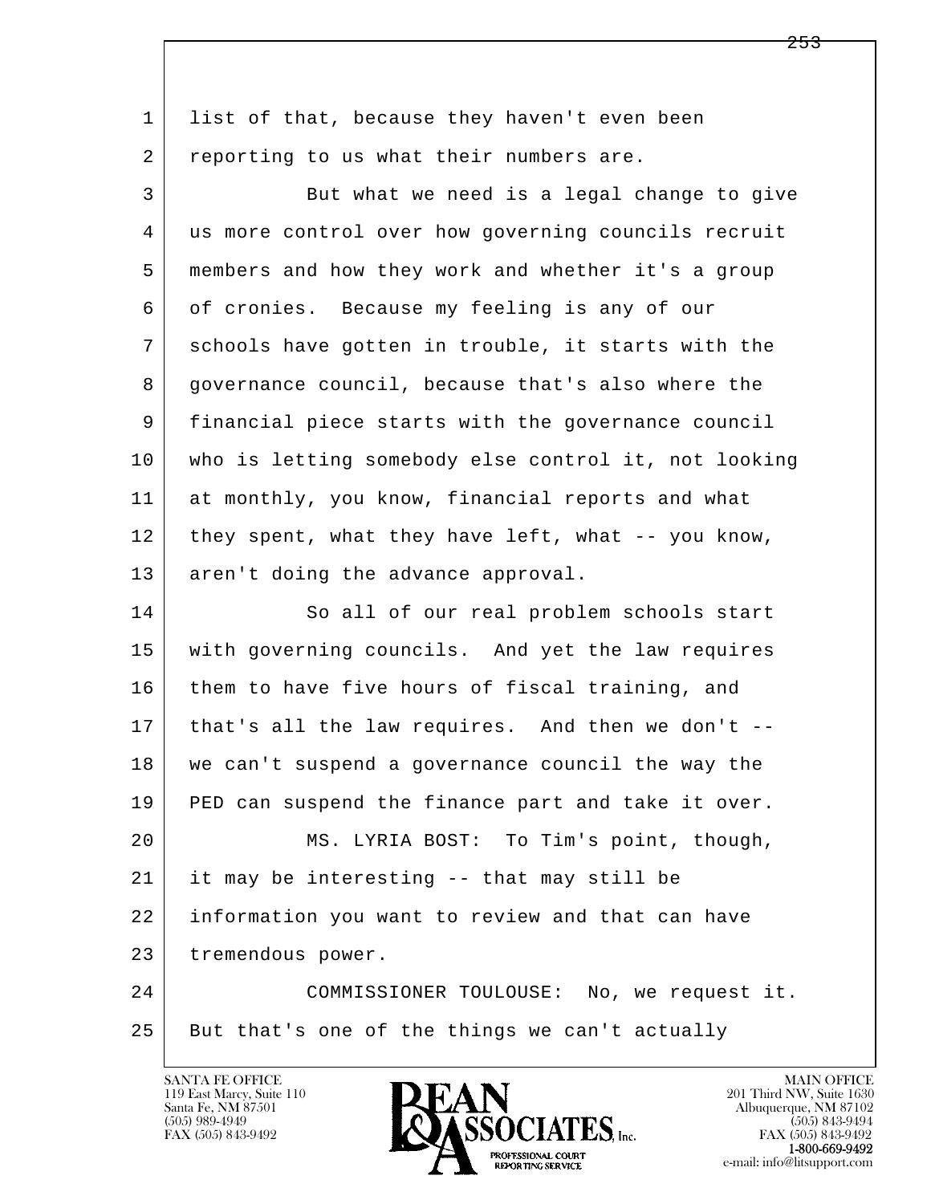list of that, because they haven't even been reporting to us what their numbers are.

But what we need is a legal change to give us more control over how governing councils recruit members and how they work and whether it's a group of cronies. Because my feeling is any of our schools have gotten in trouble, it starts with the governance council, because that's also where the financial piece starts with the governance council who is letting somebody else control it, not looking at monthly, you know, financial reports and what they spent, what they have left, what -- you know, aren't doing the advance approval.

So all of our real problem schools start with governing councils. And yet the law requires them to have five hours of fiscal training, and that's all the law requires. And then we don't -- we can't suspend a governance council the way the PED can suspend the finance part and take it over.

MS. LYRIA BOST: To Tim's point, though, it may be interesting -- that may still be information you want to review and that can have tremendous power.

COMMISSIONER TOULOUSE: No, we request it. But that's one of the things we can't actually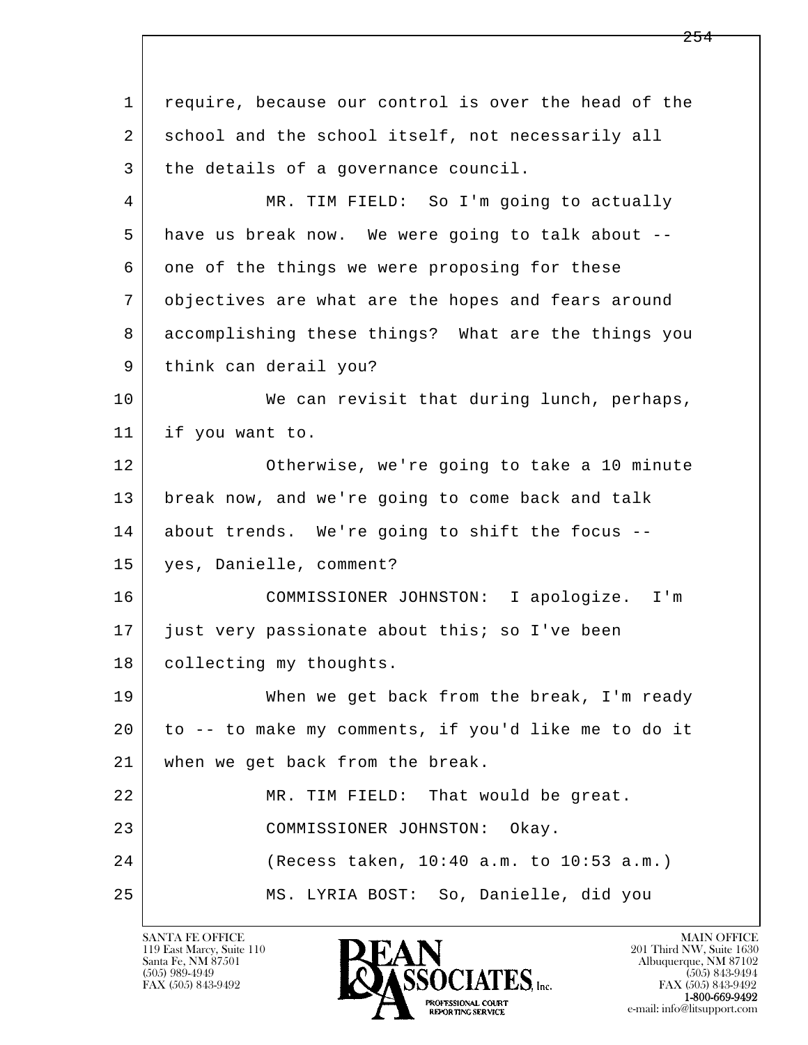require, because our control is over the head of the school and the school itself, not necessarily all the details of a governance council.

MR. TIM FIELD: So I'm going to actually have us break now. We were going to talk about -- one of the things we were proposing for these objectives are what are the hopes and fears around accomplishing these things? What are the things you think can derail you?

We can revisit that during lunch, perhaps, if you want to.

Otherwise, we're going to take a 10 minute break now, and we're going to come back and talk about trends. We're going to shift the focus -- yes, Danielle, comment?

COMMISSIONER JOHNSTON: I apologize. I'm just very passionate about this; so I've been collecting my thoughts.

When we get back from the break, I'm ready to -- to make my comments, if you'd like me to do it when we get back from the break.

MR. TIM FIELD: That would be great.

COMMISSIONER JOHNSTON: Okay.

(Recess taken, 10:40 a.m. to 10:53 a.m.)

MS. LYRIA BOST: So, Danielle, did you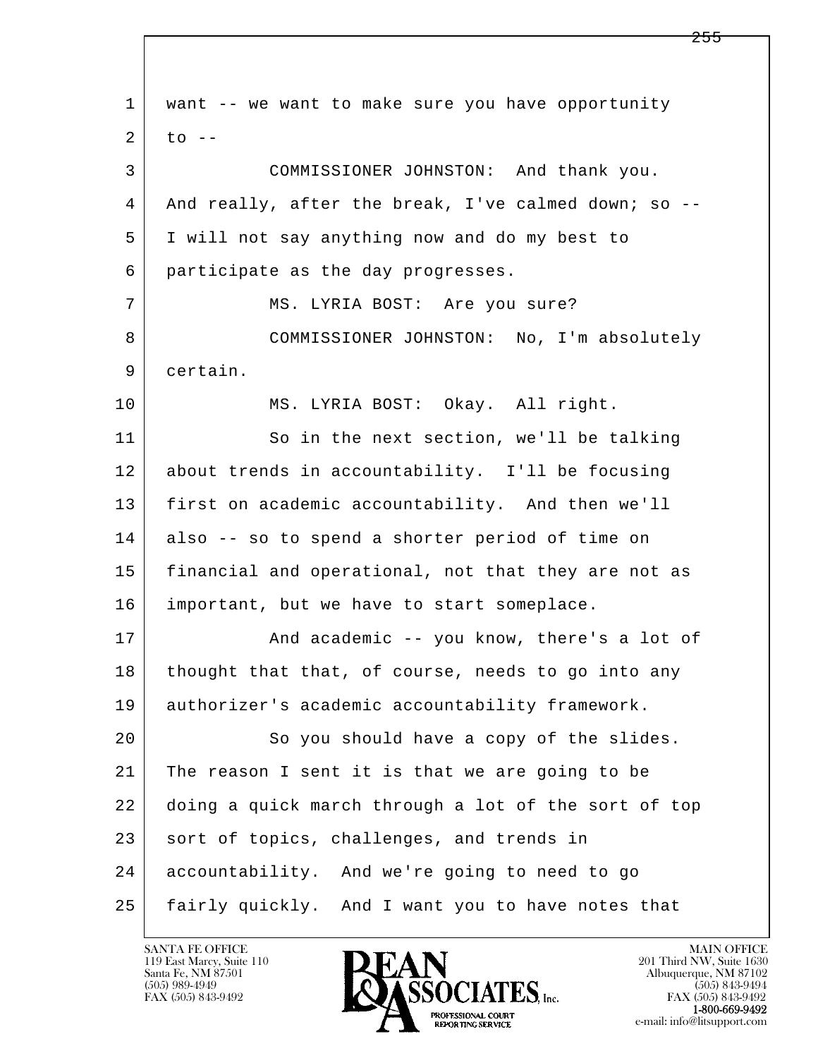want -- we want to make sure you have opportunity to --

COMMISSIONER JOHNSTON: And thank you. And really, after the break, I've calmed down; so -- I will not say anything now and do my best to participate as the day progresses.

MS. LYRIA BOST: Are you sure?

COMMISSIONER JOHNSTON: No, I'm absolutely certain.

MS. LYRIA BOST: Okay. All right.

So in the next section, we'll be talking about trends in accountability. I'll be focusing first on academic accountability. And then we'll also -- so to spend a shorter period of time on financial and operational, not that they are not as important, but we have to start someplace.

And academic -- you know, there's a lot of thought that that, of course, needs to go into any authorizer's academic accountability framework.

So you should have a copy of the slides. The reason I sent it is that we are going to be doing a quick march through a lot of the sort of top sort of topics, challenges, and trends in accountability. And we're going to need to go fairly quickly. And I want you to have notes that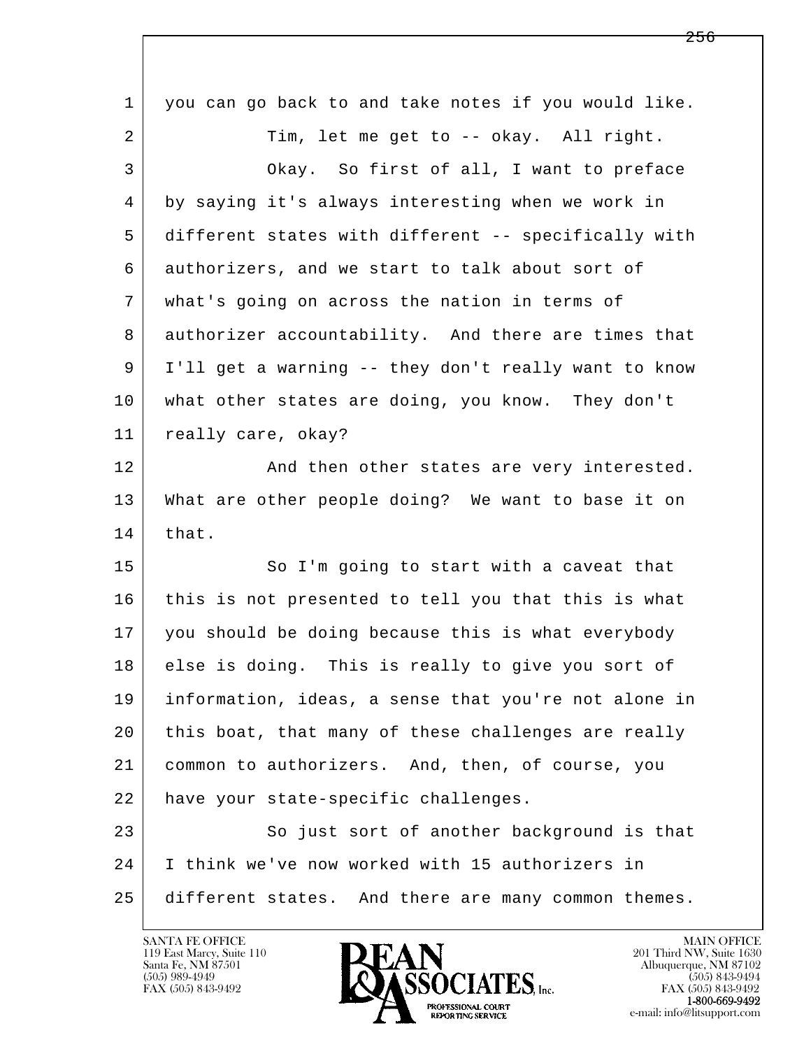1 you can go back to and take notes if you would like.

2 Tim, let me get to -- okay. All right.

3 Okay. So first of all, I want to preface

4 by saying it's always interesting when we work in

5 different states with different -- specifically with

6 authorizers, and we start to talk about sort of

7 what's going on across the nation in terms of

8 authorizer accountability. And there are times that

9 I'll get a warning -- they don't really want to know

10 what other states are doing, you know. They don't

11 really care, okay?

12 And then other states are very interested.

13 What are other people doing? We want to base it on

14 that.

15 So I'm going to start with a caveat that

16 this is not presented to tell you that this is what

17 you should be doing because this is what everybody

18 else is doing. This is really to give you sort of

19 information, ideas, a sense that you're not alone in

20 this boat, that many of these challenges are really

21 common to authorizers. And, then, of course, you

22 have your state-specific challenges.

23 So just sort of another background is that

24 I think we've now worked with 15 authorizers in

25 different states. And there are many common themes.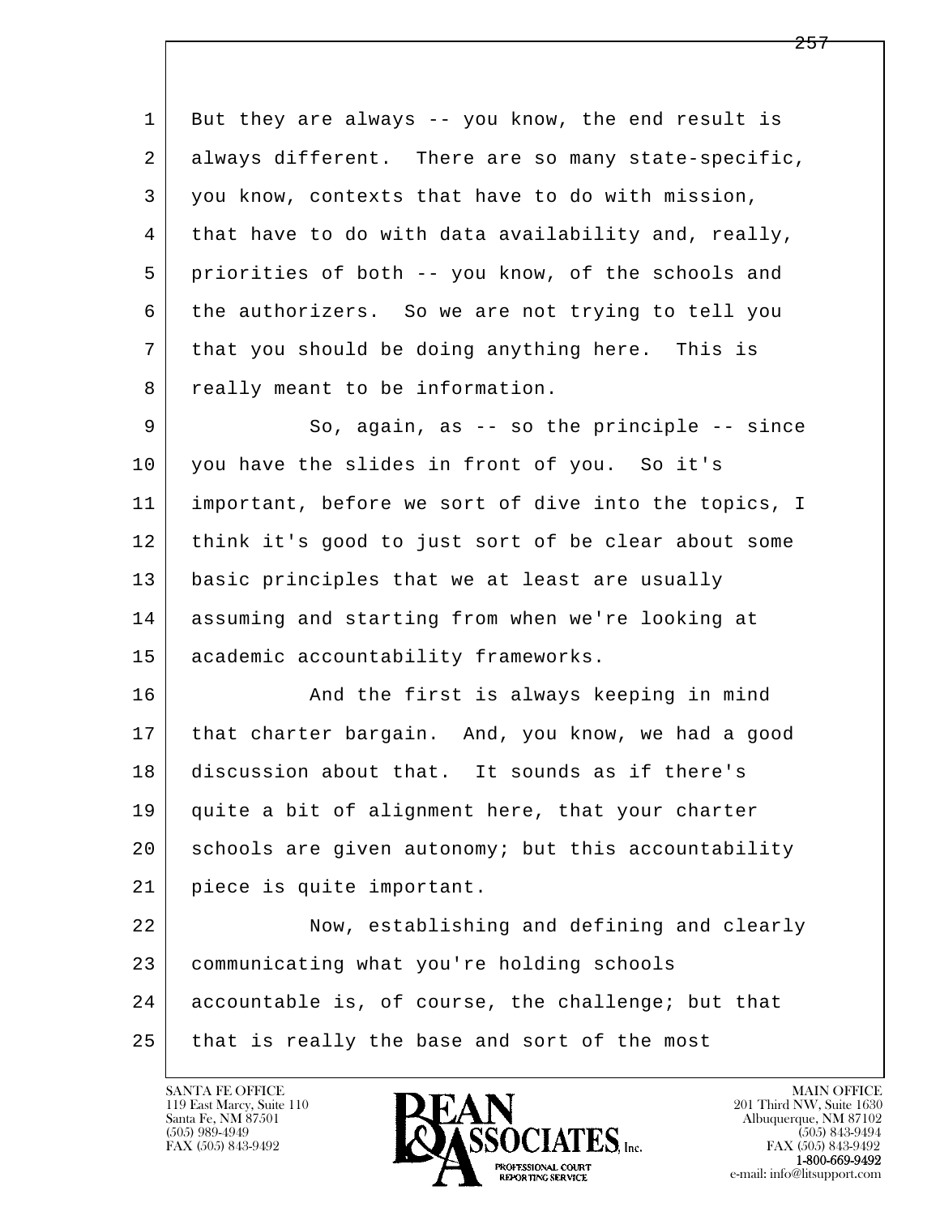1 But they are always -- you know, the end result is
2 always different. There are so many state-specific,
3 you know, contexts that have to do with mission,
4 that have to do with data availability and, really,
5 priorities of both -- you know, of the schools and
6 the authorizers. So we are not trying to tell you
7 that you should be doing anything here. This is
8 really meant to be information.

9 So, again, as -- so the principle -- since
10 you have the slides in front of you. So it's
11 important, before we sort of dive into the topics, I
12 think it's good to just sort of be clear about some
13 basic principles that we at least are usually
14 assuming and starting from when we're looking at
15 academic accountability frameworks.

16 And the first is always keeping in mind
17 that charter bargain. And, you know, we had a good
18 discussion about that. It sounds as if there's
19 quite a bit of alignment here, that your charter
20 schools are given autonomy; but this accountability
21 piece is quite important.

22 Now, establishing and defining and clearly
23 communicating what you're holding schools
24 accountable is, of course, the challenge; but that
25 that is really the base and sort of the most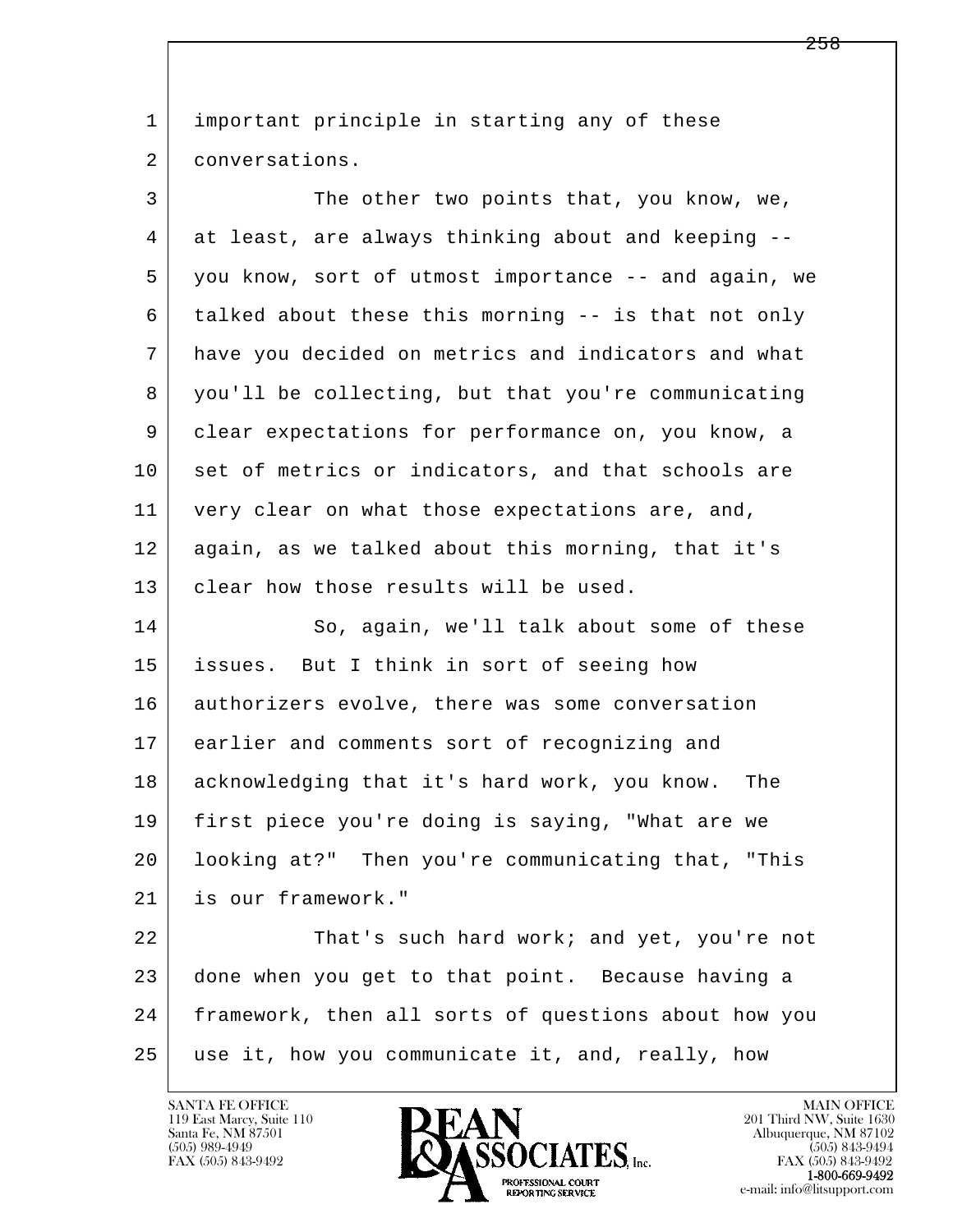important principle in starting any of these conversations.

The other two points that, you know, we, at least, are always thinking about and keeping -- you know, sort of utmost importance -- and again, we talked about these this morning -- is that not only have you decided on metrics and indicators and what you'll be collecting, but that you're communicating clear expectations for performance on, you know, a set of metrics or indicators, and that schools are very clear on what those expectations are, and, again, as we talked about this morning, that it's clear how those results will be used.

So, again, we'll talk about some of these issues. But I think in sort of seeing how authorizers evolve, there was some conversation earlier and comments sort of recognizing and acknowledging that it's hard work, you know. The first piece you're doing is saying, "What are we looking at?" Then you're communicating that, "This is our framework."

That's such hard work; and yet, you're not done when you get to that point. Because having a framework, then all sorts of questions about how you use it, how you communicate it, and, really, how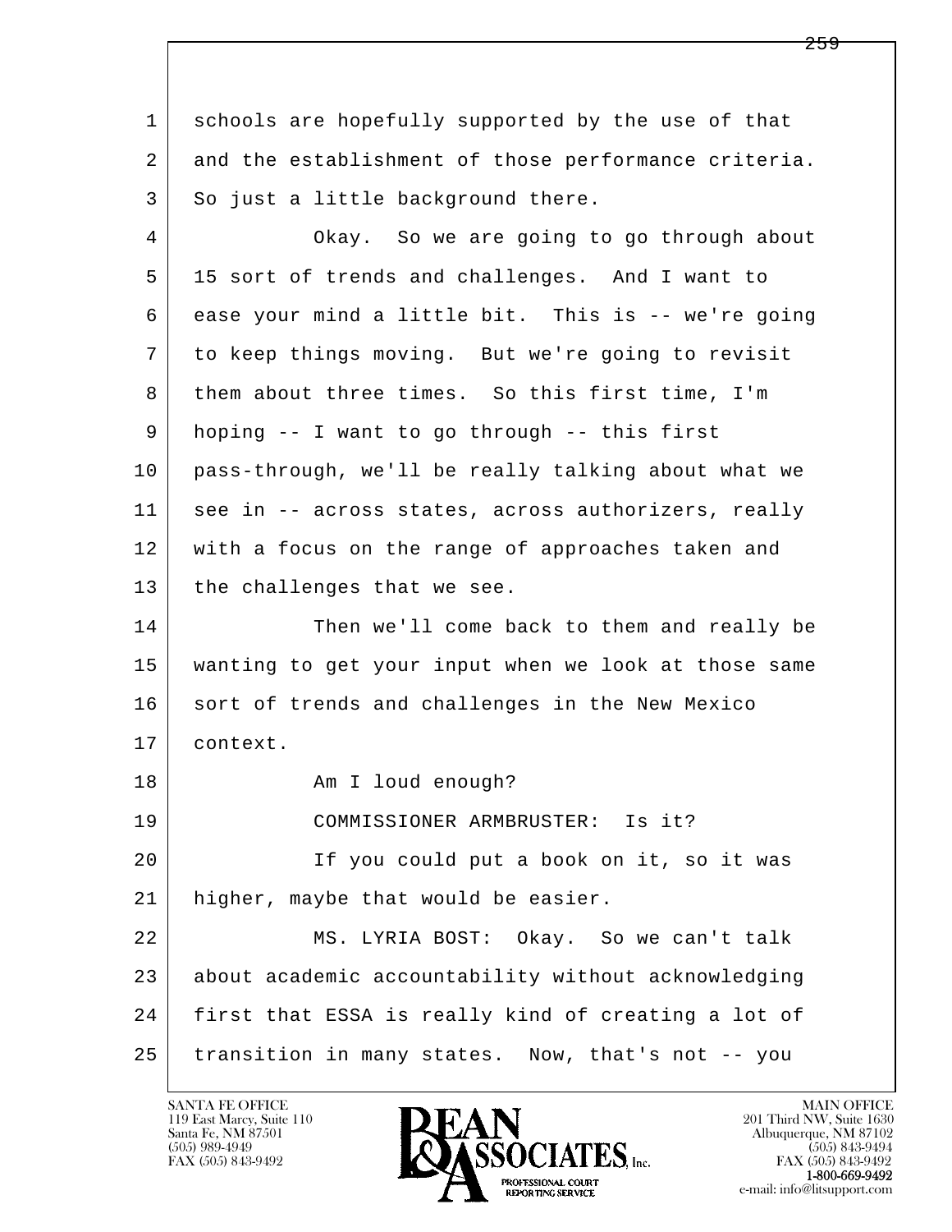schools are hopefully supported by the use of that and the establishment of those performance criteria. So just a little background there.

Okay. So we are going to go through about 15 sort of trends and challenges. And I want to ease your mind a little bit. This is -- we're going to keep things moving. But we're going to revisit them about three times. So this first time, I'm hoping -- I want to go through -- this first pass-through, we'll be really talking about what we see in -- across states, across authorizers, really with a focus on the range of approaches taken and the challenges that we see.

Then we'll come back to them and really be wanting to get your input when we look at those same sort of trends and challenges in the New Mexico context.

Am I loud enough?

COMMISSIONER ARMBRUSTER: Is it?

If you could put a book on it, so it was higher, maybe that would be easier.

MS. LYRIA BOST: Okay. So we can't talk about academic accountability without acknowledging first that ESSA is really kind of creating a lot of transition in many states. Now, that's not -- you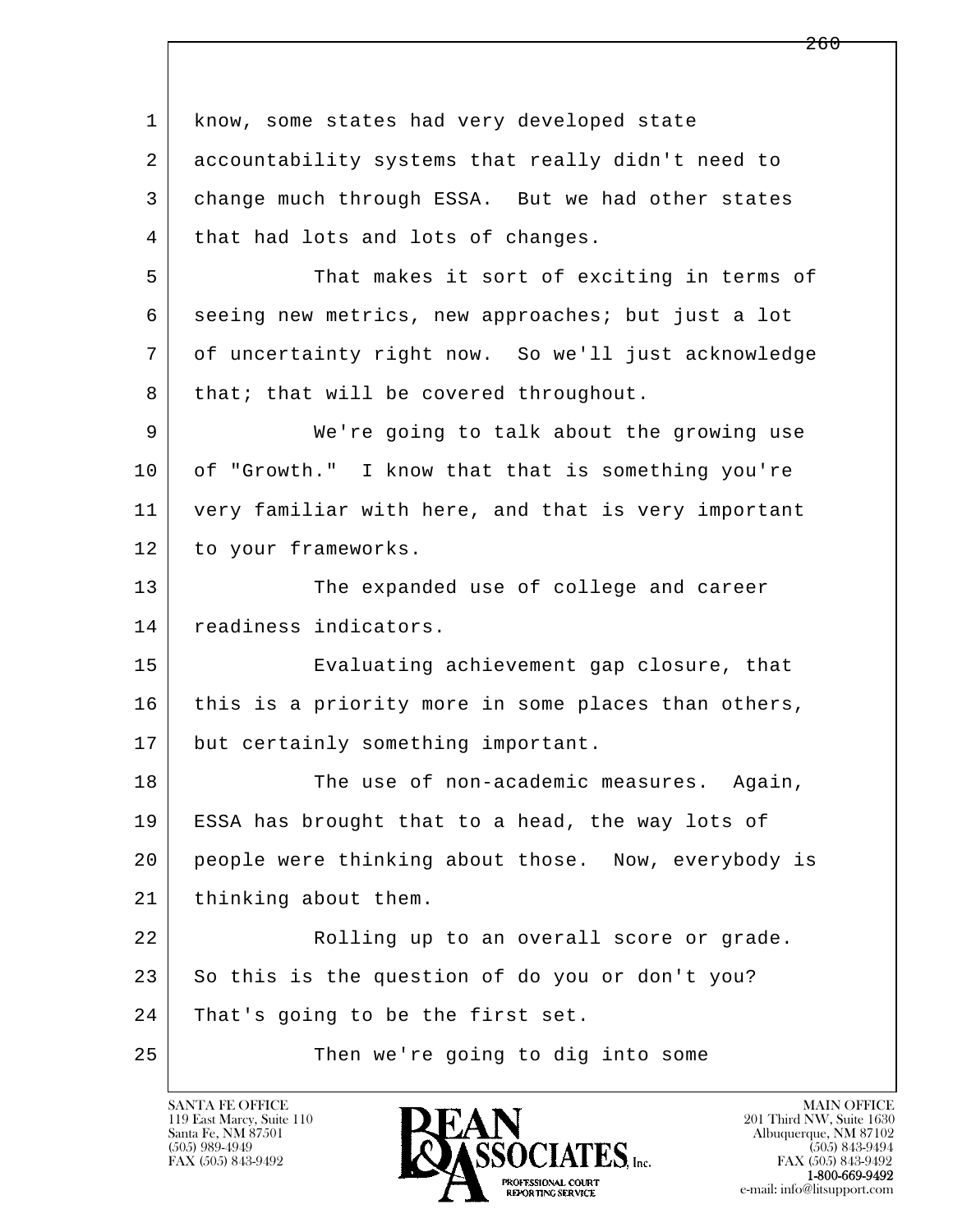know, some states had very developed state accountability systems that really didn't need to change much through ESSA. But we had other states that had lots and lots of changes.

That makes it sort of exciting in terms of seeing new metrics, new approaches; but just a lot of uncertainty right now. So we'll just acknowledge that; that will be covered throughout.

We're going to talk about the growing use of "Growth." I know that that is something you're very familiar with here, and that is very important to your frameworks.

The expanded use of college and career readiness indicators.

Evaluating achievement gap closure, that this is a priority more in some places than others, but certainly something important.

The use of non-academic measures. Again, ESSA has brought that to a head, the way lots of people were thinking about those. Now, everybody is thinking about them.

Rolling up to an overall score or grade. So this is the question of do you or don't you? That's going to be the first set.

Then we're going to dig into some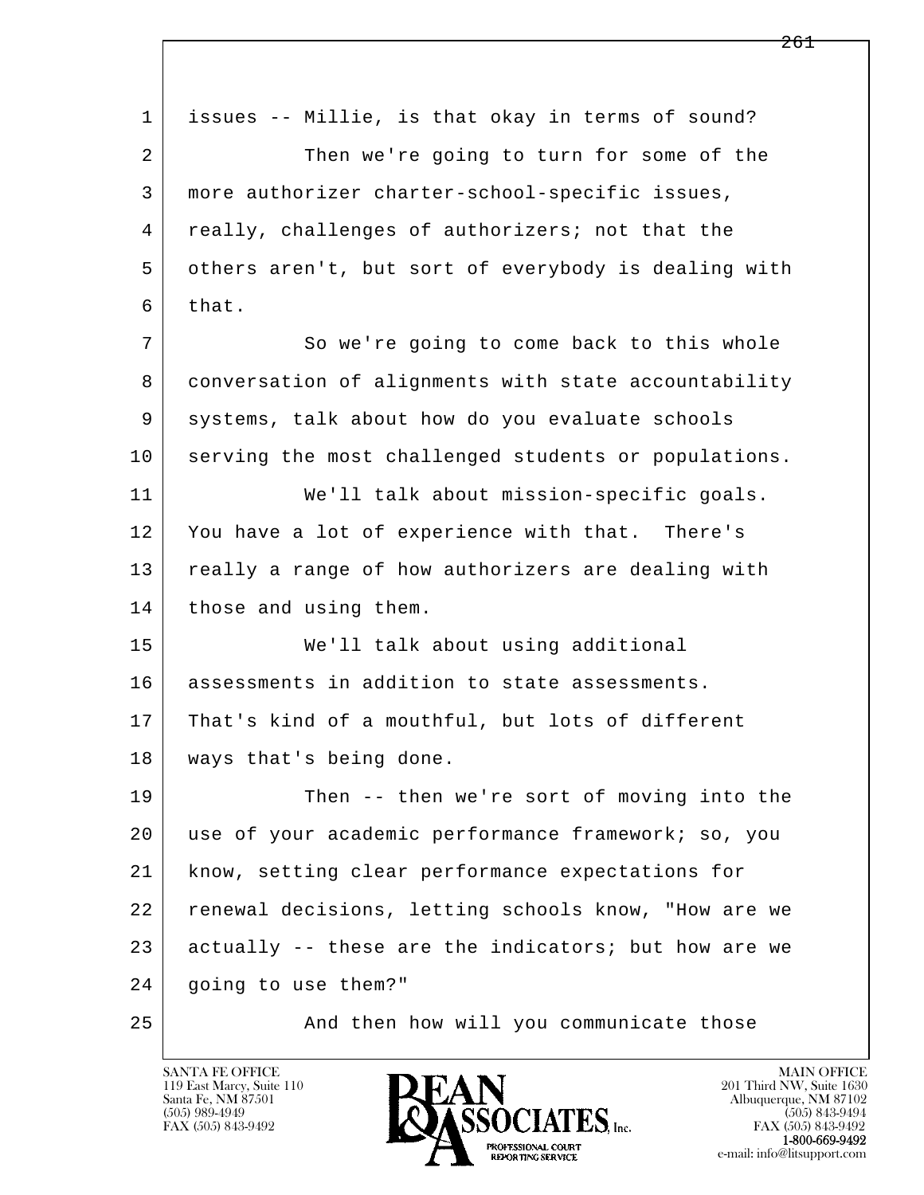1 issues -- Millie, is that okay in terms of sound?

2 Then we're going to turn for some of the

3 more authorizer charter-school-specific issues,

4 really, challenges of authorizers; not that the

5 others aren't, but sort of everybody is dealing with

6 that.

7 So we're going to come back to this whole

8 conversation of alignments with state accountability

9 systems, talk about how do you evaluate schools

10 serving the most challenged students or populations.

11 We'll talk about mission-specific goals.

12 You have a lot of experience with that. There's

13 really a range of how authorizers are dealing with

14 those and using them.

15 We'll talk about using additional

16 assessments in addition to state assessments.

17 That's kind of a mouthful, but lots of different

18 ways that's being done.

19 Then -- then we're sort of moving into the

20 use of your academic performance framework; so, you

21 know, setting clear performance expectations for

22 renewal decisions, letting schools know, "How are we

23 actually -- these are the indicators; but how are we

24 going to use them?"

25 And then how will you communicate those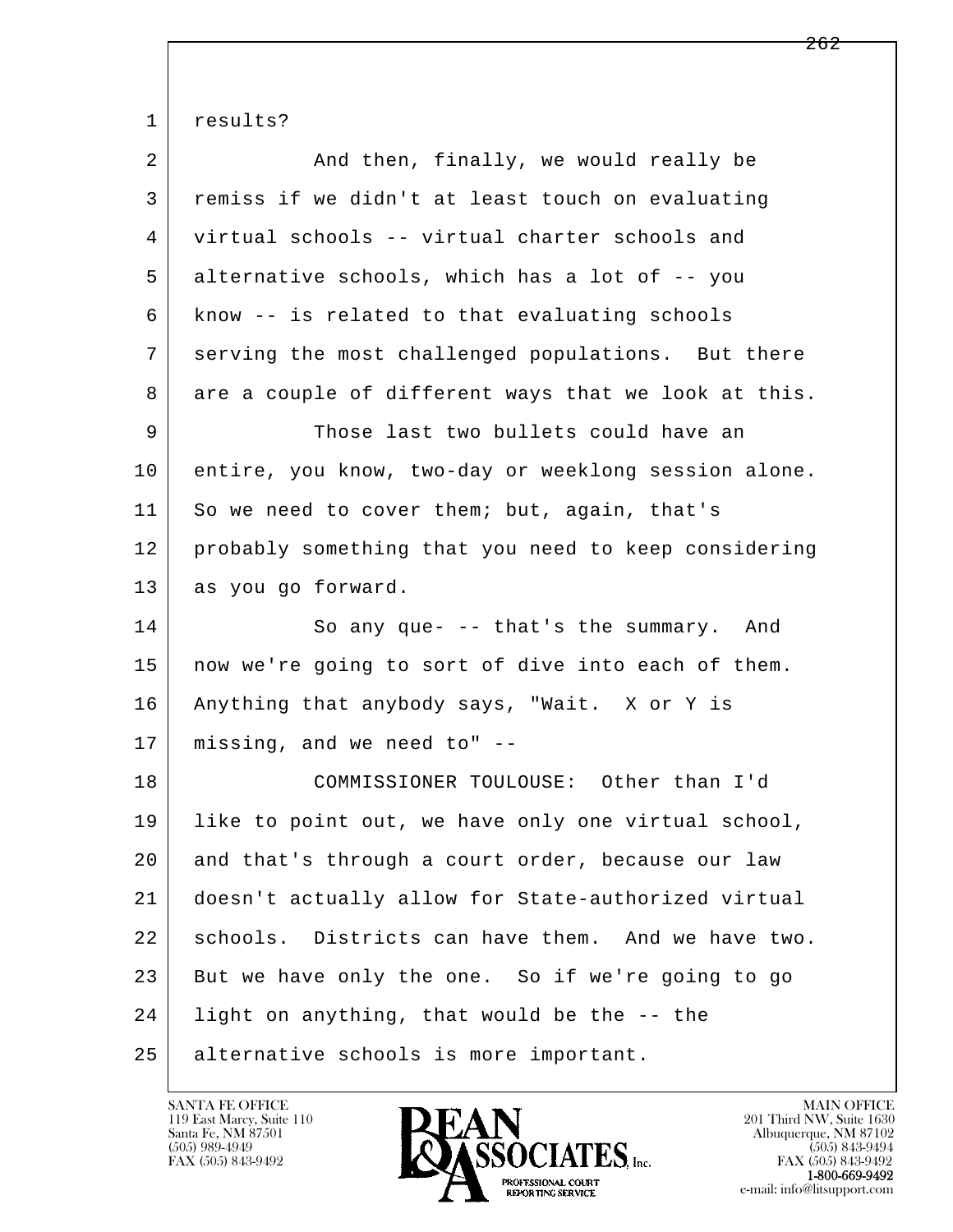1 results?

2 And then, finally, we would really be
3 remiss if we didn't at least touch on evaluating
4 virtual schools -- virtual charter schools and
5 alternative schools, which has a lot of -- you
6 know -- is related to that evaluating schools
7 serving the most challenged populations. But there
8 are a couple of different ways that we look at this.

9 Those last two bullets could have an
10 entire, you know, two-day or weeklong session alone.
11 So we need to cover them; but, again, that's
12 probably something that you need to keep considering
13 as you go forward.

14 So any que- -- that's the summary. And
15 now we're going to sort of dive into each of them.
16 Anything that anybody says, "Wait. X or Y is
17 missing, and we need to" --

18 COMMISSIONER TOULOUSE: Other than I'd
19 like to point out, we have only one virtual school,
20 and that's through a court order, because our law
21 doesn't actually allow for State-authorized virtual
22 schools. Districts can have them. And we have two.
23 But we have only the one. So if we're going to go
24 light on anything, that would be the -- the
25 alternative schools is more important.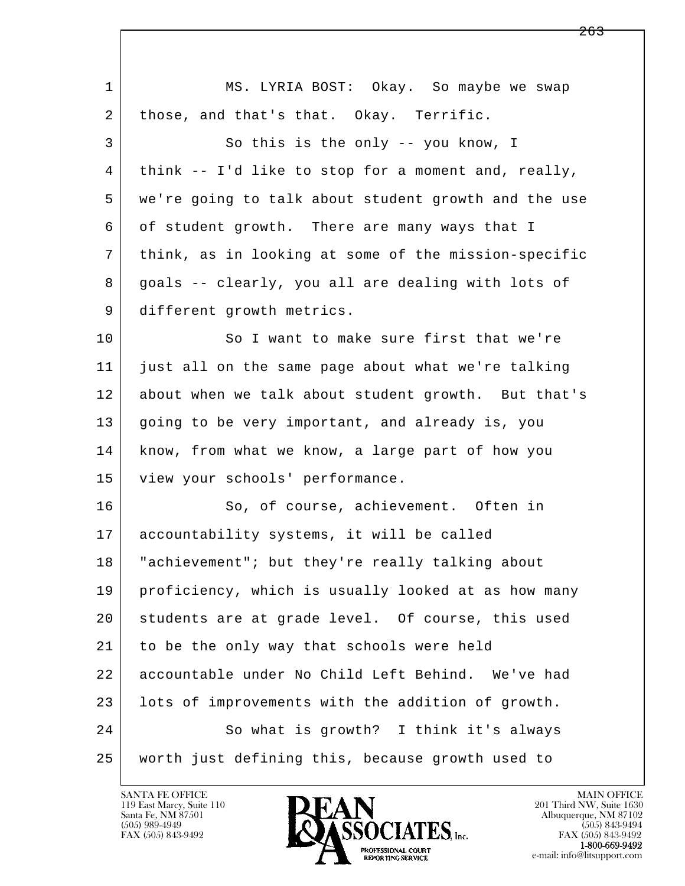MS. LYRIA BOST: Okay. So maybe we swap those, and that's that. Okay. Terrific.

So this is the only -- you know, I think -- I'd like to stop for a moment and, really, we're going to talk about student growth and the use of student growth. There are many ways that I think, as in looking at some of the mission-specific goals -- clearly, you all are dealing with lots of different growth metrics.

So I want to make sure first that we're just all on the same page about what we're talking about when we talk about student growth. But that's going to be very important, and already is, you know, from what we know, a large part of how you view your schools' performance.

So, of course, achievement. Often in accountability systems, it will be called "achievement"; but they're really talking about proficiency, which is usually looked at as how many students are at grade level. Of course, this used to be the only way that schools were held accountable under No Child Left Behind. We've had lots of improvements with the addition of growth.

So what is growth? I think it's always worth just defining this, because growth used to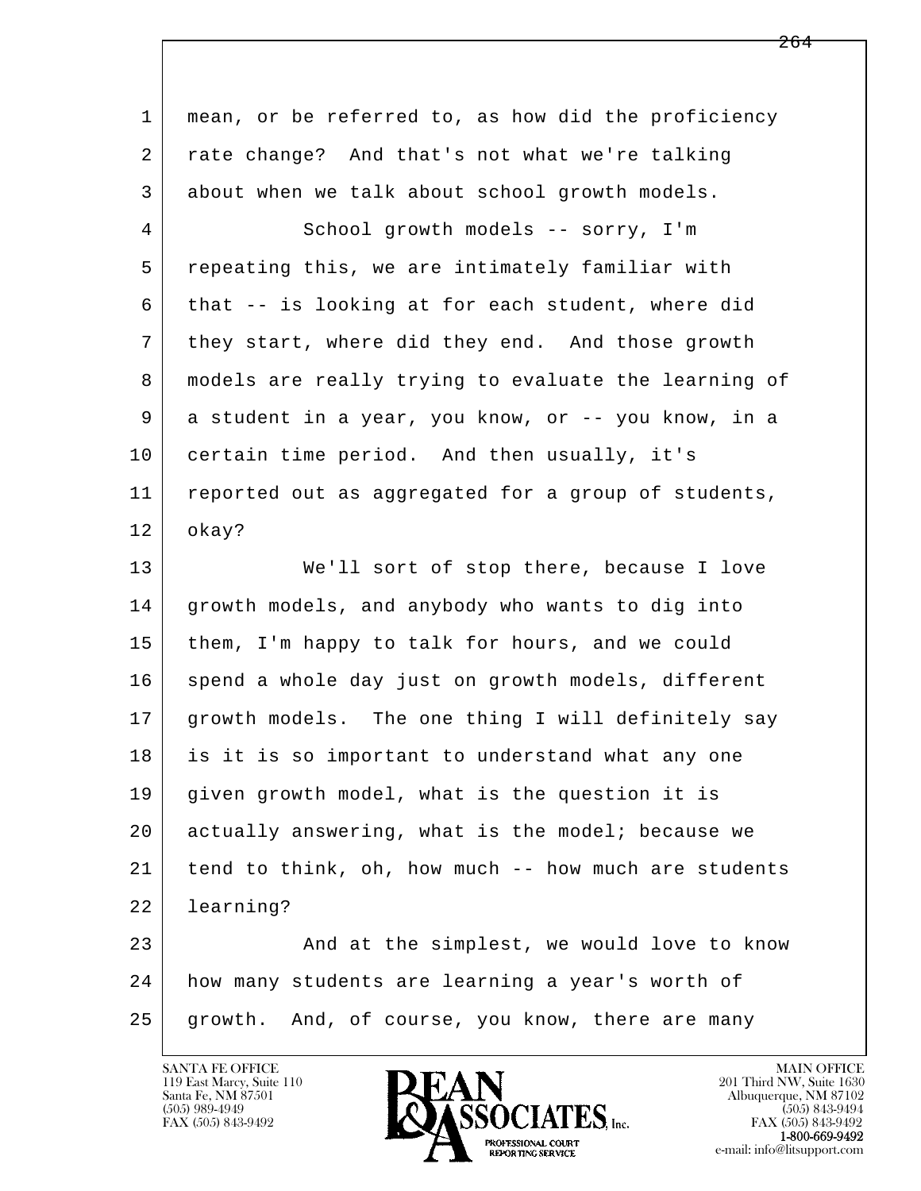1 mean, or be referred to, as how did the proficiency
2 rate change? And that's not what we're talking
3 about when we talk about school growth models.
4 School growth models -- sorry, I'm
5 repeating this, we are intimately familiar with
6 that -- is looking at for each student, where did
7 they start, where did they end. And those growth
8 models are really trying to evaluate the learning of
9 a student in a year, you know, or -- you know, in a
10 certain time period. And then usually, it's
11 reported out as aggregated for a group of students,
12 okay?
13 We'll sort of stop there, because I love
14 growth models, and anybody who wants to dig into
15 them, I'm happy to talk for hours, and we could
16 spend a whole day just on growth models, different
17 growth models. The one thing I will definitely say
18 is it is so important to understand what any one
19 given growth model, what is the question it is
20 actually answering, what is the model; because we
21 tend to think, oh, how much -- how much are students
22 learning?
23 And at the simplest, we would love to know
24 how many students are learning a year's worth of
25 growth. And, of course, you know, there are many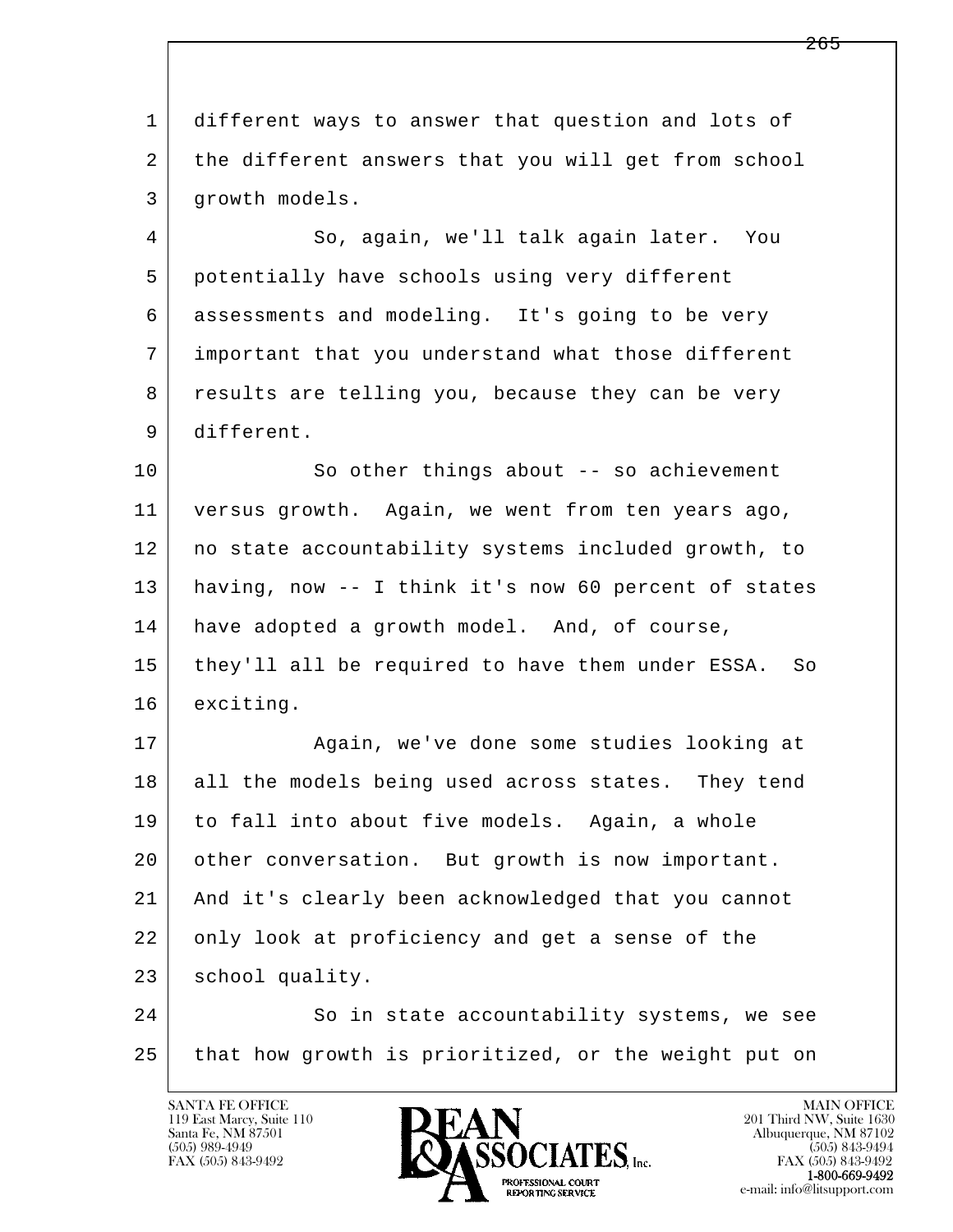different ways to answer that question and lots of the different answers that you will get from school growth models.

So, again, we'll talk again later. You potentially have schools using very different assessments and modeling. It's going to be very important that you understand what those different results are telling you, because they can be very different.

So other things about -- so achievement versus growth. Again, we went from ten years ago, no state accountability systems included growth, to having, now -- I think it's now 60 percent of states have adopted a growth model. And, of course, they'll all be required to have them under ESSA. So exciting.

Again, we've done some studies looking at all the models being used across states. They tend to fall into about five models. Again, a whole other conversation. But growth is now important. And it's clearly been acknowledged that you cannot only look at proficiency and get a sense of the school quality.

So in state accountability systems, we see that how growth is prioritized, or the weight put on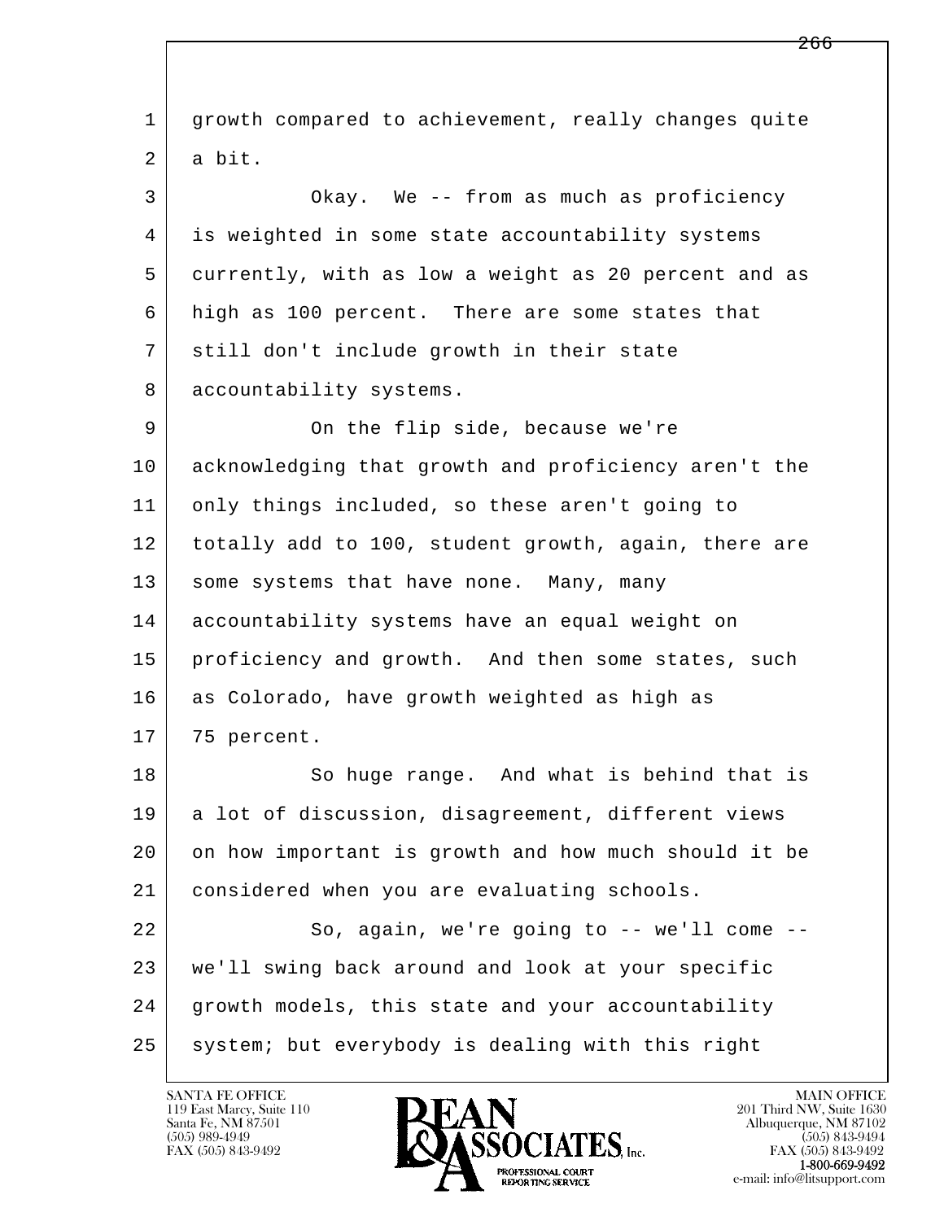growth compared to achievement, really changes quite a bit.

Okay. We -- from as much as proficiency is weighted in some state accountability systems currently, with as low a weight as 20 percent and as high as 100 percent. There are some states that still don't include growth in their state accountability systems.

On the flip side, because we're acknowledging that growth and proficiency aren't the only things included, so these aren't going to totally add to 100, student growth, again, there are some systems that have none. Many, many accountability systems have an equal weight on proficiency and growth. And then some states, such as Colorado, have growth weighted as high as 75 percent.

So huge range. And what is behind that is a lot of discussion, disagreement, different views on how important is growth and how much should it be considered when you are evaluating schools.

So, again, we're going to -- we'll come -- we'll swing back around and look at your specific growth models, this state and your accountability system; but everybody is dealing with this right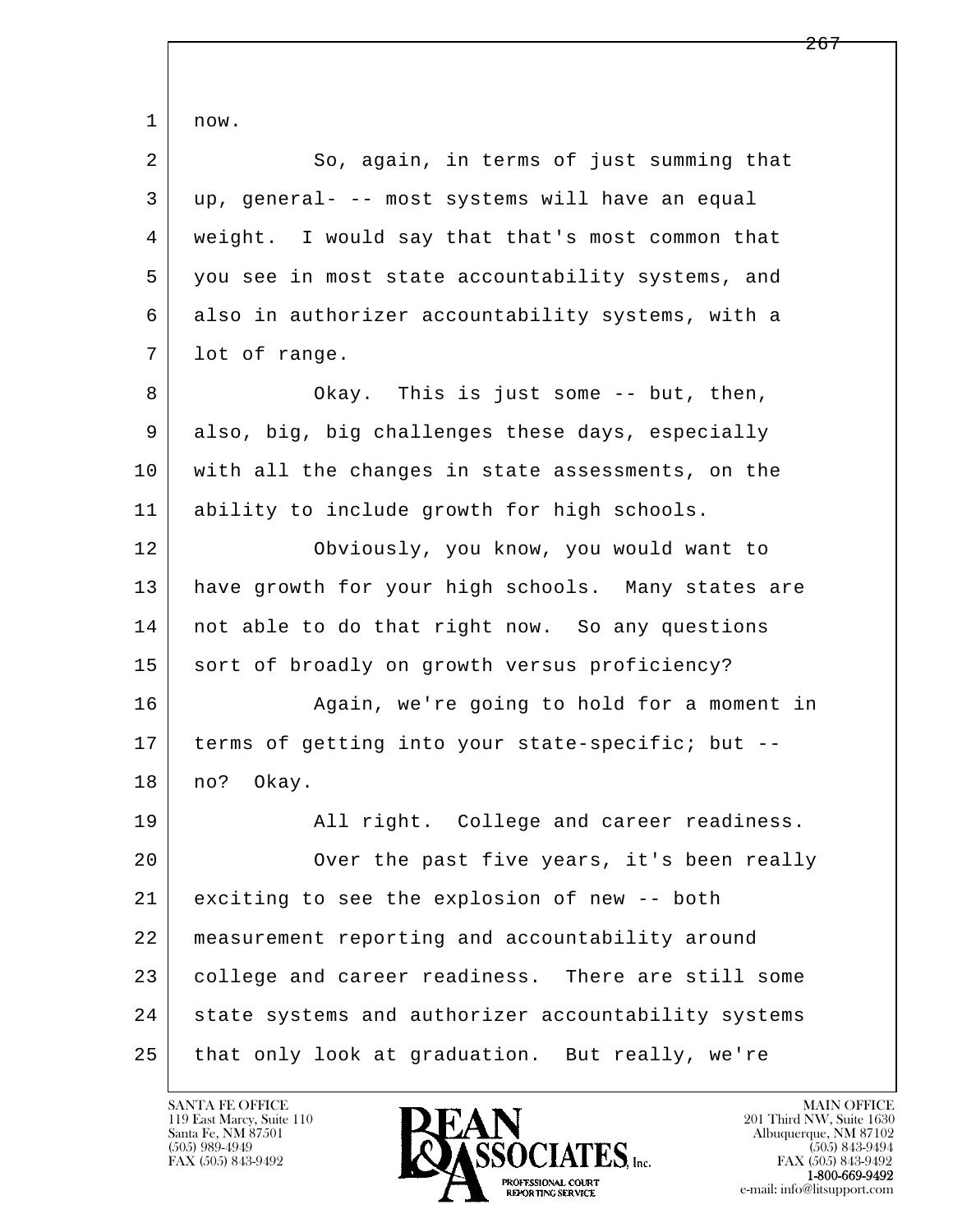1 now.

2 So, again, in terms of just summing that
3 up, general- -- most systems will have an equal
4 weight. I would say that that's most common that
5 you see in most state accountability systems, and
6 also in authorizer accountability systems, with a
7 lot of range.

8 Okay. This is just some -- but, then,
9 also, big, big challenges these days, especially
10 with all the changes in state assessments, on the
11 ability to include growth for high schools.

12 Obviously, you know, you would want to
13 have growth for your high schools. Many states are
14 not able to do that right now. So any questions
15 sort of broadly on growth versus proficiency?

16 Again, we're going to hold for a moment in
17 terms of getting into your state-specific; but --
18 no? Okay.

19 All right. College and career readiness.

20 Over the past five years, it's been really
21 exciting to see the explosion of new -- both
22 measurement reporting and accountability around
23 college and career readiness. There are still some
24 state systems and authorizer accountability systems
25 that only look at graduation. But really, we're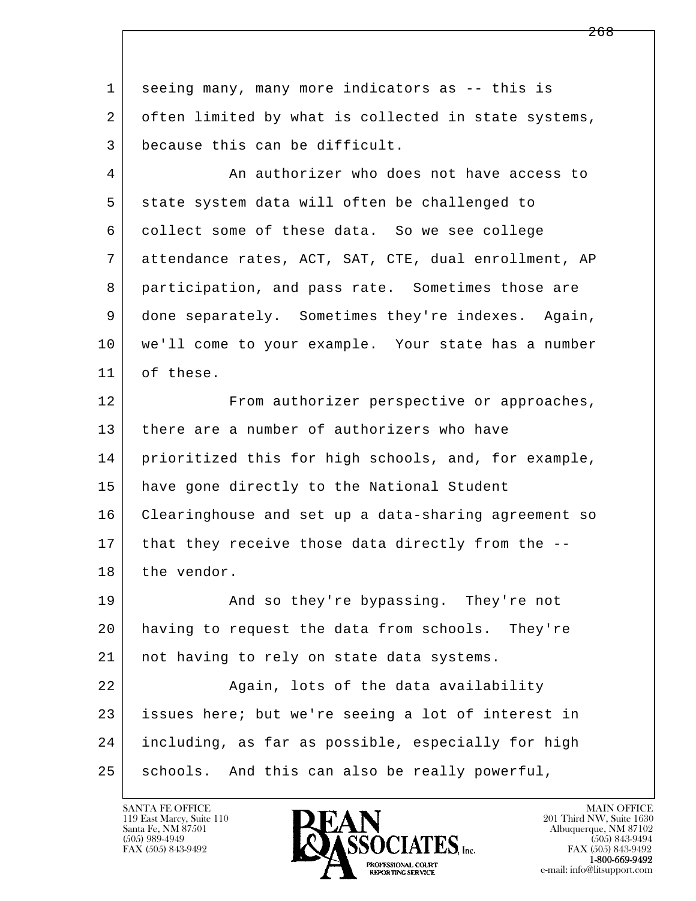seeing many, many more indicators as -- this is often limited by what is collected in state systems, because this can be difficult.

An authorizer who does not have access to state system data will often be challenged to collect some of these data. So we see college attendance rates, ACT, SAT, CTE, dual enrollment, AP participation, and pass rate. Sometimes those are done separately. Sometimes they're indexes. Again, we'll come to your example. Your state has a number of these.

From authorizer perspective or approaches, there are a number of authorizers who have prioritized this for high schools, and, for example, have gone directly to the National Student Clearinghouse and set up a data-sharing agreement so that they receive those data directly from the -- the vendor.

And so they're bypassing. They're not having to request the data from schools. They're not having to rely on state data systems.

Again, lots of the data availability issues here; but we're seeing a lot of interest in including, as far as possible, especially for high schools. And this can also be really powerful,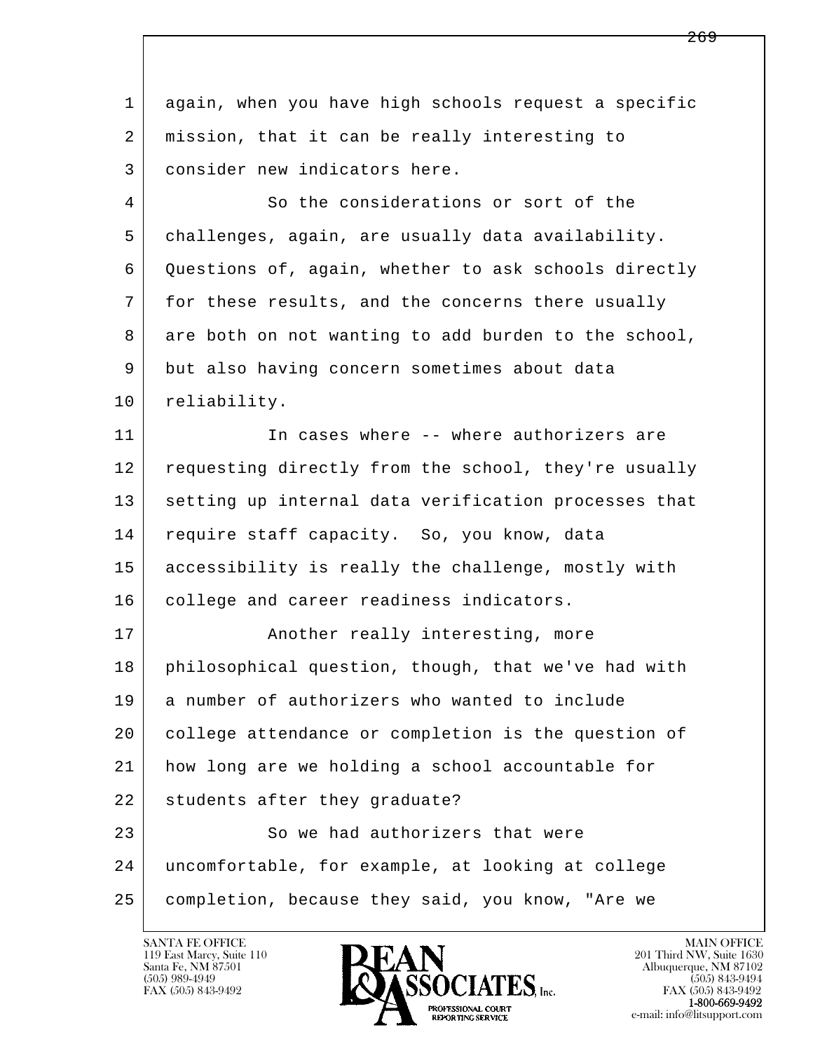again, when you have high schools request a specific mission, that it can be really interesting to consider new indicators here.

So the considerations or sort of the challenges, again, are usually data availability. Questions of, again, whether to ask schools directly for these results, and the concerns there usually are both on not wanting to add burden to the school, but also having concern sometimes about data reliability.

In cases where -- where authorizers are requesting directly from the school, they're usually setting up internal data verification processes that require staff capacity. So, you know, data accessibility is really the challenge, mostly with college and career readiness indicators.

Another really interesting, more philosophical question, though, that we've had with a number of authorizers who wanted to include college attendance or completion is the question of how long are we holding a school accountable for students after they graduate?

So we had authorizers that were uncomfortable, for example, at looking at college completion, because they said, you know, "Are we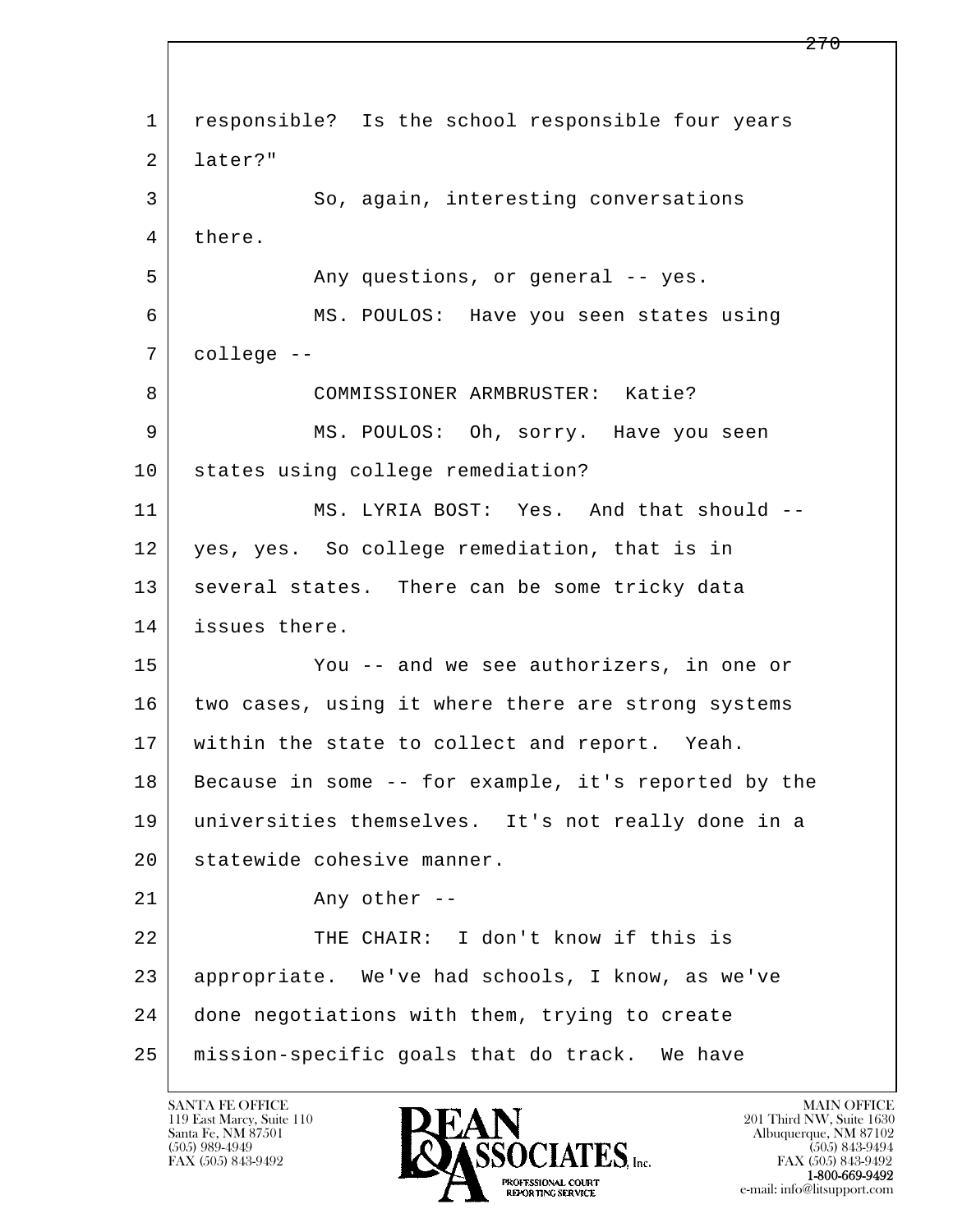1 responsible? Is the school responsible four years
2 later?"
3 So, again, interesting conversations
4 there.
5 Any questions, or general -- yes.
6 MS. POULOS: Have you seen states using
7 college --
8 COMMISSIONER ARMBRUSTER: Katie?
9 MS. POULOS: Oh, sorry. Have you seen
10 states using college remediation?
11 MS. LYRIA BOST: Yes. And that should --
12 yes, yes. So college remediation, that is in
13 several states. There can be some tricky data
14 issues there.
15 You -- and we see authorizers, in one or
16 two cases, using it where there are strong systems
17 within the state to collect and report. Yeah.
18 Because in some -- for example, it's reported by the
19 universities themselves. It's not really done in a
20 statewide cohesive manner.
21 Any other --
22 THE CHAIR: I don't know if this is
23 appropriate. We've had schools, I know, as we've
24 done negotiations with them, trying to create
25 mission-specific goals that do track. We have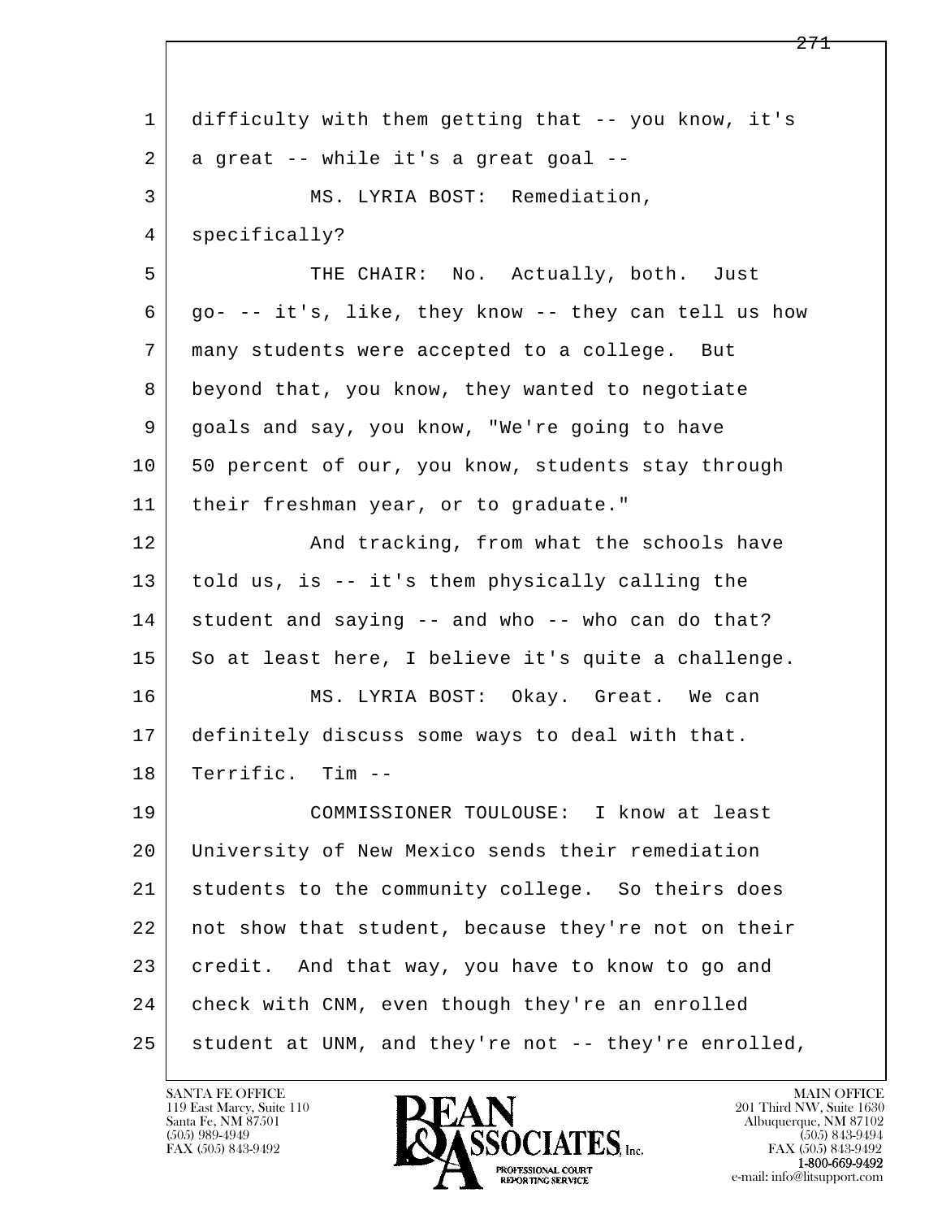1 difficulty with them getting that -- you know, it's
2 a great -- while it's a great goal --
3 MS. LYRIA BOST: Remediation,
4 specifically?
5 THE CHAIR: No. Actually, both. Just
6 go- -- it's, like, they know -- they can tell us how
7 many students were accepted to a college. But
8 beyond that, you know, they wanted to negotiate
9 goals and say, you know, "We're going to have
10 50 percent of our, you know, students stay through
11 their freshman year, or to graduate."
12 And tracking, from what the schools have
13 told us, is -- it's them physically calling the
14 student and saying -- and who -- who can do that?
15 So at least here, I believe it's quite a challenge.
16 MS. LYRIA BOST: Okay. Great. We can
17 definitely discuss some ways to deal with that.
18 Terrific. Tim --
19 COMMISSIONER TOULOUSE: I know at least
20 University of New Mexico sends their remediation
21 students to the community college. So theirs does
22 not show that student, because they're not on their
23 credit. And that way, you have to know to go and
24 check with CNM, even though they're an enrolled
25 student at UNM, and they're not -- they're enrolled,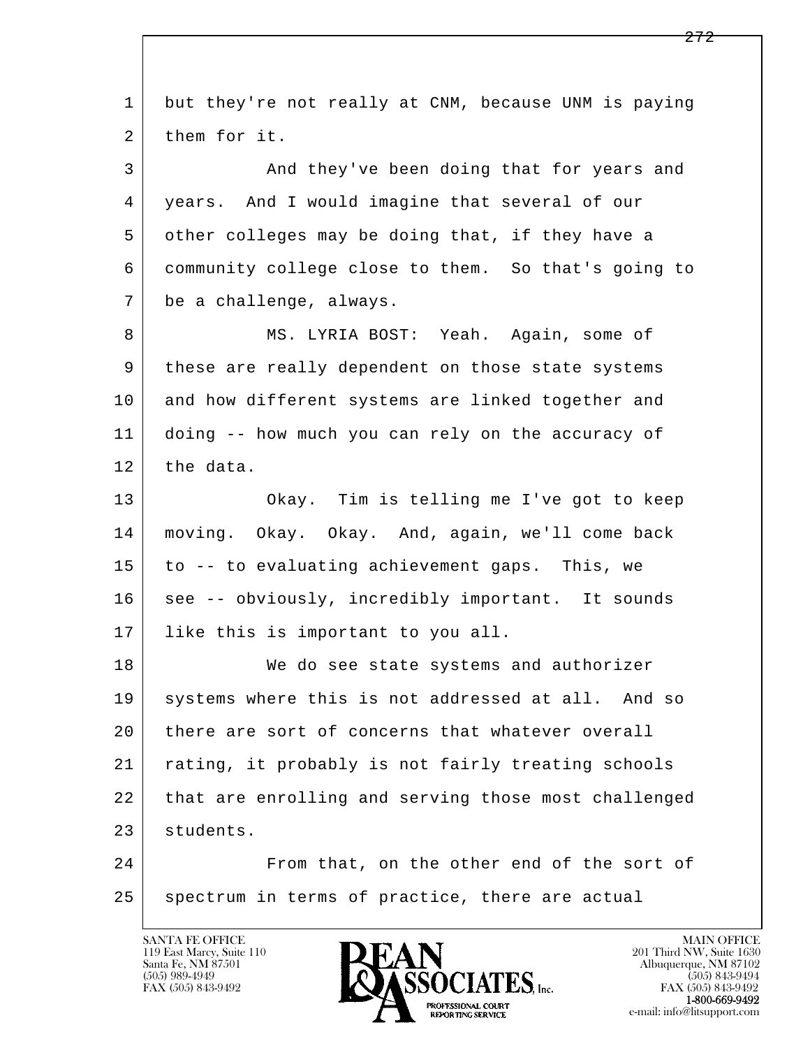but they're not really at CNM, because UNM is paying them for it.

And they've been doing that for years and years. And I would imagine that several of our other colleges may be doing that, if they have a community college close to them. So that's going to be a challenge, always.

MS. LYRIA BOST: Yeah. Again, some of these are really dependent on those state systems and how different systems are linked together and doing -- how much you can rely on the accuracy of the data.

Okay. Tim is telling me I've got to keep moving. Okay. Okay. And, again, we'll come back to -- to evaluating achievement gaps. This, we see -- obviously, incredibly important. It sounds like this is important to you all.

We do see state systems and authorizer systems where this is not addressed at all. And so there are sort of concerns that whatever overall rating, it probably is not fairly treating schools that are enrolling and serving those most challenged students.

From that, on the other end of the sort of spectrum in terms of practice, there are actual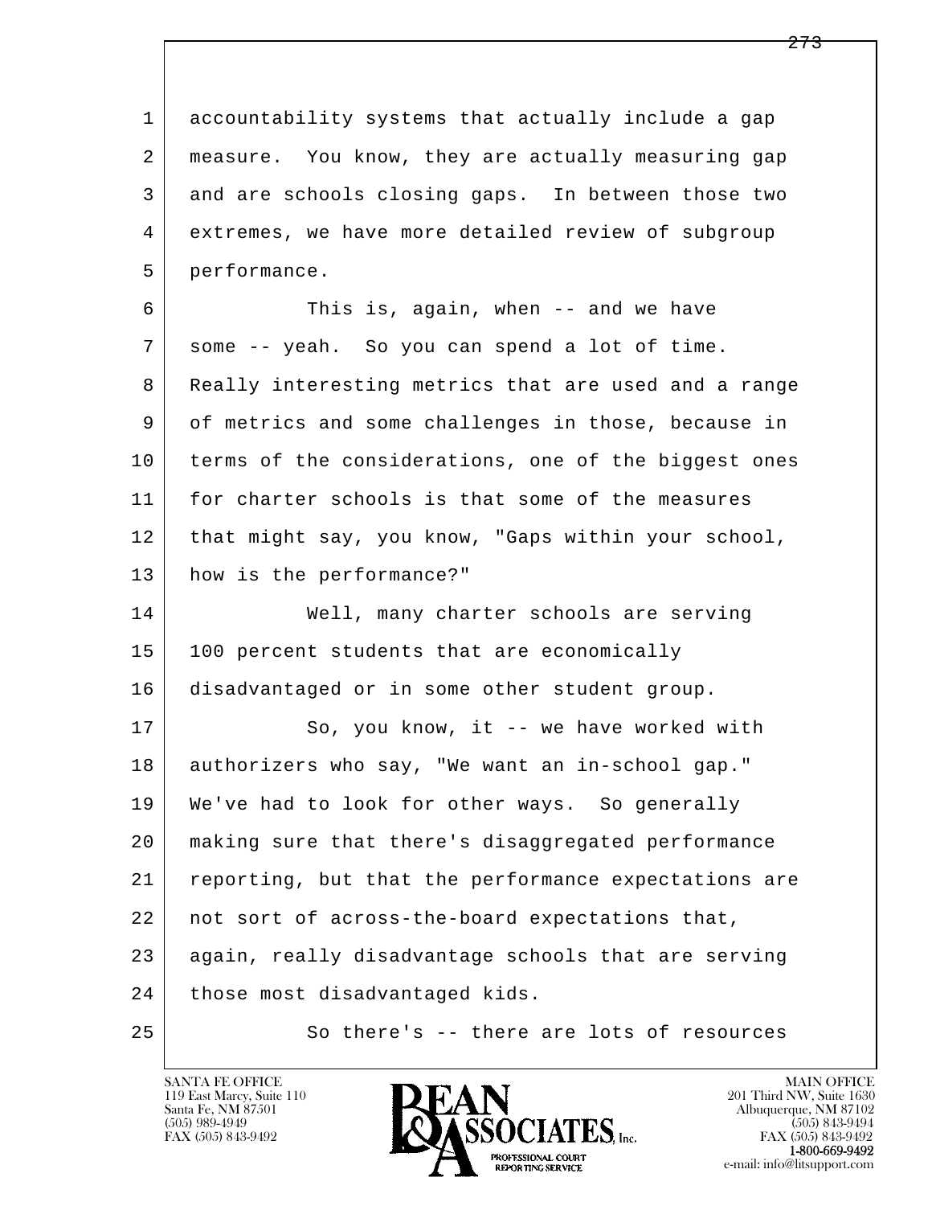1 accountability systems that actually include a gap
2 measure. You know, they are actually measuring gap
3 and are schools closing gaps. In between those two
4 extremes, we have more detailed review of subgroup
5 performance.

6 This is, again, when -- and we have
7 some -- yeah. So you can spend a lot of time.
8 Really interesting metrics that are used and a range
9 of metrics and some challenges in those, because in
10 terms of the considerations, one of the biggest ones
11 for charter schools is that some of the measures
12 that might say, you know, "Gaps within your school,
13 how is the performance?"

14 Well, many charter schools are serving
15 100 percent students that are economically
16 disadvantaged or in some other student group.

17 So, you know, it -- we have worked with
18 authorizers who say, "We want an in-school gap."
19 We've had to look for other ways. So generally
20 making sure that there's disaggregated performance
21 reporting, but that the performance expectations are
22 not sort of across-the-board expectations that,
23 again, really disadvantage schools that are serving
24 those most disadvantaged kids.

25 So there's -- there are lots of resources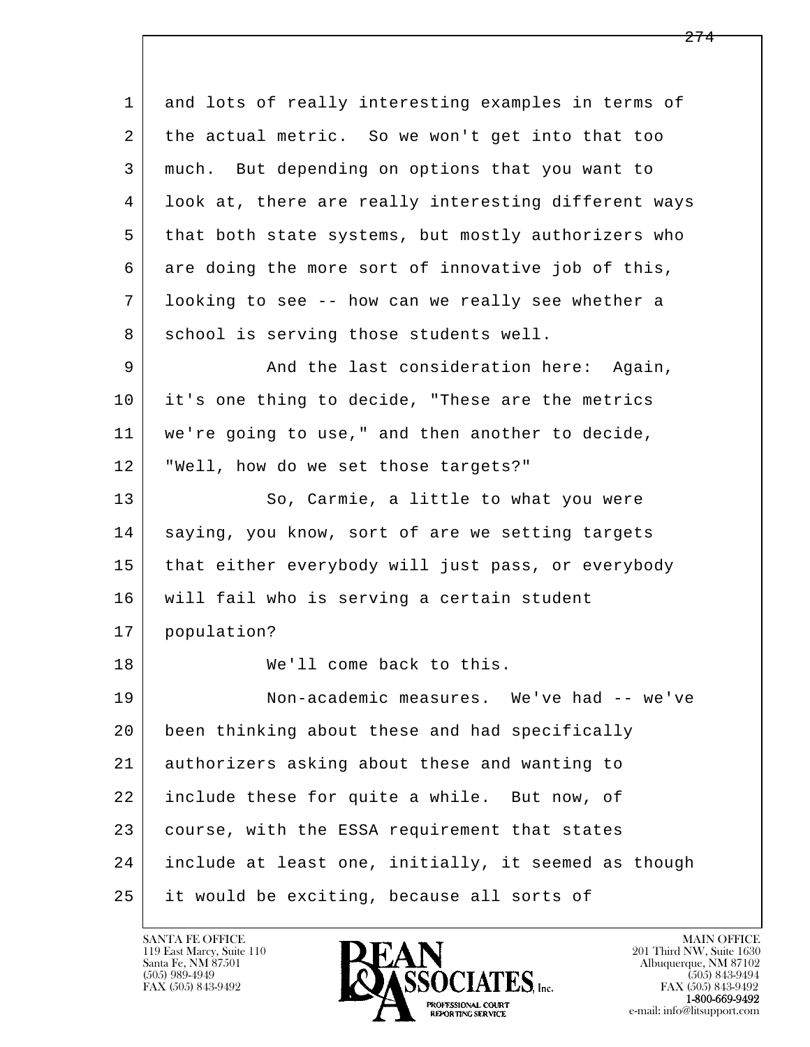and lots of really interesting examples in terms of the actual metric. So we won't get into that too much. But depending on options that you want to look at, there are really interesting different ways that both state systems, but mostly authorizers who are doing the more sort of innovative job of this, looking to see -- how can we really see whether a school is serving those students well.

And the last consideration here: Again, it's one thing to decide, "These are the metrics we're going to use," and then another to decide, "Well, how do we set those targets?"

So, Carmie, a little to what you were saying, you know, sort of are we setting targets that either everybody will just pass, or everybody will fail who is serving a certain student population?

We'll come back to this.

Non-academic measures. We've had -- we've been thinking about these and had specifically authorizers asking about these and wanting to include these for quite a while. But now, of course, with the ESSA requirement that states include at least one, initially, it seemed as though it would be exciting, because all sorts of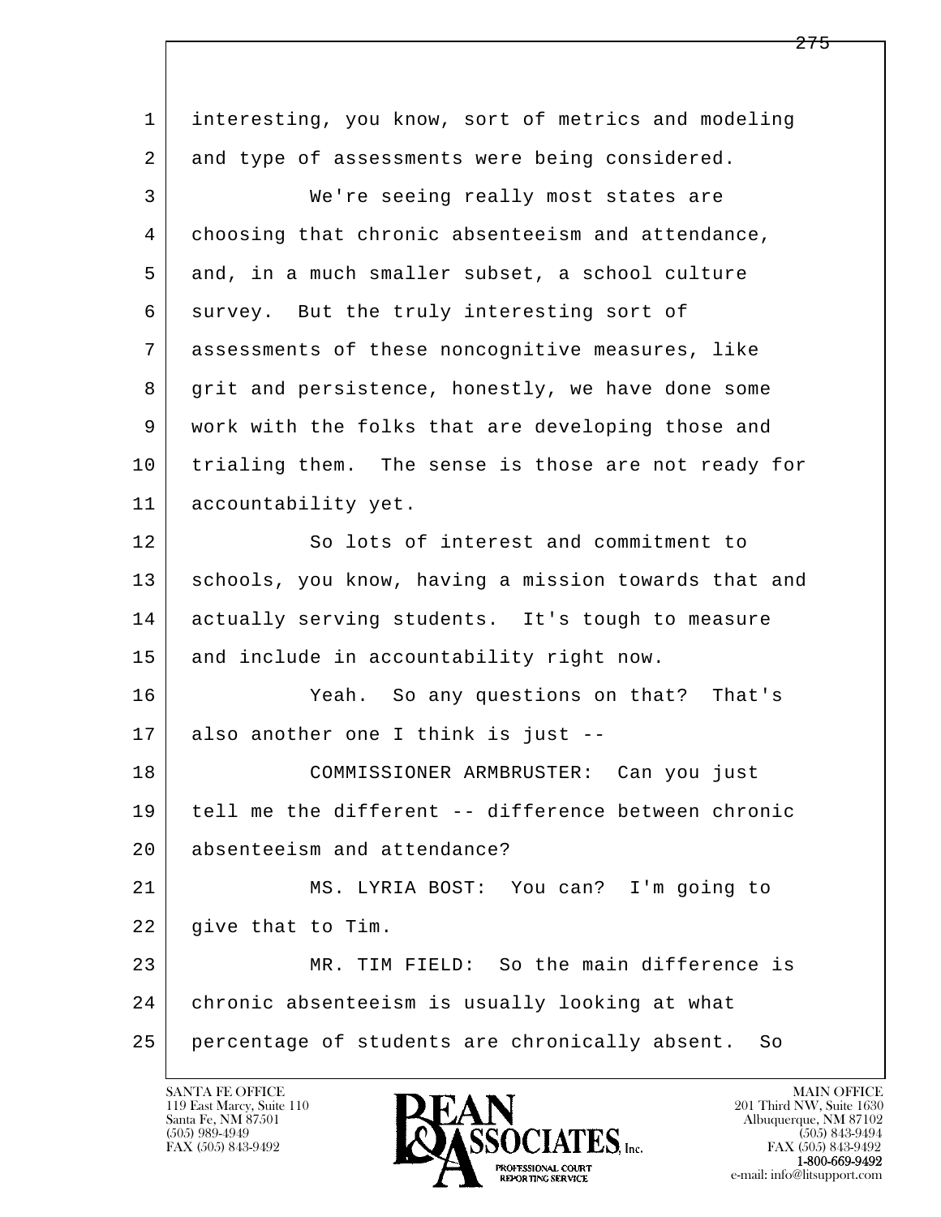interesting, you know, sort of metrics and modeling and type of assessments were being considered.

We're seeing really most states are choosing that chronic absenteeism and attendance, and, in a much smaller subset, a school culture survey. But the truly interesting sort of assessments of these noncognitive measures, like grit and persistence, honestly, we have done some work with the folks that are developing those and trialing them. The sense is those are not ready for accountability yet.

So lots of interest and commitment to schools, you know, having a mission towards that and actually serving students. It's tough to measure and include in accountability right now.

Yeah. So any questions on that? That's also another one I think is just --

COMMISSIONER ARMBRUSTER: Can you just tell me the different -- difference between chronic absenteeism and attendance?

MS. LYRIA BOST: You can? I'm going to give that to Tim.

MR. TIM FIELD: So the main difference is chronic absenteeism is usually looking at what percentage of students are chronically absent. So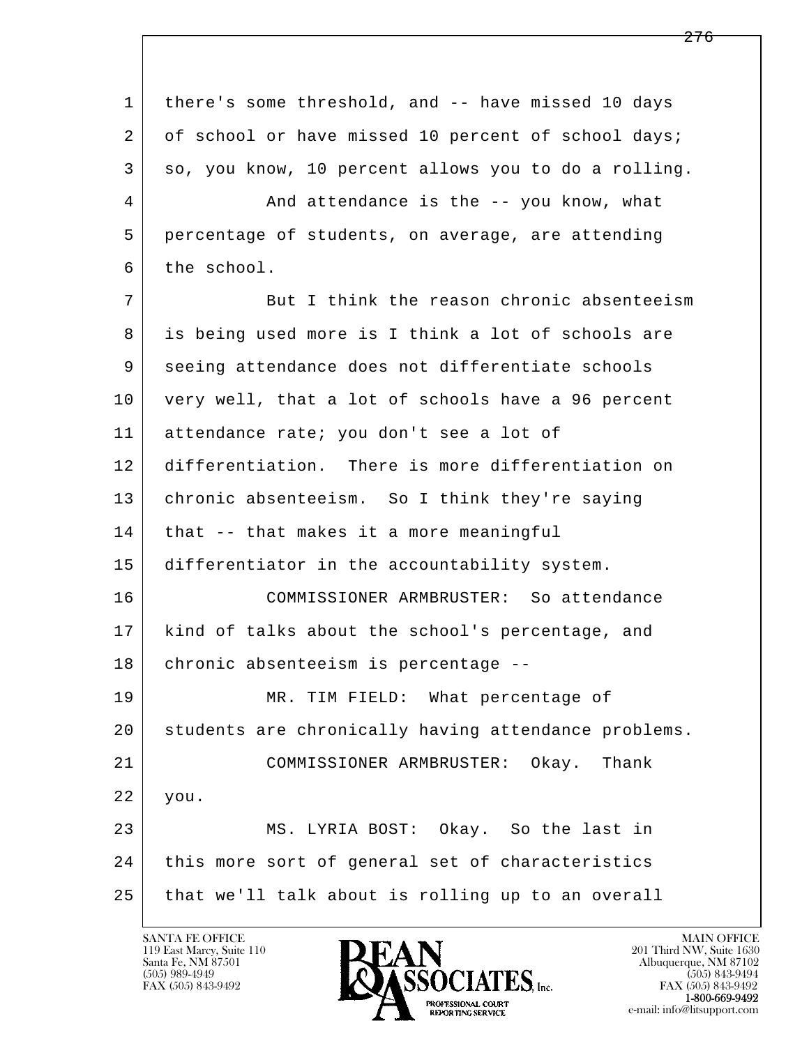there's some threshold, and -- have missed 10 days of school or have missed 10 percent of school days; so, you know, 10 percent allows you to do a rolling.

And attendance is the -- you know, what percentage of students, on average, are attending the school.

But I think the reason chronic absenteeism is being used more is I think a lot of schools are seeing attendance does not differentiate schools very well, that a lot of schools have a 96 percent attendance rate; you don't see a lot of differentiation. There is more differentiation on chronic absenteeism. So I think they're saying that -- that makes it a more meaningful differentiator in the accountability system.

COMMISSIONER ARMBRUSTER: So attendance kind of talks about the school's percentage, and chronic absenteeism is percentage --

MR. TIM FIELD: What percentage of students are chronically having attendance problems.

COMMISSIONER ARMBRUSTER: Okay. Thank you.

MS. LYRIA BOST: Okay. So the last in this more sort of general set of characteristics that we'll talk about is rolling up to an overall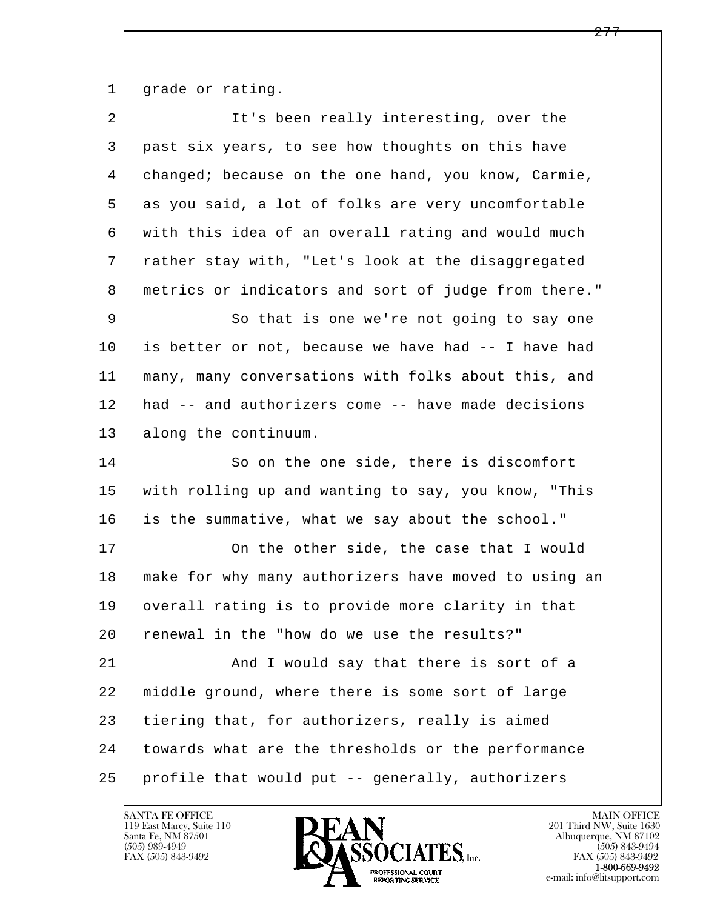1 grade or rating.

2 It's been really interesting, over the

3 past six years, to see how thoughts on this have

4 changed; because on the one hand, you know, Carmie,

5 as you said, a lot of folks are very uncomfortable

6 with this idea of an overall rating and would much

7 rather stay with, "Let's look at the disaggregated

8 metrics or indicators and sort of judge from there."

9 So that is one we're not going to say one

10 is better or not, because we have had -- I have had

11 many, many conversations with folks about this, and

12 had -- and authorizers come -- have made decisions

13 along the continuum.

14 So on the one side, there is discomfort

15 with rolling up and wanting to say, you know, "This

16 is the summative, what we say about the school."

17 On the other side, the case that I would

18 make for why many authorizers have moved to using an

19 overall rating is to provide more clarity in that

20 renewal in the "how do we use the results?"

21 And I would say that there is sort of a

22 middle ground, where there is some sort of large

23 tiering that, for authorizers, really is aimed

24 towards what are the thresholds or the performance

25 profile that would put -- generally, authorizers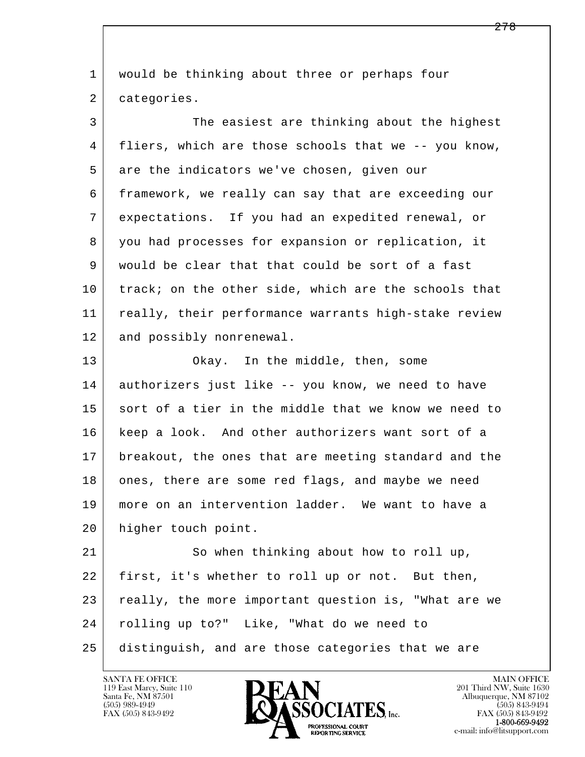would be thinking about three or perhaps four categories.

The easiest are thinking about the highest fliers, which are those schools that we -- you know, are the indicators we've chosen, given our framework, we really can say that are exceeding our expectations. If you had an expedited renewal, or you had processes for expansion or replication, it would be clear that that could be sort of a fast track; on the other side, which are the schools that really, their performance warrants high-stake review and possibly nonrenewal.

Okay. In the middle, then, some authorizers just like -- you know, we need to have sort of a tier in the middle that we know we need to keep a look. And other authorizers want sort of a breakout, the ones that are meeting standard and the ones, there are some red flags, and maybe we need more on an intervention ladder. We want to have a higher touch point.

So when thinking about how to roll up, first, it's whether to roll up or not. But then, really, the more important question is, "What are we rolling up to?" Like, "What do we need to distinguish, and are those categories that we are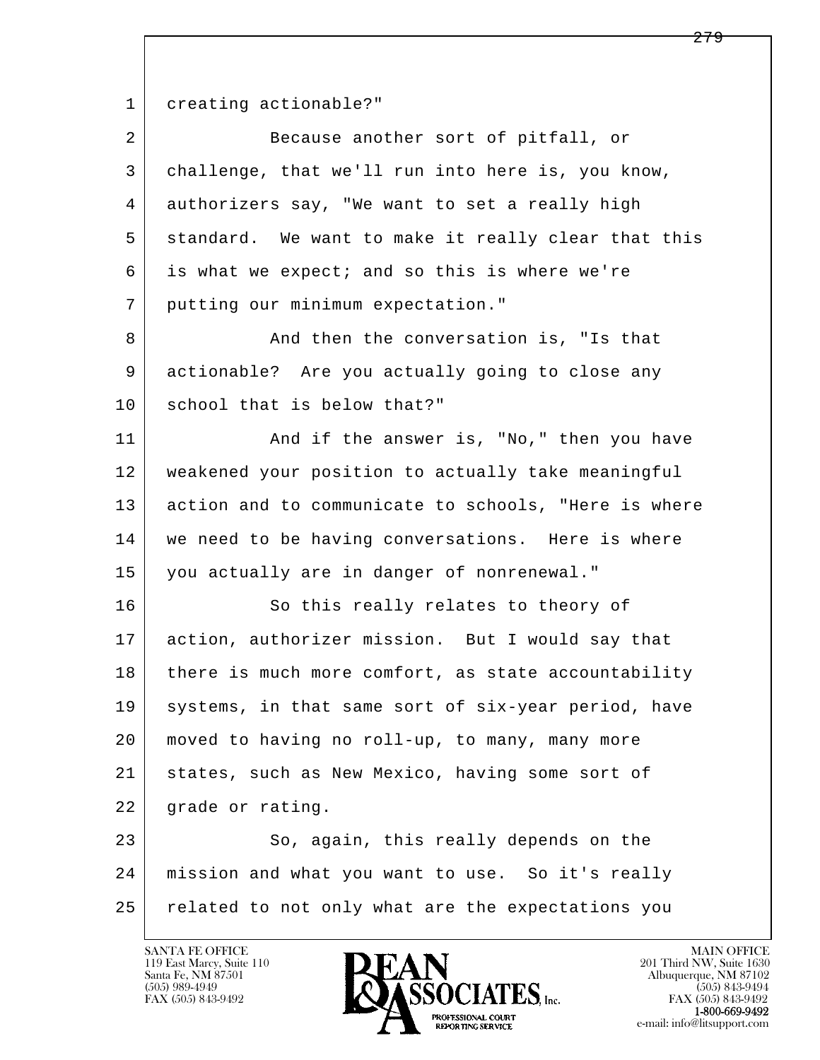creating actionable?"

Because another sort of pitfall, or challenge, that we'll run into here is, you know, authorizers say, "We want to set a really high standard. We want to make it really clear that this is what we expect; and so this is where we're putting our minimum expectation."

And then the conversation is, "Is that actionable? Are you actually going to close any school that is below that?"

And if the answer is, "No," then you have weakened your position to actually take meaningful action and to communicate to schools, "Here is where we need to be having conversations. Here is where you actually are in danger of nonrenewal."

So this really relates to theory of action, authorizer mission. But I would say that there is much more comfort, as state accountability systems, in that same sort of six-year period, have moved to having no roll-up, to many, many more states, such as New Mexico, having some sort of grade or rating.

So, again, this really depends on the mission and what you want to use. So it's really related to not only what are the expectations you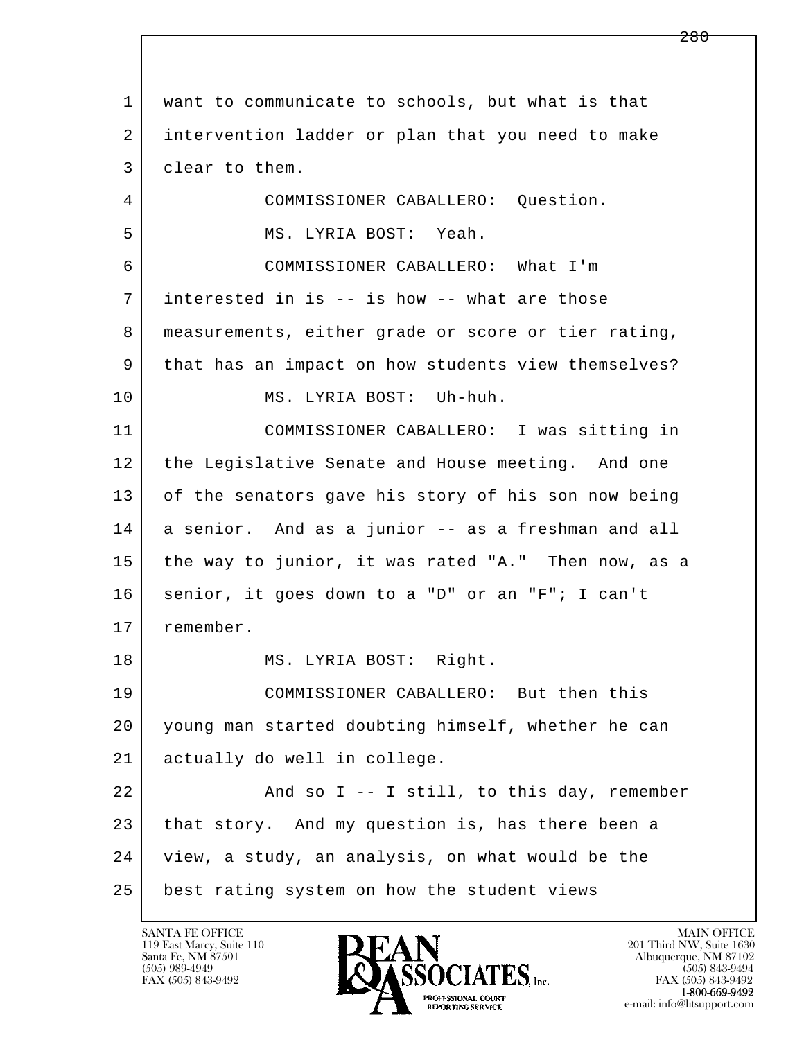want to communicate to schools, but what is that intervention ladder or plan that you need to make clear to them.

COMMISSIONER CABALLERO: Question.

MS. LYRIA BOST: Yeah.

COMMISSIONER CABALLERO: What I'm interested in is -- is how -- what are those measurements, either grade or score or tier rating, that has an impact on how students view themselves?

MS. LYRIA BOST: Uh-huh.

COMMISSIONER CABALLERO: I was sitting in the Legislative Senate and House meeting. And one of the senators gave his story of his son now being a senior. And as a junior -- as a freshman and all the way to junior, it was rated "A." Then now, as a senior, it goes down to a "D" or an "F"; I can't remember.

MS. LYRIA BOST: Right.

COMMISSIONER CABALLERO: But then this young man started doubting himself, whether he can actually do well in college.

And so I -- I still, to this day, remember that story. And my question is, has there been a view, a study, an analysis, on what would be the best rating system on how the student views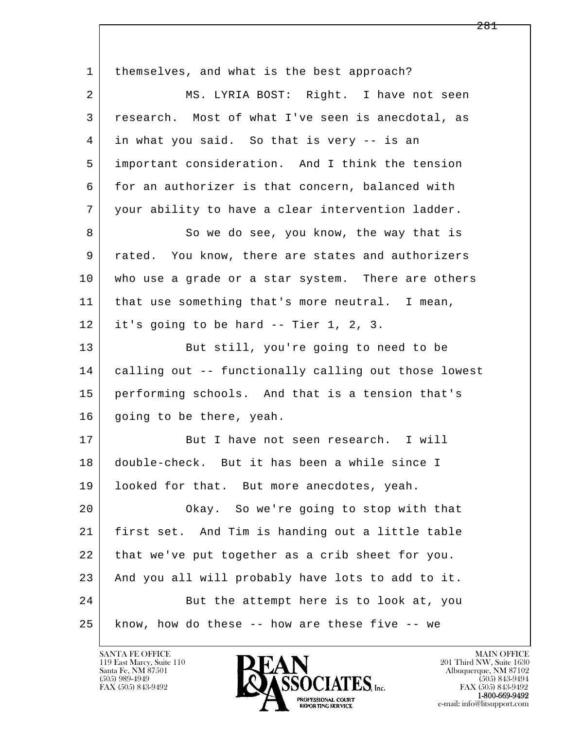themselves, and what is the best approach?

MS. LYRIA BOST: Right. I have not seen research. Most of what I've seen is anecdotal, as in what you said. So that is very -- is an important consideration. And I think the tension for an authorizer is that concern, balanced with your ability to have a clear intervention ladder.

So we do see, you know, the way that is rated. You know, there are states and authorizers who use a grade or a star system. There are others that use something that's more neutral. I mean, it's going to be hard -- Tier 1, 2, 3.

But still, you're going to need to be calling out -- functionally calling out those lowest performing schools. And that is a tension that's going to be there, yeah.

But I have not seen research. I will double-check. But it has been a while since I looked for that. But more anecdotes, yeah.

Okay. So we're going to stop with that first set. And Tim is handing out a little table that we've put together as a crib sheet for you. And you all will probably have lots to add to it.

But the attempt here is to look at, you know, how do these -- how are these five -- we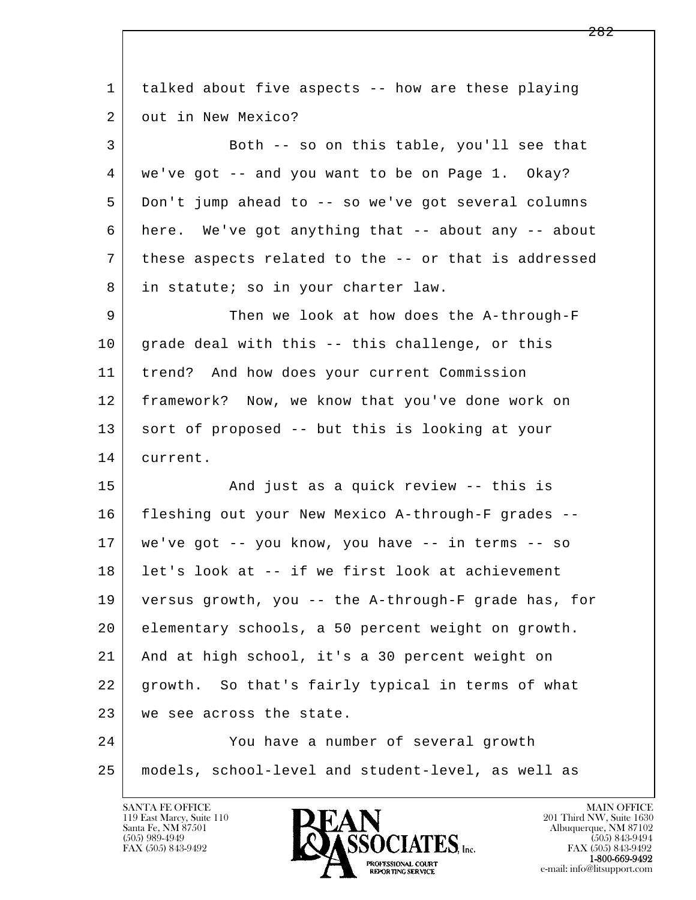1 talked about five aspects -- how are these playing
2 out in New Mexico?
3 Both -- so on this table, you'll see that
4 we've got -- and you want to be on Page 1. Okay?
5 Don't jump ahead to -- so we've got several columns
6 here. We've got anything that -- about any -- about
7 these aspects related to the -- or that is addressed
8 in statute; so in your charter law.
9 Then we look at how does the A-through-F
10 grade deal with this -- this challenge, or this
11 trend? And how does your current Commission
12 framework? Now, we know that you've done work on
13 sort of proposed -- but this is looking at your
14 current.
15 And just as a quick review -- this is
16 fleshing out your New Mexico A-through-F grades --
17 we've got -- you know, you have -- in terms -- so
18 let's look at -- if we first look at achievement
19 versus growth, you -- the A-through-F grade has, for
20 elementary schools, a 50 percent weight on growth.
21 And at high school, it's a 30 percent weight on
22 growth. So that's fairly typical in terms of what
23 we see across the state.
24 You have a number of several growth
25 models, school-level and student-level, as well as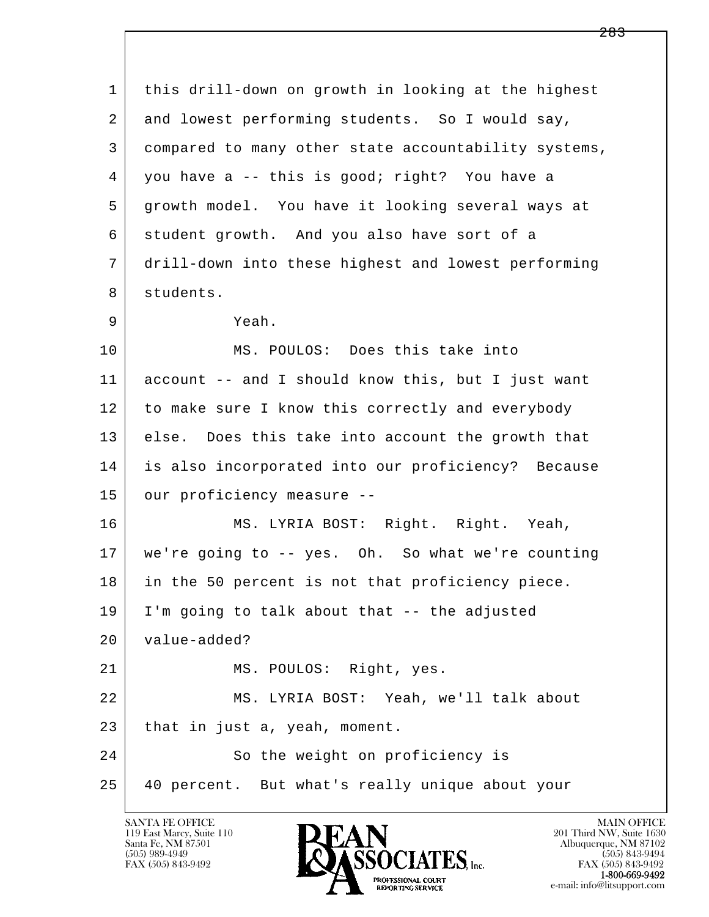this drill-down on growth in looking at the highest and lowest performing students. So I would say, compared to many other state accountability systems, you have a -- this is good; right? You have a growth model. You have it looking several ways at student growth. And you also have sort of a drill-down into these highest and lowest performing students.

Yeah.

MS. POULOS: Does this take into account -- and I should know this, but I just want to make sure I know this correctly and everybody else. Does this take into account the growth that is also incorporated into our proficiency? Because our proficiency measure --

MS. LYRIA BOST: Right. Right. Yeah, we're going to -- yes. Oh. So what we're counting in the 50 percent is not that proficiency piece. I'm going to talk about that -- the adjusted value-added?

MS. POULOS: Right, yes.

MS. LYRIA BOST: Yeah, we'll talk about that in just a, yeah, moment.

So the weight on proficiency is 40 percent. But what's really unique about your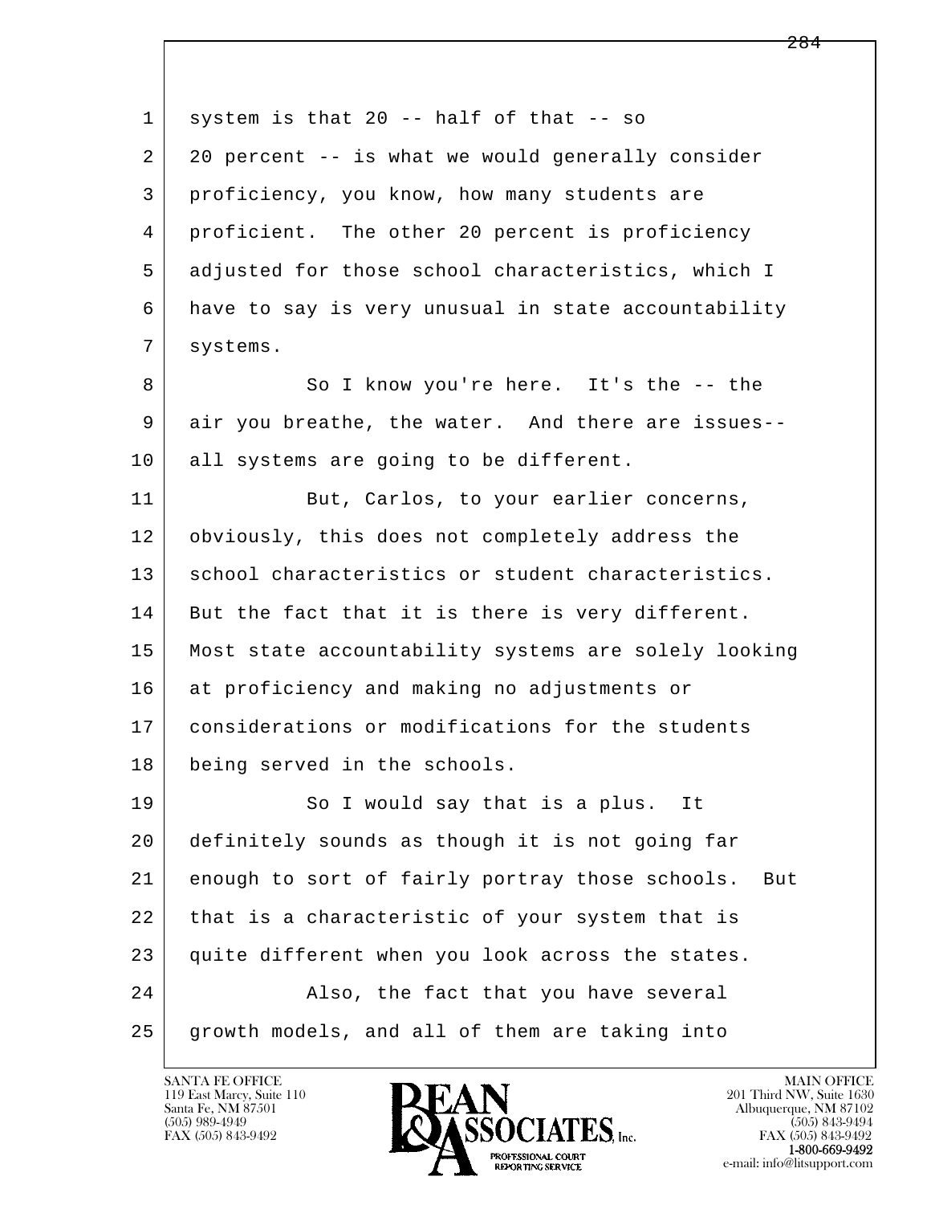system is that 20 -- half of that -- so 20 percent -- is what we would generally consider proficiency, you know, how many students are proficient. The other 20 percent is proficiency adjusted for those school characteristics, which I have to say is very unusual in state accountability systems.

So I know you're here. It's the -- the air you breathe, the water. And there are issues-- all systems are going to be different.

But, Carlos, to your earlier concerns, obviously, this does not completely address the school characteristics or student characteristics. But the fact that it is there is very different. Most state accountability systems are solely looking at proficiency and making no adjustments or considerations or modifications for the students being served in the schools.

So I would say that is a plus. It definitely sounds as though it is not going far enough to sort of fairly portray those schools. But that is a characteristic of your system that is quite different when you look across the states.

Also, the fact that you have several growth models, and all of them are taking into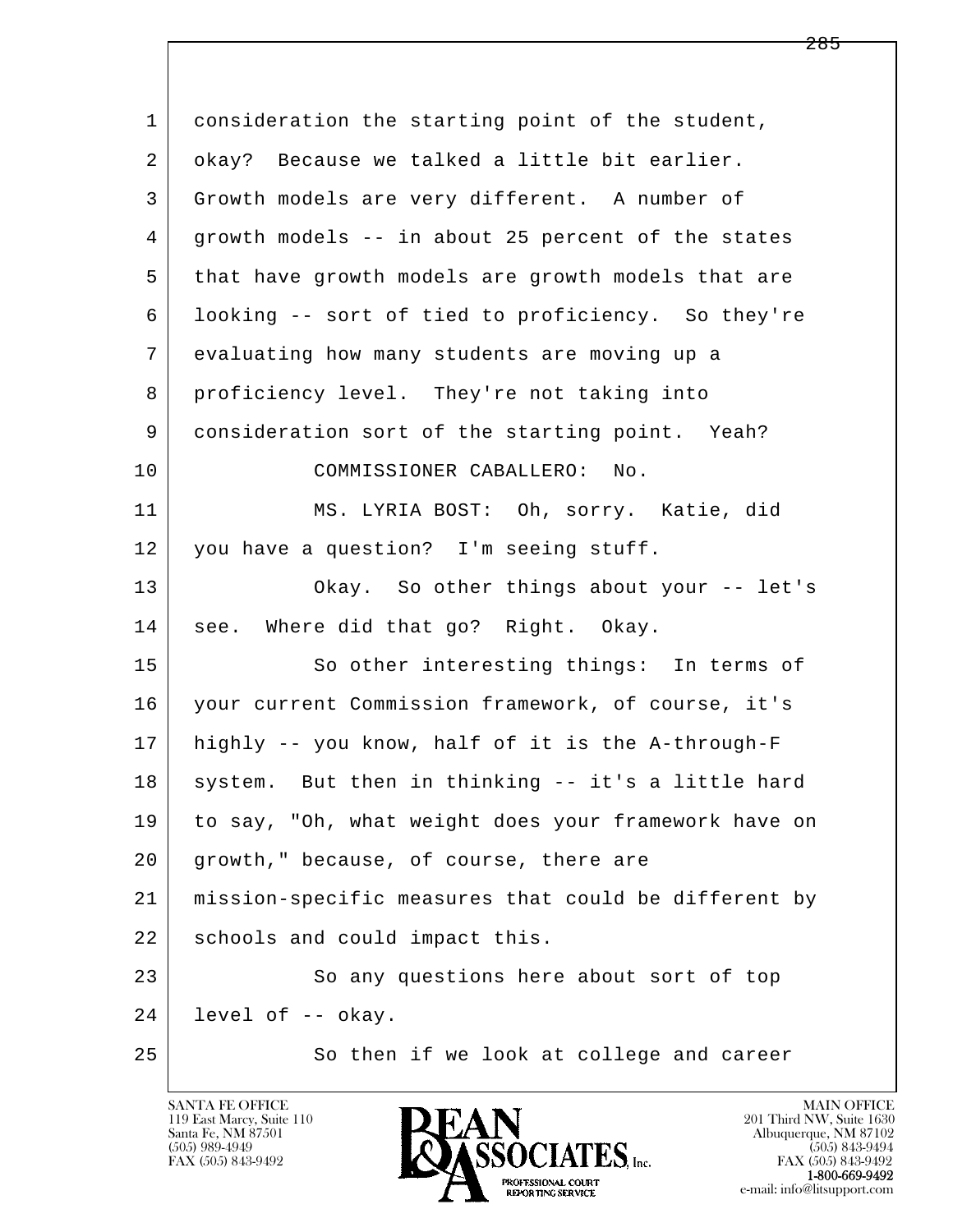1 consideration the starting point of the student,
2 okay? Because we talked a little bit earlier.
3 Growth models are very different. A number of
4 growth models -- in about 25 percent of the states
5 that have growth models are growth models that are
6 looking -- sort of tied to proficiency. So they're
7 evaluating how many students are moving up a
8 proficiency level. They're not taking into
9 consideration sort of the starting point. Yeah?
10 COMMISSIONER CABALLERO: No.
11 MS. LYRIA BOST: Oh, sorry. Katie, did
12 you have a question? I'm seeing stuff.
13 Okay. So other things about your -- let's
14 see. Where did that go? Right. Okay.
15 So other interesting things: In terms of
16 your current Commission framework, of course, it's
17 highly -- you know, half of it is the A-through-F
18 system. But then in thinking -- it's a little hard
19 to say, "Oh, what weight does your framework have on
20 growth," because, of course, there are
21 mission-specific measures that could be different by
22 schools and could impact this.
23 So any questions here about sort of top
24 level of -- okay.
25 So then if we look at college and career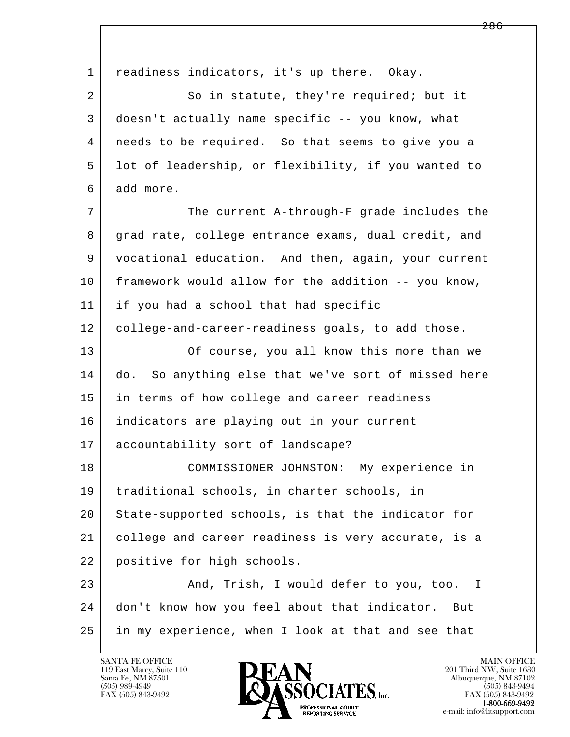1 readiness indicators, it's up there. Okay.

2 So in statute, they're required; but it

3 doesn't actually name specific -- you know, what

4 needs to be required. So that seems to give you a

5 lot of leadership, or flexibility, if you wanted to

6 add more.

7 The current A-through-F grade includes the

8 grad rate, college entrance exams, dual credit, and

9 vocational education. And then, again, your current

10 framework would allow for the addition -- you know,

11 if you had a school that had specific

12 college-and-career-readiness goals, to add those.

13 Of course, you all know this more than we

14 do. So anything else that we've sort of missed here

15 in terms of how college and career readiness

16 indicators are playing out in your current

17 accountability sort of landscape?

18 COMMISSIONER JOHNSTON: My experience in

19 traditional schools, in charter schools, in

20 State-supported schools, is that the indicator for

21 college and career readiness is very accurate, is a

22 positive for high schools.

23 And, Trish, I would defer to you, too. I

24 don't know how you feel about that indicator. But

25 in my experience, when I look at that and see that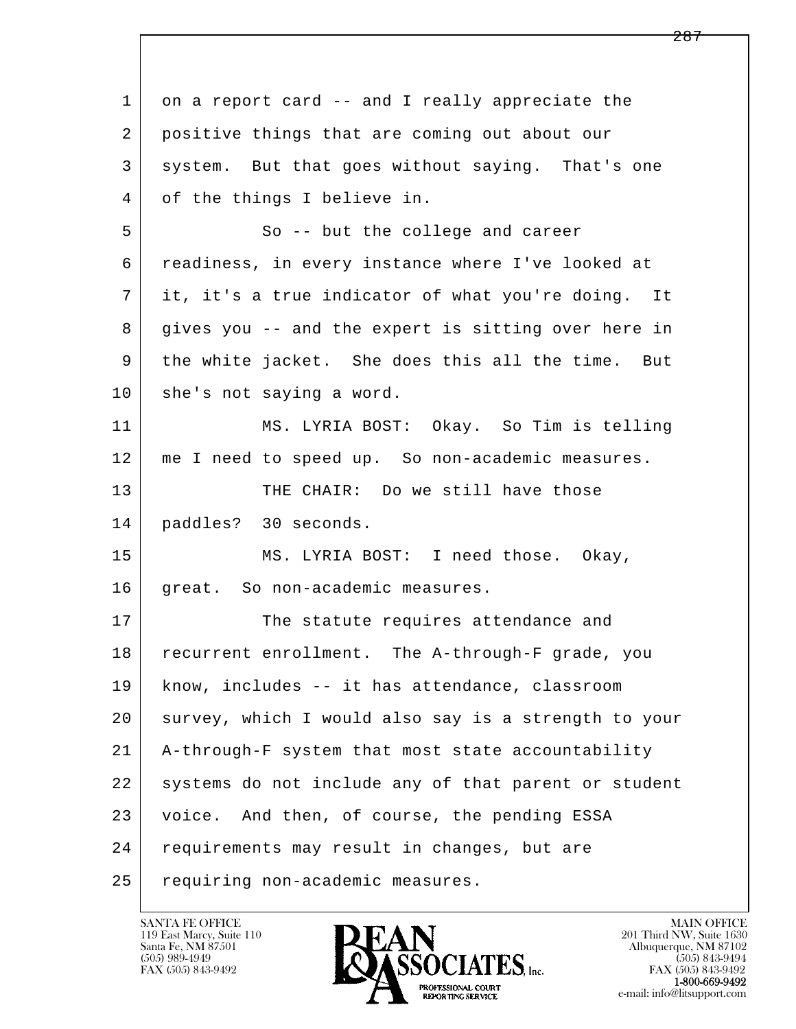on a report card -- and I really appreciate the positive things that are coming out about our system. But that goes without saying. That's one of the things I believe in.

So -- but the college and career readiness, in every instance where I've looked at it, it's a true indicator of what you're doing. It gives you -- and the expert is sitting over here in the white jacket. She does this all the time. But she's not saying a word.

MS. LYRIA BOST: Okay. So Tim is telling me I need to speed up. So non-academic measures.

THE CHAIR: Do we still have those paddles? 30 seconds.

MS. LYRIA BOST: I need those. Okay, great. So non-academic measures.

The statute requires attendance and recurrent enrollment. The A-through-F grade, you know, includes -- it has attendance, classroom survey, which I would also say is a strength to your A-through-F system that most state accountability systems do not include any of that parent or student voice. And then, of course, the pending ESSA requirements may result in changes, but are requiring non-academic measures.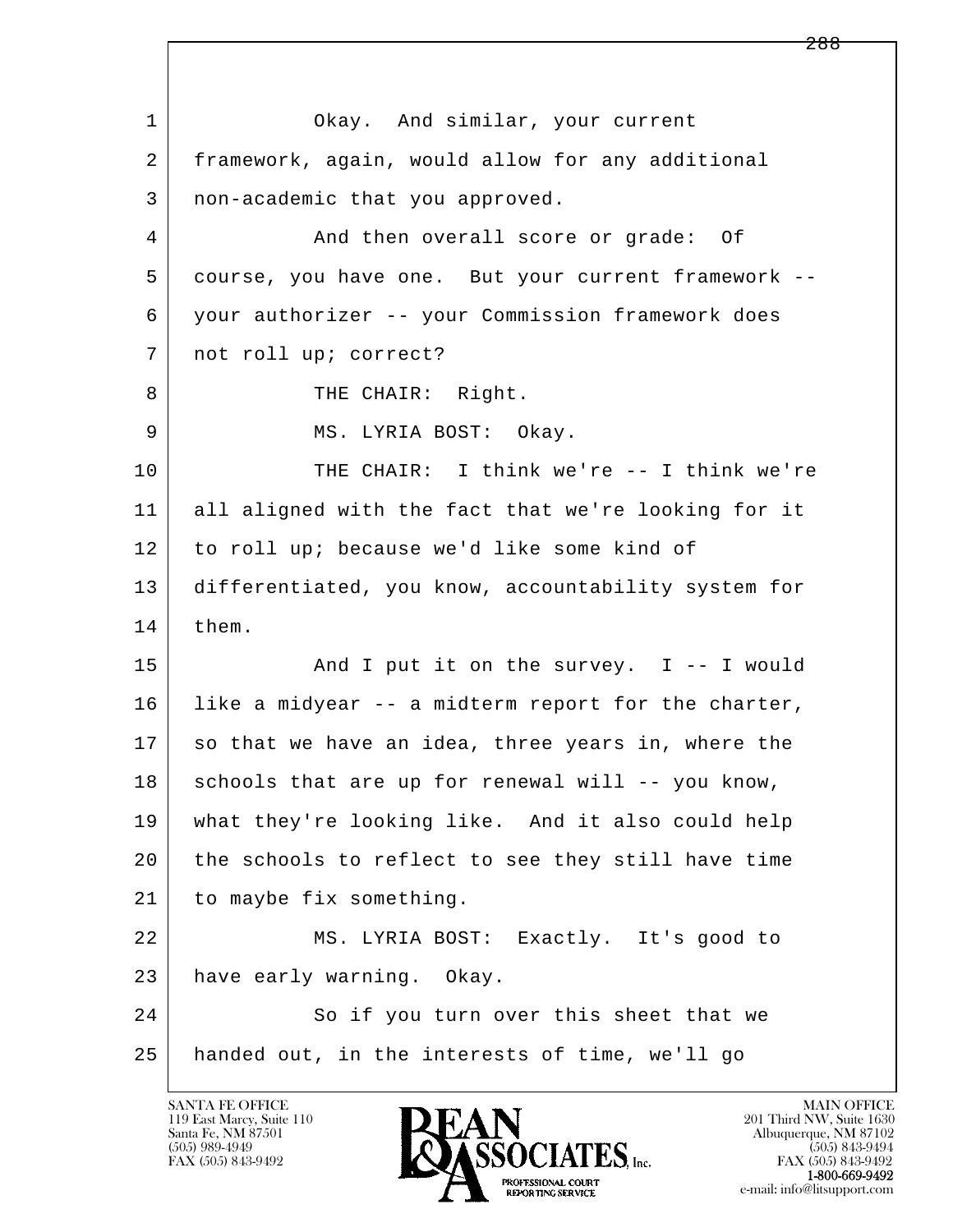1 Okay. And similar, your current
2 framework, again, would allow for any additional
3 non-academic that you approved.
4 And then overall score or grade: Of
5 course, you have one. But your current framework --
6 your authorizer -- your Commission framework does
7 not roll up; correct?
8 THE CHAIR: Right.
9 MS. LYRIA BOST: Okay.
10 THE CHAIR: I think we're -- I think we're
11 all aligned with the fact that we're looking for it
12 to roll up; because we'd like some kind of
13 differentiated, you know, accountability system for
14 them.
15 And I put it on the survey. I -- I would
16 like a midyear -- a midterm report for the charter,
17 so that we have an idea, three years in, where the
18 schools that are up for renewal will -- you know,
19 what they're looking like. And it also could help
20 the schools to reflect to see they still have time
21 to maybe fix something.
22 MS. LYRIA BOST: Exactly. It's good to
23 have early warning. Okay.
24 So if you turn over this sheet that we
25 handed out, in the interests of time, we'll go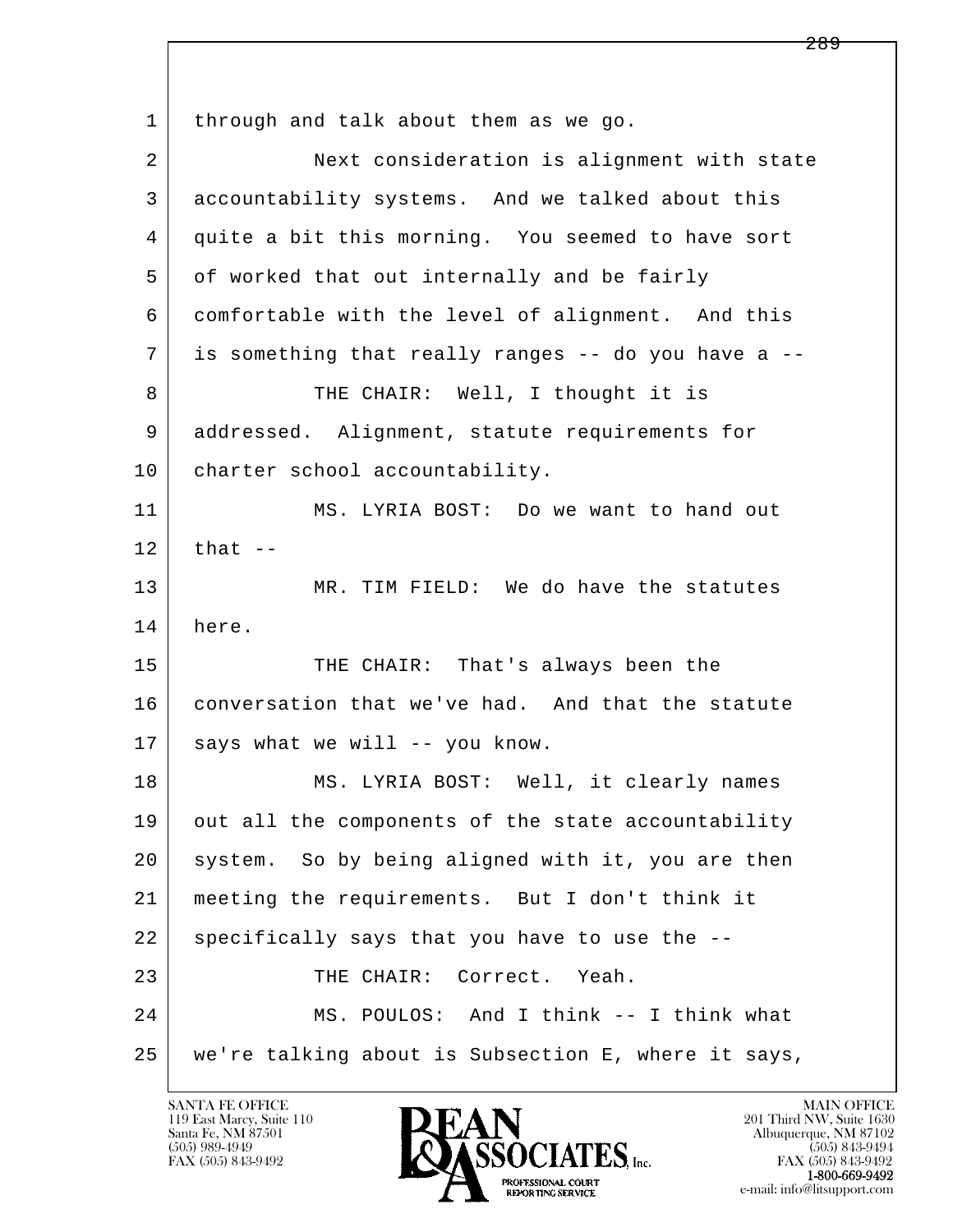1 through and talk about them as we go.

2 Next consideration is alignment with state

3 accountability systems. And we talked about this

4 quite a bit this morning. You seemed to have sort

5 of worked that out internally and be fairly

6 comfortable with the level of alignment. And this

7 is something that really ranges -- do you have a --

8 THE CHAIR: Well, I thought it is

9 addressed. Alignment, statute requirements for

10 charter school accountability.

11 MS. LYRIA BOST: Do we want to hand out

12 that --

13 MR. TIM FIELD: We do have the statutes

14 here.

15 THE CHAIR: That's always been the

16 conversation that we've had. And that the statute

17 says what we will -- you know.

18 MS. LYRIA BOST: Well, it clearly names

19 out all the components of the state accountability

20 system. So by being aligned with it, you are then

21 meeting the requirements. But I don't think it

22 specifically says that you have to use the --

23 THE CHAIR: Correct. Yeah.

24 MS. POULOS: And I think -- I think what

25 we're talking about is Subsection E, where it says,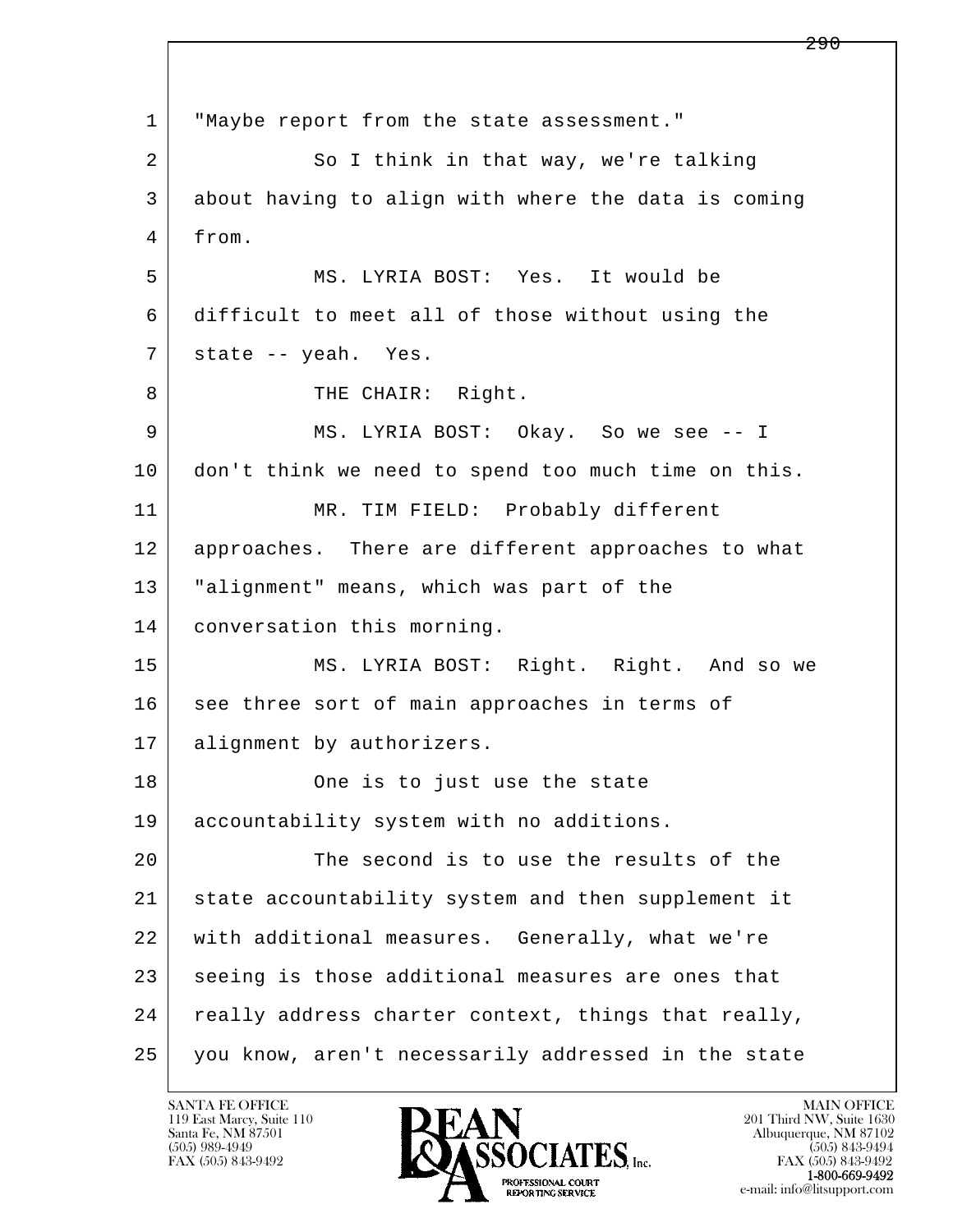"Maybe report from the state assessment."

So I think in that way, we're talking about having to align with where the data is coming from.

MS. LYRIA BOST: Yes. It would be difficult to meet all of those without using the state -- yeah. Yes.

THE CHAIR: Right.

MS. LYRIA BOST: Okay. So we see -- I don't think we need to spend too much time on this.

MR. TIM FIELD: Probably different approaches. There are different approaches to what "alignment" means, which was part of the conversation this morning.

MS. LYRIA BOST: Right. Right. And so we see three sort of main approaches in terms of alignment by authorizers.

One is to just use the state accountability system with no additions.

The second is to use the results of the state accountability system and then supplement it with additional measures. Generally, what we're seeing is those additional measures are ones that really address charter context, things that really, you know, aren't necessarily addressed in the state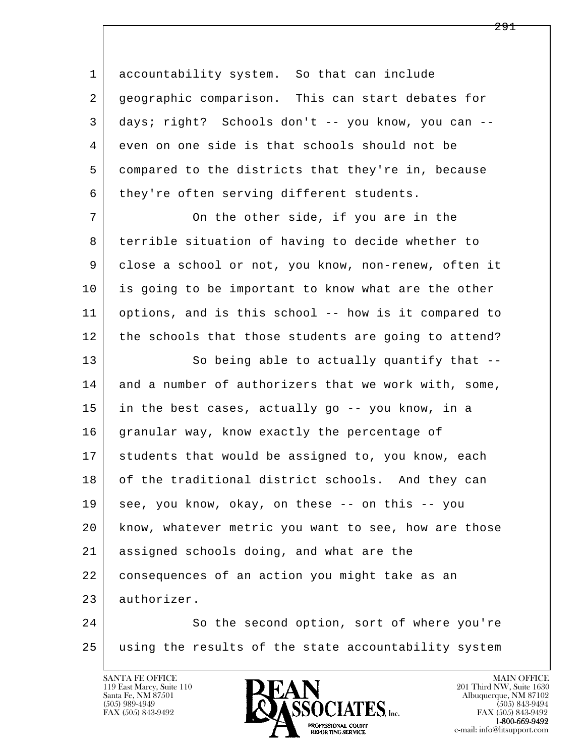accountability system. So that can include geographic comparison. This can start debates for days; right? Schools don't -- you know, you can -- even on one side is that schools should not be compared to the districts that they're in, because they're often serving different students.

On the other side, if you are in the terrible situation of having to decide whether to close a school or not, you know, non-renew, often it is going to be important to know what are the other options, and is this school -- how is it compared to the schools that those students are going to attend?

So being able to actually quantify that -- and a number of authorizers that we work with, some, in the best cases, actually go -- you know, in a granular way, know exactly the percentage of students that would be assigned to, you know, each of the traditional district schools. And they can see, you know, okay, on these -- on this -- you know, whatever metric you want to see, how are those assigned schools doing, and what are the consequences of an action you might take as an authorizer.

So the second option, sort of where you're using the results of the state accountability system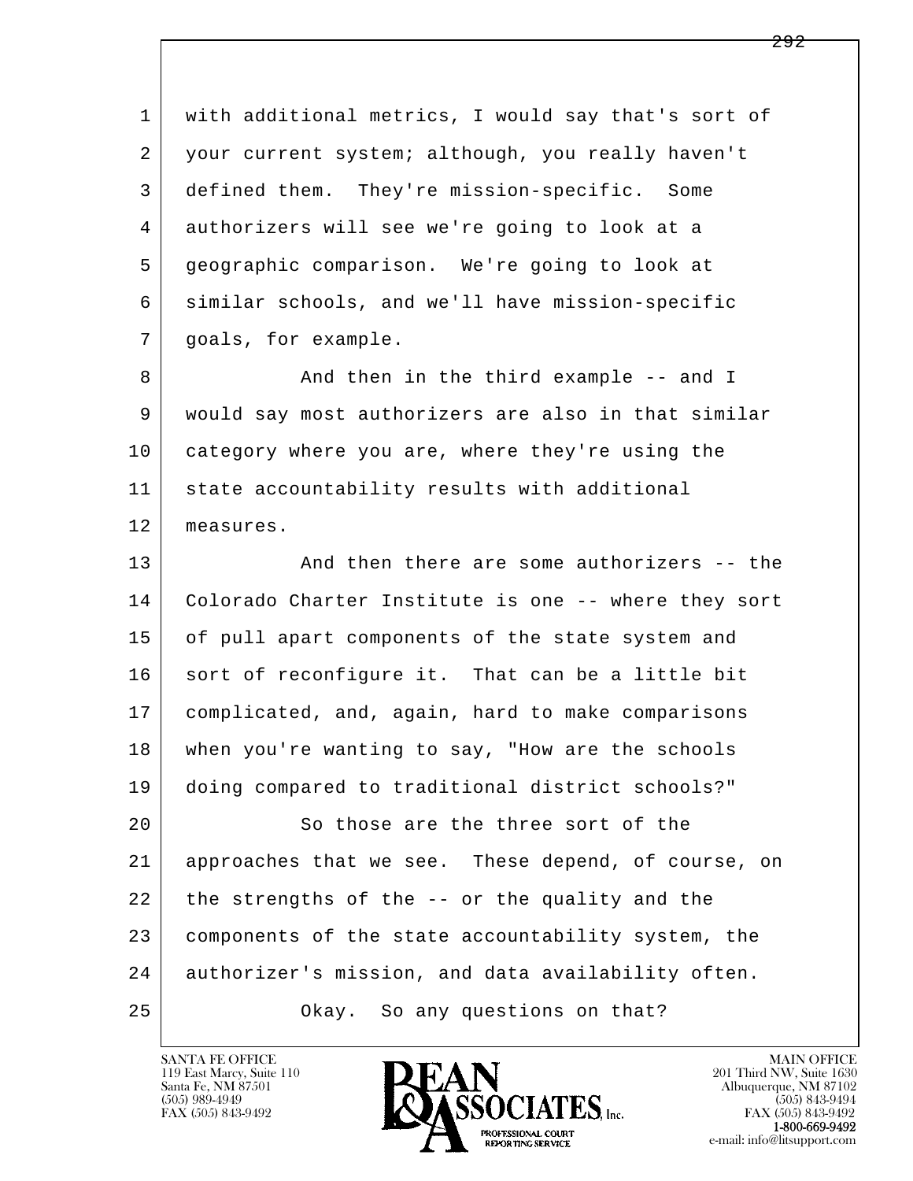with additional metrics, I would say that's sort of your current system; although, you really haven't defined them. They're mission-specific. Some authorizers will see we're going to look at a geographic comparison. We're going to look at similar schools, and we'll have mission-specific goals, for example.

And then in the third example -- and I would say most authorizers are also in that similar category where you are, where they're using the state accountability results with additional measures.

And then there are some authorizers -- the Colorado Charter Institute is one -- where they sort of pull apart components of the state system and sort of reconfigure it. That can be a little bit complicated, and, again, hard to make comparisons when you're wanting to say, "How are the schools doing compared to traditional district schools?"

So those are the three sort of the approaches that we see. These depend, of course, on the strengths of the -- or the quality and the components of the state accountability system, the authorizer's mission, and data availability often.

Okay. So any questions on that?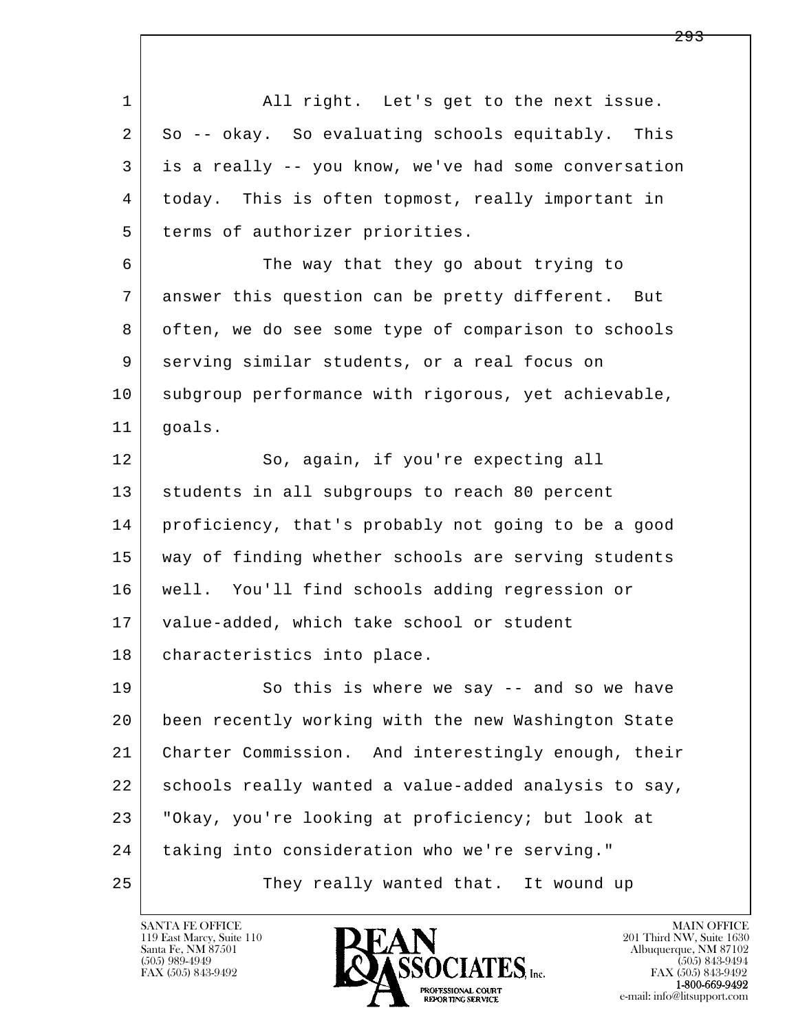1 All right. Let's get to the next issue.
2 So -- okay. So evaluating schools equitably. This
3 is a really -- you know, we've had some conversation
4 today. This is often topmost, really important in
5 terms of authorizer priorities.
6 The way that they go about trying to
7 answer this question can be pretty different. But
8 often, we do see some type of comparison to schools
9 serving similar students, or a real focus on
10 subgroup performance with rigorous, yet achievable,
11 goals.
12 So, again, if you're expecting all
13 students in all subgroups to reach 80 percent
14 proficiency, that's probably not going to be a good
15 way of finding whether schools are serving students
16 well. You'll find schools adding regression or
17 value-added, which take school or student
18 characteristics into place.
19 So this is where we say -- and so we have
20 been recently working with the new Washington State
21 Charter Commission. And interestingly enough, their
22 schools really wanted a value-added analysis to say,
23 "Okay, you're looking at proficiency; but look at
24 taking into consideration who we're serving."
25 They really wanted that. It wound up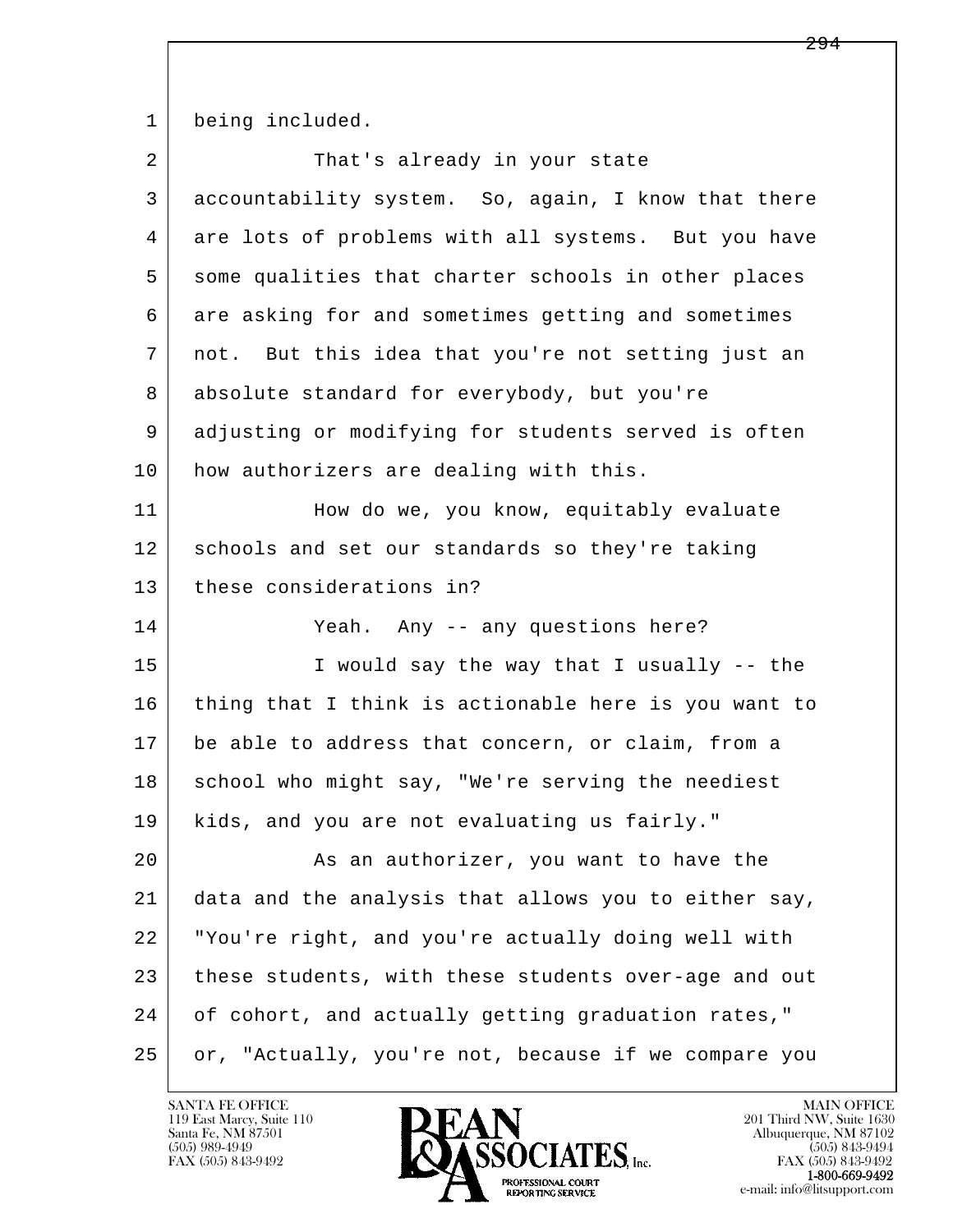1 being included.

2 That's already in your state

3 accountability system. So, again, I know that there

4 are lots of problems with all systems. But you have

5 some qualities that charter schools in other places

6 are asking for and sometimes getting and sometimes

7 not. But this idea that you're not setting just an

8 absolute standard for everybody, but you're

9 adjusting or modifying for students served is often

10 how authorizers are dealing with this.

11 How do we, you know, equitably evaluate

12 schools and set our standards so they're taking

13 these considerations in?

14 Yeah. Any -- any questions here?

15 I would say the way that I usually -- the

16 thing that I think is actionable here is you want to

17 be able to address that concern, or claim, from a

18 school who might say, "We're serving the neediest

19 kids, and you are not evaluating us fairly."

20 As an authorizer, you want to have the

21 data and the analysis that allows you to either say,

22 "You're right, and you're actually doing well with

23 these students, with these students over-age and out

24 of cohort, and actually getting graduation rates,"

25 or, "Actually, you're not, because if we compare you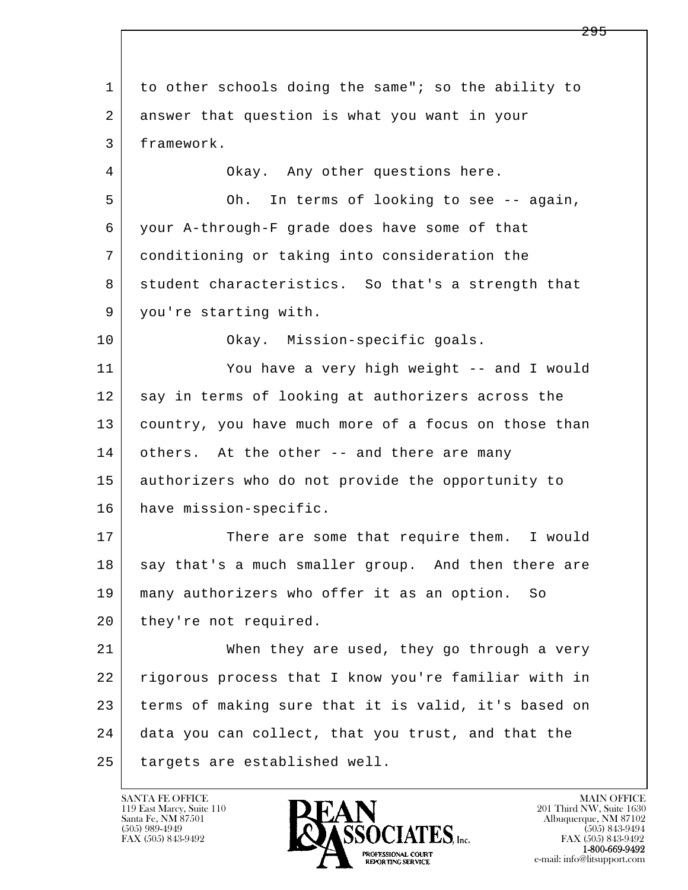1 to other schools doing the same"; so the ability to
2 answer that question is what you want in your
3 framework.

4 Okay. Any other questions here.

5 Oh. In terms of looking to see -- again,
6 your A-through-F grade does have some of that
7 conditioning or taking into consideration the
8 student characteristics. So that's a strength that
9 you're starting with.

10 Okay. Mission-specific goals.

11 You have a very high weight -- and I would
12 say in terms of looking at authorizers across the
13 country, you have much more of a focus on those than
14 others. At the other -- and there are many
15 authorizers who do not provide the opportunity to
16 have mission-specific.

17 There are some that require them. I would
18 say that's a much smaller group. And then there are
19 many authorizers who offer it as an option. So
20 they're not required.

21 When they are used, they go through a very
22 rigorous process that I know you're familiar with in
23 terms of making sure that it is valid, it's based on
24 data you can collect, that you trust, and that the
25 targets are established well.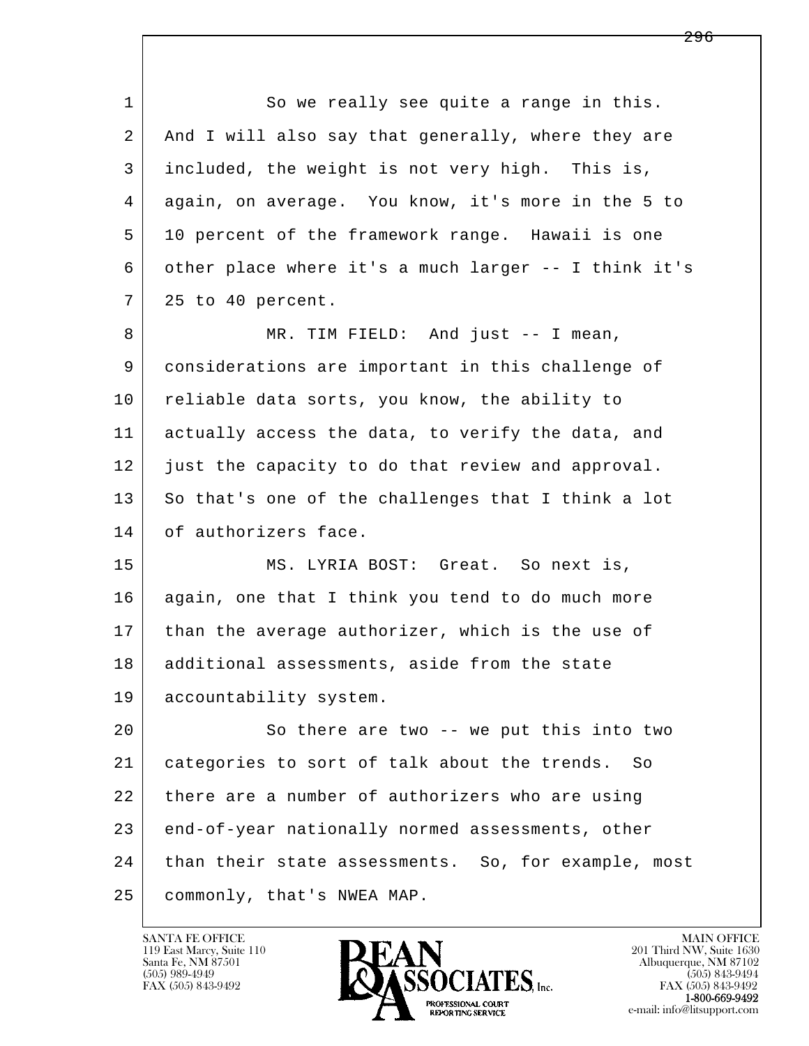So we really see quite a range in this. And I will also say that generally, where they are included, the weight is not very high. This is, again, on average. You know, it's more in the 5 to 10 percent of the framework range. Hawaii is one other place where it's a much larger -- I think it's 25 to 40 percent.

MR. TIM FIELD: And just -- I mean, considerations are important in this challenge of reliable data sorts, you know, the ability to actually access the data, to verify the data, and just the capacity to do that review and approval. So that's one of the challenges that I think a lot of authorizers face.

MS. LYRIA BOST: Great. So next is, again, one that I think you tend to do much more than the average authorizer, which is the use of additional assessments, aside from the state accountability system.

So there are two -- we put this into two categories to sort of talk about the trends. So there are a number of authorizers who are using end-of-year nationally normed assessments, other than their state assessments. So, for example, most commonly, that's NWEA MAP.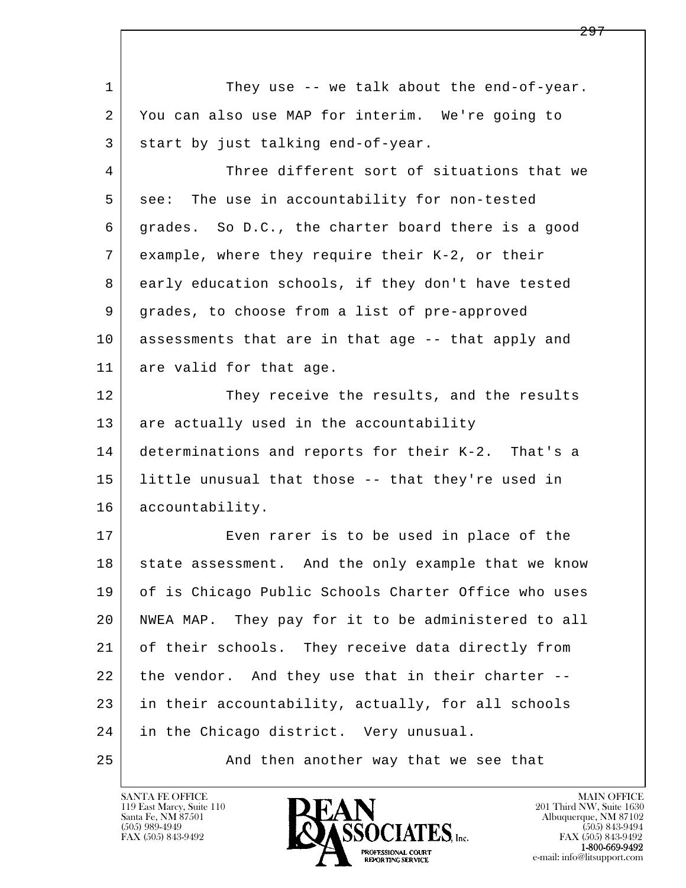1 They use -- we talk about the end-of-year.
2 You can also use MAP for interim. We're going to
3 start by just talking end-of-year.
4 Three different sort of situations that we
5 see: The use in accountability for non-tested
6 grades. So D.C., the charter board there is a good
7 example, where they require their K-2, or their
8 early education schools, if they don't have tested
9 grades, to choose from a list of pre-approved
10 assessments that are in that age -- that apply and
11 are valid for that age.
12 They receive the results, and the results
13 are actually used in the accountability
14 determinations and reports for their K-2. That's a
15 little unusual that those -- that they're used in
16 accountability.
17 Even rarer is to be used in place of the
18 state assessment. And the only example that we know
19 of is Chicago Public Schools Charter Office who uses
20 NWEA MAP. They pay for it to be administered to all
21 of their schools. They receive data directly from
22 the vendor. And they use that in their charter --
23 in their accountability, actually, for all schools
24 in the Chicago district. Very unusual.
25 And then another way that we see that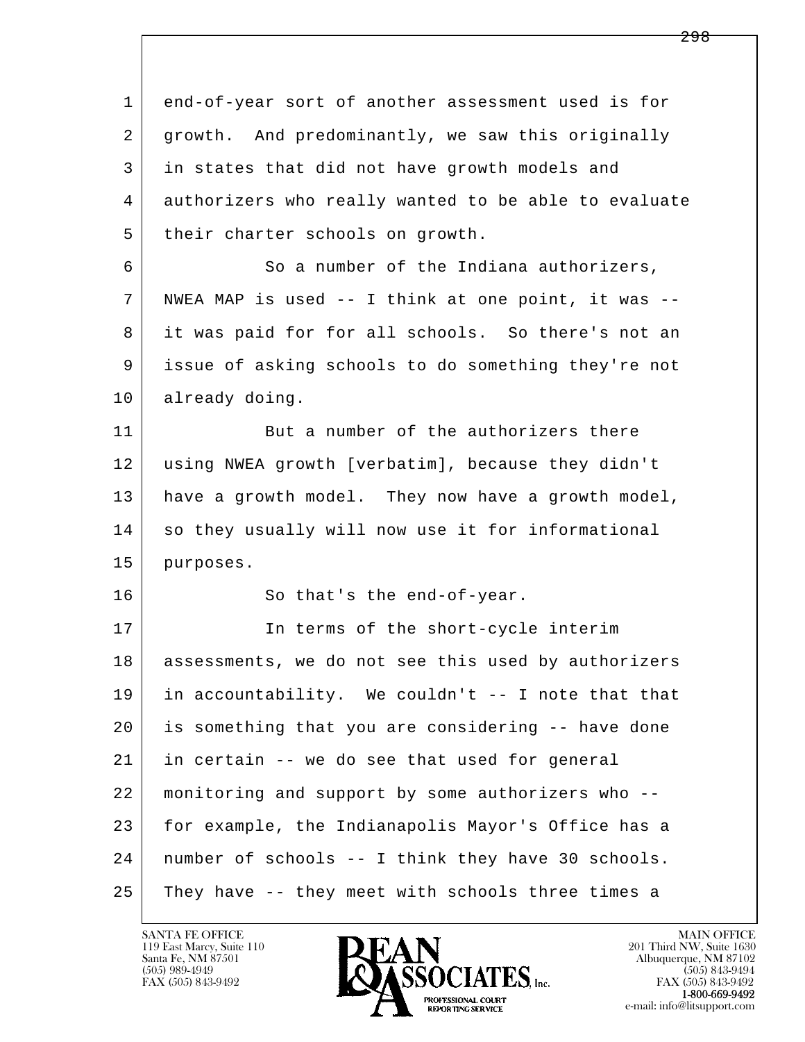end-of-year sort of another assessment used is for growth. And predominantly, we saw this originally in states that did not have growth models and authorizers who really wanted to be able to evaluate their charter schools on growth.

So a number of the Indiana authorizers, NWEA MAP is used -- I think at one point, it was -- it was paid for for all schools. So there's not an issue of asking schools to do something they're not already doing.

But a number of the authorizers there using NWEA growth [verbatim], because they didn't have a growth model. They now have a growth model, so they usually will now use it for informational purposes.

So that's the end-of-year.

In terms of the short-cycle interim assessments, we do not see this used by authorizers in accountability. We couldn't -- I note that that is something that you are considering -- have done in certain -- we do see that used for general monitoring and support by some authorizers who -- for example, the Indianapolis Mayor's Office has a number of schools -- I think they have 30 schools. They have -- they meet with schools three times a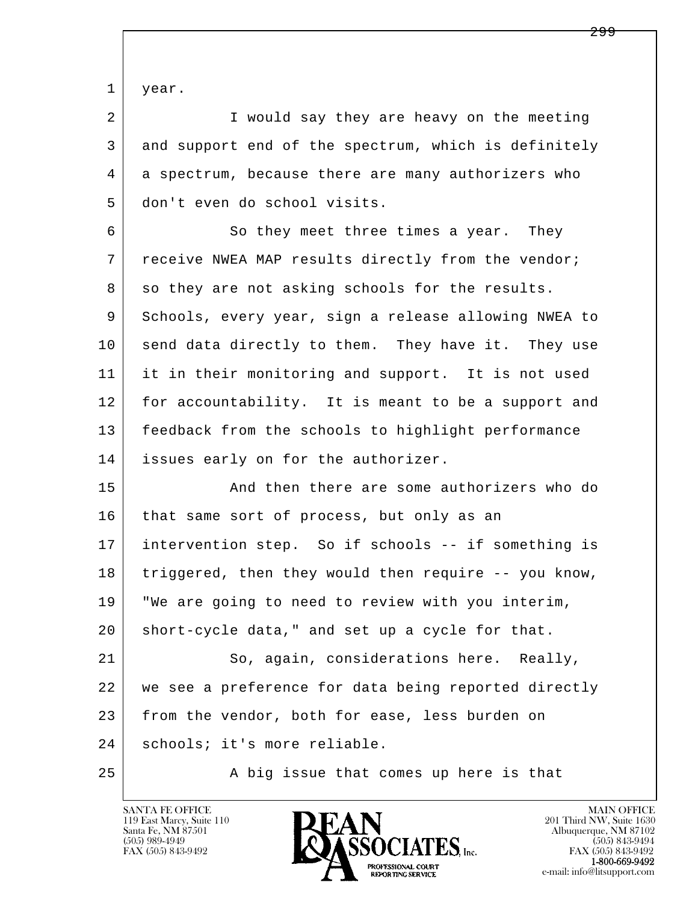year.

I would say they are heavy on the meeting and support end of the spectrum, which is definitely a spectrum, because there are many authorizers who don't even do school visits.

So they meet three times a year. They receive NWEA MAP results directly from the vendor; so they are not asking schools for the results. Schools, every year, sign a release allowing NWEA to send data directly to them. They have it. They use it in their monitoring and support. It is not used for accountability. It is meant to be a support and feedback from the schools to highlight performance issues early on for the authorizer.

And then there are some authorizers who do that same sort of process, but only as an intervention step. So if schools -- if something is triggered, then they would then require -- you know, "We are going to need to review with you interim, short-cycle data," and set up a cycle for that.

So, again, considerations here. Really, we see a preference for data being reported directly from the vendor, both for ease, less burden on schools; it's more reliable.

A big issue that comes up here is that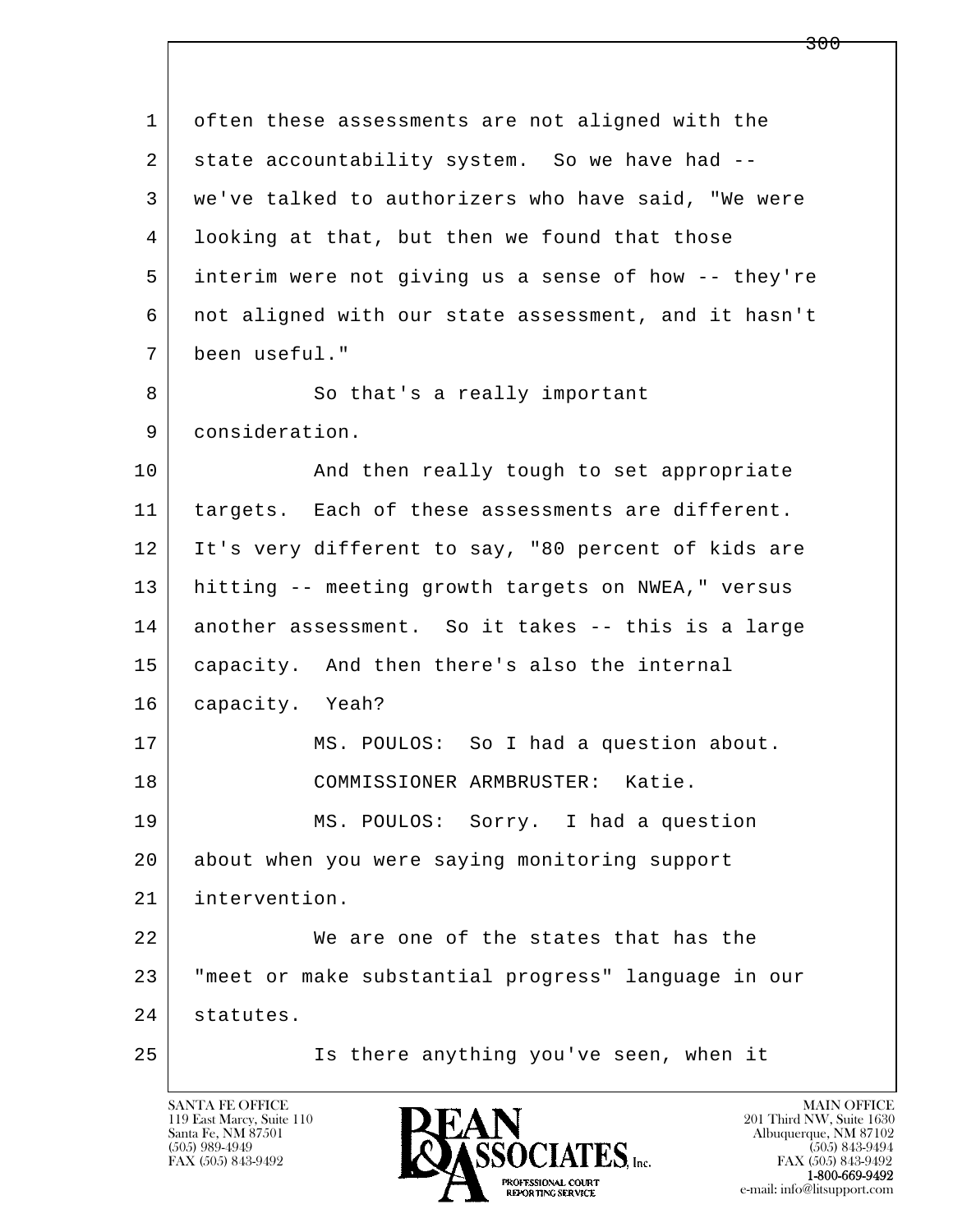often these assessments are not aligned with the state accountability system. So we have had -- we've talked to authorizers who have said, "We were looking at that, but then we found that those interim were not giving us a sense of how -- they're not aligned with our state assessment, and it hasn't been useful."

So that's a really important consideration.

And then really tough to set appropriate targets. Each of these assessments are different. It's very different to say, "80 percent of kids are hitting -- meeting growth targets on NWEA," versus another assessment. So it takes -- this is a large capacity. And then there's also the internal capacity. Yeah?

MS. POULOS: So I had a question about.

COMMISSIONER ARMBRUSTER: Katie.

MS. POULOS: Sorry. I had a question about when you were saying monitoring support intervention.

We are one of the states that has the "meet or make substantial progress" language in our statutes.

Is there anything you've seen, when it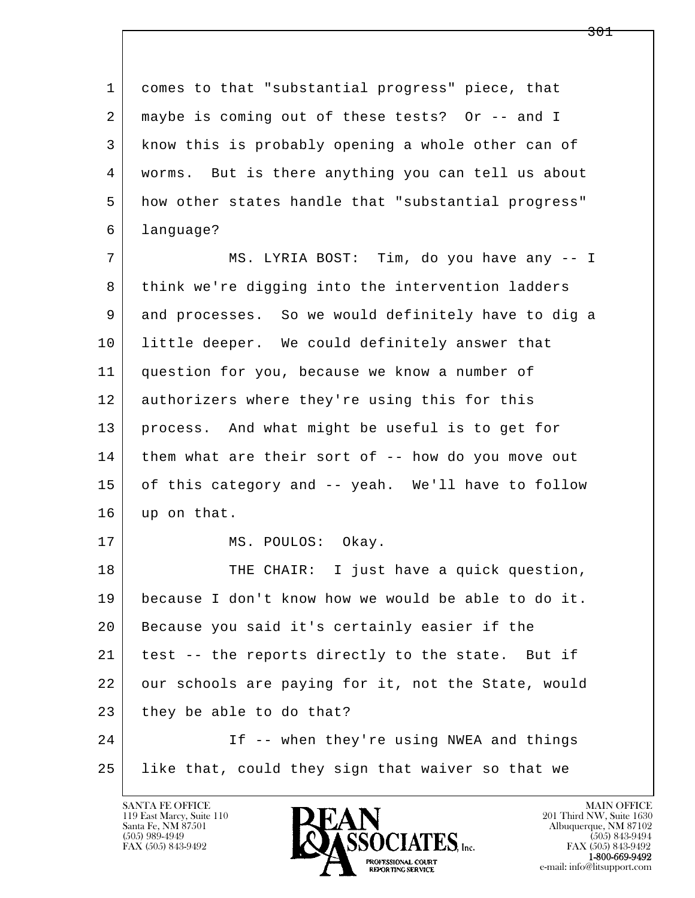comes to that "substantial progress" piece, that maybe is coming out of these tests? Or -- and I know this is probably opening a whole other can of worms. But is there anything you can tell us about how other states handle that "substantial progress" language?

MS. LYRIA BOST: Tim, do you have any -- I think we're digging into the intervention ladders and processes. So we would definitely have to dig a little deeper. We could definitely answer that question for you, because we know a number of authorizers where they're using this for this process. And what might be useful is to get for them what are their sort of -- how do you move out of this category and -- yeah. We'll have to follow up on that.

MS. POULOS: Okay.

THE CHAIR: I just have a quick question, because I don't know how we would be able to do it. Because you said it's certainly easier if the test -- the reports directly to the state. But if our schools are paying for it, not the State, would they be able to do that?

If -- when they're using NWEA and things like that, could they sign that waiver so that we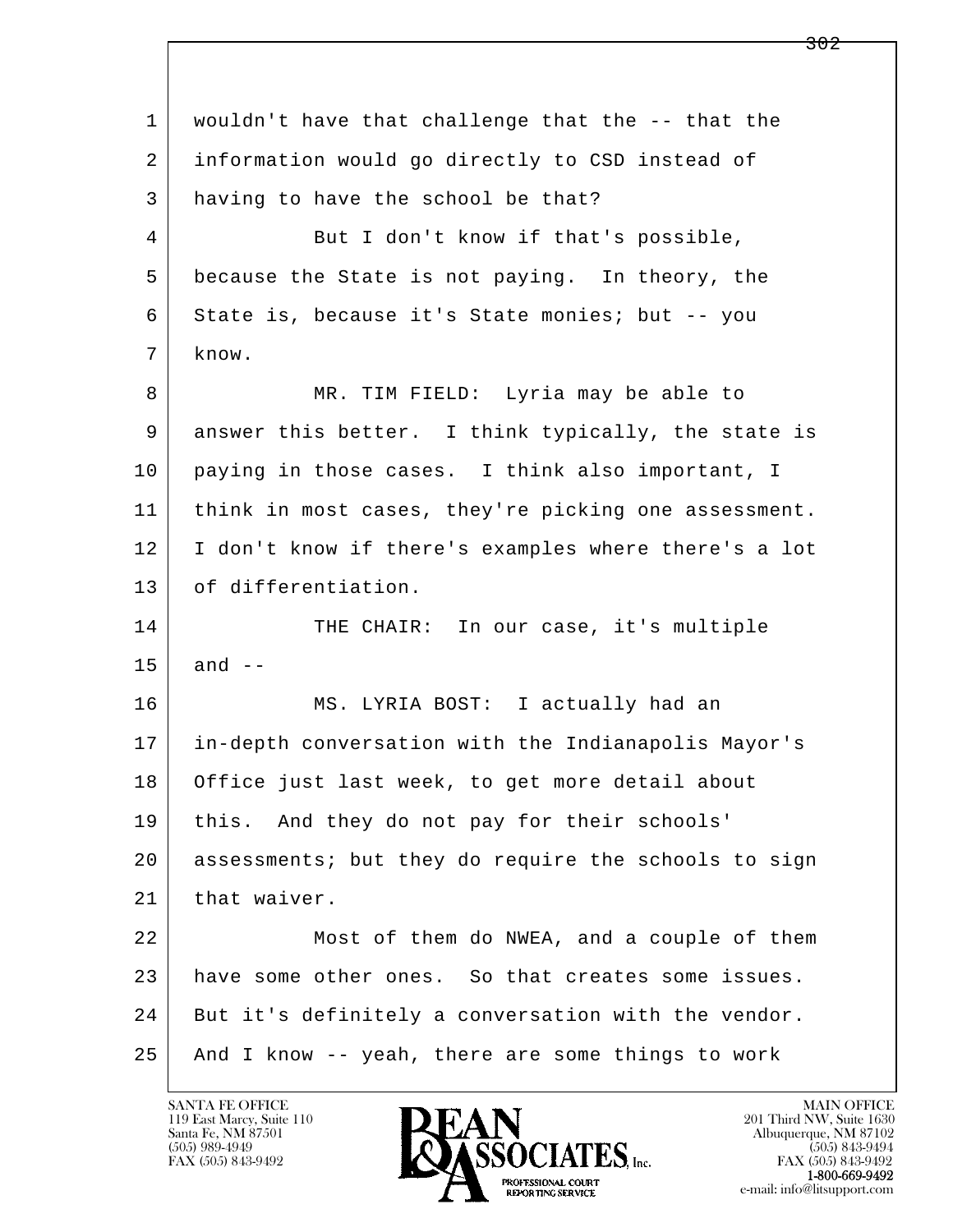wouldn't have that challenge that the -- that the information would go directly to CSD instead of having to have the school be that?

But I don't know if that's possible, because the State is not paying. In theory, the State is, because it's State monies; but -- you know.

MR. TIM FIELD: Lyria may be able to answer this better. I think typically, the state is paying in those cases. I think also important, I think in most cases, they're picking one assessment. I don't know if there's examples where there's a lot of differentiation.

THE CHAIR: In our case, it's multiple and --

MS. LYRIA BOST: I actually had an in-depth conversation with the Indianapolis Mayor's Office just last week, to get more detail about this. And they do not pay for their schools' assessments; but they do require the schools to sign that waiver.

Most of them do NWEA, and a couple of them have some other ones. So that creates some issues. But it's definitely a conversation with the vendor. And I know -- yeah, there are some things to work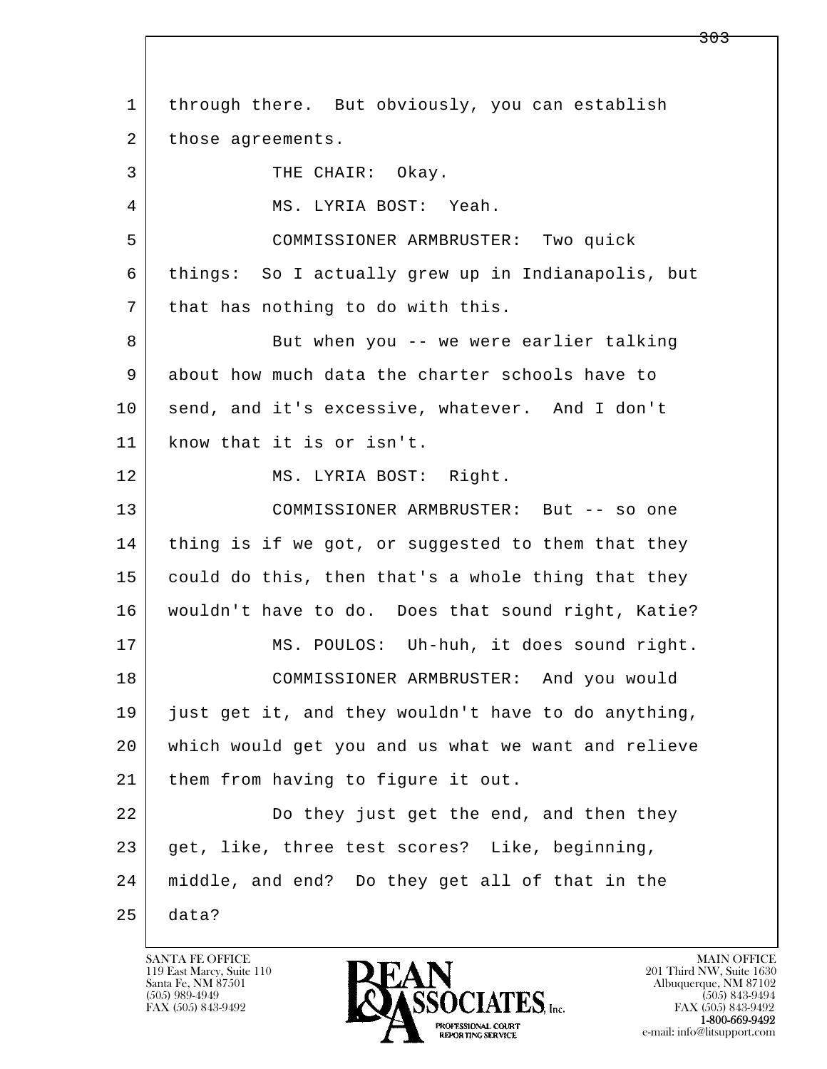1 through there. But obviously, you can establish
2 those agreements.
3 THE CHAIR: Okay.
4 MS. LYRIA BOST: Yeah.
5 COMMISSIONER ARMBRUSTER: Two quick
6 things: So I actually grew up in Indianapolis, but
7 that has nothing to do with this.
8 But when you -- we were earlier talking
9 about how much data the charter schools have to
10 send, and it's excessive, whatever. And I don't
11 know that it is or isn't.
12 MS. LYRIA BOST: Right.
13 COMMISSIONER ARMBRUSTER: But -- so one
14 thing is if we got, or suggested to them that they
15 could do this, then that's a whole thing that they
16 wouldn't have to do. Does that sound right, Katie?
17 MS. POULOS: Uh-huh, it does sound right.
18 COMMISSIONER ARMBRUSTER: And you would
19 just get it, and they wouldn't have to do anything,
20 which would get you and us what we want and relieve
21 them from having to figure it out.
22 Do they just get the end, and then they
23 get, like, three test scores? Like, beginning,
24 middle, and end? Do they get all of that in the
25 data?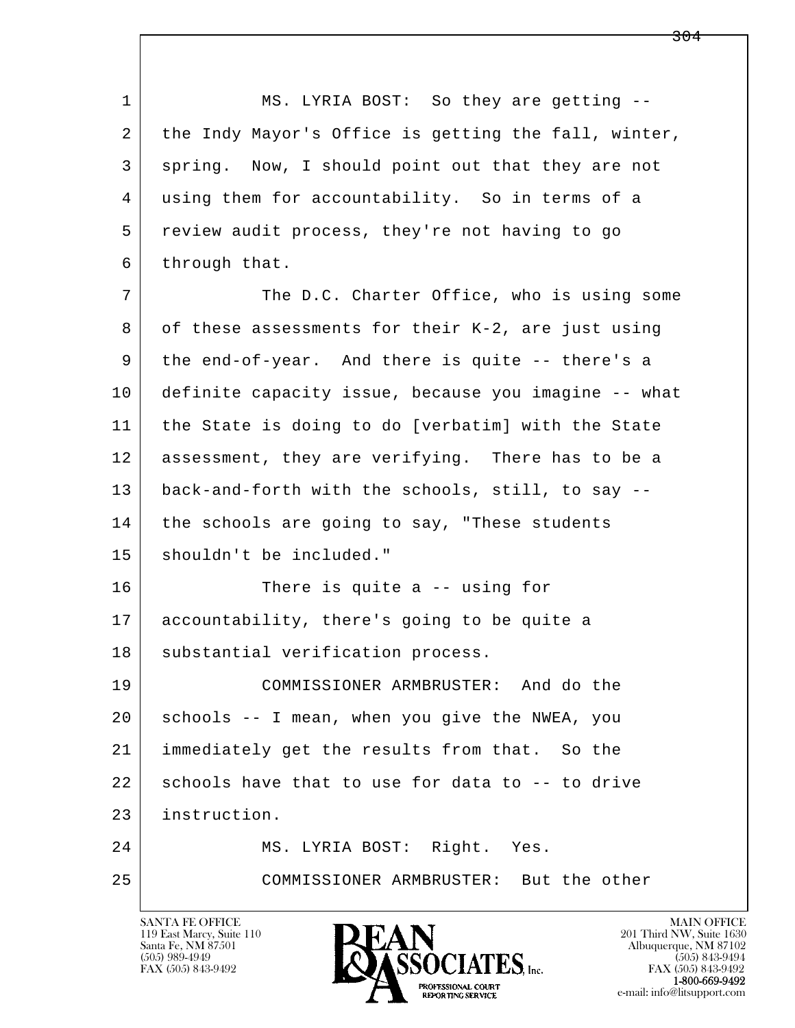1 MS. LYRIA BOST: So they are getting --
2 the Indy Mayor's Office is getting the fall, winter,
3 spring. Now, I should point out that they are not
4 using them for accountability. So in terms of a
5 review audit process, they're not having to go
6 through that.
7 The D.C. Charter Office, who is using some
8 of these assessments for their K-2, are just using
9 the end-of-year. And there is quite -- there's a
10 definite capacity issue, because you imagine -- what
11 the State is doing to do [verbatim] with the State
12 assessment, they are verifying. There has to be a
13 back-and-forth with the schools, still, to say --
14 the schools are going to say, "These students
15 shouldn't be included."
16 There is quite a -- using for
17 accountability, there's going to be quite a
18 substantial verification process.
19 COMMISSIONER ARMBRUSTER: And do the
20 schools -- I mean, when you give the NWEA, you
21 immediately get the results from that. So the
22 schools have that to use for data to -- to drive
23 instruction.
24 MS. LYRIA BOST: Right. Yes.
25 COMMISSIONER ARMBRUSTER: But the other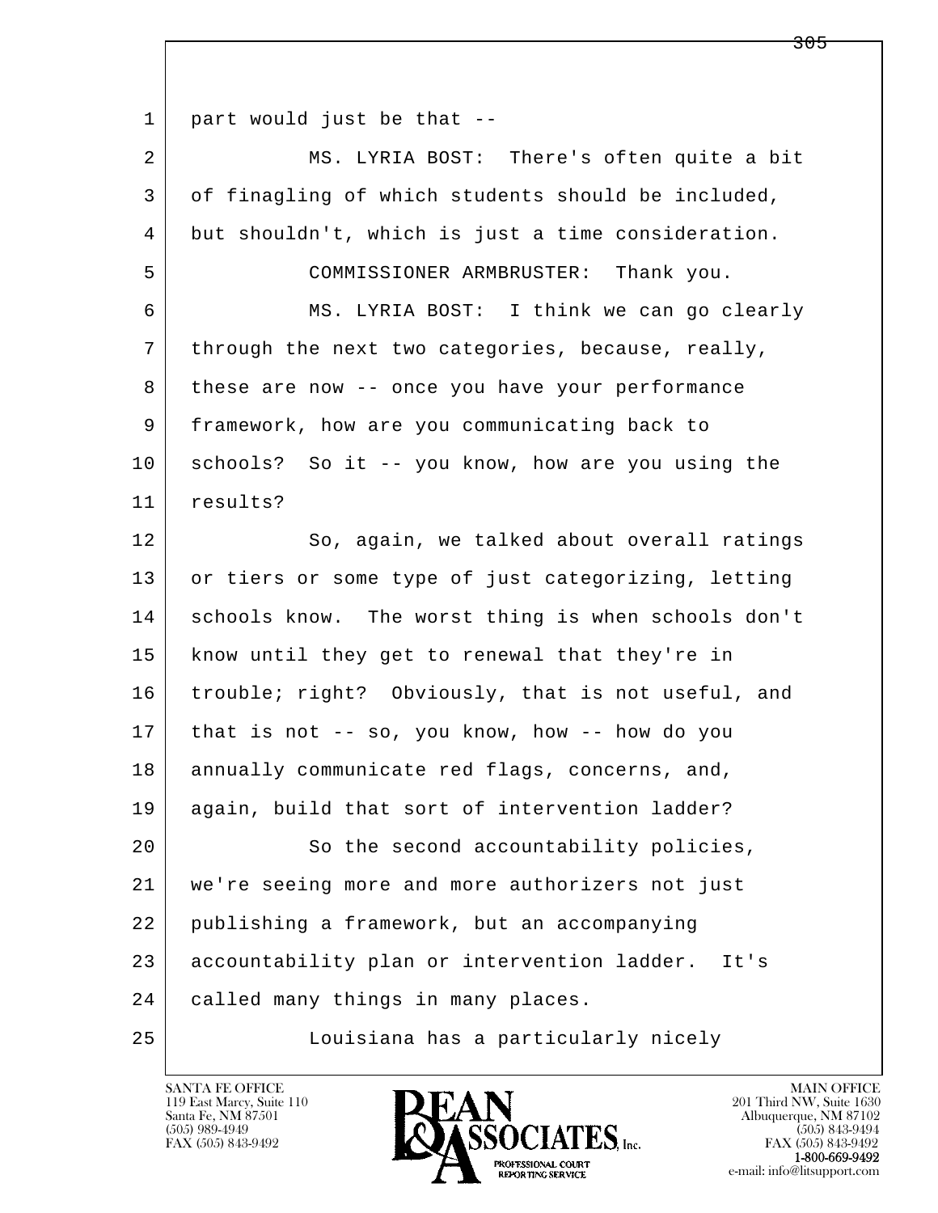part would just be that --

MS. LYRIA BOST: There's often quite a bit of finagling of which students should be included, but shouldn't, which is just a time consideration.

COMMISSIONER ARMBRUSTER: Thank you.

MS. LYRIA BOST: I think we can go clearly through the next two categories, because, really, these are now -- once you have your performance framework, how are you communicating back to schools? So it -- you know, how are you using the results?

So, again, we talked about overall ratings or tiers or some type of just categorizing, letting schools know. The worst thing is when schools don't know until they get to renewal that they're in trouble; right? Obviously, that is not useful, and that is not -- so, you know, how -- how do you annually communicate red flags, concerns, and, again, build that sort of intervention ladder?

So the second accountability policies, we're seeing more and more authorizers not just publishing a framework, but an accompanying accountability plan or intervention ladder. It's called many things in many places.

Louisiana has a particularly nicely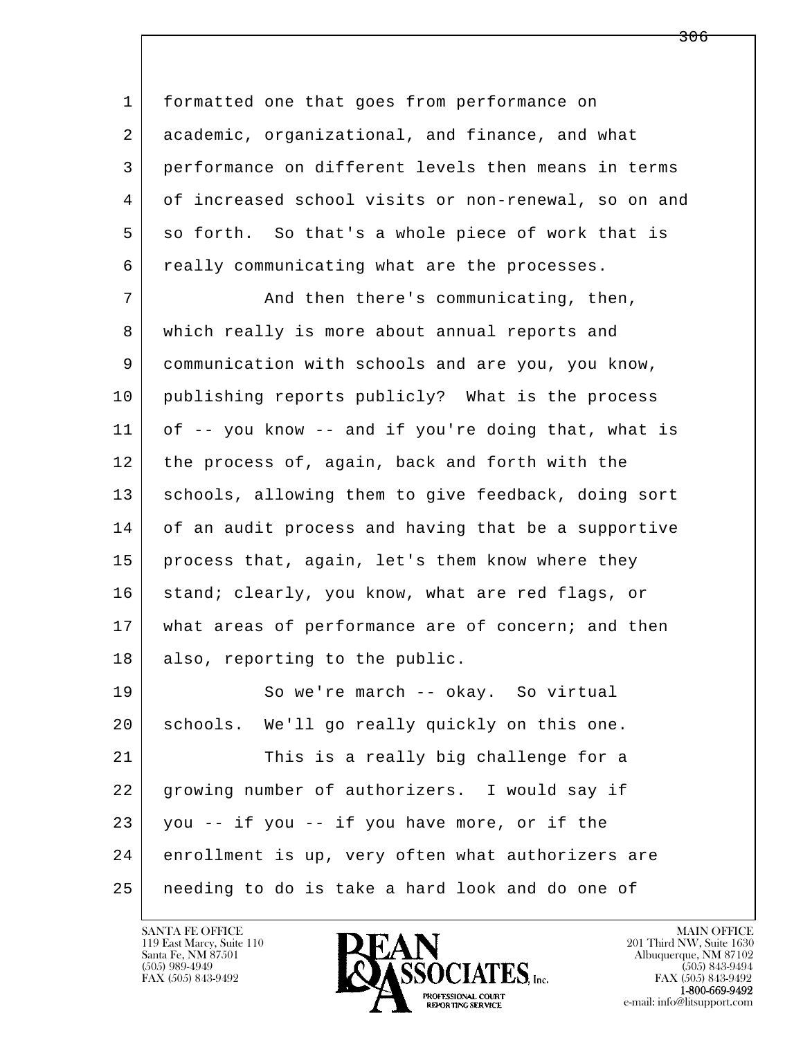formatted one that goes from performance on academic, organizational, and finance, and what performance on different levels then means in terms of increased school visits or non-renewal, so on and so forth.  So that's a whole piece of work that is really communicating what are the processes.

And then there's communicating, then, which really is more about annual reports and communication with schools and are you, you know, publishing reports publicly?  What is the process of -- you know -- and if you're doing that, what is the process of, again, back and forth with the schools, allowing them to give feedback, doing sort of an audit process and having that be a supportive process that, again, let's them know where they stand; clearly, you know, what are red flags, or what areas of performance are of concern; and then also, reporting to the public.

So we're march -- okay.  So virtual schools.  We'll go really quickly on this one.

This is a really big challenge for a growing number of authorizers.  I would say if you -- if you -- if you have more, or if the enrollment is up, very often what authorizers are needing to do is take a hard look and do one of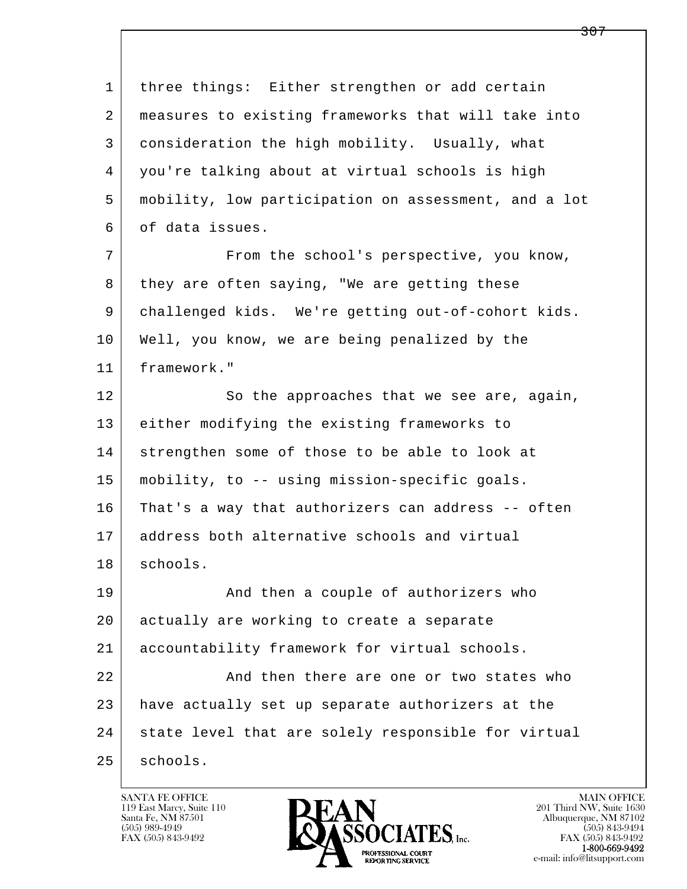three things: Either strengthen or add certain measures to existing frameworks that will take into consideration the high mobility. Usually, what you're talking about at virtual schools is high mobility, low participation on assessment, and a lot of data issues.

From the school's perspective, you know, they are often saying, "We are getting these challenged kids. We're getting out-of-cohort kids. Well, you know, we are being penalized by the framework."

So the approaches that we see are, again, either modifying the existing frameworks to strengthen some of those to be able to look at mobility, to -- using mission-specific goals. That's a way that authorizers can address -- often address both alternative schools and virtual schools.

And then a couple of authorizers who actually are working to create a separate accountability framework for virtual schools.

And then there are one or two states who have actually set up separate authorizers at the state level that are solely responsible for virtual schools.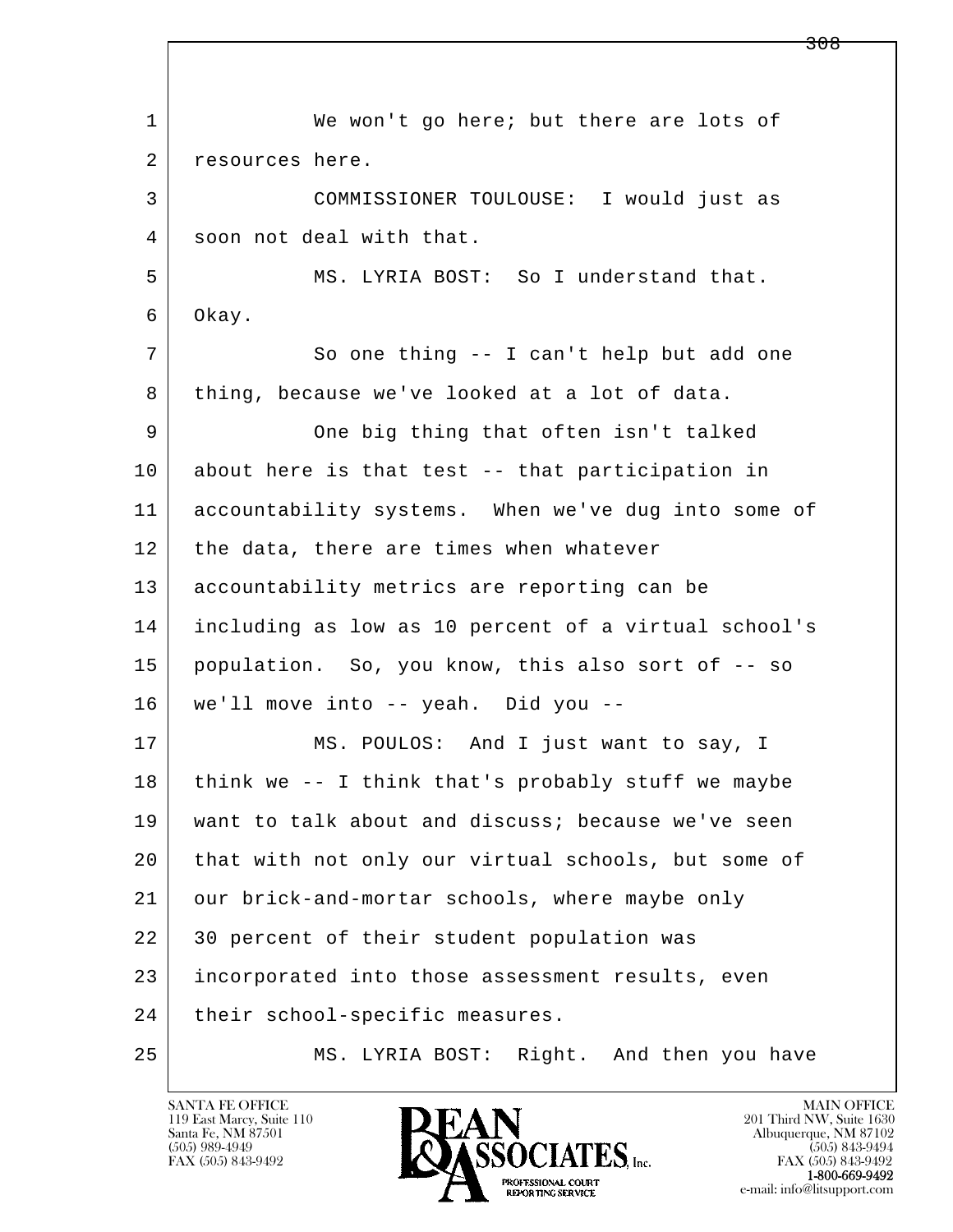1 We won't go here; but there are lots of
2 resources here.
3 COMMISSIONER TOULOUSE: I would just as
4 soon not deal with that.
5 MS. LYRIA BOST: So I understand that.
6 Okay.
7 So one thing -- I can't help but add one
8 thing, because we've looked at a lot of data.
9 One big thing that often isn't talked
10 about here is that test -- that participation in
11 accountability systems. When we've dug into some of
12 the data, there are times when whatever
13 accountability metrics are reporting can be
14 including as low as 10 percent of a virtual school's
15 population. So, you know, this also sort of -- so
16 we'll move into -- yeah. Did you --
17 MS. POULOS: And I just want to say, I
18 think we -- I think that's probably stuff we maybe
19 want to talk about and discuss; because we've seen
20 that with not only our virtual schools, but some of
21 our brick-and-mortar schools, where maybe only
22 30 percent of their student population was
23 incorporated into those assessment results, even
24 their school-specific measures.
25 MS. LYRIA BOST: Right. And then you have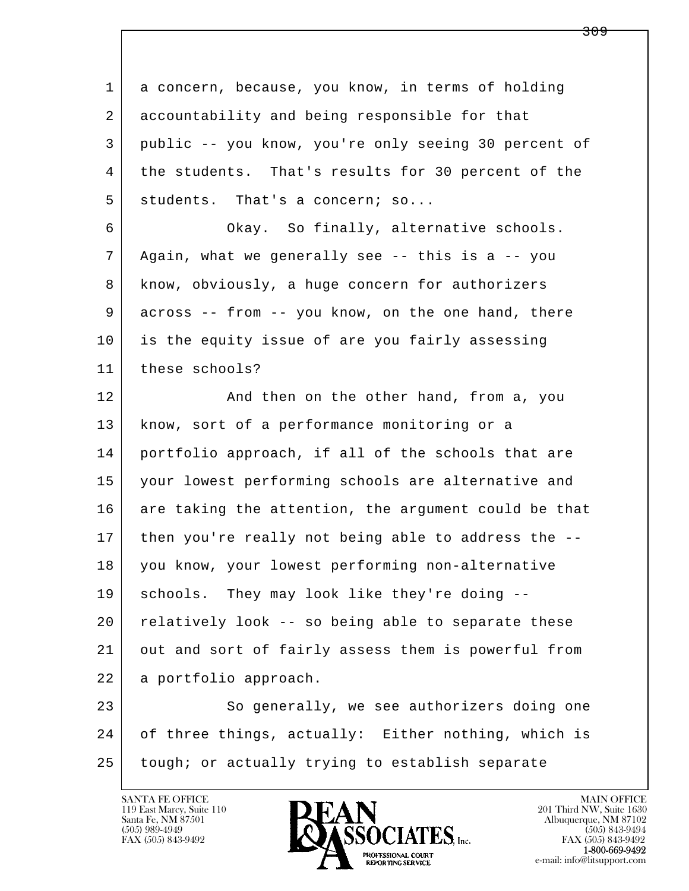1 a concern, because, you know, in terms of holding
2 accountability and being responsible for that
3 public -- you know, you're only seeing 30 percent of
4 the students.  That's results for 30 percent of the
5 students.  That's a concern; so...
6 Okay.  So finally, alternative schools.
7 Again, what we generally see -- this is a -- you
8 know, obviously, a huge concern for authorizers
9 across -- from -- you know, on the one hand, there
10 is the equity issue of are you fairly assessing
11 these schools?
12 And then on the other hand, from a, you
13 know, sort of a performance monitoring or a
14 portfolio approach, if all of the schools that are
15 your lowest performing schools are alternative and
16 are taking the attention, the argument could be that
17 then you're really not being able to address the --
18 you know, your lowest performing non-alternative
19 schools.  They may look like they're doing --
20 relatively look -- so being able to separate these
21 out and sort of fairly assess them is powerful from
22 a portfolio approach.
23 So generally, we see authorizers doing one
24 of three things, actually:  Either nothing, which is
25 tough; or actually trying to establish separate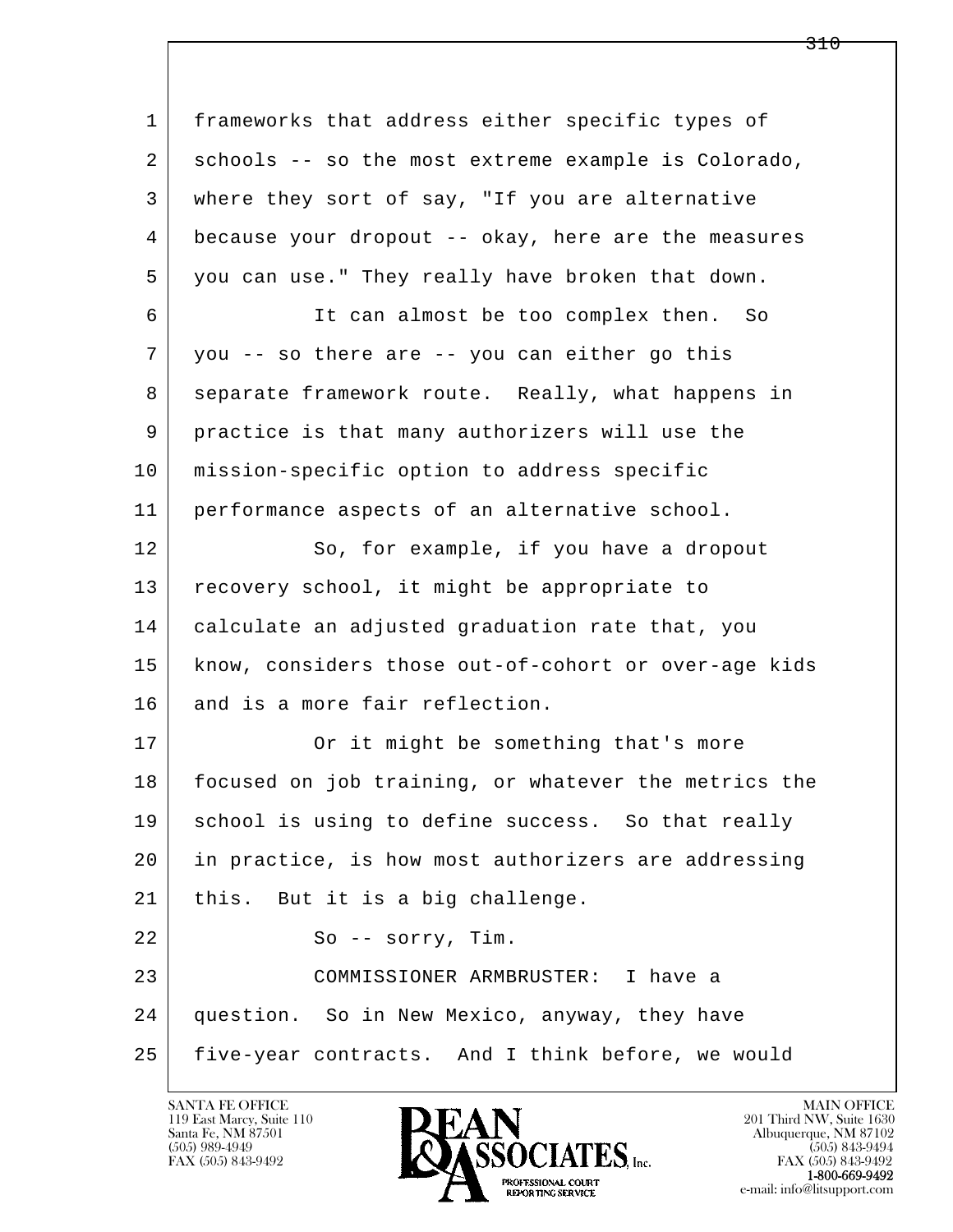frameworks that address either specific types of schools -- so the most extreme example is Colorado, where they sort of say, "If you are alternative because your dropout -- okay, here are the measures you can use." They really have broken that down.

It can almost be too complex then. So you -- so there are -- you can either go this separate framework route. Really, what happens in practice is that many authorizers will use the mission-specific option to address specific performance aspects of an alternative school.

So, for example, if you have a dropout recovery school, it might be appropriate to calculate an adjusted graduation rate that, you know, considers those out-of-cohort or over-age kids and is a more fair reflection.

Or it might be something that's more focused on job training, or whatever the metrics the school is using to define success. So that really in practice, is how most authorizers are addressing this. But it is a big challenge.

So -- sorry, Tim.

COMMISSIONER ARMBRUSTER: I have a question. So in New Mexico, anyway, they have five-year contracts. And I think before, we would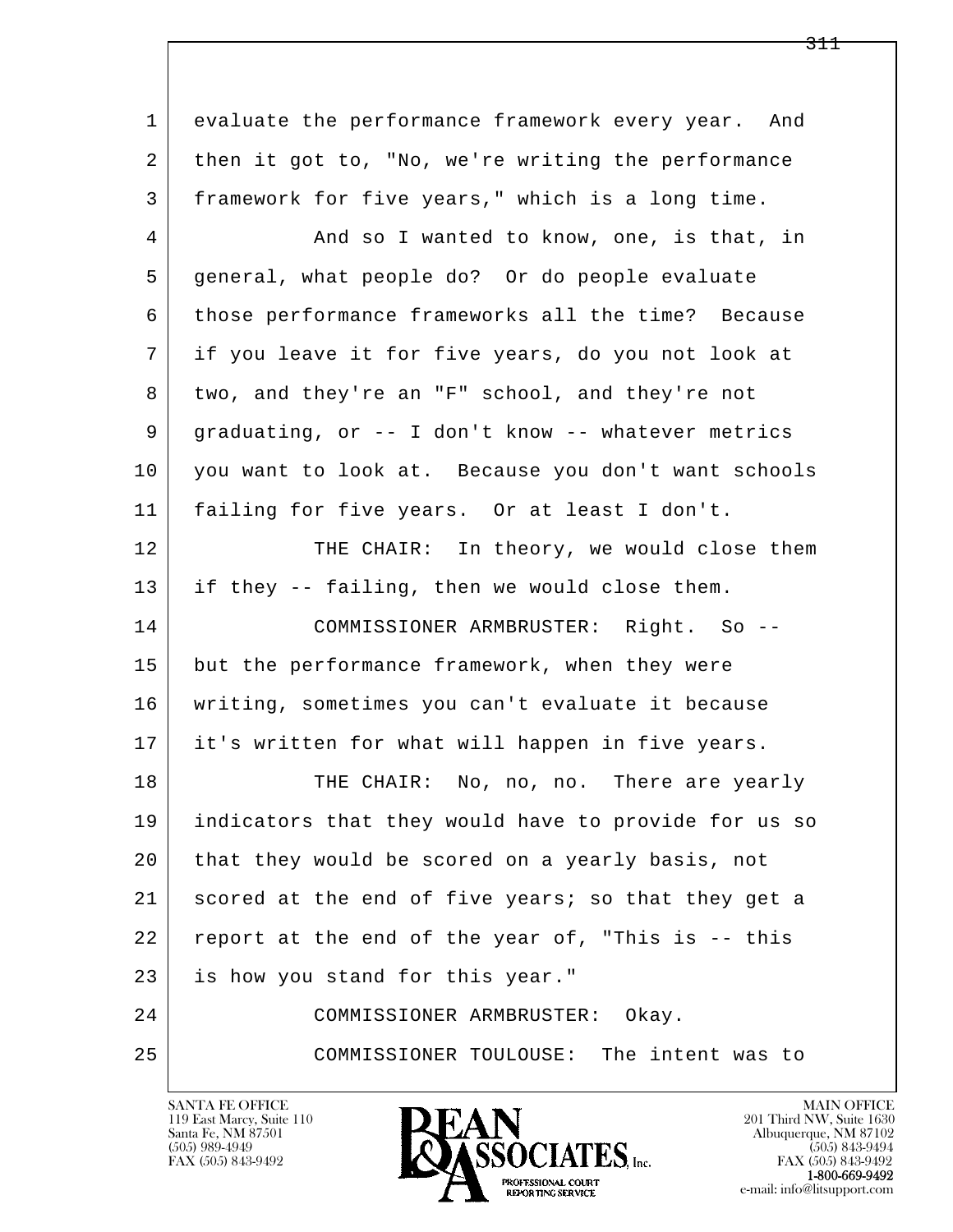evaluate the performance framework every year. And then it got to, "No, we're writing the performance framework for five years," which is a long time.

And so I wanted to know, one, is that, in general, what people do? Or do people evaluate those performance frameworks all the time? Because if you leave it for five years, do you not look at two, and they're an "F" school, and they're not graduating, or -- I don't know -- whatever metrics you want to look at. Because you don't want schools failing for five years. Or at least I don't.

THE CHAIR: In theory, we would close them if they -- failing, then we would close them.

COMMISSIONER ARMBRUSTER: Right. So -- but the performance framework, when they were writing, sometimes you can't evaluate it because it's written for what will happen in five years.

THE CHAIR: No, no, no. There are yearly indicators that they would have to provide for us so that they would be scored on a yearly basis, not scored at the end of five years; so that they get a report at the end of the year of, "This is -- this is how you stand for this year."

COMMISSIONER ARMBRUSTER: Okay.

COMMISSIONER TOULOUSE: The intent was to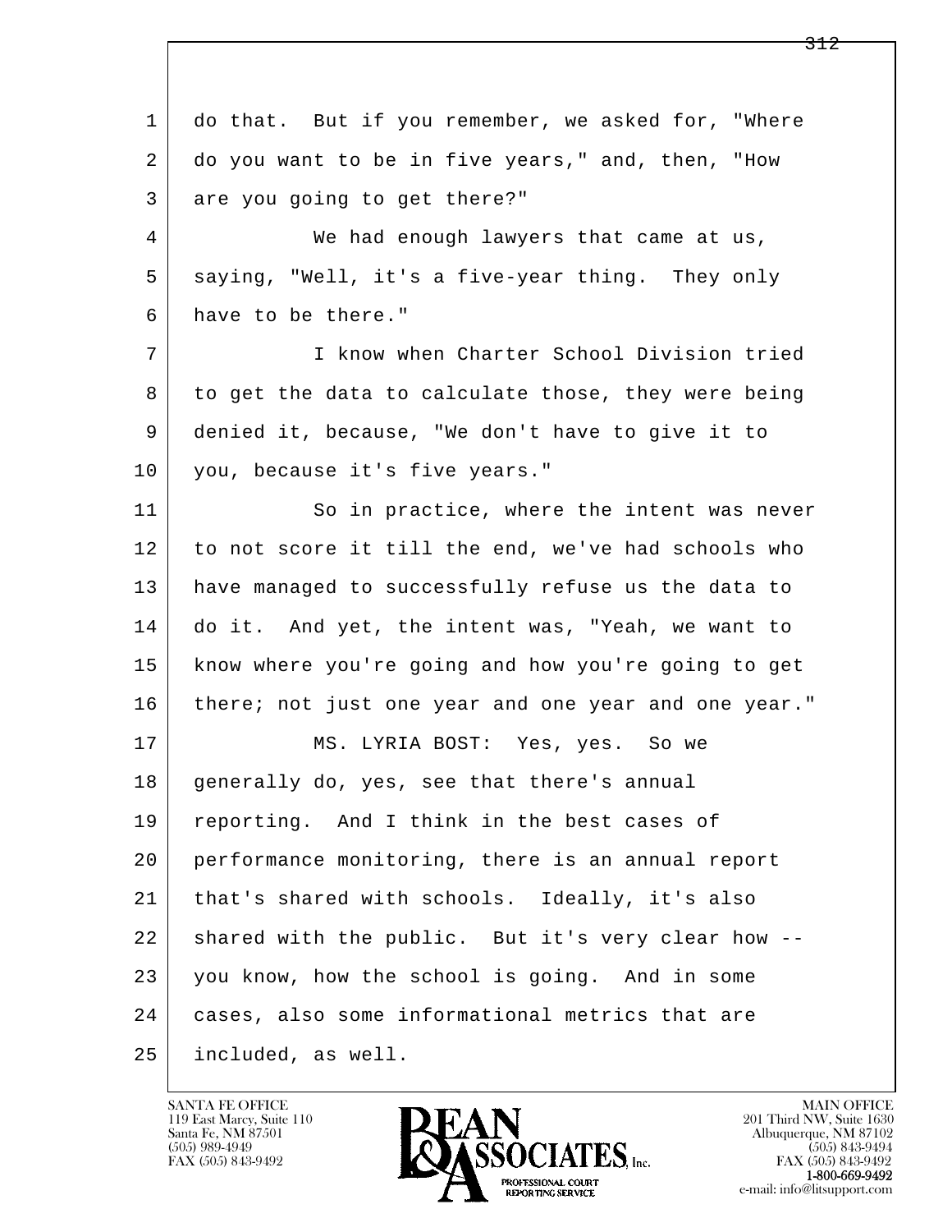do that. But if you remember, we asked for, "Where do you want to be in five years," and, then, "How are you going to get there?"

We had enough lawyers that came at us, saying, "Well, it's a five-year thing. They only have to be there."

I know when Charter School Division tried to get the data to calculate those, they were being denied it, because, "We don't have to give it to you, because it's five years."

So in practice, where the intent was never to not score it till the end, we've had schools who have managed to successfully refuse us the data to do it. And yet, the intent was, "Yeah, we want to know where you're going and how you're going to get there; not just one year and one year and one year."

MS. LYRIA BOST: Yes, yes. So we generally do, yes, see that there's annual reporting. And I think in the best cases of performance monitoring, there is an annual report that's shared with schools. Ideally, it's also shared with the public. But it's very clear how -- you know, how the school is going. And in some cases, also some informational metrics that are included, as well.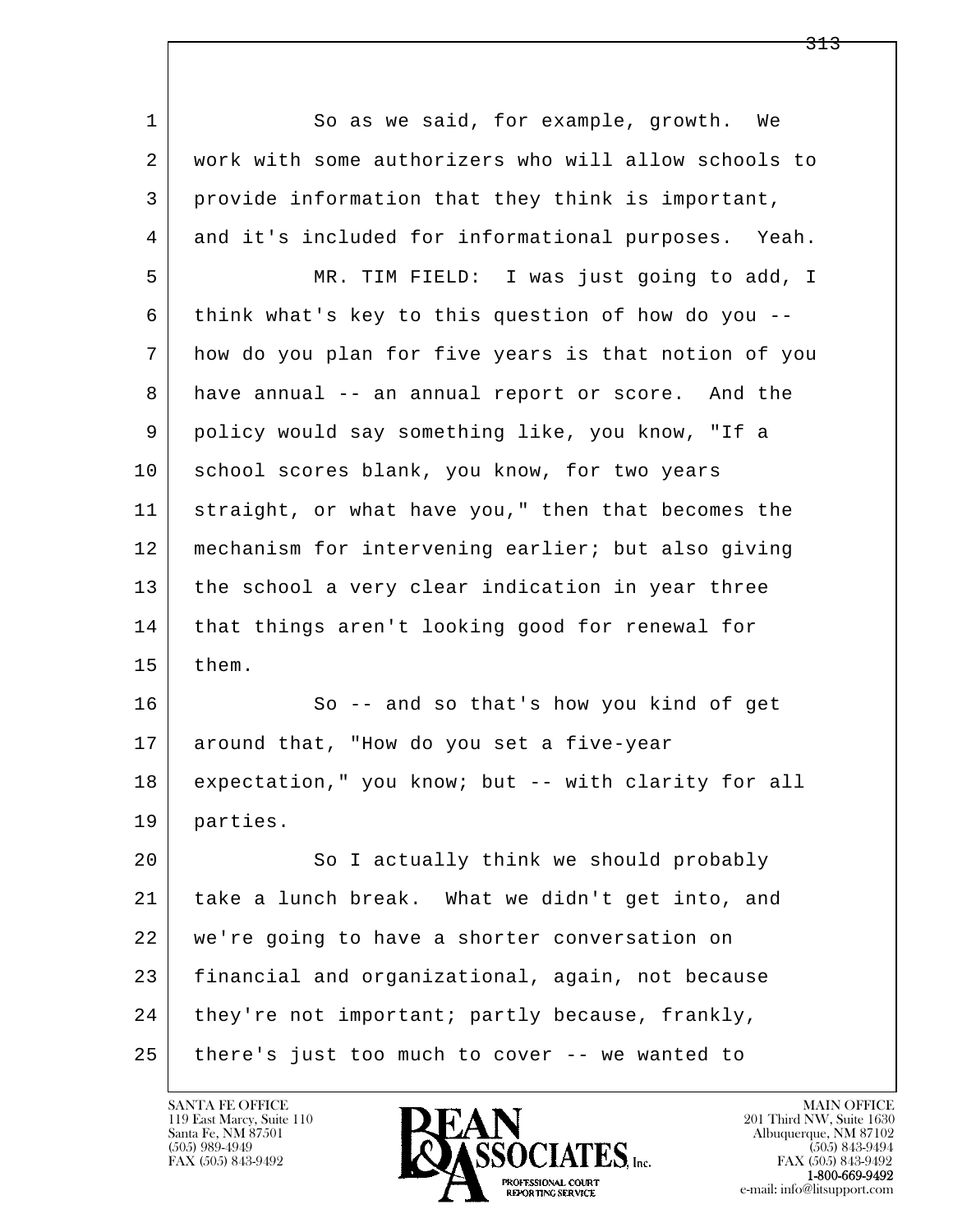1 So as we said, for example, growth. We
2 work with some authorizers who will allow schools to
3 provide information that they think is important,
4 and it's included for informational purposes. Yeah.
5 MR. TIM FIELD: I was just going to add, I
6 think what's key to this question of how do you --
7 how do you plan for five years is that notion of you
8 have annual -- an annual report or score. And the
9 policy would say something like, you know, "If a
10 school scores blank, you know, for two years
11 straight, or what have you," then that becomes the
12 mechanism for intervening earlier; but also giving
13 the school a very clear indication in year three
14 that things aren't looking good for renewal for
15 them.
16 So -- and so that's how you kind of get
17 around that, "How do you set a five-year
18 expectation," you know; but -- with clarity for all
19 parties.
20 So I actually think we should probably
21 take a lunch break. What we didn't get into, and
22 we're going to have a shorter conversation on
23 financial and organizational, again, not because
24 they're not important; partly because, frankly,
25 there's just too much to cover -- we wanted to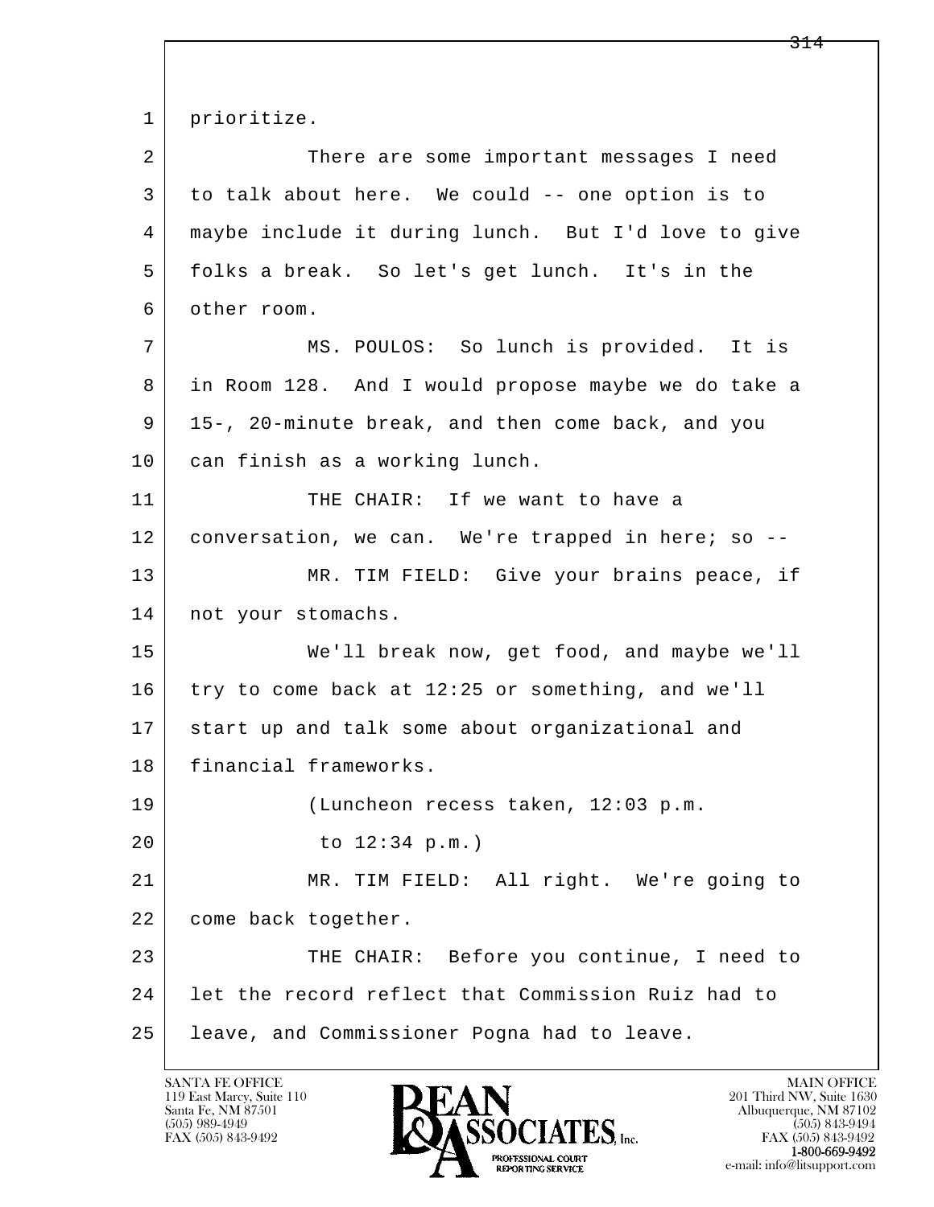prioritize.

There are some important messages I need to talk about here. We could -- one option is to maybe include it during lunch. But I'd love to give folks a break. So let's get lunch. It's in the other room.

MS. POULOS: So lunch is provided. It is in Room 128. And I would propose maybe we do take a 15-, 20-minute break, and then come back, and you can finish as a working lunch.

THE CHAIR: If we want to have a conversation, we can. We're trapped in here; so --

MR. TIM FIELD: Give your brains peace, if not your stomachs.

We'll break now, get food, and maybe we'll try to come back at 12:25 or something, and we'll start up and talk some about organizational and financial frameworks.

(Luncheon recess taken, 12:03 p.m. to 12:34 p.m.)

MR. TIM FIELD: All right. We're going to come back together.

THE CHAIR: Before you continue, I need to let the record reflect that Commission Ruiz had to leave, and Commissioner Pogna had to leave.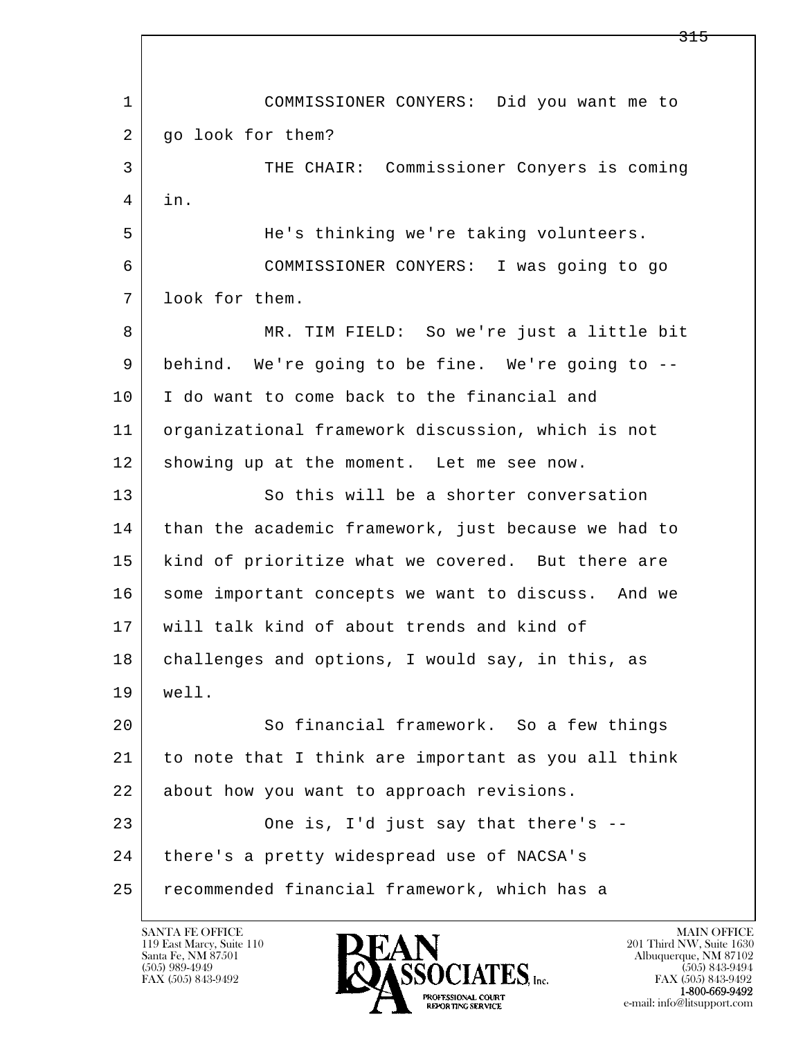COMMISSIONER CONYERS: Did you want me to go look for them?

THE CHAIR: Commissioner Conyers is coming in.

He's thinking we're taking volunteers.

COMMISSIONER CONYERS: I was going to go look for them.

MR. TIM FIELD: So we're just a little bit behind. We're going to be fine. We're going to -- I do want to come back to the financial and organizational framework discussion, which is not showing up at the moment. Let me see now.

So this will be a shorter conversation than the academic framework, just because we had to kind of prioritize what we covered. But there are some important concepts we want to discuss. And we will talk kind of about trends and kind of challenges and options, I would say, in this, as well.

So financial framework. So a few things to note that I think are important as you all think about how you want to approach revisions.

One is, I'd just say that there's -- there's a pretty widespread use of NACSA's recommended financial framework, which has a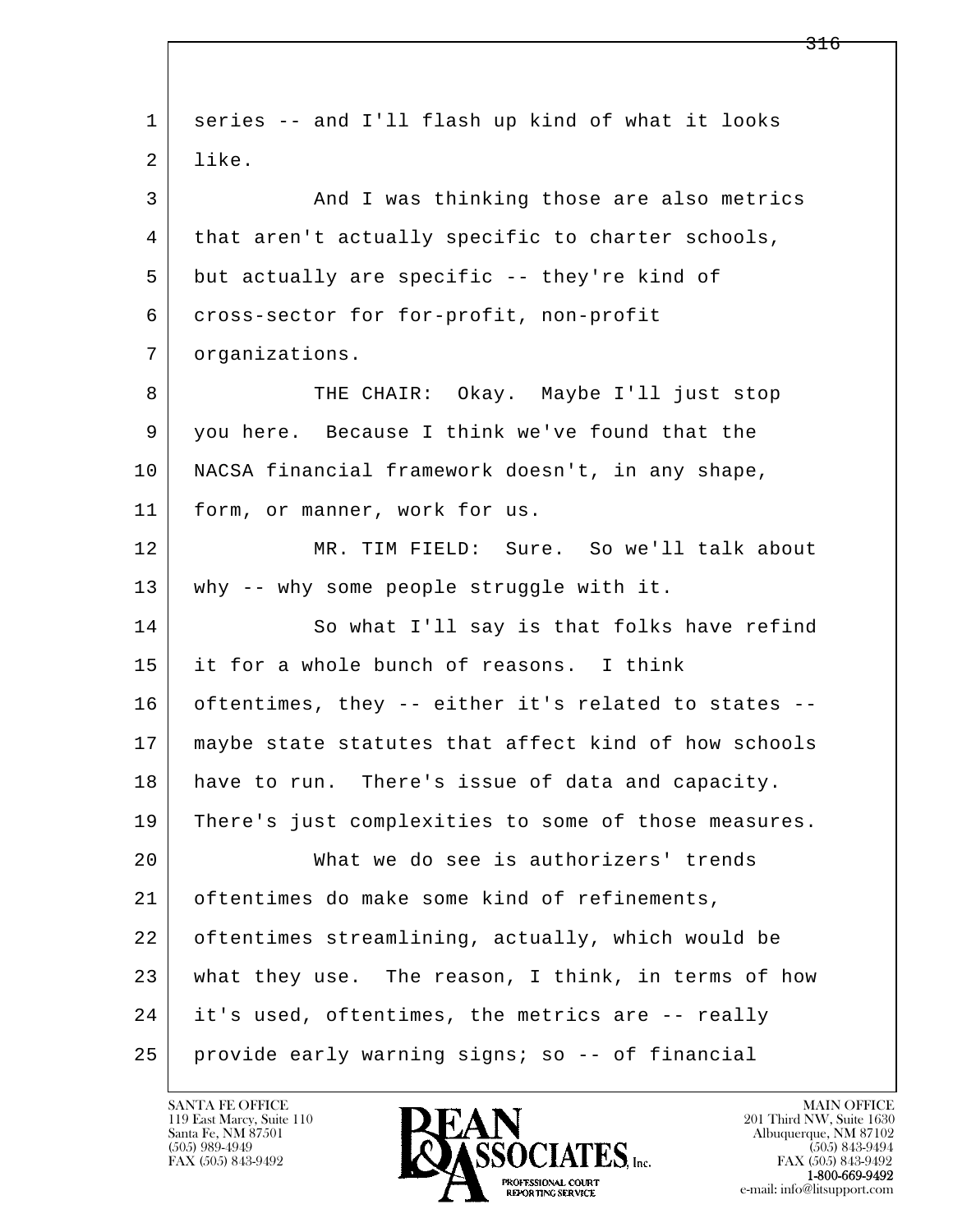series -- and I'll flash up kind of what it looks like.

And I was thinking those are also metrics that aren't actually specific to charter schools, but actually are specific -- they're kind of cross-sector for for-profit, non-profit organizations.

THE CHAIR: Okay. Maybe I'll just stop you here. Because I think we've found that the NACSA financial framework doesn't, in any shape, form, or manner, work for us.

MR. TIM FIELD: Sure. So we'll talk about why -- why some people struggle with it.

So what I'll say is that folks have refind it for a whole bunch of reasons. I think oftentimes, they -- either it's related to states -- maybe state statutes that affect kind of how schools have to run. There's issue of data and capacity. There's just complexities to some of those measures.

What we do see is authorizers' trends oftentimes do make some kind of refinements, oftentimes streamlining, actually, which would be what they use. The reason, I think, in terms of how it's used, oftentimes, the metrics are -- really provide early warning signs; so -- of financial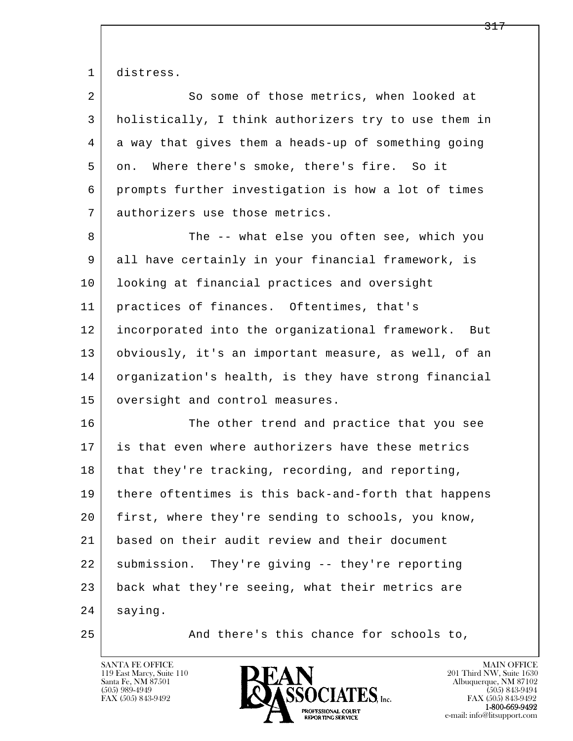distress.

So some of those metrics, when looked at holistically, I think authorizers try to use them in a way that gives them a heads-up of something going on. Where there's smoke, there's fire. So it prompts further investigation is how a lot of times authorizers use those metrics.

The -- what else you often see, which you all have certainly in your financial framework, is looking at financial practices and oversight practices of finances. Oftentimes, that's incorporated into the organizational framework. But obviously, it's an important measure, as well, of an organization's health, is they have strong financial oversight and control measures.

The other trend and practice that you see is that even where authorizers have these metrics that they're tracking, recording, and reporting, there oftentimes is this back-and-forth that happens first, where they're sending to schools, you know, based on their audit review and their document submission. They're giving -- they're reporting back what they're seeing, what their metrics are saying.

And there's this chance for schools to,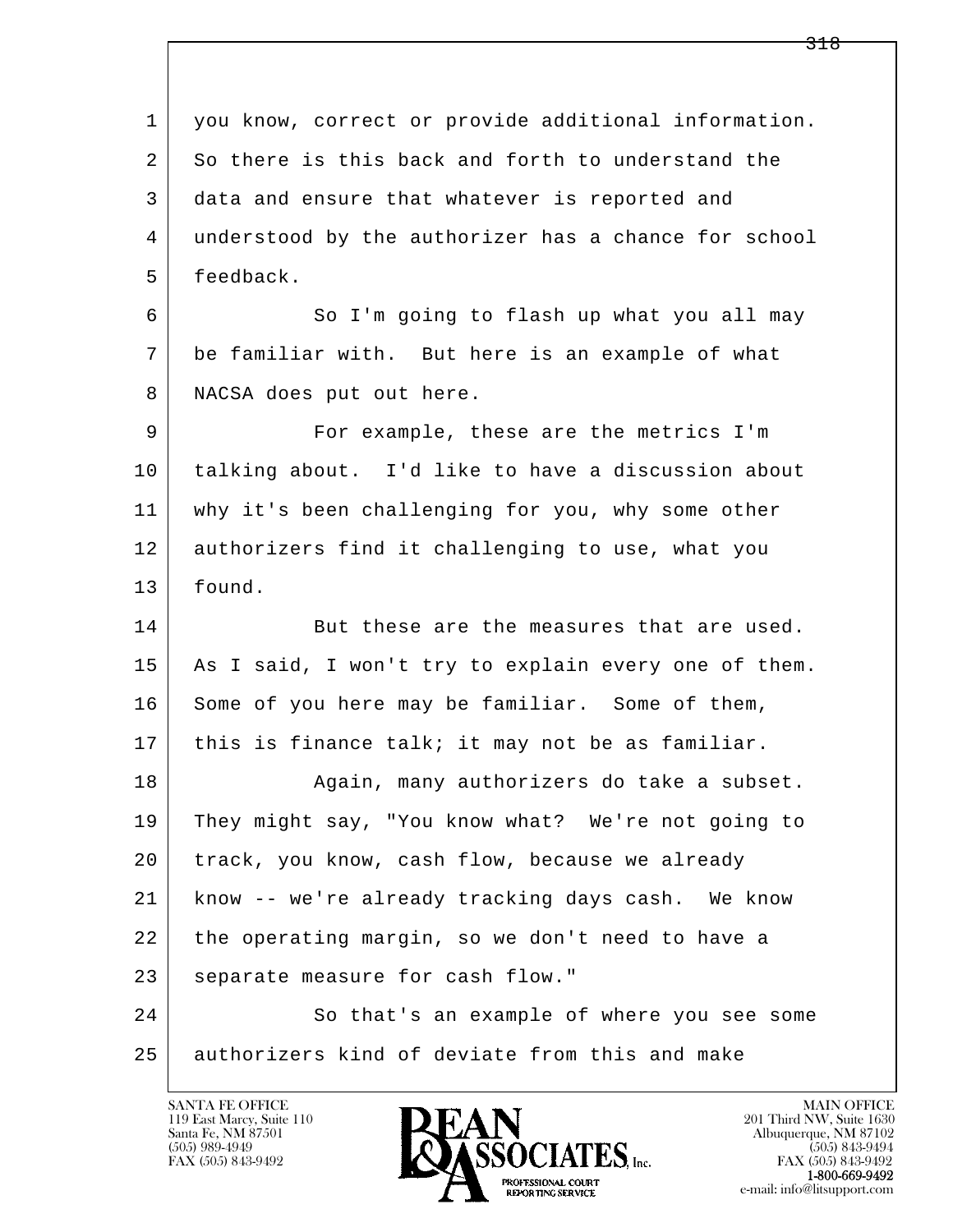you know, correct or provide additional information. So there is this back and forth to understand the data and ensure that whatever is reported and understood by the authorizer has a chance for school feedback.

So I'm going to flash up what you all may be familiar with. But here is an example of what NACSA does put out here.

For example, these are the metrics I'm talking about. I'd like to have a discussion about why it's been challenging for you, why some other authorizers find it challenging to use, what you found.

But these are the measures that are used. As I said, I won't try to explain every one of them. Some of you here may be familiar. Some of them, this is finance talk; it may not be as familiar.

Again, many authorizers do take a subset. They might say, "You know what? We're not going to track, you know, cash flow, because we already know -- we're already tracking days cash. We know the operating margin, so we don't need to have a separate measure for cash flow."

So that's an example of where you see some authorizers kind of deviate from this and make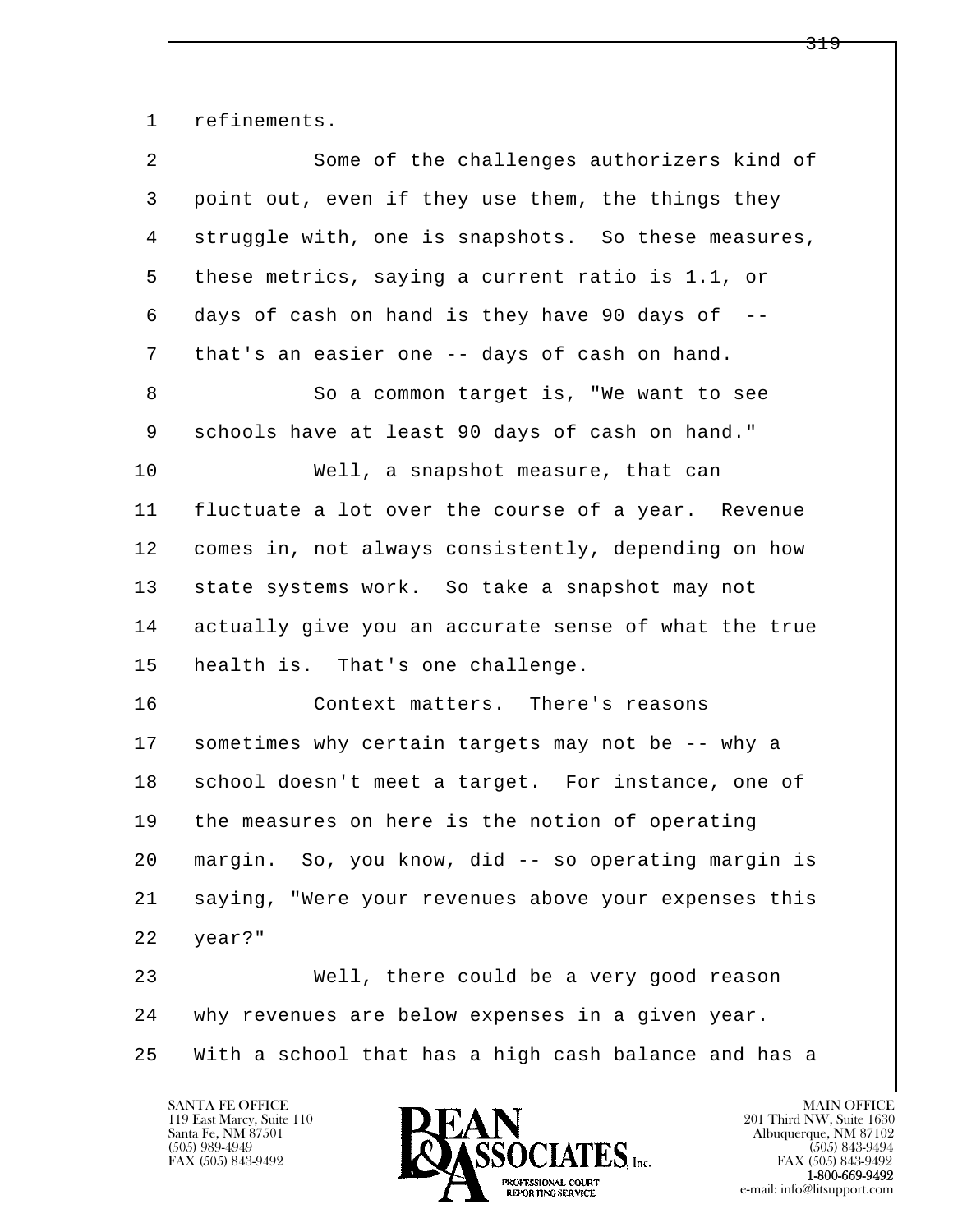refinements.

Some of the challenges authorizers kind of point out, even if they use them, the things they struggle with, one is snapshots. So these measures, these metrics, saying a current ratio is 1.1, or days of cash on hand is they have 90 days of -- that's an easier one -- days of cash on hand.

So a common target is, "We want to see schools have at least 90 days of cash on hand."

Well, a snapshot measure, that can fluctuate a lot over the course of a year. Revenue comes in, not always consistently, depending on how state systems work. So take a snapshot may not actually give you an accurate sense of what the true health is. That's one challenge.

Context matters. There's reasons sometimes why certain targets may not be -- why a school doesn't meet a target. For instance, one of the measures on here is the notion of operating margin. So, you know, did -- so operating margin is saying, "Were your revenues above your expenses this year?"

Well, there could be a very good reason why revenues are below expenses in a given year. With a school that has a high cash balance and has a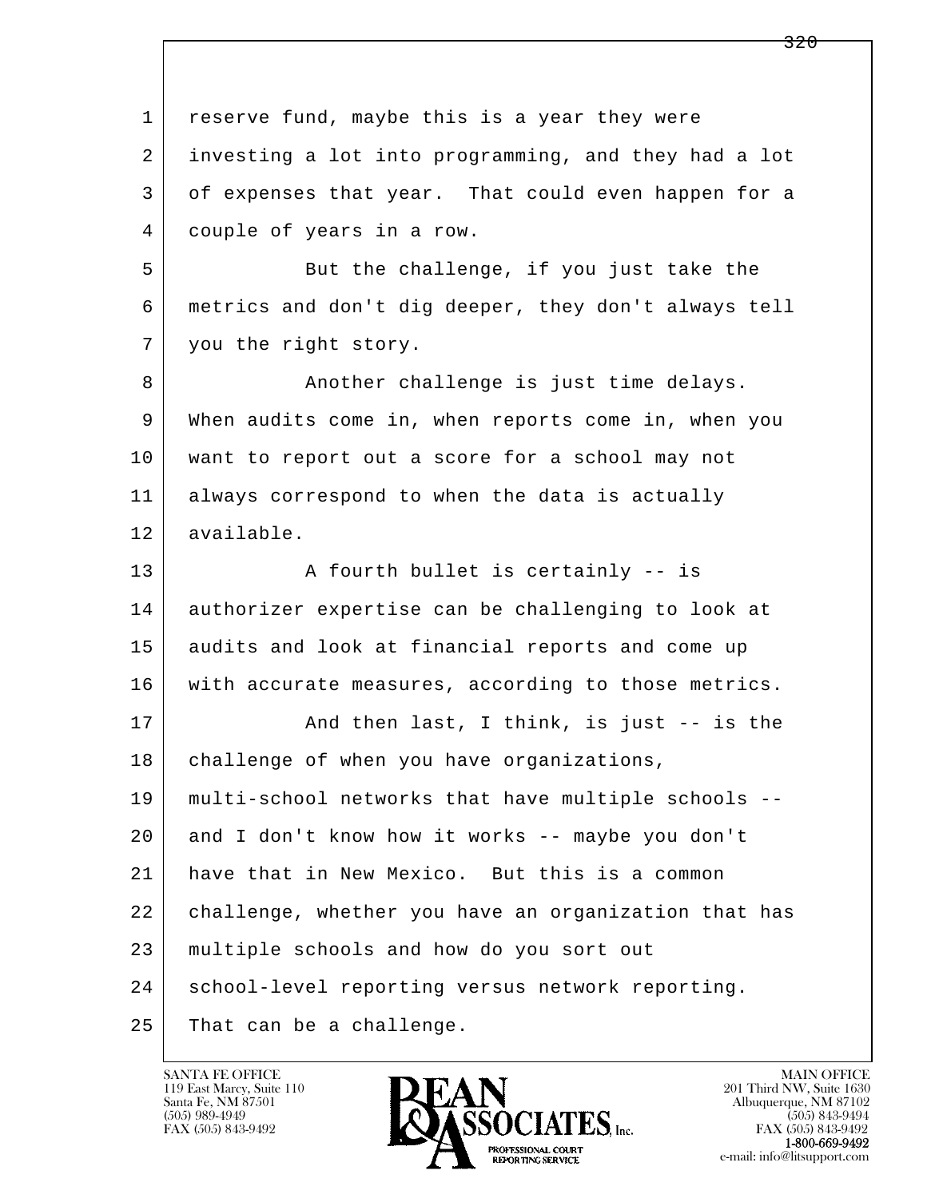reserve fund, maybe this is a year they were investing a lot into programming, and they had a lot of expenses that year. That could even happen for a couple of years in a row.

But the challenge, if you just take the metrics and don't dig deeper, they don't always tell you the right story.

Another challenge is just time delays. When audits come in, when reports come in, when you want to report out a score for a school may not always correspond to when the data is actually available.

A fourth bullet is certainly -- is authorizer expertise can be challenging to look at audits and look at financial reports and come up with accurate measures, according to those metrics.

And then last, I think, is just -- is the challenge of when you have organizations, multi-school networks that have multiple schools -- and I don't know how it works -- maybe you don't have that in New Mexico. But this is a common challenge, whether you have an organization that has multiple schools and how do you sort out school-level reporting versus network reporting. That can be a challenge.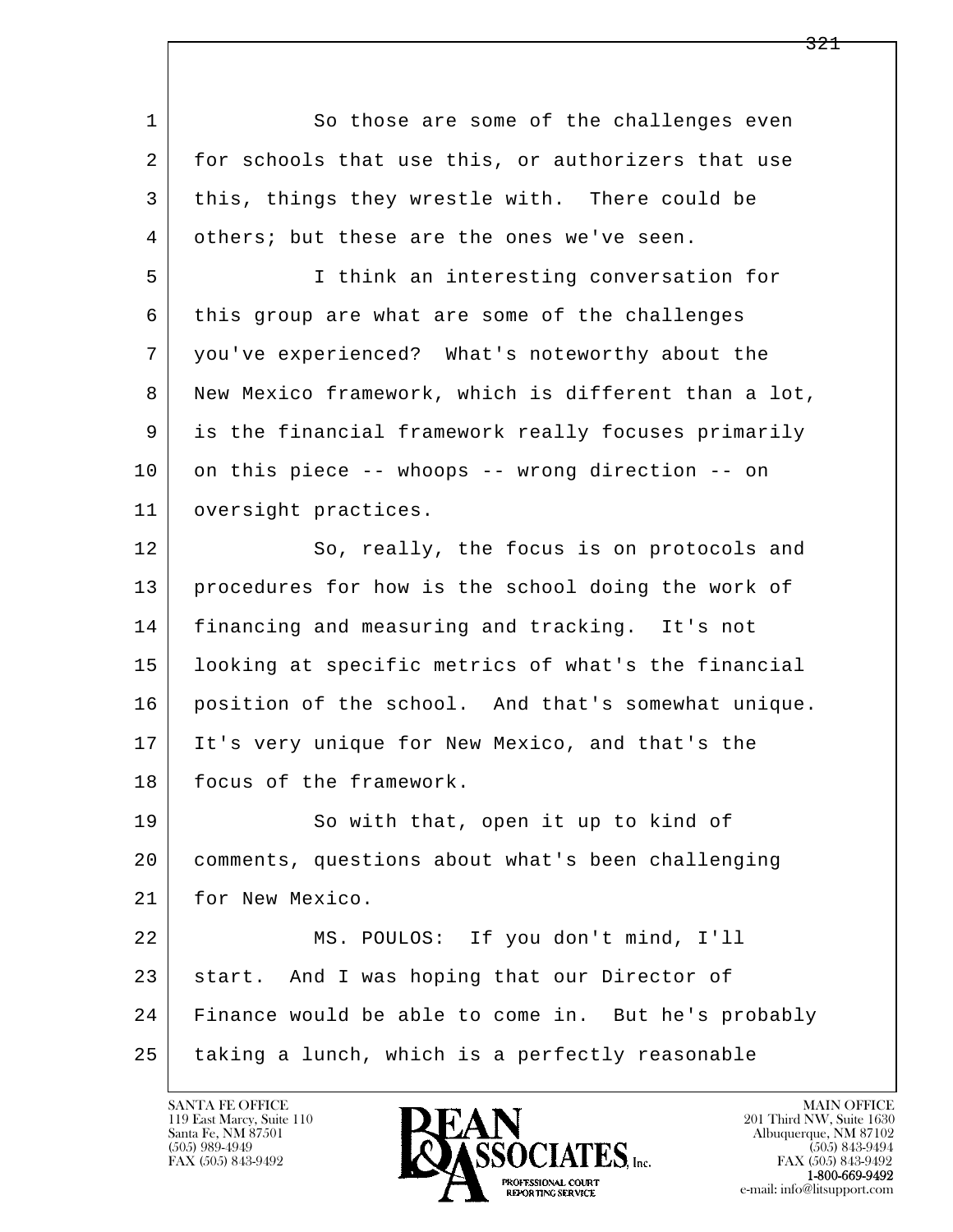So those are some of the challenges even for schools that use this, or authorizers that use this, things they wrestle with. There could be others; but these are the ones we've seen.

I think an interesting conversation for this group are what are some of the challenges you've experienced? What's noteworthy about the New Mexico framework, which is different than a lot, is the financial framework really focuses primarily on this piece -- whoops -- wrong direction -- on oversight practices.

So, really, the focus is on protocols and procedures for how is the school doing the work of financing and measuring and tracking. It's not looking at specific metrics of what's the financial position of the school. And that's somewhat unique. It's very unique for New Mexico, and that's the focus of the framework.

So with that, open it up to kind of comments, questions about what's been challenging for New Mexico.

MS. POULOS: If you don't mind, I'll start. And I was hoping that our Director of Finance would be able to come in. But he's probably taking a lunch, which is a perfectly reasonable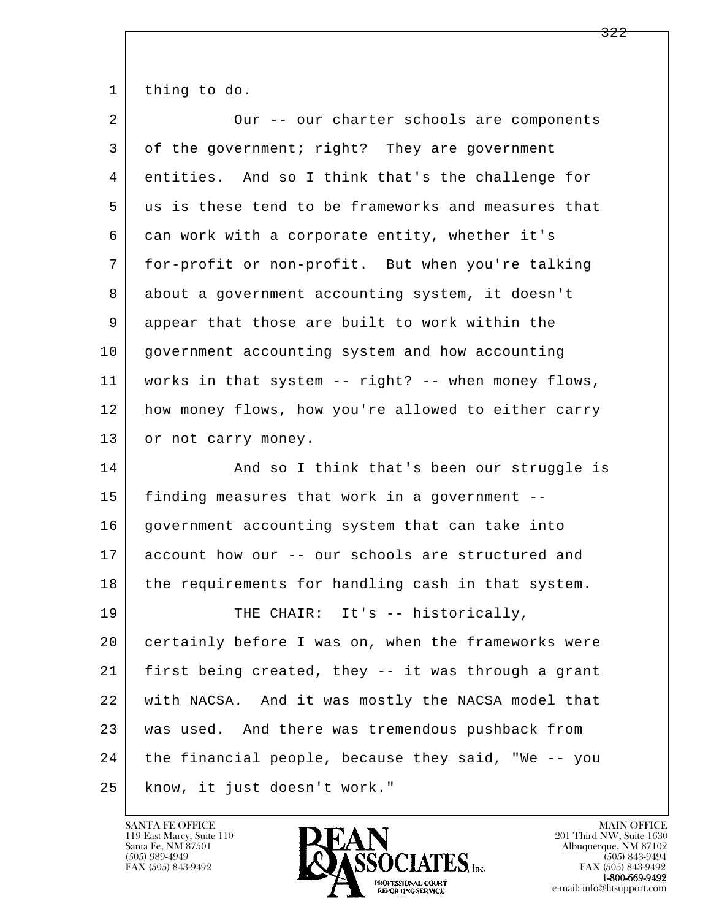thing to do.

Our -- our charter schools are components of the government; right? They are government entities. And so I think that's the challenge for us is these tend to be frameworks and measures that can work with a corporate entity, whether it's for-profit or non-profit. But when you're talking about a government accounting system, it doesn't appear that those are built to work within the government accounting system and how accounting works in that system -- right? -- when money flows, how money flows, how you're allowed to either carry or not carry money.

And so I think that's been our struggle is finding measures that work in a government -- government accounting system that can take into account how our -- our schools are structured and the requirements for handling cash in that system.

THE CHAIR: It's -- historically, certainly before I was on, when the frameworks were first being created, they -- it was through a grant with NACSA. And it was mostly the NACSA model that was used. And there was tremendous pushback from the financial people, because they said, "We -- you know, it just doesn't work."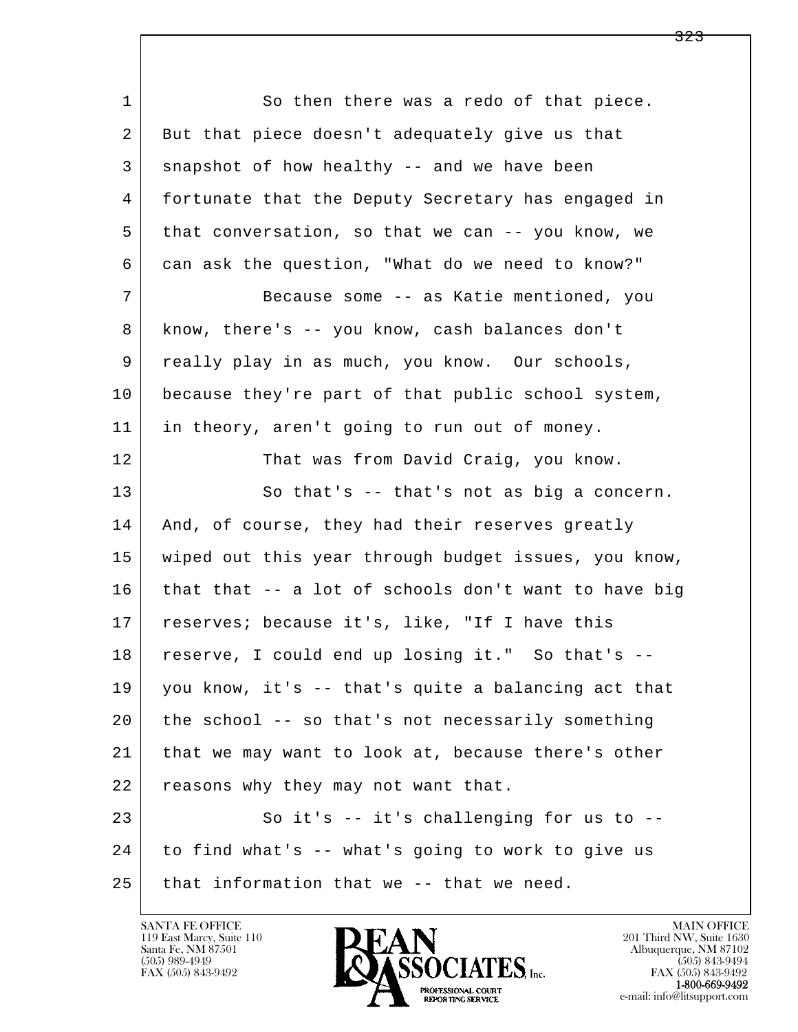So then there was a redo of that piece. But that piece doesn't adequately give us that snapshot of how healthy -- and we have been fortunate that the Deputy Secretary has engaged in that conversation, so that we can -- you know, we can ask the question, "What do we need to know?"

Because some -- as Katie mentioned, you know, there's -- you know, cash balances don't really play in as much, you know. Our schools, because they're part of that public school system, in theory, aren't going to run out of money.

That was from David Craig, you know.

So that's -- that's not as big a concern. And, of course, they had their reserves greatly wiped out this year through budget issues, you know, that that -- a lot of schools don't want to have big reserves; because it's, like, "If I have this reserve, I could end up losing it." So that's -- you know, it's -- that's quite a balancing act that the school -- so that's not necessarily something that we may want to look at, because there's other reasons why they may not want that.

So it's -- it's challenging for us to -- to find what's -- what's going to work to give us that information that we -- that we need.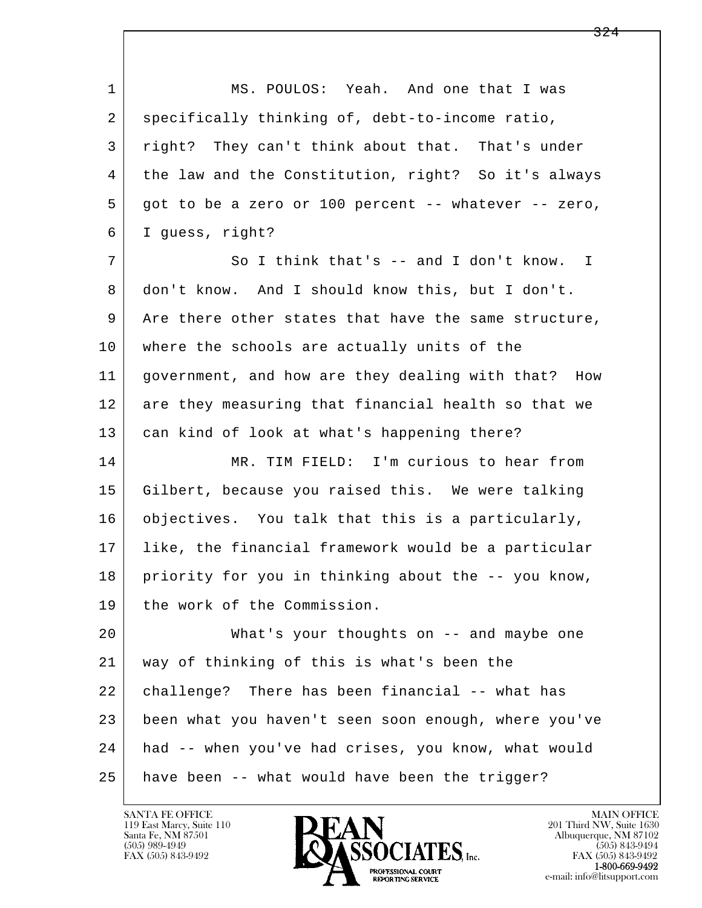MS. POULOS: Yeah. And one that I was specifically thinking of, debt-to-income ratio, right? They can't think about that. That's under the law and the Constitution, right? So it's always got to be a zero or 100 percent -- whatever -- zero, I guess, right?

So I think that's -- and I don't know. I don't know. And I should know this, but I don't. Are there other states that have the same structure, where the schools are actually units of the government, and how are they dealing with that? How are they measuring that financial health so that we can kind of look at what's happening there?

MR. TIM FIELD: I'm curious to hear from Gilbert, because you raised this. We were talking objectives. You talk that this is a particularly, like, the financial framework would be a particular priority for you in thinking about the -- you know, the work of the Commission.

What's your thoughts on -- and maybe one way of thinking of this is what's been the challenge? There has been financial -- what has been what you haven't seen soon enough, where you've had -- when you've had crises, you know, what would have been -- what would have been the trigger?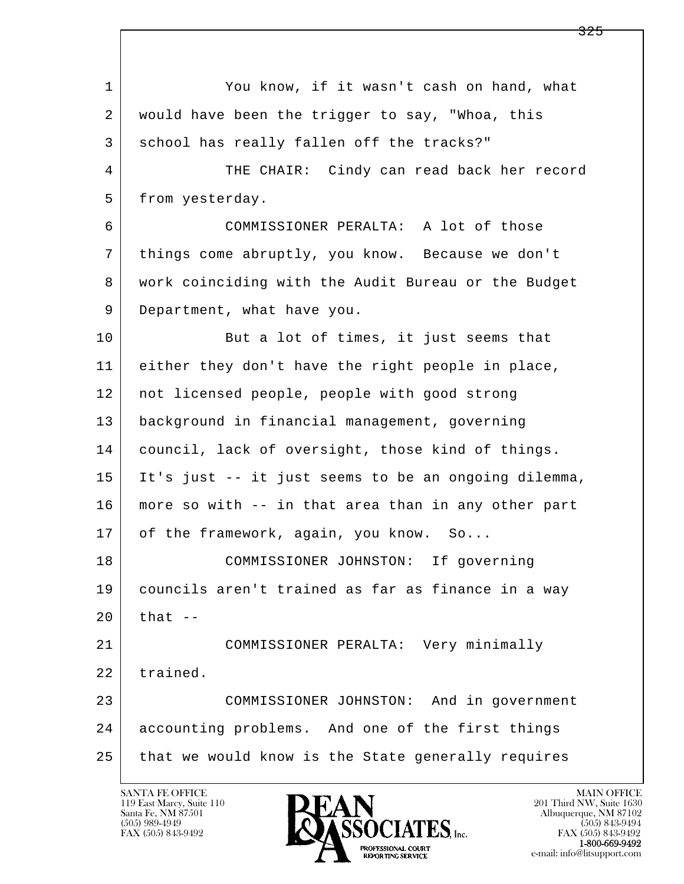You know, if it wasn't cash on hand, what would have been the trigger to say, "Whoa, this school has really fallen off the tracks?"

THE CHAIR: Cindy can read back her record from yesterday.

COMMISSIONER PERALTA: A lot of those things come abruptly, you know. Because we don't work coinciding with the Audit Bureau or the Budget Department, what have you.

But a lot of times, it just seems that either they don't have the right people in place, not licensed people, people with good strong background in financial management, governing council, lack of oversight, those kind of things. It's just -- it just seems to be an ongoing dilemma, more so with -- in that area than in any other part of the framework, again, you know. So...

COMMISSIONER JOHNSTON: If governing councils aren't trained as far as finance in a way that --

COMMISSIONER PERALTA: Very minimally trained.

COMMISSIONER JOHNSTON: And in government accounting problems. And one of the first things that we would know is the State generally requires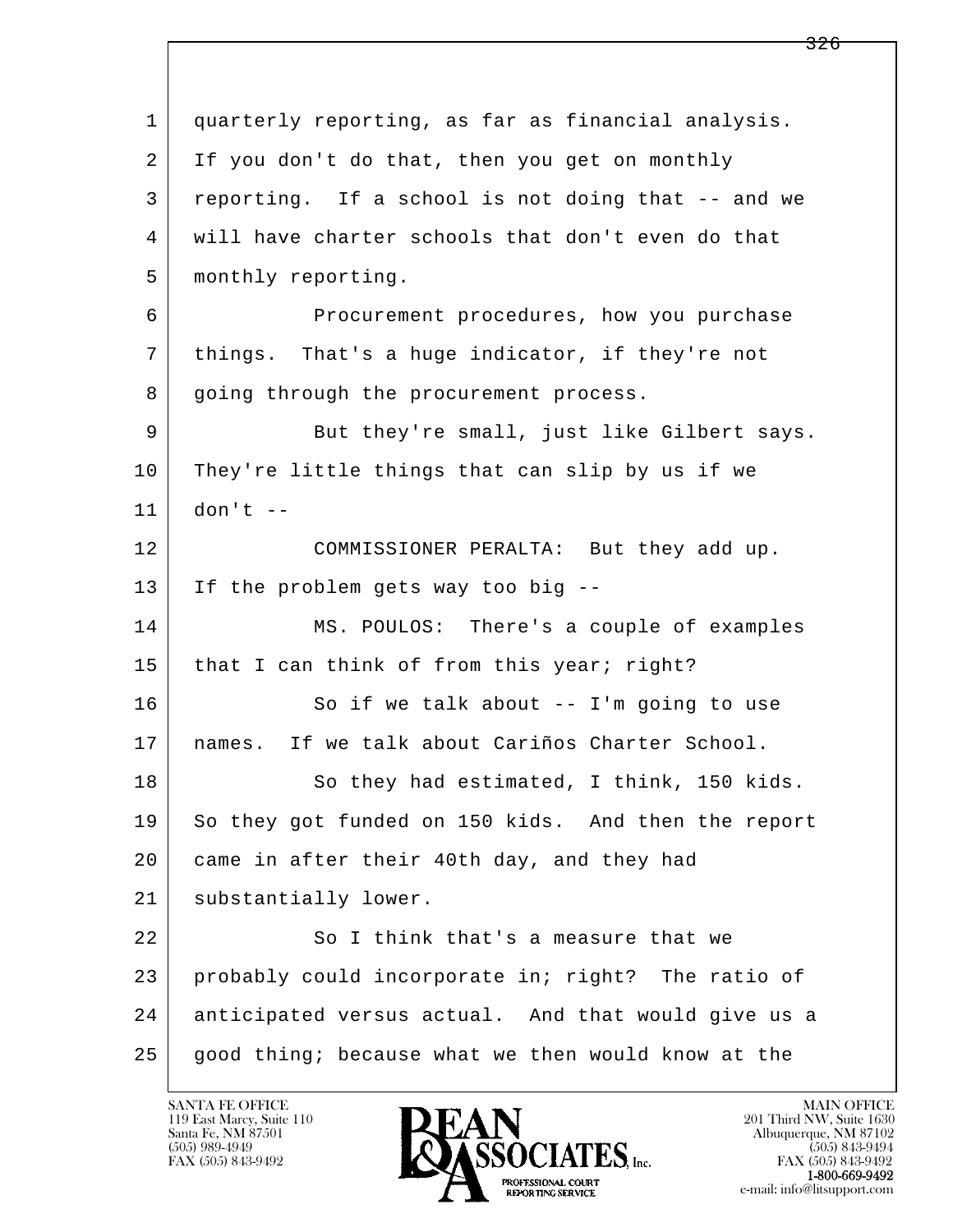quarterly reporting, as far as financial analysis. If you don't do that, then you get on monthly reporting. If a school is not doing that -- and we will have charter schools that don't even do that monthly reporting.

Procurement procedures, how you purchase things. That's a huge indicator, if they're not going through the procurement process.

But they're small, just like Gilbert says. They're little things that can slip by us if we don't --

COMMISSIONER PERALTA: But they add up. If the problem gets way too big --

MS. POULOS: There's a couple of examples that I can think of from this year; right?

So if we talk about -- I'm going to use names. If we talk about Cariños Charter School.

So they had estimated, I think, 150 kids. So they got funded on 150 kids. And then the report came in after their 40th day, and they had substantially lower.

So I think that's a measure that we probably could incorporate in; right? The ratio of anticipated versus actual. And that would give us a good thing; because what we then would know at the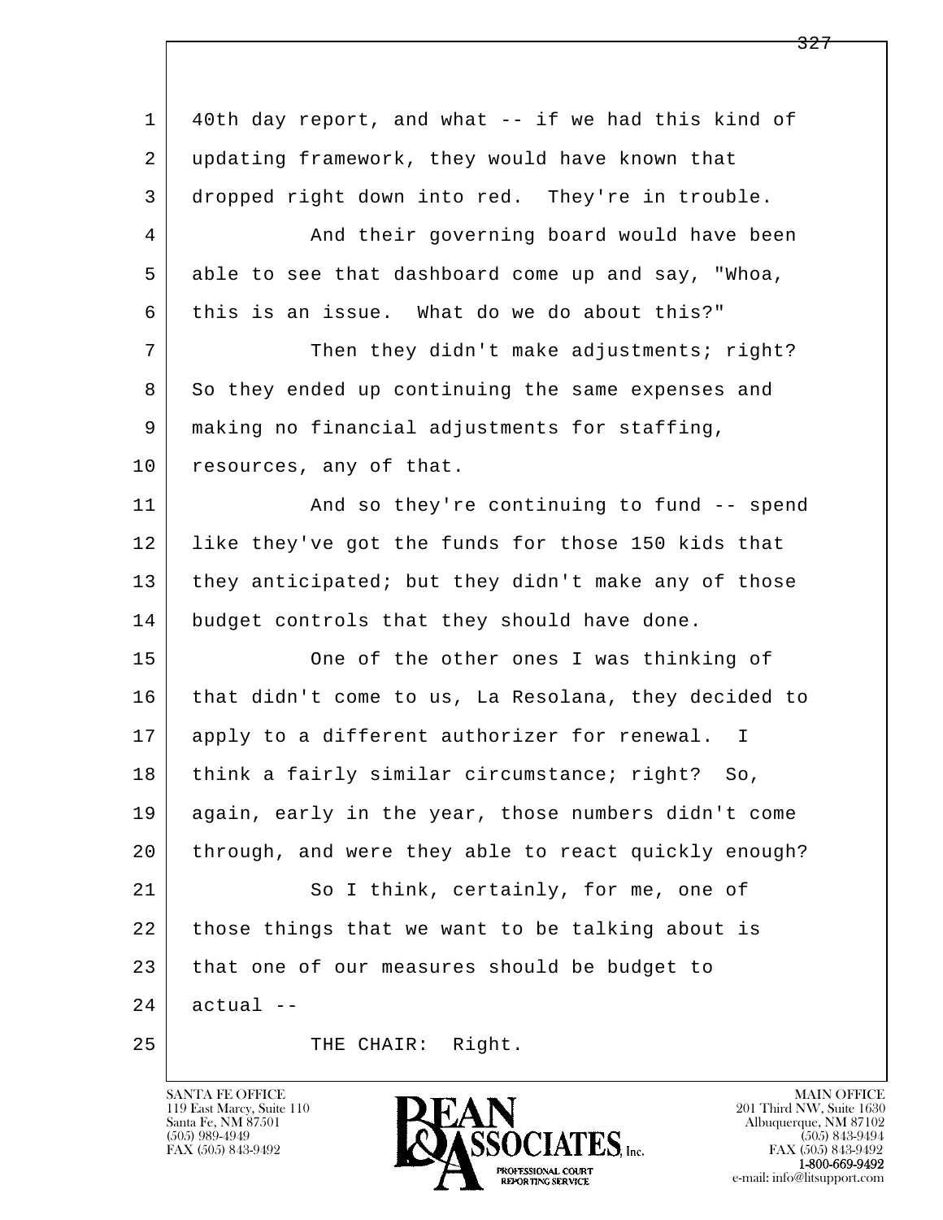40th day report, and what -- if we had this kind of updating framework, they would have known that dropped right down into red. They're in trouble.

And their governing board would have been able to see that dashboard come up and say, "Whoa, this is an issue. What do we do about this?"

Then they didn't make adjustments; right? So they ended up continuing the same expenses and making no financial adjustments for staffing, resources, any of that.

And so they're continuing to fund -- spend like they've got the funds for those 150 kids that they anticipated; but they didn't make any of those budget controls that they should have done.

One of the other ones I was thinking of that didn't come to us, La Resolana, they decided to apply to a different authorizer for renewal. I think a fairly similar circumstance; right? So, again, early in the year, those numbers didn't come through, and were they able to react quickly enough?

So I think, certainly, for me, one of those things that we want to be talking about is that one of our measures should be budget to actual --

THE CHAIR: Right.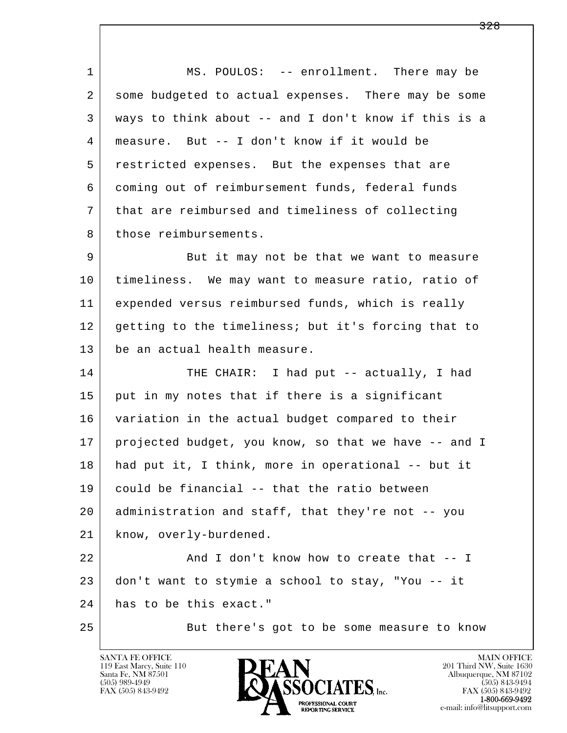MS. POULOS: -- enrollment. There may be some budgeted to actual expenses. There may be some ways to think about -- and I don't know if this is a measure. But -- I don't know if it would be restricted expenses. But the expenses that are coming out of reimbursement funds, federal funds that are reimbursed and timeliness of collecting those reimbursements.

But it may not be that we want to measure timeliness. We may want to measure ratio, ratio of expended versus reimbursed funds, which is really getting to the timeliness; but it's forcing that to be an actual health measure.

THE CHAIR: I had put -- actually, I had put in my notes that if there is a significant variation in the actual budget compared to their projected budget, you know, so that we have -- and I had put it, I think, more in operational -- but it could be financial -- that the ratio between administration and staff, that they're not -- you know, overly-burdened.

And I don't know how to create that -- I don't want to stymie a school to stay, "You -- it has to be this exact."

But there's got to be some measure to know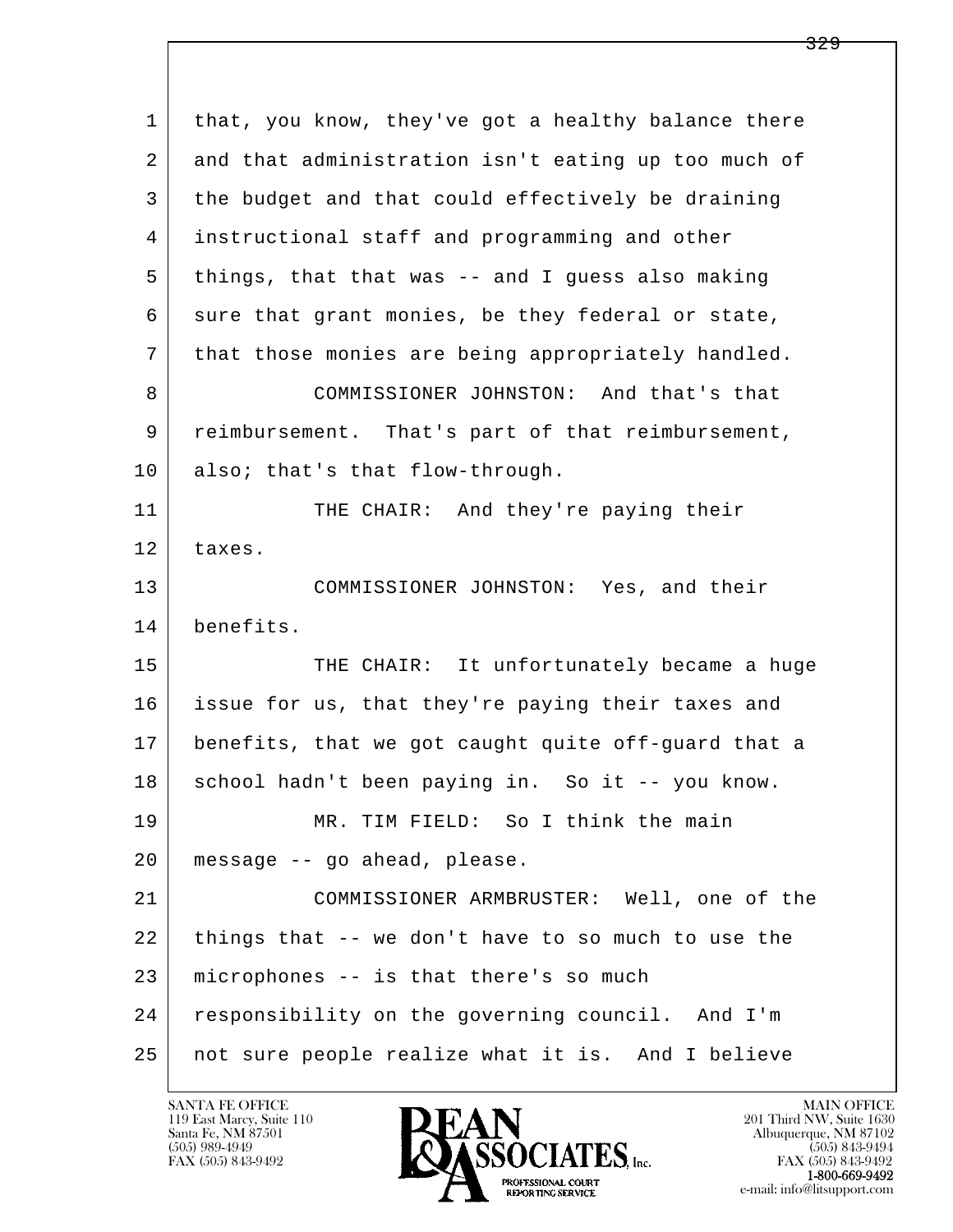that, you know, they've got a healthy balance there and that administration isn't eating up too much of the budget and that could effectively be draining instructional staff and programming and other things, that that was -- and I guess also making sure that grant monies, be they federal or state, that those monies are being appropriately handled.

COMMISSIONER JOHNSTON: And that's that reimbursement. That's part of that reimbursement, also; that's that flow-through.

THE CHAIR: And they're paying their taxes.

COMMISSIONER JOHNSTON: Yes, and their benefits.

THE CHAIR: It unfortunately became a huge issue for us, that they're paying their taxes and benefits, that we got caught quite off-guard that a school hadn't been paying in. So it -- you know.

MR. TIM FIELD: So I think the main message -- go ahead, please.

COMMISSIONER ARMBRUSTER: Well, one of the things that -- we don't have to so much to use the microphones -- is that there's so much responsibility on the governing council. And I'm not sure people realize what it is. And I believe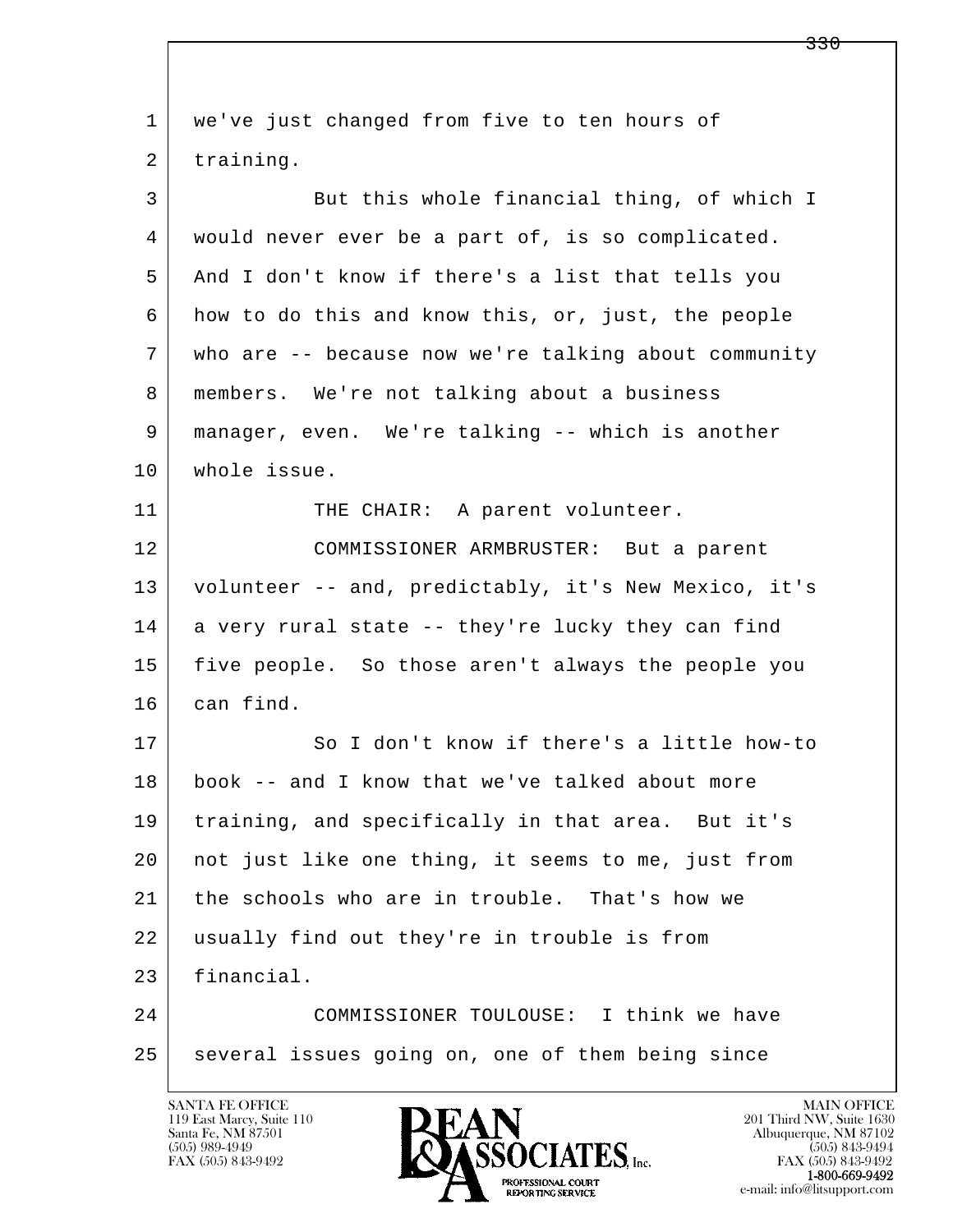we've just changed from five to ten hours of training.

But this whole financial thing, of which I would never ever be a part of, is so complicated. And I don't know if there's a list that tells you how to do this and know this, or, just, the people who are -- because now we're talking about community members. We're not talking about a business manager, even. We're talking -- which is another whole issue.

THE CHAIR: A parent volunteer.

COMMISSIONER ARMBRUSTER: But a parent volunteer -- and, predictably, it's New Mexico, it's a very rural state -- they're lucky they can find five people. So those aren't always the people you can find.

So I don't know if there's a little how-to book -- and I know that we've talked about more training, and specifically in that area. But it's not just like one thing, it seems to me, just from the schools who are in trouble. That's how we usually find out they're in trouble is from financial.

COMMISSIONER TOULOUSE: I think we have several issues going on, one of them being since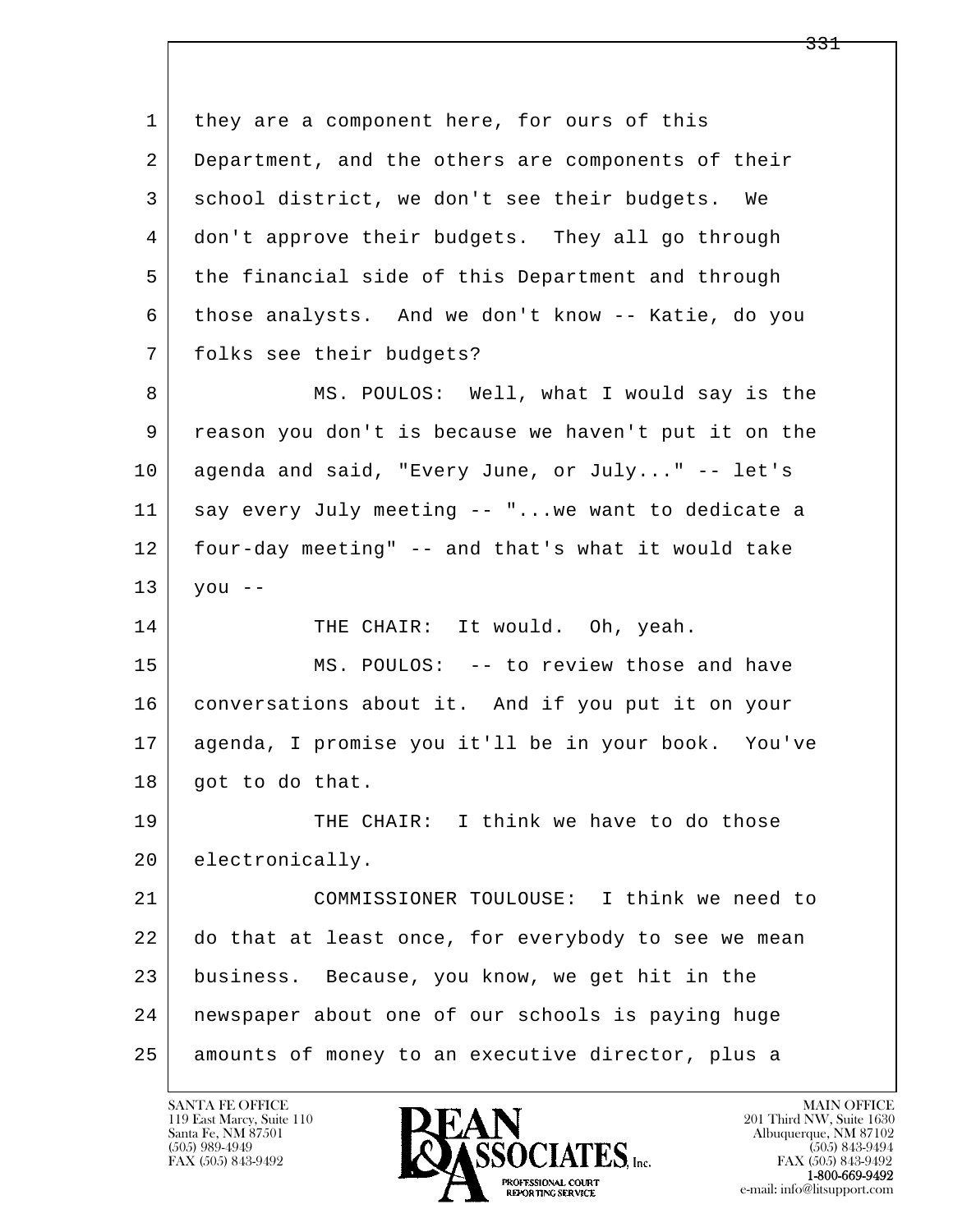they are a component here, for ours of this Department, and the others are components of their school district, we don't see their budgets. We don't approve their budgets. They all go through the financial side of this Department and through those analysts. And we don't know -- Katie, do you folks see their budgets?

MS. POULOS: Well, what I would say is the reason you don't is because we haven't put it on the agenda and said, "Every June, or July..." -- let's say every July meeting -- "...we want to dedicate a four-day meeting" -- and that's what it would take you --

THE CHAIR: It would. Oh, yeah.

MS. POULOS: -- to review those and have conversations about it. And if you put it on your agenda, I promise you it'll be in your book. You've got to do that.

THE CHAIR: I think we have to do those electronically.

COMMISSIONER TOULOUSE: I think we need to do that at least once, for everybody to see we mean business. Because, you know, we get hit in the newspaper about one of our schools is paying huge amounts of money to an executive director, plus a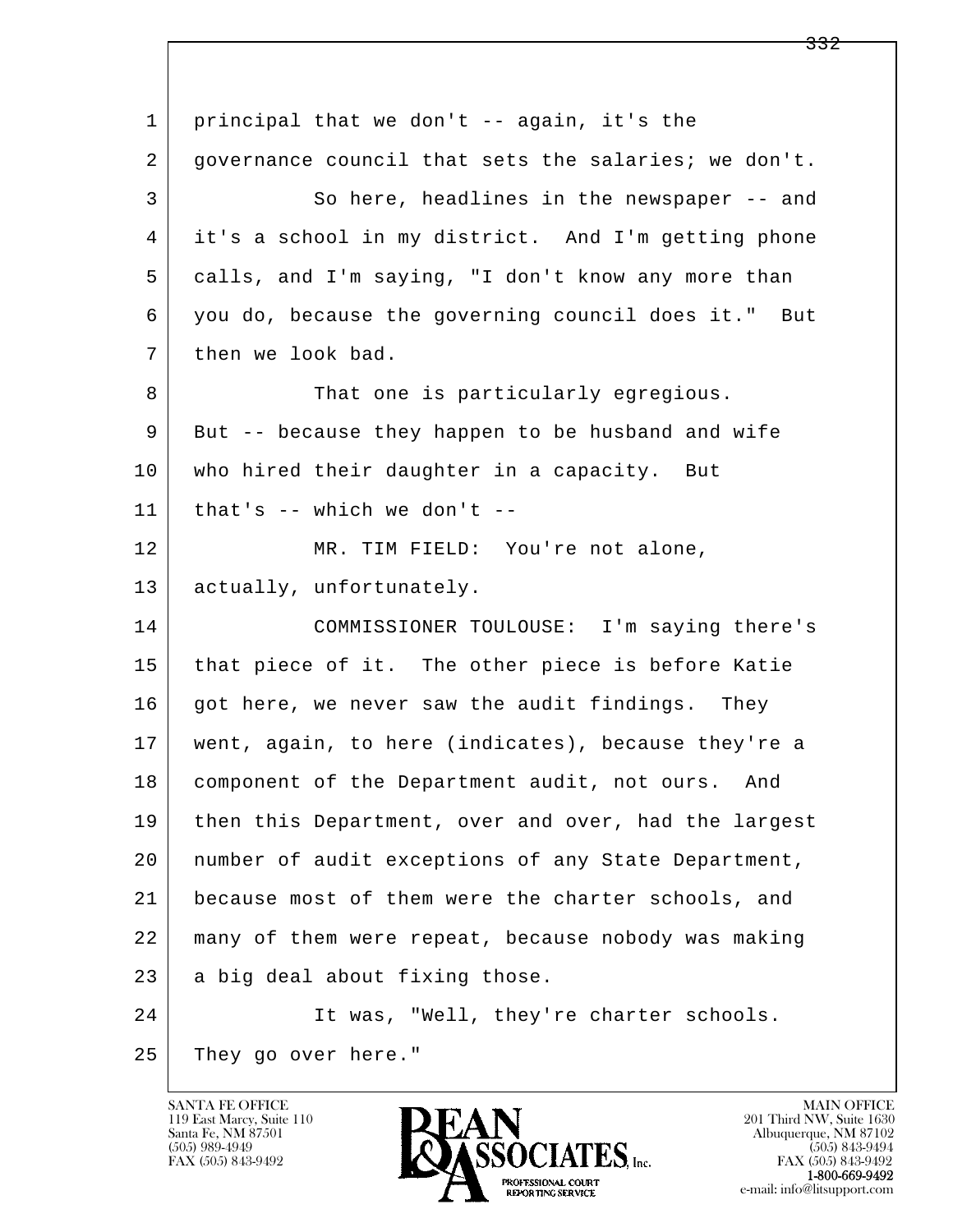principal that we don't -- again, it's the governance council that sets the salaries; we don't.

So here, headlines in the newspaper -- and it's a school in my district. And I'm getting phone calls, and I'm saying, "I don't know any more than you do, because the governing council does it." But then we look bad.

That one is particularly egregious. But -- because they happen to be husband and wife who hired their daughter in a capacity. But that's -- which we don't --

MR. TIM FIELD: You're not alone, actually, unfortunately.

COMMISSIONER TOULOUSE: I'm saying there's that piece of it. The other piece is before Katie got here, we never saw the audit findings. They went, again, to here (indicates), because they're a component of the Department audit, not ours. And then this Department, over and over, had the largest number of audit exceptions of any State Department, because most of them were the charter schools, and many of them were repeat, because nobody was making a big deal about fixing those.

It was, "Well, they're charter schools. They go over here."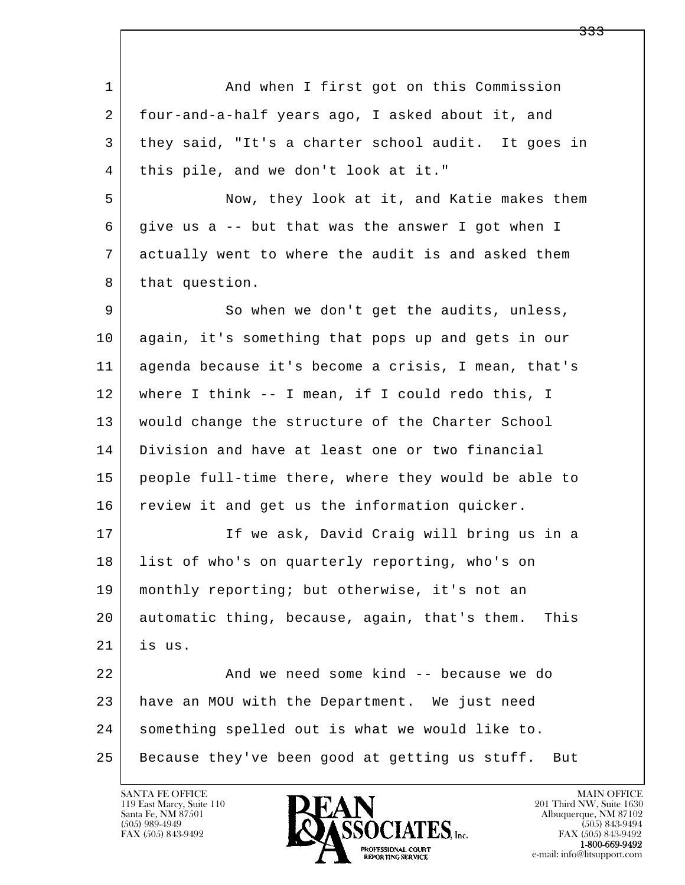1 And when I first got on this Commission
2 four-and-a-half years ago, I asked about it, and
3 they said, "It's a charter school audit. It goes in
4 this pile, and we don't look at it."
5 Now, they look at it, and Katie makes them
6 give us a -- but that was the answer I got when I
7 actually went to where the audit is and asked them
8 that question.
9 So when we don't get the audits, unless,
10 again, it's something that pops up and gets in our
11 agenda because it's become a crisis, I mean, that's
12 where I think -- I mean, if I could redo this, I
13 would change the structure of the Charter School
14 Division and have at least one or two financial
15 people full-time there, where they would be able to
16 review it and get us the information quicker.
17 If we ask, David Craig will bring us in a
18 list of who's on quarterly reporting, who's on
19 monthly reporting; but otherwise, it's not an
20 automatic thing, because, again, that's them. This
21 is us.
22 And we need some kind -- because we do
23 have an MOU with the Department. We just need
24 something spelled out is what we would like to.
25 Because they've been good at getting us stuff. But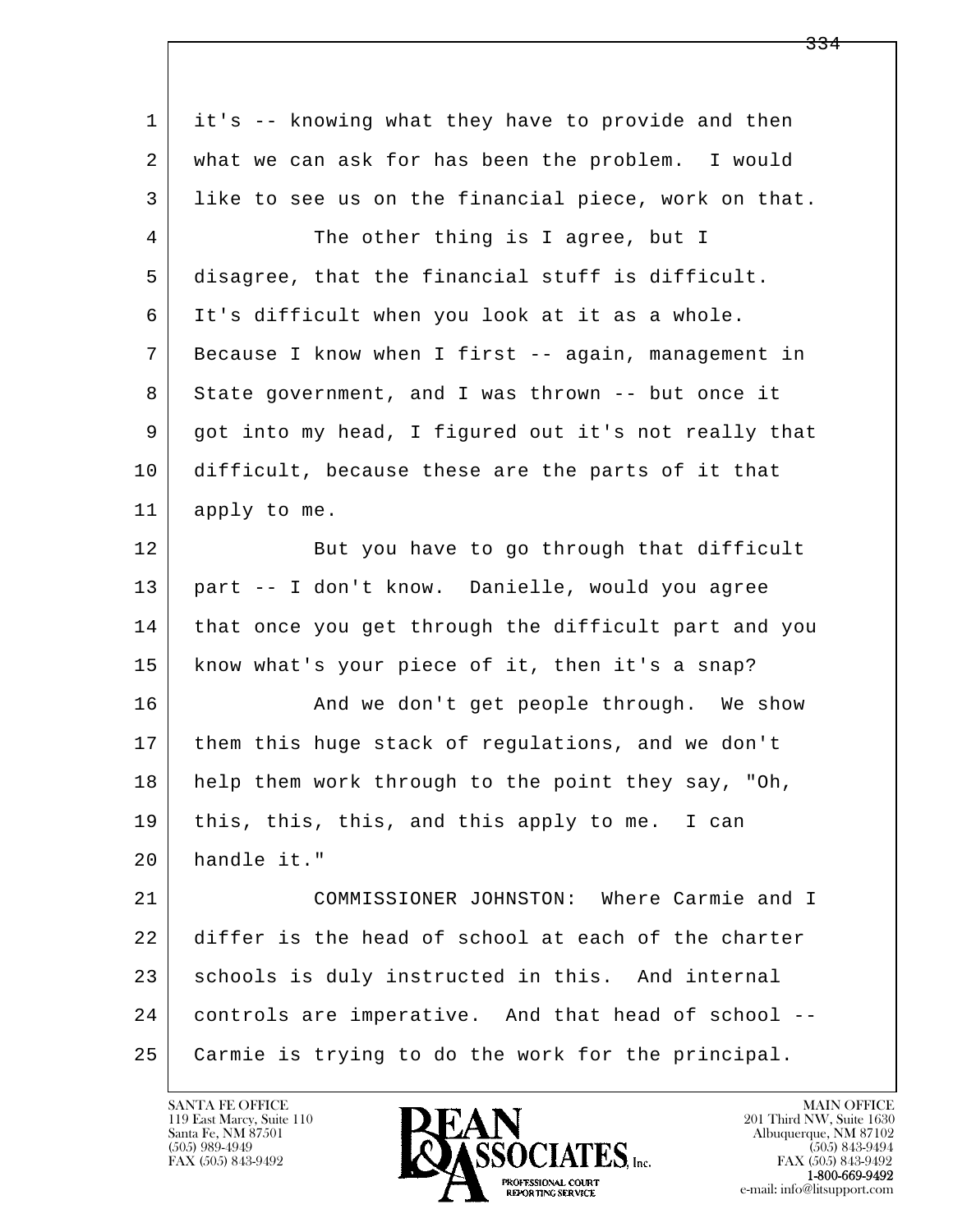1 it's -- knowing what they have to provide and then
2 what we can ask for has been the problem. I would
3 like to see us on the financial piece, work on that.
4 The other thing is I agree, but I
5 disagree, that the financial stuff is difficult.
6 It's difficult when you look at it as a whole.
7 Because I know when I first -- again, management in
8 State government, and I was thrown -- but once it
9 got into my head, I figured out it's not really that
10 difficult, because these are the parts of it that
11 apply to me.
12 But you have to go through that difficult
13 part -- I don't know. Danielle, would you agree
14 that once you get through the difficult part and you
15 know what's your piece of it, then it's a snap?
16 And we don't get people through. We show
17 them this huge stack of regulations, and we don't
18 help them work through to the point they say, "Oh,
19 this, this, this, and this apply to me. I can
20 handle it."
21 COMMISSIONER JOHNSTON: Where Carmie and I
22 differ is the head of school at each of the charter
23 schools is duly instructed in this. And internal
24 controls are imperative. And that head of school --
25 Carmie is trying to do the work for the principal.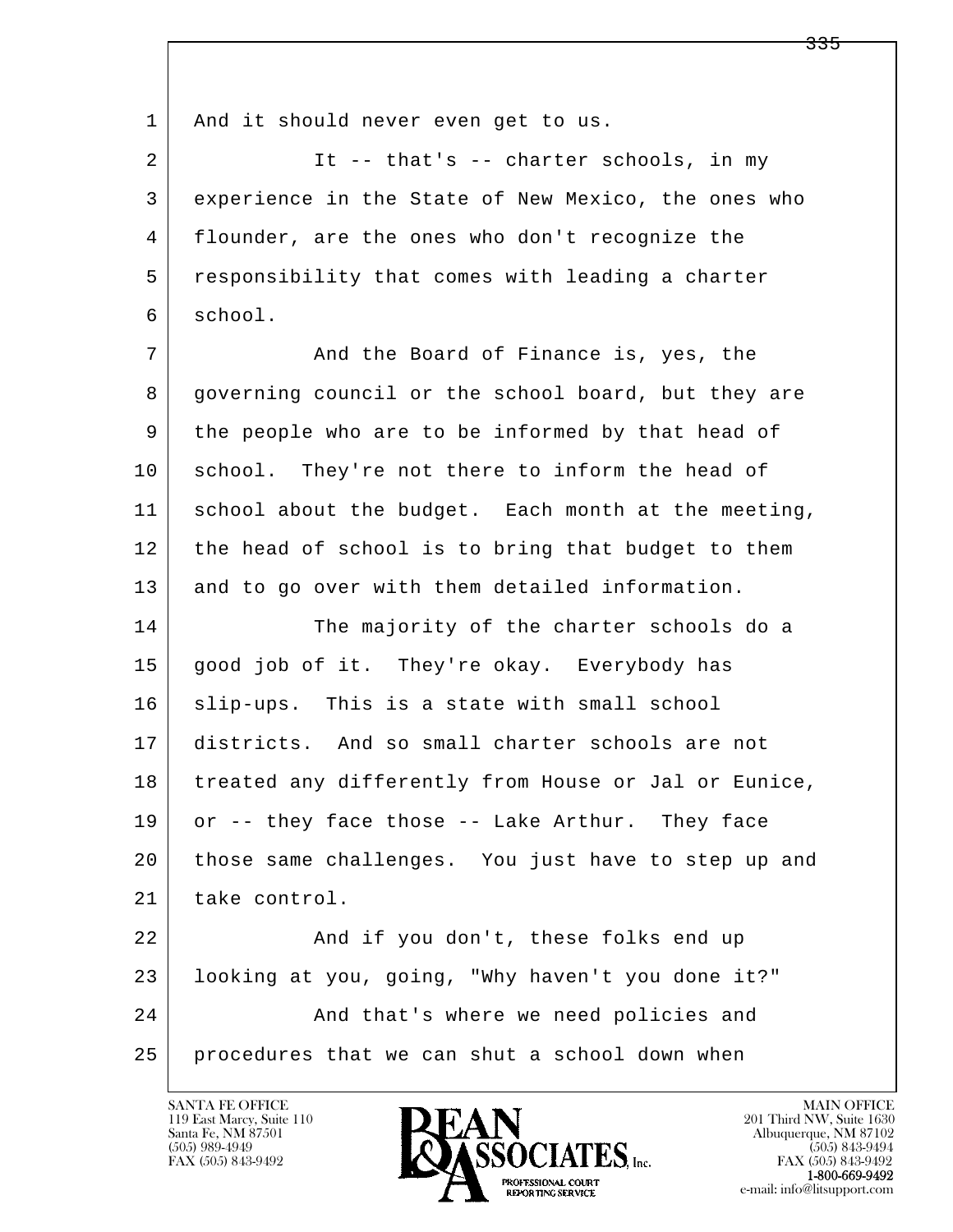And it should never even get to us.

It -- that's -- charter schools, in my experience in the State of New Mexico, the ones who flounder, are the ones who don't recognize the responsibility that comes with leading a charter school.

And the Board of Finance is, yes, the governing council or the school board, but they are the people who are to be informed by that head of school. They're not there to inform the head of school about the budget. Each month at the meeting, the head of school is to bring that budget to them and to go over with them detailed information.

The majority of the charter schools do a good job of it. They're okay. Everybody has slip-ups. This is a state with small school districts. And so small charter schools are not treated any differently from House or Jal or Eunice, or -- they face those -- Lake Arthur. They face those same challenges. You just have to step up and take control.

And if you don't, these folks end up looking at you, going, "Why haven't you done it?"

And that's where we need policies and procedures that we can shut a school down when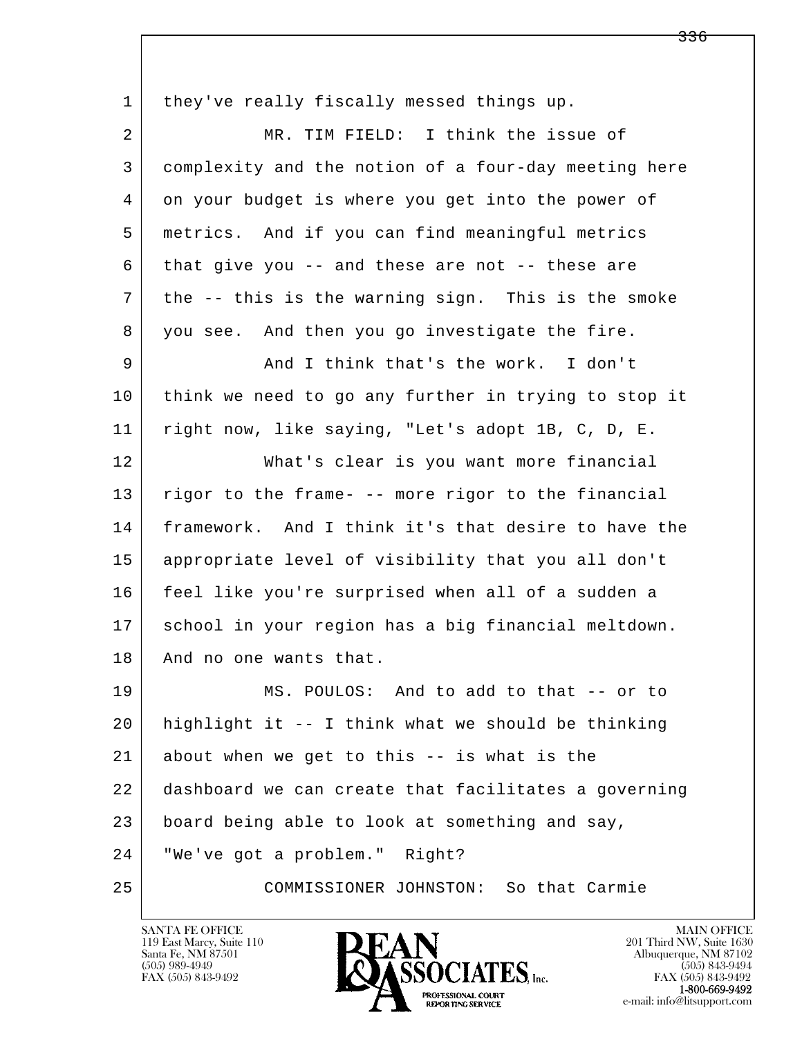they've really fiscally messed things up.

MR. TIM FIELD: I think the issue of complexity and the notion of a four-day meeting here on your budget is where you get into the power of metrics. And if you can find meaningful metrics that give you -- and these are not -- these are the -- this is the warning sign. This is the smoke you see. And then you go investigate the fire.

And I think that's the work. I don't think we need to go any further in trying to stop it right now, like saying, "Let's adopt 1B, C, D, E.

What's clear is you want more financial rigor to the frame- -- more rigor to the financial framework. And I think it's that desire to have the appropriate level of visibility that you all don't feel like you're surprised when all of a sudden a school in your region has a big financial meltdown. And no one wants that.

MS. POULOS: And to add to that -- or to highlight it -- I think what we should be thinking about when we get to this -- is what is the dashboard we can create that facilitates a governing board being able to look at something and say, "We've got a problem." Right?

COMMISSIONER JOHNSTON: So that Carmie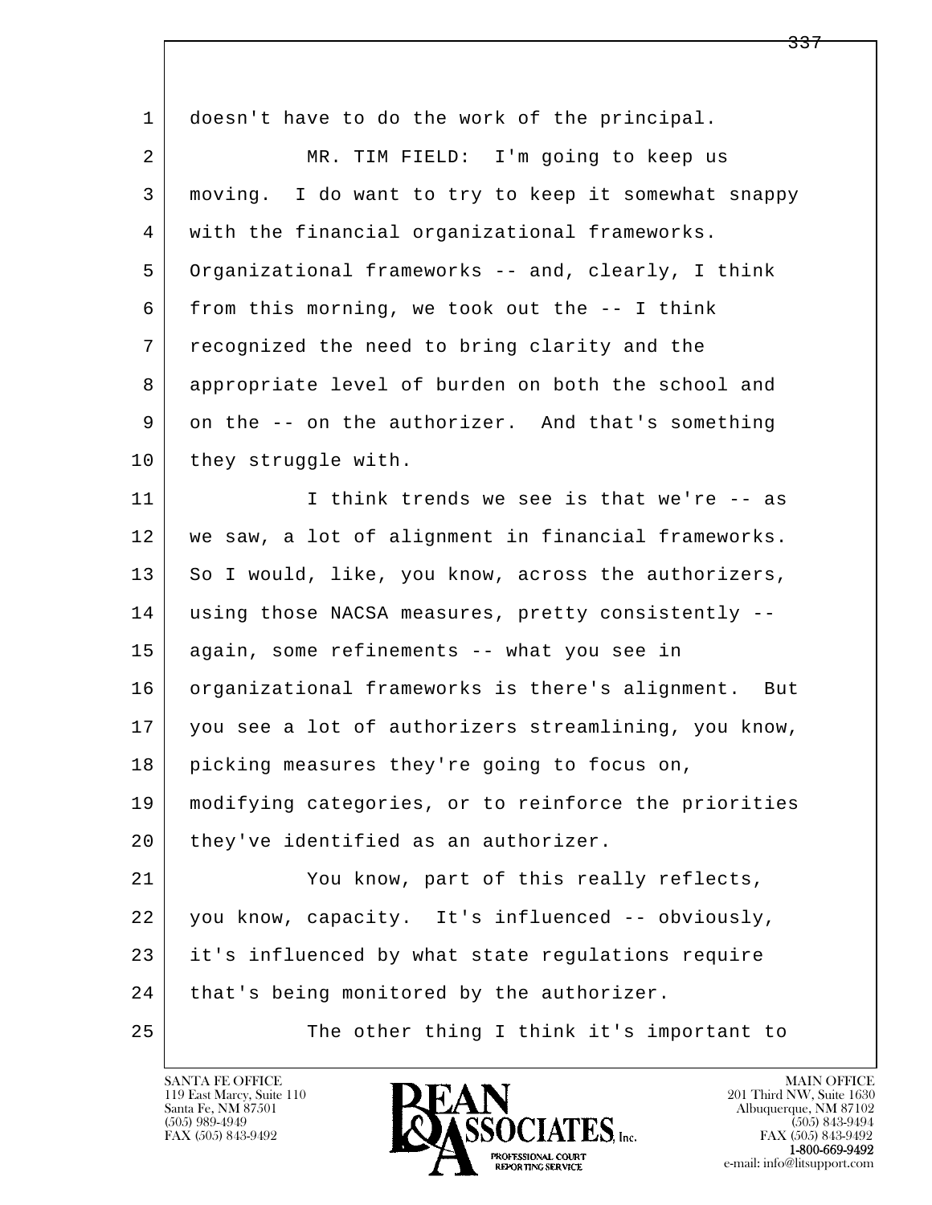1 doesn't have to do the work of the principal.

2 MR. TIM FIELD: I'm going to keep us
3 moving. I do want to try to keep it somewhat snappy
4 with the financial organizational frameworks.
5 Organizational frameworks -- and, clearly, I think
6 from this morning, we took out the -- I think
7 recognized the need to bring clarity and the
8 appropriate level of burden on both the school and
9 on the -- on the authorizer. And that's something
10 they struggle with.

11 I think trends we see is that we're -- as
12 we saw, a lot of alignment in financial frameworks.
13 So I would, like, you know, across the authorizers,
14 using those NACSA measures, pretty consistently --
15 again, some refinements -- what you see in
16 organizational frameworks is there's alignment. But
17 you see a lot of authorizers streamlining, you know,
18 picking measures they're going to focus on,
19 modifying categories, or to reinforce the priorities
20 they've identified as an authorizer.

21 You know, part of this really reflects,
22 you know, capacity. It's influenced -- obviously,
23 it's influenced by what state regulations require
24 that's being monitored by the authorizer.

25 The other thing I think it's important to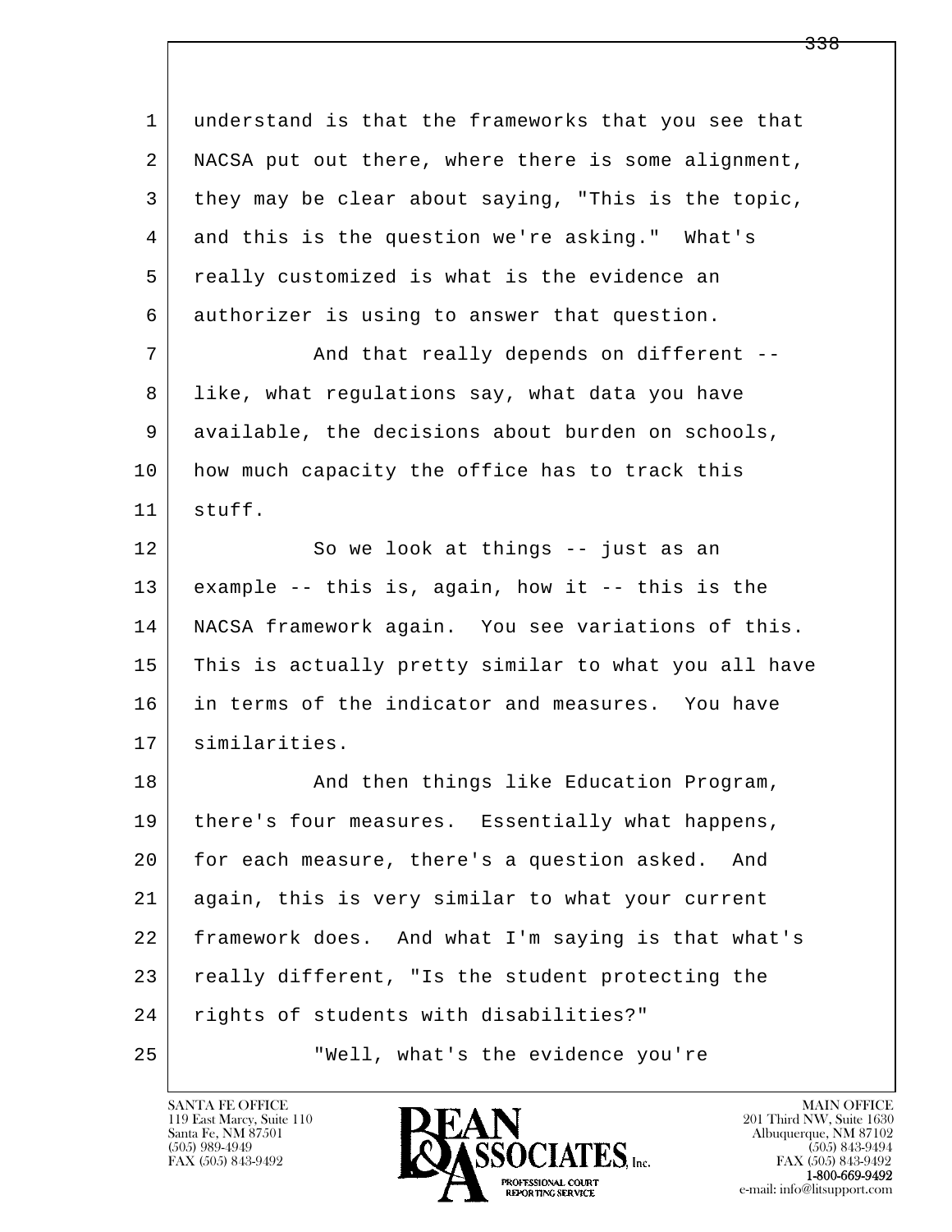understand is that the frameworks that you see that NACSA put out there, where there is some alignment, they may be clear about saying, "This is the topic, and this is the question we're asking." What's really customized is what is the evidence an authorizer is using to answer that question.

And that really depends on different -- like, what regulations say, what data you have available, the decisions about burden on schools, how much capacity the office has to track this stuff.

So we look at things -- just as an example -- this is, again, how it -- this is the NACSA framework again. You see variations of this. This is actually pretty similar to what you all have in terms of the indicator and measures. You have similarities.

And then things like Education Program, there's four measures. Essentially what happens, for each measure, there's a question asked. And again, this is very similar to what your current framework does. And what I'm saying is that what's really different, "Is the student protecting the rights of students with disabilities?"

"Well, what's the evidence you're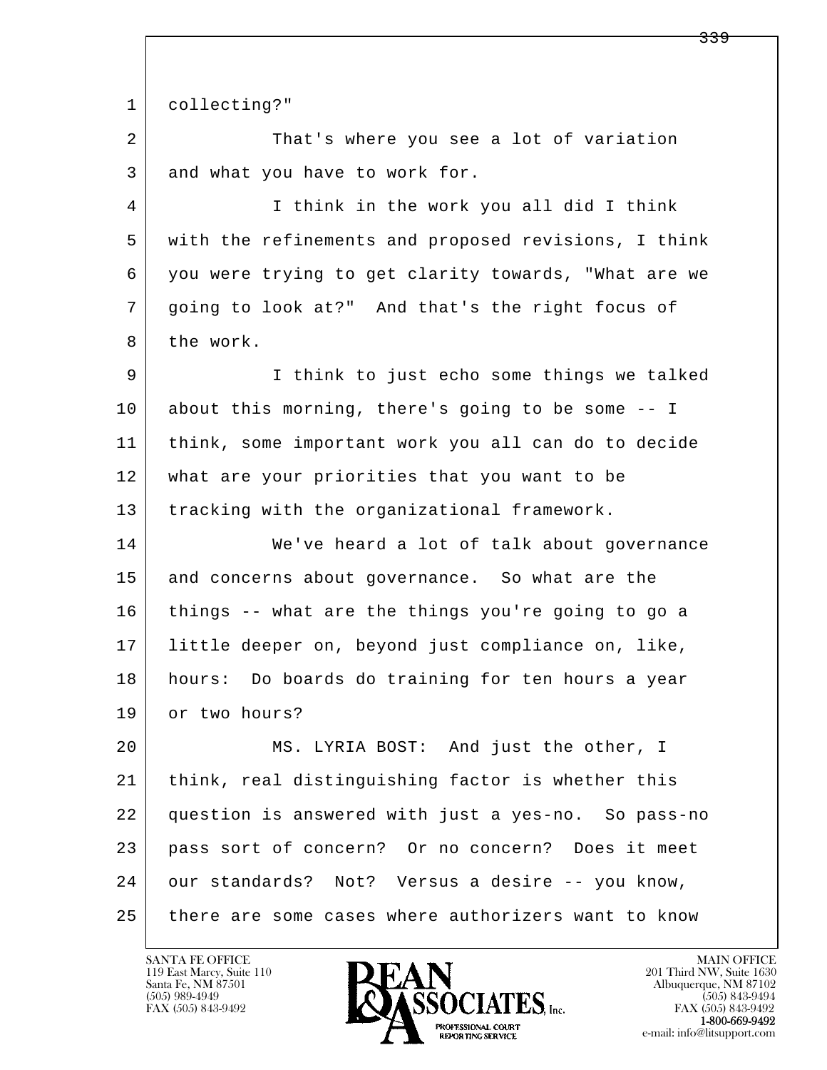collecting?"

That's where you see a lot of variation and what you have to work for.

I think in the work you all did I think with the refinements and proposed revisions, I think you were trying to get clarity towards, "What are we going to look at?" And that's the right focus of the work.

I think to just echo some things we talked about this morning, there's going to be some -- I think, some important work you all can do to decide what are your priorities that you want to be tracking with the organizational framework.

We've heard a lot of talk about governance and concerns about governance. So what are the things -- what are the things you're going to go a little deeper on, beyond just compliance on, like, hours: Do boards do training for ten hours a year or two hours?

MS. LYRIA BOST: And just the other, I think, real distinguishing factor is whether this question is answered with just a yes-no. So pass-no pass sort of concern? Or no concern? Does it meet our standards? Not? Versus a desire -- you know, there are some cases where authorizers want to know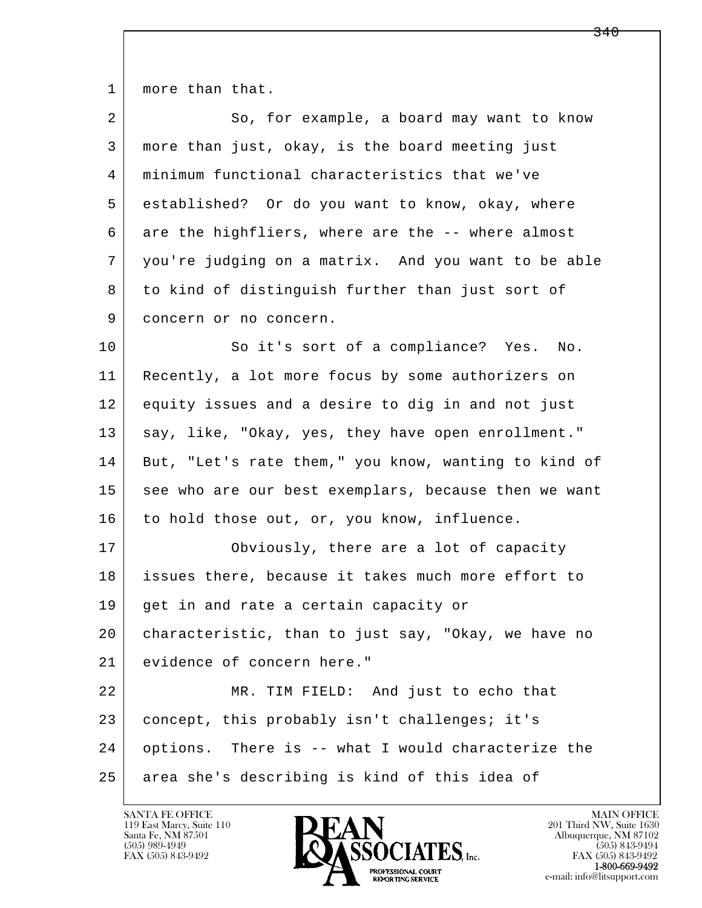more than that.

So, for example, a board may want to know more than just, okay, is the board meeting just minimum functional characteristics that we've established? Or do you want to know, okay, where are the highfliers, where are the -- where almost you're judging on a matrix. And you want to be able to kind of distinguish further than just sort of concern or no concern.

So it's sort of a compliance? Yes. No. Recently, a lot more focus by some authorizers on equity issues and a desire to dig in and not just say, like, "Okay, yes, they have open enrollment." But, "Let's rate them," you know, wanting to kind of see who are our best exemplars, because then we want to hold those out, or, you know, influence.

Obviously, there are a lot of capacity issues there, because it takes much more effort to get in and rate a certain capacity or characteristic, than to just say, "Okay, we have no evidence of concern here."

MR. TIM FIELD: And just to echo that concept, this probably isn't challenges; it's options. There is -- what I would characterize the area she's describing is kind of this idea of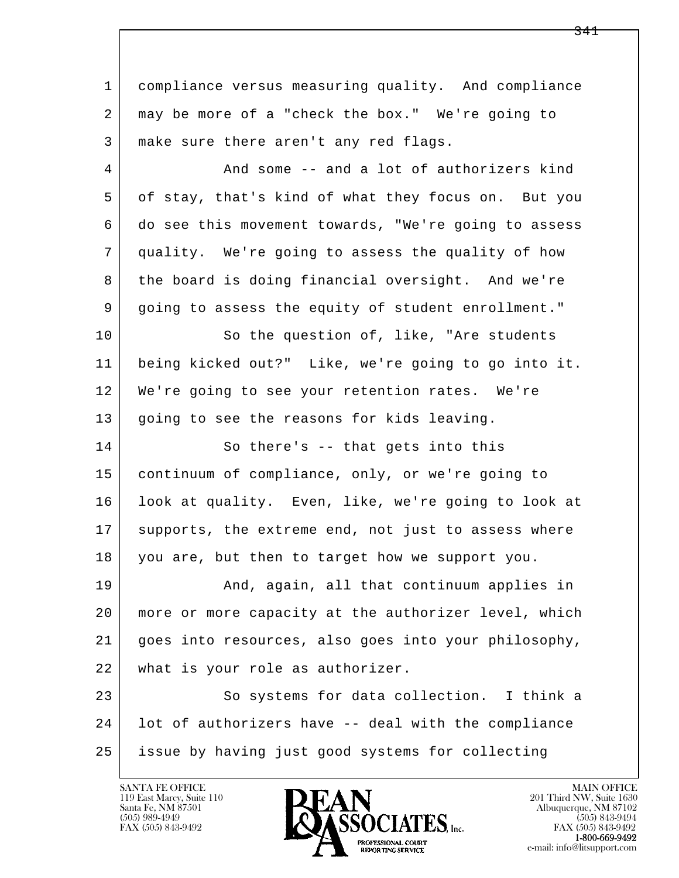compliance versus measuring quality. And compliance may be more of a "check the box." We're going to make sure there aren't any red flags.

And some -- and a lot of authorizers kind of stay, that's kind of what they focus on. But you do see this movement towards, "We're going to assess quality. We're going to assess the quality of how the board is doing financial oversight. And we're going to assess the equity of student enrollment."

So the question of, like, "Are students being kicked out?" Like, we're going to go into it. We're going to see your retention rates. We're going to see the reasons for kids leaving.

So there's -- that gets into this continuum of compliance, only, or we're going to look at quality. Even, like, we're going to look at supports, the extreme end, not just to assess where you are, but then to target how we support you.

And, again, all that continuum applies in more or more capacity at the authorizer level, which goes into resources, also goes into your philosophy, what is your role as authorizer.

So systems for data collection. I think a lot of authorizers have -- deal with the compliance issue by having just good systems for collecting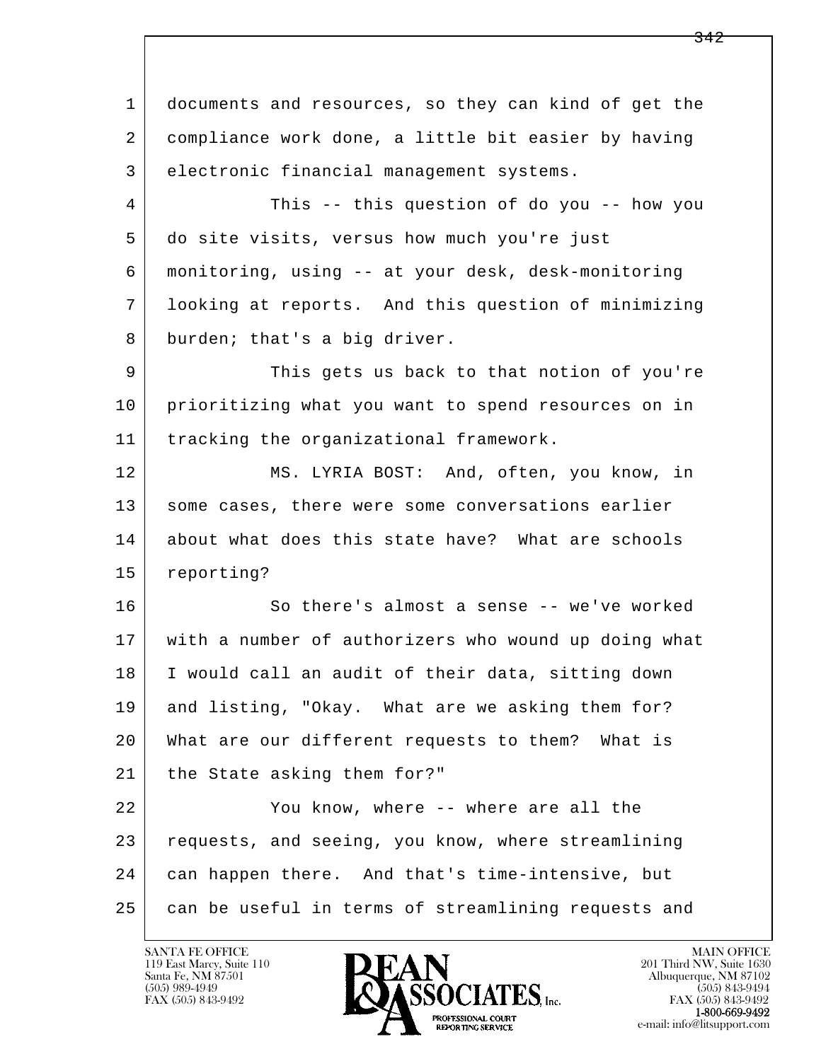documents and resources, so they can kind of get the compliance work done, a little bit easier by having electronic financial management systems.

This -- this question of do you -- how you do site visits, versus how much you're just monitoring, using -- at your desk, desk-monitoring looking at reports. And this question of minimizing burden; that's a big driver.

This gets us back to that notion of you're prioritizing what you want to spend resources on in tracking the organizational framework.

MS. LYRIA BOST: And, often, you know, in some cases, there were some conversations earlier about what does this state have? What are schools reporting?

So there's almost a sense -- we've worked with a number of authorizers who wound up doing what I would call an audit of their data, sitting down and listing, "Okay. What are we asking them for? What are our different requests to them? What is the State asking them for?"

You know, where -- where are all the requests, and seeing, you know, where streamlining can happen there. And that's time-intensive, but can be useful in terms of streamlining requests and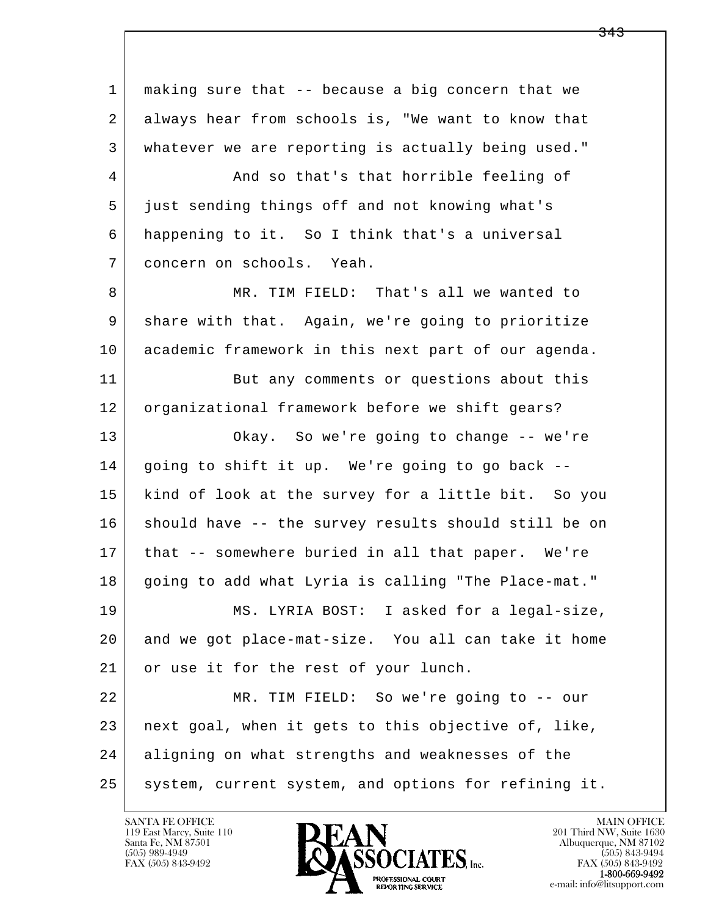1 making sure that -- because a big concern that we
2 always hear from schools is, "We want to know that
3 whatever we are reporting is actually being used."
4 And so that's that horrible feeling of
5 just sending things off and not knowing what's
6 happening to it. So I think that's a universal
7 concern on schools. Yeah.
8 MR. TIM FIELD: That's all we wanted to
9 share with that. Again, we're going to prioritize
10 academic framework in this next part of our agenda.
11 But any comments or questions about this
12 organizational framework before we shift gears?
13 Okay. So we're going to change -- we're
14 going to shift it up. We're going to go back --
15 kind of look at the survey for a little bit. So you
16 should have -- the survey results should still be on
17 that -- somewhere buried in all that paper. We're
18 going to add what Lyria is calling "The Place-mat."
19 MS. LYRIA BOST: I asked for a legal-size,
20 and we got place-mat-size. You all can take it home
21 or use it for the rest of your lunch.
22 MR. TIM FIELD: So we're going to -- our
23 next goal, when it gets to this objective of, like,
24 aligning on what strengths and weaknesses of the
25 system, current system, and options for refining it.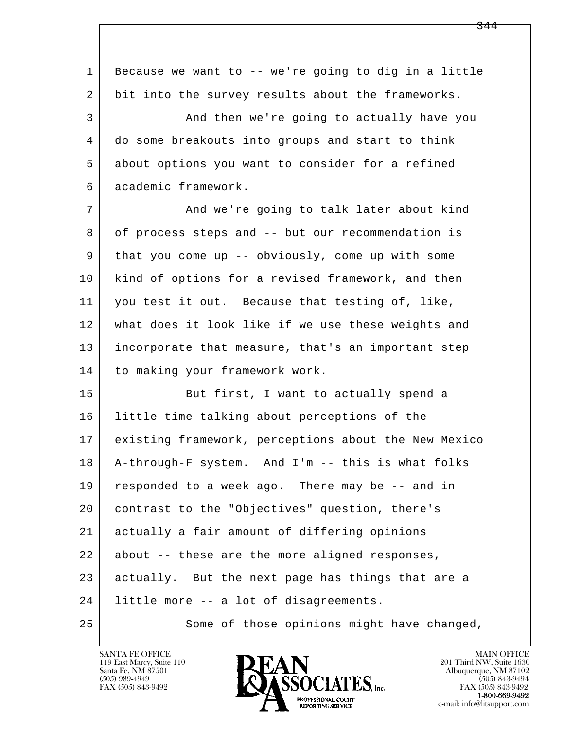Because we want to -- we're going to dig in a little bit into the survey results about the frameworks.

And then we're going to actually have you do some breakouts into groups and start to think about options you want to consider for a refined academic framework.

And we're going to talk later about kind of process steps and -- but our recommendation is that you come up -- obviously, come up with some kind of options for a revised framework, and then you test it out. Because that testing of, like, what does it look like if we use these weights and incorporate that measure, that's an important step to making your framework work.

But first, I want to actually spend a little time talking about perceptions of the existing framework, perceptions about the New Mexico A-through-F system. And I'm -- this is what folks responded to a week ago. There may be -- and in contrast to the "Objectives" question, there's actually a fair amount of differing opinions about -- these are the more aligned responses, actually. But the next page has things that are a little more -- a lot of disagreements.

Some of those opinions might have changed,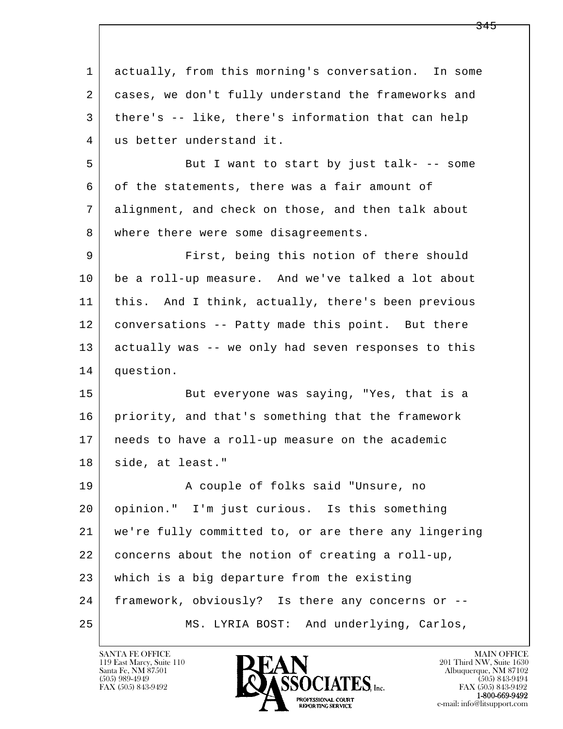actually, from this morning's conversation. In some cases, we don't fully understand the frameworks and there's -- like, there's information that can help us better understand it.

But I want to start by just talk- -- some of the statements, there was a fair amount of alignment, and check on those, and then talk about where there were some disagreements.

First, being this notion of there should be a roll-up measure. And we've talked a lot about this. And I think, actually, there's been previous conversations -- Patty made this point. But there actually was -- we only had seven responses to this question.

But everyone was saying, "Yes, that is a priority, and that's something that the framework needs to have a roll-up measure on the academic side, at least."

A couple of folks said "Unsure, no opinion." I'm just curious. Is this something we're fully committed to, or are there any lingering concerns about the notion of creating a roll-up, which is a big departure from the existing framework, obviously? Is there any concerns or --

MS. LYRIA BOST: And underlying, Carlos,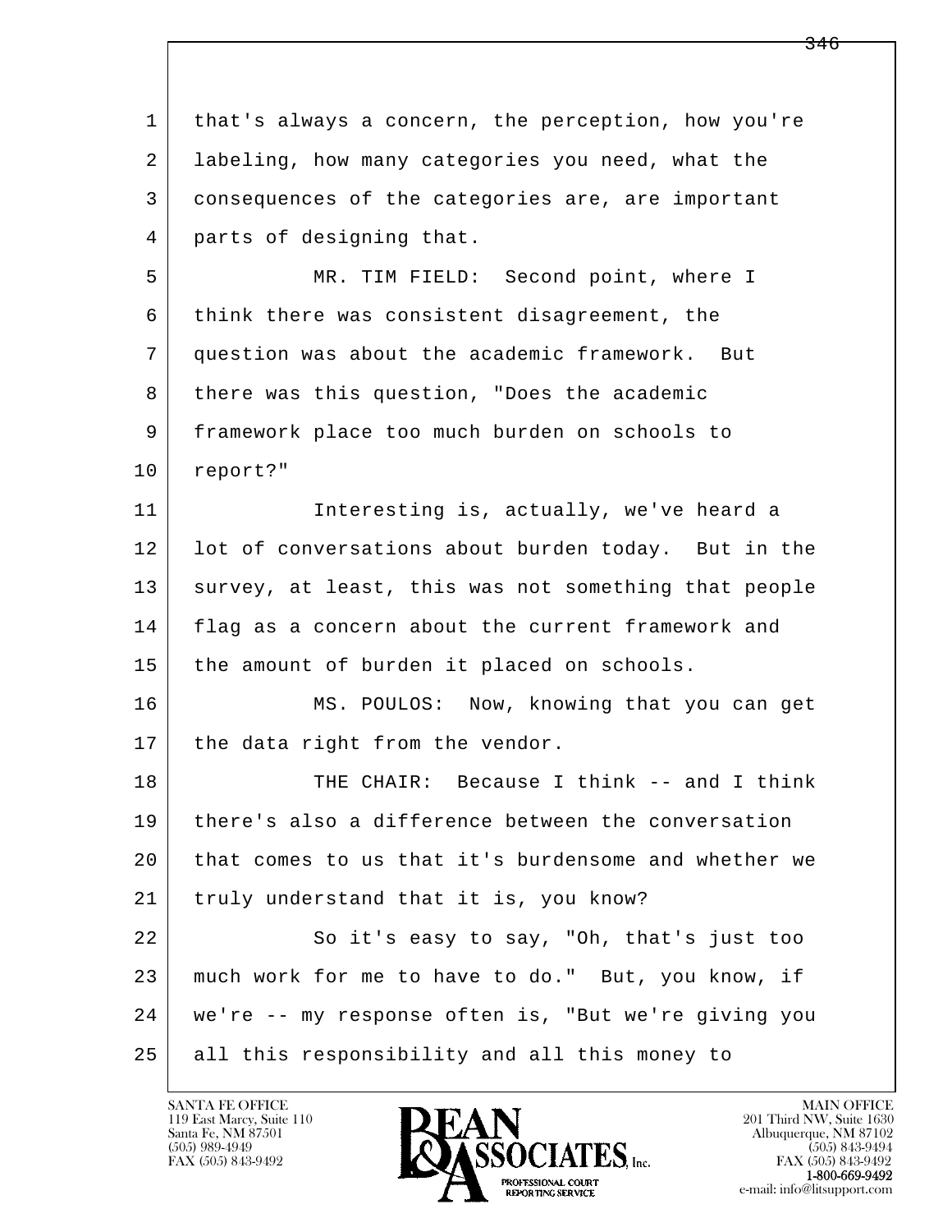that's always a concern, the perception, how you're labeling, how many categories you need, what the consequences of the categories are, are important parts of designing that.

MR. TIM FIELD: Second point, where I think there was consistent disagreement, the question was about the academic framework. But there was this question, "Does the academic framework place too much burden on schools to report?"

Interesting is, actually, we've heard a lot of conversations about burden today. But in the survey, at least, this was not something that people flag as a concern about the current framework and the amount of burden it placed on schools.

MS. POULOS: Now, knowing that you can get the data right from the vendor.

THE CHAIR: Because I think -- and I think there's also a difference between the conversation that comes to us that it's burdensome and whether we truly understand that it is, you know?

So it's easy to say, "Oh, that's just too much work for me to have to do." But, you know, if we're -- my response often is, "But we're giving you all this responsibility and all this money to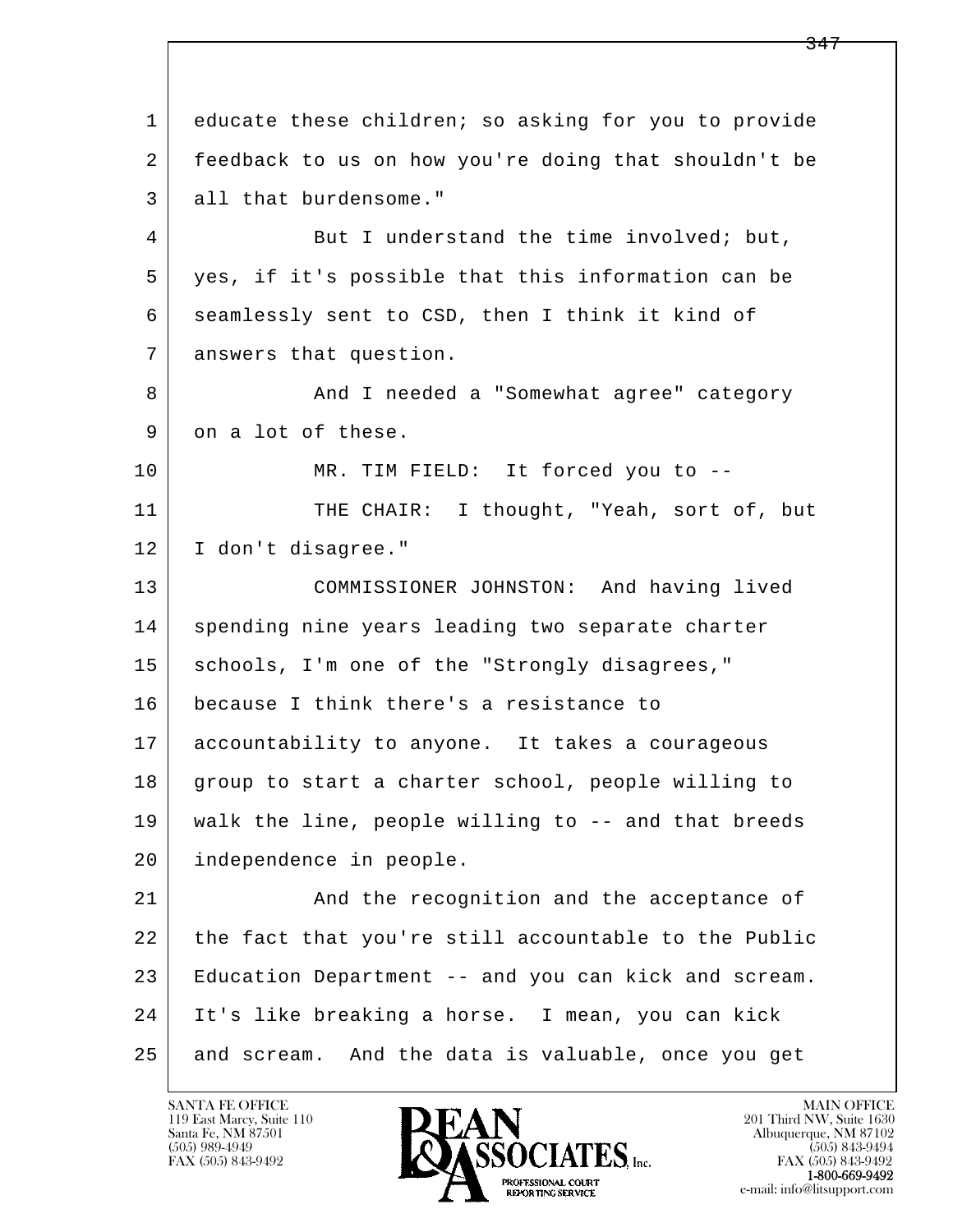educate these children; so asking for you to provide feedback to us on how you're doing that shouldn't be all that burdensome."

But I understand the time involved; but, yes, if it's possible that this information can be seamlessly sent to CSD, then I think it kind of answers that question.

And I needed a "Somewhat agree" category on a lot of these.

MR. TIM FIELD: It forced you to --

THE CHAIR: I thought, "Yeah, sort of, but I don't disagree."

COMMISSIONER JOHNSTON: And having lived spending nine years leading two separate charter schools, I'm one of the "Strongly disagrees," because I think there's a resistance to accountability to anyone. It takes a courageous group to start a charter school, people willing to walk the line, people willing to -- and that breeds independence in people.

And the recognition and the acceptance of the fact that you're still accountable to the Public Education Department -- and you can kick and scream. It's like breaking a horse. I mean, you can kick and scream. And the data is valuable, once you get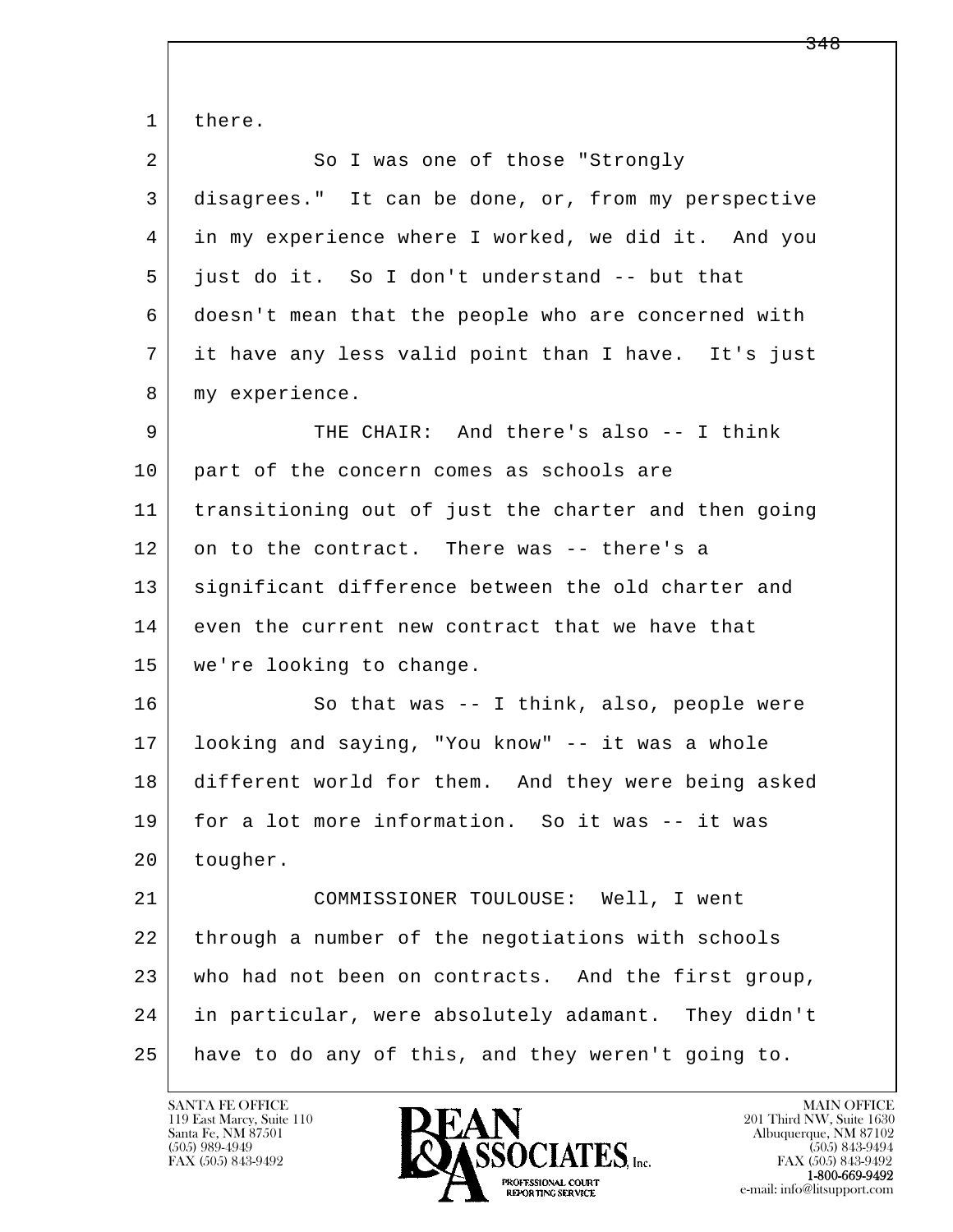there.

So I was one of those "Strongly disagrees." It can be done, or, from my perspective in my experience where I worked, we did it. And you just do it. So I don't understand -- but that doesn't mean that the people who are concerned with it have any less valid point than I have. It's just my experience.

THE CHAIR: And there's also -- I think part of the concern comes as schools are transitioning out of just the charter and then going on to the contract. There was -- there's a significant difference between the old charter and even the current new contract that we have that we're looking to change.

So that was -- I think, also, people were looking and saying, "You know" -- it was a whole different world for them. And they were being asked for a lot more information. So it was -- it was tougher.

COMMISSIONER TOULOUSE: Well, I went through a number of the negotiations with schools who had not been on contracts. And the first group, in particular, were absolutely adamant. They didn't have to do any of this, and they weren't going to.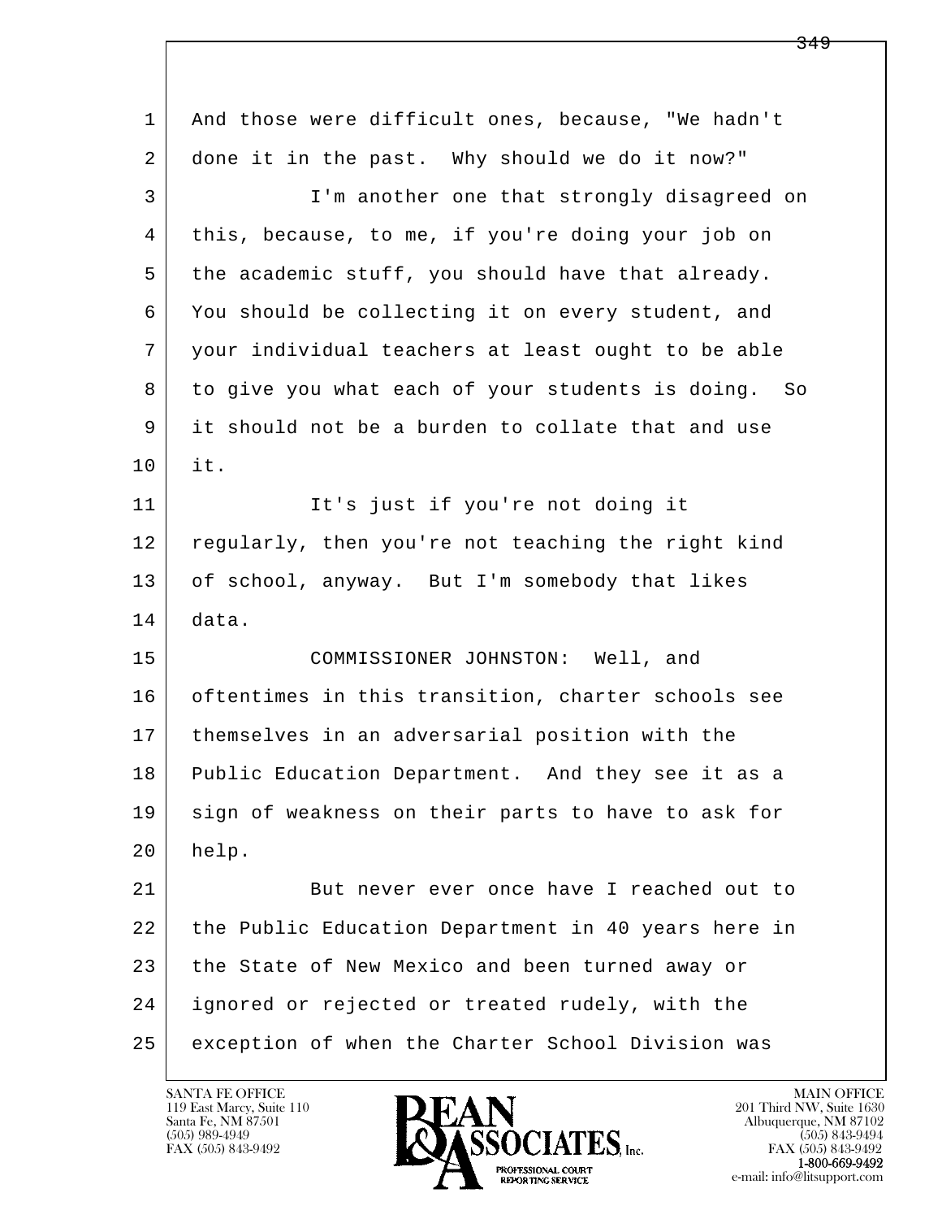And those were difficult ones, because, "We hadn't done it in the past. Why should we do it now?"

I'm another one that strongly disagreed on this, because, to me, if you're doing your job on the academic stuff, you should have that already. You should be collecting it on every student, and your individual teachers at least ought to be able to give you what each of your students is doing. So it should not be a burden to collate that and use it.

It's just if you're not doing it regularly, then you're not teaching the right kind of school, anyway. But I'm somebody that likes data.

COMMISSIONER JOHNSTON: Well, and oftentimes in this transition, charter schools see themselves in an adversarial position with the Public Education Department. And they see it as a sign of weakness on their parts to have to ask for help.

But never ever once have I reached out to the Public Education Department in 40 years here in the State of New Mexico and been turned away or ignored or rejected or treated rudely, with the exception of when the Charter School Division was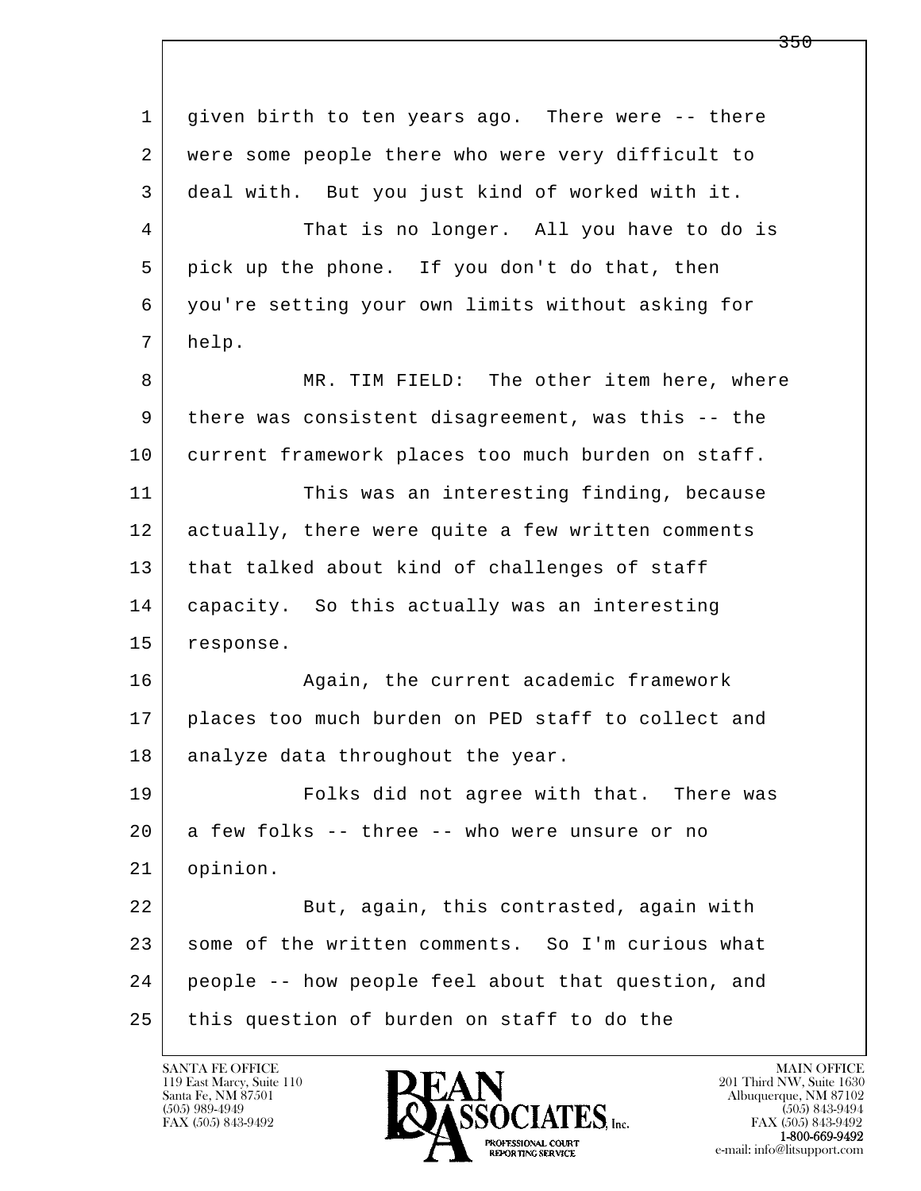1 given birth to ten years ago. There were -- there
2 were some people there who were very difficult to
3 deal with. But you just kind of worked with it.
4 That is no longer. All you have to do is
5 pick up the phone. If you don't do that, then
6 you're setting your own limits without asking for
7 help.
8 MR. TIM FIELD: The other item here, where
9 there was consistent disagreement, was this -- the
10 current framework places too much burden on staff.
11 This was an interesting finding, because
12 actually, there were quite a few written comments
13 that talked about kind of challenges of staff
14 capacity. So this actually was an interesting
15 response.
16 Again, the current academic framework
17 places too much burden on PED staff to collect and
18 analyze data throughout the year.
19 Folks did not agree with that. There was
20 a few folks -- three -- who were unsure or no
21 opinion.
22 But, again, this contrasted, again with
23 some of the written comments. So I'm curious what
24 people -- how people feel about that question, and
25 this question of burden on staff to do the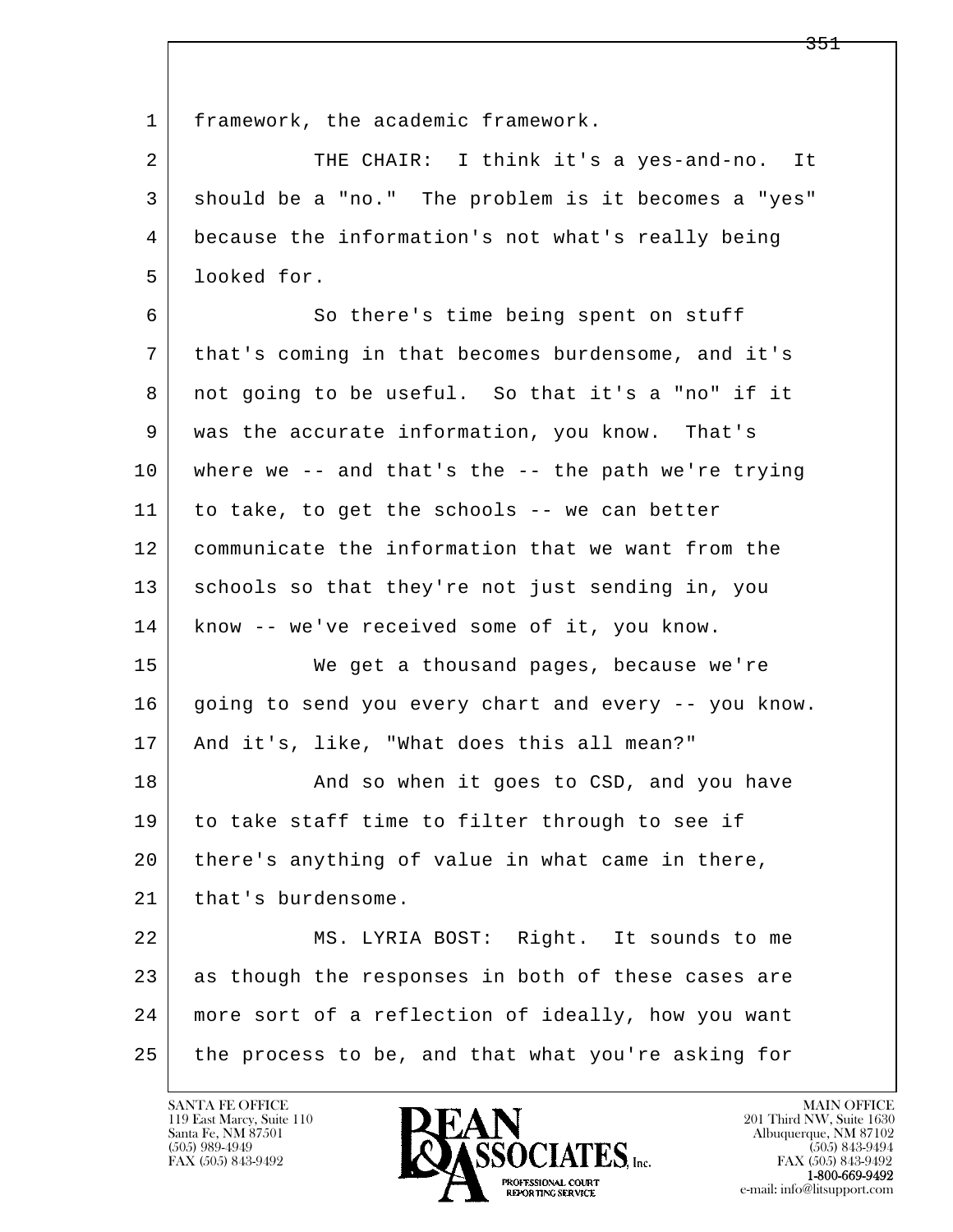framework, the academic framework.

THE CHAIR: I think it's a yes-and-no. It should be a "no." The problem is it becomes a "yes" because the information's not what's really being looked for.

So there's time being spent on stuff that's coming in that becomes burdensome, and it's not going to be useful. So that it's a "no" if it was the accurate information, you know. That's where we -- and that's the -- the path we're trying to take, to get the schools -- we can better communicate the information that we want from the schools so that they're not just sending in, you know -- we've received some of it, you know.

We get a thousand pages, because we're going to send you every chart and every -- you know. And it's, like, "What does this all mean?"

And so when it goes to CSD, and you have to take staff time to filter through to see if there's anything of value in what came in there, that's burdensome.

MS. LYRIA BOST: Right. It sounds to me as though the responses in both of these cases are more sort of a reflection of ideally, how you want the process to be, and that what you're asking for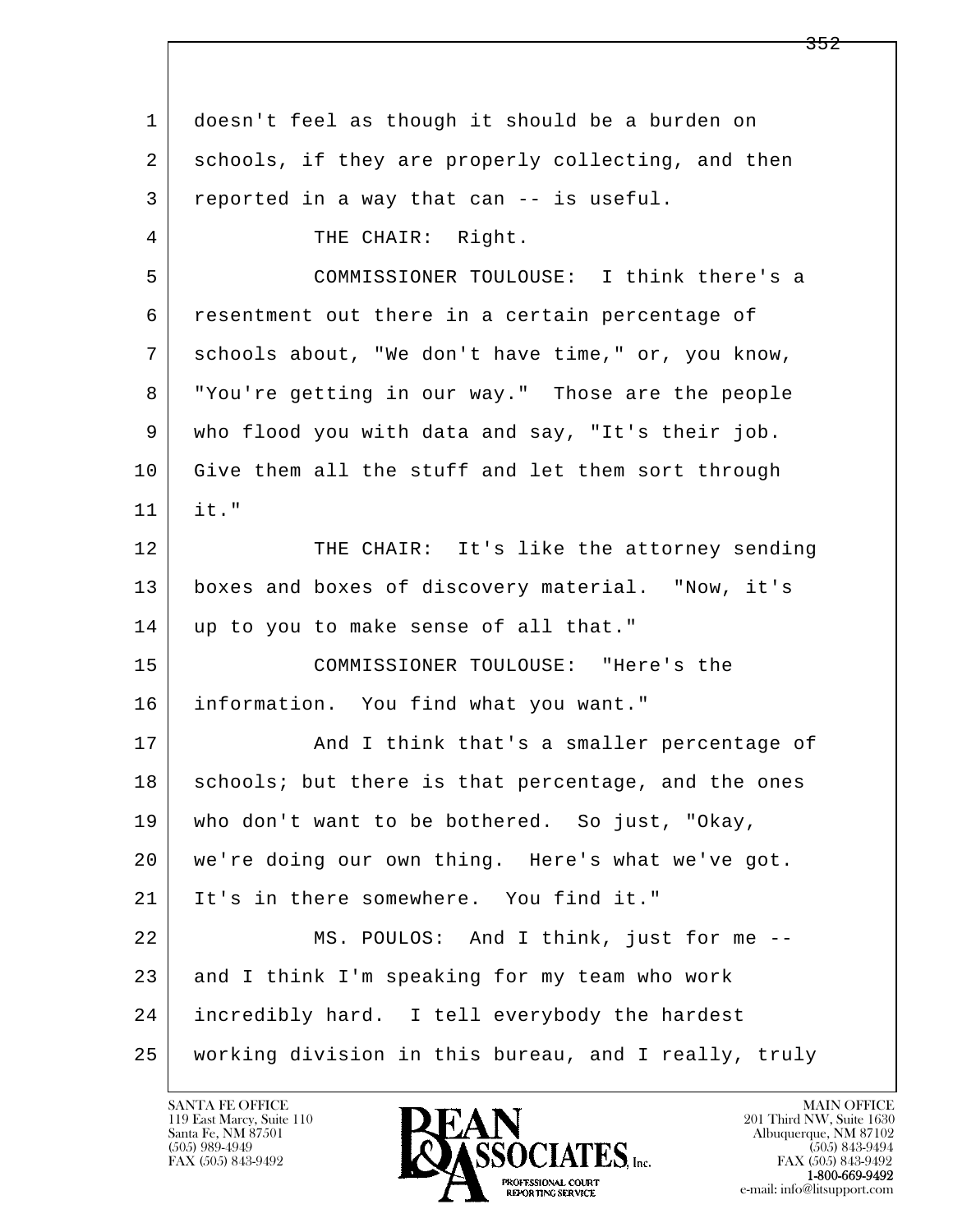doesn't feel as though it should be a burden on schools, if they are properly collecting, and then reported in a way that can -- is useful.

THE CHAIR: Right.

COMMISSIONER TOULOUSE: I think there's a resentment out there in a certain percentage of schools about, "We don't have time," or, you know, "You're getting in our way." Those are the people who flood you with data and say, "It's their job. Give them all the stuff and let them sort through it."

THE CHAIR: It's like the attorney sending boxes and boxes of discovery material. "Now, it's up to you to make sense of all that."

COMMISSIONER TOULOUSE: "Here's the information. You find what you want."

And I think that's a smaller percentage of schools; but there is that percentage, and the ones who don't want to be bothered. So just, "Okay, we're doing our own thing. Here's what we've got. It's in there somewhere. You find it."

MS. POULOS: And I think, just for me -- and I think I'm speaking for my team who work incredibly hard. I tell everybody the hardest working division in this bureau, and I really, truly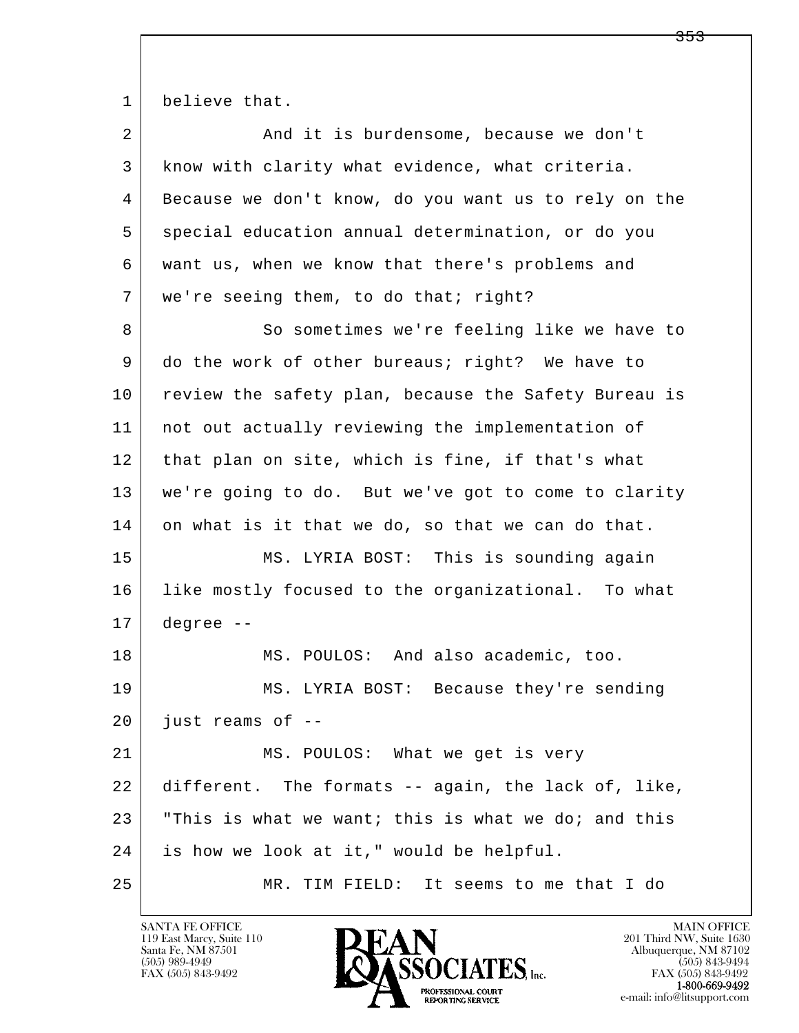believe that.

And it is burdensome, because we don't know with clarity what evidence, what criteria. Because we don't know, do you want us to rely on the special education annual determination, or do you want us, when we know that there's problems and we're seeing them, to do that; right?

So sometimes we're feeling like we have to do the work of other bureaus; right? We have to review the safety plan, because the Safety Bureau is not out actually reviewing the implementation of that plan on site, which is fine, if that's what we're going to do. But we've got to come to clarity on what is it that we do, so that we can do that.

MS. LYRIA BOST: This is sounding again like mostly focused to the organizational. To what degree --

MS. POULOS: And also academic, too.

MS. LYRIA BOST: Because they're sending just reams of --

MS. POULOS: What we get is very different. The formats -- again, the lack of, like, "This is what we want; this is what we do; and this is how we look at it," would be helpful.

MR. TIM FIELD: It seems to me that I do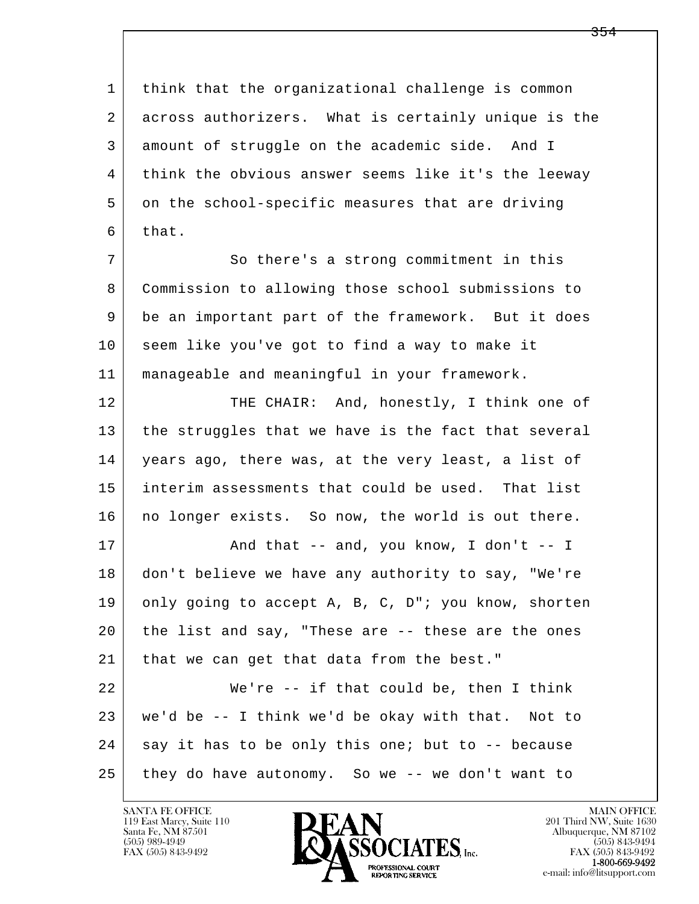think that the organizational challenge is common across authorizers. What is certainly unique is the amount of struggle on the academic side. And I think the obvious answer seems like it's the leeway on the school-specific measures that are driving that.

So there's a strong commitment in this Commission to allowing those school submissions to be an important part of the framework. But it does seem like you've got to find a way to make it manageable and meaningful in your framework.

THE CHAIR: And, honestly, I think one of the struggles that we have is the fact that several years ago, there was, at the very least, a list of interim assessments that could be used. That list no longer exists. So now, the world is out there.

And that -- and, you know, I don't -- I don't believe we have any authority to say, "We're only going to accept A, B, C, D"; you know, shorten the list and say, "These are -- these are the ones that we can get that data from the best."

We're -- if that could be, then I think we'd be -- I think we'd be okay with that. Not to say it has to be only this one; but to -- because they do have autonomy. So we -- we don't want to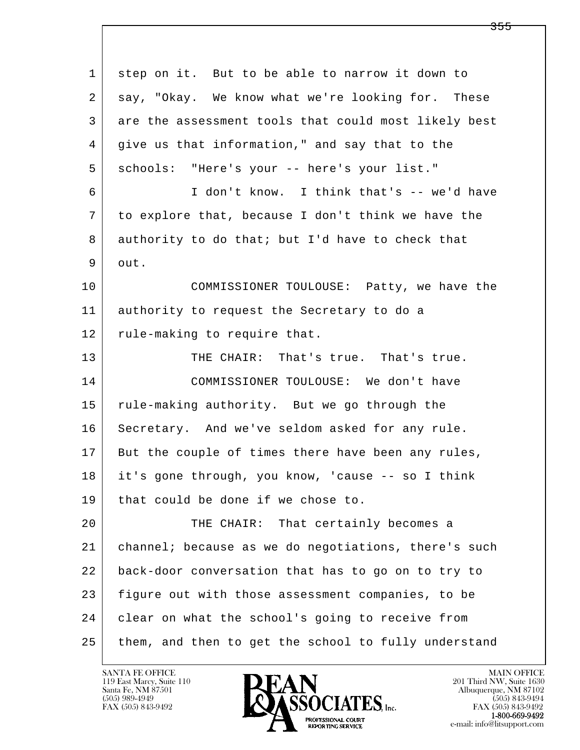step on it.  But to be able to narrow it down to say, "Okay.  We know what we're looking for.  These are the assessment tools that could most likely best give us that information," and say that to the schools:  "Here's your -- here's your list."

I don't know.  I think that's -- we'd have to explore that, because I don't think we have the authority to do that; but I'd have to check that out.

COMMISSIONER TOULOUSE:  Patty, we have the authority to request the Secretary to do a rule-making to require that.

THE CHAIR:  That's true.  That's true.

COMMISSIONER TOULOUSE:  We don't have rule-making authority.  But we go through the Secretary.  And we've seldom asked for any rule.  But the couple of times there have been any rules, it's gone through, you know, 'cause -- so I think that could be done if we chose to.

THE CHAIR:  That certainly becomes a channel; because as we do negotiations, there's such back-door conversation that has to go on to try to figure out with those assessment companies, to be clear on what the school's going to receive from them, and then to get the school to fully understand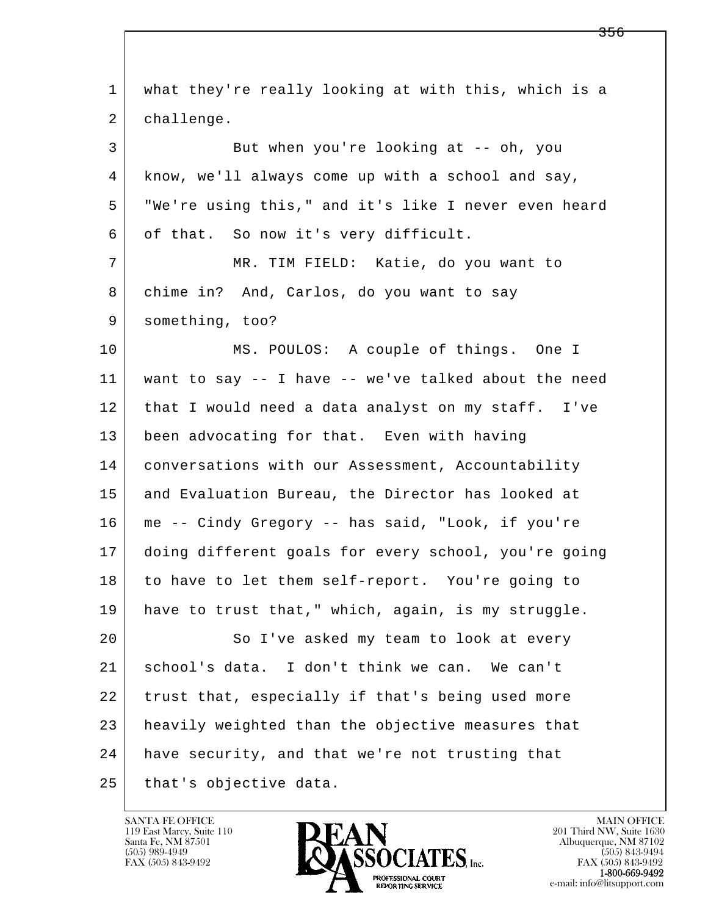1 what they're really looking at with this, which is a
2 challenge.

3 But when you're looking at -- oh, you
4 know, we'll always come up with a school and say,
5 "We're using this," and it's like I never even heard
6 of that. So now it's very difficult.

7 MR. TIM FIELD: Katie, do you want to
8 chime in? And, Carlos, do you want to say
9 something, too?

10 MS. POULOS: A couple of things. One I
11 want to say -- I have -- we've talked about the need
12 that I would need a data analyst on my staff. I've
13 been advocating for that. Even with having
14 conversations with our Assessment, Accountability
15 and Evaluation Bureau, the Director has looked at
16 me -- Cindy Gregory -- has said, "Look, if you're
17 doing different goals for every school, you're going
18 to have to let them self-report. You're going to
19 have to trust that," which, again, is my struggle.

20 So I've asked my team to look at every
21 school's data. I don't think we can. We can't
22 trust that, especially if that's being used more
23 heavily weighted than the objective measures that
24 have security, and that we're not trusting that
25 that's objective data.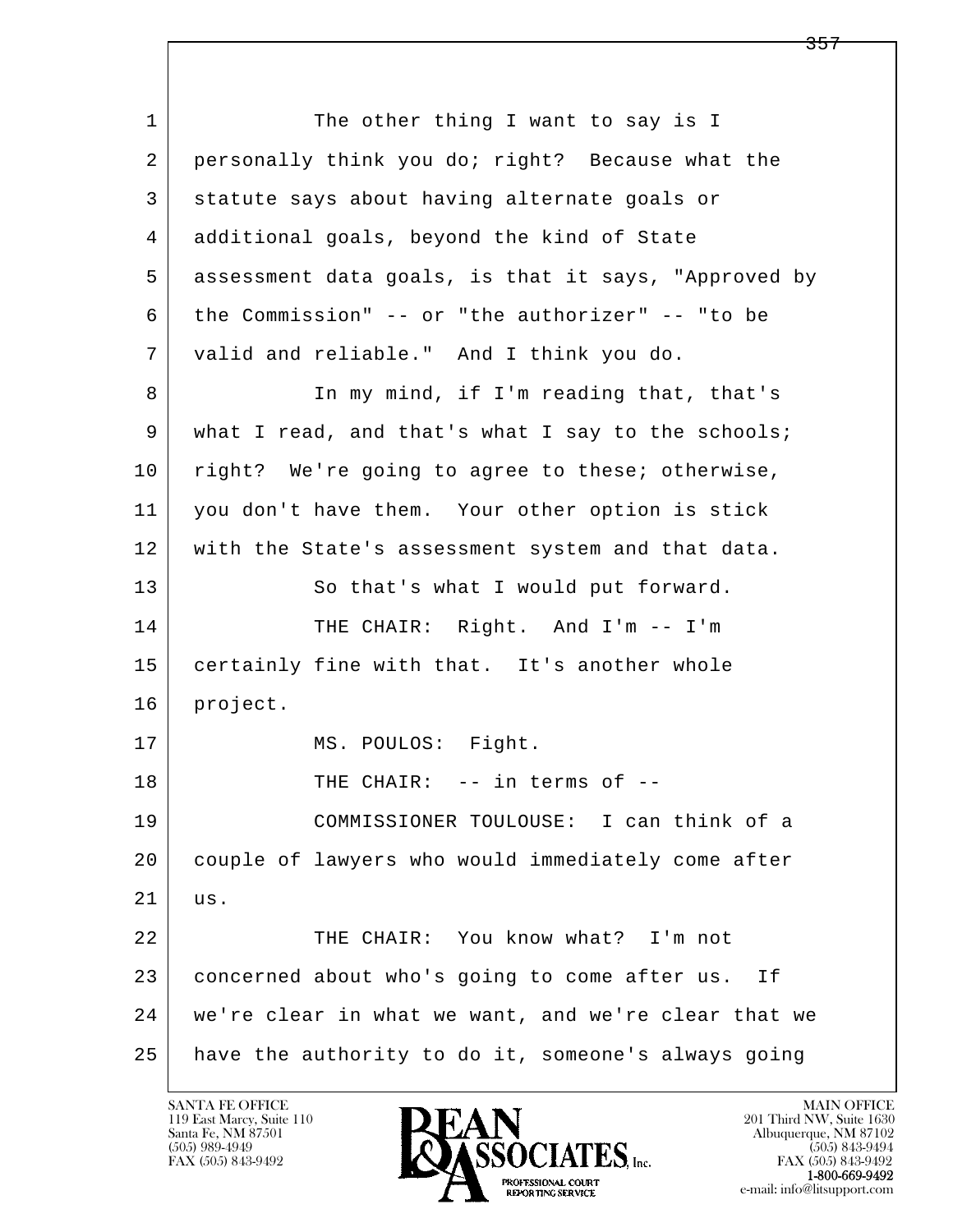The other thing I want to say is I personally think you do; right? Because what the statute says about having alternate goals or additional goals, beyond the kind of State assessment data goals, is that it says, "Approved by the Commission" -- or "the authorizer" -- "to be valid and reliable." And I think you do.

In my mind, if I'm reading that, that's what I read, and that's what I say to the schools; right? We're going to agree to these; otherwise, you don't have them. Your other option is stick with the State's assessment system and that data.

So that's what I would put forward.

THE CHAIR: Right. And I'm -- I'm certainly fine with that. It's another whole project.

MS. POULOS: Fight.

THE CHAIR: -- in terms of --

COMMISSIONER TOULOUSE: I can think of a couple of lawyers who would immediately come after us.

THE CHAIR: You know what? I'm not concerned about who's going to come after us. If we're clear in what we want, and we're clear that we have the authority to do it, someone's always going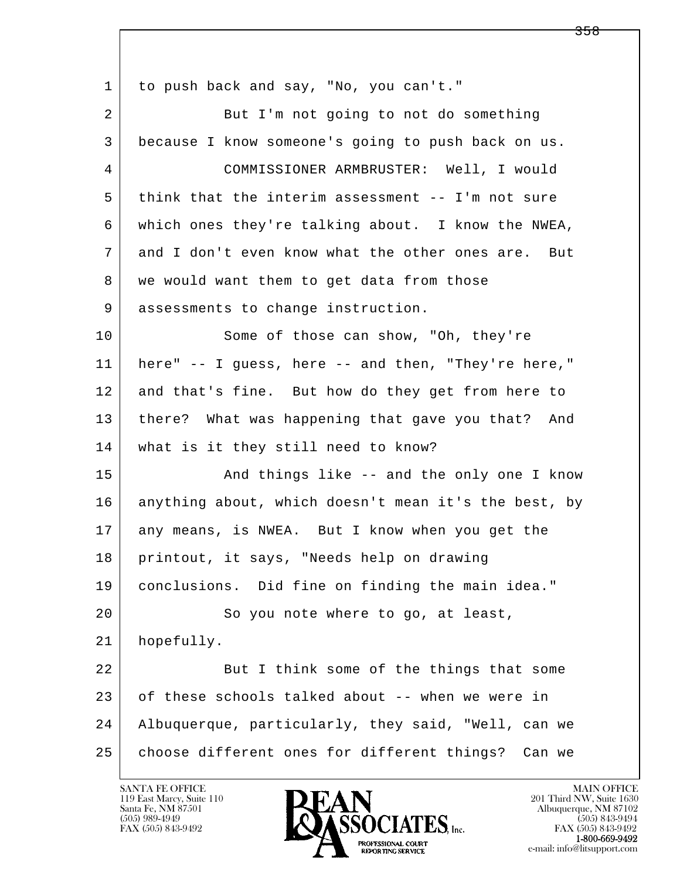1 to push back and say, "No, you can't."

2 But I'm not going to not do something

3 because I know someone's going to push back on us.

4 COMMISSIONER ARMBRUSTER: Well, I would

5 think that the interim assessment -- I'm not sure

6 which ones they're talking about. I know the NWEA,

7 and I don't even know what the other ones are. But

8 we would want them to get data from those

9 assessments to change instruction.

10 Some of those can show, "Oh, they're

11 here" -- I guess, here -- and then, "They're here,"

12 and that's fine. But how do they get from here to

13 there? What was happening that gave you that? And

14 what is it they still need to know?

15 And things like -- and the only one I know

16 anything about, which doesn't mean it's the best, by

17 any means, is NWEA. But I know when you get the

18 printout, it says, "Needs help on drawing

19 conclusions. Did fine on finding the main idea."

20 So you note where to go, at least,

21 hopefully.

22 But I think some of the things that some

23 of these schools talked about -- when we were in

24 Albuquerque, particularly, they said, "Well, can we

25 choose different ones for different things? Can we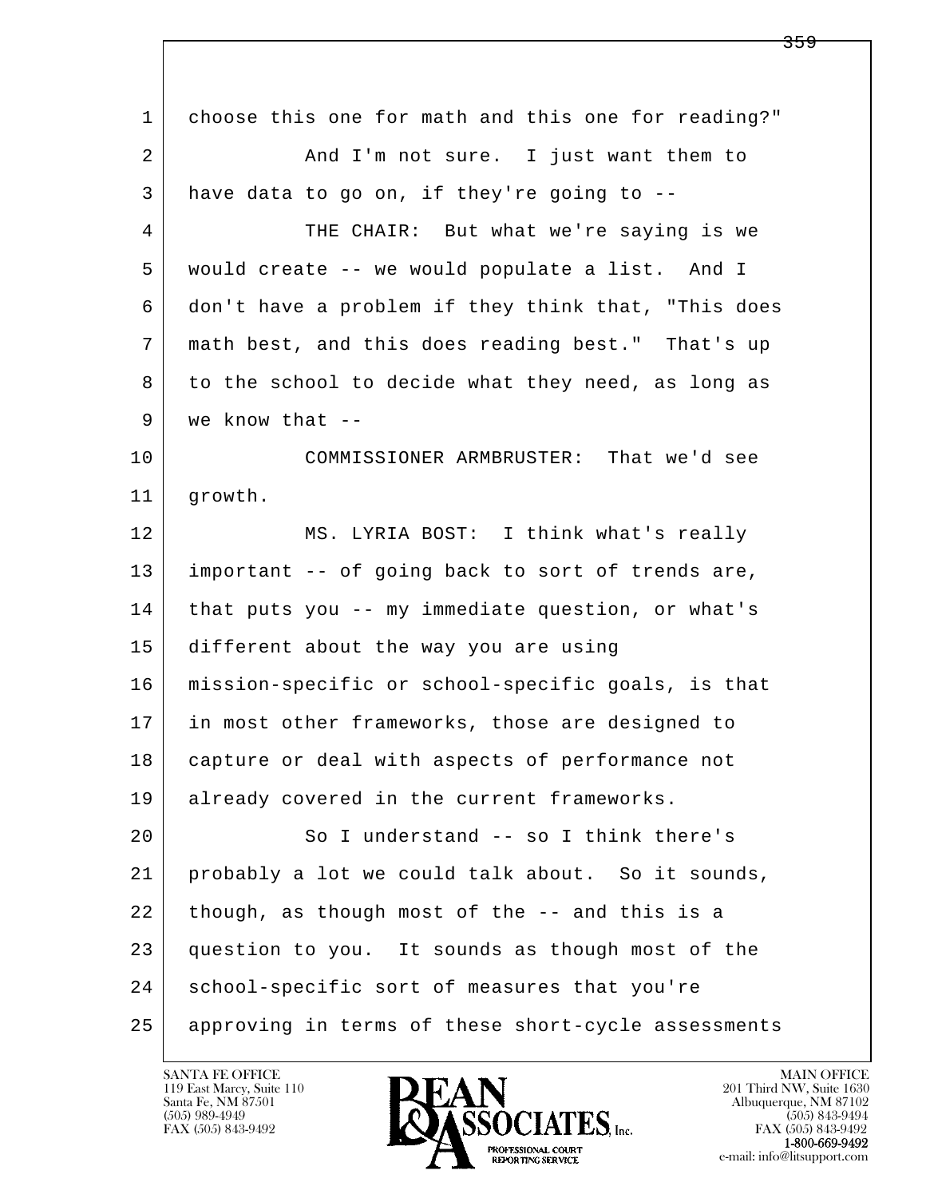1 choose this one for math and this one for reading?"

2 And I'm not sure. I just want them to

3 have data to go on, if they're going to --

4 THE CHAIR: But what we're saying is we

5 would create -- we would populate a list. And I

6 don't have a problem if they think that, "This does

7 math best, and this does reading best." That's up

8 to the school to decide what they need, as long as

9 we know that --

10 COMMISSIONER ARMBRUSTER: That we'd see

11 growth.

12 MS. LYRIA BOST: I think what's really

13 important -- of going back to sort of trends are,

14 that puts you -- my immediate question, or what's

15 different about the way you are using

16 mission-specific or school-specific goals, is that

17 in most other frameworks, those are designed to

18 capture or deal with aspects of performance not

19 already covered in the current frameworks.

20 So I understand -- so I think there's

21 probably a lot we could talk about. So it sounds,

22 though, as though most of the -- and this is a

23 question to you. It sounds as though most of the

24 school-specific sort of measures that you're

25 approving in terms of these short-cycle assessments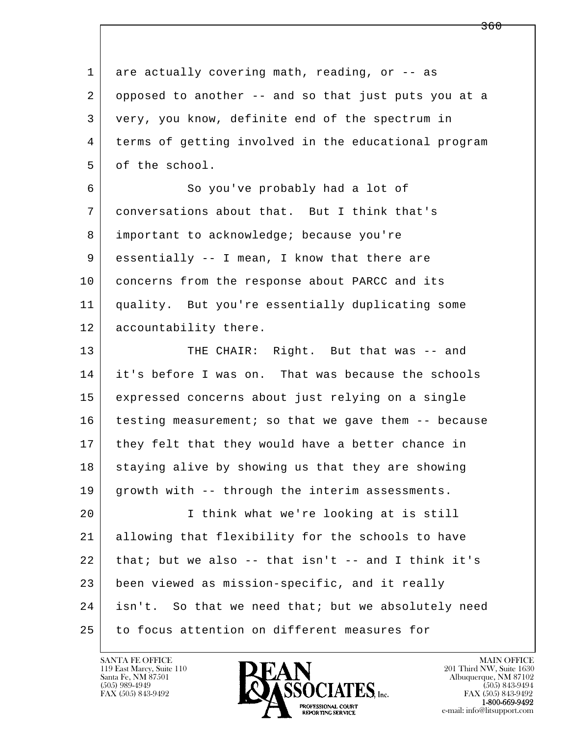are actually covering math, reading, or -- as opposed to another -- and so that just puts you at a very, you know, definite end of the spectrum in terms of getting involved in the educational program of the school.

So you've probably had a lot of conversations about that. But I think that's important to acknowledge; because you're essentially -- I mean, I know that there are concerns from the response about PARCC and its quality. But you're essentially duplicating some accountability there.

THE CHAIR: Right. But that was -- and it's before I was on. That was because the schools expressed concerns about just relying on a single testing measurement; so that we gave them -- because they felt that they would have a better chance in staying alive by showing us that they are showing growth with -- through the interim assessments.

I think what we're looking at is still allowing that flexibility for the schools to have that; but we also -- that isn't -- and I think it's been viewed as mission-specific, and it really isn't. So that we need that; but we absolutely need to focus attention on different measures for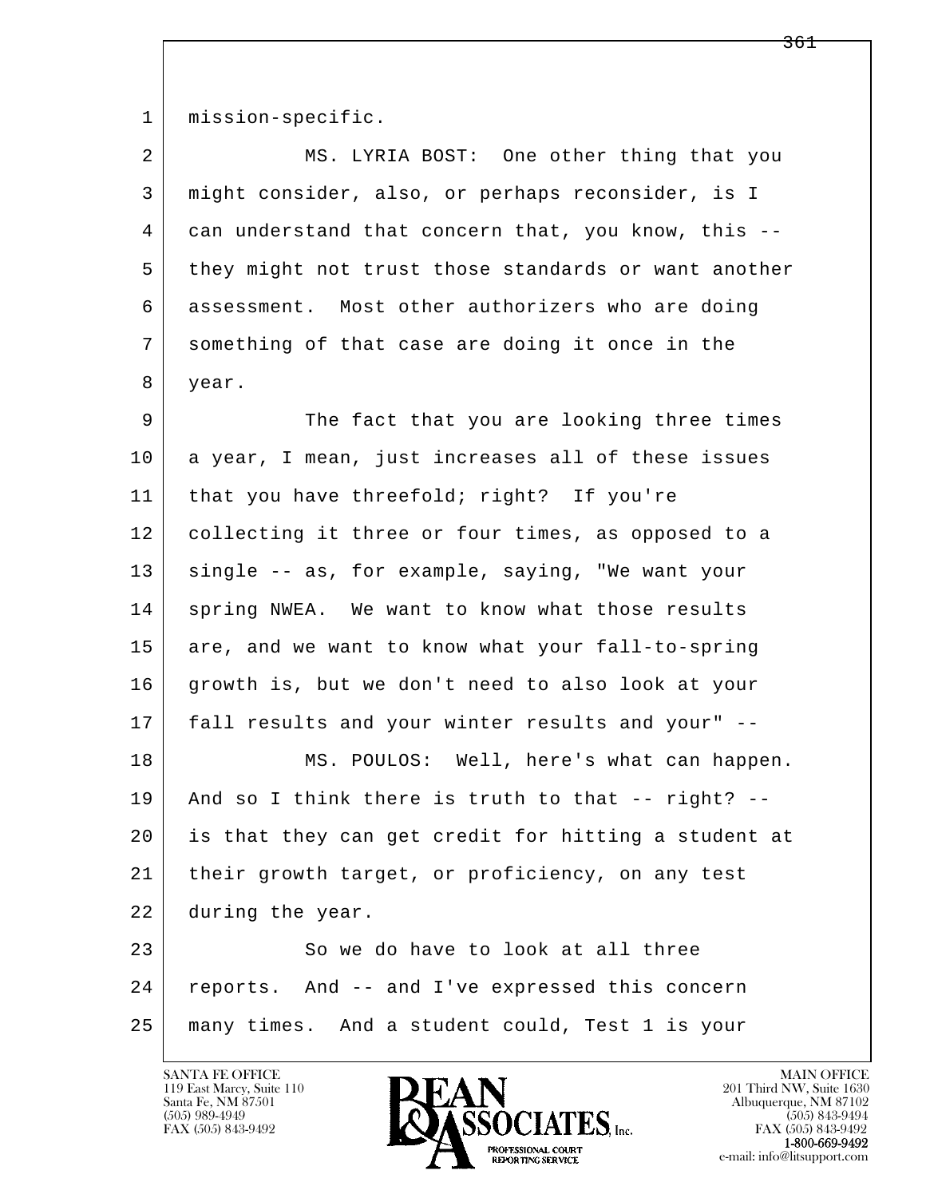1 mission-specific.

2 MS. LYRIA BOST: One other thing that you

3 might consider, also, or perhaps reconsider, is I

4 can understand that concern that, you know, this --

5 they might not trust those standards or want another

6 assessment. Most other authorizers who are doing

7 something of that case are doing it once in the

8 year.

9 The fact that you are looking three times

10 a year, I mean, just increases all of these issues

11 that you have threefold; right? If you're

12 collecting it three or four times, as opposed to a

13 single -- as, for example, saying, "We want your

14 spring NWEA. We want to know what those results

15 are, and we want to know what your fall-to-spring

16 growth is, but we don't need to also look at your

17 fall results and your winter results and your" --

18 MS. POULOS: Well, here's what can happen.

19 And so I think there is truth to that -- right? --

20 is that they can get credit for hitting a student at

21 their growth target, or proficiency, on any test

22 during the year.

23 So we do have to look at all three

24 reports. And -- and I've expressed this concern

25 many times. And a student could, Test 1 is your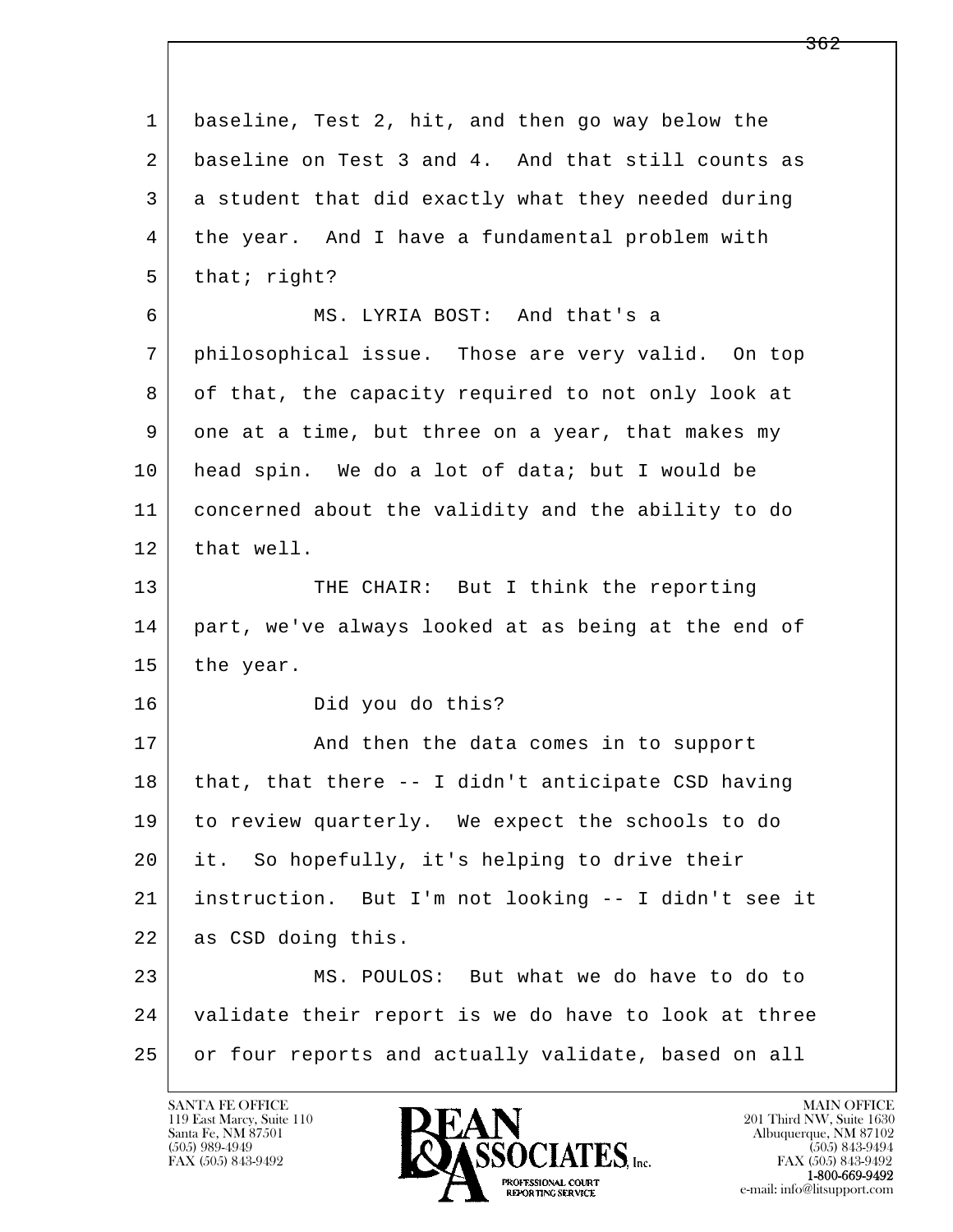baseline, Test 2, hit, and then go way below the baseline on Test 3 and 4. And that still counts as a student that did exactly what they needed during the year. And I have a fundamental problem with that; right?

MS. LYRIA BOST: And that's a philosophical issue. Those are very valid. On top of that, the capacity required to not only look at one at a time, but three on a year, that makes my head spin. We do a lot of data; but I would be concerned about the validity and the ability to do that well.

THE CHAIR: But I think the reporting part, we've always looked at as being at the end of the year.

Did you do this?

And then the data comes in to support that, that there -- I didn't anticipate CSD having to review quarterly. We expect the schools to do it. So hopefully, it's helping to drive their instruction. But I'm not looking -- I didn't see it as CSD doing this.

MS. POULOS: But what we do have to do to validate their report is we do have to look at three or four reports and actually validate, based on all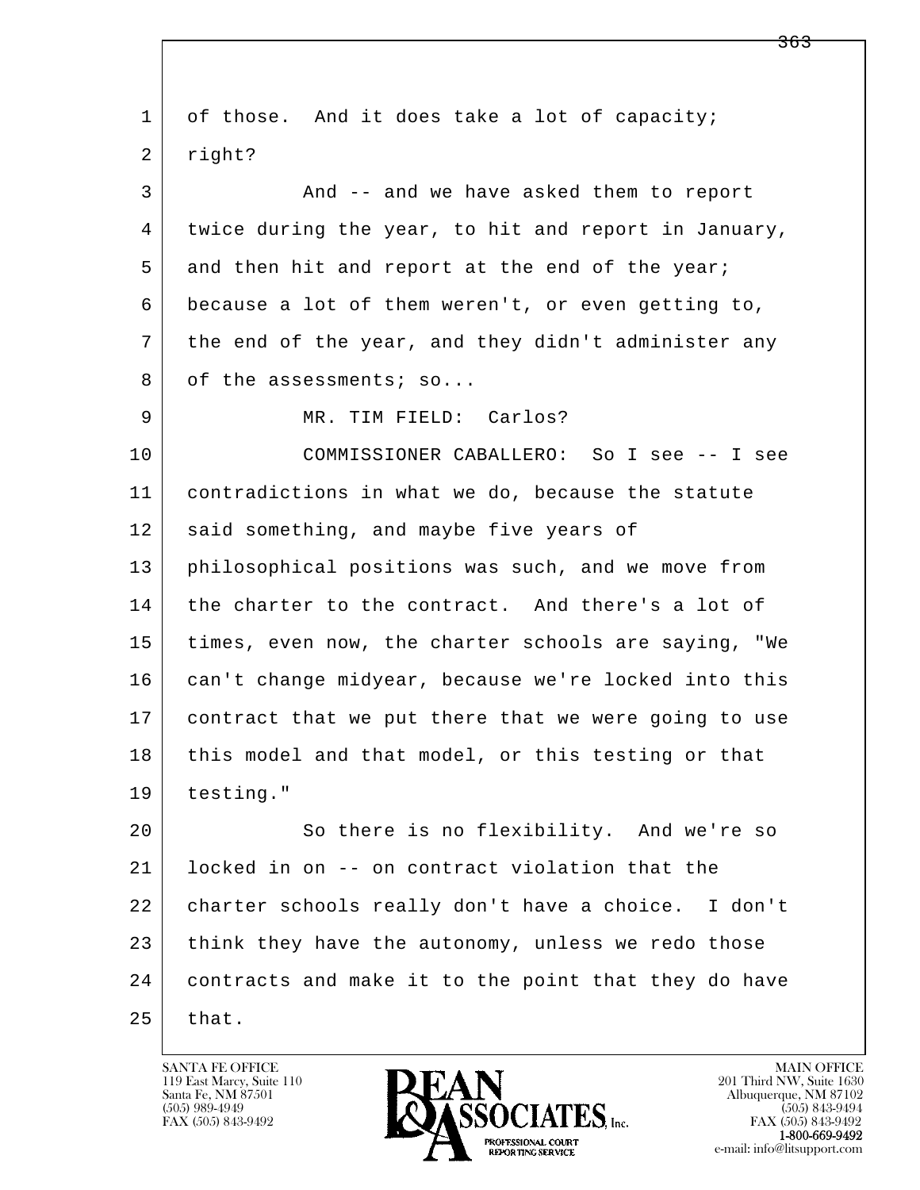of those. And it does take a lot of capacity; right?

And -- and we have asked them to report twice during the year, to hit and report in January, and then hit and report at the end of the year; because a lot of them weren't, or even getting to, the end of the year, and they didn't administer any of the assessments; so...

MR. TIM FIELD: Carlos?

COMMISSIONER CABALLERO: So I see -- I see contradictions in what we do, because the statute said something, and maybe five years of philosophical positions was such, and we move from the charter to the contract. And there's a lot of times, even now, the charter schools are saying, "We can't change midyear, because we're locked into this contract that we put there that we were going to use this model and that model, or this testing or that testing."

So there is no flexibility. And we're so locked in on -- on contract violation that the charter schools really don't have a choice. I don't think they have the autonomy, unless we redo those contracts and make it to the point that they do have that.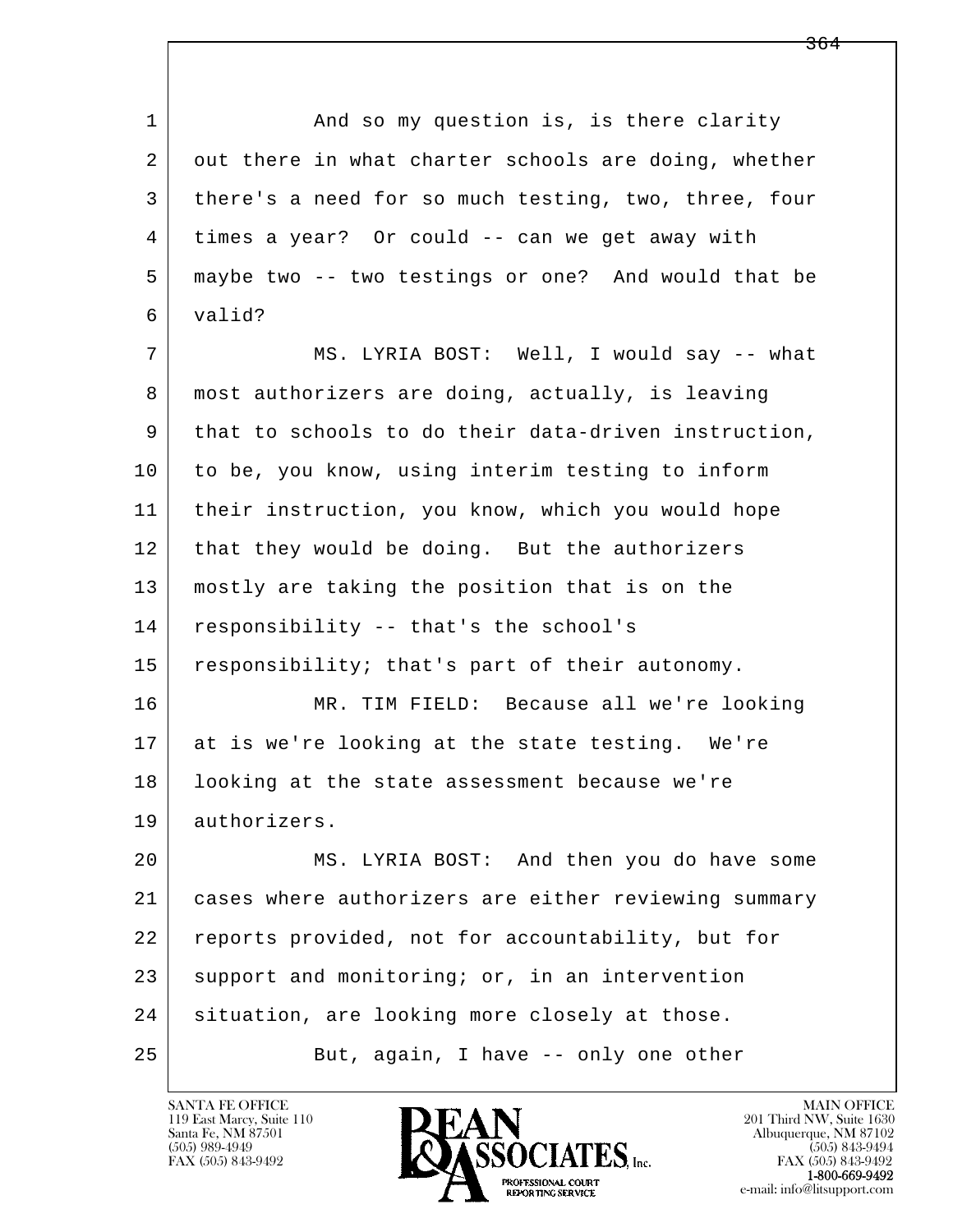1 And so my question is, is there clarity
2 out there in what charter schools are doing, whether
3 there's a need for so much testing, two, three, four
4 times a year? Or could -- can we get away with
5 maybe two -- two testings or one? And would that be
6 valid?

7 MS. LYRIA BOST: Well, I would say -- what
8 most authorizers are doing, actually, is leaving
9 that to schools to do their data-driven instruction,
10 to be, you know, using interim testing to inform
11 their instruction, you know, which you would hope
12 that they would be doing. But the authorizers
13 mostly are taking the position that is on the
14 responsibility -- that's the school's
15 responsibility; that's part of their autonomy.

16 MR. TIM FIELD: Because all we're looking
17 at is we're looking at the state testing. We're
18 looking at the state assessment because we're
19 authorizers.

20 MS. LYRIA BOST: And then you do have some
21 cases where authorizers are either reviewing summary
22 reports provided, not for accountability, but for
23 support and monitoring; or, in an intervention
24 situation, are looking more closely at those.

25 But, again, I have -- only one other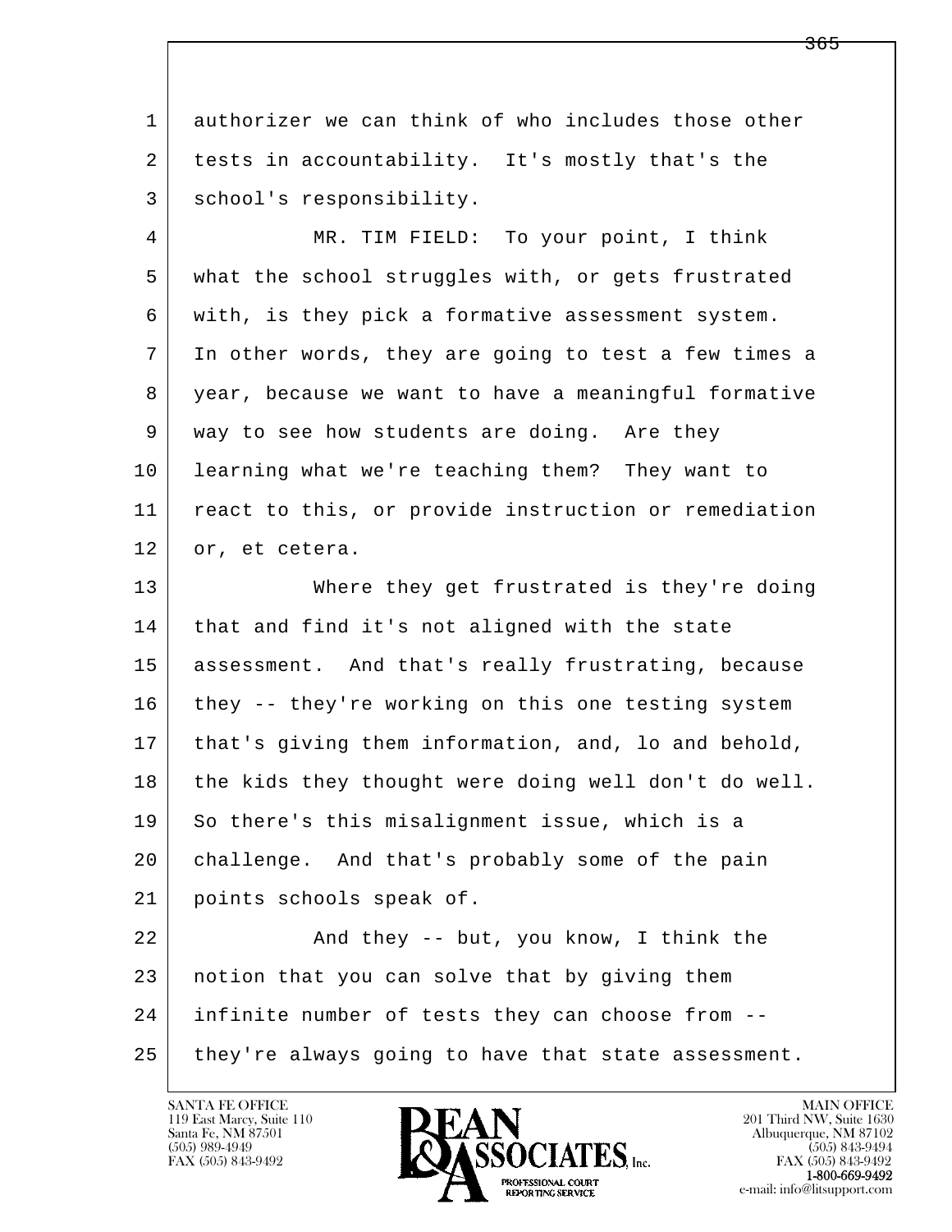authorizer we can think of who includes those other tests in accountability. It's mostly that's the school's responsibility.

MR. TIM FIELD: To your point, I think what the school struggles with, or gets frustrated with, is they pick a formative assessment system. In other words, they are going to test a few times a year, because we want to have a meaningful formative way to see how students are doing. Are they learning what we're teaching them? They want to react to this, or provide instruction or remediation or, et cetera.

Where they get frustrated is they're doing that and find it's not aligned with the state assessment. And that's really frustrating, because they -- they're working on this one testing system that's giving them information, and, lo and behold, the kids they thought were doing well don't do well. So there's this misalignment issue, which is a challenge. And that's probably some of the pain points schools speak of.

And they -- but, you know, I think the notion that you can solve that by giving them infinite number of tests they can choose from -- they're always going to have that state assessment.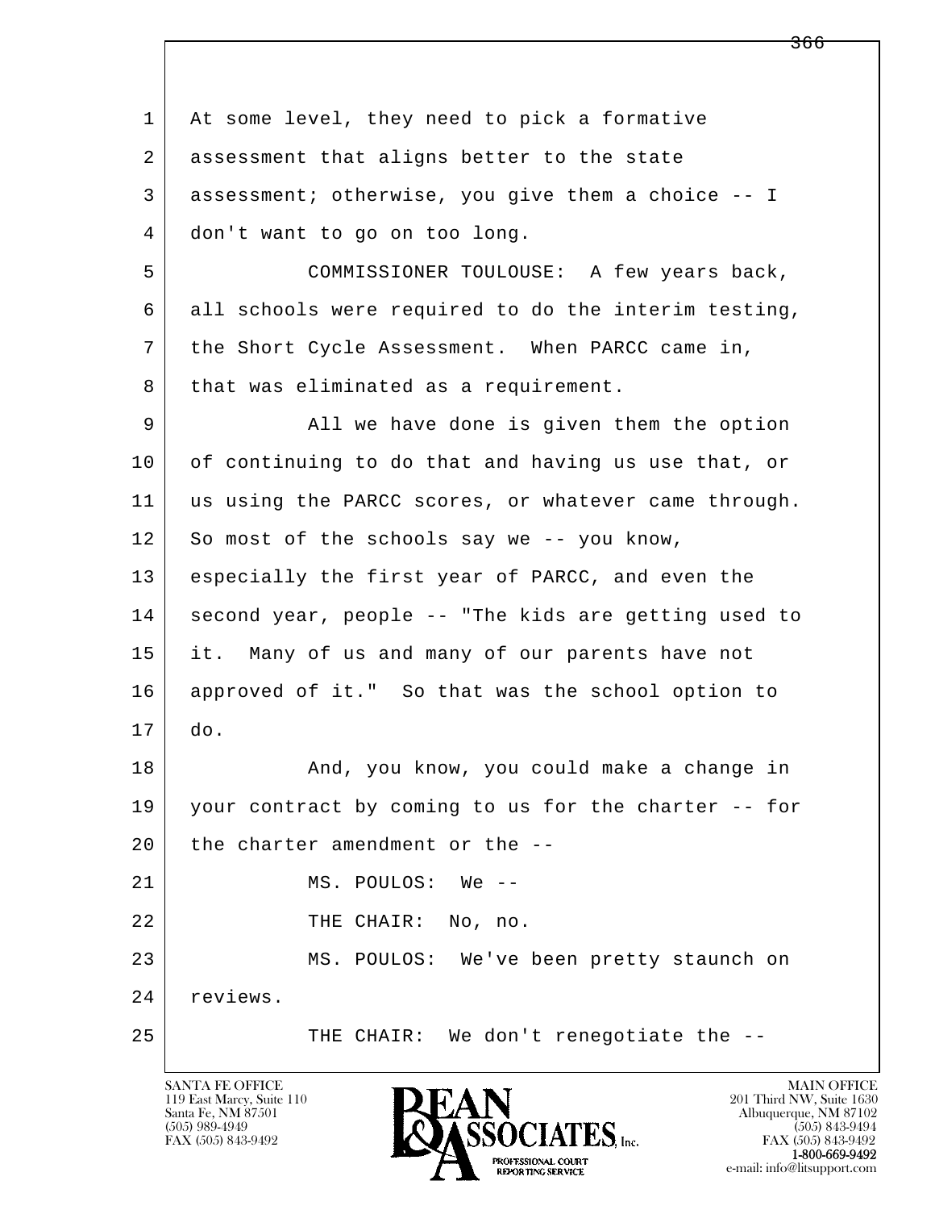At some level, they need to pick a formative assessment that aligns better to the state assessment; otherwise, you give them a choice -- I don't want to go on too long.

COMMISSIONER TOULOUSE: A few years back, all schools were required to do the interim testing, the Short Cycle Assessment. When PARCC came in, that was eliminated as a requirement.

All we have done is given them the option of continuing to do that and having us use that, or us using the PARCC scores, or whatever came through. So most of the schools say we -- you know, especially the first year of PARCC, and even the second year, people -- "The kids are getting used to it. Many of us and many of our parents have not approved of it." So that was the school option to do.

And, you know, you could make a change in your contract by coming to us for the charter -- for the charter amendment or the --

MS. POULOS: We --

THE CHAIR: No, no.

MS. POULOS: We've been pretty staunch on reviews.

THE CHAIR: We don't renegotiate the --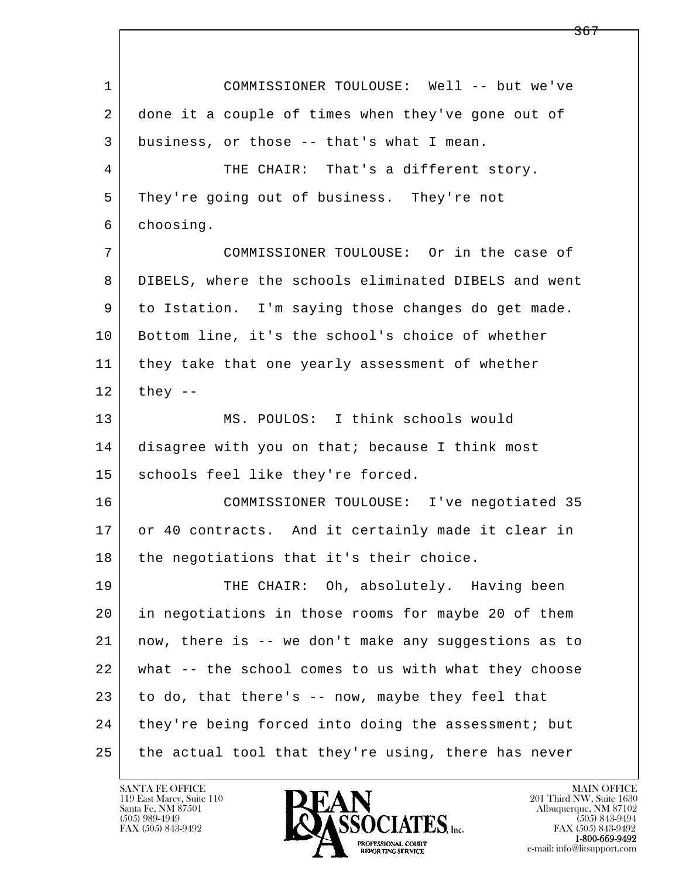COMMISSIONER TOULOUSE: Well -- but we've done it a couple of times when they've gone out of business, or those -- that's what I mean.

THE CHAIR: That's a different story. They're going out of business. They're not choosing.

COMMISSIONER TOULOUSE: Or in the case of DIBELS, where the schools eliminated DIBELS and went to Istation. I'm saying those changes do get made. Bottom line, it's the school's choice of whether they take that one yearly assessment of whether they --

MS. POULOS: I think schools would disagree with you on that; because I think most schools feel like they're forced.

COMMISSIONER TOULOUSE: I've negotiated 35 or 40 contracts. And it certainly made it clear in the negotiations that it's their choice.

THE CHAIR: Oh, absolutely. Having been in negotiations in those rooms for maybe 20 of them now, there is -- we don't make any suggestions as to what -- the school comes to us with what they choose to do, that there's -- now, maybe they feel that they're being forced into doing the assessment; but the actual tool that they're using, there has never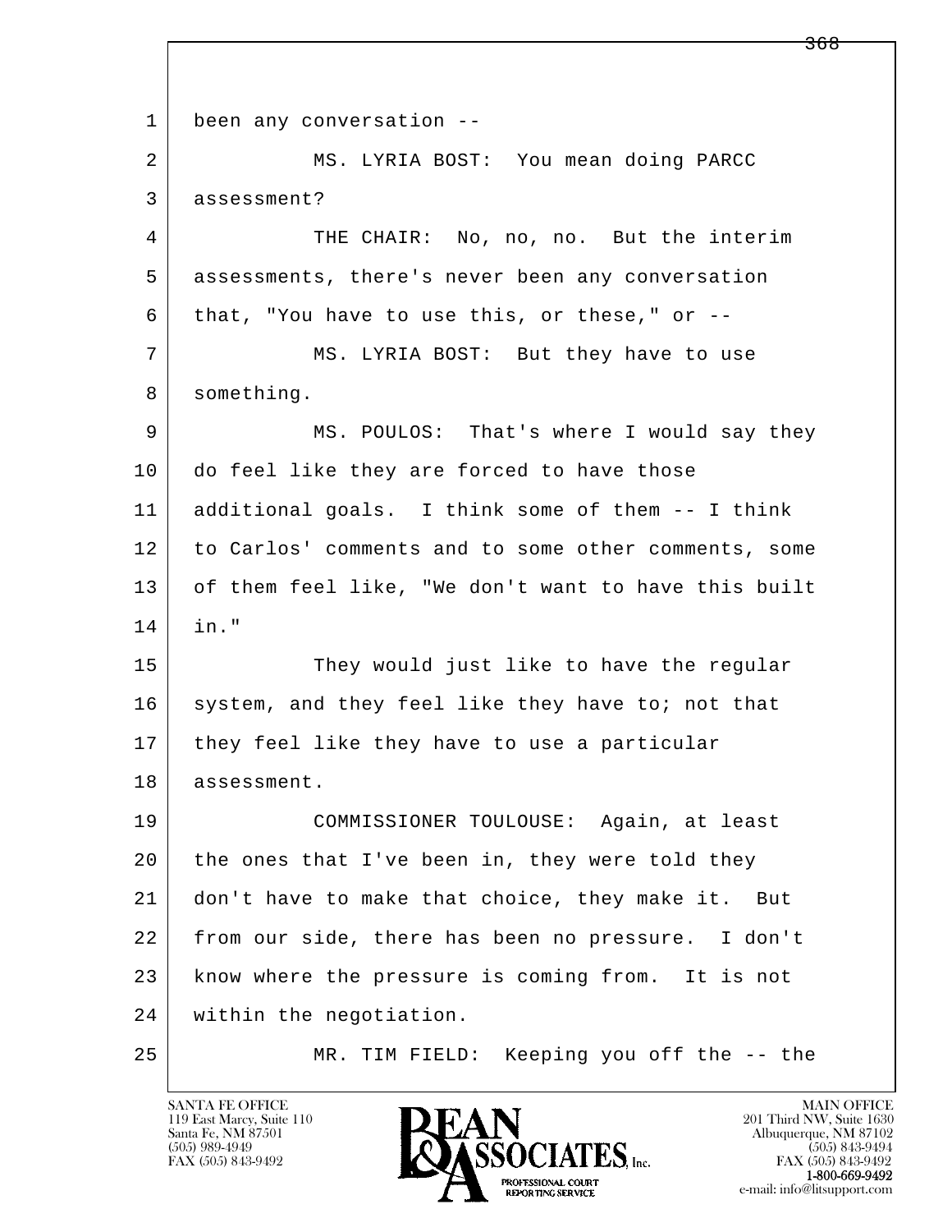been any conversation --

MS. LYRIA BOST: You mean doing PARCC assessment?

THE CHAIR: No, no, no. But the interim assessments, there's never been any conversation that, "You have to use this, or these," or --

MS. LYRIA BOST: But they have to use something.

MS. POULOS: That's where I would say they do feel like they are forced to have those additional goals. I think some of them -- I think to Carlos' comments and to some other comments, some of them feel like, "We don't want to have this built in."

They would just like to have the regular system, and they feel like they have to; not that they feel like they have to use a particular assessment.

COMMISSIONER TOULOUSE: Again, at least the ones that I've been in, they were told they don't have to make that choice, they make it. But from our side, there has been no pressure. I don't know where the pressure is coming from. It is not within the negotiation.

MR. TIM FIELD: Keeping you off the -- the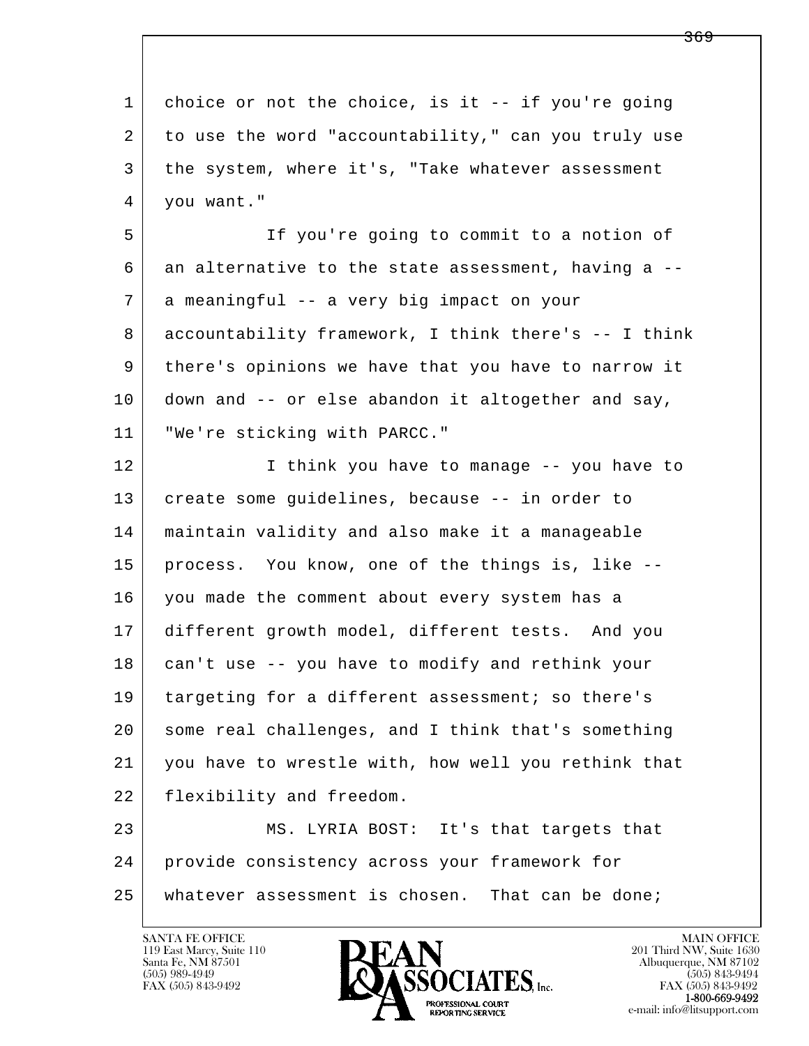choice or not the choice, is it -- if you're going to use the word "accountability," can you truly use the system, where it's, "Take whatever assessment you want."

If you're going to commit to a notion of an alternative to the state assessment, having a -- a meaningful -- a very big impact on your accountability framework, I think there's -- I think there's opinions we have that you have to narrow it down and -- or else abandon it altogether and say, "We're sticking with PARCC."

I think you have to manage -- you have to create some guidelines, because -- in order to maintain validity and also make it a manageable process. You know, one of the things is, like -- you made the comment about every system has a different growth model, different tests. And you can't use -- you have to modify and rethink your targeting for a different assessment; so there's some real challenges, and I think that's something you have to wrestle with, how well you rethink that flexibility and freedom.

MS. LYRIA BOST: It's that targets that provide consistency across your framework for whatever assessment is chosen. That can be done;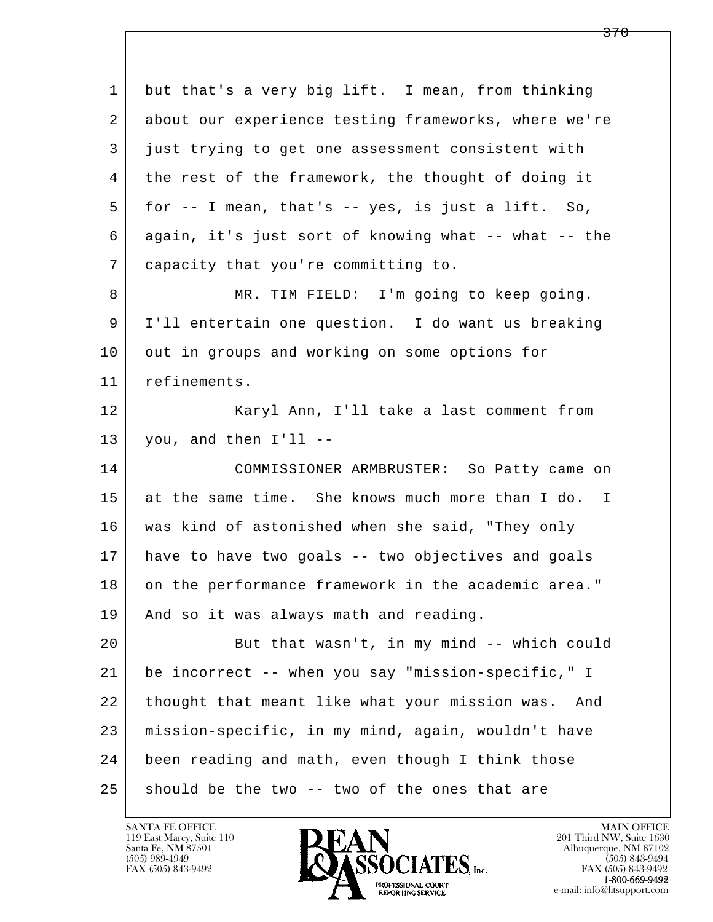but that's a very big lift. I mean, from thinking about our experience testing frameworks, where we're just trying to get one assessment consistent with the rest of the framework, the thought of doing it for -- I mean, that's -- yes, is just a lift. So, again, it's just sort of knowing what -- what -- the capacity that you're committing to.

MR. TIM FIELD: I'm going to keep going. I'll entertain one question. I do want us breaking out in groups and working on some options for refinements.

Karyl Ann, I'll take a last comment from you, and then I'll --

COMMISSIONER ARMBRUSTER: So Patty came on at the same time. She knows much more than I do. I was kind of astonished when she said, "They only have to have two goals -- two objectives and goals on the performance framework in the academic area." And so it was always math and reading.

But that wasn't, in my mind -- which could be incorrect -- when you say "mission-specific," I thought that meant like what your mission was. And mission-specific, in my mind, again, wouldn't have been reading and math, even though I think those should be the two -- two of the ones that are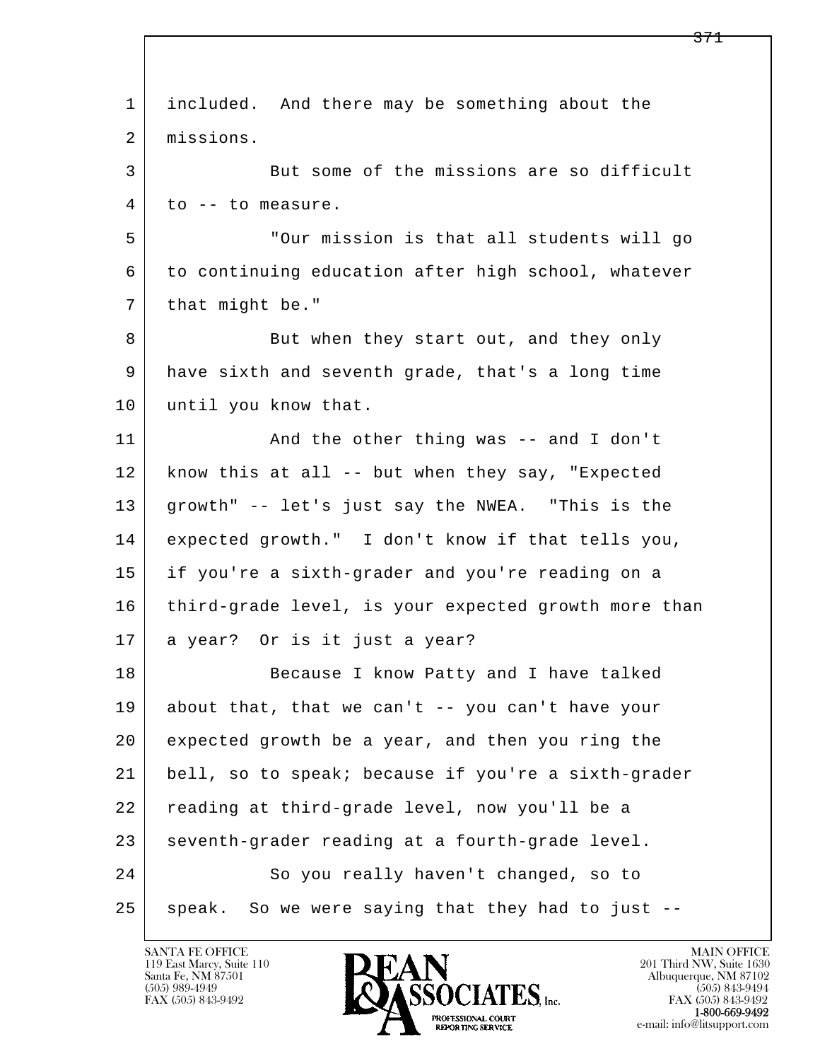included. And there may be something about the missions.

But some of the missions are so difficult to -- to measure.

"Our mission is that all students will go to continuing education after high school, whatever that might be."

But when they start out, and they only have sixth and seventh grade, that's a long time until you know that.

And the other thing was -- and I don't know this at all -- but when they say, "Expected growth" -- let's just say the NWEA. "This is the expected growth." I don't know if that tells you, if you're a sixth-grader and you're reading on a third-grade level, is your expected growth more than a year? Or is it just a year?

Because I know Patty and I have talked about that, that we can't -- you can't have your expected growth be a year, and then you ring the bell, so to speak; because if you're a sixth-grader reading at third-grade level, now you'll be a seventh-grader reading at a fourth-grade level.

So you really haven't changed, so to speak. So we were saying that they had to just --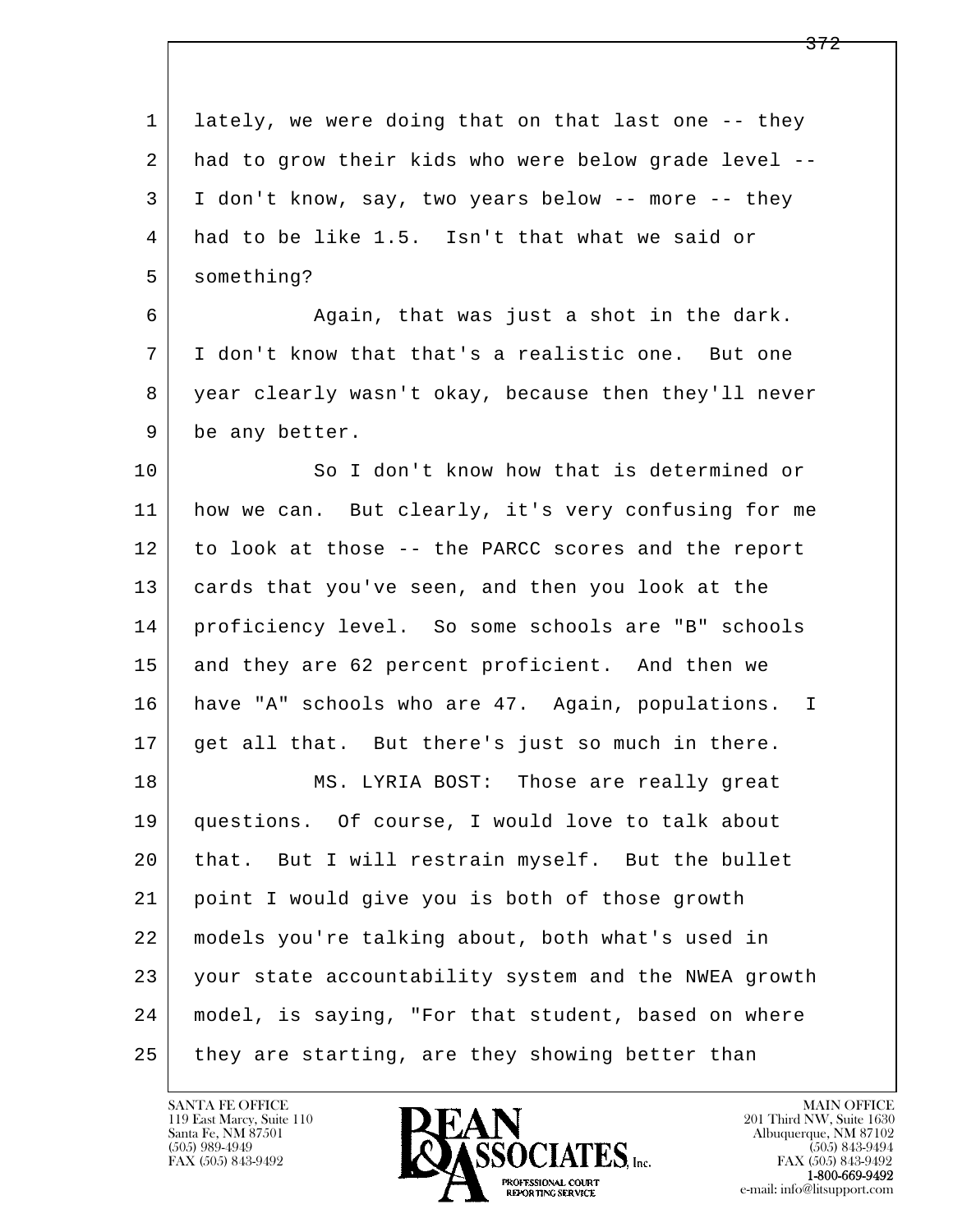lately, we were doing that on that last one -- they had to grow their kids who were below grade level -- I don't know, say, two years below -- more -- they had to be like 1.5. Isn't that what we said or something?

Again, that was just a shot in the dark. I don't know that that's a realistic one. But one year clearly wasn't okay, because then they'll never be any better.

So I don't know how that is determined or how we can. But clearly, it's very confusing for me to look at those -- the PARCC scores and the report cards that you've seen, and then you look at the proficiency level. So some schools are "B" schools and they are 62 percent proficient. And then we have "A" schools who are 47. Again, populations. I get all that. But there's just so much in there.

MS. LYRIA BOST: Those are really great questions. Of course, I would love to talk about that. But I will restrain myself. But the bullet point I would give you is both of those growth models you're talking about, both what's used in your state accountability system and the NWEA growth model, is saying, "For that student, based on where they are starting, are they showing better than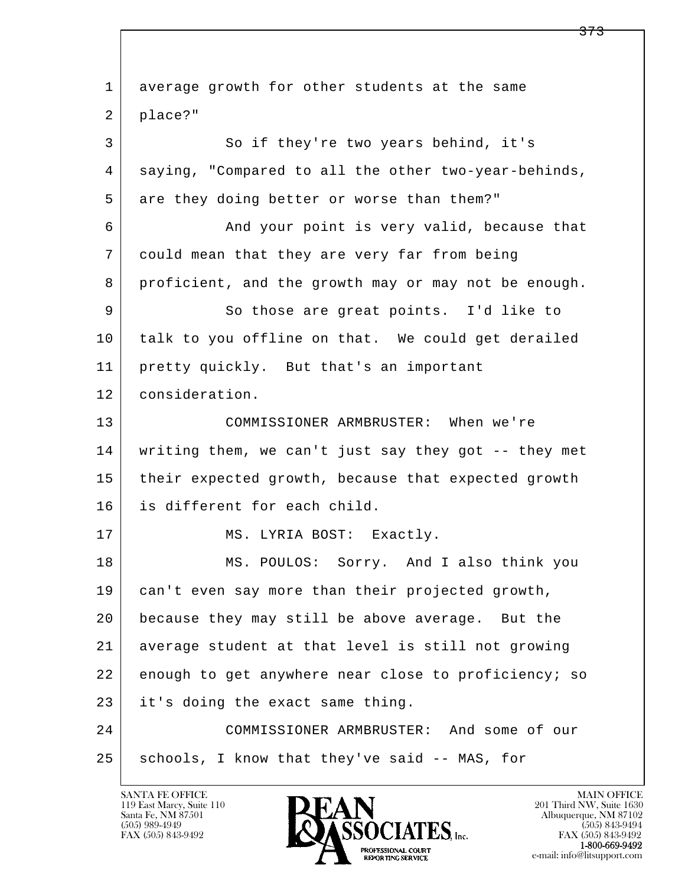average growth for other students at the same place?"

So if they're two years behind, it's saying, "Compared to all the other two-year-behinds, are they doing better or worse than them?"

And your point is very valid, because that could mean that they are very far from being proficient, and the growth may or may not be enough.

So those are great points. I'd like to talk to you offline on that. We could get derailed pretty quickly. But that's an important consideration.

COMMISSIONER ARMBRUSTER: When we're writing them, we can't just say they got -- they met their expected growth, because that expected growth is different for each child.

MS. LYRIA BOST: Exactly.

MS. POULOS: Sorry. And I also think you can't even say more than their projected growth, because they may still be above average. But the average student at that level is still not growing enough to get anywhere near close to proficiency; so it's doing the exact same thing.

COMMISSIONER ARMBRUSTER: And some of our schools, I know that they've said -- MAS, for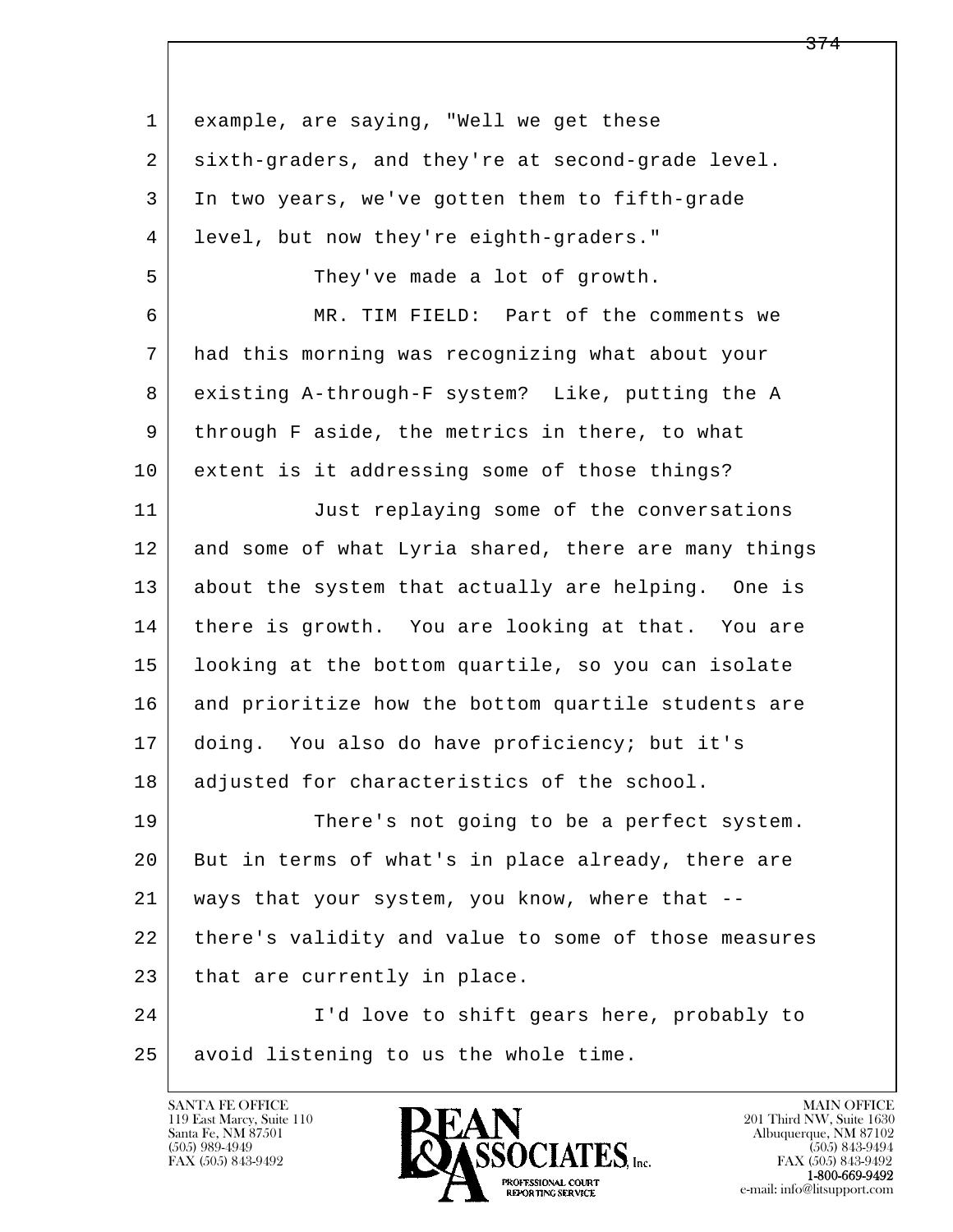example, are saying, "Well we get these sixth-graders, and they're at second-grade level. In two years, we've gotten them to fifth-grade level, but now they're eighth-graders."

They've made a lot of growth.

MR. TIM FIELD: Part of the comments we had this morning was recognizing what about your existing A-through-F system? Like, putting the A through F aside, the metrics in there, to what extent is it addressing some of those things?

Just replaying some of the conversations and some of what Lyria shared, there are many things about the system that actually are helping. One is there is growth. You are looking at that. You are looking at the bottom quartile, so you can isolate and prioritize how the bottom quartile students are doing. You also do have proficiency; but it's adjusted for characteristics of the school.

There's not going to be a perfect system. But in terms of what's in place already, there are ways that your system, you know, where that -- there's validity and value to some of those measures that are currently in place.

I'd love to shift gears here, probably to avoid listening to us the whole time.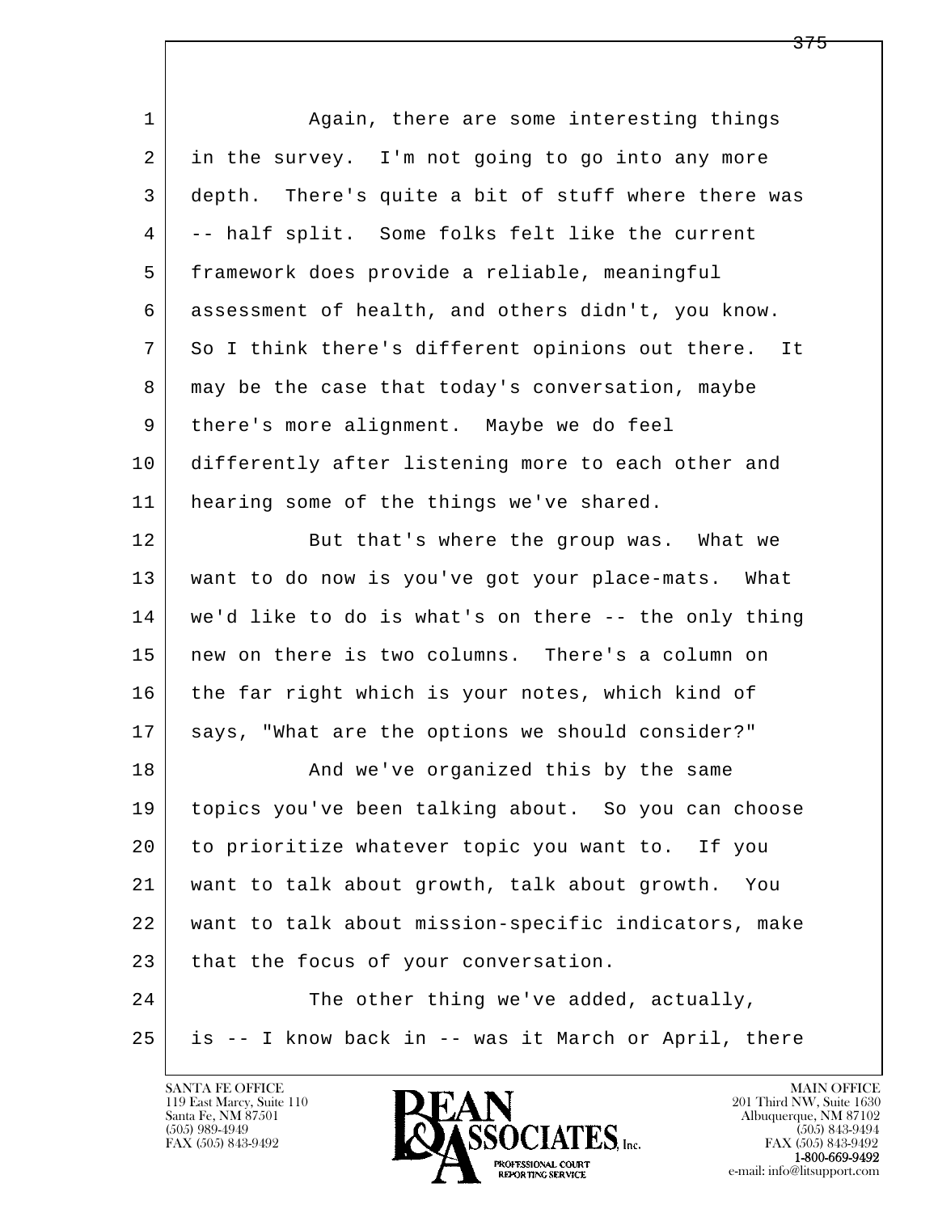1 Again, there are some interesting things
2 in the survey. I'm not going to go into any more
3 depth. There's quite a bit of stuff where there was
4 -- half split. Some folks felt like the current
5 framework does provide a reliable, meaningful
6 assessment of health, and others didn't, you know.
7 So I think there's different opinions out there. It
8 may be the case that today's conversation, maybe
9 there's more alignment. Maybe we do feel
10 differently after listening more to each other and
11 hearing some of the things we've shared.
12 But that's where the group was. What we
13 want to do now is you've got your place-mats. What
14 we'd like to do is what's on there -- the only thing
15 new on there is two columns. There's a column on
16 the far right which is your notes, which kind of
17 says, "What are the options we should consider?"
18 And we've organized this by the same
19 topics you've been talking about. So you can choose
20 to prioritize whatever topic you want to. If you
21 want to talk about growth, talk about growth. You
22 want to talk about mission-specific indicators, make
23 that the focus of your conversation.
24 The other thing we've added, actually,
25 is -- I know back in -- was it March or April, there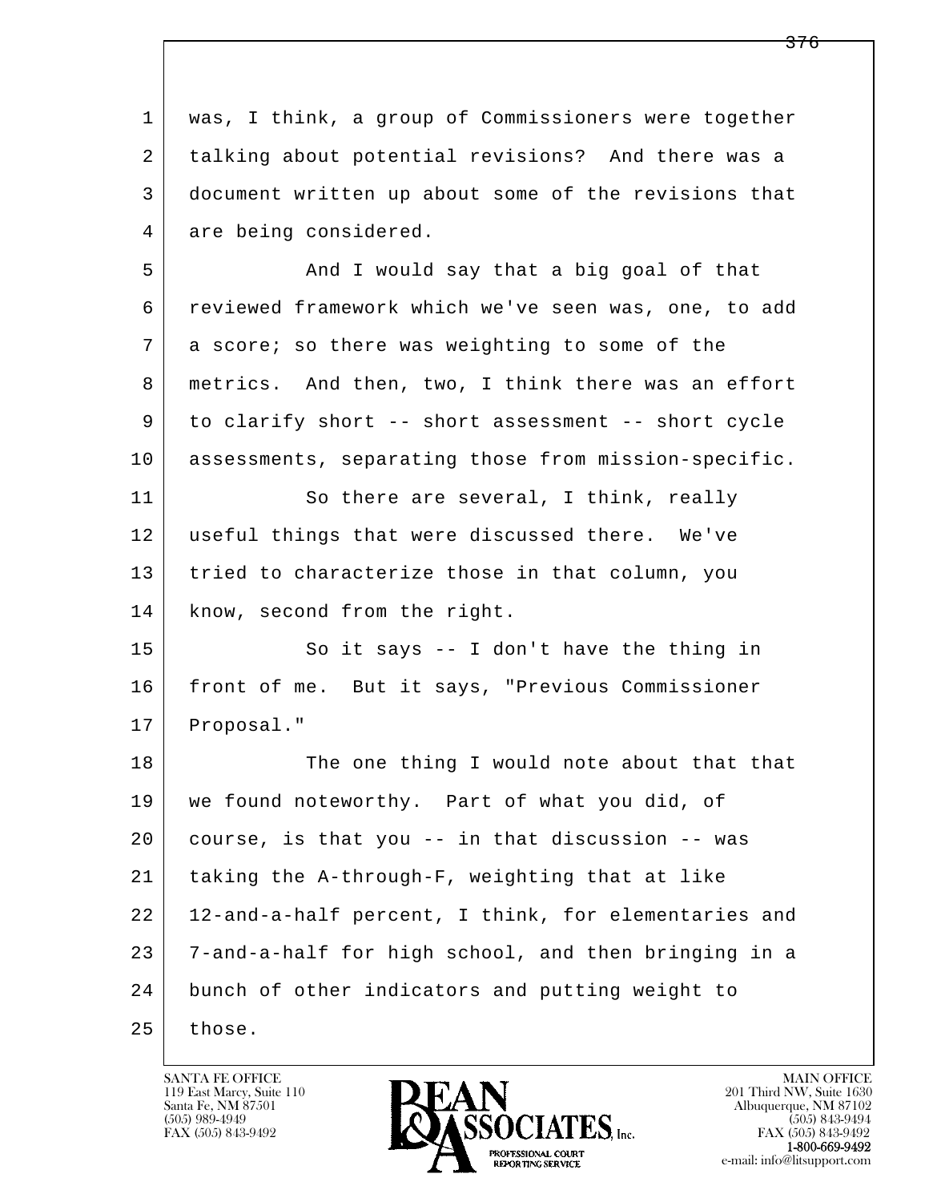was, I think, a group of Commissioners were together talking about potential revisions? And there was a document written up about some of the revisions that are being considered.

And I would say that a big goal of that reviewed framework which we've seen was, one, to add a score; so there was weighting to some of the metrics. And then, two, I think there was an effort to clarify short -- short assessment -- short cycle assessments, separating those from mission-specific.

So there are several, I think, really useful things that were discussed there. We've tried to characterize those in that column, you know, second from the right.

So it says -- I don't have the thing in front of me. But it says, "Previous Commissioner Proposal."

The one thing I would note about that that we found noteworthy. Part of what you did, of course, is that you -- in that discussion -- was taking the A-through-F, weighting that at like 12-and-a-half percent, I think, for elementaries and 7-and-a-half for high school, and then bringing in a bunch of other indicators and putting weight to those.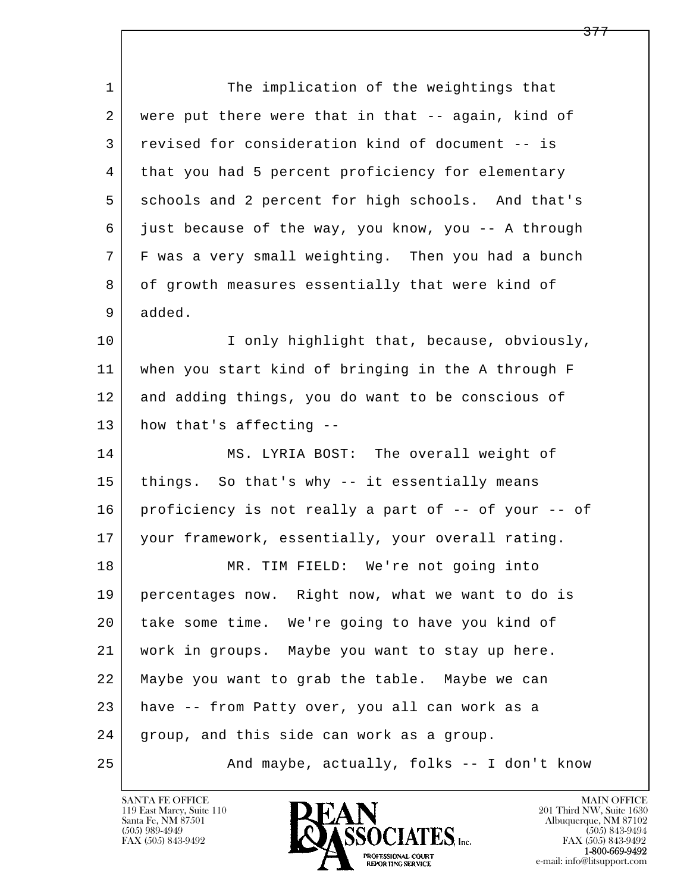The implication of the weightings that were put there were that in that -- again, kind of revised for consideration kind of document -- is that you had 5 percent proficiency for elementary schools and 2 percent for high schools. And that's just because of the way, you know, you -- A through F was a very small weighting. Then you had a bunch of growth measures essentially that were kind of added.

I only highlight that, because, obviously, when you start kind of bringing in the A through F and adding things, you do want to be conscious of how that's affecting --

MS. LYRIA BOST: The overall weight of things. So that's why -- it essentially means proficiency is not really a part of -- of your -- of your framework, essentially, your overall rating.

MR. TIM FIELD: We're not going into percentages now. Right now, what we want to do is take some time. We're going to have you kind of work in groups. Maybe you want to stay up here. Maybe you want to grab the table. Maybe we can have -- from Patty over, you all can work as a group, and this side can work as a group.

And maybe, actually, folks -- I don't know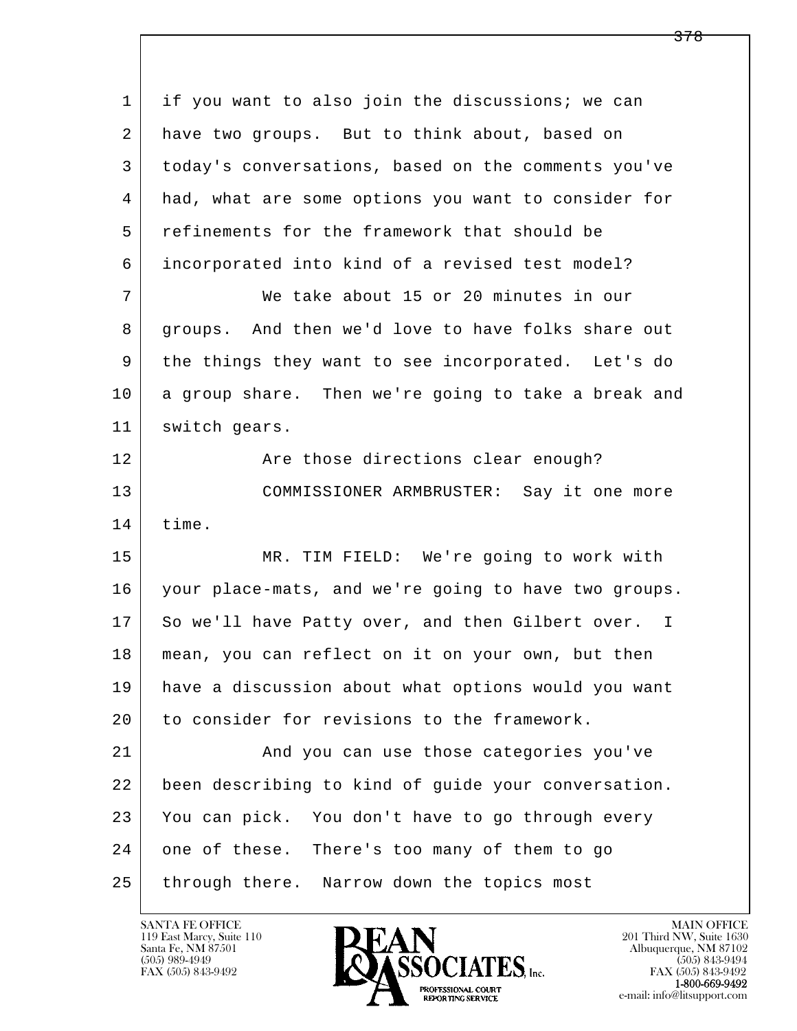1 if you want to also join the discussions; we can
2 have two groups. But to think about, based on
3 today's conversations, based on the comments you've
4 had, what are some options you want to consider for
5 refinements for the framework that should be
6 incorporated into kind of a revised test model?
7 We take about 15 or 20 minutes in our
8 groups. And then we'd love to have folks share out
9 the things they want to see incorporated. Let's do
10 a group share. Then we're going to take a break and
11 switch gears.
12 Are those directions clear enough?
13 COMMISSIONER ARMBRUSTER: Say it one more
14 time.
15 MR. TIM FIELD: We're going to work with
16 your place-mats, and we're going to have two groups.
17 So we'll have Patty over, and then Gilbert over. I
18 mean, you can reflect on it on your own, but then
19 have a discussion about what options would you want
20 to consider for revisions to the framework.
21 And you can use those categories you've
22 been describing to kind of guide your conversation.
23 You can pick. You don't have to go through every
24 one of these. There's too many of them to go
25 through there. Narrow down the topics most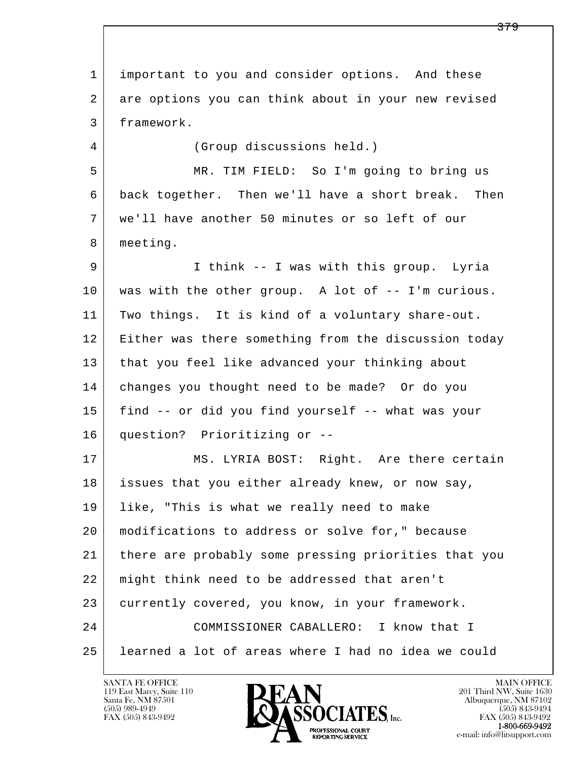important to you and consider options. And these are options you can think about in your new revised framework.

(Group discussions held.)

MR. TIM FIELD: So I'm going to bring us back together. Then we'll have a short break. Then we'll have another 50 minutes or so left of our meeting.

I think -- I was with this group. Lyria was with the other group. A lot of -- I'm curious. Two things. It is kind of a voluntary share-out. Either was there something from the discussion today that you feel like advanced your thinking about changes you thought need to be made? Or do you find -- or did you find yourself -- what was your question? Prioritizing or --

MS. LYRIA BOST: Right. Are there certain issues that you either already knew, or now say, like, "This is what we really need to make modifications to address or solve for," because there are probably some pressing priorities that you might think need to be addressed that aren't currently covered, you know, in your framework.

COMMISSIONER CABALLERO: I know that I learned a lot of areas where I had no idea we could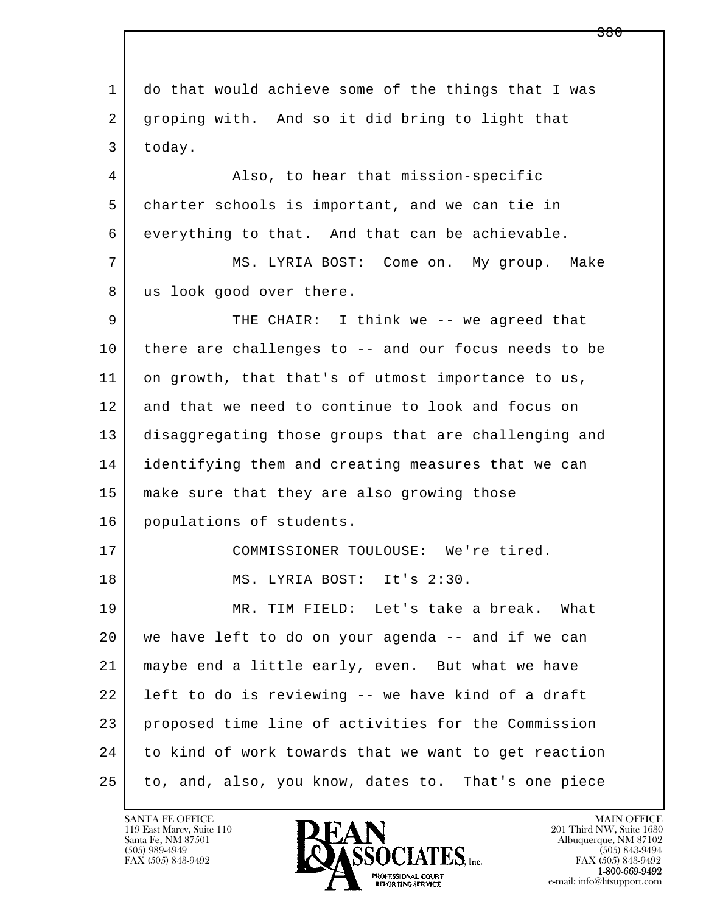do that would achieve some of the things that I was groping with. And so it did bring to light that today.

Also, to hear that mission-specific charter schools is important, and we can tie in everything to that. And that can be achievable.

MS. LYRIA BOST: Come on. My group. Make us look good over there.

THE CHAIR: I think we -- we agreed that there are challenges to -- and our focus needs to be on growth, that that's of utmost importance to us, and that we need to continue to look and focus on disaggregating those groups that are challenging and identifying them and creating measures that we can make sure that they are also growing those populations of students.

COMMISSIONER TOULOUSE: We're tired.

MS. LYRIA BOST: It's 2:30.

MR. TIM FIELD: Let's take a break. What we have left to do on your agenda -- and if we can maybe end a little early, even. But what we have left to do is reviewing -- we have kind of a draft proposed time line of activities for the Commission to kind of work towards that we want to get reaction to, and, also, you know, dates to. That's one piece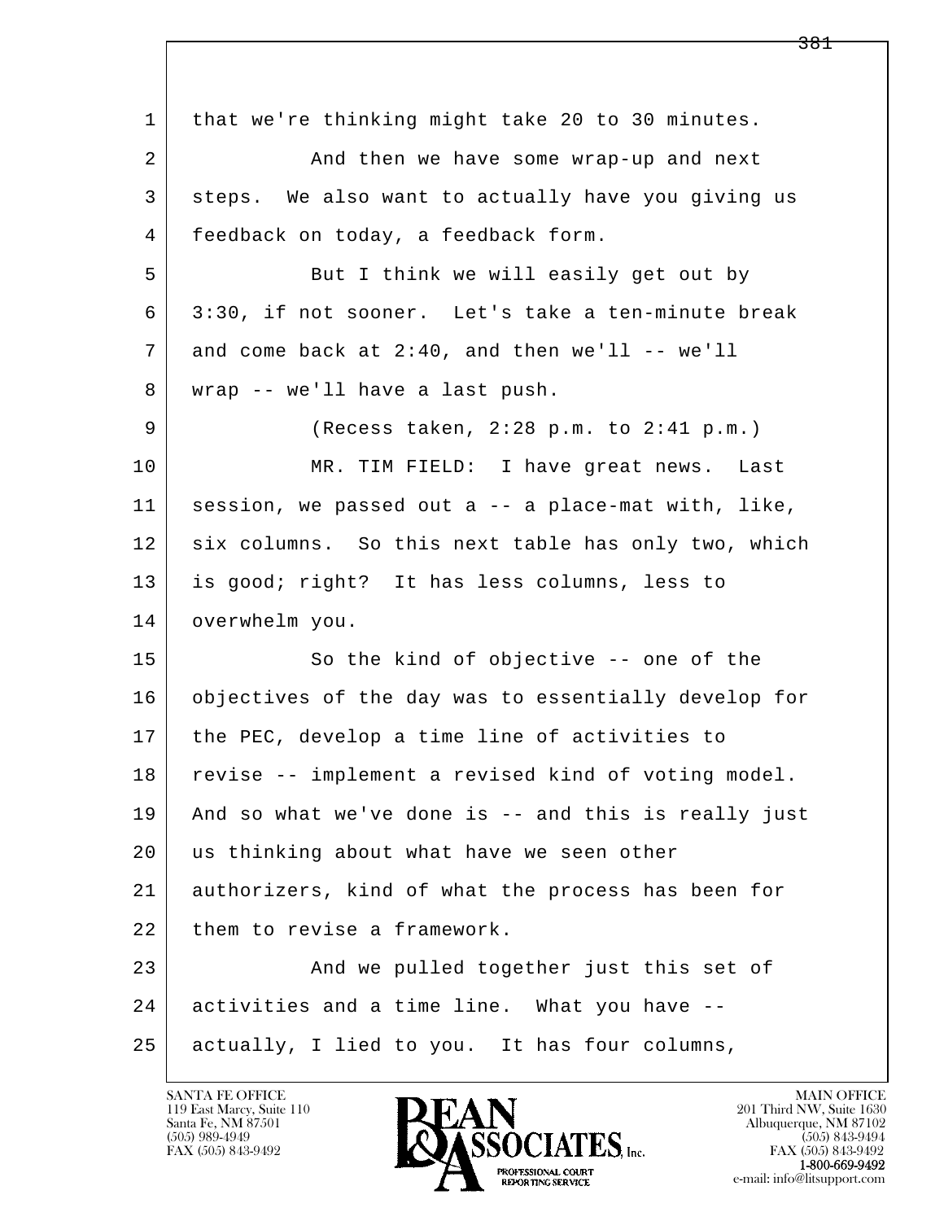1 that we're thinking might take 20 to 30 minutes.

2 And then we have some wrap-up and next

3 steps. We also want to actually have you giving us

4 feedback on today, a feedback form.

5 But I think we will easily get out by

6 3:30, if not sooner. Let's take a ten-minute break

7 and come back at 2:40, and then we'll -- we'll

8 wrap -- we'll have a last push.

9 (Recess taken, 2:28 p.m. to 2:41 p.m.)

10 MR. TIM FIELD: I have great news. Last

11 session, we passed out a -- a place-mat with, like,

12 six columns. So this next table has only two, which

13 is good; right? It has less columns, less to

14 overwhelm you.

15 So the kind of objective -- one of the

16 objectives of the day was to essentially develop for

17 the PEC, develop a time line of activities to

18 revise -- implement a revised kind of voting model.

19 And so what we've done is -- and this is really just

20 us thinking about what have we seen other

21 authorizers, kind of what the process has been for

22 them to revise a framework.

23 And we pulled together just this set of

24 activities and a time line. What you have --

25 actually, I lied to you. It has four columns,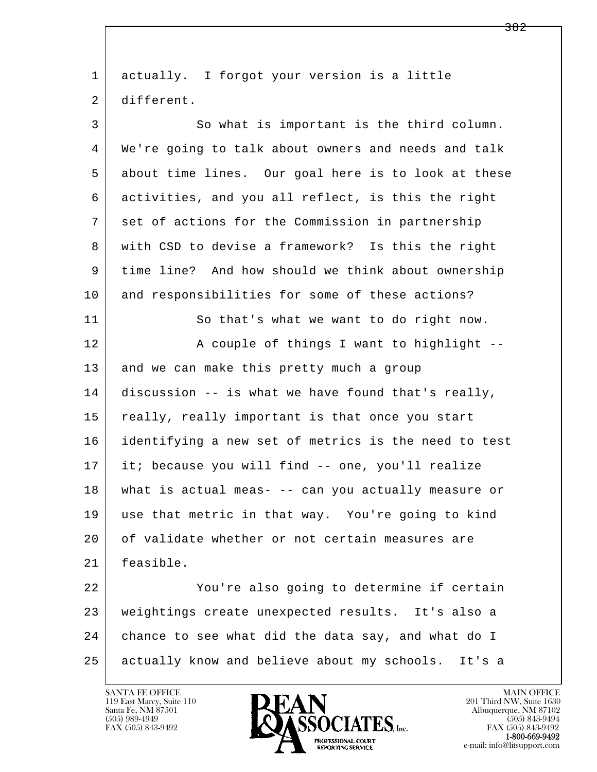actually. I forgot your version is a little different.

So what is important is the third column. We're going to talk about owners and needs and talk about time lines. Our goal here is to look at these activities, and you all reflect, is this the right set of actions for the Commission in partnership with CSD to devise a framework? Is this the right time line? And how should we think about ownership and responsibilities for some of these actions?

So that's what we want to do right now.

A couple of things I want to highlight -- and we can make this pretty much a group discussion -- is what we have found that's really, really, really important is that once you start identifying a new set of metrics is the need to test it; because you will find -- one, you'll realize what is actual meas- -- can you actually measure or use that metric in that way. You're going to kind of validate whether or not certain measures are feasible.

You're also going to determine if certain weightings create unexpected results. It's also a chance to see what did the data say, and what do I actually know and believe about my schools. It's a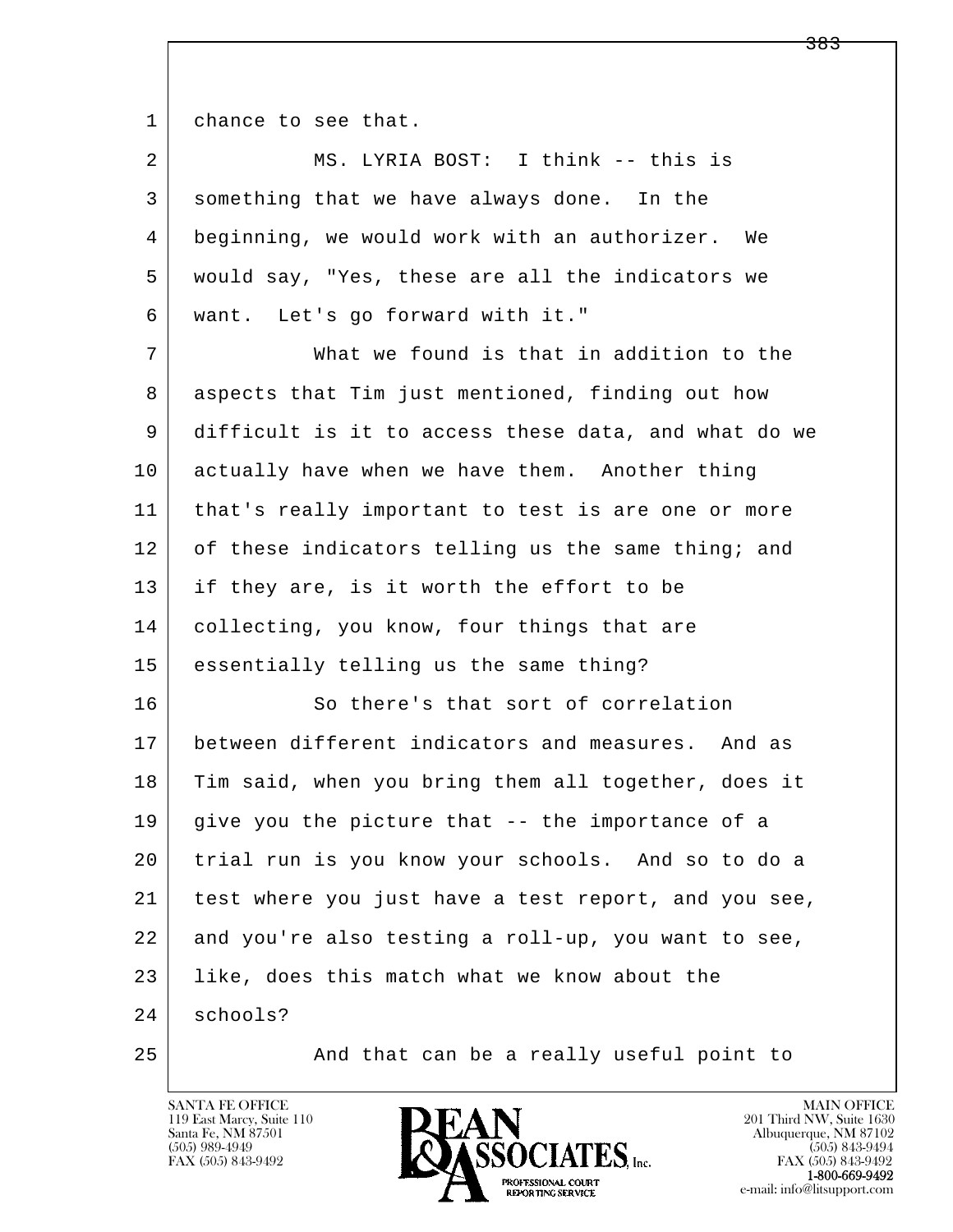chance to see that.

MS. LYRIA BOST: I think -- this is something that we have always done. In the beginning, we would work with an authorizer. We would say, "Yes, these are all the indicators we want. Let's go forward with it."

What we found is that in addition to the aspects that Tim just mentioned, finding out how difficult is it to access these data, and what do we actually have when we have them. Another thing that's really important to test is are one or more of these indicators telling us the same thing; and if they are, is it worth the effort to be collecting, you know, four things that are essentially telling us the same thing?

So there's that sort of correlation between different indicators and measures. And as Tim said, when you bring them all together, does it give you the picture that -- the importance of a trial run is you know your schools. And so to do a test where you just have a test report, and you see, and you're also testing a roll-up, you want to see, like, does this match what we know about the schools?

And that can be a really useful point to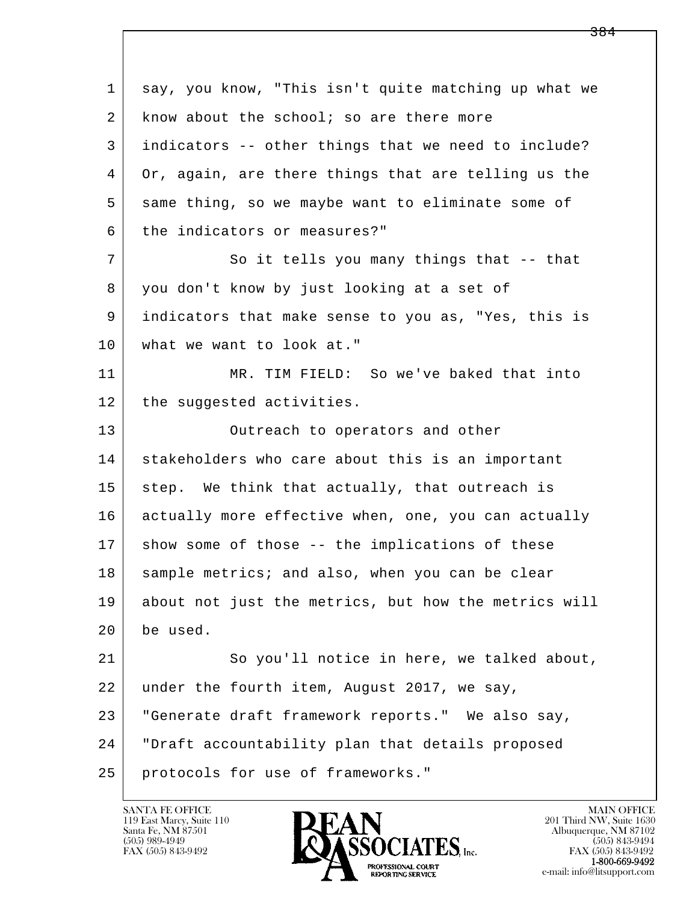say, you know, "This isn't quite matching up what we know about the school; so are there more indicators -- other things that we need to include? Or, again, are there things that are telling us the same thing, so we maybe want to eliminate some of the indicators or measures?"

So it tells you many things that -- that you don't know by just looking at a set of indicators that make sense to you as, "Yes, this is what we want to look at."

MR. TIM FIELD: So we've baked that into the suggested activities.

Outreach to operators and other stakeholders who care about this is an important step. We think that actually, that outreach is actually more effective when, one, you can actually show some of those -- the implications of these sample metrics; and also, when you can be clear about not just the metrics, but how the metrics will be used.

So you'll notice in here, we talked about, under the fourth item, August 2017, we say, "Generate draft framework reports." We also say, "Draft accountability plan that details proposed protocols for use of frameworks."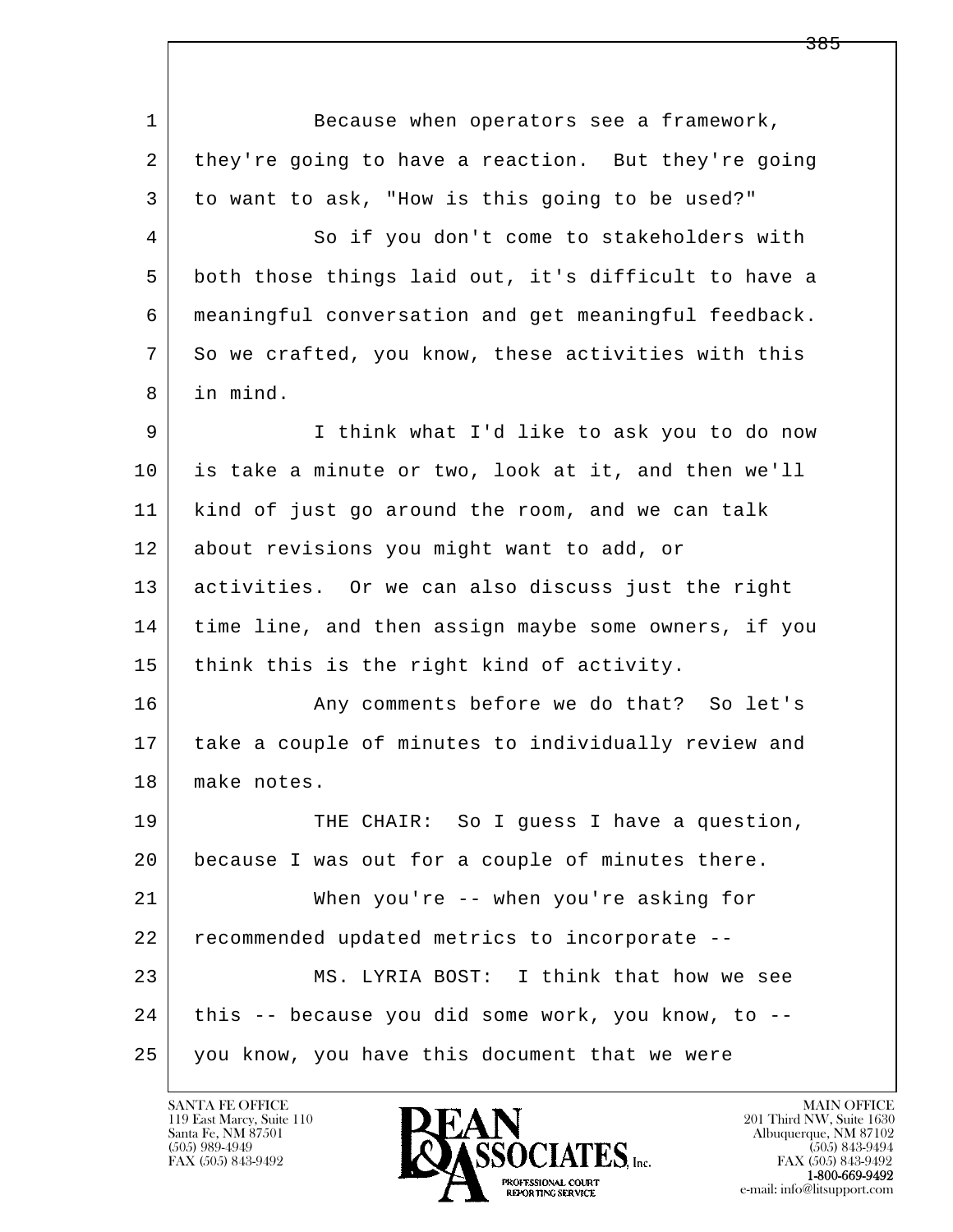Because when operators see a framework, they're going to have a reaction. But they're going to want to ask, "How is this going to be used?"

So if you don't come to stakeholders with both those things laid out, it's difficult to have a meaningful conversation and get meaningful feedback. So we crafted, you know, these activities with this in mind.

I think what I'd like to ask you to do now is take a minute or two, look at it, and then we'll kind of just go around the room, and we can talk about revisions you might want to add, or activities. Or we can also discuss just the right time line, and then assign maybe some owners, if you think this is the right kind of activity.

Any comments before we do that? So let's take a couple of minutes to individually review and make notes.

THE CHAIR: So I guess I have a question, because I was out for a couple of minutes there.

When you're -- when you're asking for recommended updated metrics to incorporate --

MS. LYRIA BOST: I think that how we see this -- because you did some work, you know, to -- you know, you have this document that we were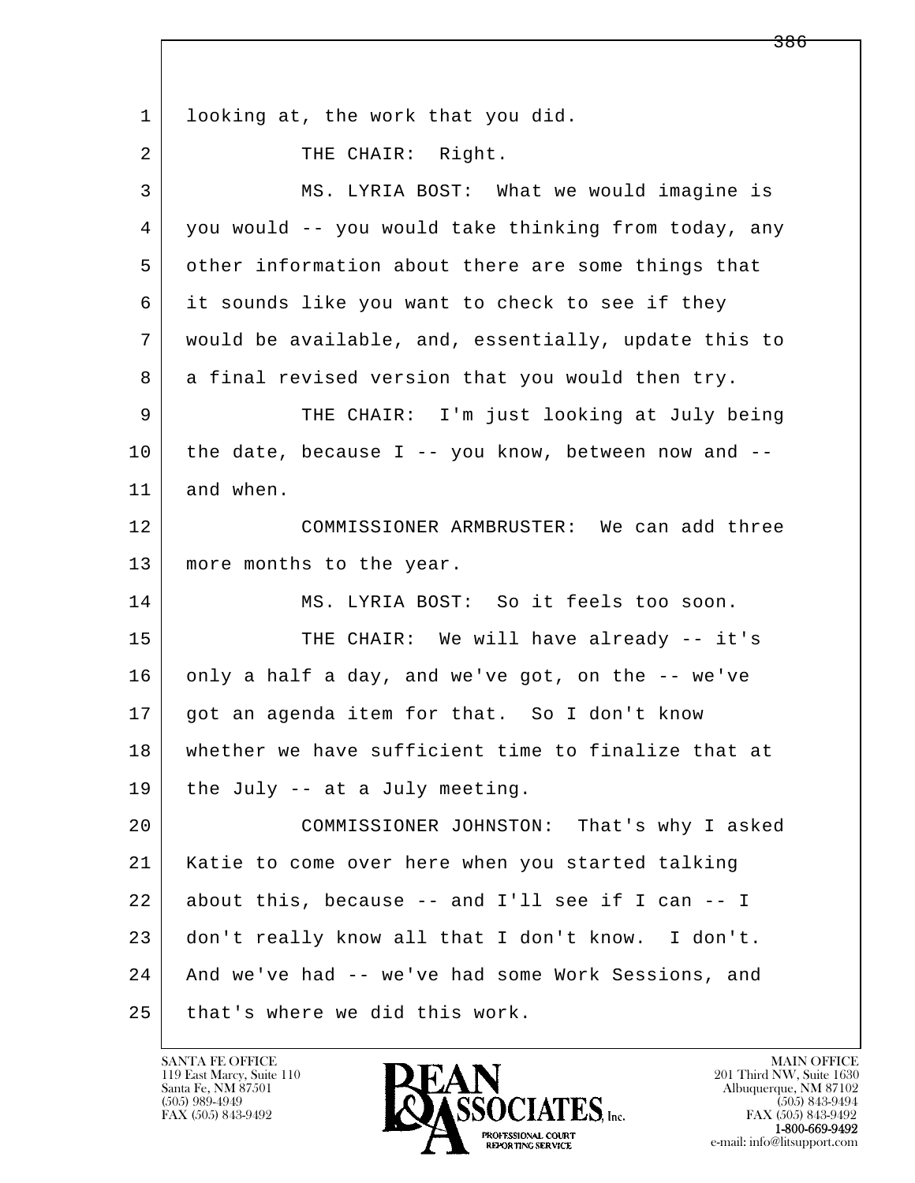looking at, the work that you did.

THE CHAIR: Right.

MS. LYRIA BOST: What we would imagine is you would -- you would take thinking from today, any other information about there are some things that it sounds like you want to check to see if they would be available, and, essentially, update this to a final revised version that you would then try.

THE CHAIR: I'm just looking at July being the date, because I -- you know, between now and -- and when.

COMMISSIONER ARMBRUSTER: We can add three more months to the year.

MS. LYRIA BOST: So it feels too soon.

THE CHAIR: We will have already -- it's only a half a day, and we've got, on the -- we've got an agenda item for that. So I don't know whether we have sufficient time to finalize that at the July -- at a July meeting.

COMMISSIONER JOHNSTON: That's why I asked Katie to come over here when you started talking about this, because -- and I'll see if I can -- I don't really know all that I don't know. I don't. And we've had -- we've had some Work Sessions, and that's where we did this work.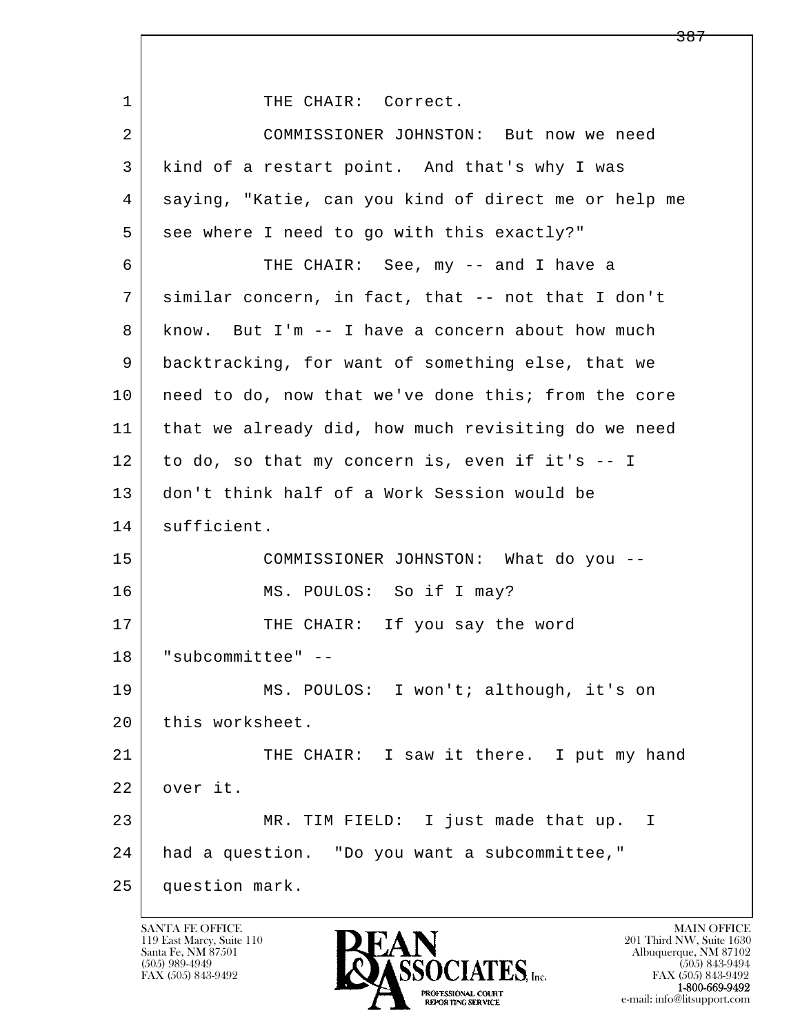1 THE CHAIR: Correct.

2 COMMISSIONER JOHNSTON: But now we need
3 kind of a restart point. And that's why I was
4 saying, "Katie, can you kind of direct me or help me
5 see where I need to go with this exactly?"

6 THE CHAIR: See, my -- and I have a
7 similar concern, in fact, that -- not that I don't
8 know. But I'm -- I have a concern about how much
9 backtracking, for want of something else, that we
10 need to do, now that we've done this; from the core
11 that we already did, how much revisiting do we need
12 to do, so that my concern is, even if it's -- I
13 don't think half of a Work Session would be
14 sufficient.

15 COMMISSIONER JOHNSTON: What do you --

16 MS. POULOS: So if I may?

17 THE CHAIR: If you say the word
18 "subcommittee" --

19 MS. POULOS: I won't; although, it's on
20 this worksheet.

21 THE CHAIR: I saw it there. I put my hand
22 over it.

23 MR. TIM FIELD: I just made that up. I
24 had a question. "Do you want a subcommittee,"
25 question mark.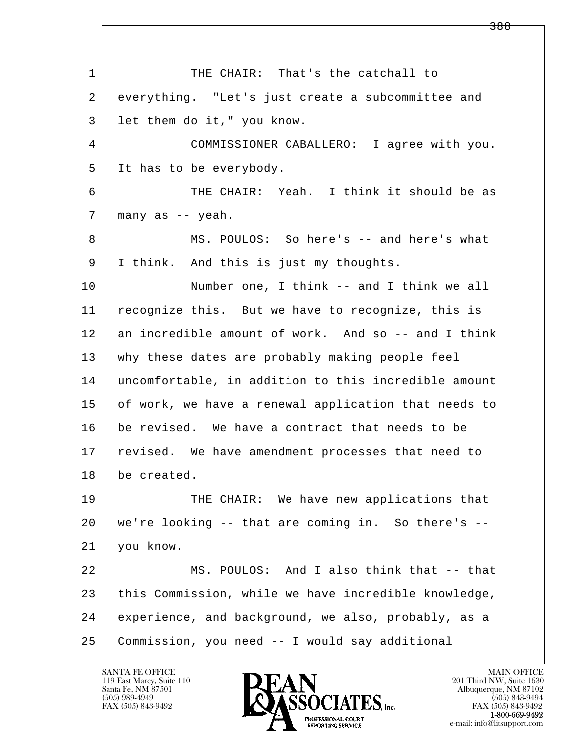THE CHAIR: That's the catchall to everything. "Let's just create a subcommittee and let them do it," you know.

COMMISSIONER CABALLERO: I agree with you. It has to be everybody.

THE CHAIR: Yeah. I think it should be as many as -- yeah.

MS. POULOS: So here's -- and here's what I think. And this is just my thoughts.

Number one, I think -- and I think we all recognize this. But we have to recognize, this is an incredible amount of work. And so -- and I think why these dates are probably making people feel uncomfortable, in addition to this incredible amount of work, we have a renewal application that needs to be revised. We have a contract that needs to be revised. We have amendment processes that need to be created.

THE CHAIR: We have new applications that we're looking -- that are coming in. So there's -- you know.

MS. POULOS: And I also think that -- that this Commission, while we have incredible knowledge, experience, and background, we also, probably, as a Commission, you need -- I would say additional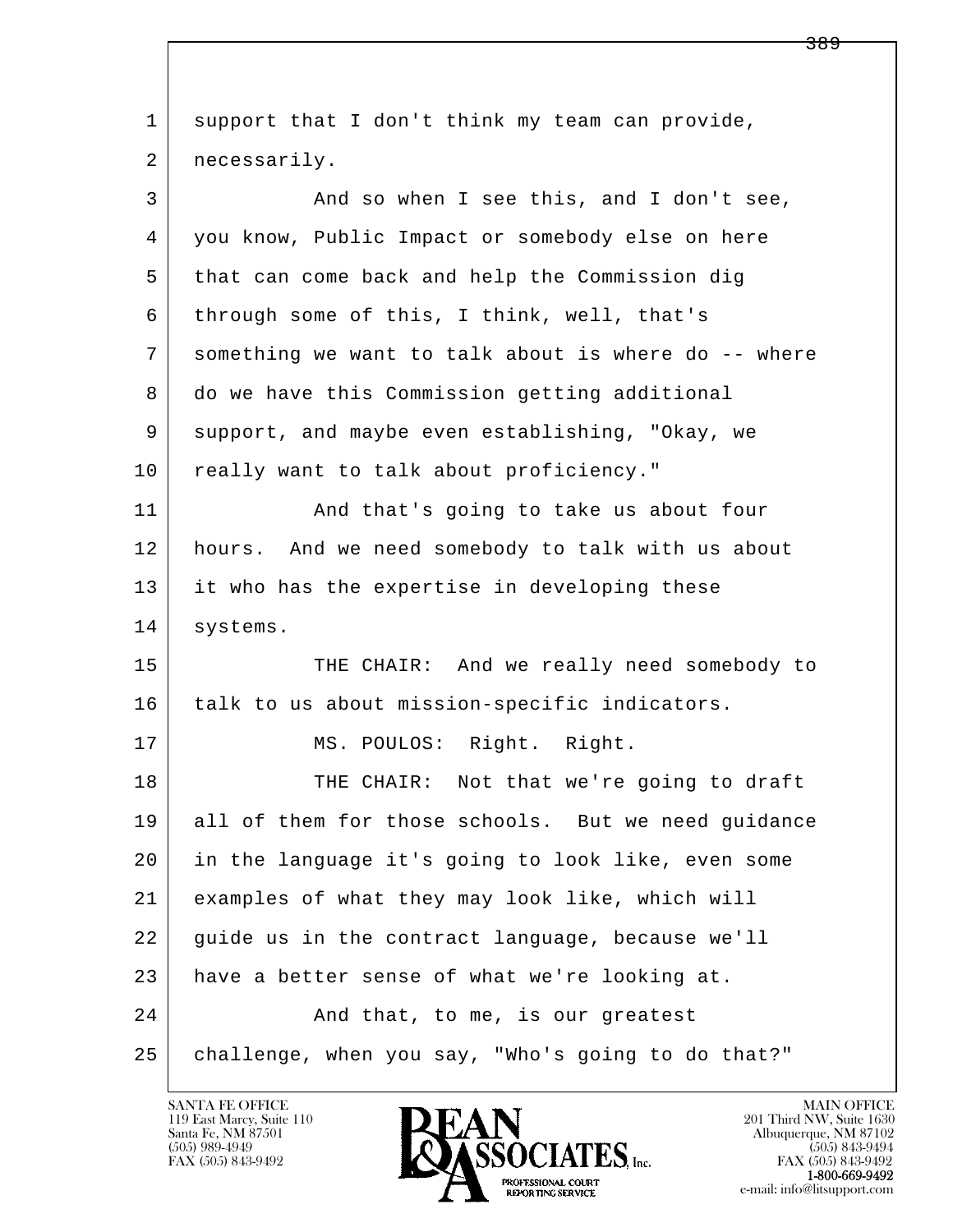support that I don't think my team can provide, necessarily.

And so when I see this, and I don't see, you know, Public Impact or somebody else on here that can come back and help the Commission dig through some of this, I think, well, that's something we want to talk about is where do -- where do we have this Commission getting additional support, and maybe even establishing, "Okay, we really want to talk about proficiency."

And that's going to take us about four hours. And we need somebody to talk with us about it who has the expertise in developing these systems.

THE CHAIR: And we really need somebody to talk to us about mission-specific indicators.

MS. POULOS: Right. Right.

THE CHAIR: Not that we're going to draft all of them for those schools. But we need guidance in the language it's going to look like, even some examples of what they may look like, which will guide us in the contract language, because we'll have a better sense of what we're looking at.

And that, to me, is our greatest challenge, when you say, "Who's going to do that?"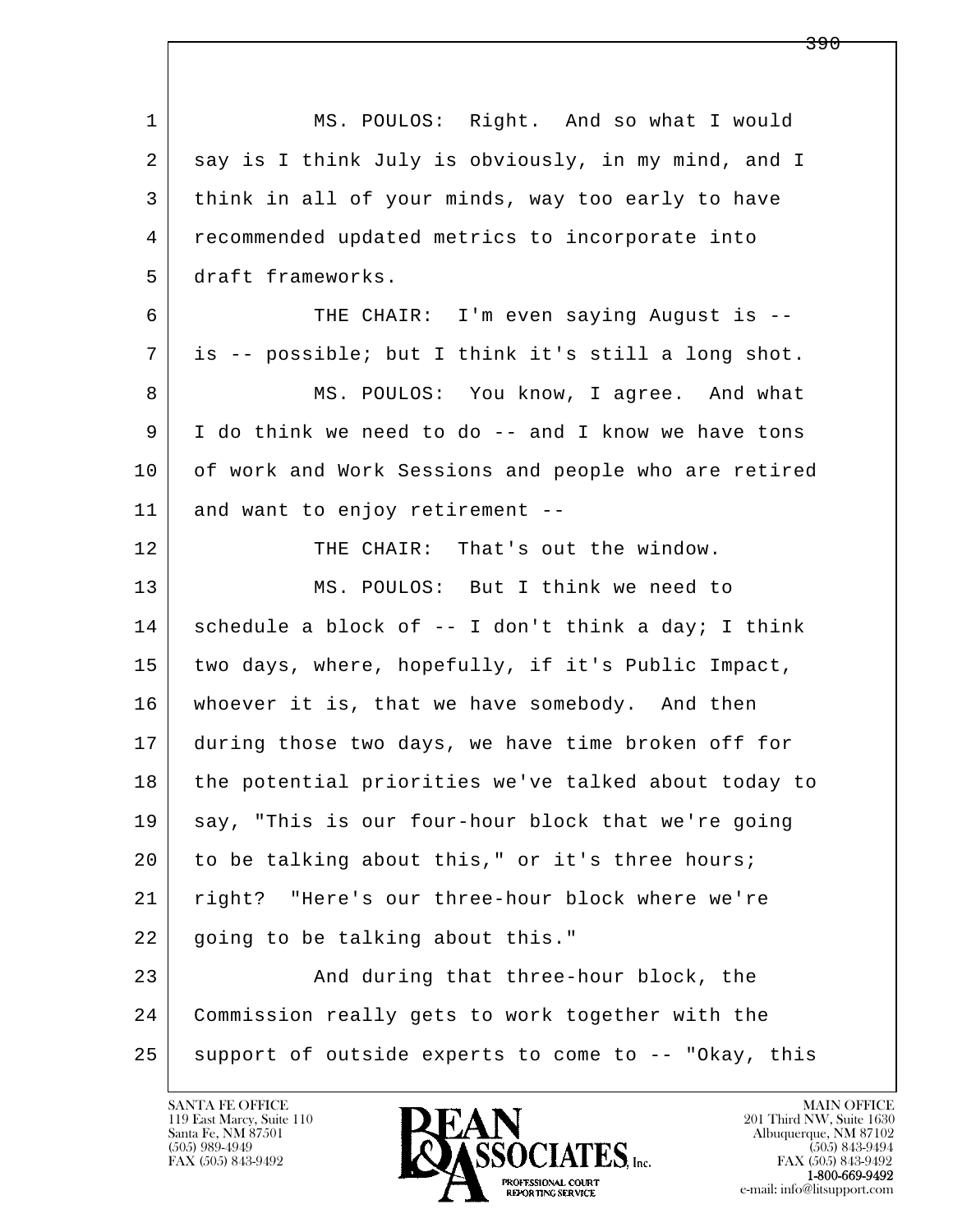1 MS. POULOS: Right. And so what I would
2 say is I think July is obviously, in my mind, and I
3 think in all of your minds, way too early to have
4 recommended updated metrics to incorporate into
5 draft frameworks.
6 THE CHAIR: I'm even saying August is --
7 is -- possible; but I think it's still a long shot.
8 MS. POULOS: You know, I agree. And what
9 I do think we need to do -- and I know we have tons
10 of work and Work Sessions and people who are retired
11 and want to enjoy retirement --
12 THE CHAIR: That's out the window.
13 MS. POULOS: But I think we need to
14 schedule a block of -- I don't think a day; I think
15 two days, where, hopefully, if it's Public Impact,
16 whoever it is, that we have somebody. And then
17 during those two days, we have time broken off for
18 the potential priorities we've talked about today to
19 say, "This is our four-hour block that we're going
20 to be talking about this," or it's three hours;
21 right? "Here's our three-hour block where we're
22 going to be talking about this."
23 And during that three-hour block, the
24 Commission really gets to work together with the
25 support of outside experts to come to -- "Okay, this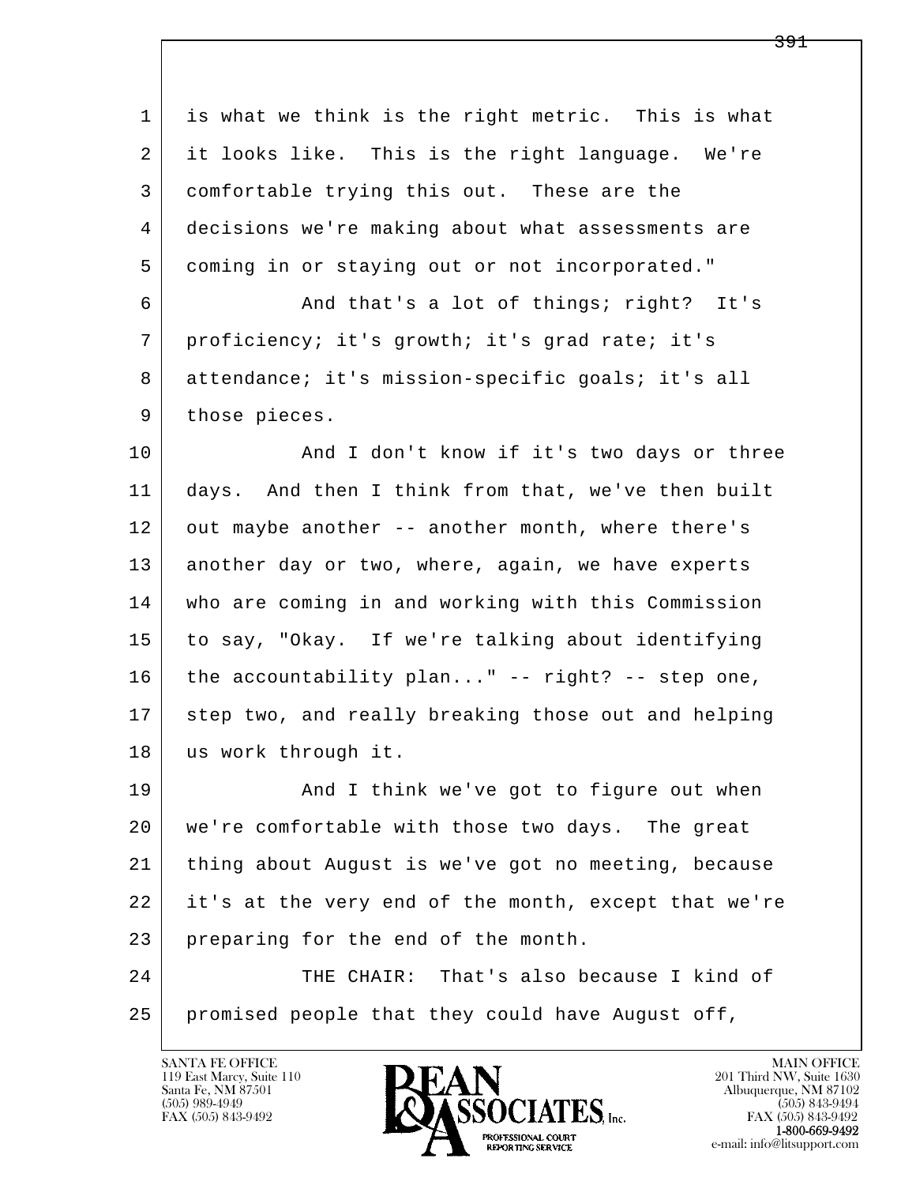is what we think is the right metric. This is what it looks like. This is the right language. We're comfortable trying this out. These are the decisions we're making about what assessments are coming in or staying out or not incorporated."

And that's a lot of things; right? It's proficiency; it's growth; it's grad rate; it's attendance; it's mission-specific goals; it's all those pieces.

And I don't know if it's two days or three days. And then I think from that, we've then built out maybe another -- another month, where there's another day or two, where, again, we have experts who are coming in and working with this Commission to say, "Okay. If we're talking about identifying the accountability plan..." -- right? -- step one, step two, and really breaking those out and helping us work through it.

And I think we've got to figure out when we're comfortable with those two days. The great thing about August is we've got no meeting, because it's at the very end of the month, except that we're preparing for the end of the month.

THE CHAIR: That's also because I kind of promised people that they could have August off,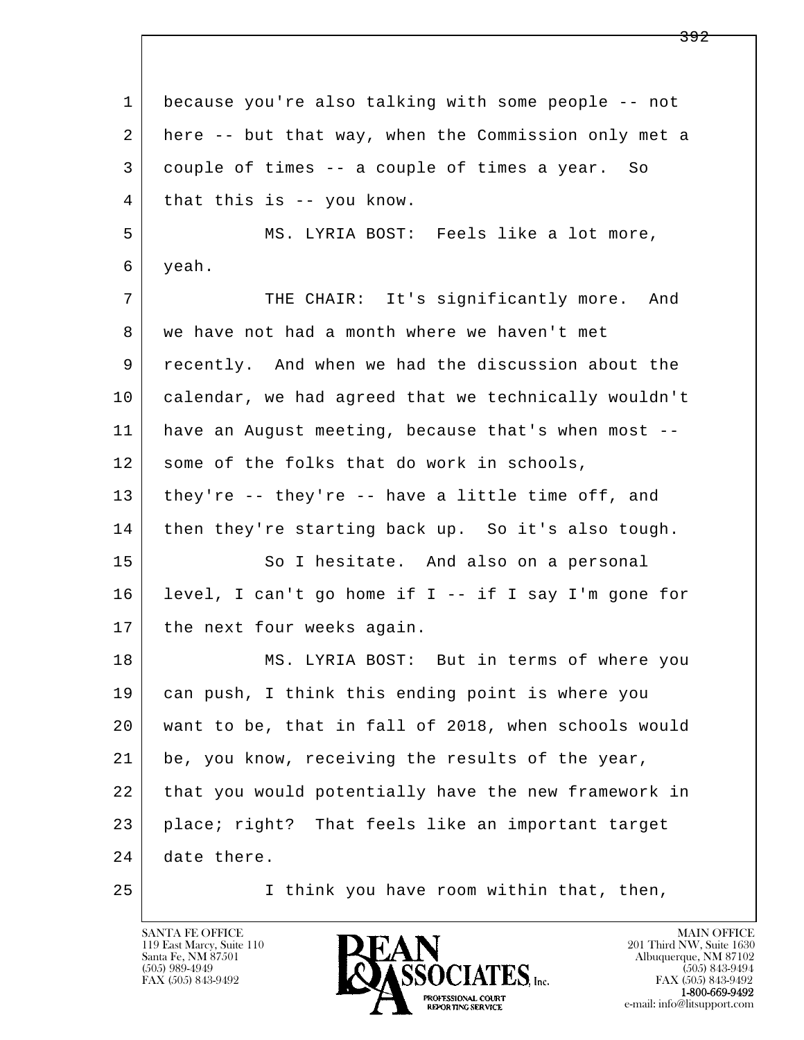because you're also talking with some people -- not here -- but that way, when the Commission only met a couple of times -- a couple of times a year. So that this is -- you know.

MS. LYRIA BOST: Feels like a lot more, yeah.

THE CHAIR: It's significantly more. And we have not had a month where we haven't met recently. And when we had the discussion about the calendar, we had agreed that we technically wouldn't have an August meeting, because that's when most -- some of the folks that do work in schools, they're -- they're -- have a little time off, and then they're starting back up. So it's also tough.

So I hesitate. And also on a personal level, I can't go home if I -- if I say I'm gone for the next four weeks again.

MS. LYRIA BOST: But in terms of where you can push, I think this ending point is where you want to be, that in fall of 2018, when schools would be, you know, receiving the results of the year, that you would potentially have the new framework in place; right? That feels like an important target date there.

I think you have room within that, then,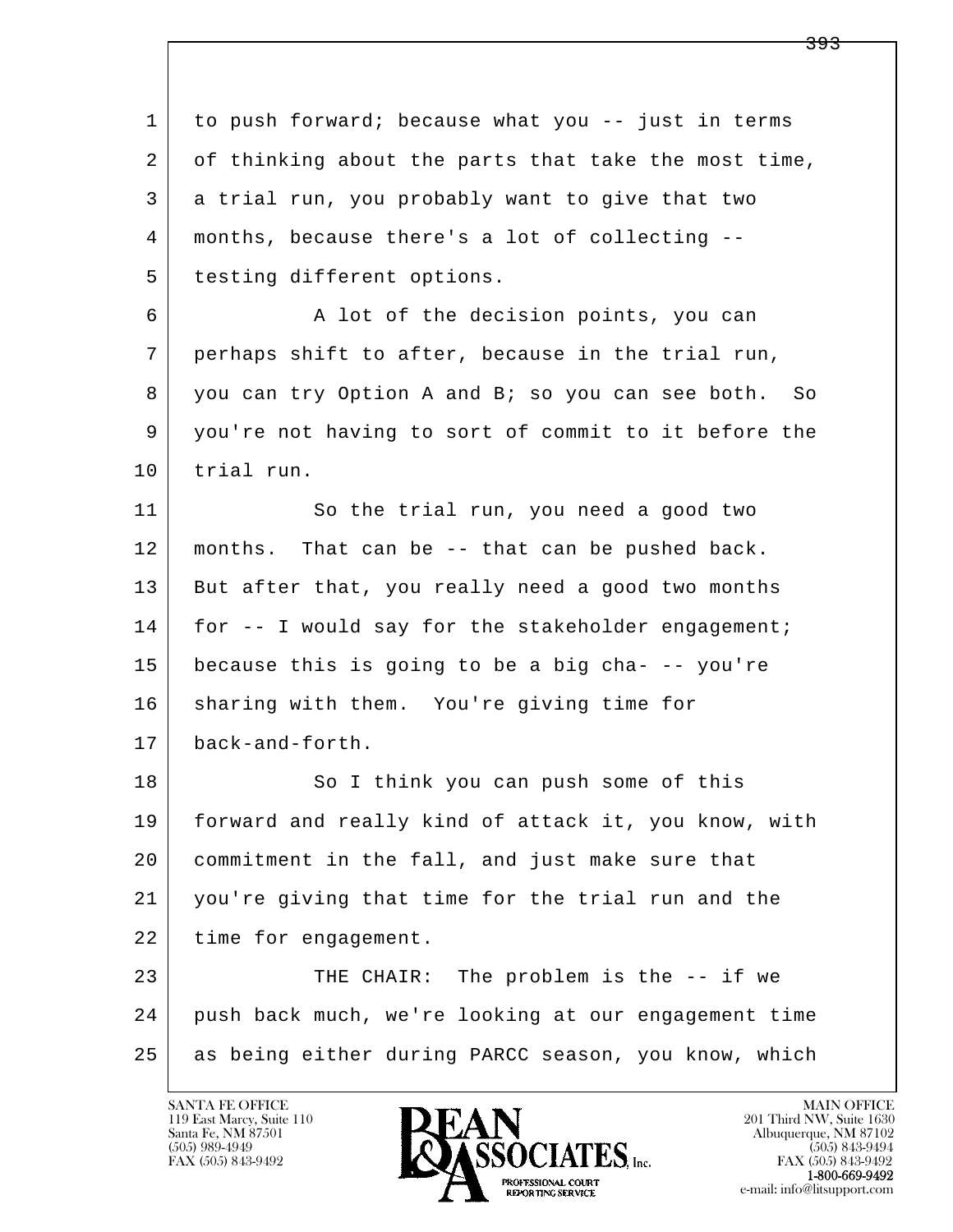1 to push forward; because what you -- just in terms
2 of thinking about the parts that take the most time,
3 a trial run, you probably want to give that two
4 months, because there's a lot of collecting --
5 testing different options.
6 A lot of the decision points, you can
7 perhaps shift to after, because in the trial run,
8 you can try Option A and B; so you can see both. So
9 you're not having to sort of commit to it before the
10 trial run.
11 So the trial run, you need a good two
12 months. That can be -- that can be pushed back.
13 But after that, you really need a good two months
14 for -- I would say for the stakeholder engagement;
15 because this is going to be a big cha- -- you're
16 sharing with them. You're giving time for
17 back-and-forth.
18 So I think you can push some of this
19 forward and really kind of attack it, you know, with
20 commitment in the fall, and just make sure that
21 you're giving that time for the trial run and the
22 time for engagement.
23 THE CHAIR: The problem is the -- if we
24 push back much, we're looking at our engagement time
25 as being either during PARCC season, you know, which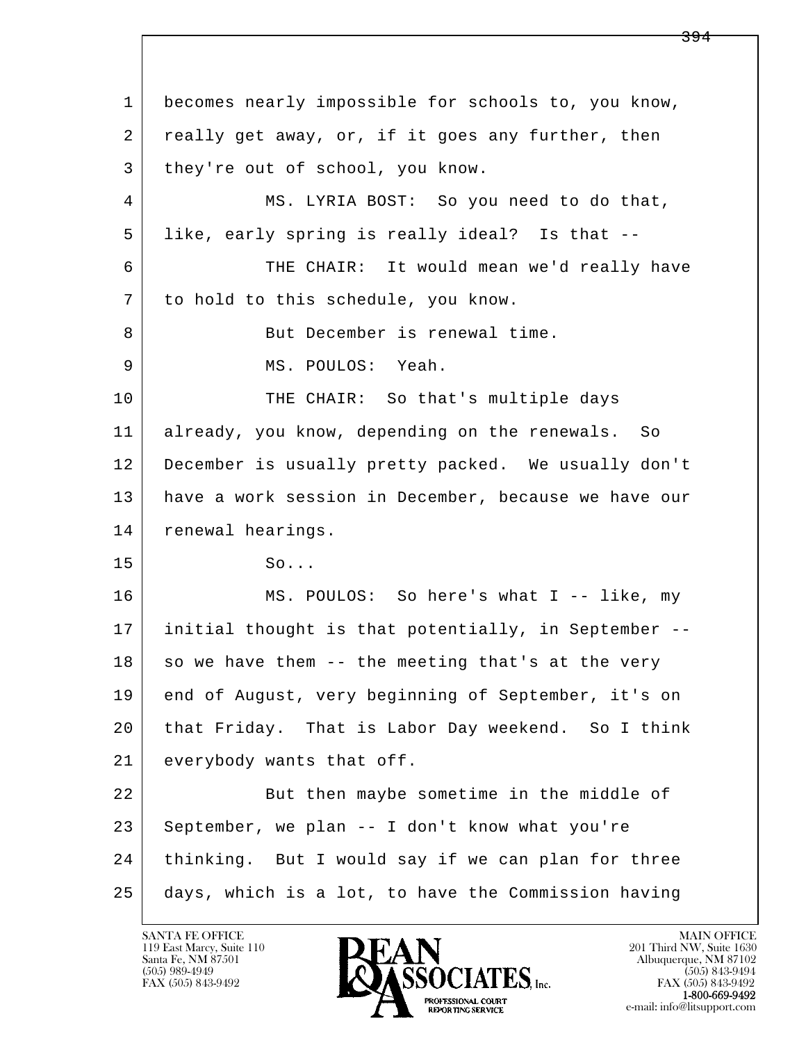1 becomes nearly impossible for schools to, you know,
2 really get away, or, if it goes any further, then
3 they're out of school, you know.

4 MS. LYRIA BOST: So you need to do that,
5 like, early spring is really ideal? Is that --

6 THE CHAIR: It would mean we'd really have
7 to hold to this schedule, you know.

8 But December is renewal time.

9 MS. POULOS: Yeah.

10 THE CHAIR: So that's multiple days
11 already, you know, depending on the renewals. So
12 December is usually pretty packed. We usually don't
13 have a work session in December, because we have our
14 renewal hearings.

15 So...

16 MS. POULOS: So here's what I -- like, my
17 initial thought is that potentially, in September --
18 so we have them -- the meeting that's at the very
19 end of August, very beginning of September, it's on
20 that Friday. That is Labor Day weekend. So I think
21 everybody wants that off.

22 But then maybe sometime in the middle of
23 September, we plan -- I don't know what you're
24 thinking. But I would say if we can plan for three
25 days, which is a lot, to have the Commission having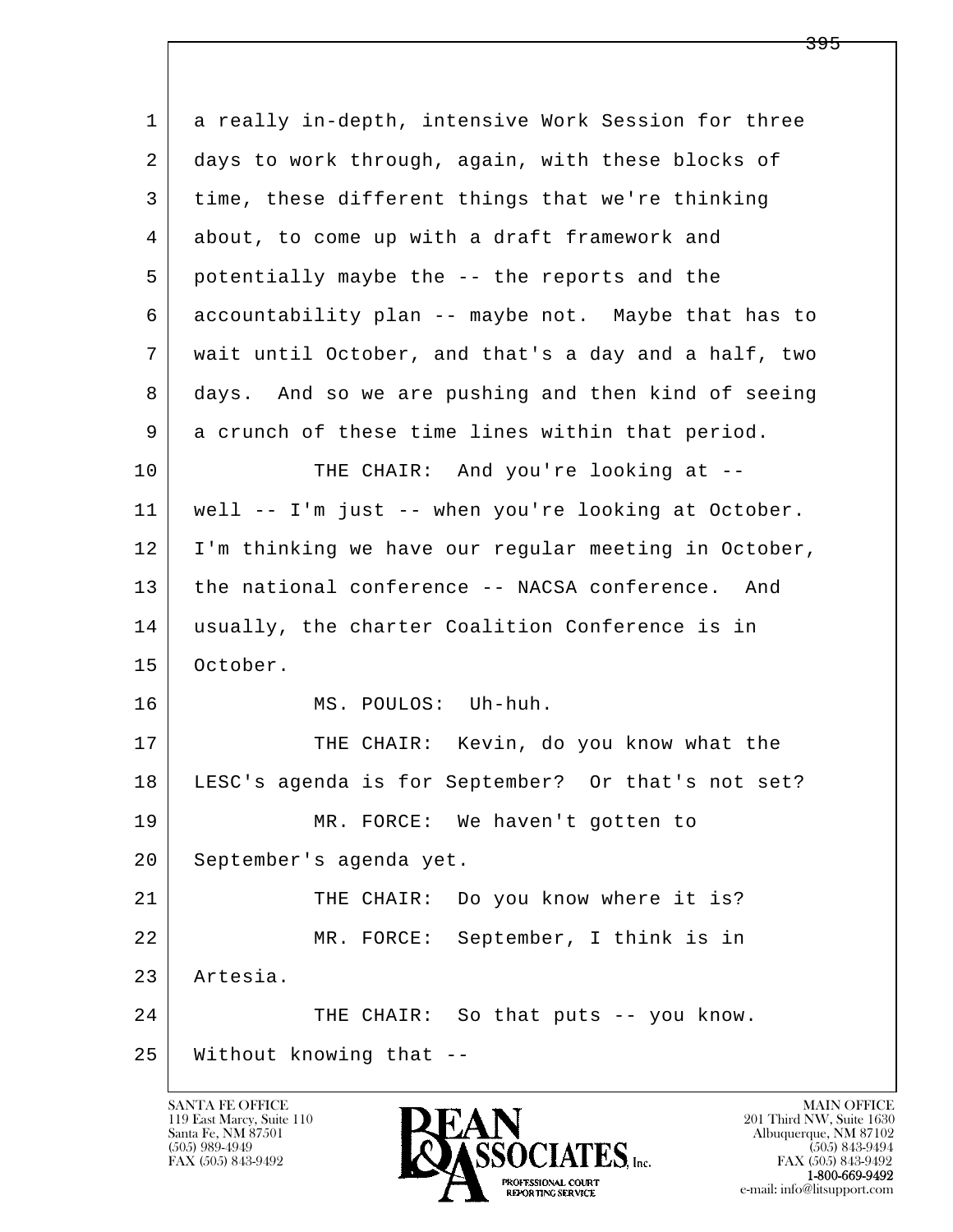a really in-depth, intensive Work Session for three days to work through, again, with these blocks of time, these different things that we're thinking about, to come up with a draft framework and potentially maybe the -- the reports and the accountability plan -- maybe not. Maybe that has to wait until October, and that's a day and a half, two days. And so we are pushing and then kind of seeing a crunch of these time lines within that period.

THE CHAIR: And you're looking at -- well -- I'm just -- when you're looking at October. I'm thinking we have our regular meeting in October, the national conference -- NACSA conference. And usually, the charter Coalition Conference is in October.

MS. POULOS: Uh-huh.

THE CHAIR: Kevin, do you know what the LESC's agenda is for September? Or that's not set?

MR. FORCE: We haven't gotten to September's agenda yet.

THE CHAIR: Do you know where it is?

MR. FORCE: September, I think is in Artesia.

THE CHAIR: So that puts -- you know. Without knowing that --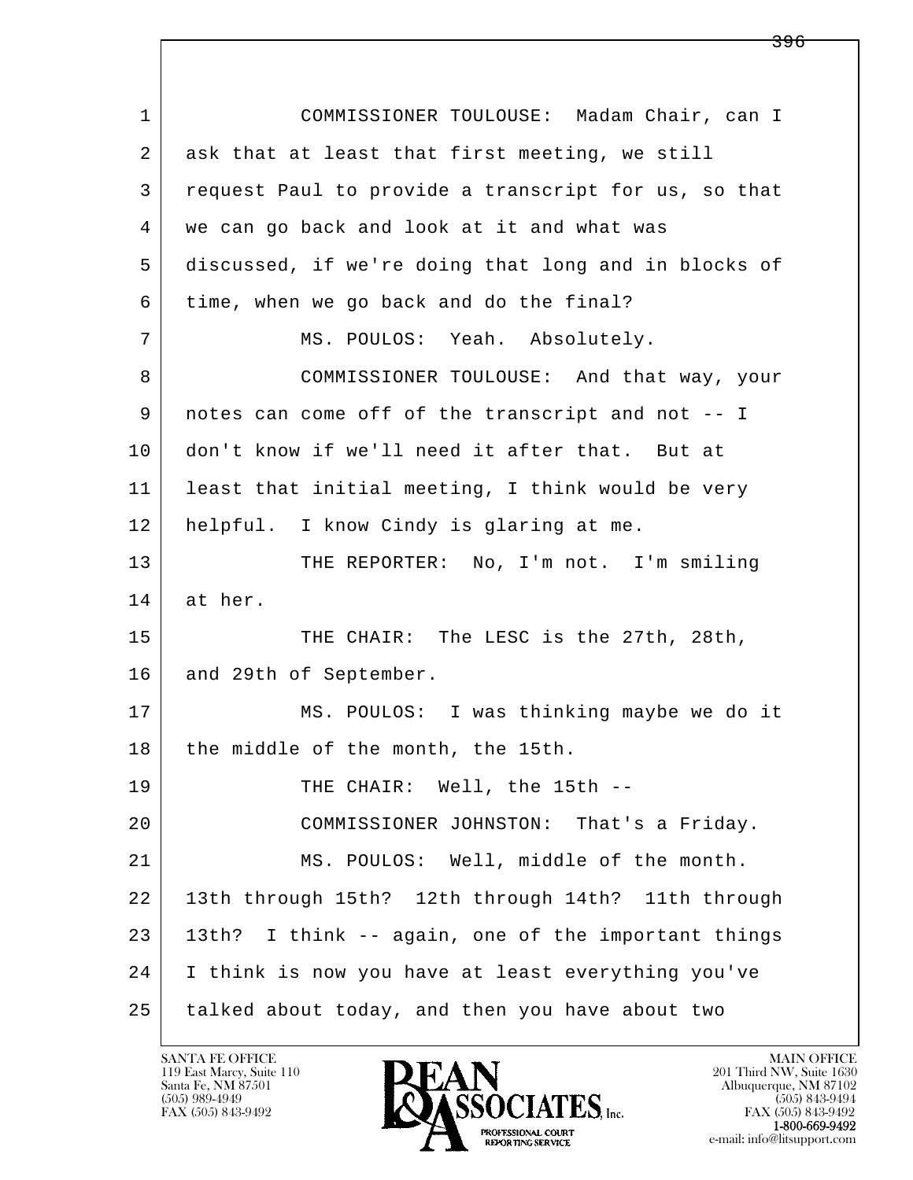1 COMMISSIONER TOULOUSE: Madam Chair, can I
2 ask that at least that first meeting, we still
3 request Paul to provide a transcript for us, so that
4 we can go back and look at it and what was
5 discussed, if we're doing that long and in blocks of
6 time, when we go back and do the final?
7 MS. POULOS: Yeah. Absolutely.
8 COMMISSIONER TOULOUSE: And that way, your
9 notes can come off of the transcript and not -- I
10 don't know if we'll need it after that. But at
11 least that initial meeting, I think would be very
12 helpful. I know Cindy is glaring at me.
13 THE REPORTER: No, I'm not. I'm smiling
14 at her.
15 THE CHAIR: The LESC is the 27th, 28th,
16 and 29th of September.
17 MS. POULOS: I was thinking maybe we do it
18 the middle of the month, the 15th.
19 THE CHAIR: Well, the 15th --
20 COMMISSIONER JOHNSTON: That's a Friday.
21 MS. POULOS: Well, middle of the month.
22 13th through 15th? 12th through 14th? 11th through
23 13th? I think -- again, one of the important things
24 I think is now you have at least everything you've
25 talked about today, and then you have about two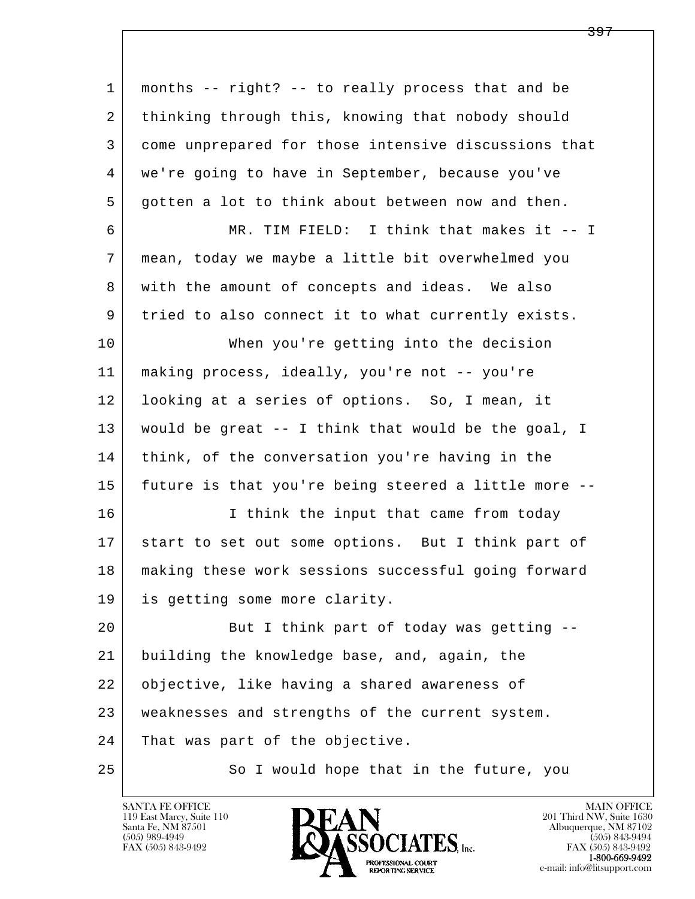months -- right? -- to really process that and be thinking through this, knowing that nobody should come unprepared for those intensive discussions that we're going to have in September, because you've gotten a lot to think about between now and then.

MR. TIM FIELD: I think that makes it -- I mean, today we maybe a little bit overwhelmed you with the amount of concepts and ideas. We also tried to also connect it to what currently exists.

When you're getting into the decision making process, ideally, you're not -- you're looking at a series of options. So, I mean, it would be great -- I think that would be the goal, I think, of the conversation you're having in the future is that you're being steered a little more --

I think the input that came from today start to set out some options. But I think part of making these work sessions successful going forward is getting some more clarity.

But I think part of today was getting -- building the knowledge base, and, again, the objective, like having a shared awareness of weaknesses and strengths of the current system. That was part of the objective.

So I would hope that in the future, you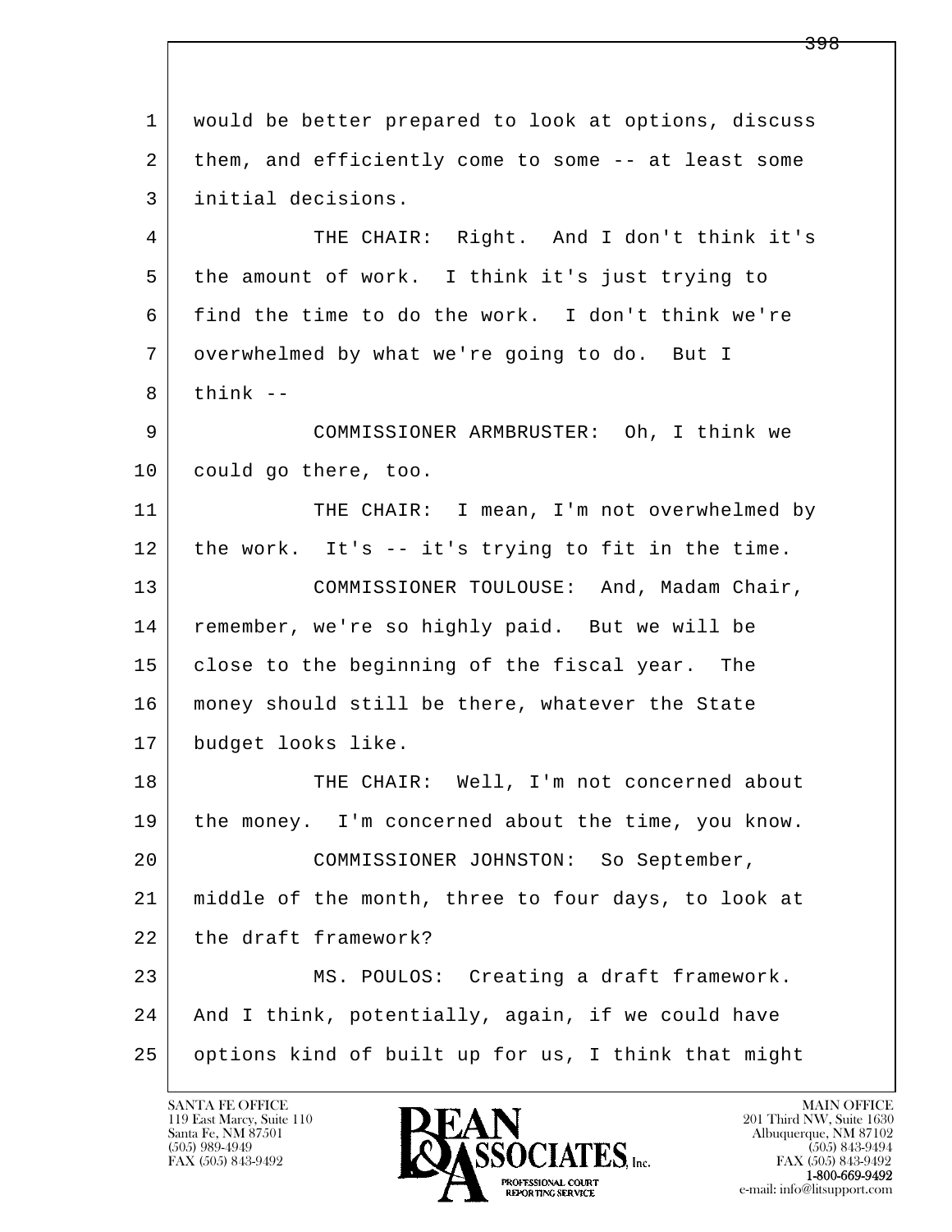would be better prepared to look at options, discuss them, and efficiently come to some -- at least some initial decisions.

THE CHAIR: Right. And I don't think it's the amount of work. I think it's just trying to find the time to do the work. I don't think we're overwhelmed by what we're going to do. But I think --

COMMISSIONER ARMBRUSTER: Oh, I think we could go there, too.

THE CHAIR: I mean, I'm not overwhelmed by the work. It's -- it's trying to fit in the time.

COMMISSIONER TOULOUSE: And, Madam Chair, remember, we're so highly paid. But we will be close to the beginning of the fiscal year. The money should still be there, whatever the State budget looks like.

THE CHAIR: Well, I'm not concerned about the money. I'm concerned about the time, you know.

COMMISSIONER JOHNSTON: So September, middle of the month, three to four days, to look at the draft framework?

MS. POULOS: Creating a draft framework. And I think, potentially, again, if we could have options kind of built up for us, I think that might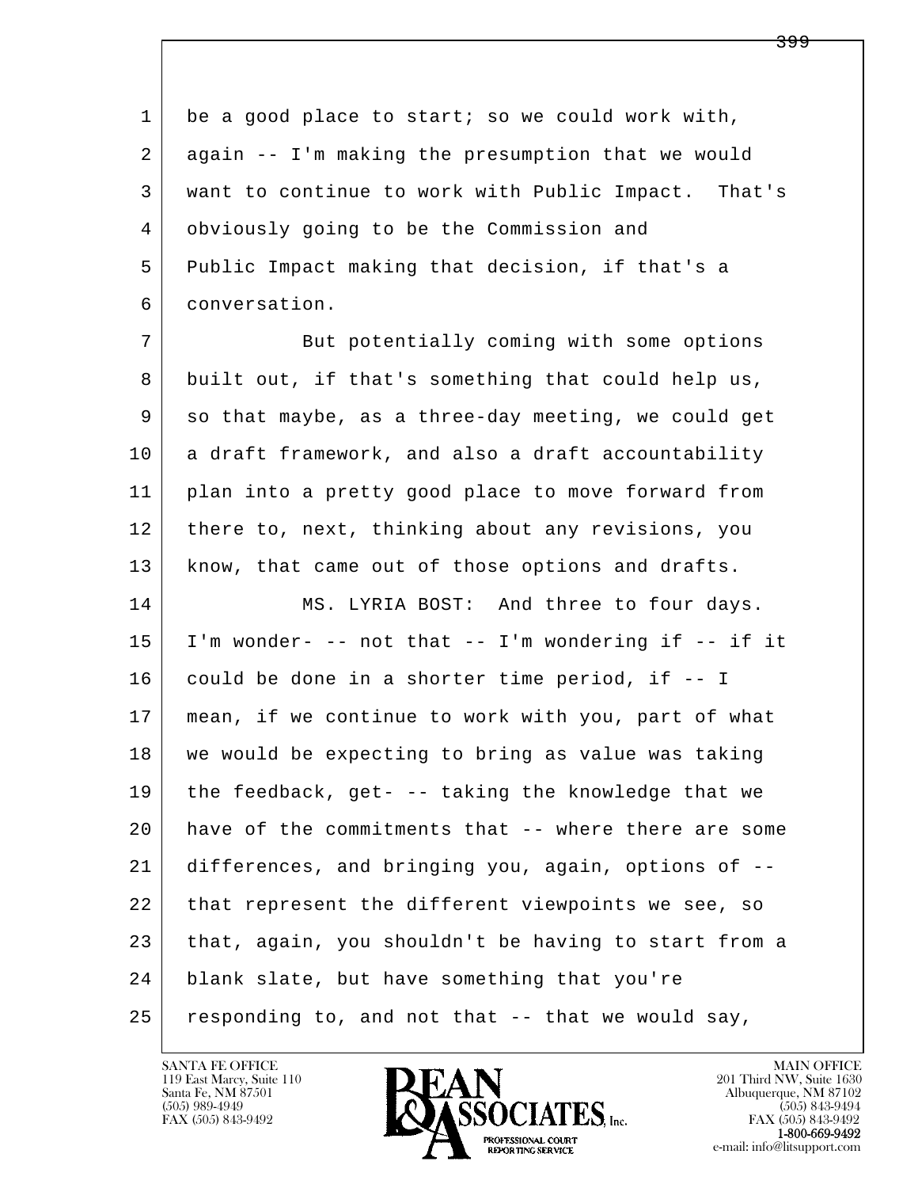1 be a good place to start; so we could work with,
2 again -- I'm making the presumption that we would
3 want to continue to work with Public Impact. That's
4 obviously going to be the Commission and
5 Public Impact making that decision, if that's a
6 conversation.

7 But potentially coming with some options
8 built out, if that's something that could help us,
9 so that maybe, as a three-day meeting, we could get
10 a draft framework, and also a draft accountability
11 plan into a pretty good place to move forward from
12 there to, next, thinking about any revisions, you
13 know, that came out of those options and drafts.

14 MS. LYRIA BOST: And three to four days.
15 I'm wonder- -- not that -- I'm wondering if -- if it
16 could be done in a shorter time period, if -- I
17 mean, if we continue to work with you, part of what
18 we would be expecting to bring as value was taking
19 the feedback, get- -- taking the knowledge that we
20 have of the commitments that -- where there are some
21 differences, and bringing you, again, options of --
22 that represent the different viewpoints we see, so
23 that, again, you shouldn't be having to start from a
24 blank slate, but have something that you're
25 responding to, and not that -- that we would say,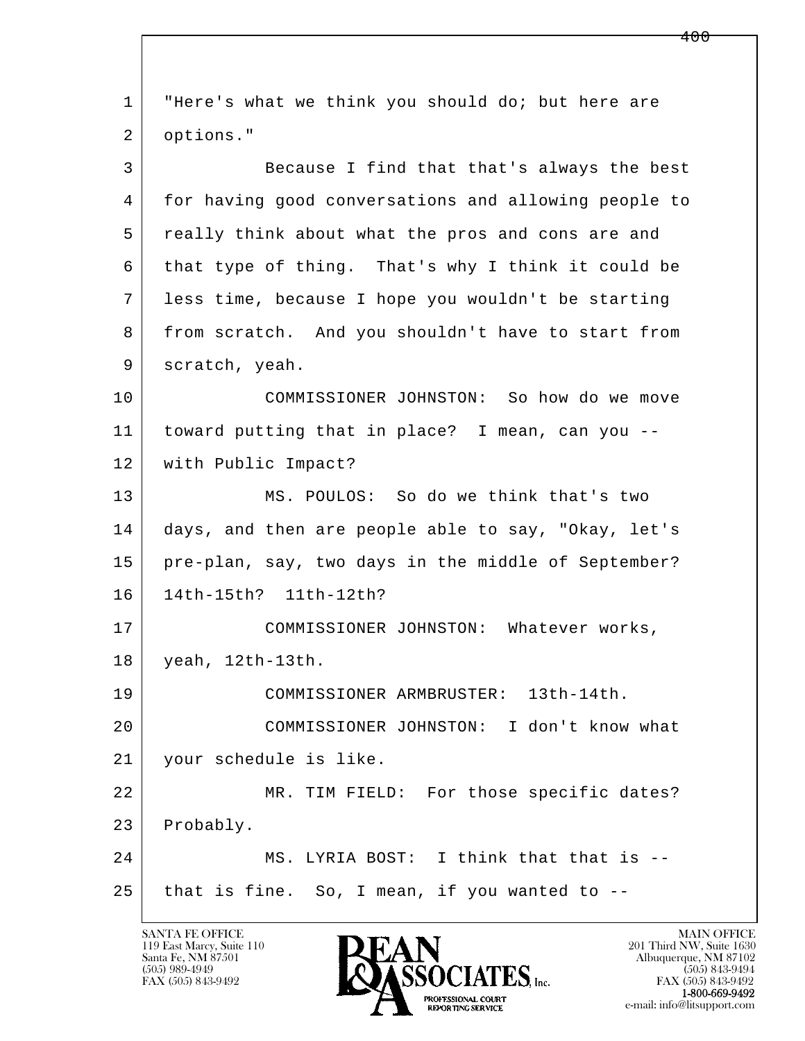"Here's what we think you should do; but here are options."

Because I find that that's always the best for having good conversations and allowing people to really think about what the pros and cons are and that type of thing. That's why I think it could be less time, because I hope you wouldn't be starting from scratch. And you shouldn't have to start from scratch, yeah.

COMMISSIONER JOHNSTON: So how do we move toward putting that in place? I mean, can you -- with Public Impact?

MS. POULOS: So do we think that's two days, and then are people able to say, "Okay, let's pre-plan, say, two days in the middle of September? 14th-15th? 11th-12th?

COMMISSIONER JOHNSTON: Whatever works, yeah, 12th-13th.

COMMISSIONER ARMBRUSTER: 13th-14th.

COMMISSIONER JOHNSTON: I don't know what your schedule is like.

MR. TIM FIELD: For those specific dates? Probably.

MS. LYRIA BOST: I think that that is -- that is fine. So, I mean, if you wanted to --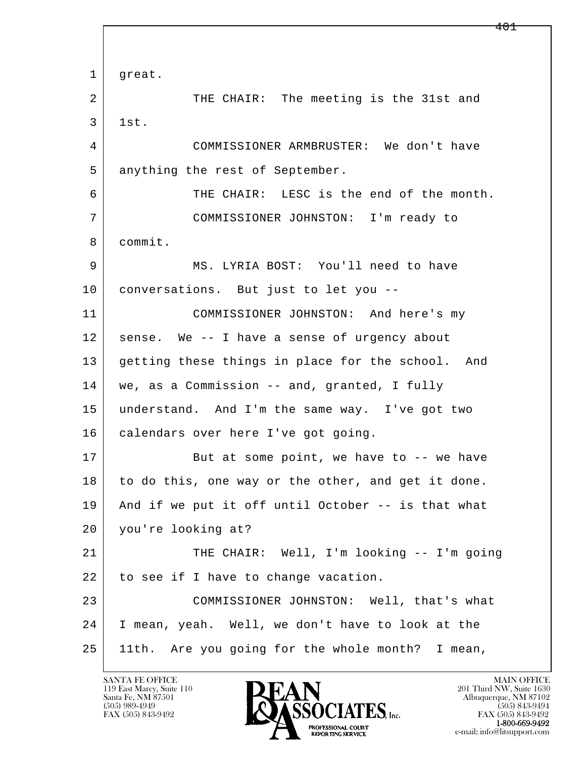1 great.

2 THE CHAIR: The meeting is the 31st and

3 1st.

4 COMMISSIONER ARMBRUSTER: We don't have

5 anything the rest of September.

6 THE CHAIR: LESC is the end of the month.

7 COMMISSIONER JOHNSTON: I'm ready to

8 commit.

9 MS. LYRIA BOST: You'll need to have

10 conversations. But just to let you --

11 COMMISSIONER JOHNSTON: And here's my

12 sense. We -- I have a sense of urgency about

13 getting these things in place for the school. And

14 we, as a Commission -- and, granted, I fully

15 understand. And I'm the same way. I've got two

16 calendars over here I've got going.

17 But at some point, we have to -- we have

18 to do this, one way or the other, and get it done.

19 And if we put it off until October -- is that what

20 you're looking at?

21 THE CHAIR: Well, I'm looking -- I'm going

22 to see if I have to change vacation.

23 COMMISSIONER JOHNSTON: Well, that's what

24 I mean, yeah. Well, we don't have to look at the

25 11th. Are you going for the whole month? I mean,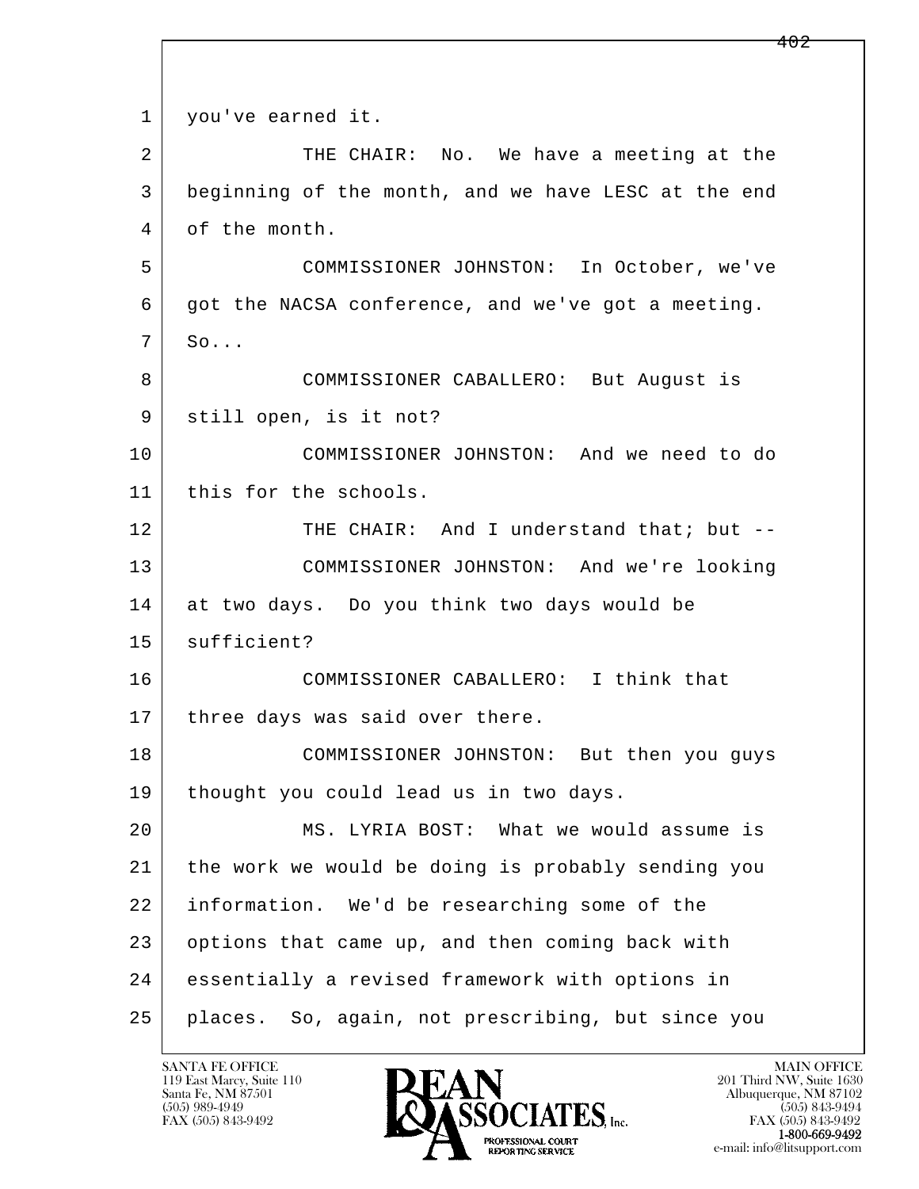1 you've earned it.

2 THE CHAIR: No. We have a meeting at the

3 beginning of the month, and we have LESC at the end

4 of the month.

5 COMMISSIONER JOHNSTON: In October, we've

6 got the NACSA conference, and we've got a meeting.

7 So...

8 COMMISSIONER CABALLERO: But August is

9 still open, is it not?

10 COMMISSIONER JOHNSTON: And we need to do

11 this for the schools.

12 THE CHAIR: And I understand that; but --

13 COMMISSIONER JOHNSTON: And we're looking

14 at two days. Do you think two days would be

15 sufficient?

16 COMMISSIONER CABALLERO: I think that

17 three days was said over there.

18 COMMISSIONER JOHNSTON: But then you guys

19 thought you could lead us in two days.

20 MS. LYRIA BOST: What we would assume is

21 the work we would be doing is probably sending you

22 information. We'd be researching some of the

23 options that came up, and then coming back with

24 essentially a revised framework with options in

25 places. So, again, not prescribing, but since you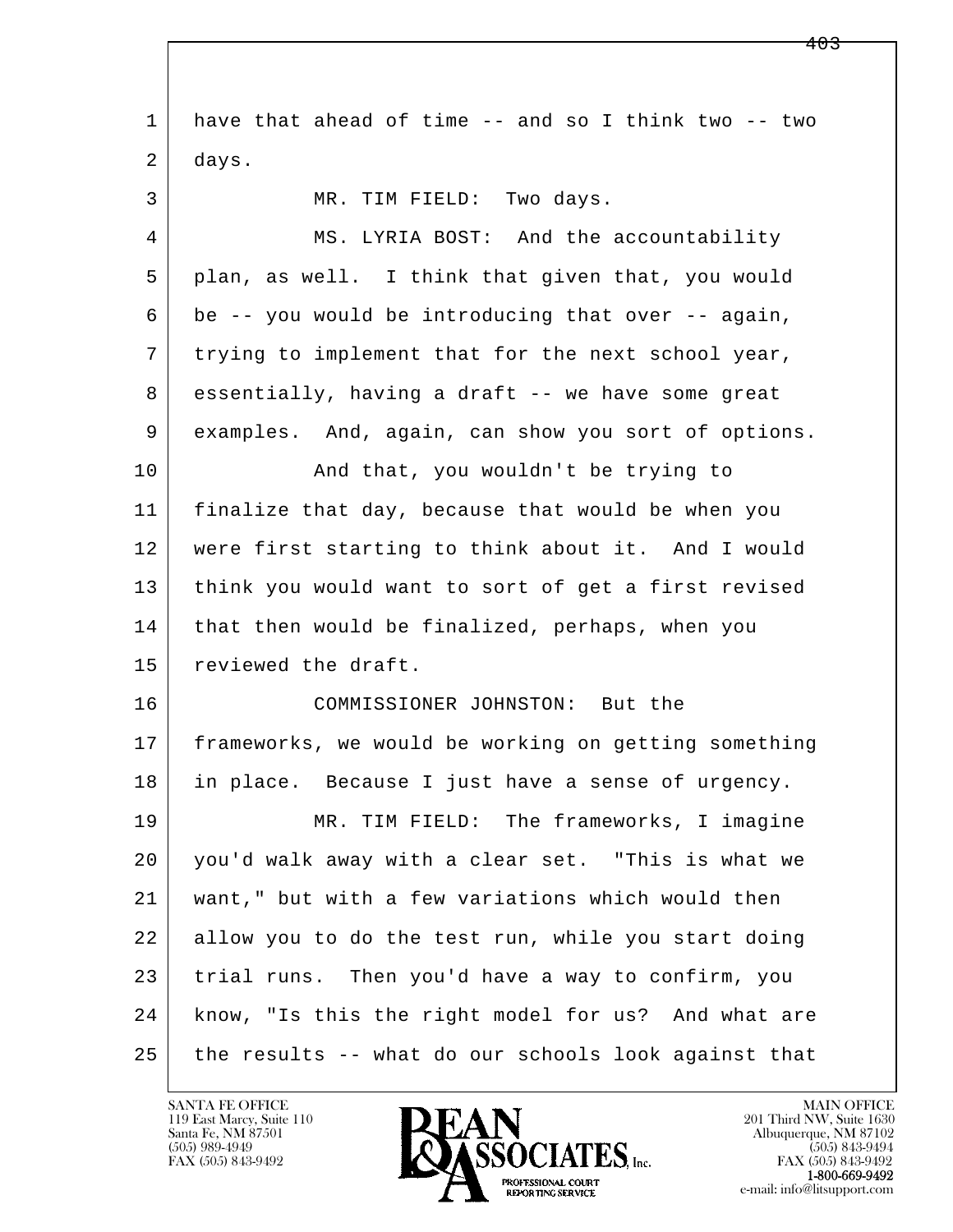have that ahead of time -- and so I think two -- two days.

MR. TIM FIELD: Two days.

MS. LYRIA BOST: And the accountability plan, as well. I think that given that, you would be -- you would be introducing that over -- again, trying to implement that for the next school year, essentially, having a draft -- we have some great examples. And, again, can show you sort of options.

And that, you wouldn't be trying to finalize that day, because that would be when you were first starting to think about it. And I would think you would want to sort of get a first revised that then would be finalized, perhaps, when you reviewed the draft.

COMMISSIONER JOHNSTON: But the frameworks, we would be working on getting something in place. Because I just have a sense of urgency.

MR. TIM FIELD: The frameworks, I imagine you'd walk away with a clear set. "This is what we want," but with a few variations which would then allow you to do the test run, while you start doing trial runs. Then you'd have a way to confirm, you know, "Is this the right model for us? And what are the results -- what do our schools look against that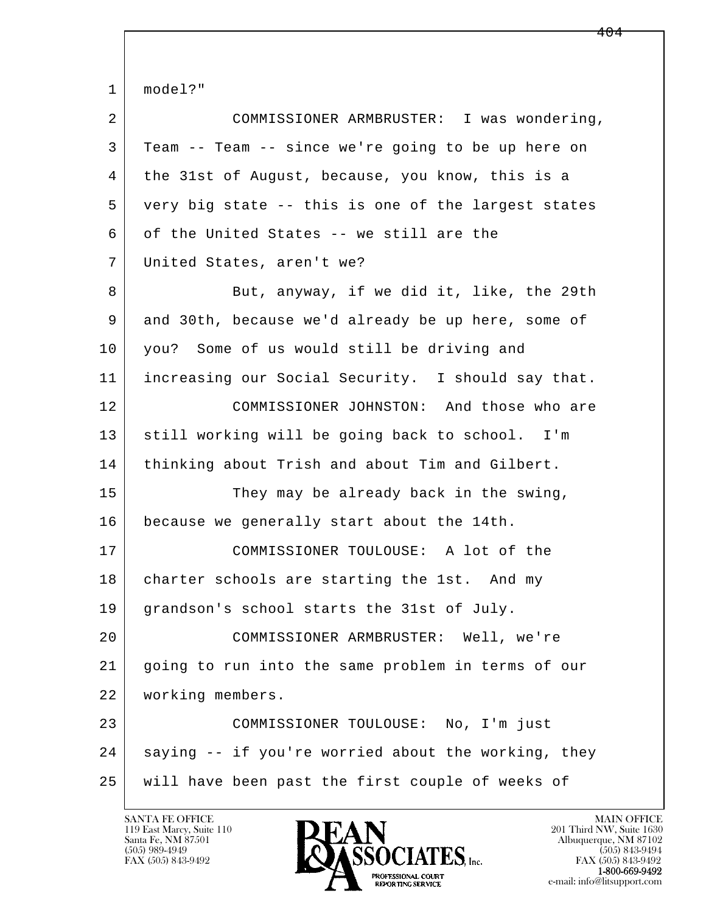model?"

COMMISSIONER ARMBRUSTER: I was wondering, Team -- Team -- since we're going to be up here on the 31st of August, because, you know, this is a very big state -- this is one of the largest states of the United States -- we still are the United States, aren't we?

But, anyway, if we did it, like, the 29th and 30th, because we'd already be up here, some of you? Some of us would still be driving and increasing our Social Security. I should say that.

COMMISSIONER JOHNSTON: And those who are still working will be going back to school. I'm thinking about Trish and about Tim and Gilbert.

They may be already back in the swing, because we generally start about the 14th.

COMMISSIONER TOULOUSE: A lot of the charter schools are starting the 1st. And my grandson's school starts the 31st of July.

COMMISSIONER ARMBRUSTER: Well, we're going to run into the same problem in terms of our working members.

COMMISSIONER TOULOUSE: No, I'm just saying -- if you're worried about the working, they will have been past the first couple of weeks of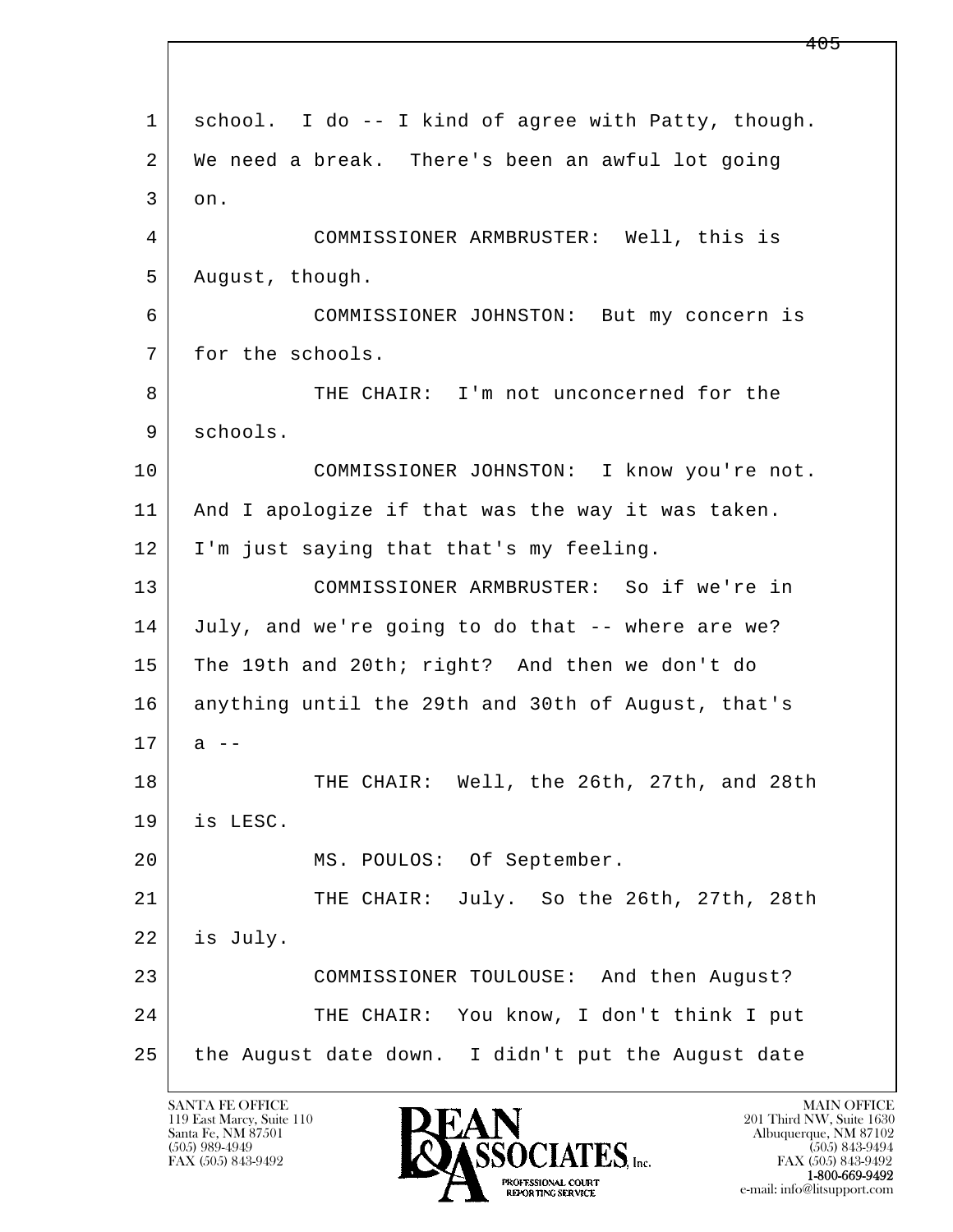school. I do -- I kind of agree with Patty, though. We need a break. There's been an awful lot going on.

COMMISSIONER ARMBRUSTER: Well, this is August, though.

COMMISSIONER JOHNSTON: But my concern is for the schools.

THE CHAIR: I'm not unconcerned for the schools.

COMMISSIONER JOHNSTON: I know you're not. And I apologize if that was the way it was taken. I'm just saying that that's my feeling.

COMMISSIONER ARMBRUSTER: So if we're in July, and we're going to do that -- where are we? The 19th and 20th; right? And then we don't do anything until the 29th and 30th of August, that's a --

THE CHAIR: Well, the 26th, 27th, and 28th is LESC.

MS. POULOS: Of September.

THE CHAIR: July. So the 26th, 27th, 28th is July.

COMMISSIONER TOULOUSE: And then August?

THE CHAIR: You know, I don't think I put the August date down. I didn't put the August date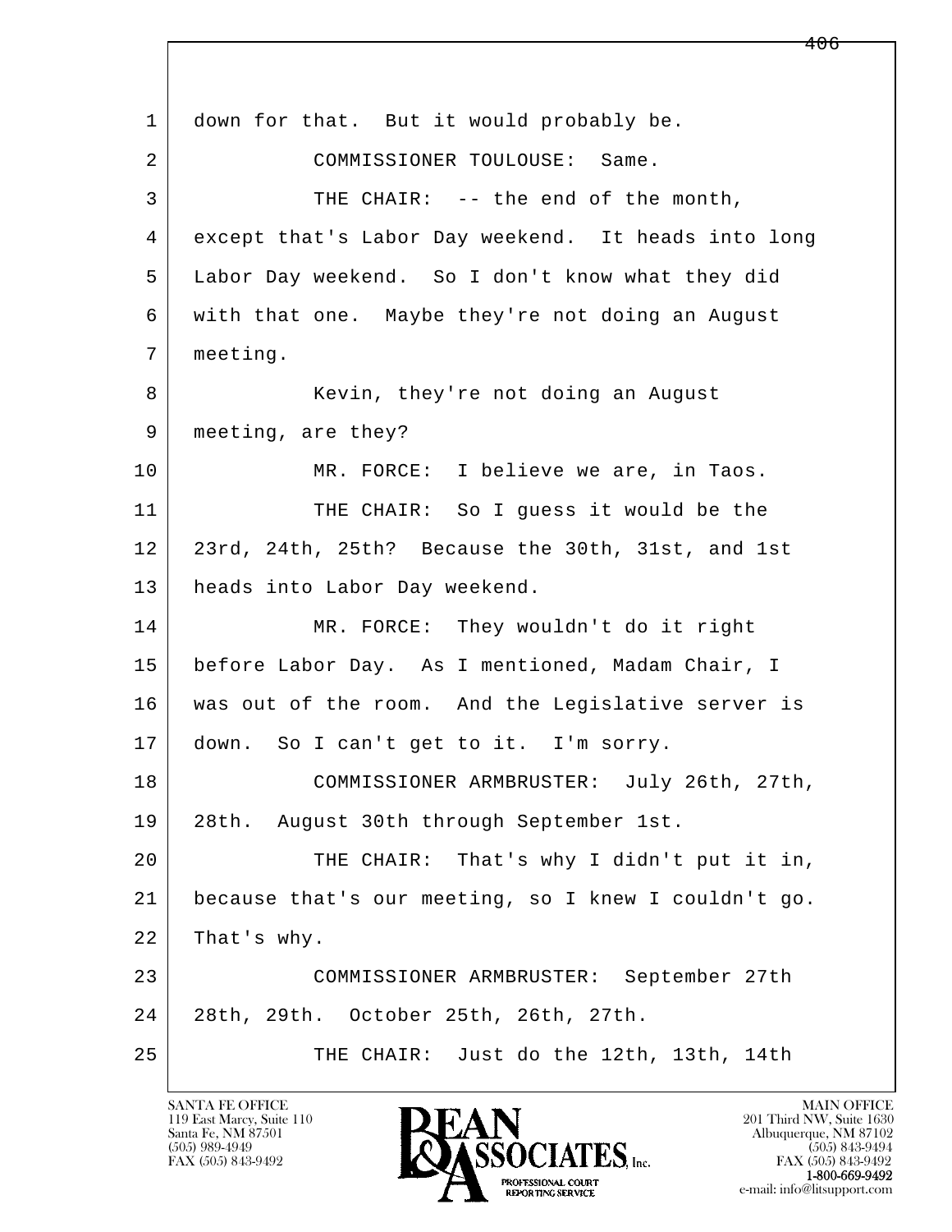1 down for that. But it would probably be.

2 COMMISSIONER TOULOUSE: Same.

3 THE CHAIR: -- the end of the month,
4 except that's Labor Day weekend. It heads into long
5 Labor Day weekend. So I don't know what they did
6 with that one. Maybe they're not doing an August
7 meeting.

8 Kevin, they're not doing an August
9 meeting, are they?

10 MR. FORCE: I believe we are, in Taos.

11 THE CHAIR: So I guess it would be the
12 23rd, 24th, 25th? Because the 30th, 31st, and 1st
13 heads into Labor Day weekend.

14 MR. FORCE: They wouldn't do it right
15 before Labor Day. As I mentioned, Madam Chair, I
16 was out of the room. And the Legislative server is
17 down. So I can't get to it. I'm sorry.

18 COMMISSIONER ARMBRUSTER: July 26th, 27th,
19 28th. August 30th through September 1st.

20 THE CHAIR: That's why I didn't put it in,
21 because that's our meeting, so I knew I couldn't go.
22 That's why.

23 COMMISSIONER ARMBRUSTER: September 27th
24 28th, 29th. October 25th, 26th, 27th.

25 THE CHAIR: Just do the 12th, 13th, 14th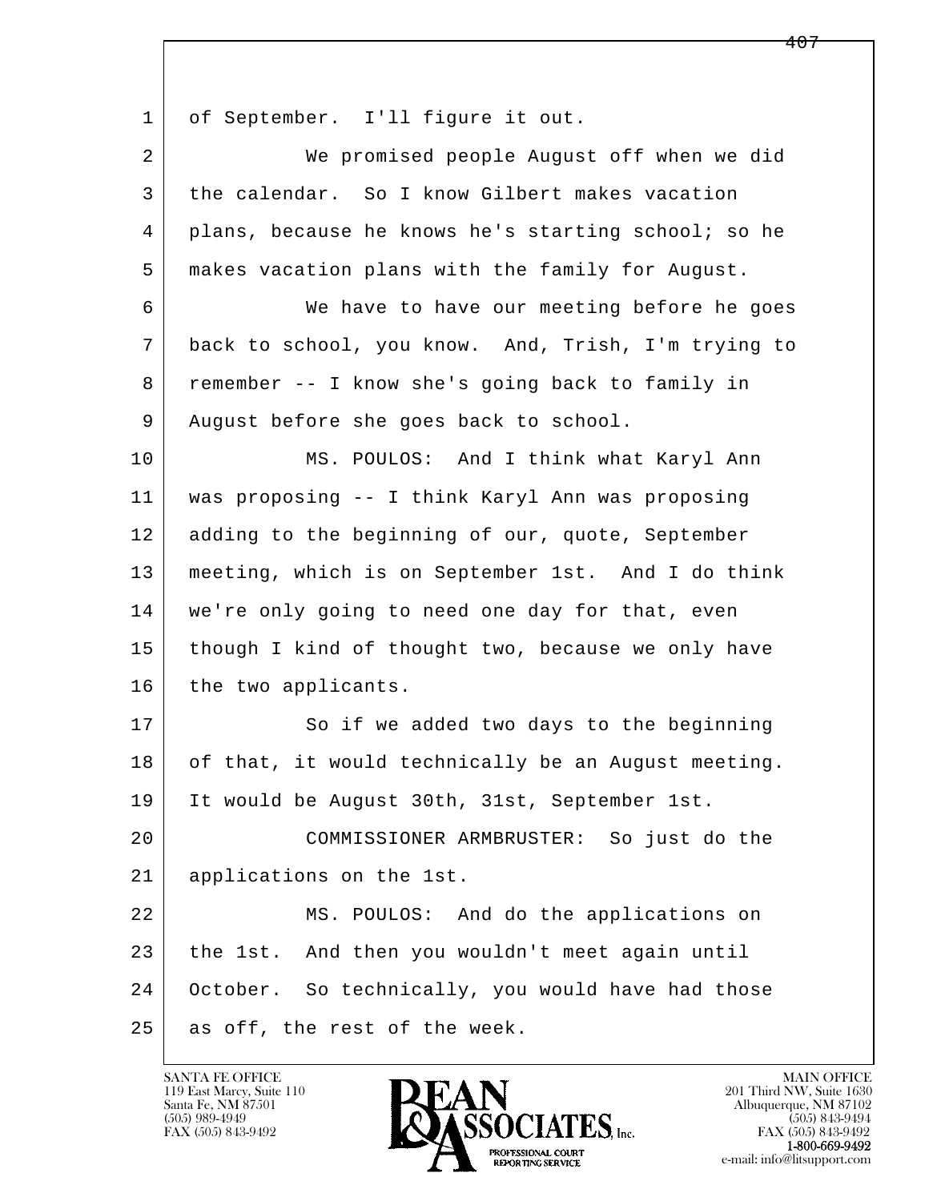1 of September. I'll figure it out.

2 We promised people August off when we did

3 the calendar. So I know Gilbert makes vacation

4 plans, because he knows he's starting school; so he

5 makes vacation plans with the family for August.

6 We have to have our meeting before he goes

7 back to school, you know. And, Trish, I'm trying to

8 remember -- I know she's going back to family in

9 August before she goes back to school.

10 MS. POULOS: And I think what Karyl Ann

11 was proposing -- I think Karyl Ann was proposing

12 adding to the beginning of our, quote, September

13 meeting, which is on September 1st. And I do think

14 we're only going to need one day for that, even

15 though I kind of thought two, because we only have

16 the two applicants.

17 So if we added two days to the beginning

18 of that, it would technically be an August meeting.

19 It would be August 30th, 31st, September 1st.

20 COMMISSIONER ARMBRUSTER: So just do the

21 applications on the 1st.

22 MS. POULOS: And do the applications on

23 the 1st. And then you wouldn't meet again until

24 October. So technically, you would have had those

25 as off, the rest of the week.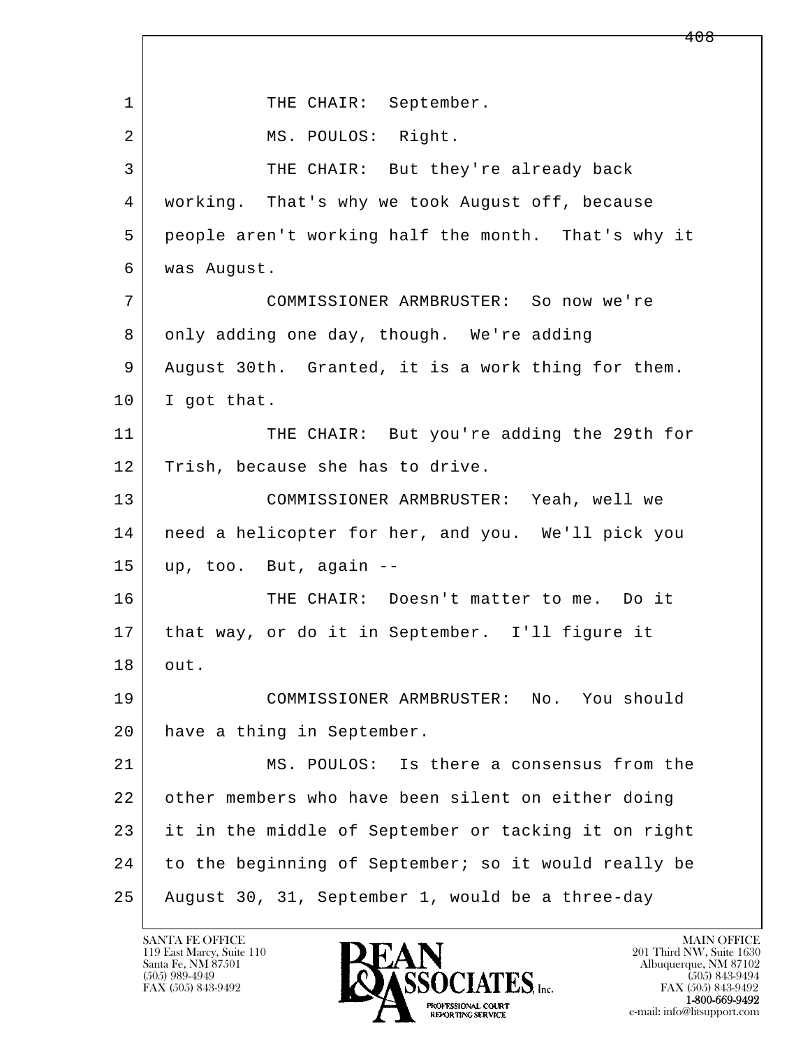THE CHAIR: September.

MS. POULOS: Right.

THE CHAIR: But they're already back working. That's why we took August off, because people aren't working half the month. That's why it was August.

COMMISSIONER ARMBRUSTER: So now we're only adding one day, though. We're adding August 30th. Granted, it is a work thing for them. I got that.

THE CHAIR: But you're adding the 29th for Trish, because she has to drive.

COMMISSIONER ARMBRUSTER: Yeah, well we need a helicopter for her, and you. We'll pick you up, too. But, again --

THE CHAIR: Doesn't matter to me. Do it that way, or do it in September. I'll figure it out.

COMMISSIONER ARMBRUSTER: No. You should have a thing in September.

MS. POULOS: Is there a consensus from the other members who have been silent on either doing it in the middle of September or tacking it on right to the beginning of September; so it would really be August 30, 31, September 1, would be a three-day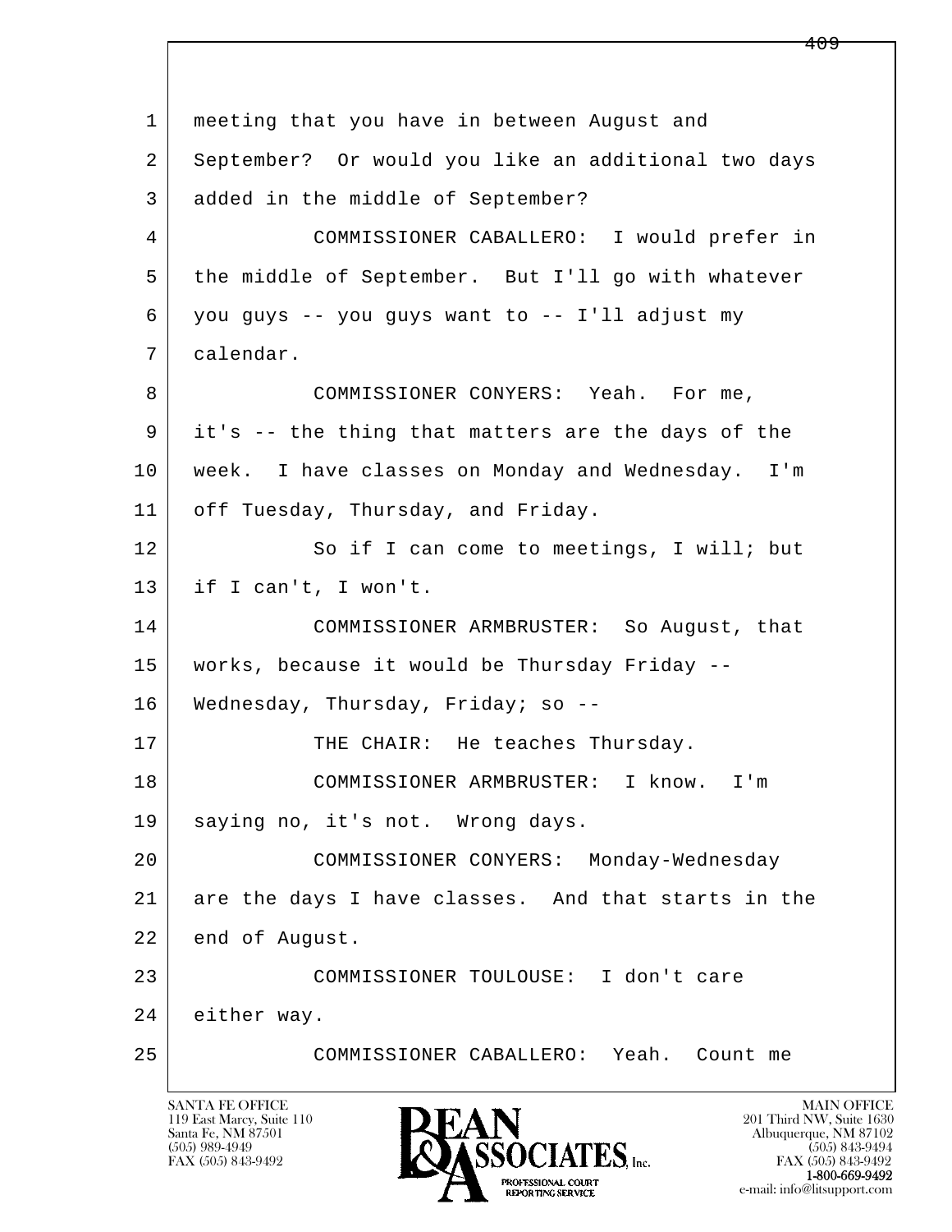1 meeting that you have in between August and
2 September? Or would you like an additional two days
3 added in the middle of September?
4 COMMISSIONER CABALLERO: I would prefer in
5 the middle of September. But I'll go with whatever
6 you guys -- you guys want to -- I'll adjust my
7 calendar.
8 COMMISSIONER CONYERS: Yeah. For me,
9 it's -- the thing that matters are the days of the
10 week. I have classes on Monday and Wednesday. I'm
11 off Tuesday, Thursday, and Friday.
12 So if I can come to meetings, I will; but
13 if I can't, I won't.
14 COMMISSIONER ARMBRUSTER: So August, that
15 works, because it would be Thursday Friday --
16 Wednesday, Thursday, Friday; so --
17 THE CHAIR: He teaches Thursday.
18 COMMISSIONER ARMBRUSTER: I know. I'm
19 saying no, it's not. Wrong days.
20 COMMISSIONER CONYERS: Monday-Wednesday
21 are the days I have classes. And that starts in the
22 end of August.
23 COMMISSIONER TOULOUSE: I don't care
24 either way.
25 COMMISSIONER CABALLERO: Yeah. Count me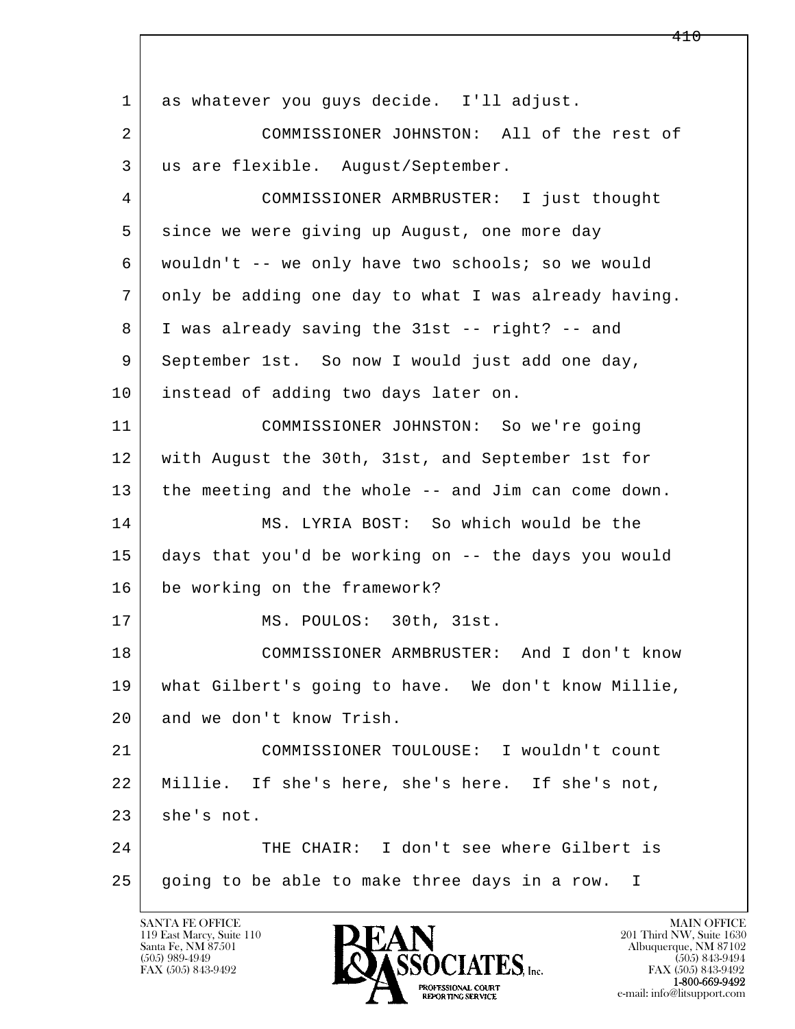as whatever you guys decide. I'll adjust.

COMMISSIONER JOHNSTON: All of the rest of us are flexible. August/September.

COMMISSIONER ARMBRUSTER: I just thought since we were giving up August, one more day wouldn't -- we only have two schools; so we would only be adding one day to what I was already having. I was already saving the 31st -- right? -- and September 1st. So now I would just add one day, instead of adding two days later on.

COMMISSIONER JOHNSTON: So we're going with August the 30th, 31st, and September 1st for the meeting and the whole -- and Jim can come down.

MS. LYRIA BOST: So which would be the days that you'd be working on -- the days you would be working on the framework?

MS. POULOS: 30th, 31st.

COMMISSIONER ARMBRUSTER: And I don't know what Gilbert's going to have. We don't know Millie, and we don't know Trish.

COMMISSIONER TOULOUSE: I wouldn't count Millie. If she's here, she's here. If she's not, she's not.

THE CHAIR: I don't see where Gilbert is going to be able to make three days in a row. I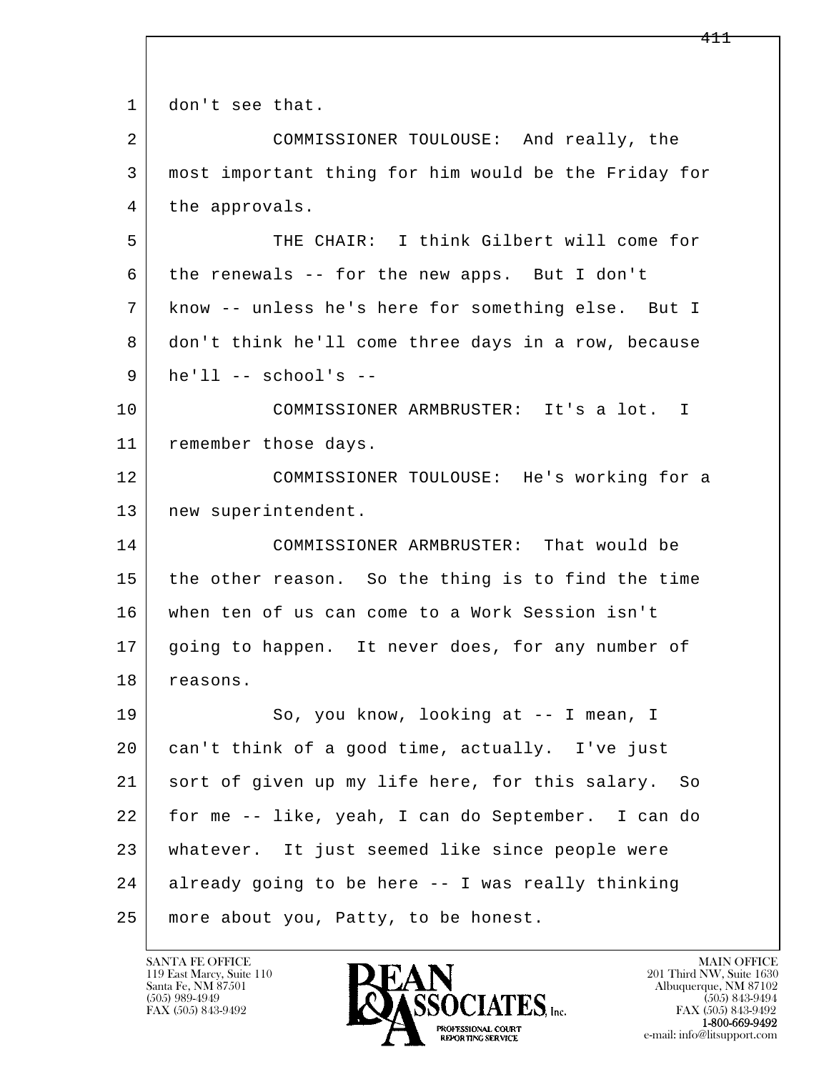don't see that.

COMMISSIONER TOULOUSE: And really, the most important thing for him would be the Friday for the approvals.

THE CHAIR: I think Gilbert will come for the renewals -- for the new apps. But I don't know -- unless he's here for something else. But I don't think he'll come three days in a row, because he'll -- school's --

COMMISSIONER ARMBRUSTER: It's a lot. I remember those days.

COMMISSIONER TOULOUSE: He's working for a new superintendent.

COMMISSIONER ARMBRUSTER: That would be the other reason. So the thing is to find the time when ten of us can come to a Work Session isn't going to happen. It never does, for any number of reasons.

So, you know, looking at -- I mean, I can't think of a good time, actually. I've just sort of given up my life here, for this salary. So for me -- like, yeah, I can do September. I can do whatever. It just seemed like since people were already going to be here -- I was really thinking more about you, Patty, to be honest.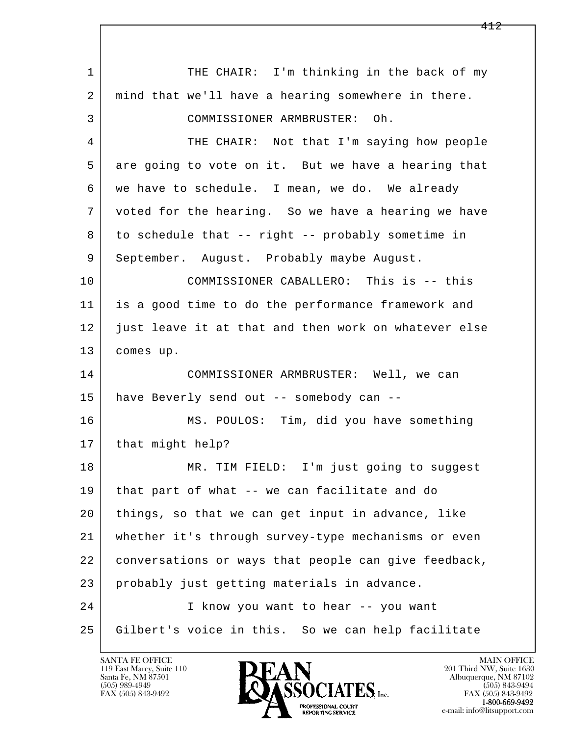THE CHAIR: I'm thinking in the back of my mind that we'll have a hearing somewhere in there.

COMMISSIONER ARMBRUSTER: Oh.

THE CHAIR: Not that I'm saying how people are going to vote on it. But we have a hearing that we have to schedule. I mean, we do. We already voted for the hearing. So we have a hearing we have to schedule that -- right -- probably sometime in September. August. Probably maybe August.

COMMISSIONER CABALLERO: This is -- this is a good time to do the performance framework and just leave it at that and then work on whatever else comes up.

COMMISSIONER ARMBRUSTER: Well, we can have Beverly send out -- somebody can --

MS. POULOS: Tim, did you have something that might help?

MR. TIM FIELD: I'm just going to suggest that part of what -- we can facilitate and do things, so that we can get input in advance, like whether it's through survey-type mechanisms or even conversations or ways that people can give feedback, probably just getting materials in advance.

I know you want to hear -- you want Gilbert's voice in this. So we can help facilitate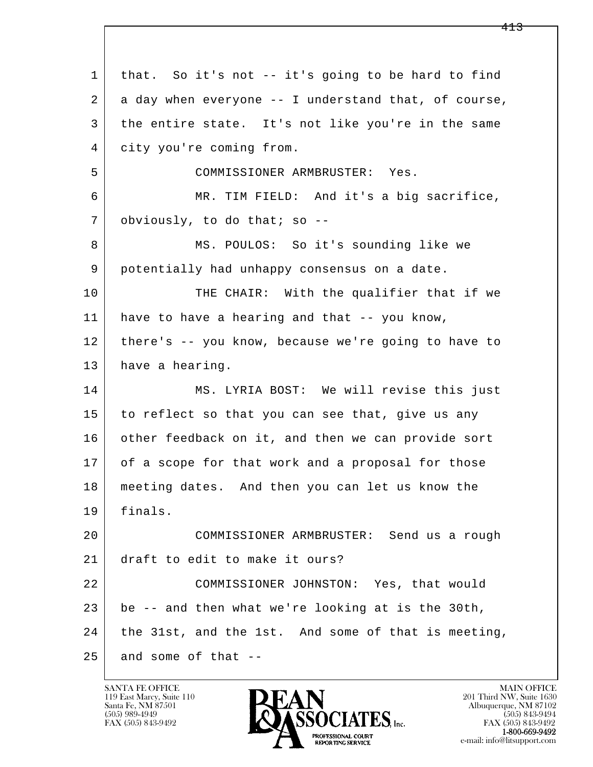1 that. So it's not -- it's going to be hard to find
2 a day when everyone -- I understand that, of course,
3 the entire state. It's not like you're in the same
4 city you're coming from.

5 COMMISSIONER ARMBRUSTER: Yes.

6 MR. TIM FIELD: And it's a big sacrifice,
7 obviously, to do that; so --

8 MS. POULOS: So it's sounding like we
9 potentially had unhappy consensus on a date.

10 THE CHAIR: With the qualifier that if we
11 have to have a hearing and that -- you know,
12 there's -- you know, because we're going to have to
13 have a hearing.

14 MS. LYRIA BOST: We will revise this just
15 to reflect so that you can see that, give us any
16 other feedback on it, and then we can provide sort
17 of a scope for that work and a proposal for those
18 meeting dates. And then you can let us know the
19 finals.

20 COMMISSIONER ARMBRUSTER: Send us a rough
21 draft to edit to make it ours?

22 COMMISSIONER JOHNSTON: Yes, that would
23 be -- and then what we're looking at is the 30th,
24 the 31st, and the 1st. And some of that is meeting,
25 and some of that --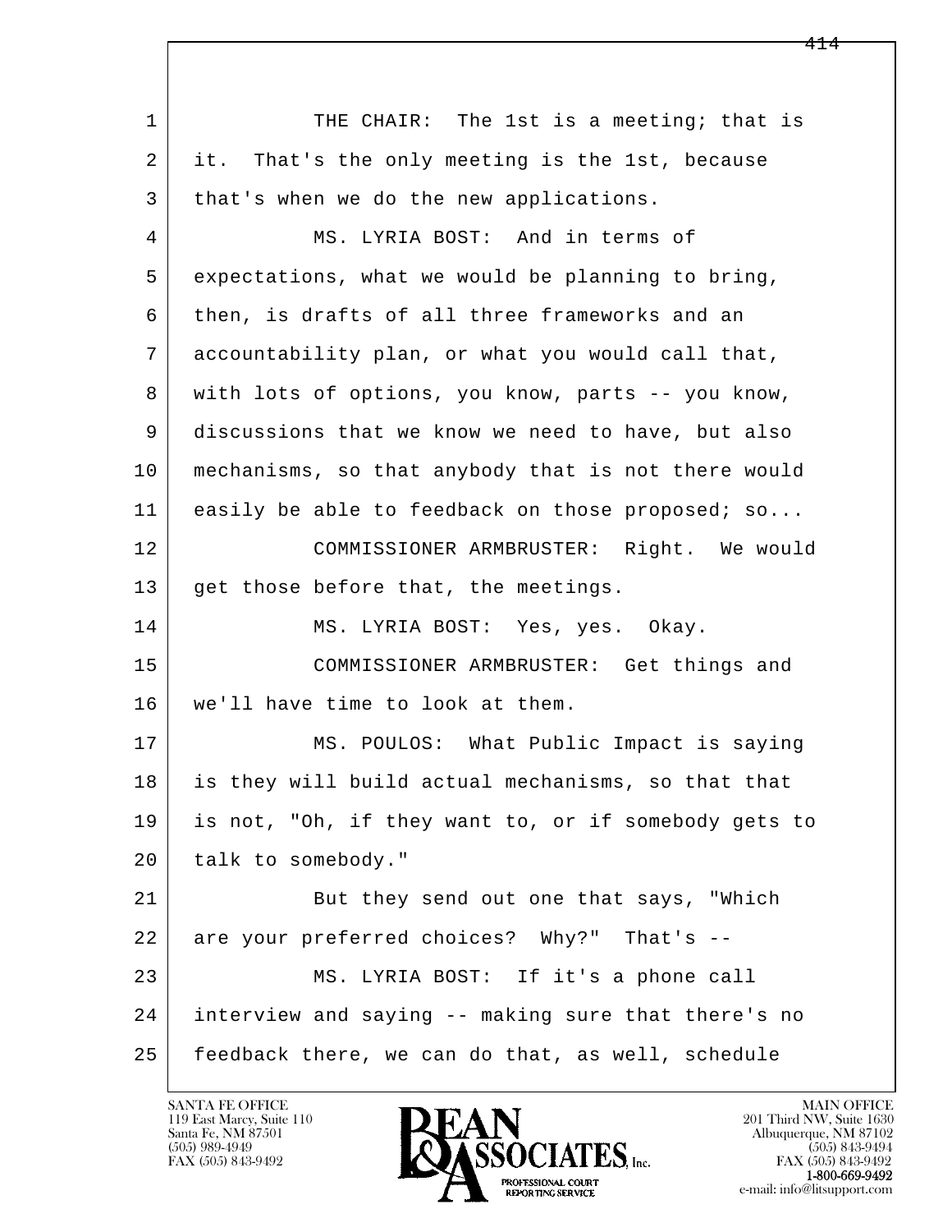THE CHAIR: The 1st is a meeting; that is it. That's the only meeting is the 1st, because that's when we do the new applications.

MS. LYRIA BOST: And in terms of expectations, what we would be planning to bring, then, is drafts of all three frameworks and an accountability plan, or what you would call that, with lots of options, you know, parts -- you know, discussions that we know we need to have, but also mechanisms, so that anybody that is not there would easily be able to feedback on those proposed; so...

COMMISSIONER ARMBRUSTER: Right. We would get those before that, the meetings.

MS. LYRIA BOST: Yes, yes. Okay.

COMMISSIONER ARMBRUSTER: Get things and we'll have time to look at them.

MS. POULOS: What Public Impact is saying is they will build actual mechanisms, so that that is not, "Oh, if they want to, or if somebody gets to talk to somebody."

But they send out one that says, "Which are your preferred choices? Why?" That's --

MS. LYRIA BOST: If it's a phone call interview and saying -- making sure that there's no feedback there, we can do that, as well, schedule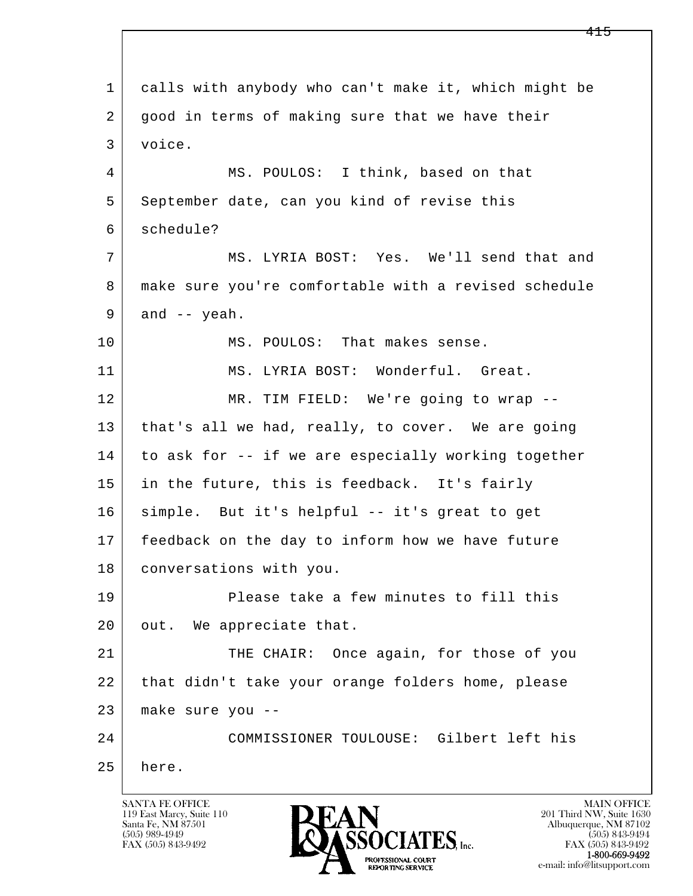calls with anybody who can't make it, which might be good in terms of making sure that we have their voice.

MS. POULOS: I think, based on that September date, can you kind of revise this schedule?

MS. LYRIA BOST: Yes. We'll send that and make sure you're comfortable with a revised schedule and -- yeah.

MS. POULOS: That makes sense.

MS. LYRIA BOST: Wonderful. Great.

MR. TIM FIELD: We're going to wrap -- that's all we had, really, to cover. We are going to ask for -- if we are especially working together in the future, this is feedback. It's fairly simple. But it's helpful -- it's great to get feedback on the day to inform how we have future conversations with you.

Please take a few minutes to fill this out. We appreciate that.

THE CHAIR: Once again, for those of you that didn't take your orange folders home, please make sure you --

COMMISSIONER TOULOUSE: Gilbert left his here.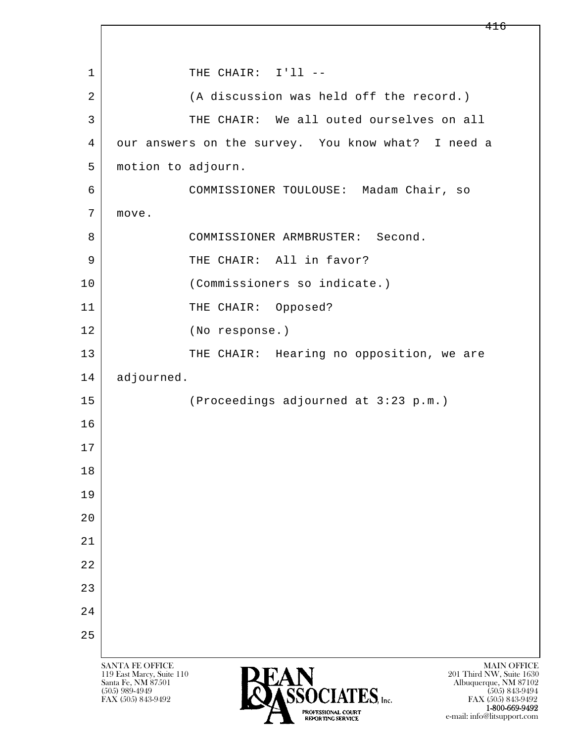THE CHAIR: I'll --

(A discussion was held off the record.)

THE CHAIR: We all outed ourselves on all our answers on the survey. You know what? I need a motion to adjourn.

COMMISSIONER TOULOUSE: Madam Chair, so move.

COMMISSIONER ARMBRUSTER: Second.

THE CHAIR: All in favor?

(Commissioners so indicate.)

THE CHAIR: Opposed?

(No response.)

THE CHAIR: Hearing no opposition, we are adjourned.

(Proceedings adjourned at 3:23 p.m.)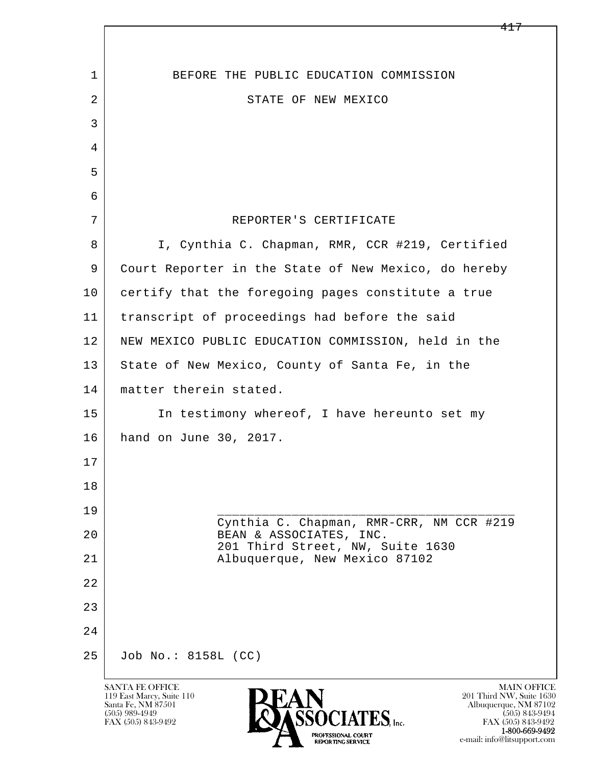BEFORE THE PUBLIC EDUCATION COMMISSION

STATE OF NEW MEXICO

REPORTER'S CERTIFICATE

I, Cynthia C. Chapman, RMR, CCR #219, Certified Court Reporter in the State of New Mexico, do hereby certify that the foregoing pages constitute a true transcript of proceedings had before the said NEW MEXICO PUBLIC EDUCATION COMMISSION, held in the State of New Mexico, County of Santa Fe, in the matter therein stated.

In testimony whereof, I have hereunto set my hand on June 30, 2017.

_______________________________________

Cynthia C. Chapman, RMR-CRR, NM CCR #219
BEAN & ASSOCIATES, INC.
201 Third Street, NW, Suite 1630
Albuquerque, New Mexico 87102

Job No.: 8158L (CC)